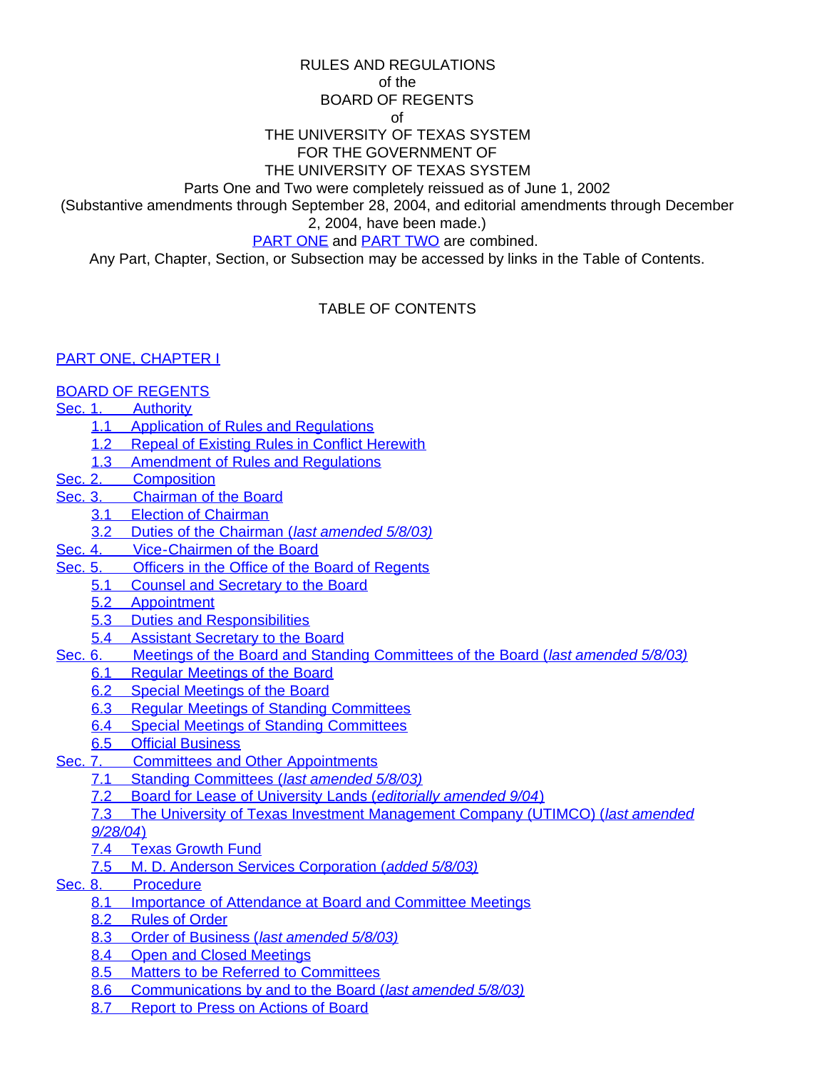RULES AND REGULATIONS
of the
BOARD OF REGENTS
of
THE UNIVERSITY OF TEXAS SYSTEM
FOR THE GOVERNMENT OF
THE UNIVERSITY OF TEXAS SYSTEM

Parts One and Two were completely reissued as of June 1, 2002
(Substantive amendments through September 28, 2004, and editorial amendments through December 2, 2004, have been made.)

PART ONE and PART TWO are combined.

Any Part, Chapter, Section, or Subsection may be accessed by links in the Table of Contents.

## TABLE OF CONTENTS

PART ONE, CHAPTER I

BOARD OF REGENTS

Sec. 1. Authority
- 1.1 Application of Rules and Regulations
- 1.2 Repeal of Existing Rules in Conflict Herewith
- 1.3 Amendment of Rules and Regulations

Sec. 2. Composition

Sec. 3. Chairman of the Board
- 3.1 Election of Chairman
- 3.2 Duties of the Chairman (*last amended 5/8/03)*

Sec. 4. Vice-Chairmen of the Board

Sec. 5. Officers in the Office of the Board of Regents
- 5.1 Counsel and Secretary to the Board
- 5.2 Appointment
- 5.3 Duties and Responsibilities
- 5.4 Assistant Secretary to the Board

Sec. 6. Meetings of the Board and Standing Committees of the Board (*last amended 5/8/03)*
- 6.1 Regular Meetings of the Board
- 6.2 Special Meetings of the Board
- 6.3 Regular Meetings of Standing Committees
- 6.4 Special Meetings of Standing Committees
- 6.5 Official Business

Sec. 7. Committees and Other Appointments
- 7.1 Standing Committees (*last amended 5/8/03)*
- 7.2 Board for Lease of University Lands (*editorially amended 9/04*)
- 7.3 The University of Texas Investment Management Company (UTIMCO) (*last amended 9/28/04*)
- 7.4 Texas Growth Fund
- 7.5 M. D. Anderson Services Corporation (*added 5/8/03)*

Sec. 8. Procedure
- 8.1 Importance of Attendance at Board and Committee Meetings
- 8.2 Rules of Order
- 8.3 Order of Business (*last amended 5/8/03)*
- 8.4 Open and Closed Meetings
- 8.5 Matters to be Referred to Committees
- 8.6 Communications by and to the Board (*last amended 5/8/03)*
- 8.7 Report to Press on Actions of Board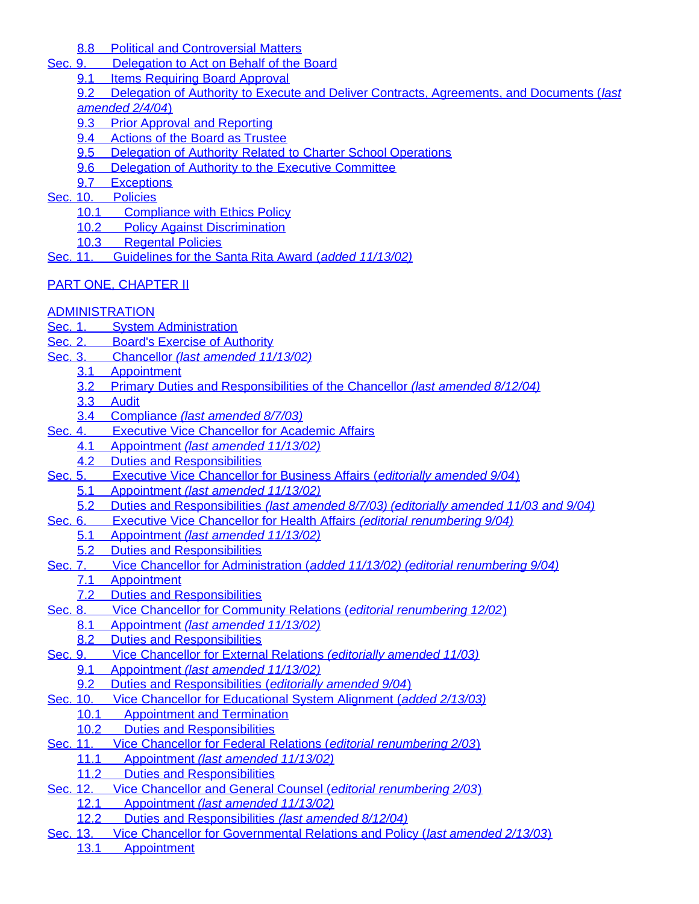- 8.8 Political and Controversial Matters

Sec. 9. Delegation to Act on Behalf of the Board
- 9.1 Items Requiring Board Approval
- 9.2 Delegation of Authority to Execute and Deliver Contracts, Agreements, and Documents (*last amended 2/4/04*)
- 9.3 Prior Approval and Reporting
- 9.4 Actions of the Board as Trustee
- 9.5 Delegation of Authority Related to Charter School Operations
- 9.6 Delegation of Authority to the Executive Committee
- 9.7 Exceptions

Sec. 10. Policies
- 10.1 Compliance with Ethics Policy
- 10.2 Policy Against Discrimination
- 10.3 Regental Policies

Sec. 11. Guidelines for the Santa Rita Award (*added 11/13/02*)

PART ONE, CHAPTER II

ADMINISTRATION

Sec. 1. System Administration

Sec. 2. Board's Exercise of Authority

Sec. 3. Chancellor *(last amended 11/13/02)*
- 3.1 Appointment
- 3.2 Primary Duties and Responsibilities of the Chancellor *(last amended 8/12/04)*
- 3.3 Audit
- 3.4 Compliance *(last amended 8/7/03)*

Sec. 4. Executive Vice Chancellor for Academic Affairs
- 4.1 Appointment *(last amended 11/13/02)*
- 4.2 Duties and Responsibilities

Sec. 5. Executive Vice Chancellor for Business Affairs (*editorially amended 9/04*)
- 5.1 Appointment *(last amended 11/13/02)*
- 5.2 Duties and Responsibilities *(last amended 8/7/03) (editorially amended 11/03 and 9/04)*

Sec. 6. Executive Vice Chancellor for Health Affairs *(editorial renumbering 9/04)*
- 5.1 Appointment *(last amended 11/13/02)*
- 5.2 Duties and Responsibilities

Sec. 7. Vice Chancellor for Administration (*added 11/13/02) (editorial renumbering 9/04)*
- 7.1 Appointment
- 7.2 Duties and Responsibilities

Sec. 8. Vice Chancellor for Community Relations (*editorial renumbering 12/02*)
- 8.1 Appointment *(last amended 11/13/02)*
- 8.2 Duties and Responsibilities

Sec. 9. Vice Chancellor for External Relations *(editorially amended 11/03)*
- 9.1 Appointment *(last amended 11/13/02)*
- 9.2 Duties and Responsibilities (*editorially amended 9/04*)

Sec. 10. Vice Chancellor for Educational System Alignment (*added 2/13/03)*
- 10.1 Appointment and Termination
- 10.2 Duties and Responsibilities

Sec. 11. Vice Chancellor for Federal Relations (*editorial renumbering 2/03*)
- 11.1 Appointment *(last amended 11/13/02)*
- 11.2 Duties and Responsibilities

Sec. 12. Vice Chancellor and General Counsel (*editorial renumbering 2/03*)
- 12.1 Appointment *(last amended 11/13/02)*
- 12.2 Duties and Responsibilities *(last amended 8/12/04)*

Sec. 13. Vice Chancellor for Governmental Relations and Policy (*last amended 2/13/03*)
- 13.1 Appointment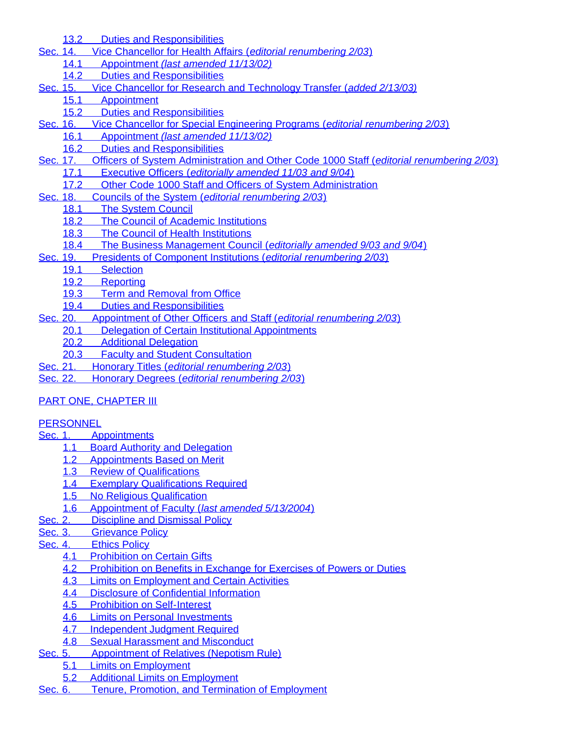- 13.2 Duties and Responsibilities

Sec. 14. Vice Chancellor for Health Affairs (*editorial renumbering 2/03*)
- 14.1 Appointment *(last amended 11/13/02)*
- 14.2 Duties and Responsibilities

Sec. 15. Vice Chancellor for Research and Technology Transfer (*added 2/13/03)*
- 15.1 Appointment
- 15.2 Duties and Responsibilities

Sec. 16. Vice Chancellor for Special Engineering Programs (*editorial renumbering 2/03*)
- 16.1 Appointment *(last amended 11/13/02)*
- 16.2 Duties and Responsibilities

Sec. 17. Officers of System Administration and Other Code 1000 Staff (*editorial renumbering 2/03*)
- 17.1 Executive Officers (*editorially amended 11/03 and 9/04*)
- 17.2 Other Code 1000 Staff and Officers of System Administration

Sec. 18. Councils of the System (*editorial renumbering 2/03*)
- 18.1 The System Council
- 18.2 The Council of Academic Institutions
- 18.3 The Council of Health Institutions
- 18.4 The Business Management Council (*editorially amended 9/03 and 9/04*)

Sec. 19. Presidents of Component Institutions (*editorial renumbering 2/03*)
- 19.1 Selection
- 19.2 Reporting
- 19.3 Term and Removal from Office
- 19.4 Duties and Responsibilities

Sec. 20. Appointment of Other Officers and Staff (*editorial renumbering 2/03*)
- 20.1 Delegation of Certain Institutional Appointments
- 20.2 Additional Delegation
- 20.3 Faculty and Student Consultation

Sec. 21. Honorary Titles (*editorial renumbering 2/03*)

Sec. 22. Honorary Degrees (*editorial renumbering 2/03*)

PART ONE, CHAPTER III

PERSONNEL

Sec. 1. Appointments
- 1.1 Board Authority and Delegation
- 1.2 Appointments Based on Merit
- 1.3 Review of Qualifications
- 1.4 Exemplary Qualifications Required
- 1.5 No Religious Qualification
- 1.6 Appointment of Faculty (*last amended 5/13/2004*)

Sec. 2. Discipline and Dismissal Policy

Sec. 3. Grievance Policy

Sec. 4. Ethics Policy
- 4.1 Prohibition on Certain Gifts
- 4.2 Prohibition on Benefits in Exchange for Exercises of Powers or Duties
- 4.3 Limits on Employment and Certain Activities
- 4.4 Disclosure of Confidential Information
- 4.5 Prohibition on Self-Interest
- 4.6 Limits on Personal Investments
- 4.7 Independent Judgment Required
- 4.8 Sexual Harassment and Misconduct

Sec. 5. Appointment of Relatives (Nepotism Rule)
- 5.1 Limits on Employment
- 5.2 Additional Limits on Employment

Sec. 6. Tenure, Promotion, and Termination of Employment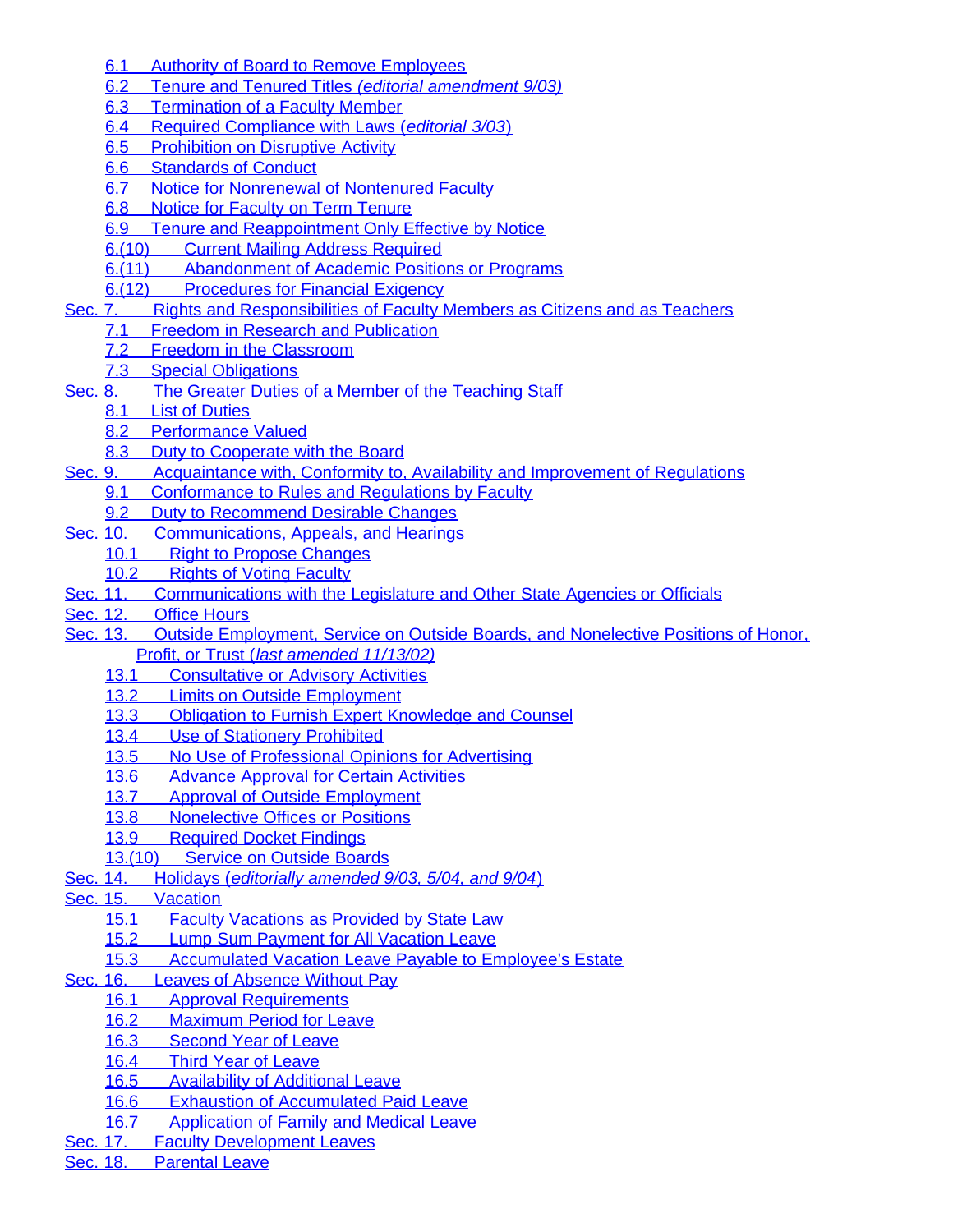- 6.1 Authority of Board to Remove Employees
- 6.2 Tenure and Tenured Titles *(editorial amendment 9/03)*
- 6.3 Termination of a Faculty Member
- 6.4 Required Compliance with Laws (*editorial 3/03*)
- 6.5 Prohibition on Disruptive Activity
- 6.6 Standards of Conduct
- 6.7 Notice for Nonrenewal of Nontenured Faculty
- 6.8 Notice for Faculty on Term Tenure
- 6.9 Tenure and Reappointment Only Effective by Notice
- 6.(10) Current Mailing Address Required
- 6.(11) Abandonment of Academic Positions or Programs
- 6.(12) Procedures for Financial Exigency

Sec. 7. Rights and Responsibilities of Faculty Members as Citizens and as Teachers

- 7.1 Freedom in Research and Publication
- 7.2 Freedom in the Classroom
- 7.3 Special Obligations

Sec. 8. The Greater Duties of a Member of the Teaching Staff

- 8.1 List of Duties
- 8.2 Performance Valued
- 8.3 Duty to Cooperate with the Board

Sec. 9. Acquaintance with, Conformity to, Availability and Improvement of Regulations

- 9.1 Conformance to Rules and Regulations by Faculty
- 9.2 Duty to Recommend Desirable Changes

Sec. 10. Communications, Appeals, and Hearings

- 10.1 Right to Propose Changes
- 10.2 Rights of Voting Faculty

Sec. 11. Communications with the Legislature and Other State Agencies or Officials

Sec. 12. Office Hours

Sec. 13. Outside Employment, Service on Outside Boards, and Nonelective Positions of Honor, Profit, or Trust (*last amended 11/13/02)*

- 13.1 Consultative or Advisory Activities
- 13.2 Limits on Outside Employment
- 13.3 Obligation to Furnish Expert Knowledge and Counsel
- 13.4 Use of Stationery Prohibited
- 13.5 No Use of Professional Opinions for Advertising
- 13.6 Advance Approval for Certain Activities
- 13.7 Approval of Outside Employment
- 13.8 Nonelective Offices or Positions
- 13.9 Required Docket Findings
- 13.(10) Service on Outside Boards

Sec. 14. Holidays (*editorially amended 9/03, 5/04, and 9/04*)

Sec. 15. Vacation

- 15.1 Faculty Vacations as Provided by State Law
- 15.2 Lump Sum Payment for All Vacation Leave
- 15.3 Accumulated Vacation Leave Payable to Employee's Estate

Sec. 16. Leaves of Absence Without Pay

- 16.1 Approval Requirements
- 16.2 Maximum Period for Leave
- 16.3 Second Year of Leave
- 16.4 Third Year of Leave
- 16.5 Availability of Additional Leave
- 16.6 Exhaustion of Accumulated Paid Leave
- 16.7 Application of Family and Medical Leave

Sec. 17. Faculty Development Leaves

Sec. 18. Parental Leave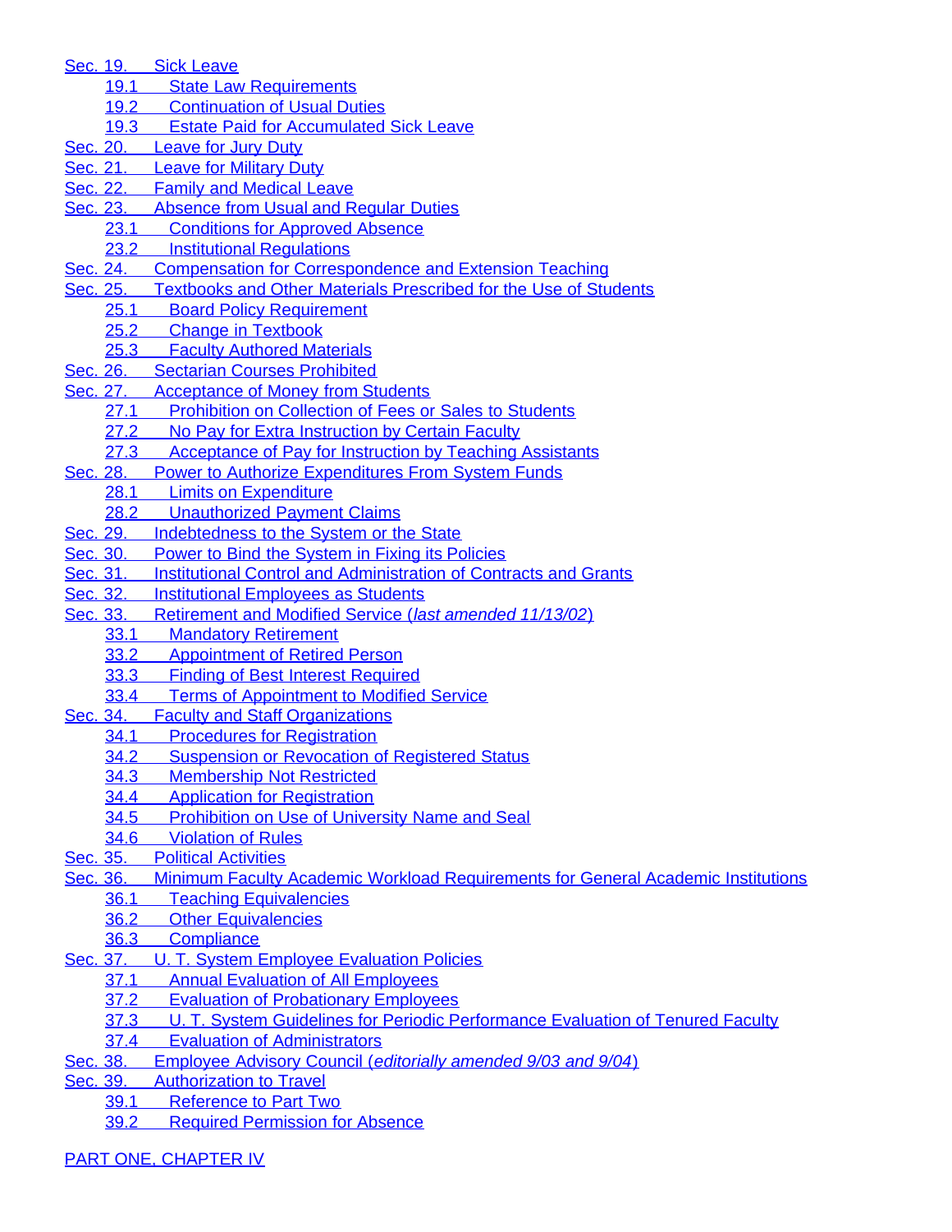Sec. 19. Sick Leave
- 19.1 State Law Requirements
- 19.2 Continuation of Usual Duties
- 19.3 Estate Paid for Accumulated Sick Leave

Sec. 20. Leave for Jury Duty

Sec. 21. Leave for Military Duty

Sec. 22. Family and Medical Leave

Sec. 23. Absence from Usual and Regular Duties
- 23.1 Conditions for Approved Absence
- 23.2 Institutional Regulations

Sec. 24. Compensation for Correspondence and Extension Teaching

Sec. 25. Textbooks and Other Materials Prescribed for the Use of Students
- 25.1 Board Policy Requirement
- 25.2 Change in Textbook
- 25.3 Faculty Authored Materials

Sec. 26. Sectarian Courses Prohibited

Sec. 27. Acceptance of Money from Students
- 27.1 Prohibition on Collection of Fees or Sales to Students
- 27.2 No Pay for Extra Instruction by Certain Faculty
- 27.3 Acceptance of Pay for Instruction by Teaching Assistants

Sec. 28. Power to Authorize Expenditures From System Funds
- 28.1 Limits on Expenditure
- 28.2 Unauthorized Payment Claims

Sec. 29. Indebtedness to the System or the State

Sec. 30. Power to Bind the System in Fixing its Policies

Sec. 31. Institutional Control and Administration of Contracts and Grants

Sec. 32. Institutional Employees as Students

Sec. 33. Retirement and Modified Service (*last amended 11/13/02*)
- 33.1 Mandatory Retirement
- 33.2 Appointment of Retired Person
- 33.3 Finding of Best Interest Required
- 33.4 Terms of Appointment to Modified Service

Sec. 34. Faculty and Staff Organizations
- 34.1 Procedures for Registration
- 34.2 Suspension or Revocation of Registered Status
- 34.3 Membership Not Restricted
- 34.4 Application for Registration
- 34.5 Prohibition on Use of University Name and Seal
- 34.6 Violation of Rules

Sec. 35. Political Activities

Sec. 36. Minimum Faculty Academic Workload Requirements for General Academic Institutions
- 36.1 Teaching Equivalencies
- 36.2 Other Equivalencies
- 36.3 Compliance

Sec. 37. U. T. System Employee Evaluation Policies
- 37.1 Annual Evaluation of All Employees
- 37.2 Evaluation of Probationary Employees
- 37.3 U. T. System Guidelines for Periodic Performance Evaluation of Tenured Faculty
- 37.4 Evaluation of Administrators

Sec. 38. Employee Advisory Council (*editorially amended 9/03 and 9/04*)

Sec. 39. Authorization to Travel
- 39.1 Reference to Part Two
- 39.2 Required Permission for Absence

PART ONE, CHAPTER IV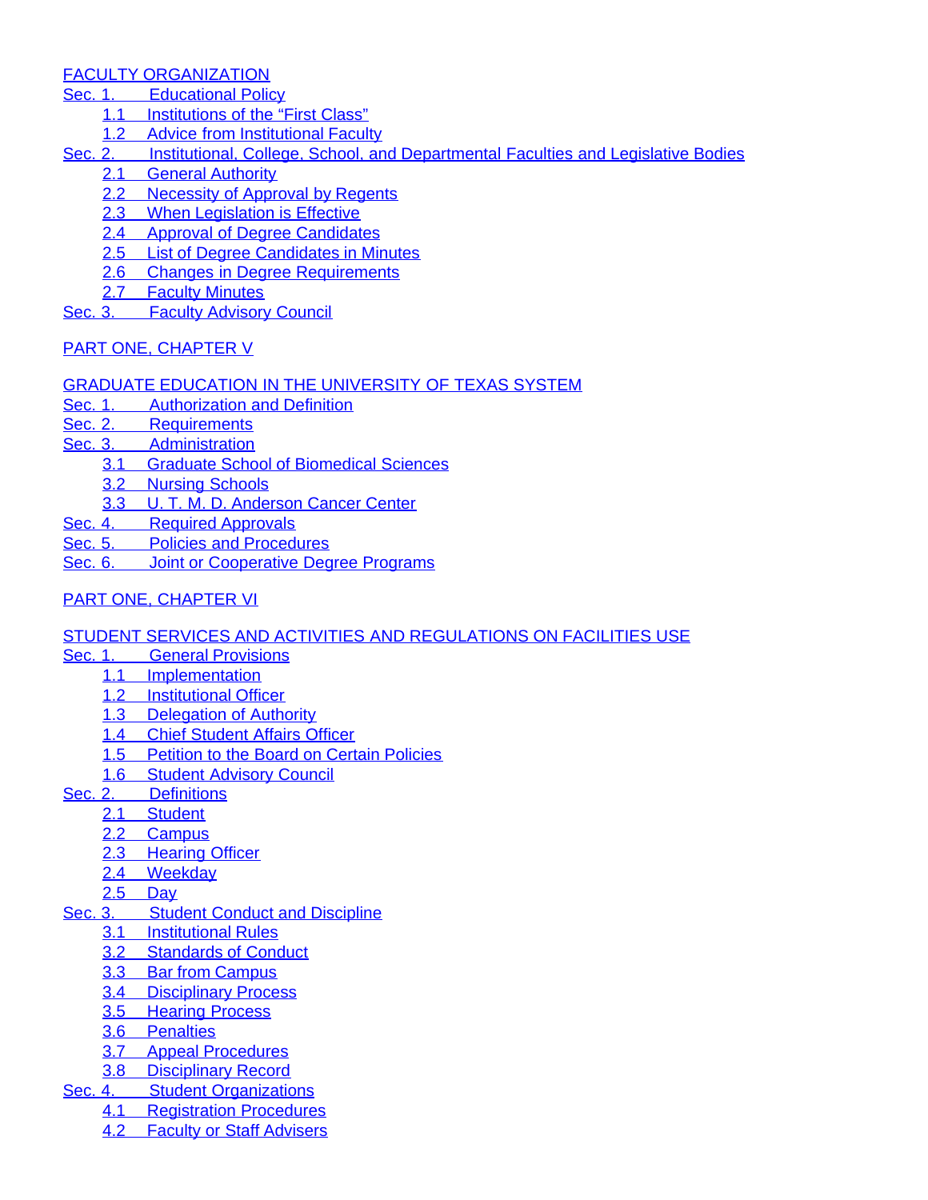FACULTY ORGANIZATION

Sec. 1. Educational Policy

- 1.1 Institutions of the "First Class"
- 1.2 Advice from Institutional Faculty

Sec. 2. Institutional, College, School, and Departmental Faculties and Legislative Bodies

- 2.1 General Authority
- 2.2 Necessity of Approval by Regents
- 2.3 When Legislation is Effective
- 2.4 Approval of Degree Candidates
- 2.5 List of Degree Candidates in Minutes
- 2.6 Changes in Degree Requirements
- 2.7 Faculty Minutes

Sec. 3. Faculty Advisory Council

PART ONE, CHAPTER V

GRADUATE EDUCATION IN THE UNIVERSITY OF TEXAS SYSTEM

Sec. 1. Authorization and Definition

Sec. 2. Requirements

Sec. 3. Administration

- 3.1 Graduate School of Biomedical Sciences
- 3.2 Nursing Schools
- 3.3 U. T. M. D. Anderson Cancer Center

Sec. 4. Required Approvals

Sec. 5. Policies and Procedures

Sec. 6. Joint or Cooperative Degree Programs

PART ONE, CHAPTER VI

STUDENT SERVICES AND ACTIVITIES AND REGULATIONS ON FACILITIES USE

Sec. 1. General Provisions

- 1.1 Implementation
- 1.2 Institutional Officer
- 1.3 Delegation of Authority
- 1.4 Chief Student Affairs Officer
- 1.5 Petition to the Board on Certain Policies
- 1.6 Student Advisory Council

Sec. 2. Definitions

- 2.1 Student
- 2.2 Campus
- 2.3 Hearing Officer
- 2.4 Weekday
- 2.5 Day

Sec. 3. Student Conduct and Discipline

- 3.1 Institutional Rules
- 3.2 Standards of Conduct
- 3.3 Bar from Campus
- 3.4 Disciplinary Process
- 3.5 Hearing Process
- 3.6 Penalties
- 3.7 Appeal Procedures
- 3.8 Disciplinary Record

Sec. 4. Student Organizations

- 4.1 Registration Procedures
- 4.2 Faculty or Staff Advisers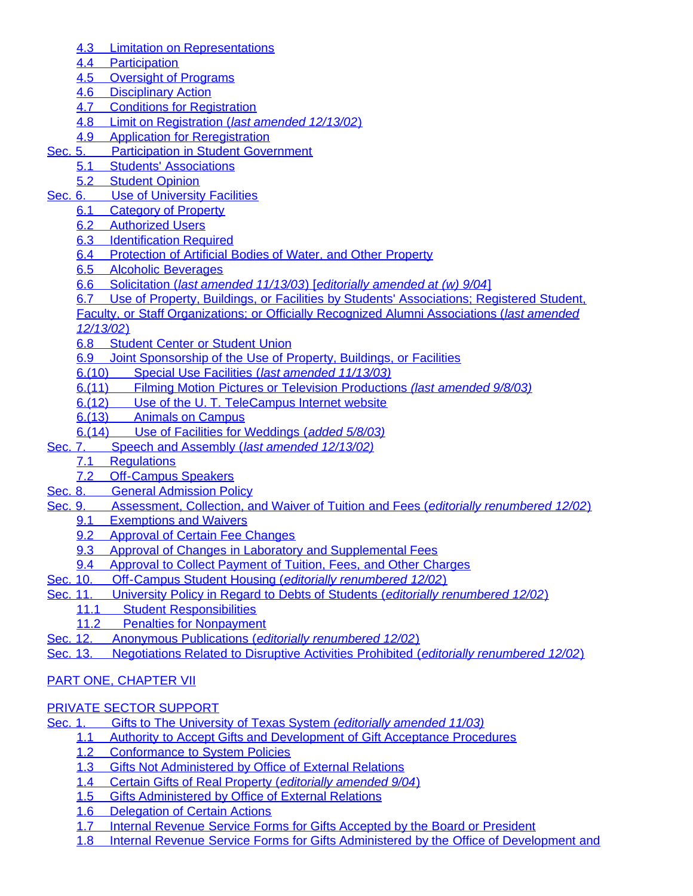- 4.3 Limitation on Representations
- 4.4 Participation
- 4.5 Oversight of Programs
- 4.6 Disciplinary Action
- 4.7 Conditions for Registration
- 4.8 Limit on Registration (*last amended 12/13/02*)
- 4.9 Application for Reregistration

Sec. 5. Participation in Student Government
- 5.1 Students' Associations
- 5.2 Student Opinion

Sec. 6. Use of University Facilities
- 6.1 Category of Property
- 6.2 Authorized Users
- 6.3 Identification Required
- 6.4 Protection of Artificial Bodies of Water, and Other Property
- 6.5 Alcoholic Beverages
- 6.6 Solicitation (*last amended 11/13/03*) [*editorially amended at (w) 9/04*]
- 6.7 Use of Property, Buildings, or Facilities by Students' Associations; Registered Student, Faculty, or Staff Organizations; or Officially Recognized Alumni Associations (*last amended 12/13/02*)
- 6.8 Student Center or Student Union
- 6.9 Joint Sponsorship of the Use of Property, Buildings, or Facilities
- 6.(10) Special Use Facilities (*last amended 11/13/03*)
- 6.(11) Filming Motion Pictures or Television Productions *(last amended 9/8/03)*
- 6.(12) Use of the U. T. TeleCampus Internet website
- 6.(13) Animals on Campus
- 6.(14) Use of Facilities for Weddings (*added 5/8/03*)

Sec. 7. Speech and Assembly (*last amended 12/13/02*)
- 7.1 Regulations
- 7.2 Off-Campus Speakers

Sec. 8. General Admission Policy

Sec. 9. Assessment, Collection, and Waiver of Tuition and Fees (*editorially renumbered 12/02*)
- 9.1 Exemptions and Waivers
- 9.2 Approval of Certain Fee Changes
- 9.3 Approval of Changes in Laboratory and Supplemental Fees
- 9.4 Approval to Collect Payment of Tuition, Fees, and Other Charges

Sec. 10. Off-Campus Student Housing (*editorially renumbered 12/02*)

Sec. 11. University Policy in Regard to Debts of Students (*editorially renumbered 12/02*)
- 11.1 Student Responsibilities
- 11.2 Penalties for Nonpayment

Sec. 12. Anonymous Publications (*editorially renumbered 12/02*)

Sec. 13. Negotiations Related to Disruptive Activities Prohibited (*editorially renumbered 12/02*)

PART ONE, CHAPTER VII

PRIVATE SECTOR SUPPORT

Sec. 1. Gifts to The University of Texas System *(editorially amended 11/03)*
- 1.1 Authority to Accept Gifts and Development of Gift Acceptance Procedures
- 1.2 Conformance to System Policies
- 1.3 Gifts Not Administered by Office of External Relations
- 1.4 Certain Gifts of Real Property (*editorially amended 9/04*)
- 1.5 Gifts Administered by Office of External Relations
- 1.6 Delegation of Certain Actions
- 1.7 Internal Revenue Service Forms for Gifts Accepted by the Board or President
- 1.8 Internal Revenue Service Forms for Gifts Administered by the Office of Development and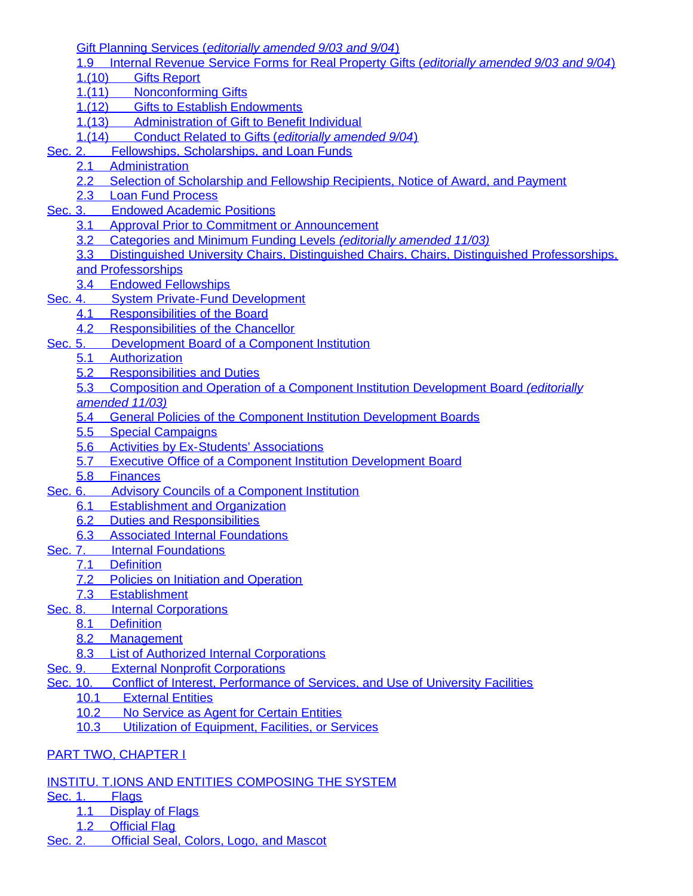Gift Planning Services (*editorially amended 9/03 and 9/04*)
- 1.9 Internal Revenue Service Forms for Real Property Gifts (*editorially amended 9/03 and 9/04*)
- 1.(10) Gifts Report
- 1.(11) Nonconforming Gifts
- 1.(12) Gifts to Establish Endowments
- 1.(13) Administration of Gift to Benefit Individual
- 1.(14) Conduct Related to Gifts (*editorially amended 9/04*)

Sec. 2. Fellowships, Scholarships, and Loan Funds
- 2.1 Administration
- 2.2 Selection of Scholarship and Fellowship Recipients, Notice of Award, and Payment
- 2.3 Loan Fund Process

Sec. 3. Endowed Academic Positions
- 3.1 Approval Prior to Commitment or Announcement
- 3.2 Categories and Minimum Funding Levels *(editorially amended 11/03)*
- 3.3 Distinguished University Chairs, Distinguished Chairs, Chairs, Distinguished Professorships, and Professorships
- 3.4 Endowed Fellowships

Sec. 4. System Private-Fund Development
- 4.1 Responsibilities of the Board
- 4.2 Responsibilities of the Chancellor

Sec. 5. Development Board of a Component Institution
- 5.1 Authorization
- 5.2 Responsibilities and Duties
- 5.3 Composition and Operation of a Component Institution Development Board *(editorially amended 11/03)*
- 5.4 General Policies of the Component Institution Development Boards
- 5.5 Special Campaigns
- 5.6 Activities by Ex-Students' Associations
- 5.7 Executive Office of a Component Institution Development Board
- 5.8 Finances

Sec. 6. Advisory Councils of a Component Institution
- 6.1 Establishment and Organization
- 6.2 Duties and Responsibilities
- 6.3 Associated Internal Foundations

Sec. 7. Internal Foundations
- 7.1 Definition
- 7.2 Policies on Initiation and Operation
- 7.3 Establishment

Sec. 8. Internal Corporations
- 8.1 Definition
- 8.2 Management
- 8.3 List of Authorized Internal Corporations

Sec. 9. External Nonprofit Corporations

Sec. 10. Conflict of Interest, Performance of Services, and Use of University Facilities
- 10.1 External Entities
- 10.2 No Service as Agent for Certain Entities
- 10.3 Utilization of Equipment, Facilities, or Services

PART TWO, CHAPTER I

INSTITU. T.IONS AND ENTITIES COMPOSING THE SYSTEM

Sec. 1. Flags
- 1.1 Display of Flags
- 1.2 Official Flag

Sec. 2. Official Seal, Colors, Logo, and Mascot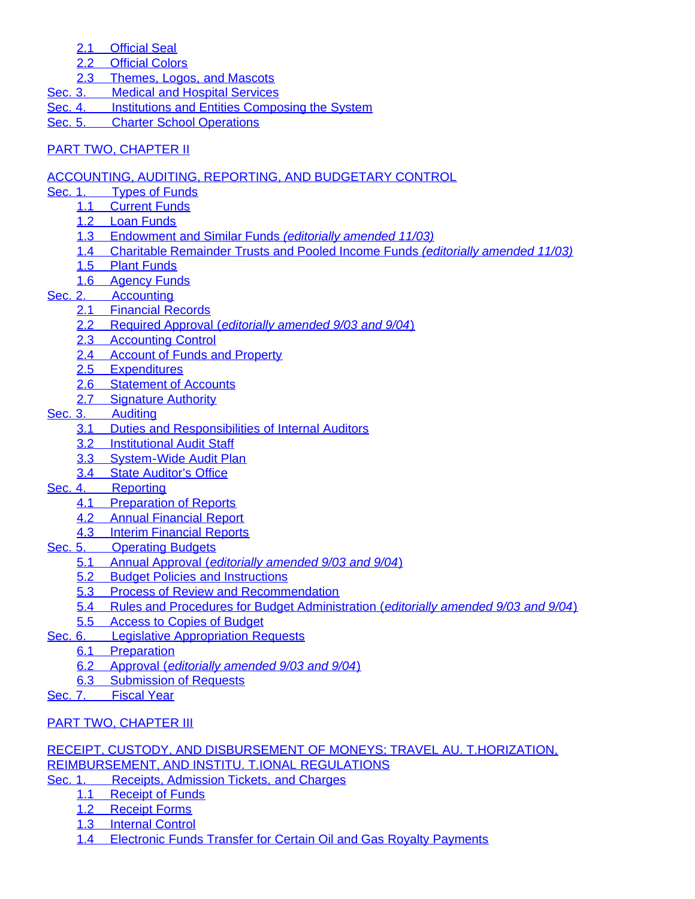- 2.1 Official Seal
- 2.2 Official Colors
- 2.3 Themes, Logos, and Mascots

Sec. 3. Medical and Hospital Services

Sec. 4. Institutions and Entities Composing the System

Sec. 5. Charter School Operations

PART TWO, CHAPTER II

ACCOUNTING, AUDITING, REPORTING, AND BUDGETARY CONTROL

Sec. 1. Types of Funds

- 1.1 Current Funds
- 1.2 Loan Funds
- 1.3 Endowment and Similar Funds *(editorially amended 11/03)*
- 1.4 Charitable Remainder Trusts and Pooled Income Funds *(editorially amended 11/03)*
- 1.5 Plant Funds
- 1.6 Agency Funds

Sec. 2. Accounting

- 2.1 Financial Records
- 2.2 Required Approval (*editorially amended 9/03 and 9/04*)
- 2.3 Accounting Control
- 2.4 Account of Funds and Property
- 2.5 Expenditures
- 2.6 Statement of Accounts
- 2.7 Signature Authority

Sec. 3. Auditing

- 3.1 Duties and Responsibilities of Internal Auditors
- 3.2 Institutional Audit Staff
- 3.3 System-Wide Audit Plan
- 3.4 State Auditor's Office

Sec. 4. Reporting

- 4.1 Preparation of Reports
- 4.2 Annual Financial Report
- 4.3 Interim Financial Reports

Sec. 5. Operating Budgets

- 5.1 Annual Approval (*editorially amended 9/03 and 9/04*)
- 5.2 Budget Policies and Instructions
- 5.3 Process of Review and Recommendation
- 5.4 Rules and Procedures for Budget Administration (*editorially amended 9/03 and 9/04*)
- 5.5 Access to Copies of Budget

Sec. 6. Legislative Appropriation Requests

- 6.1 Preparation
- 6.2 Approval (*editorially amended 9/03 and 9/04*)
- 6.3 Submission of Requests

Sec. 7. Fiscal Year

PART TWO, CHAPTER III

RECEIPT, CUSTODY, AND DISBURSEMENT OF MONEYS; TRAVEL AU. T.HORIZATION, REIMBURSEMENT, AND INSTITU. T.IONAL REGULATIONS

Sec. 1. Receipts, Admission Tickets, and Charges

- 1.1 Receipt of Funds
- 1.2 Receipt Forms
- 1.3 Internal Control
- 1.4 Electronic Funds Transfer for Certain Oil and Gas Royalty Payments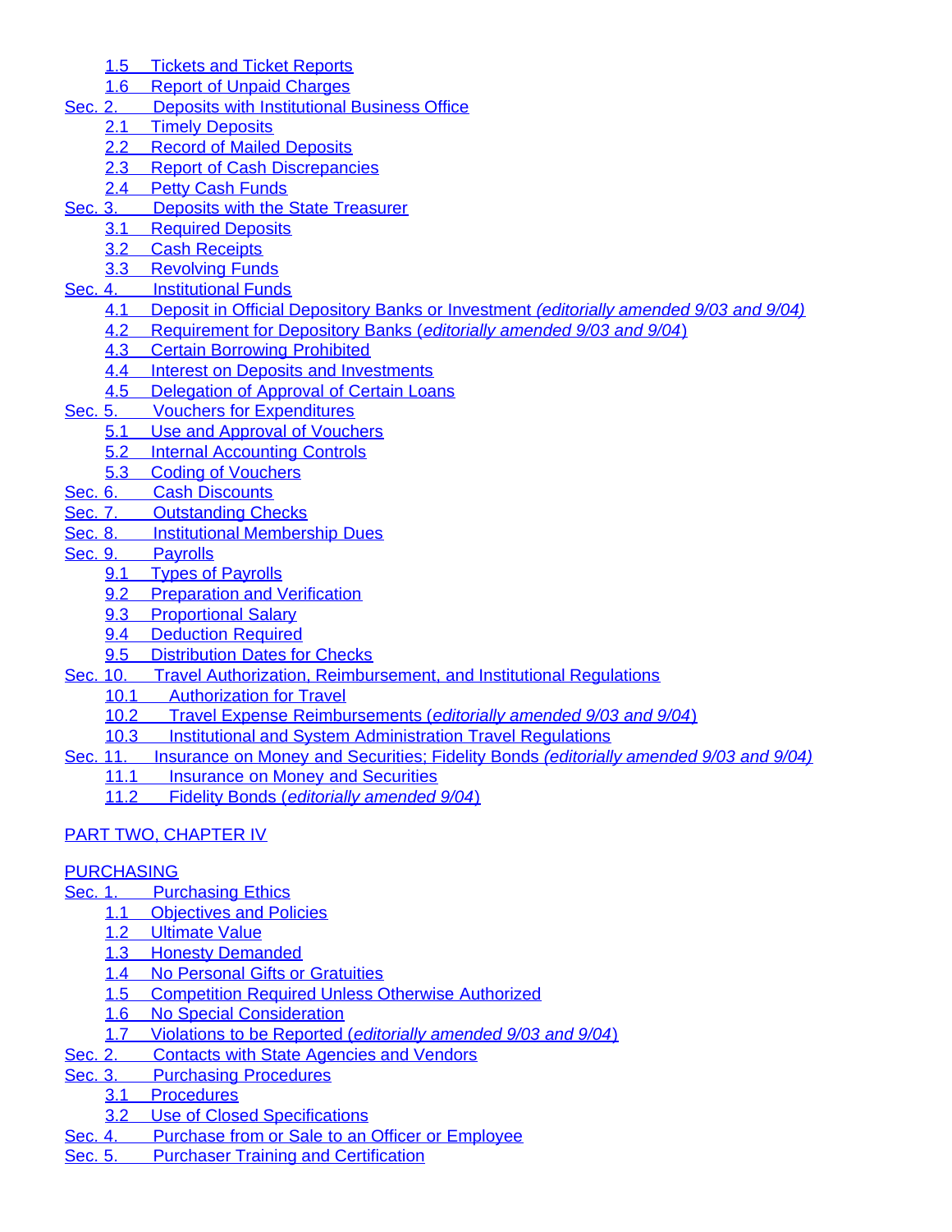- 1.5 Tickets and Ticket Reports
- 1.6 Report of Unpaid Charges

Sec. 2. Deposits with Institutional Business Office
- 2.1 Timely Deposits
- 2.2 Record of Mailed Deposits
- 2.3 Report of Cash Discrepancies
- 2.4 Petty Cash Funds

Sec. 3. Deposits with the State Treasurer
- 3.1 Required Deposits
- 3.2 Cash Receipts
- 3.3 Revolving Funds

Sec. 4. Institutional Funds
- 4.1 Deposit in Official Depository Banks or Investment *(editorially amended 9/03 and 9/04)*
- 4.2 Requirement for Depository Banks (*editorially amended 9/03 and 9/04*)
- 4.3 Certain Borrowing Prohibited
- 4.4 Interest on Deposits and Investments
- 4.5 Delegation of Approval of Certain Loans

Sec. 5. Vouchers for Expenditures
- 5.1 Use and Approval of Vouchers
- 5.2 Internal Accounting Controls
- 5.3 Coding of Vouchers

Sec. 6. Cash Discounts

Sec. 7. Outstanding Checks

Sec. 8. Institutional Membership Dues

Sec. 9. Payrolls
- 9.1 Types of Payrolls
- 9.2 Preparation and Verification
- 9.3 Proportional Salary
- 9.4 Deduction Required
- 9.5 Distribution Dates for Checks

Sec. 10. Travel Authorization, Reimbursement, and Institutional Regulations
- 10.1 Authorization for Travel
- 10.2 Travel Expense Reimbursements (*editorially amended 9/03 and 9/04*)
- 10.3 Institutional and System Administration Travel Regulations

Sec. 11. Insurance on Money and Securities; Fidelity Bonds *(editorially amended 9/03 and 9/04)*
- 11.1 Insurance on Money and Securities
- 11.2 Fidelity Bonds (*editorially amended 9/04*)

## PART TWO, CHAPTER IV

## PURCHASING

Sec. 1. Purchasing Ethics
- 1.1 Objectives and Policies
- 1.2 Ultimate Value
- 1.3 Honesty Demanded
- 1.4 No Personal Gifts or Gratuities
- 1.5 Competition Required Unless Otherwise Authorized
- 1.6 No Special Consideration
- 1.7 Violations to be Reported (*editorially amended 9/03 and 9/04*)

Sec. 2. Contacts with State Agencies and Vendors

Sec. 3. Purchasing Procedures
- 3.1 Procedures
- 3.2 Use of Closed Specifications

Sec. 4. Purchase from or Sale to an Officer or Employee

Sec. 5. Purchaser Training and Certification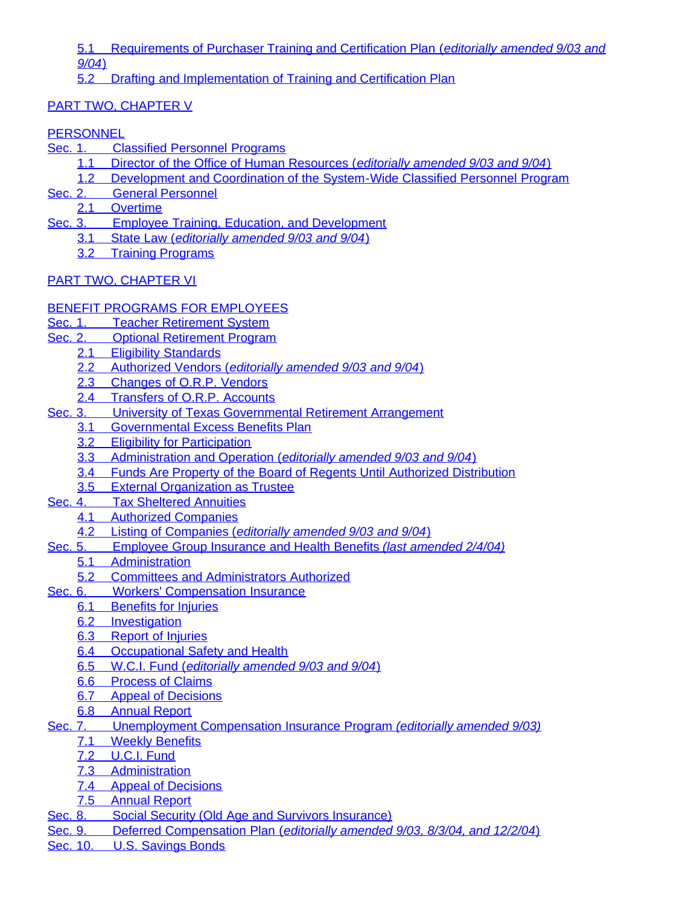- 5.1 Requirements of Purchaser Training and Certification Plan (*editorially amended 9/03 and 9/04*)
- 5.2 Drafting and Implementation of Training and Certification Plan

PART TWO, CHAPTER V

PERSONNEL

Sec. 1. Classified Personnel Programs
- 1.1 Director of the Office of Human Resources (*editorially amended 9/03 and 9/04*)
- 1.2 Development and Coordination of the System-Wide Classified Personnel Program

Sec. 2. General Personnel
- 2.1 Overtime

Sec. 3. Employee Training, Education, and Development
- 3.1 State Law (*editorially amended 9/03 and 9/04*)
- 3.2 Training Programs

PART TWO, CHAPTER VI

BENEFIT PROGRAMS FOR EMPLOYEES

Sec. 1. Teacher Retirement System

Sec. 2. Optional Retirement Program
- 2.1 Eligibility Standards
- 2.2 Authorized Vendors (*editorially amended 9/03 and 9/04*)
- 2.3 Changes of O.R.P. Vendors
- 2.4 Transfers of O.R.P. Accounts

Sec. 3. University of Texas Governmental Retirement Arrangement
- 3.1 Governmental Excess Benefits Plan
- 3.2 Eligibility for Participation
- 3.3 Administration and Operation (*editorially amended 9/03 and 9/04*)
- 3.4 Funds Are Property of the Board of Regents Until Authorized Distribution
- 3.5 External Organization as Trustee

Sec. 4. Tax Sheltered Annuities
- 4.1 Authorized Companies
- 4.2 Listing of Companies (*editorially amended 9/03 and 9/04*)

Sec. 5. Employee Group Insurance and Health Benefits *(last amended 2/4/04)*
- 5.1 Administration
- 5.2 Committees and Administrators Authorized

Sec. 6. Workers' Compensation Insurance
- 6.1 Benefits for Injuries
- 6.2 Investigation
- 6.3 Report of Injuries
- 6.4 Occupational Safety and Health
- 6.5 W.C.I. Fund (*editorially amended 9/03 and 9/04*)
- 6.6 Process of Claims
- 6.7 Appeal of Decisions
- 6.8 Annual Report

Sec. 7. Unemployment Compensation Insurance Program *(editorially amended 9/03)*
- 7.1 Weekly Benefits
- 7.2 U.C.I. Fund
- 7.3 Administration
- 7.4 Appeal of Decisions
- 7.5 Annual Report

Sec. 8. Social Security (Old Age and Survivors Insurance)

Sec. 9. Deferred Compensation Plan (*editorially amended 9/03, 8/3/04, and 12/2/04*)

Sec. 10. U.S. Savings Bonds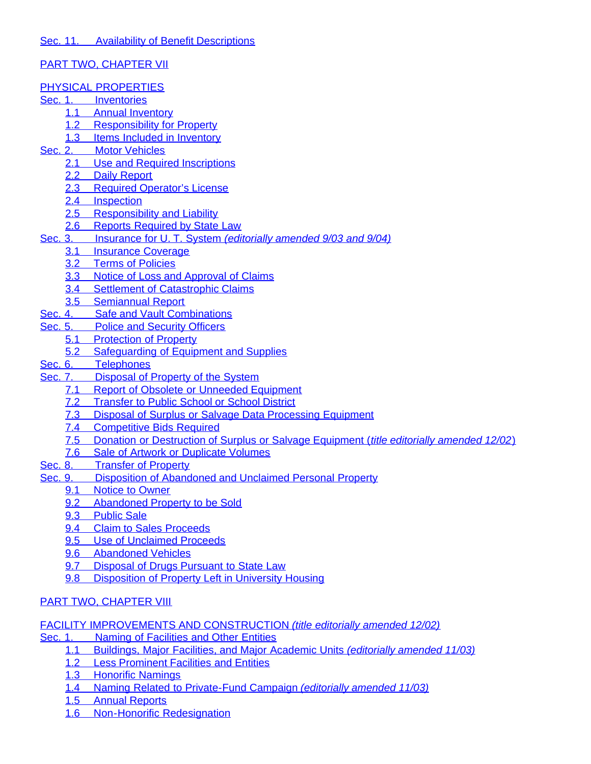Sec. 11. Availability of Benefit Descriptions

PART TWO, CHAPTER VII

PHYSICAL PROPERTIES

Sec. 1. Inventories
- 1.1 Annual Inventory
- 1.2 Responsibility for Property
- 1.3 Items Included in Inventory

Sec. 2. Motor Vehicles
- 2.1 Use and Required Inscriptions
- 2.2 Daily Report
- 2.3 Required Operator's License
- 2.4 Inspection
- 2.5 Responsibility and Liability
- 2.6 Reports Required by State Law

Sec. 3. Insurance for U. T. System *(editorially amended 9/03 and 9/04)*
- 3.1 Insurance Coverage
- 3.2 Terms of Policies
- 3.3 Notice of Loss and Approval of Claims
- 3.4 Settlement of Catastrophic Claims
- 3.5 Semiannual Report

Sec. 4. Safe and Vault Combinations

Sec. 5. Police and Security Officers
- 5.1 Protection of Property
- 5.2 Safeguarding of Equipment and Supplies

Sec. 6. Telephones

Sec. 7. Disposal of Property of the System
- 7.1 Report of Obsolete or Unneeded Equipment
- 7.2 Transfer to Public School or School District
- 7.3 Disposal of Surplus or Salvage Data Processing Equipment
- 7.4 Competitive Bids Required
- 7.5 Donation or Destruction of Surplus or Salvage Equipment (*title editorially amended 12/02*)
- 7.6 Sale of Artwork or Duplicate Volumes

Sec. 8. Transfer of Property

Sec. 9. Disposition of Abandoned and Unclaimed Personal Property
- 9.1 Notice to Owner
- 9.2 Abandoned Property to be Sold
- 9.3 Public Sale
- 9.4 Claim to Sales Proceeds
- 9.5 Use of Unclaimed Proceeds
- 9.6 Abandoned Vehicles
- 9.7 Disposal of Drugs Pursuant to State Law
- 9.8 Disposition of Property Left in University Housing

PART TWO, CHAPTER VIII

FACILITY IMPROVEMENTS AND CONSTRUCTION *(title editorially amended 12/02)*

Sec. 1. Naming of Facilities and Other Entities
- 1.1 Buildings, Major Facilities, and Major Academic Units *(editorially amended 11/03)*
- 1.2 Less Prominent Facilities and Entities
- 1.3 Honorific Namings
- 1.4 Naming Related to Private-Fund Campaign *(editorially amended 11/03)*
- 1.5 Annual Reports
- 1.6 Non-Honorific Redesignation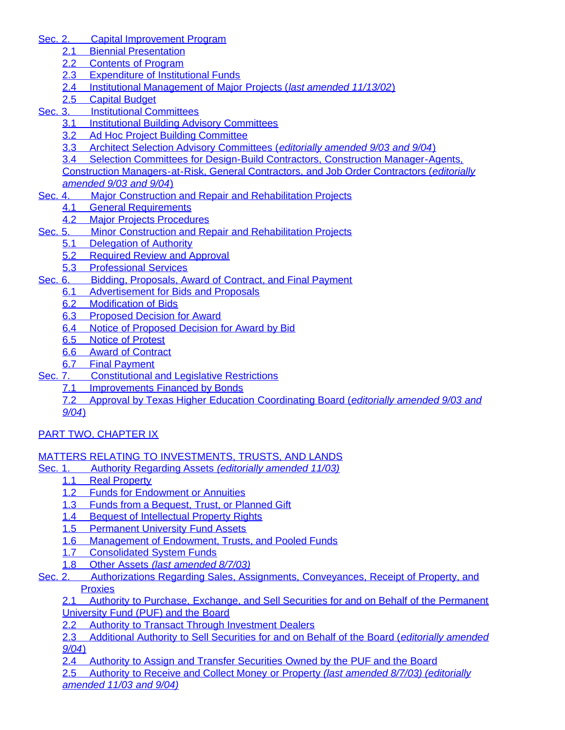Sec. 2. Capital Improvement Program

- 2.1 Biennial Presentation
- 2.2 Contents of Program
- 2.3 Expenditure of Institutional Funds
- 2.4 Institutional Management of Major Projects (*last amended 11/13/02*)
- 2.5 Capital Budget

Sec. 3. Institutional Committees

- 3.1 Institutional Building Advisory Committees
- 3.2 Ad Hoc Project Building Committee
- 3.3 Architect Selection Advisory Committees (*editorially amended 9/03 and 9/04*)
- 3.4 Selection Committees for Design-Build Contractors, Construction Manager-Agents, Construction Managers-at-Risk, General Contractors, and Job Order Contractors (*editorially amended 9/03 and 9/04*)

Sec. 4. Major Construction and Repair and Rehabilitation Projects

- 4.1 General Requirements
- 4.2 Major Projects Procedures

Sec. 5. Minor Construction and Repair and Rehabilitation Projects

- 5.1 Delegation of Authority
- 5.2 Required Review and Approval
- 5.3 Professional Services

Sec. 6. Bidding, Proposals, Award of Contract, and Final Payment

- 6.1 Advertisement for Bids and Proposals
- 6.2 Modification of Bids
- 6.3 Proposed Decision for Award
- 6.4 Notice of Proposed Decision for Award by Bid
- 6.5 Notice of Protest
- 6.6 Award of Contract
- 6.7 Final Payment

Sec. 7. Constitutional and Legislative Restrictions

- 7.1 Improvements Financed by Bonds
- 7.2 Approval by Texas Higher Education Coordinating Board (*editorially amended 9/03 and 9/04*)

PART TWO, CHAPTER IX

MATTERS RELATING TO INVESTMENTS, TRUSTS, AND LANDS

Sec. 1. Authority Regarding Assets *(editorially amended 11/03)*

- 1.1 Real Property
- 1.2 Funds for Endowment or Annuities
- 1.3 Funds from a Bequest, Trust, or Planned Gift
- 1.4 Bequest of Intellectual Property Rights
- 1.5 Permanent University Fund Assets
- 1.6 Management of Endowment, Trusts, and Pooled Funds
- 1.7 Consolidated System Funds
- 1.8 Other Assets *(last amended 8/7/03)*

Sec. 2. Authorizations Regarding Sales, Assignments, Conveyances, Receipt of Property, and Proxies

- 2.1 Authority to Purchase, Exchange, and Sell Securities for and on Behalf of the Permanent University Fund (PUF) and the Board
- 2.2 Authority to Transact Through Investment Dealers
- 2.3 Additional Authority to Sell Securities for and on Behalf of the Board (*editorially amended 9/04*)
- 2.4 Authority to Assign and Transfer Securities Owned by the PUF and the Board
- 2.5 Authority to Receive and Collect Money or Property *(last amended 8/7/03) (editorially amended 11/03 and 9/04)*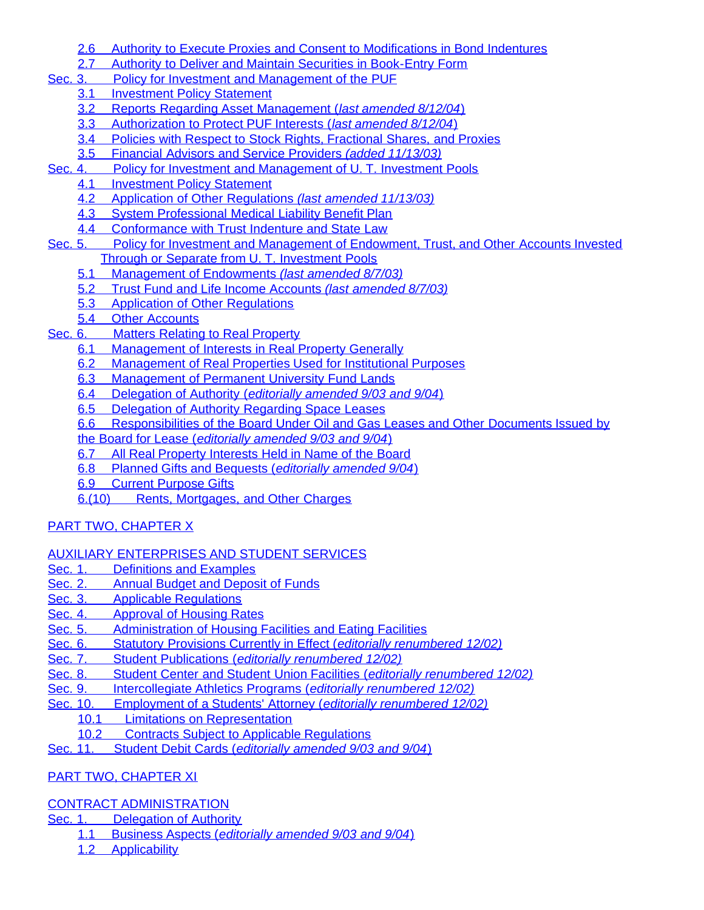- 2.6 Authority to Execute Proxies and Consent to Modifications in Bond Indentures
- 2.7 Authority to Deliver and Maintain Securities in Book-Entry Form

Sec. 3. Policy for Investment and Management of the PUF

- 3.1 Investment Policy Statement
- 3.2 Reports Regarding Asset Management (*last amended 8/12/04*)
- 3.3 Authorization to Protect PUF Interests (*last amended 8/12/04*)
- 3.4 Policies with Respect to Stock Rights, Fractional Shares, and Proxies
- 3.5 Financial Advisors and Service Providers *(added 11/13/03)*

Sec. 4. Policy for Investment and Management of U. T. Investment Pools

- 4.1 Investment Policy Statement
- 4.2 Application of Other Regulations *(last amended 11/13/03)*
- 4.3 System Professional Medical Liability Benefit Plan
- 4.4 Conformance with Trust Indenture and State Law

Sec. 5. Policy for Investment and Management of Endowment, Trust, and Other Accounts Invested Through or Separate from U. T. Investment Pools

- 5.1 Management of Endowments *(last amended 8/7/03)*
- 5.2 Trust Fund and Life Income Accounts *(last amended 8/7/03)*
- 5.3 Application of Other Regulations
- 5.4 Other Accounts

Sec. 6. Matters Relating to Real Property

- 6.1 Management of Interests in Real Property Generally
- 6.2 Management of Real Properties Used for Institutional Purposes
- 6.3 Management of Permanent University Fund Lands
- 6.4 Delegation of Authority (*editorially amended 9/03 and 9/04*)
- 6.5 Delegation of Authority Regarding Space Leases
- 6.6 Responsibilities of the Board Under Oil and Gas Leases and Other Documents Issued by the Board for Lease (*editorially amended 9/03 and 9/04*)
- 6.7 All Real Property Interests Held in Name of the Board
- 6.8 Planned Gifts and Bequests (*editorially amended 9/04*)
- 6.9 Current Purpose Gifts
- 6.(10) Rents, Mortgages, and Other Charges

PART TWO, CHAPTER X

AUXILIARY ENTERPRISES AND STUDENT SERVICES

Sec. 1. Definitions and Examples

Sec. 2. Annual Budget and Deposit of Funds

Sec. 3. Applicable Regulations

Sec. 4. Approval of Housing Rates

Sec. 5. Administration of Housing Facilities and Eating Facilities

Sec. 6. Statutory Provisions Currently in Effect (*editorially renumbered 12/02)*

Sec. 7. Student Publications (*editorially renumbered 12/02)*

Sec. 8. Student Center and Student Union Facilities (*editorially renumbered 12/02)*

Sec. 9. Intercollegiate Athletics Programs (*editorially renumbered 12/02)*

Sec. 10. Employment of a Students' Attorney (*editorially renumbered 12/02)*

- 10.1 Limitations on Representation
- 10.2 Contracts Subject to Applicable Regulations

Sec. 11. Student Debit Cards (*editorially amended 9/03 and 9/04*)

PART TWO, CHAPTER XI

CONTRACT ADMINISTRATION

Sec. 1. Delegation of Authority

- 1.1 Business Aspects (*editorially amended 9/03 and 9/04*)
- 1.2 Applicability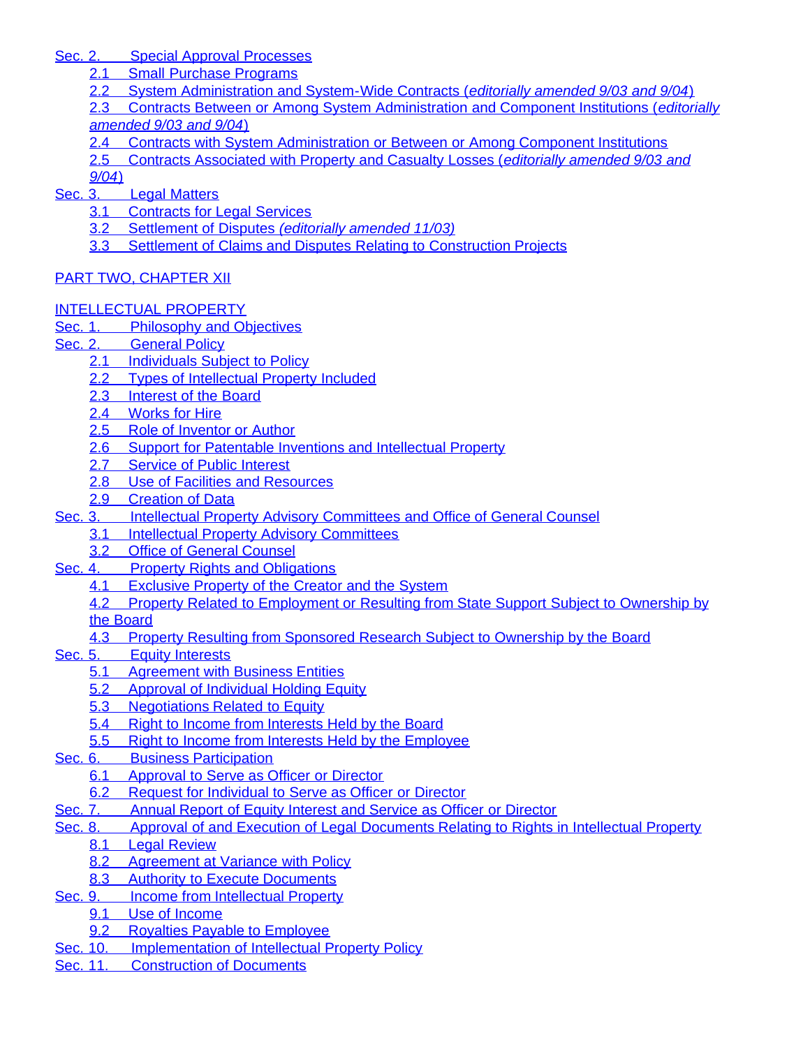Sec. 2. Special Approval Processes

- 2.1 Small Purchase Programs
- 2.2 System Administration and System-Wide Contracts (*editorially amended 9/03 and 9/04*)
- 2.3 Contracts Between or Among System Administration and Component Institutions (*editorially amended 9/03 and 9/04*)
- 2.4 Contracts with System Administration or Between or Among Component Institutions
- 2.5 Contracts Associated with Property and Casualty Losses (*editorially amended 9/03 and 9/04*)

Sec. 3. Legal Matters

- 3.1 Contracts for Legal Services
- 3.2 Settlement of Disputes *(editorially amended 11/03)*
- 3.3 Settlement of Claims and Disputes Relating to Construction Projects

PART TWO, CHAPTER XII

INTELLECTUAL PROPERTY

Sec. 1. Philosophy and Objectives

Sec. 2. General Policy

- 2.1 Individuals Subject to Policy
- 2.2 Types of Intellectual Property Included
- 2.3 Interest of the Board
- 2.4 Works for Hire
- 2.5 Role of Inventor or Author
- 2.6 Support for Patentable Inventions and Intellectual Property
- 2.7 Service of Public Interest
- 2.8 Use of Facilities and Resources
- 2.9 Creation of Data

Sec. 3. Intellectual Property Advisory Committees and Office of General Counsel

- 3.1 Intellectual Property Advisory Committees
- 3.2 Office of General Counsel

Sec. 4. Property Rights and Obligations

- 4.1 Exclusive Property of the Creator and the System
- 4.2 Property Related to Employment or Resulting from State Support Subject to Ownership by the Board
- 4.3 Property Resulting from Sponsored Research Subject to Ownership by the Board

Sec. 5. Equity Interests

- 5.1 Agreement with Business Entities
- 5.2 Approval of Individual Holding Equity
- 5.3 Negotiations Related to Equity
- 5.4 Right to Income from Interests Held by the Board
- 5.5 Right to Income from Interests Held by the Employee

Sec. 6. Business Participation

- 6.1 Approval to Serve as Officer or Director
- 6.2 Request for Individual to Serve as Officer or Director

Sec. 7. Annual Report of Equity Interest and Service as Officer or Director

Sec. 8. Approval of and Execution of Legal Documents Relating to Rights in Intellectual Property

- 8.1 Legal Review
- 8.2 Agreement at Variance with Policy
- 8.3 Authority to Execute Documents

Sec. 9. Income from Intellectual Property

- 9.1 Use of Income
- 9.2 Royalties Payable to Employee

Sec. 10. Implementation of Intellectual Property Policy

Sec. 11. Construction of Documents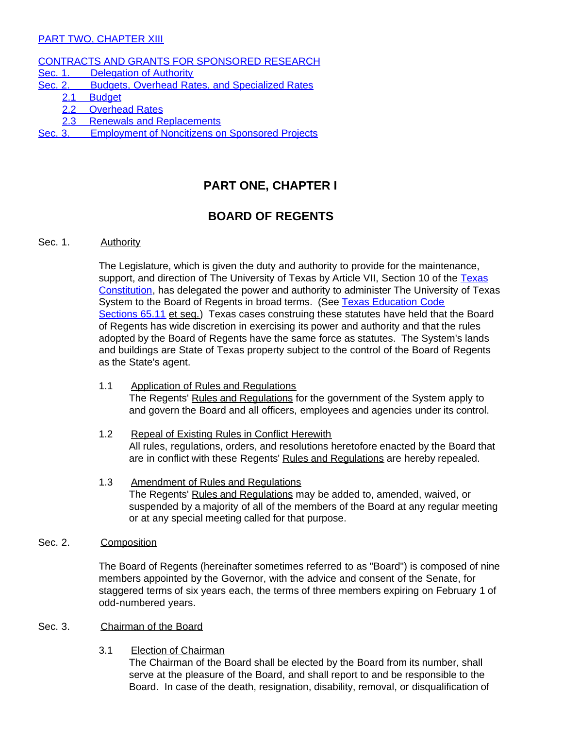PART TWO, CHAPTER XIII

CONTRACTS AND GRANTS FOR SPONSORED RESEARCH
Sec. 1. Delegation of Authority
Sec. 2. Budgets, Overhead Rates, and Specialized Rates
- 2.1 Budget
- 2.2 Overhead Rates
- 2.3 Renewals and Replacements

Sec. 3. Employment of Noncitizens on Sponsored Projects

## PART ONE, CHAPTER I

## BOARD OF REGENTS

Sec. 1. Authority

The Legislature, which is given the duty and authority to provide for the maintenance, support, and direction of The University of Texas by Article VII, Section 10 of the Texas Constitution, has delegated the power and authority to administer The University of Texas System to the Board of Regents in broad terms. (See Texas Education Code Sections 65.11 et seq.) Texas cases construing these statutes have held that the Board of Regents has wide discretion in exercising its power and authority and that the rules adopted by the Board of Regents have the same force as statutes. The System's lands and buildings are State of Texas property subject to the control of the Board of Regents as the State's agent.

1.1 Application of Rules and Regulations
The Regents' Rules and Regulations for the government of the System apply to and govern the Board and all officers, employees and agencies under its control.

1.2 Repeal of Existing Rules in Conflict Herewith
All rules, regulations, orders, and resolutions heretofore enacted by the Board that are in conflict with these Regents' Rules and Regulations are hereby repealed.

1.3 Amendment of Rules and Regulations
The Regents' Rules and Regulations may be added to, amended, waived, or suspended by a majority of all of the members of the Board at any regular meeting or at any special meeting called for that purpose.

Sec. 2. Composition

The Board of Regents (hereinafter sometimes referred to as "Board") is composed of nine members appointed by the Governor, with the advice and consent of the Senate, for staggered terms of six years each, the terms of three members expiring on February 1 of odd-numbered years.

Sec. 3. Chairman of the Board

3.1 Election of Chairman
The Chairman of the Board shall be elected by the Board from its number, shall serve at the pleasure of the Board, and shall report to and be responsible to the Board. In case of the death, resignation, disability, removal, or disqualification of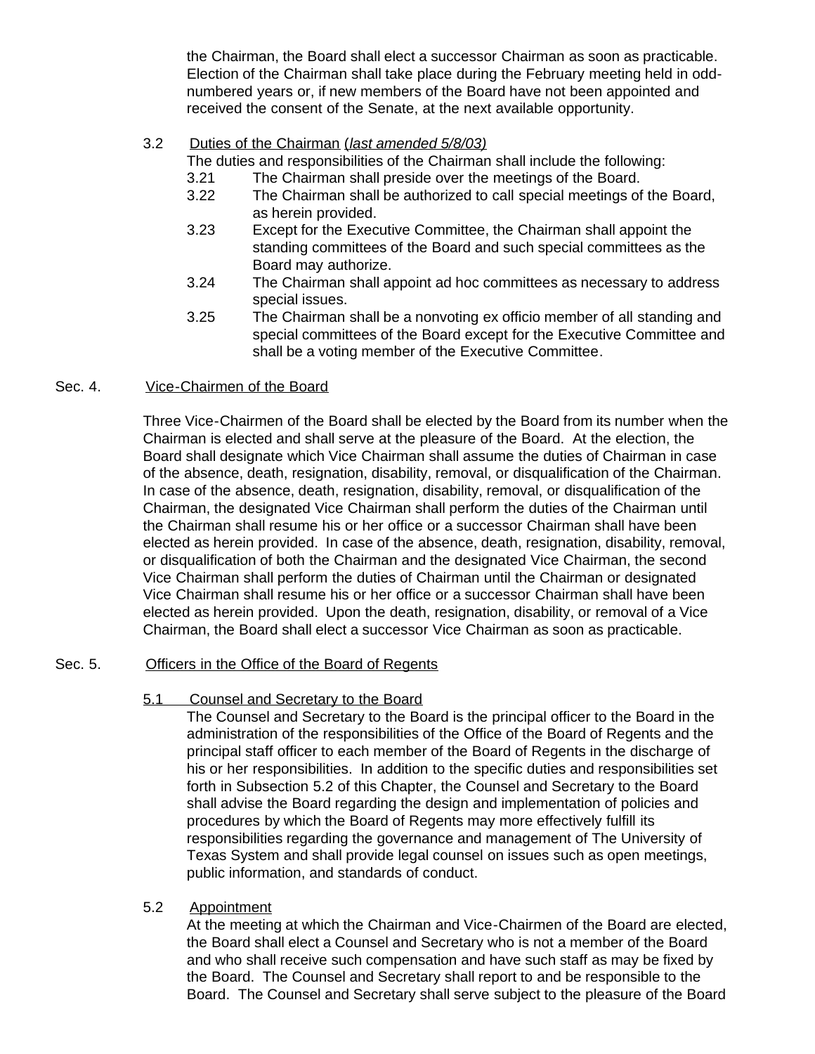the Chairman, the Board shall elect a successor Chairman as soon as practicable. Election of the Chairman shall take place during the February meeting held in odd-numbered years or, if new members of the Board have not been appointed and received the consent of the Senate, at the next available opportunity.

3.2 Duties of the Chairman (*last amended 5/8/03)*

The duties and responsibilities of the Chairman shall include the following:

3.21 The Chairman shall preside over the meetings of the Board.

3.22 The Chairman shall be authorized to call special meetings of the Board, as herein provided.

3.23 Except for the Executive Committee, the Chairman shall appoint the standing committees of the Board and such special committees as the Board may authorize.

3.24 The Chairman shall appoint ad hoc committees as necessary to address special issues.

3.25 The Chairman shall be a nonvoting ex officio member of all standing and special committees of the Board except for the Executive Committee and shall be a voting member of the Executive Committee.

Sec. 4. Vice-Chairmen of the Board

Three Vice-Chairmen of the Board shall be elected by the Board from its number when the Chairman is elected and shall serve at the pleasure of the Board. At the election, the Board shall designate which Vice Chairman shall assume the duties of Chairman in case of the absence, death, resignation, disability, removal, or disqualification of the Chairman. In case of the absence, death, resignation, disability, removal, or disqualification of the Chairman, the designated Vice Chairman shall perform the duties of the Chairman until the Chairman shall resume his or her office or a successor Chairman shall have been elected as herein provided. In case of the absence, death, resignation, disability, removal, or disqualification of both the Chairman and the designated Vice Chairman, the second Vice Chairman shall perform the duties of Chairman until the Chairman or designated Vice Chairman shall resume his or her office or a successor Chairman shall have been elected as herein provided. Upon the death, resignation, disability, or removal of a Vice Chairman, the Board shall elect a successor Vice Chairman as soon as practicable.

Sec. 5. Officers in the Office of the Board of Regents

5.1 Counsel and Secretary to the Board

The Counsel and Secretary to the Board is the principal officer to the Board in the administration of the responsibilities of the Office of the Board of Regents and the principal staff officer to each member of the Board of Regents in the discharge of his or her responsibilities. In addition to the specific duties and responsibilities set forth in Subsection 5.2 of this Chapter, the Counsel and Secretary to the Board shall advise the Board regarding the design and implementation of policies and procedures by which the Board of Regents may more effectively fulfill its responsibilities regarding the governance and management of The University of Texas System and shall provide legal counsel on issues such as open meetings, public information, and standards of conduct.

5.2 Appointment

At the meeting at which the Chairman and Vice-Chairmen of the Board are elected, the Board shall elect a Counsel and Secretary who is not a member of the Board and who shall receive such compensation and have such staff as may be fixed by the Board. The Counsel and Secretary shall report to and be responsible to the Board. The Counsel and Secretary shall serve subject to the pleasure of the Board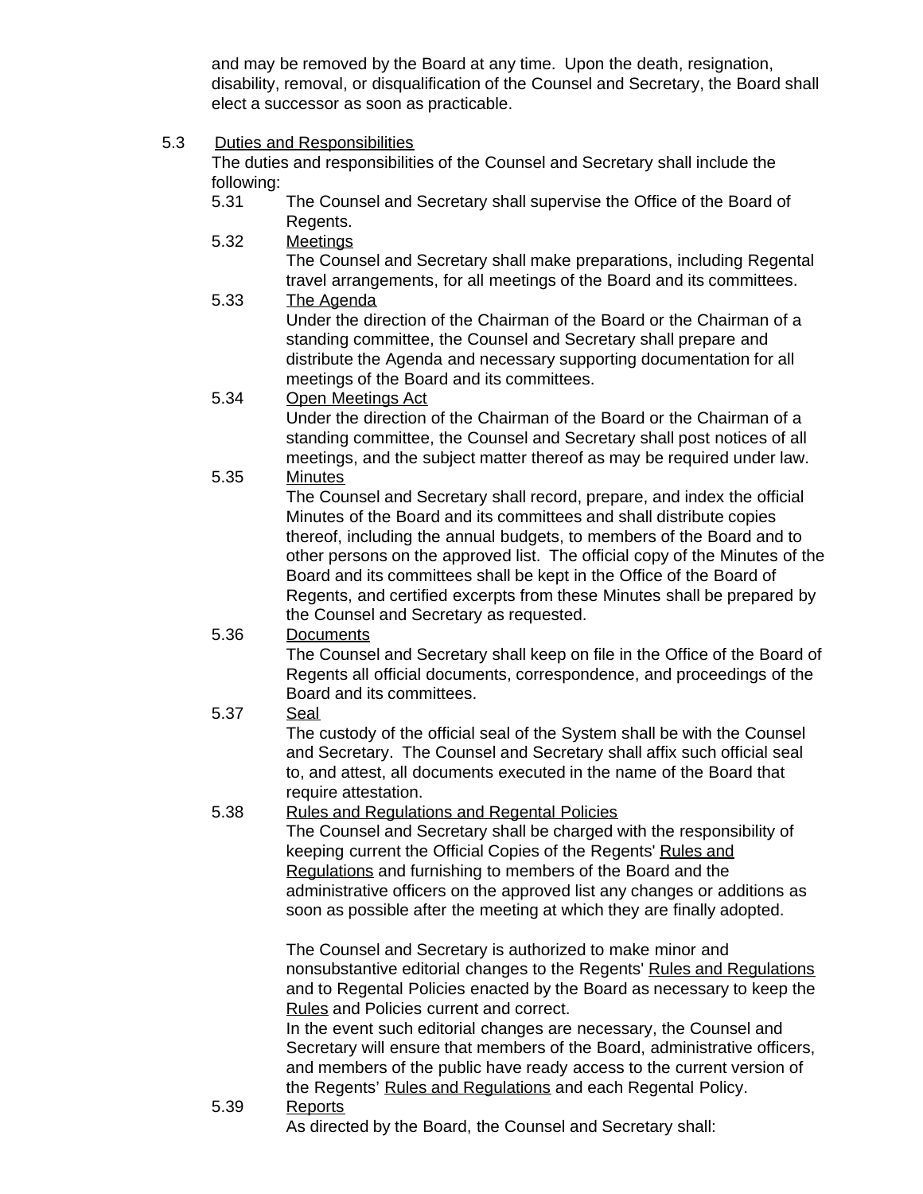and may be removed by the Board at any time. Upon the death, resignation, disability, removal, or disqualification of the Counsel and Secretary, the Board shall elect a successor as soon as practicable.

5.3 Duties and Responsibilities

The duties and responsibilities of the Counsel and Secretary shall include the following:

5.31 The Counsel and Secretary shall supervise the Office of the Board of Regents.

5.32 Meetings

The Counsel and Secretary shall make preparations, including Regental travel arrangements, for all meetings of the Board and its committees.

5.33 The Agenda

Under the direction of the Chairman of the Board or the Chairman of a standing committee, the Counsel and Secretary shall prepare and distribute the Agenda and necessary supporting documentation for all meetings of the Board and its committees.

5.34 Open Meetings Act

Under the direction of the Chairman of the Board or the Chairman of a standing committee, the Counsel and Secretary shall post notices of all meetings, and the subject matter thereof as may be required under law.

5.35 Minutes

The Counsel and Secretary shall record, prepare, and index the official Minutes of the Board and its committees and shall distribute copies thereof, including the annual budgets, to members of the Board and to other persons on the approved list. The official copy of the Minutes of the Board and its committees shall be kept in the Office of the Board of Regents, and certified excerpts from these Minutes shall be prepared by the Counsel and Secretary as requested.

5.36 Documents

The Counsel and Secretary shall keep on file in the Office of the Board of Regents all official documents, correspondence, and proceedings of the Board and its committees.

5.37 Seal

The custody of the official seal of the System shall be with the Counsel and Secretary. The Counsel and Secretary shall affix such official seal to, and attest, all documents executed in the name of the Board that require attestation.

5.38 Rules and Regulations and Regental Policies

The Counsel and Secretary shall be charged with the responsibility of keeping current the Official Copies of the Regents' Rules and Regulations and furnishing to members of the Board and the administrative officers on the approved list any changes or additions as soon as possible after the meeting at which they are finally adopted.

The Counsel and Secretary is authorized to make minor and nonsubstantive editorial changes to the Regents' Rules and Regulations and to Regental Policies enacted by the Board as necessary to keep the Rules and Policies current and correct.
In the event such editorial changes are necessary, the Counsel and Secretary will ensure that members of the Board, administrative officers, and members of the public have ready access to the current version of the Regents' Rules and Regulations and each Regental Policy.

5.39 Reports

As directed by the Board, the Counsel and Secretary shall: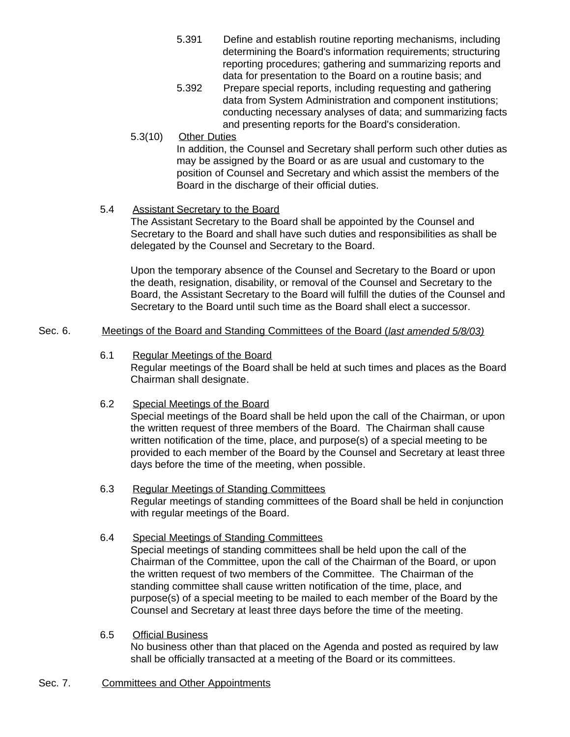5.391 Define and establish routine reporting mechanisms, including determining the Board's information requirements; structuring reporting procedures; gathering and summarizing reports and data for presentation to the Board on a routine basis; and

5.392 Prepare special reports, including requesting and gathering data from System Administration and component institutions; conducting necessary analyses of data; and summarizing facts and presenting reports for the Board's consideration.

5.3(10) Other Duties

In addition, the Counsel and Secretary shall perform such other duties as may be assigned by the Board or as are usual and customary to the position of Counsel and Secretary and which assist the members of the Board in the discharge of their official duties.

5.4 Assistant Secretary to the Board

The Assistant Secretary to the Board shall be appointed by the Counsel and Secretary to the Board and shall have such duties and responsibilities as shall be delegated by the Counsel and Secretary to the Board.

Upon the temporary absence of the Counsel and Secretary to the Board or upon the death, resignation, disability, or removal of the Counsel and Secretary to the Board, the Assistant Secretary to the Board will fulfill the duties of the Counsel and Secretary to the Board until such time as the Board shall elect a successor.

## Sec. 6. Meetings of the Board and Standing Committees of the Board (*last amended 5/8/03)*

6.1 Regular Meetings of the Board

Regular meetings of the Board shall be held at such times and places as the Board Chairman shall designate.

6.2 Special Meetings of the Board

Special meetings of the Board shall be held upon the call of the Chairman, or upon the written request of three members of the Board. The Chairman shall cause written notification of the time, place, and purpose(s) of a special meeting to be provided to each member of the Board by the Counsel and Secretary at least three days before the time of the meeting, when possible.

6.3 Regular Meetings of Standing Committees

Regular meetings of standing committees of the Board shall be held in conjunction with regular meetings of the Board.

6.4 Special Meetings of Standing Committees

Special meetings of standing committees shall be held upon the call of the Chairman of the Committee, upon the call of the Chairman of the Board, or upon the written request of two members of the Committee. The Chairman of the standing committee shall cause written notification of the time, place, and purpose(s) of a special meeting to be mailed to each member of the Board by the Counsel and Secretary at least three days before the time of the meeting.

6.5 Official Business

No business other than that placed on the Agenda and posted as required by law shall be officially transacted at a meeting of the Board or its committees.

## Sec. 7. Committees and Other Appointments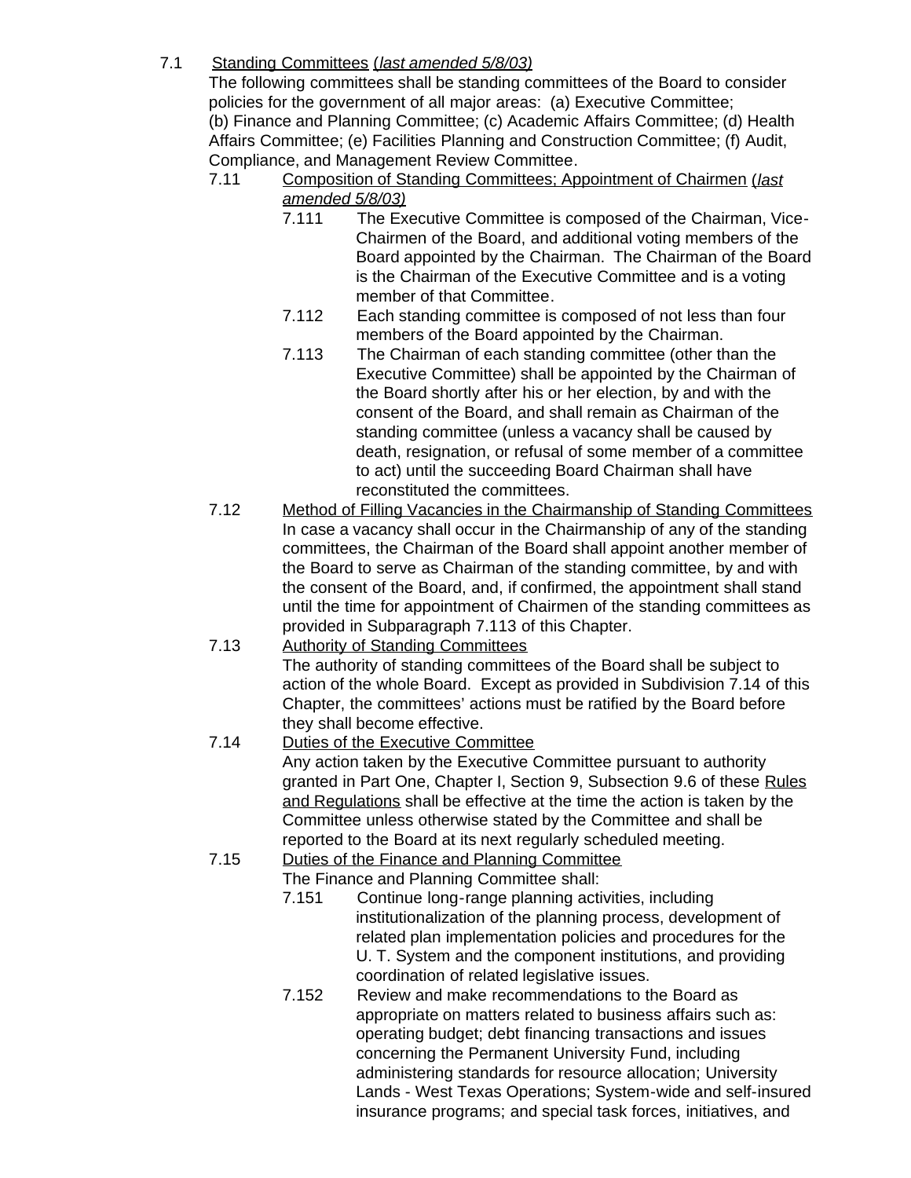7.1 Standing Committees (*last amended 5/8/03)*

The following committees shall be standing committees of the Board to consider policies for the government of all major areas: (a) Executive Committee; (b) Finance and Planning Committee; (c) Academic Affairs Committee; (d) Health Affairs Committee; (e) Facilities Planning and Construction Committee; (f) Audit, Compliance, and Management Review Committee.

7.11 Composition of Standing Committees; Appointment of Chairmen (*last amended 5/8/03)*

7.111 The Executive Committee is composed of the Chairman, Vice-Chairmen of the Board, and additional voting members of the Board appointed by the Chairman. The Chairman of the Board is the Chairman of the Executive Committee and is a voting member of that Committee.

7.112 Each standing committee is composed of not less than four members of the Board appointed by the Chairman.

7.113 The Chairman of each standing committee (other than the Executive Committee) shall be appointed by the Chairman of the Board shortly after his or her election, by and with the consent of the Board, and shall remain as Chairman of the standing committee (unless a vacancy shall be caused by death, resignation, or refusal of some member of a committee to act) until the succeeding Board Chairman shall have reconstituted the committees.

7.12 Method of Filling Vacancies in the Chairmanship of Standing Committees

In case a vacancy shall occur in the Chairmanship of any of the standing committees, the Chairman of the Board shall appoint another member of the Board to serve as Chairman of the standing committee, by and with the consent of the Board, and, if confirmed, the appointment shall stand until the time for appointment of Chairmen of the standing committees as provided in Subparagraph 7.113 of this Chapter.

7.13 Authority of Standing Committees

The authority of standing committees of the Board shall be subject to action of the whole Board. Except as provided in Subdivision 7.14 of this Chapter, the committees' actions must be ratified by the Board before they shall become effective.

7.14 Duties of the Executive Committee

Any action taken by the Executive Committee pursuant to authority granted in Part One, Chapter I, Section 9, Subsection 9.6 of these Rules and Regulations shall be effective at the time the action is taken by the Committee unless otherwise stated by the Committee and shall be reported to the Board at its next regularly scheduled meeting.

7.15 Duties of the Finance and Planning Committee

The Finance and Planning Committee shall:

7.151 Continue long-range planning activities, including institutionalization of the planning process, development of related plan implementation policies and procedures for the U. T. System and the component institutions, and providing coordination of related legislative issues.

7.152 Review and make recommendations to the Board as appropriate on matters related to business affairs such as: operating budget; debt financing transactions and issues concerning the Permanent University Fund, including administering standards for resource allocation; University Lands - West Texas Operations; System-wide and self-insured insurance programs; and special task forces, initiatives, and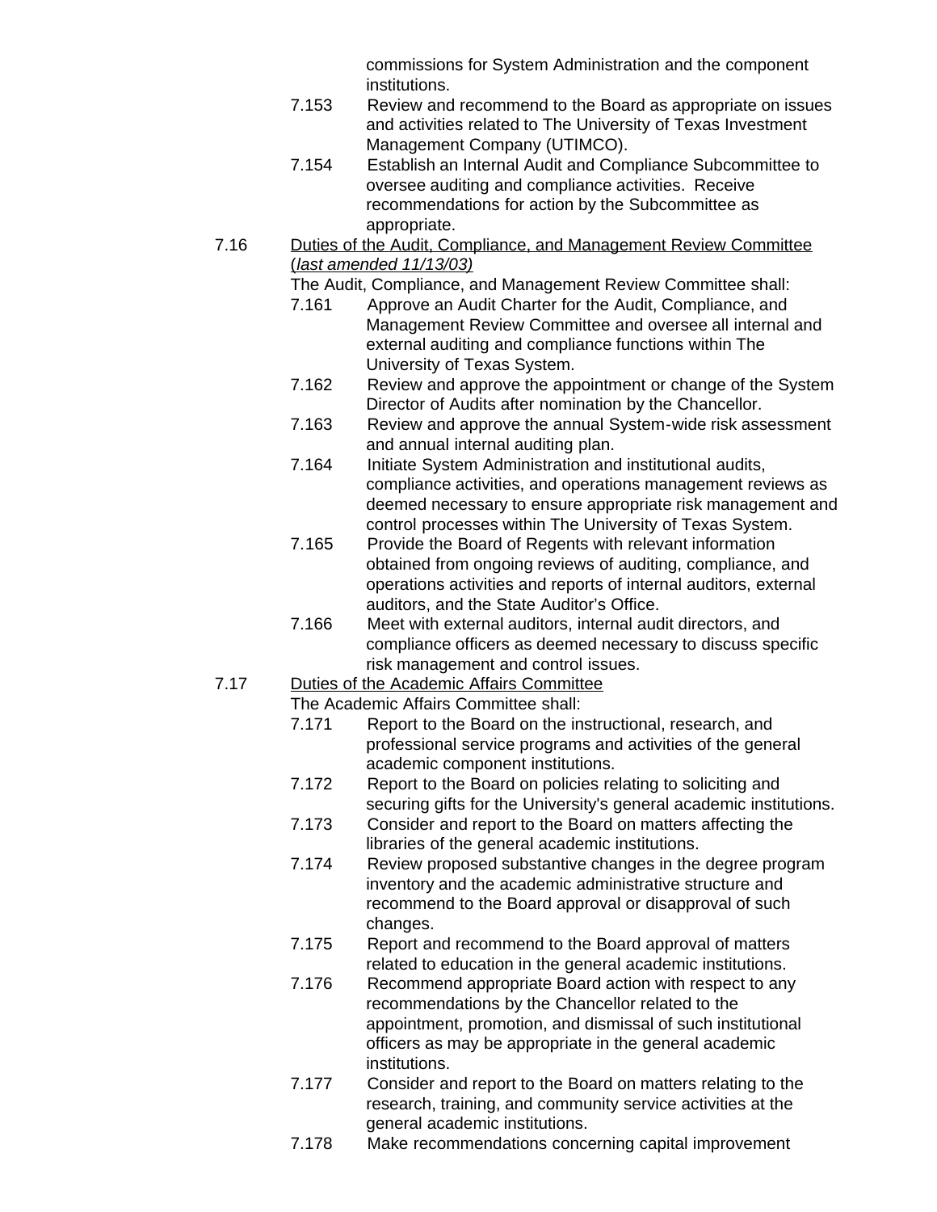commissions for System Administration and the component institutions.

7.153 Review and recommend to the Board as appropriate on issues and activities related to The University of Texas Investment Management Company (UTIMCO).

7.154 Establish an Internal Audit and Compliance Subcommittee to oversee auditing and compliance activities. Receive recommendations for action by the Subcommittee as appropriate.

7.16 Duties of the Audit, Compliance, and Management Review Committee (*last amended 11/13/03)*

The Audit, Compliance, and Management Review Committee shall:

7.161 Approve an Audit Charter for the Audit, Compliance, and Management Review Committee and oversee all internal and external auditing and compliance functions within The University of Texas System.

7.162 Review and approve the appointment or change of the System Director of Audits after nomination by the Chancellor.

7.163 Review and approve the annual System-wide risk assessment and annual internal auditing plan.

7.164 Initiate System Administration and institutional audits, compliance activities, and operations management reviews as deemed necessary to ensure appropriate risk management and control processes within The University of Texas System.

7.165 Provide the Board of Regents with relevant information obtained from ongoing reviews of auditing, compliance, and operations activities and reports of internal auditors, external auditors, and the State Auditor's Office.

7.166 Meet with external auditors, internal audit directors, and compliance officers as deemed necessary to discuss specific risk management and control issues.

7.17 Duties of the Academic Affairs Committee

The Academic Affairs Committee shall:

7.171 Report to the Board on the instructional, research, and professional service programs and activities of the general academic component institutions.

7.172 Report to the Board on policies relating to soliciting and securing gifts for the University's general academic institutions.

7.173 Consider and report to the Board on matters affecting the libraries of the general academic institutions.

7.174 Review proposed substantive changes in the degree program inventory and the academic administrative structure and recommend to the Board approval or disapproval of such changes.

7.175 Report and recommend to the Board approval of matters related to education in the general academic institutions.

7.176 Recommend appropriate Board action with respect to any recommendations by the Chancellor related to the appointment, promotion, and dismissal of such institutional officers as may be appropriate in the general academic institutions.

7.177 Consider and report to the Board on matters relating to the research, training, and community service activities at the general academic institutions.

7.178 Make recommendations concerning capital improvement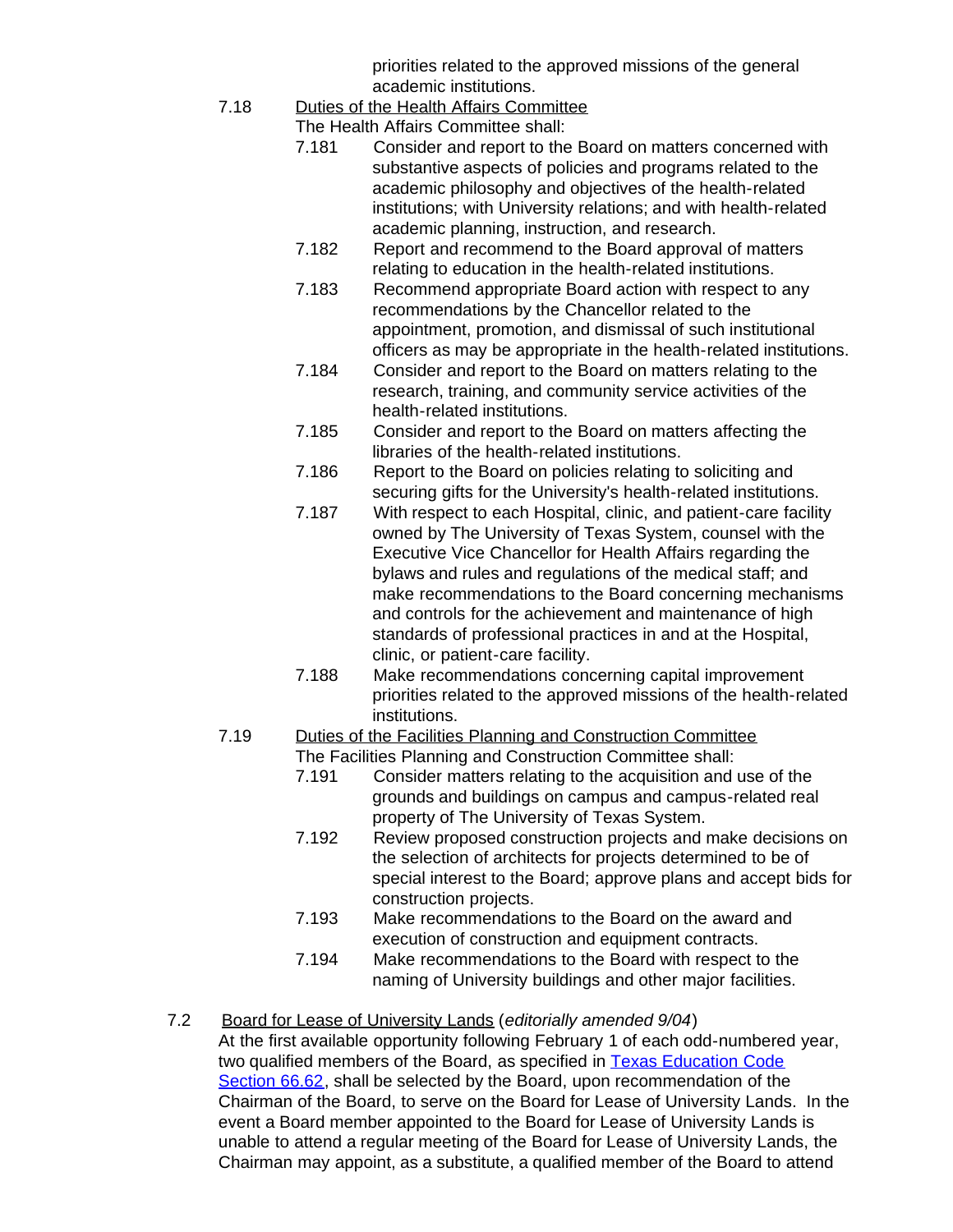priorities related to the approved missions of the general academic institutions.

7.18 Duties of the Health Affairs Committee

The Health Affairs Committee shall:

7.181 Consider and report to the Board on matters concerned with substantive aspects of policies and programs related to the academic philosophy and objectives of the health-related institutions; with University relations; and with health-related academic planning, instruction, and research.

7.182 Report and recommend to the Board approval of matters relating to education in the health-related institutions.

7.183 Recommend appropriate Board action with respect to any recommendations by the Chancellor related to the appointment, promotion, and dismissal of such institutional officers as may be appropriate in the health-related institutions.

7.184 Consider and report to the Board on matters relating to the research, training, and community service activities of the health-related institutions.

7.185 Consider and report to the Board on matters affecting the libraries of the health-related institutions.

7.186 Report to the Board on policies relating to soliciting and securing gifts for the University's health-related institutions.

7.187 With respect to each Hospital, clinic, and patient-care facility owned by The University of Texas System, counsel with the Executive Vice Chancellor for Health Affairs regarding the bylaws and rules and regulations of the medical staff; and make recommendations to the Board concerning mechanisms and controls for the achievement and maintenance of high standards of professional practices in and at the Hospital, clinic, or patient-care facility.

7.188 Make recommendations concerning capital improvement priorities related to the approved missions of the health-related institutions.

7.19 Duties of the Facilities Planning and Construction Committee

The Facilities Planning and Construction Committee shall:

7.191 Consider matters relating to the acquisition and use of the grounds and buildings on campus and campus-related real property of The University of Texas System.

7.192 Review proposed construction projects and make decisions on the selection of architects for projects determined to be of special interest to the Board; approve plans and accept bids for construction projects.

7.193 Make recommendations to the Board on the award and execution of construction and equipment contracts.

7.194 Make recommendations to the Board with respect to the naming of University buildings and other major facilities.

7.2 Board for Lease of University Lands (*editorially amended 9/04*)

At the first available opportunity following February 1 of each odd-numbered year, two qualified members of the Board, as specified in Texas Education Code Section 66.62, shall be selected by the Board, upon recommendation of the Chairman of the Board, to serve on the Board for Lease of University Lands. In the event a Board member appointed to the Board for Lease of University Lands is unable to attend a regular meeting of the Board for Lease of University Lands, the Chairman may appoint, as a substitute, a qualified member of the Board to attend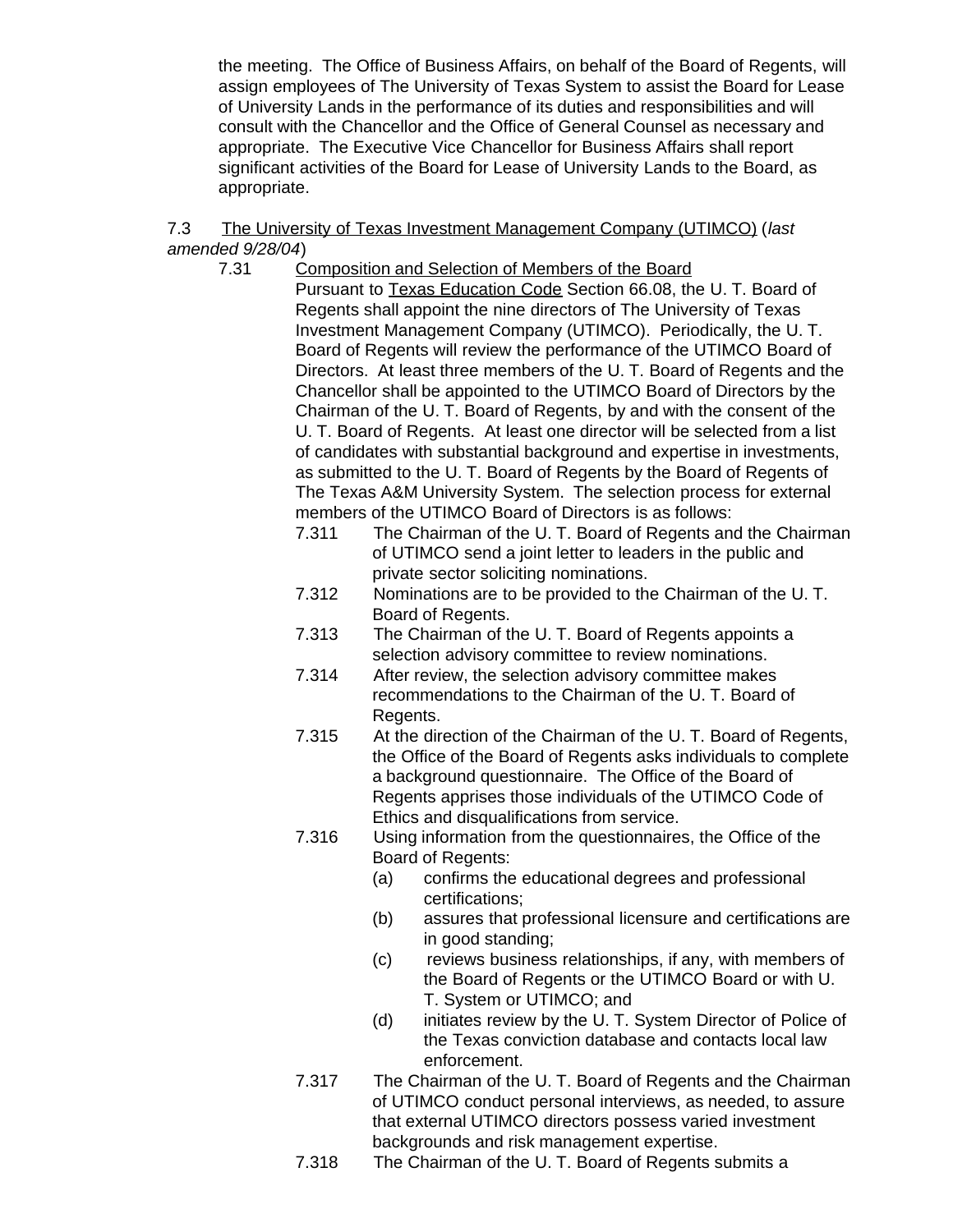the meeting. The Office of Business Affairs, on behalf of the Board of Regents, will assign employees of The University of Texas System to assist the Board for Lease of University Lands in the performance of its duties and responsibilities and will consult with the Chancellor and the Office of General Counsel as necessary and appropriate. The Executive Vice Chancellor for Business Affairs shall report significant activities of the Board for Lease of University Lands to the Board, as appropriate.

7.3 The University of Texas Investment Management Company (UTIMCO) (*last amended 9/28/04*)

7.31 Composition and Selection of Members of the Board

Pursuant to Texas Education Code Section 66.08, the U. T. Board of Regents shall appoint the nine directors of The University of Texas Investment Management Company (UTIMCO). Periodically, the U. T. Board of Regents will review the performance of the UTIMCO Board of Directors. At least three members of the U. T. Board of Regents and the Chancellor shall be appointed to the UTIMCO Board of Directors by the Chairman of the U. T. Board of Regents, by and with the consent of the U. T. Board of Regents. At least one director will be selected from a list of candidates with substantial background and expertise in investments, as submitted to the U. T. Board of Regents by the Board of Regents of The Texas A&M University System. The selection process for external members of the UTIMCO Board of Directors is as follows:

7.311 The Chairman of the U. T. Board of Regents and the Chairman of UTIMCO send a joint letter to leaders in the public and private sector soliciting nominations.

7.312 Nominations are to be provided to the Chairman of the U. T. Board of Regents.

7.313 The Chairman of the U. T. Board of Regents appoints a selection advisory committee to review nominations.

7.314 After review, the selection advisory committee makes recommendations to the Chairman of the U. T. Board of Regents.

7.315 At the direction of the Chairman of the U. T. Board of Regents, the Office of the Board of Regents asks individuals to complete a background questionnaire. The Office of the Board of Regents apprises those individuals of the UTIMCO Code of Ethics and disqualifications from service.

7.316 Using information from the questionnaires, the Office of the Board of Regents:

(a) confirms the educational degrees and professional certifications;

(b) assures that professional licensure and certifications are in good standing;

(c) reviews business relationships, if any, with members of the Board of Regents or the UTIMCO Board or with U. T. System or UTIMCO; and

(d) initiates review by the U. T. System Director of Police of the Texas conviction database and contacts local law enforcement.

7.317 The Chairman of the U. T. Board of Regents and the Chairman of UTIMCO conduct personal interviews, as needed, to assure that external UTIMCO directors possess varied investment backgrounds and risk management expertise.

7.318 The Chairman of the U. T. Board of Regents submits a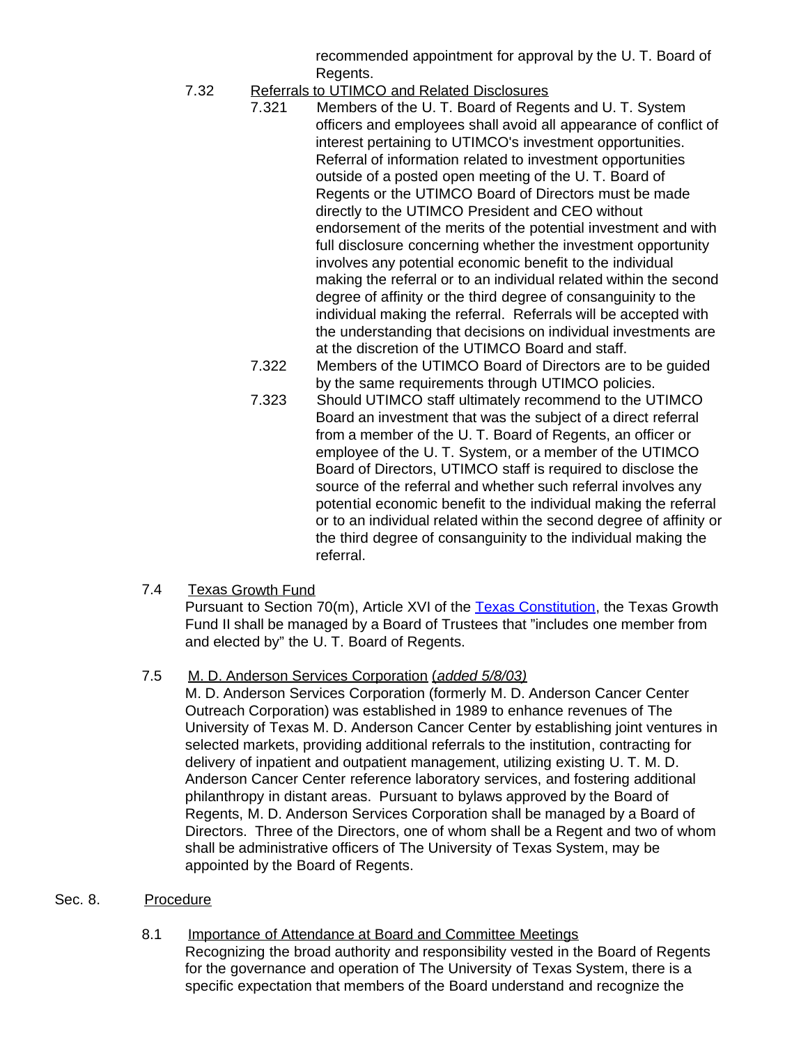recommended appointment for approval by the U. T. Board of Regents.

7.32 Referrals to UTIMCO and Related Disclosures

7.321 Members of the U. T. Board of Regents and U. T. System officers and employees shall avoid all appearance of conflict of interest pertaining to UTIMCO's investment opportunities. Referral of information related to investment opportunities outside of a posted open meeting of the U. T. Board of Regents or the UTIMCO Board of Directors must be made directly to the UTIMCO President and CEO without endorsement of the merits of the potential investment and with full disclosure concerning whether the investment opportunity involves any potential economic benefit to the individual making the referral or to an individual related within the second degree of affinity or the third degree of consanguinity to the individual making the referral. Referrals will be accepted with the understanding that decisions on individual investments are at the discretion of the UTIMCO Board and staff.

7.322 Members of the UTIMCO Board of Directors are to be guided by the same requirements through UTIMCO policies.

7.323 Should UTIMCO staff ultimately recommend to the UTIMCO Board an investment that was the subject of a direct referral from a member of the U. T. Board of Regents, an officer or employee of the U. T. System, or a member of the UTIMCO Board of Directors, UTIMCO staff is required to disclose the source of the referral and whether such referral involves any potential economic benefit to the individual making the referral or to an individual related within the second degree of affinity or the third degree of consanguinity to the individual making the referral.

7.4 Texas Growth Fund

Pursuant to Section 70(m), Article XVI of the Texas Constitution, the Texas Growth Fund II shall be managed by a Board of Trustees that "includes one member from and elected by" the U. T. Board of Regents.

7.5 M. D. Anderson Services Corporation *(added 5/8/03)*

M. D. Anderson Services Corporation (formerly M. D. Anderson Cancer Center Outreach Corporation) was established in 1989 to enhance revenues of The University of Texas M. D. Anderson Cancer Center by establishing joint ventures in selected markets, providing additional referrals to the institution, contracting for delivery of inpatient and outpatient management, utilizing existing U. T. M. D. Anderson Cancer Center reference laboratory services, and fostering additional philanthropy in distant areas. Pursuant to bylaws approved by the Board of Regents, M. D. Anderson Services Corporation shall be managed by a Board of Directors. Three of the Directors, one of whom shall be a Regent and two of whom shall be administrative officers of The University of Texas System, may be appointed by the Board of Regents.

## Sec. 8. Procedure

8.1 Importance of Attendance at Board and Committee Meetings

Recognizing the broad authority and responsibility vested in the Board of Regents for the governance and operation of The University of Texas System, there is a specific expectation that members of the Board understand and recognize the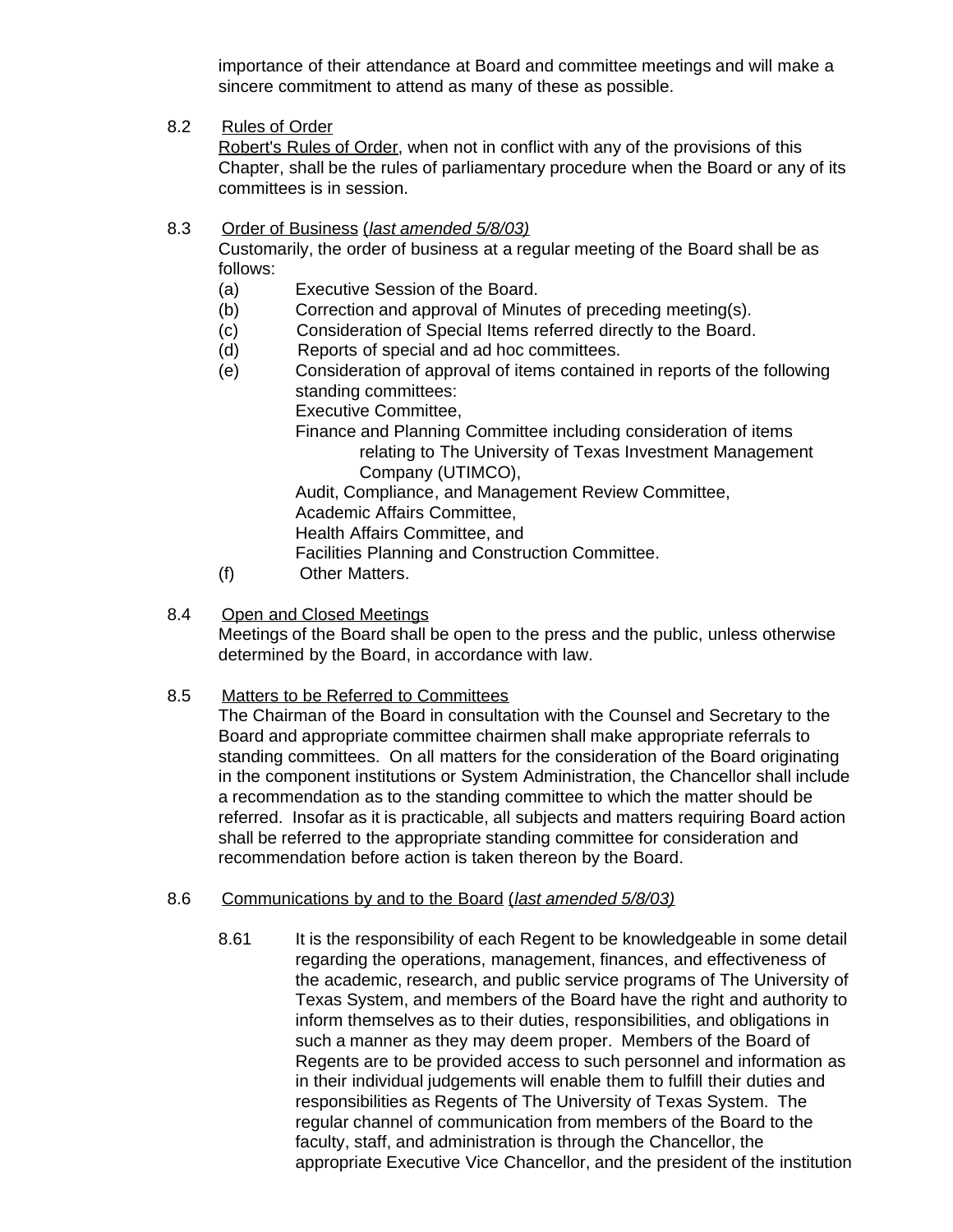importance of their attendance at Board and committee meetings and will make a sincere commitment to attend as many of these as possible.

8.2 Rules of Order

Robert's Rules of Order, when not in conflict with any of the provisions of this Chapter, shall be the rules of parliamentary procedure when the Board or any of its committees is in session.

8.3 Order of Business (*last amended 5/8/03)*

Customarily, the order of business at a regular meeting of the Board shall be as follows:

(a) Executive Session of the Board.

(b) Correction and approval of Minutes of preceding meeting(s).

(c) Consideration of Special Items referred directly to the Board.

(d) Reports of special and ad hoc committees.

(e) Consideration of approval of items contained in reports of the following standing committees:

Executive Committee,

Finance and Planning Committee including consideration of items relating to The University of Texas Investment Management Company (UTIMCO),

Audit, Compliance, and Management Review Committee,

Academic Affairs Committee,

Health Affairs Committee, and

Facilities Planning and Construction Committee.

(f) Other Matters.

8.4 Open and Closed Meetings

Meetings of the Board shall be open to the press and the public, unless otherwise determined by the Board, in accordance with law.

8.5 Matters to be Referred to Committees

The Chairman of the Board in consultation with the Counsel and Secretary to the Board and appropriate committee chairmen shall make appropriate referrals to standing committees. On all matters for the consideration of the Board originating in the component institutions or System Administration, the Chancellor shall include a recommendation as to the standing committee to which the matter should be referred. Insofar as it is practicable, all subjects and matters requiring Board action shall be referred to the appropriate standing committee for consideration and recommendation before action is taken thereon by the Board.

8.6 Communications by and to the Board (*last amended 5/8/03)*

8.61 It is the responsibility of each Regent to be knowledgeable in some detail regarding the operations, management, finances, and effectiveness of the academic, research, and public service programs of The University of Texas System, and members of the Board have the right and authority to inform themselves as to their duties, responsibilities, and obligations in such a manner as they may deem proper. Members of the Board of Regents are to be provided access to such personnel and information as in their individual judgements will enable them to fulfill their duties and responsibilities as Regents of The University of Texas System. The regular channel of communication from members of the Board to the faculty, staff, and administration is through the Chancellor, the appropriate Executive Vice Chancellor, and the president of the institution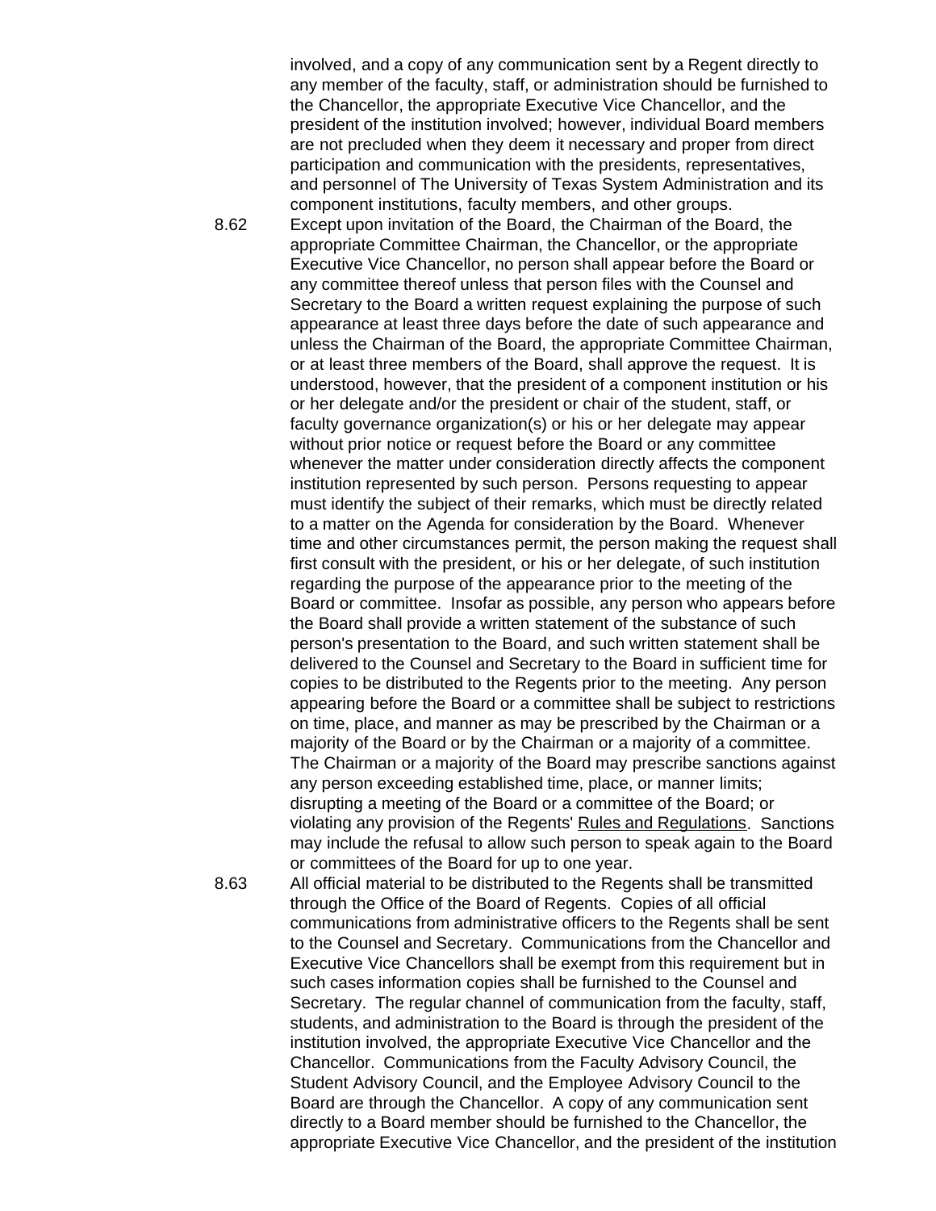involved, and a copy of any communication sent by a Regent directly to any member of the faculty, staff, or administration should be furnished to the Chancellor, the appropriate Executive Vice Chancellor, and the president of the institution involved; however, individual Board members are not precluded when they deem it necessary and proper from direct participation and communication with the presidents, representatives, and personnel of The University of Texas System Administration and its component institutions, faculty members, and other groups.

8.62 Except upon invitation of the Board, the Chairman of the Board, the appropriate Committee Chairman, the Chancellor, or the appropriate Executive Vice Chancellor, no person shall appear before the Board or any committee thereof unless that person files with the Counsel and Secretary to the Board a written request explaining the purpose of such appearance at least three days before the date of such appearance and unless the Chairman of the Board, the appropriate Committee Chairman, or at least three members of the Board, shall approve the request. It is understood, however, that the president of a component institution or his or her delegate and/or the president or chair of the student, staff, or faculty governance organization(s) or his or her delegate may appear without prior notice or request before the Board or any committee whenever the matter under consideration directly affects the component institution represented by such person. Persons requesting to appear must identify the subject of their remarks, which must be directly related to a matter on the Agenda for consideration by the Board. Whenever time and other circumstances permit, the person making the request shall first consult with the president, or his or her delegate, of such institution regarding the purpose of the appearance prior to the meeting of the Board or committee. Insofar as possible, any person who appears before the Board shall provide a written statement of the substance of such person's presentation to the Board, and such written statement shall be delivered to the Counsel and Secretary to the Board in sufficient time for copies to be distributed to the Regents prior to the meeting. Any person appearing before the Board or a committee shall be subject to restrictions on time, place, and manner as may be prescribed by the Chairman or a majority of the Board or by the Chairman or a majority of a committee. The Chairman or a majority of the Board may prescribe sanctions against any person exceeding established time, place, or manner limits; disrupting a meeting of the Board or a committee of the Board; or violating any provision of the Regents' Rules and Regulations. Sanctions may include the refusal to allow such person to speak again to the Board or committees of the Board for up to one year.

8.63 All official material to be distributed to the Regents shall be transmitted through the Office of the Board of Regents. Copies of all official communications from administrative officers to the Regents shall be sent to the Counsel and Secretary. Communications from the Chancellor and Executive Vice Chancellors shall be exempt from this requirement but in such cases information copies shall be furnished to the Counsel and Secretary. The regular channel of communication from the faculty, staff, students, and administration to the Board is through the president of the institution involved, the appropriate Executive Vice Chancellor and the Chancellor. Communications from the Faculty Advisory Council, the Student Advisory Council, and the Employee Advisory Council to the Board are through the Chancellor. A copy of any communication sent directly to a Board member should be furnished to the Chancellor, the appropriate Executive Vice Chancellor, and the president of the institution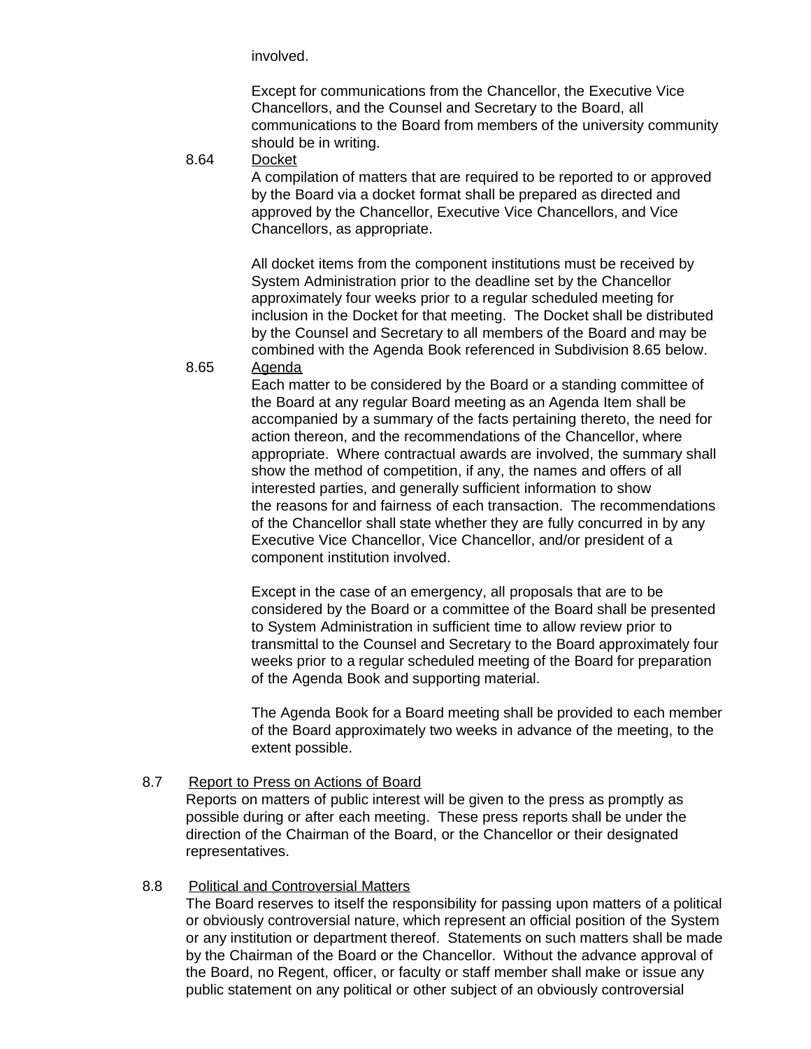involved.

Except for communications from the Chancellor, the Executive Vice Chancellors, and the Counsel and Secretary to the Board, all communications to the Board from members of the university community should be in writing.

8.64 Docket

A compilation of matters that are required to be reported to or approved by the Board via a docket format shall be prepared as directed and approved by the Chancellor, Executive Vice Chancellors, and Vice Chancellors, as appropriate.

All docket items from the component institutions must be received by System Administration prior to the deadline set by the Chancellor approximately four weeks prior to a regular scheduled meeting for inclusion in the Docket for that meeting. The Docket shall be distributed by the Counsel and Secretary to all members of the Board and may be combined with the Agenda Book referenced in Subdivision 8.65 below.

8.65 Agenda

Each matter to be considered by the Board or a standing committee of the Board at any regular Board meeting as an Agenda Item shall be accompanied by a summary of the facts pertaining thereto, the need for action thereon, and the recommendations of the Chancellor, where appropriate. Where contractual awards are involved, the summary shall show the method of competition, if any, the names and offers of all interested parties, and generally sufficient information to show the reasons for and fairness of each transaction. The recommendations of the Chancellor shall state whether they are fully concurred in by any Executive Vice Chancellor, Vice Chancellor, and/or president of a component institution involved.

Except in the case of an emergency, all proposals that are to be considered by the Board or a committee of the Board shall be presented to System Administration in sufficient time to allow review prior to transmittal to the Counsel and Secretary to the Board approximately four weeks prior to a regular scheduled meeting of the Board for preparation of the Agenda Book and supporting material.

The Agenda Book for a Board meeting shall be provided to each member of the Board approximately two weeks in advance of the meeting, to the extent possible.

8.7 Report to Press on Actions of Board

Reports on matters of public interest will be given to the press as promptly as possible during or after each meeting. These press reports shall be under the direction of the Chairman of the Board, or the Chancellor or their designated representatives.

8.8 Political and Controversial Matters

The Board reserves to itself the responsibility for passing upon matters of a political or obviously controversial nature, which represent an official position of the System or any institution or department thereof. Statements on such matters shall be made by the Chairman of the Board or the Chancellor. Without the advance approval of the Board, no Regent, officer, or faculty or staff member shall make or issue any public statement on any political or other subject of an obviously controversial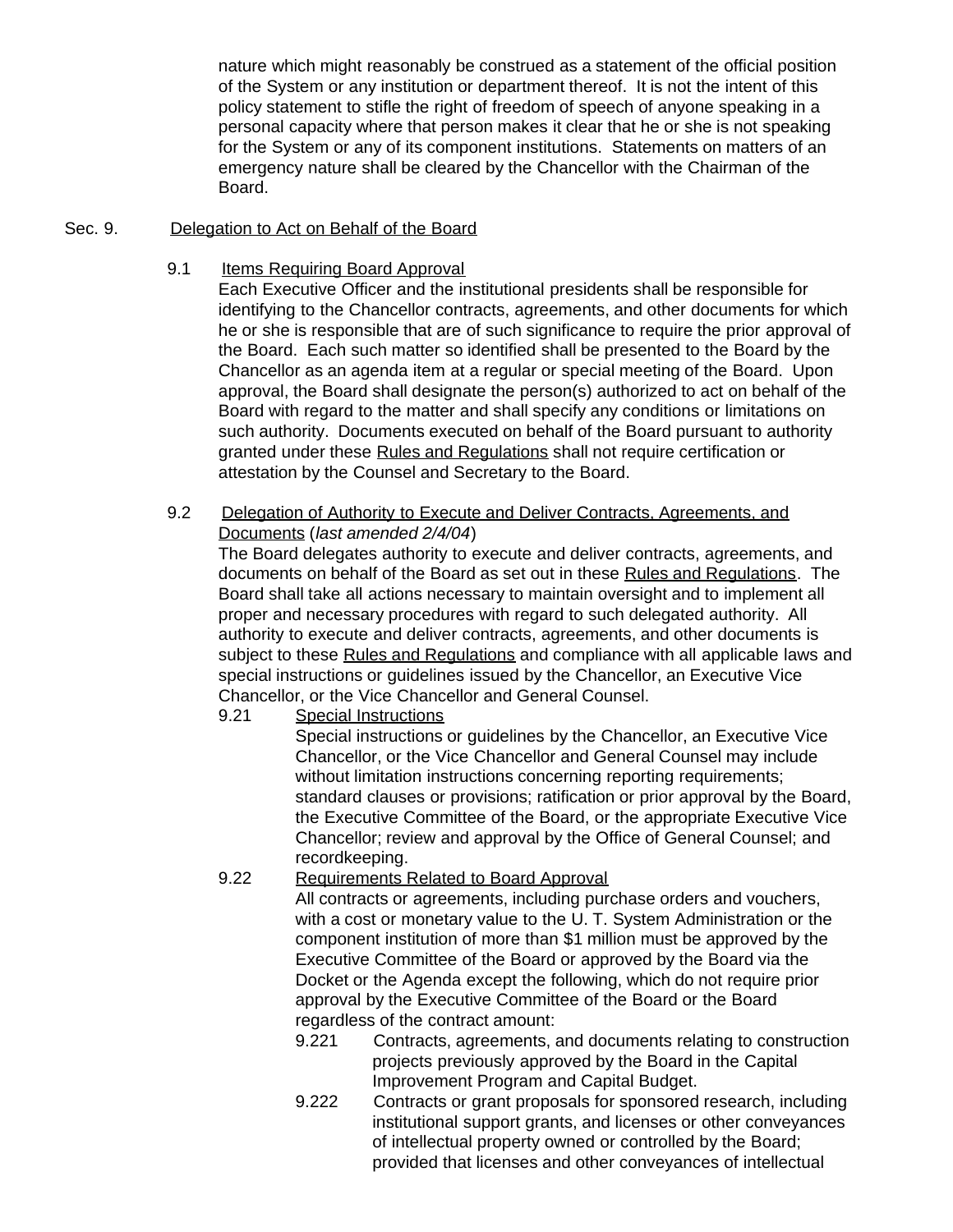nature which might reasonably be construed as a statement of the official position of the System or any institution or department thereof. It is not the intent of this policy statement to stifle the right of freedom of speech of anyone speaking in a personal capacity where that person makes it clear that he or she is not speaking for the System or any of its component institutions. Statements on matters of an emergency nature shall be cleared by the Chancellor with the Chairman of the Board.

Sec. 9. Delegation to Act on Behalf of the Board

9.1 Items Requiring Board Approval

Each Executive Officer and the institutional presidents shall be responsible for identifying to the Chancellor contracts, agreements, and other documents for which he or she is responsible that are of such significance to require the prior approval of the Board. Each such matter so identified shall be presented to the Board by the Chancellor as an agenda item at a regular or special meeting of the Board. Upon approval, the Board shall designate the person(s) authorized to act on behalf of the Board with regard to the matter and shall specify any conditions or limitations on such authority. Documents executed on behalf of the Board pursuant to authority granted under these Rules and Regulations shall not require certification or attestation by the Counsel and Secretary to the Board.

9.2 Delegation of Authority to Execute and Deliver Contracts, Agreements, and Documents (*last amended 2/4/04*)

The Board delegates authority to execute and deliver contracts, agreements, and documents on behalf of the Board as set out in these Rules and Regulations. The Board shall take all actions necessary to maintain oversight and to implement all proper and necessary procedures with regard to such delegated authority. All authority to execute and deliver contracts, agreements, and other documents is subject to these Rules and Regulations and compliance with all applicable laws and special instructions or guidelines issued by the Chancellor, an Executive Vice Chancellor, or the Vice Chancellor and General Counsel.

9.21 Special Instructions

Special instructions or guidelines by the Chancellor, an Executive Vice Chancellor, or the Vice Chancellor and General Counsel may include without limitation instructions concerning reporting requirements; standard clauses or provisions; ratification or prior approval by the Board, the Executive Committee of the Board, or the appropriate Executive Vice Chancellor; review and approval by the Office of General Counsel; and recordkeeping.

9.22 Requirements Related to Board Approval

All contracts or agreements, including purchase orders and vouchers, with a cost or monetary value to the U. T. System Administration or the component institution of more than $1 million must be approved by the Executive Committee of the Board or approved by the Board via the Docket or the Agenda except the following, which do not require prior approval by the Executive Committee of the Board or the Board regardless of the contract amount:

9.221 Contracts, agreements, and documents relating to construction projects previously approved by the Board in the Capital Improvement Program and Capital Budget.

9.222 Contracts or grant proposals for sponsored research, including institutional support grants, and licenses or other conveyances of intellectual property owned or controlled by the Board; provided that licenses and other conveyances of intellectual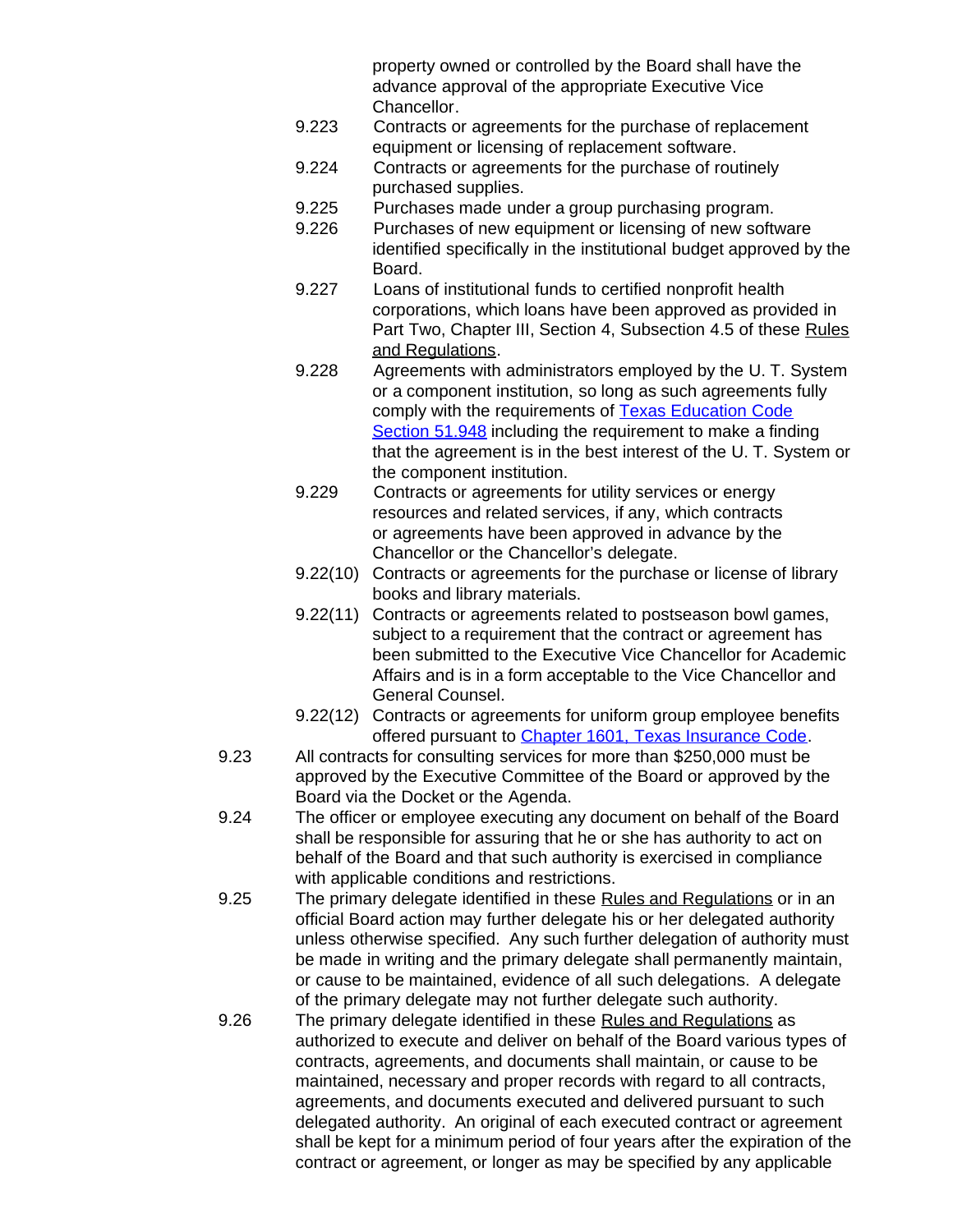property owned or controlled by the Board shall have the advance approval of the appropriate Executive Vice Chancellor.

- 9.223 Contracts or agreements for the purchase of replacement equipment or licensing of replacement software.
- 9.224 Contracts or agreements for the purchase of routinely purchased supplies.
- 9.225 Purchases made under a group purchasing program.
- 9.226 Purchases of new equipment or licensing of new software identified specifically in the institutional budget approved by the Board.
- 9.227 Loans of institutional funds to certified nonprofit health corporations, which loans have been approved as provided in Part Two, Chapter III, Section 4, Subsection 4.5 of these Rules and Regulations.
- 9.228 Agreements with administrators employed by the U. T. System or a component institution, so long as such agreements fully comply with the requirements of Texas Education Code Section 51.948 including the requirement to make a finding that the agreement is in the best interest of the U. T. System or the component institution.
- 9.229 Contracts or agreements for utility services or energy resources and related services, if any, which contracts or agreements have been approved in advance by the Chancellor or the Chancellor's delegate.
- 9.22(10) Contracts or agreements for the purchase or license of library books and library materials.
- 9.22(11) Contracts or agreements related to postseason bowl games, subject to a requirement that the contract or agreement has been submitted to the Executive Vice Chancellor for Academic Affairs and is in a form acceptable to the Vice Chancellor and General Counsel.
- 9.22(12) Contracts or agreements for uniform group employee benefits offered pursuant to Chapter 1601, Texas Insurance Code.

9.23 All contracts for consulting services for more than $250,000 must be approved by the Executive Committee of the Board or approved by the Board via the Docket or the Agenda.

9.24 The officer or employee executing any document on behalf of the Board shall be responsible for assuring that he or she has authority to act on behalf of the Board and that such authority is exercised in compliance with applicable conditions and restrictions.

9.25 The primary delegate identified in these Rules and Regulations or in an official Board action may further delegate his or her delegated authority unless otherwise specified. Any such further delegation of authority must be made in writing and the primary delegate shall permanently maintain, or cause to be maintained, evidence of all such delegations. A delegate of the primary delegate may not further delegate such authority.

9.26 The primary delegate identified in these Rules and Regulations as authorized to execute and deliver on behalf of the Board various types of contracts, agreements, and documents shall maintain, or cause to be maintained, necessary and proper records with regard to all contracts, agreements, and documents executed and delivered pursuant to such delegated authority. An original of each executed contract or agreement shall be kept for a minimum period of four years after the expiration of the contract or agreement, or longer as may be specified by any applicable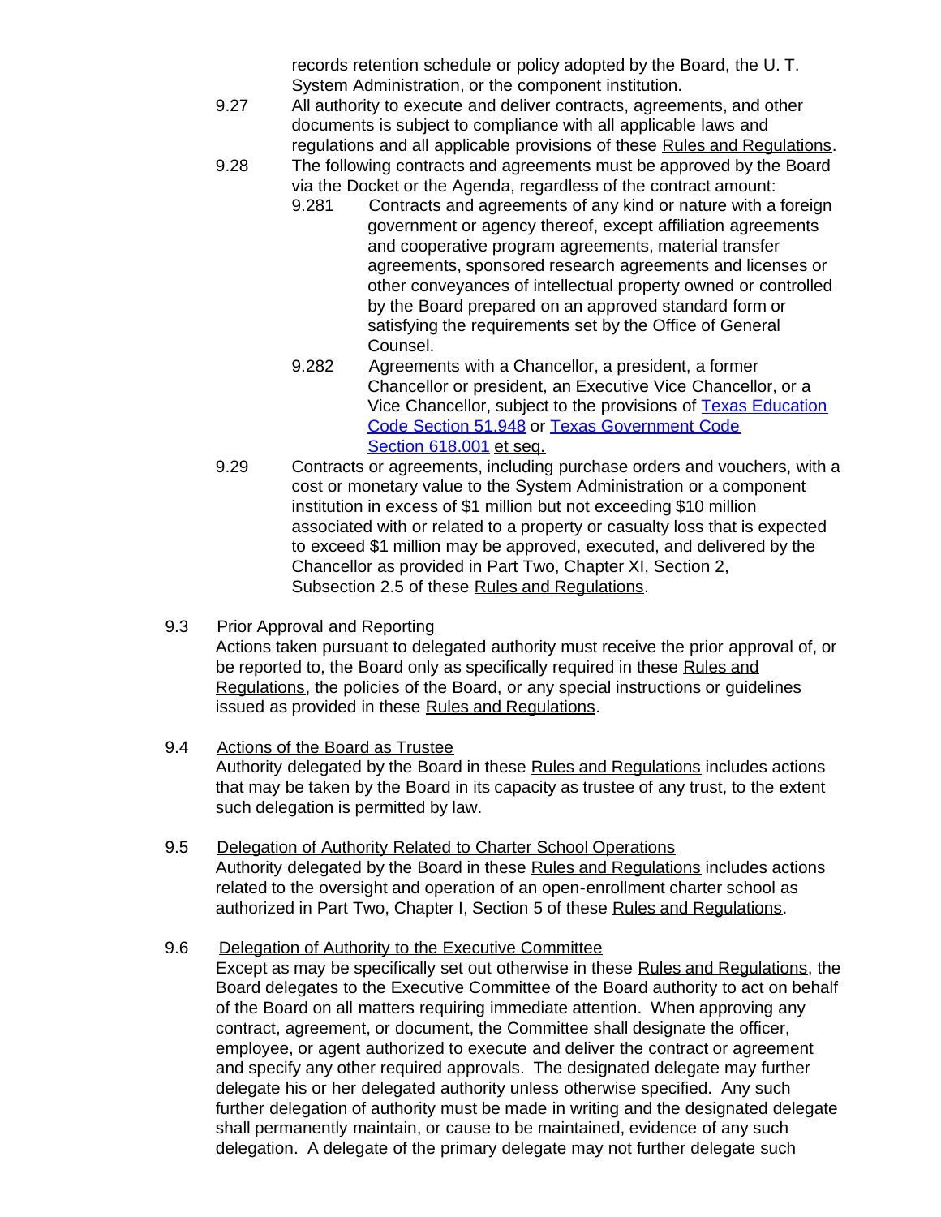records retention schedule or policy adopted by the Board, the U. T. System Administration, or the component institution.

9.27 All authority to execute and deliver contracts, agreements, and other documents is subject to compliance with all applicable laws and regulations and all applicable provisions of these Rules and Regulations.

9.28 The following contracts and agreements must be approved by the Board via the Docket or the Agenda, regardless of the contract amount:

9.281 Contracts and agreements of any kind or nature with a foreign government or agency thereof, except affiliation agreements and cooperative program agreements, material transfer agreements, sponsored research agreements and licenses or other conveyances of intellectual property owned or controlled by the Board prepared on an approved standard form or satisfying the requirements set by the Office of General Counsel.

9.282 Agreements with a Chancellor, a president, a former Chancellor or president, an Executive Vice Chancellor, or a Vice Chancellor, subject to the provisions of Texas Education Code Section 51.948 or Texas Government Code Section 618.001 et seq.

9.29 Contracts or agreements, including purchase orders and vouchers, with a cost or monetary value to the System Administration or a component institution in excess of $1 million but not exceeding $10 million associated with or related to a property or casualty loss that is expected to exceed $1 million may be approved, executed, and delivered by the Chancellor as provided in Part Two, Chapter XI, Section 2, Subsection 2.5 of these Rules and Regulations.

9.3 Prior Approval and Reporting

Actions taken pursuant to delegated authority must receive the prior approval of, or be reported to, the Board only as specifically required in these Rules and Regulations, the policies of the Board, or any special instructions or guidelines issued as provided in these Rules and Regulations.

9.4 Actions of the Board as Trustee

Authority delegated by the Board in these Rules and Regulations includes actions that may be taken by the Board in its capacity as trustee of any trust, to the extent such delegation is permitted by law.

9.5 Delegation of Authority Related to Charter School Operations

Authority delegated by the Board in these Rules and Regulations includes actions related to the oversight and operation of an open-enrollment charter school as authorized in Part Two, Chapter I, Section 5 of these Rules and Regulations.

9.6 Delegation of Authority to the Executive Committee

Except as may be specifically set out otherwise in these Rules and Regulations, the Board delegates to the Executive Committee of the Board authority to act on behalf of the Board on all matters requiring immediate attention. When approving any contract, agreement, or document, the Committee shall designate the officer, employee, or agent authorized to execute and deliver the contract or agreement and specify any other required approvals. The designated delegate may further delegate his or her delegated authority unless otherwise specified. Any such further delegation of authority must be made in writing and the designated delegate shall permanently maintain, or cause to be maintained, evidence of any such delegation. A delegate of the primary delegate may not further delegate such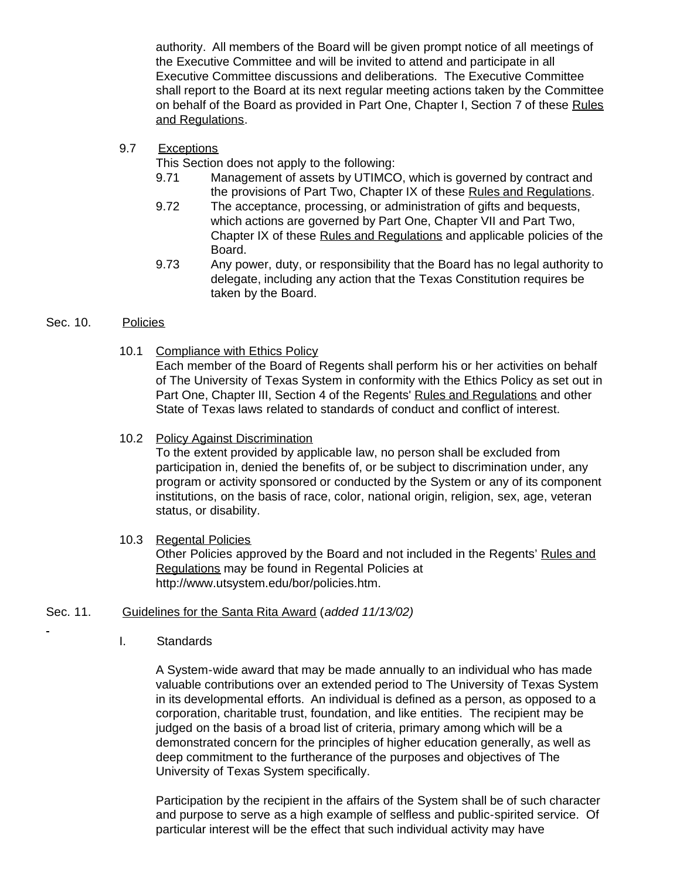authority. All members of the Board will be given prompt notice of all meetings of the Executive Committee and will be invited to attend and participate in all Executive Committee discussions and deliberations. The Executive Committee shall report to the Board at its next regular meeting actions taken by the Committee on behalf of the Board as provided in Part One, Chapter I, Section 7 of these Rules and Regulations.

9.7 Exceptions

This Section does not apply to the following:

9.71 Management of assets by UTIMCO, which is governed by contract and the provisions of Part Two, Chapter IX of these Rules and Regulations.

9.72 The acceptance, processing, or administration of gifts and bequests, which actions are governed by Part One, Chapter VII and Part Two, Chapter IX of these Rules and Regulations and applicable policies of the Board.

9.73 Any power, duty, or responsibility that the Board has no legal authority to delegate, including any action that the Texas Constitution requires be taken by the Board.

Sec. 10. Policies

10.1 Compliance with Ethics Policy

Each member of the Board of Regents shall perform his or her activities on behalf of The University of Texas System in conformity with the Ethics Policy as set out in Part One, Chapter III, Section 4 of the Regents' Rules and Regulations and other State of Texas laws related to standards of conduct and conflict of interest.

10.2 Policy Against Discrimination

To the extent provided by applicable law, no person shall be excluded from participation in, denied the benefits of, or be subject to discrimination under, any program or activity sponsored or conducted by the System or any of its component institutions, on the basis of race, color, national origin, religion, sex, age, veteran status, or disability.

10.3 Regental Policies

Other Policies approved by the Board and not included in the Regents' Rules and Regulations may be found in Regental Policies at http://www.utsystem.edu/bor/policies.htm.

Sec. 11. Guidelines for the Santa Rita Award (*added 11/13/02)*

I. Standards

A System-wide award that may be made annually to an individual who has made valuable contributions over an extended period to The University of Texas System in its developmental efforts. An individual is defined as a person, as opposed to a corporation, charitable trust, foundation, and like entities. The recipient may be judged on the basis of a broad list of criteria, primary among which will be a demonstrated concern for the principles of higher education generally, as well as deep commitment to the furtherance of the purposes and objectives of The University of Texas System specifically.

Participation by the recipient in the affairs of the System shall be of such character and purpose to serve as a high example of selfless and public-spirited service. Of particular interest will be the effect that such individual activity may have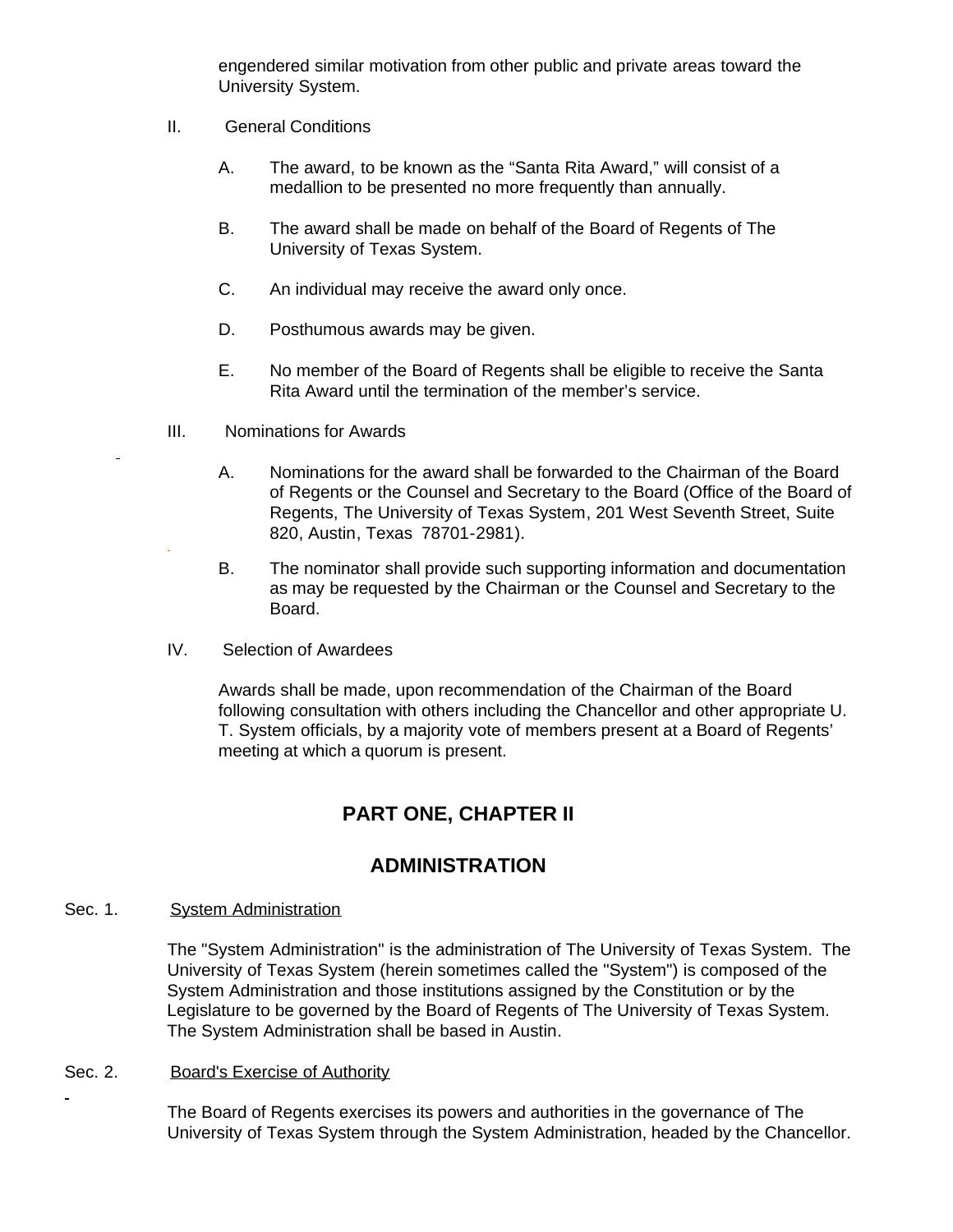engendered similar motivation from other public and private areas toward the University System.

II. General Conditions

A. The award, to be known as the "Santa Rita Award," will consist of a medallion to be presented no more frequently than annually.

B. The award shall be made on behalf of the Board of Regents of The University of Texas System.

C. An individual may receive the award only once.

D. Posthumous awards may be given.

E. No member of the Board of Regents shall be eligible to receive the Santa Rita Award until the termination of the member's service.

III. Nominations for Awards

A. Nominations for the award shall be forwarded to the Chairman of the Board of Regents or the Counsel and Secretary to the Board (Office of the Board of Regents, The University of Texas System, 201 West Seventh Street, Suite 820, Austin, Texas 78701-2981).

B. The nominator shall provide such supporting information and documentation as may be requested by the Chairman or the Counsel and Secretary to the Board.

IV. Selection of Awardees

Awards shall be made, upon recommendation of the Chairman of the Board following consultation with others including the Chancellor and other appropriate U. T. System officials, by a majority vote of members present at a Board of Regents' meeting at which a quorum is present.

## PART ONE, CHAPTER II

## ADMINISTRATION

Sec. 1. System Administration

The "System Administration" is the administration of The University of Texas System. The University of Texas System (herein sometimes called the "System") is composed of the System Administration and those institutions assigned by the Constitution or by the Legislature to be governed by the Board of Regents of The University of Texas System. The System Administration shall be based in Austin.

Sec. 2. Board's Exercise of Authority

The Board of Regents exercises its powers and authorities in the governance of The University of Texas System through the System Administration, headed by the Chancellor.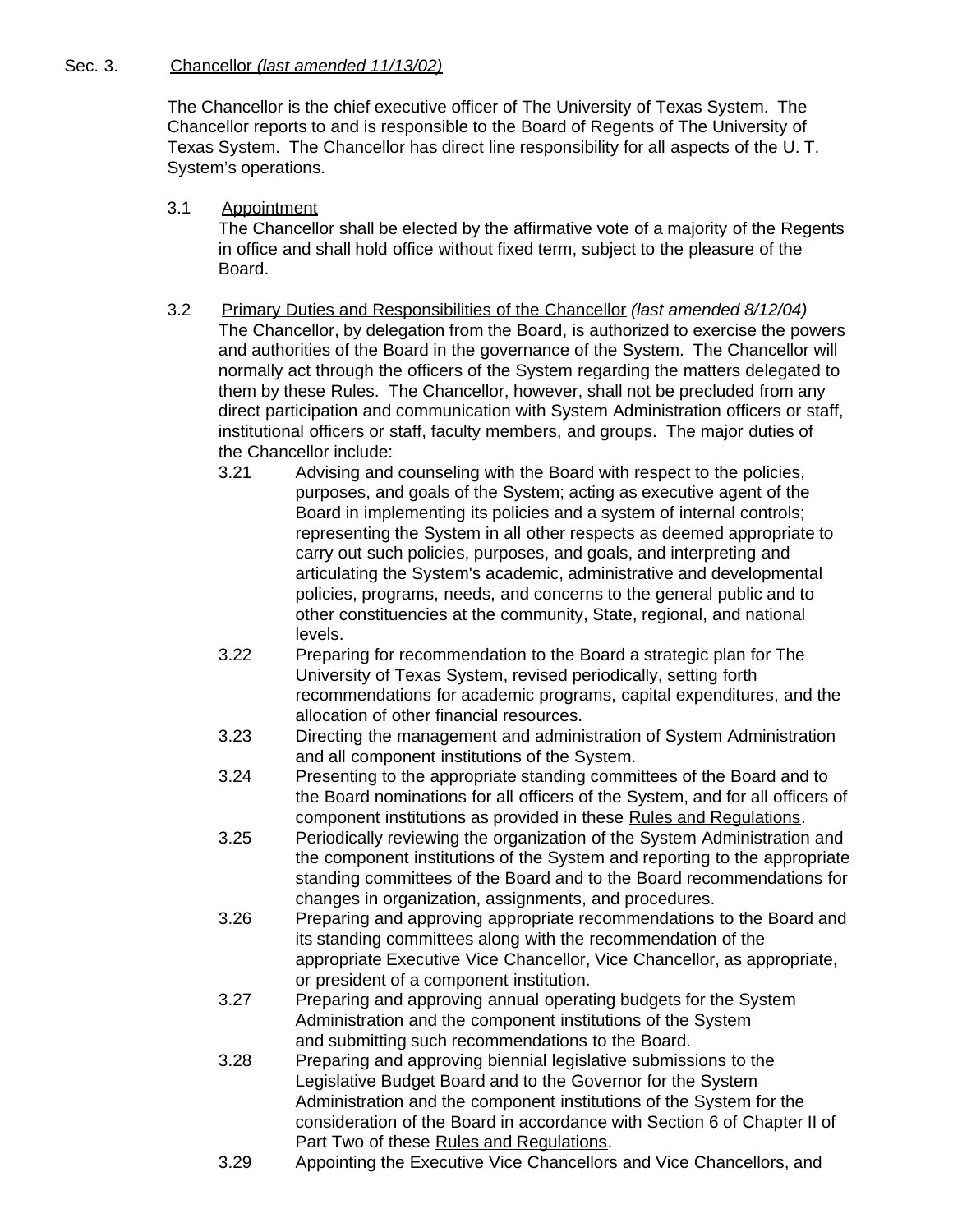Sec. 3. Chancellor *(last amended 11/13/02)*

The Chancellor is the chief executive officer of The University of Texas System. The Chancellor reports to and is responsible to the Board of Regents of The University of Texas System. The Chancellor has direct line responsibility for all aspects of the U. T. System's operations.

3.1 Appointment

The Chancellor shall be elected by the affirmative vote of a majority of the Regents in office and shall hold office without fixed term, subject to the pleasure of the Board.

3.2 Primary Duties and Responsibilities of the Chancellor *(last amended 8/12/04)*

The Chancellor, by delegation from the Board, is authorized to exercise the powers and authorities of the Board in the governance of the System. The Chancellor will normally act through the officers of the System regarding the matters delegated to them by these Rules. The Chancellor, however, shall not be precluded from any direct participation and communication with System Administration officers or staff, institutional officers or staff, faculty members, and groups. The major duties of the Chancellor include:

3.21 Advising and counseling with the Board with respect to the policies, purposes, and goals of the System; acting as executive agent of the Board in implementing its policies and a system of internal controls; representing the System in all other respects as deemed appropriate to carry out such policies, purposes, and goals, and interpreting and articulating the System's academic, administrative and developmental policies, programs, needs, and concerns to the general public and to other constituencies at the community, State, regional, and national levels.

3.22 Preparing for recommendation to the Board a strategic plan for The University of Texas System, revised periodically, setting forth recommendations for academic programs, capital expenditures, and the allocation of other financial resources.

3.23 Directing the management and administration of System Administration and all component institutions of the System.

3.24 Presenting to the appropriate standing committees of the Board and to the Board nominations for all officers of the System, and for all officers of component institutions as provided in these Rules and Regulations.

3.25 Periodically reviewing the organization of the System Administration and the component institutions of the System and reporting to the appropriate standing committees of the Board and to the Board recommendations for changes in organization, assignments, and procedures.

3.26 Preparing and approving appropriate recommendations to the Board and its standing committees along with the recommendation of the appropriate Executive Vice Chancellor, Vice Chancellor, as appropriate, or president of a component institution.

3.27 Preparing and approving annual operating budgets for the System Administration and the component institutions of the System and submitting such recommendations to the Board.

3.28 Preparing and approving biennial legislative submissions to the Legislative Budget Board and to the Governor for the System Administration and the component institutions of the System for the consideration of the Board in accordance with Section 6 of Chapter II of Part Two of these Rules and Regulations.

3.29 Appointing the Executive Vice Chancellors and Vice Chancellors, and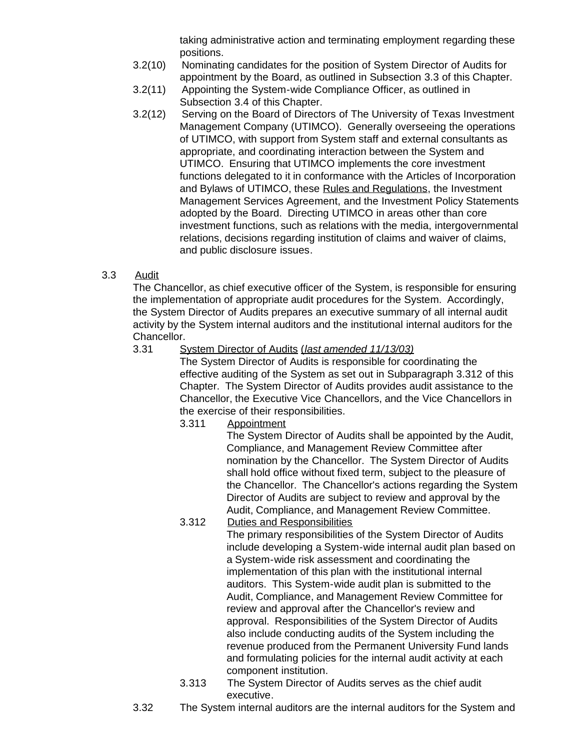taking administrative action and terminating employment regarding these positions.

3.2(10) Nominating candidates for the position of System Director of Audits for appointment by the Board, as outlined in Subsection 3.3 of this Chapter.

3.2(11) Appointing the System-wide Compliance Officer, as outlined in Subsection 3.4 of this Chapter.

3.2(12) Serving on the Board of Directors of The University of Texas Investment Management Company (UTIMCO). Generally overseeing the operations of UTIMCO, with support from System staff and external consultants as appropriate, and coordinating interaction between the System and UTIMCO. Ensuring that UTIMCO implements the core investment functions delegated to it in conformance with the Articles of Incorporation and Bylaws of UTIMCO, these Rules and Regulations, the Investment Management Services Agreement, and the Investment Policy Statements adopted by the Board. Directing UTIMCO in areas other than core investment functions, such as relations with the media, intergovernmental relations, decisions regarding institution of claims and waiver of claims, and public disclosure issues.

3.3 Audit

The Chancellor, as chief executive officer of the System, is responsible for ensuring the implementation of appropriate audit procedures for the System. Accordingly, the System Director of Audits prepares an executive summary of all internal audit activity by the System internal auditors and the institutional internal auditors for the Chancellor.

3.31 System Director of Audits (*last amended 11/13/03)*

The System Director of Audits is responsible for coordinating the effective auditing of the System as set out in Subparagraph 3.312 of this Chapter. The System Director of Audits provides audit assistance to the Chancellor, the Executive Vice Chancellors, and the Vice Chancellors in the exercise of their responsibilities.

3.311 Appointment

The System Director of Audits shall be appointed by the Audit, Compliance, and Management Review Committee after nomination by the Chancellor. The System Director of Audits shall hold office without fixed term, subject to the pleasure of the Chancellor. The Chancellor's actions regarding the System Director of Audits are subject to review and approval by the Audit, Compliance, and Management Review Committee.

3.312 Duties and Responsibilities

The primary responsibilities of the System Director of Audits include developing a System-wide internal audit plan based on a System-wide risk assessment and coordinating the implementation of this plan with the institutional internal auditors. This System-wide audit plan is submitted to the Audit, Compliance, and Management Review Committee for review and approval after the Chancellor's review and approval. Responsibilities of the System Director of Audits also include conducting audits of the System including the revenue produced from the Permanent University Fund lands and formulating policies for the internal audit activity at each component institution.

3.313 The System Director of Audits serves as the chief audit executive.

3.32 The System internal auditors are the internal auditors for the System and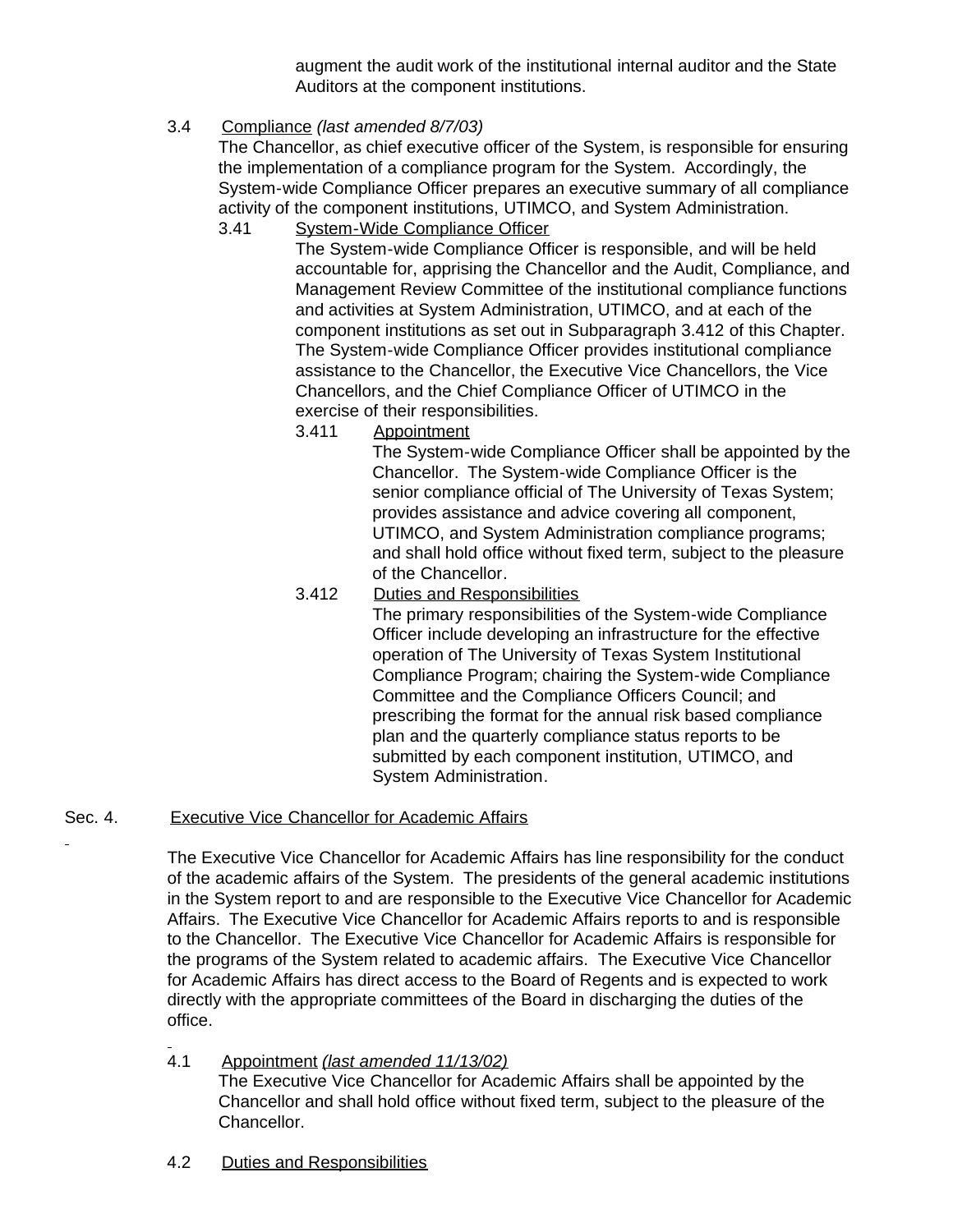augment the audit work of the institutional internal auditor and the State Auditors at the component institutions.

3.4 Compliance *(last amended 8/7/03)*

The Chancellor, as chief executive officer of the System, is responsible for ensuring the implementation of a compliance program for the System. Accordingly, the System-wide Compliance Officer prepares an executive summary of all compliance activity of the component institutions, UTIMCO, and System Administration.

3.41 System-Wide Compliance Officer

The System-wide Compliance Officer is responsible, and will be held accountable for, apprising the Chancellor and the Audit, Compliance, and Management Review Committee of the institutional compliance functions and activities at System Administration, UTIMCO, and at each of the component institutions as set out in Subparagraph 3.412 of this Chapter. The System-wide Compliance Officer provides institutional compliance assistance to the Chancellor, the Executive Vice Chancellors, the Vice Chancellors, and the Chief Compliance Officer of UTIMCO in the exercise of their responsibilities.

3.411 Appointment

The System-wide Compliance Officer shall be appointed by the Chancellor. The System-wide Compliance Officer is the senior compliance official of The University of Texas System; provides assistance and advice covering all component, UTIMCO, and System Administration compliance programs; and shall hold office without fixed term, subject to the pleasure of the Chancellor.

3.412 Duties and Responsibilities

The primary responsibilities of the System-wide Compliance Officer include developing an infrastructure for the effective operation of The University of Texas System Institutional Compliance Program; chairing the System-wide Compliance Committee and the Compliance Officers Council; and prescribing the format for the annual risk based compliance plan and the quarterly compliance status reports to be submitted by each component institution, UTIMCO, and System Administration.

## Sec. 4. Executive Vice Chancellor for Academic Affairs

The Executive Vice Chancellor for Academic Affairs has line responsibility for the conduct of the academic affairs of the System. The presidents of the general academic institutions in the System report to and are responsible to the Executive Vice Chancellor for Academic Affairs. The Executive Vice Chancellor for Academic Affairs reports to and is responsible to the Chancellor. The Executive Vice Chancellor for Academic Affairs is responsible for the programs of the System related to academic affairs. The Executive Vice Chancellor for Academic Affairs has direct access to the Board of Regents and is expected to work directly with the appropriate committees of the Board in discharging the duties of the office.

4.1 Appointment *(last amended 11/13/02)*

The Executive Vice Chancellor for Academic Affairs shall be appointed by the Chancellor and shall hold office without fixed term, subject to the pleasure of the Chancellor.

4.2 Duties and Responsibilities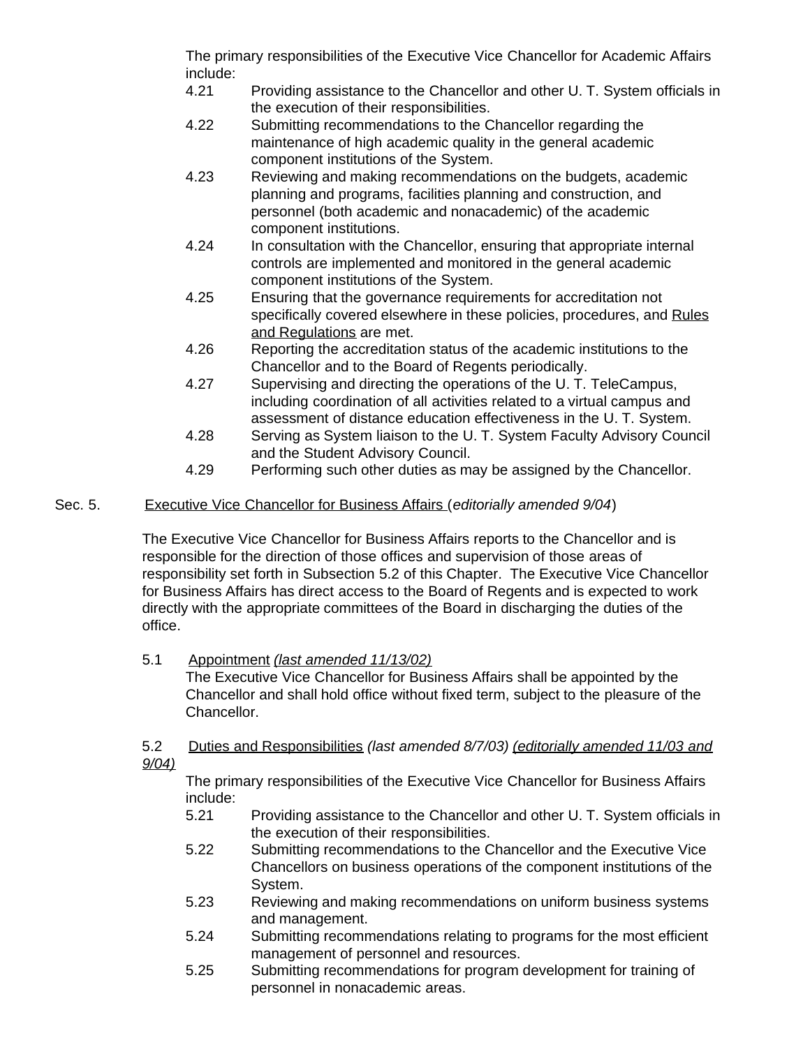The primary responsibilities of the Executive Vice Chancellor for Academic Affairs include:

4.21 Providing assistance to the Chancellor and other U. T. System officials in the execution of their responsibilities.

4.22 Submitting recommendations to the Chancellor regarding the maintenance of high academic quality in the general academic component institutions of the System.

4.23 Reviewing and making recommendations on the budgets, academic planning and programs, facilities planning and construction, and personnel (both academic and nonacademic) of the academic component institutions.

4.24 In consultation with the Chancellor, ensuring that appropriate internal controls are implemented and monitored in the general academic component institutions of the System.

4.25 Ensuring that the governance requirements for accreditation not specifically covered elsewhere in these policies, procedures, and <u>Rules and Regulations</u> are met.

4.26 Reporting the accreditation status of the academic institutions to the Chancellor and to the Board of Regents periodically.

4.27 Supervising and directing the operations of the U. T. TeleCampus, including coordination of all activities related to a virtual campus and assessment of distance education effectiveness in the U. T. System.

4.28 Serving as System liaison to the U. T. System Faculty Advisory Council and the Student Advisory Council.

4.29 Performing such other duties as may be assigned by the Chancellor.

## Sec. 5. <u>Executive Vice Chancellor for Business Affairs</u> (*editorially amended 9/04*)

The Executive Vice Chancellor for Business Affairs reports to the Chancellor and is responsible for the direction of those offices and supervision of those areas of responsibility set forth in Subsection 5.2 of this Chapter. The Executive Vice Chancellor for Business Affairs has direct access to the Board of Regents and is expected to work directly with the appropriate committees of the Board in discharging the duties of the office.

### 5.1 <u>Appointment</u> <u>*(last amended 11/13/02)*</u>

The Executive Vice Chancellor for Business Affairs shall be appointed by the Chancellor and shall hold office without fixed term, subject to the pleasure of the Chancellor.

### 5.2 <u>Duties and Responsibilities</u> *(last amended 8/7/03)* <u>*(editorially amended 11/03 and 9/04)*</u>

The primary responsibilities of the Executive Vice Chancellor for Business Affairs include:

5.21 Providing assistance to the Chancellor and other U. T. System officials in the execution of their responsibilities.

5.22 Submitting recommendations to the Chancellor and the Executive Vice Chancellors on business operations of the component institutions of the System.

5.23 Reviewing and making recommendations on uniform business systems and management.

5.24 Submitting recommendations relating to programs for the most efficient management of personnel and resources.

5.25 Submitting recommendations for program development for training of personnel in nonacademic areas.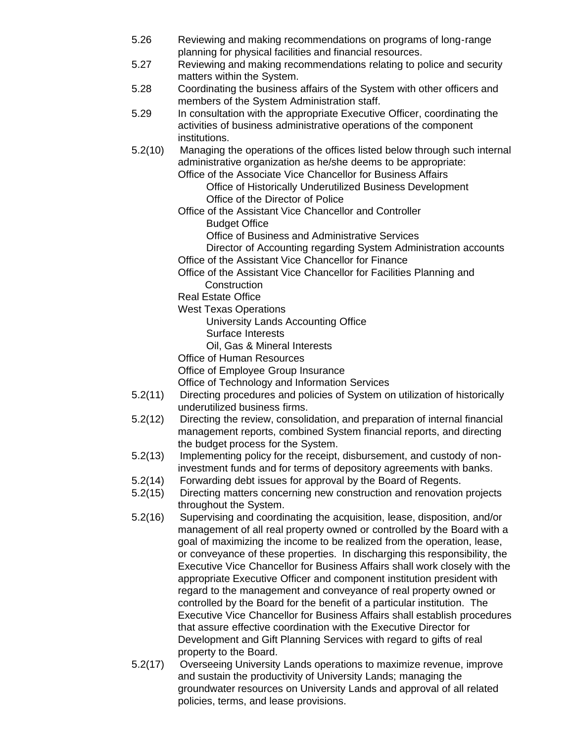5.26 Reviewing and making recommendations on programs of long-range planning for physical facilities and financial resources.

5.27 Reviewing and making recommendations relating to police and security matters within the System.

5.28 Coordinating the business affairs of the System with other officers and members of the System Administration staff.

5.29 In consultation with the appropriate Executive Officer, coordinating the activities of business administrative operations of the component institutions.

5.2(10) Managing the operations of the offices listed below through such internal administrative organization as he/she deems to be appropriate:

- Office of the Associate Vice Chancellor for Business Affairs
  - Office of Historically Underutilized Business Development
  - Office of the Director of Police
- Office of the Assistant Vice Chancellor and Controller
  - Budget Office
  - Office of Business and Administrative Services
  - Director of Accounting regarding System Administration accounts
- Office of the Assistant Vice Chancellor for Finance
- Office of the Assistant Vice Chancellor for Facilities Planning and Construction
- Real Estate Office
- West Texas Operations
  - University Lands Accounting Office
  - Surface Interests
  - Oil, Gas & Mineral Interests
- Office of Human Resources
- Office of Employee Group Insurance
- Office of Technology and Information Services

5.2(11) Directing procedures and policies of System on utilization of historically underutilized business firms.

5.2(12) Directing the review, consolidation, and preparation of internal financial management reports, combined System financial reports, and directing the budget process for the System.

5.2(13) Implementing policy for the receipt, disbursement, and custody of non-investment funds and for terms of depository agreements with banks.

5.2(14) Forwarding debt issues for approval by the Board of Regents.

5.2(15) Directing matters concerning new construction and renovation projects throughout the System.

5.2(16) Supervising and coordinating the acquisition, lease, disposition, and/or management of all real property owned or controlled by the Board with a goal of maximizing the income to be realized from the operation, lease, or conveyance of these properties. In discharging this responsibility, the Executive Vice Chancellor for Business Affairs shall work closely with the appropriate Executive Officer and component institution president with regard to the management and conveyance of real property owned or controlled by the Board for the benefit of a particular institution. The Executive Vice Chancellor for Business Affairs shall establish procedures that assure effective coordination with the Executive Director for Development and Gift Planning Services with regard to gifts of real property to the Board.

5.2(17) Overseeing University Lands operations to maximize revenue, improve and sustain the productivity of University Lands; managing the groundwater resources on University Lands and approval of all related policies, terms, and lease provisions.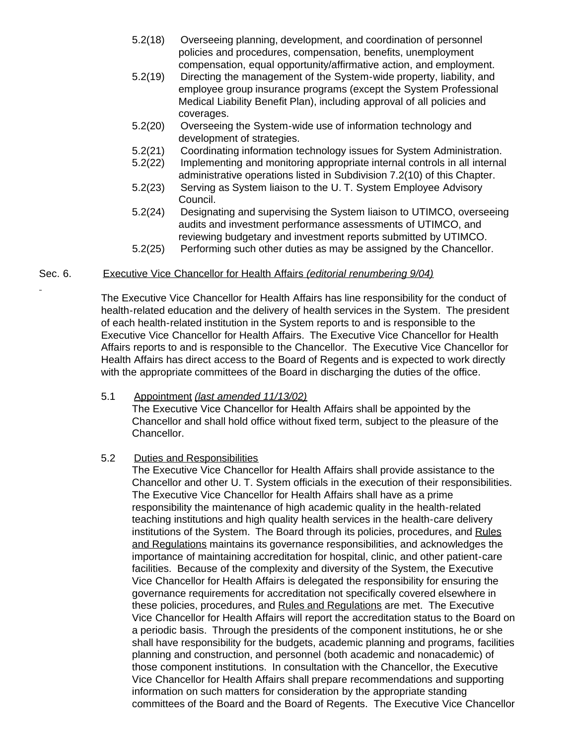5.2(18) Overseeing planning, development, and coordination of personnel policies and procedures, compensation, benefits, unemployment compensation, equal opportunity/affirmative action, and employment.

5.2(19) Directing the management of the System-wide property, liability, and employee group insurance programs (except the System Professional Medical Liability Benefit Plan), including approval of all policies and coverages.

5.2(20) Overseeing the System-wide use of information technology and development of strategies.

5.2(21) Coordinating information technology issues for System Administration.

5.2(22) Implementing and monitoring appropriate internal controls in all internal administrative operations listed in Subdivision 7.2(10) of this Chapter.

5.2(23) Serving as System liaison to the U. T. System Employee Advisory Council.

5.2(24) Designating and supervising the System liaison to UTIMCO, overseeing audits and investment performance assessments of UTIMCO, and reviewing budgetary and investment reports submitted by UTIMCO.

5.2(25) Performing such other duties as may be assigned by the Chancellor.

## Sec. 6. Executive Vice Chancellor for Health Affairs *(editorial renumbering 9/04)*

The Executive Vice Chancellor for Health Affairs has line responsibility for the conduct of health-related education and the delivery of health services in the System. The president of each health-related institution in the System reports to and is responsible to the Executive Vice Chancellor for Health Affairs. The Executive Vice Chancellor for Health Affairs reports to and is responsible to the Chancellor. The Executive Vice Chancellor for Health Affairs has direct access to the Board of Regents and is expected to work directly with the appropriate committees of the Board in discharging the duties of the office.

5.1 Appointment *(last amended 11/13/02)*

The Executive Vice Chancellor for Health Affairs shall be appointed by the Chancellor and shall hold office without fixed term, subject to the pleasure of the Chancellor.

5.2 Duties and Responsibilities

The Executive Vice Chancellor for Health Affairs shall provide assistance to the Chancellor and other U. T. System officials in the execution of their responsibilities. The Executive Vice Chancellor for Health Affairs shall have as a prime responsibility the maintenance of high academic quality in the health-related teaching institutions and high quality health services in the health-care delivery institutions of the System. The Board through its policies, procedures, and Rules and Regulations maintains its governance responsibilities, and acknowledges the importance of maintaining accreditation for hospital, clinic, and other patient-care facilities. Because of the complexity and diversity of the System, the Executive Vice Chancellor for Health Affairs is delegated the responsibility for ensuring the governance requirements for accreditation not specifically covered elsewhere in these policies, procedures, and Rules and Regulations are met. The Executive Vice Chancellor for Health Affairs will report the accreditation status to the Board on a periodic basis. Through the presidents of the component institutions, he or she shall have responsibility for the budgets, academic planning and programs, facilities planning and construction, and personnel (both academic and nonacademic) of those component institutions. In consultation with the Chancellor, the Executive Vice Chancellor for Health Affairs shall prepare recommendations and supporting information on such matters for consideration by the appropriate standing committees of the Board and the Board of Regents. The Executive Vice Chancellor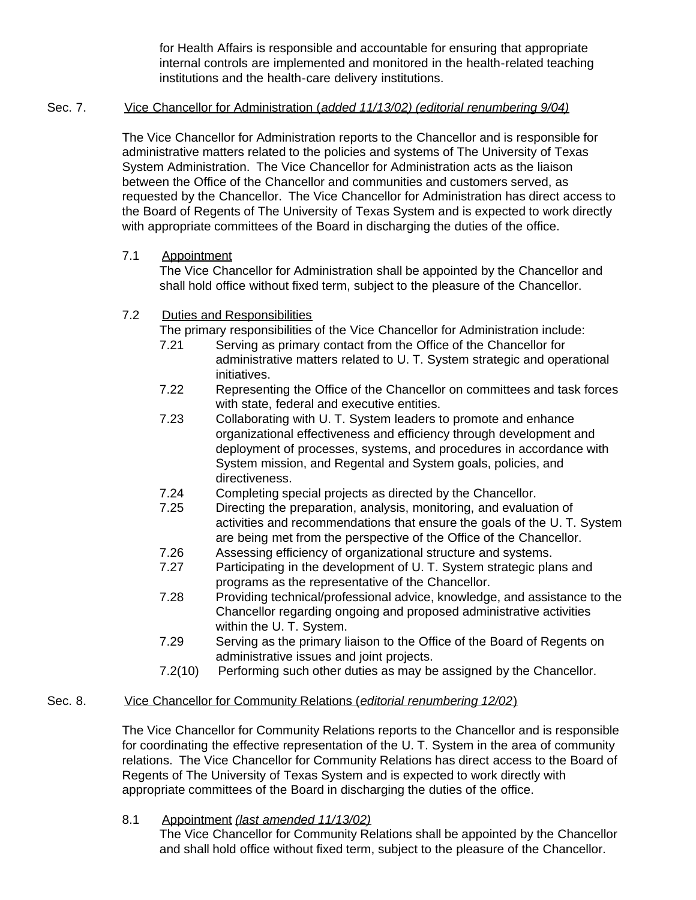for Health Affairs is responsible and accountable for ensuring that appropriate internal controls are implemented and monitored in the health-related teaching institutions and the health-care delivery institutions.

## Sec. 7. Vice Chancellor for Administration (*added 11/13/02) (editorial renumbering 9/04)*

The Vice Chancellor for Administration reports to the Chancellor and is responsible for administrative matters related to the policies and systems of The University of Texas System Administration. The Vice Chancellor for Administration acts as the liaison between the Office of the Chancellor and communities and customers served, as requested by the Chancellor. The Vice Chancellor for Administration has direct access to the Board of Regents of The University of Texas System and is expected to work directly with appropriate committees of the Board in discharging the duties of the office.

7.1 Appointment
The Vice Chancellor for Administration shall be appointed by the Chancellor and shall hold office without fixed term, subject to the pleasure of the Chancellor.

7.2 Duties and Responsibilities
The primary responsibilities of the Vice Chancellor for Administration include:

- 7.21 Serving as primary contact from the Office of the Chancellor for administrative matters related to U. T. System strategic and operational initiatives.
- 7.22 Representing the Office of the Chancellor on committees and task forces with state, federal and executive entities.
- 7.23 Collaborating with U. T. System leaders to promote and enhance organizational effectiveness and efficiency through development and deployment of processes, systems, and procedures in accordance with System mission, and Regental and System goals, policies, and directiveness.
- 7.24 Completing special projects as directed by the Chancellor.
- 7.25 Directing the preparation, analysis, monitoring, and evaluation of activities and recommendations that ensure the goals of the U. T. System are being met from the perspective of the Office of the Chancellor.
- 7.26 Assessing efficiency of organizational structure and systems.
- 7.27 Participating in the development of U. T. System strategic plans and programs as the representative of the Chancellor.
- 7.28 Providing technical/professional advice, knowledge, and assistance to the Chancellor regarding ongoing and proposed administrative activities within the U. T. System.
- 7.29 Serving as the primary liaison to the Office of the Board of Regents on administrative issues and joint projects.
- 7.2(10) Performing such other duties as may be assigned by the Chancellor.

## Sec. 8. Vice Chancellor for Community Relations (*editorial renumbering 12/02*)

The Vice Chancellor for Community Relations reports to the Chancellor and is responsible for coordinating the effective representation of the U. T. System in the area of community relations. The Vice Chancellor for Community Relations has direct access to the Board of Regents of The University of Texas System and is expected to work directly with appropriate committees of the Board in discharging the duties of the office.

8.1 Appointment *(last amended 11/13/02)*
The Vice Chancellor for Community Relations shall be appointed by the Chancellor and shall hold office without fixed term, subject to the pleasure of the Chancellor.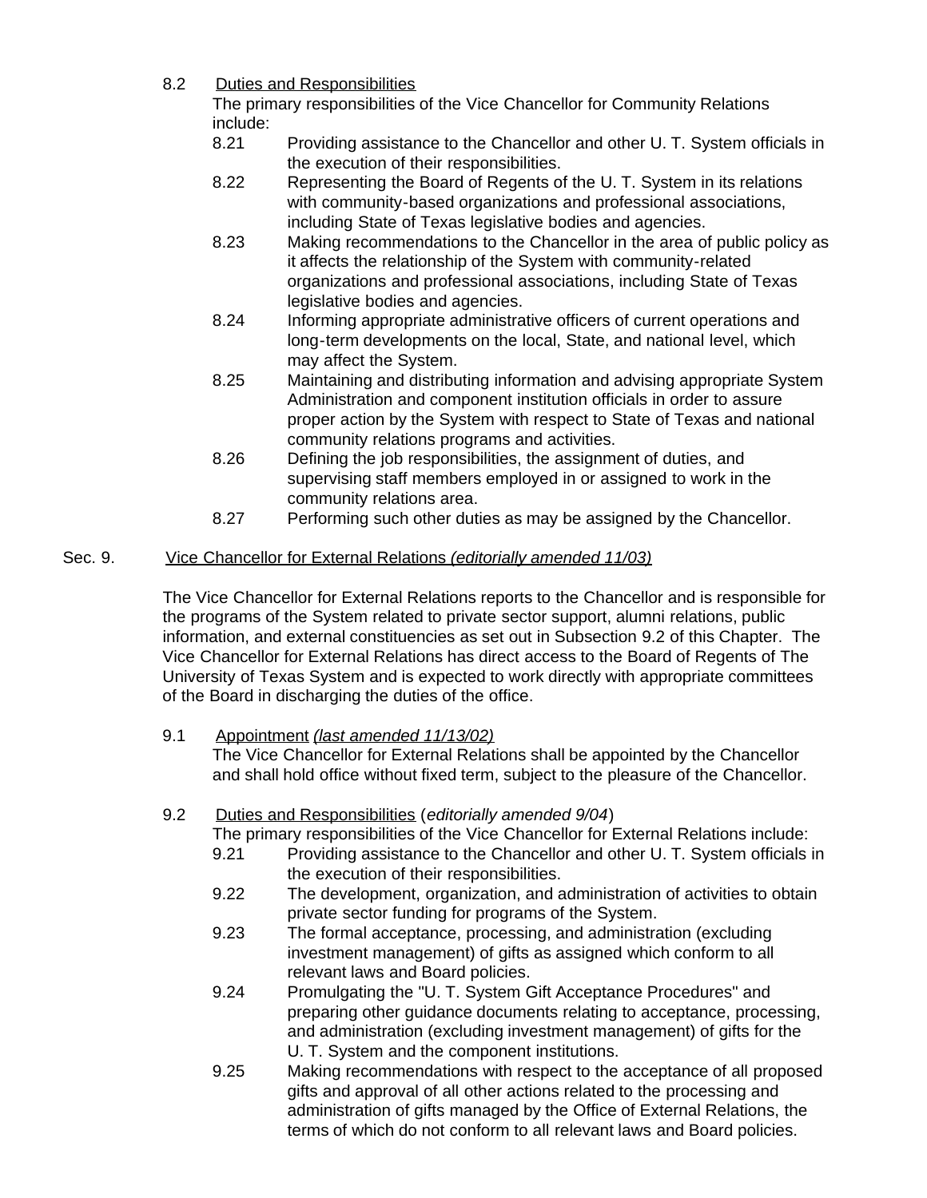8.2 Duties and Responsibilities

The primary responsibilities of the Vice Chancellor for Community Relations include:

8.21 Providing assistance to the Chancellor and other U. T. System officials in the execution of their responsibilities.

8.22 Representing the Board of Regents of the U. T. System in its relations with community-based organizations and professional associations, including State of Texas legislative bodies and agencies.

8.23 Making recommendations to the Chancellor in the area of public policy as it affects the relationship of the System with community-related organizations and professional associations, including State of Texas legislative bodies and agencies.

8.24 Informing appropriate administrative officers of current operations and long-term developments on the local, State, and national level, which may affect the System.

8.25 Maintaining and distributing information and advising appropriate System Administration and component institution officials in order to assure proper action by the System with respect to State of Texas and national community relations programs and activities.

8.26 Defining the job responsibilities, the assignment of duties, and supervising staff members employed in or assigned to work in the community relations area.

8.27 Performing such other duties as may be assigned by the Chancellor.

## Sec. 9. Vice Chancellor for External Relations *(editorially amended 11/03)*

The Vice Chancellor for External Relations reports to the Chancellor and is responsible for the programs of the System related to private sector support, alumni relations, public information, and external constituencies as set out in Subsection 9.2 of this Chapter. The Vice Chancellor for External Relations has direct access to the Board of Regents of The University of Texas System and is expected to work directly with appropriate committees of the Board in discharging the duties of the office.

9.1 Appointment *(last amended 11/13/02)*

The Vice Chancellor for External Relations shall be appointed by the Chancellor and shall hold office without fixed term, subject to the pleasure of the Chancellor.

9.2 Duties and Responsibilities (*editorially amended 9/04*)

The primary responsibilities of the Vice Chancellor for External Relations include:

9.21 Providing assistance to the Chancellor and other U. T. System officials in the execution of their responsibilities.

9.22 The development, organization, and administration of activities to obtain private sector funding for programs of the System.

9.23 The formal acceptance, processing, and administration (excluding investment management) of gifts as assigned which conform to all relevant laws and Board policies.

9.24 Promulgating the "U. T. System Gift Acceptance Procedures" and preparing other guidance documents relating to acceptance, processing, and administration (excluding investment management) of gifts for the U. T. System and the component institutions.

9.25 Making recommendations with respect to the acceptance of all proposed gifts and approval of all other actions related to the processing and administration of gifts managed by the Office of External Relations, the terms of which do not conform to all relevant laws and Board policies.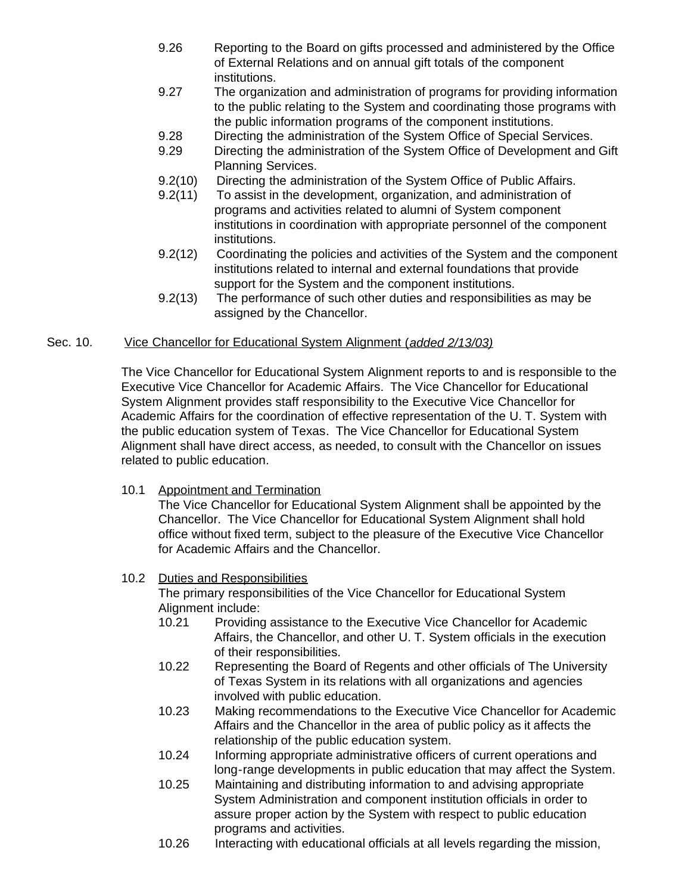9.26 Reporting to the Board on gifts processed and administered by the Office of External Relations and on annual gift totals of the component institutions.

9.27 The organization and administration of programs for providing information to the public relating to the System and coordinating those programs with the public information programs of the component institutions.

9.28 Directing the administration of the System Office of Special Services.

9.29 Directing the administration of the System Office of Development and Gift Planning Services.

9.2(10) Directing the administration of the System Office of Public Affairs.

9.2(11) To assist in the development, organization, and administration of programs and activities related to alumni of System component institutions in coordination with appropriate personnel of the component institutions.

9.2(12) Coordinating the policies and activities of the System and the component institutions related to internal and external foundations that provide support for the System and the component institutions.

9.2(13) The performance of such other duties and responsibilities as may be assigned by the Chancellor.

## Sec. 10. Vice Chancellor for Educational System Alignment (*added 2/13/03)*

The Vice Chancellor for Educational System Alignment reports to and is responsible to the Executive Vice Chancellor for Academic Affairs. The Vice Chancellor for Educational System Alignment provides staff responsibility to the Executive Vice Chancellor for Academic Affairs for the coordination of effective representation of the U. T. System with the public education system of Texas. The Vice Chancellor for Educational System Alignment shall have direct access, as needed, to consult with the Chancellor on issues related to public education.

10.1 Appointment and Termination

The Vice Chancellor for Educational System Alignment shall be appointed by the Chancellor. The Vice Chancellor for Educational System Alignment shall hold office without fixed term, subject to the pleasure of the Executive Vice Chancellor for Academic Affairs and the Chancellor.

10.2 Duties and Responsibilities

The primary responsibilities of the Vice Chancellor for Educational System Alignment include:

10.21 Providing assistance to the Executive Vice Chancellor for Academic Affairs, the Chancellor, and other U. T. System officials in the execution of their responsibilities.

10.22 Representing the Board of Regents and other officials of The University of Texas System in its relations with all organizations and agencies involved with public education.

10.23 Making recommendations to the Executive Vice Chancellor for Academic Affairs and the Chancellor in the area of public policy as it affects the relationship of the public education system.

10.24 Informing appropriate administrative officers of current operations and long-range developments in public education that may affect the System.

10.25 Maintaining and distributing information to and advising appropriate System Administration and component institution officials in order to assure proper action by the System with respect to public education programs and activities.

10.26 Interacting with educational officials at all levels regarding the mission,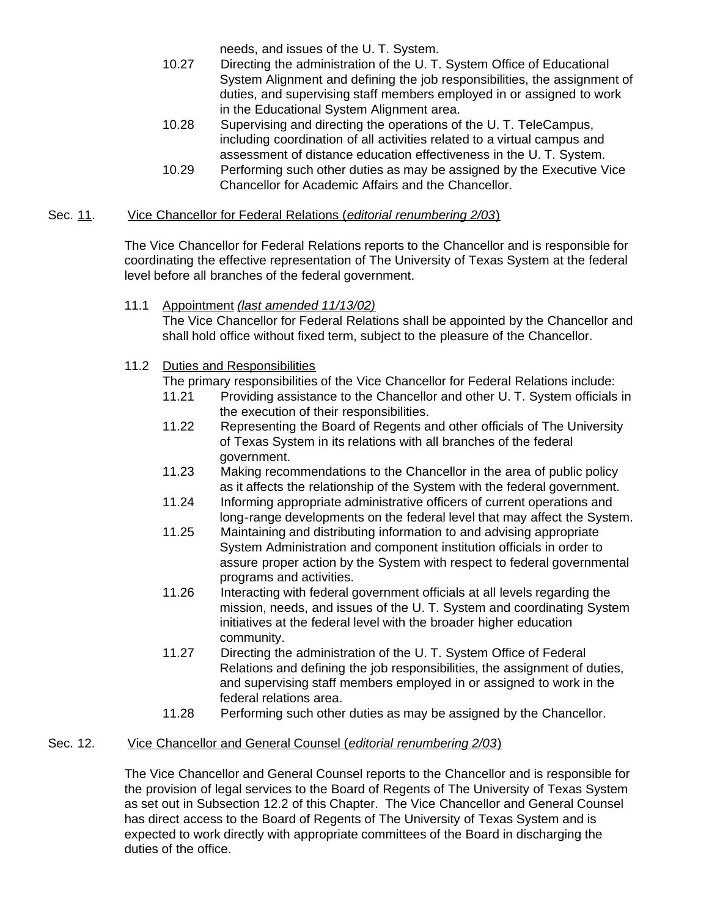needs, and issues of the U. T. System.

10.27 Directing the administration of the U. T. System Office of Educational System Alignment and defining the job responsibilities, the assignment of duties, and supervising staff members employed in or assigned to work in the Educational System Alignment area.

10.28 Supervising and directing the operations of the U. T. TeleCampus, including coordination of all activities related to a virtual campus and assessment of distance education effectiveness in the U. T. System.

10.29 Performing such other duties as may be assigned by the Executive Vice Chancellor for Academic Affairs and the Chancellor.

## Sec. 11. Vice Chancellor for Federal Relations (*editorial renumbering 2/03*)

The Vice Chancellor for Federal Relations reports to the Chancellor and is responsible for coordinating the effective representation of The University of Texas System at the federal level before all branches of the federal government.

### 11.1 Appointment *(last amended 11/13/02)*

The Vice Chancellor for Federal Relations shall be appointed by the Chancellor and shall hold office without fixed term, subject to the pleasure of the Chancellor.

### 11.2 Duties and Responsibilities

The primary responsibilities of the Vice Chancellor for Federal Relations include:

11.21 Providing assistance to the Chancellor and other U. T. System officials in the execution of their responsibilities.

11.22 Representing the Board of Regents and other officials of The University of Texas System in its relations with all branches of the federal government.

11.23 Making recommendations to the Chancellor in the area of public policy as it affects the relationship of the System with the federal government.

11.24 Informing appropriate administrative officers of current operations and long-range developments on the federal level that may affect the System.

11.25 Maintaining and distributing information to and advising appropriate System Administration and component institution officials in order to assure proper action by the System with respect to federal governmental programs and activities.

11.26 Interacting with federal government officials at all levels regarding the mission, needs, and issues of the U. T. System and coordinating System initiatives at the federal level with the broader higher education community.

11.27 Directing the administration of the U. T. System Office of Federal Relations and defining the job responsibilities, the assignment of duties, and supervising staff members employed in or assigned to work in the federal relations area.

11.28 Performing such other duties as may be assigned by the Chancellor.

## Sec. 12. Vice Chancellor and General Counsel (*editorial renumbering 2/03*)

The Vice Chancellor and General Counsel reports to the Chancellor and is responsible for the provision of legal services to the Board of Regents of The University of Texas System as set out in Subsection 12.2 of this Chapter. The Vice Chancellor and General Counsel has direct access to the Board of Regents of The University of Texas System and is expected to work directly with appropriate committees of the Board in discharging the duties of the office.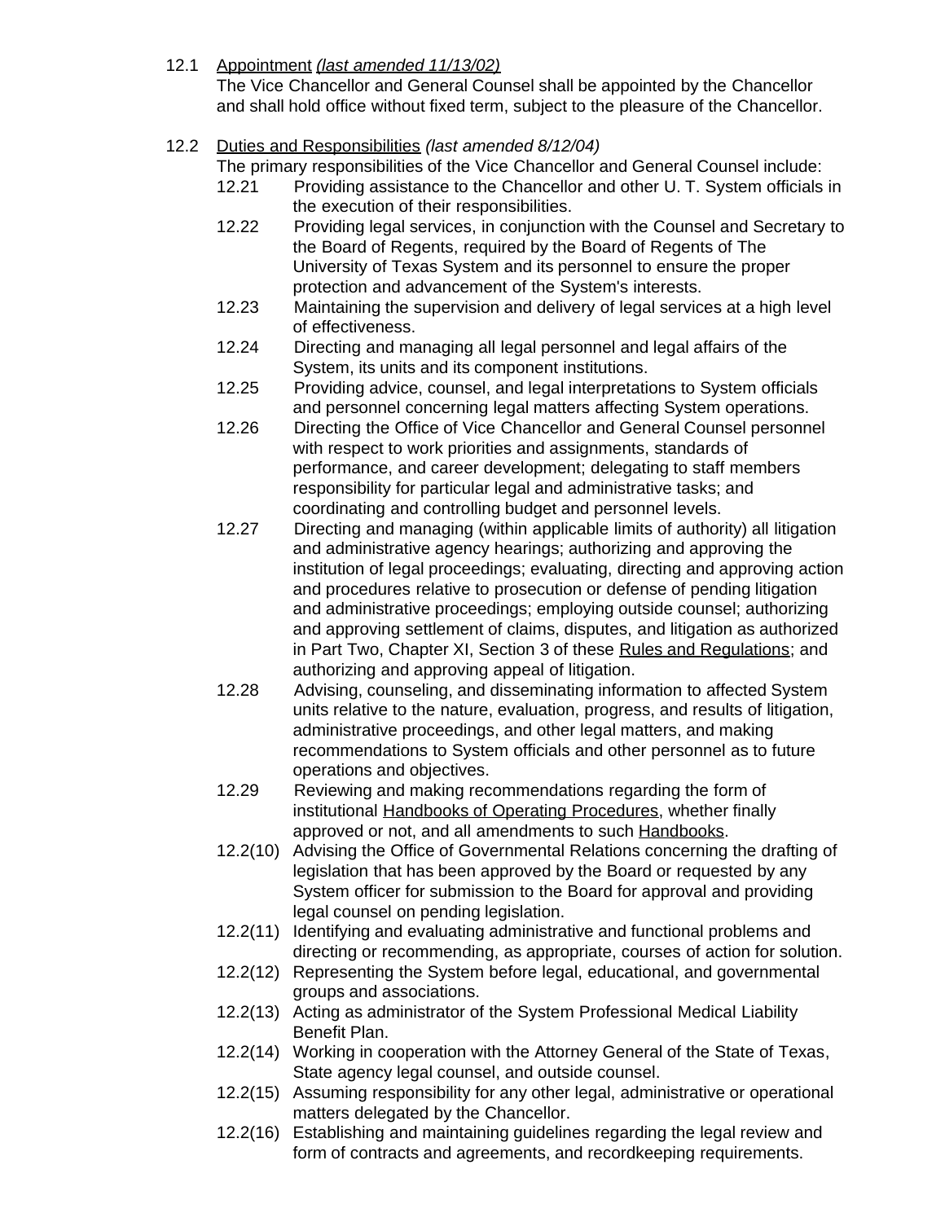12.1 <u>Appointment</u> *(last amended 11/13/02)*
The Vice Chancellor and General Counsel shall be appointed by the Chancellor and shall hold office without fixed term, subject to the pleasure of the Chancellor.

12.2 <u>Duties and Responsibilities</u> *(last amended 8/12/04)*
The primary responsibilities of the Vice Chancellor and General Counsel include:

12.21 Providing assistance to the Chancellor and other U. T. System officials in the execution of their responsibilities.

12.22 Providing legal services, in conjunction with the Counsel and Secretary to the Board of Regents, required by the Board of Regents of The University of Texas System and its personnel to ensure the proper protection and advancement of the System's interests.

12.23 Maintaining the supervision and delivery of legal services at a high level of effectiveness.

12.24 Directing and managing all legal personnel and legal affairs of the System, its units and its component institutions.

12.25 Providing advice, counsel, and legal interpretations to System officials and personnel concerning legal matters affecting System operations.

12.26 Directing the Office of Vice Chancellor and General Counsel personnel with respect to work priorities and assignments, standards of performance, and career development; delegating to staff members responsibility for particular legal and administrative tasks; and coordinating and controlling budget and personnel levels.

12.27 Directing and managing (within applicable limits of authority) all litigation and administrative agency hearings; authorizing and approving the institution of legal proceedings; evaluating, directing and approving action and procedures relative to prosecution or defense of pending litigation and administrative proceedings; employing outside counsel; authorizing and approving settlement of claims, disputes, and litigation as authorized in Part Two, Chapter XI, Section 3 of these <u>Rules and Regulations</u>; and authorizing and approving appeal of litigation.

12.28 Advising, counseling, and disseminating information to affected System units relative to the nature, evaluation, progress, and results of litigation, administrative proceedings, and other legal matters, and making recommendations to System officials and other personnel as to future operations and objectives.

12.29 Reviewing and making recommendations regarding the form of institutional <u>Handbooks of Operating Procedures</u>, whether finally approved or not, and all amendments to such <u>Handbooks</u>.

12.2(10) Advising the Office of Governmental Relations concerning the drafting of legislation that has been approved by the Board or requested by any System officer for submission to the Board for approval and providing legal counsel on pending legislation.

12.2(11) Identifying and evaluating administrative and functional problems and directing or recommending, as appropriate, courses of action for solution.

12.2(12) Representing the System before legal, educational, and governmental groups and associations.

12.2(13) Acting as administrator of the System Professional Medical Liability Benefit Plan.

12.2(14) Working in cooperation with the Attorney General of the State of Texas, State agency legal counsel, and outside counsel.

12.2(15) Assuming responsibility for any other legal, administrative or operational matters delegated by the Chancellor.

12.2(16) Establishing and maintaining guidelines regarding the legal review and form of contracts and agreements, and recordkeeping requirements.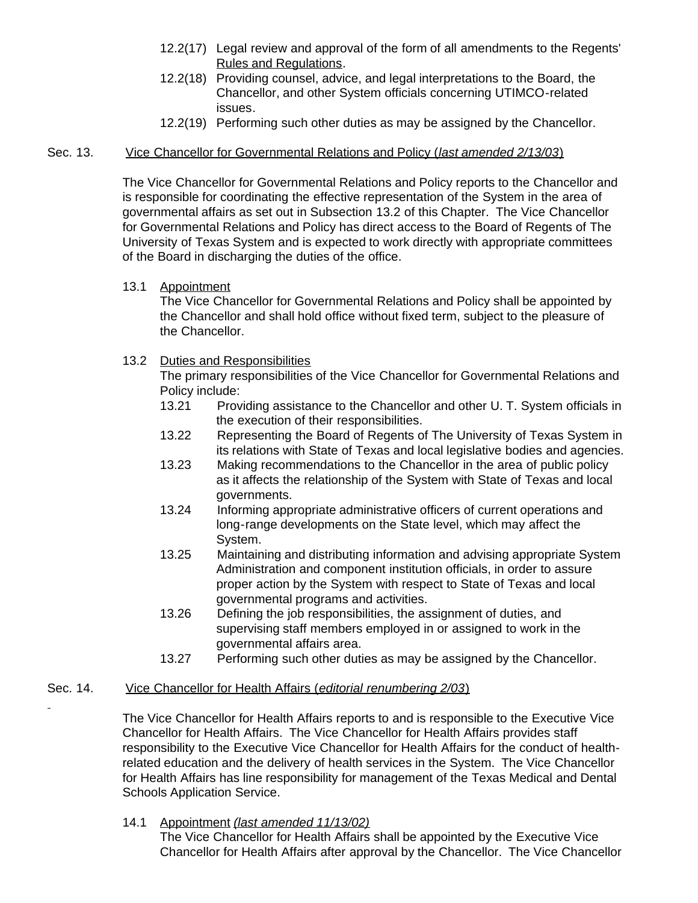12.2(17) Legal review and approval of the form of all amendments to the Regents' Rules and Regulations.

12.2(18) Providing counsel, advice, and legal interpretations to the Board, the Chancellor, and other System officials concerning UTIMCO-related issues.

12.2(19) Performing such other duties as may be assigned by the Chancellor.

Sec. 13. Vice Chancellor for Governmental Relations and Policy (*last amended 2/13/03*)

The Vice Chancellor for Governmental Relations and Policy reports to the Chancellor and is responsible for coordinating the effective representation of the System in the area of governmental affairs as set out in Subsection 13.2 of this Chapter. The Vice Chancellor for Governmental Relations and Policy has direct access to the Board of Regents of The University of Texas System and is expected to work directly with appropriate committees of the Board in discharging the duties of the office.

13.1 Appointment

The Vice Chancellor for Governmental Relations and Policy shall be appointed by the Chancellor and shall hold office without fixed term, subject to the pleasure of the Chancellor.

13.2 Duties and Responsibilities

The primary responsibilities of the Vice Chancellor for Governmental Relations and Policy include:

13.21 Providing assistance to the Chancellor and other U. T. System officials in the execution of their responsibilities.

13.22 Representing the Board of Regents of The University of Texas System in its relations with State of Texas and local legislative bodies and agencies.

13.23 Making recommendations to the Chancellor in the area of public policy as it affects the relationship of the System with State of Texas and local governments.

13.24 Informing appropriate administrative officers of current operations and long-range developments on the State level, which may affect the System.

13.25 Maintaining and distributing information and advising appropriate System Administration and component institution officials, in order to assure proper action by the System with respect to State of Texas and local governmental programs and activities.

13.26 Defining the job responsibilities, the assignment of duties, and supervising staff members employed in or assigned to work in the governmental affairs area.

13.27 Performing such other duties as may be assigned by the Chancellor.

Sec. 14. Vice Chancellor for Health Affairs (*editorial renumbering 2/03*)

The Vice Chancellor for Health Affairs reports to and is responsible to the Executive Vice Chancellor for Health Affairs. The Vice Chancellor for Health Affairs provides staff responsibility to the Executive Vice Chancellor for Health Affairs for the conduct of health-related education and the delivery of health services in the System. The Vice Chancellor for Health Affairs has line responsibility for management of the Texas Medical and Dental Schools Application Service.

14.1 Appointment *(last amended 11/13/02)*

The Vice Chancellor for Health Affairs shall be appointed by the Executive Vice Chancellor for Health Affairs after approval by the Chancellor. The Vice Chancellor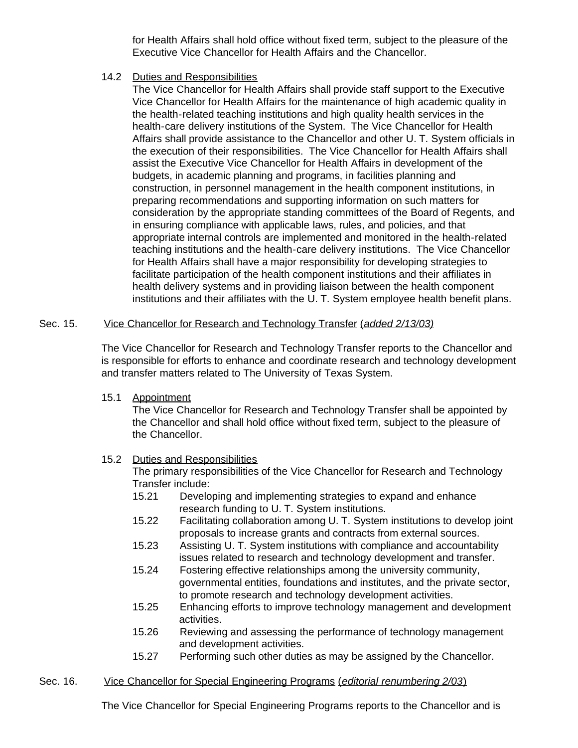for Health Affairs shall hold office without fixed term, subject to the pleasure of the Executive Vice Chancellor for Health Affairs and the Chancellor.

14.2 Duties and Responsibilities

The Vice Chancellor for Health Affairs shall provide staff support to the Executive Vice Chancellor for Health Affairs for the maintenance of high academic quality in the health-related teaching institutions and high quality health services in the health-care delivery institutions of the System. The Vice Chancellor for Health Affairs shall provide assistance to the Chancellor and other U. T. System officials in the execution of their responsibilities. The Vice Chancellor for Health Affairs shall assist the Executive Vice Chancellor for Health Affairs in development of the budgets, in academic planning and programs, in facilities planning and construction, in personnel management in the health component institutions, in preparing recommendations and supporting information on such matters for consideration by the appropriate standing committees of the Board of Regents, and in ensuring compliance with applicable laws, rules, and policies, and that appropriate internal controls are implemented and monitored in the health-related teaching institutions and the health-care delivery institutions. The Vice Chancellor for Health Affairs shall have a major responsibility for developing strategies to facilitate participation of the health component institutions and their affiliates in health delivery systems and in providing liaison between the health component institutions and their affiliates with the U. T. System employee health benefit plans.

Sec. 15. Vice Chancellor for Research and Technology Transfer (*added 2/13/03)*

The Vice Chancellor for Research and Technology Transfer reports to the Chancellor and is responsible for efforts to enhance and coordinate research and technology development and transfer matters related to The University of Texas System.

15.1 Appointment

The Vice Chancellor for Research and Technology Transfer shall be appointed by the Chancellor and shall hold office without fixed term, subject to the pleasure of the Chancellor.

15.2 Duties and Responsibilities

The primary responsibilities of the Vice Chancellor for Research and Technology Transfer include:

15.21 Developing and implementing strategies to expand and enhance research funding to U. T. System institutions.

15.22 Facilitating collaboration among U. T. System institutions to develop joint proposals to increase grants and contracts from external sources.

15.23 Assisting U. T. System institutions with compliance and accountability issues related to research and technology development and transfer.

15.24 Fostering effective relationships among the university community, governmental entities, foundations and institutes, and the private sector, to promote research and technology development activities.

15.25 Enhancing efforts to improve technology management and development activities.

15.26 Reviewing and assessing the performance of technology management and development activities.

15.27 Performing such other duties as may be assigned by the Chancellor.

Sec. 16. Vice Chancellor for Special Engineering Programs (*editorial renumbering 2/03*)

The Vice Chancellor for Special Engineering Programs reports to the Chancellor and is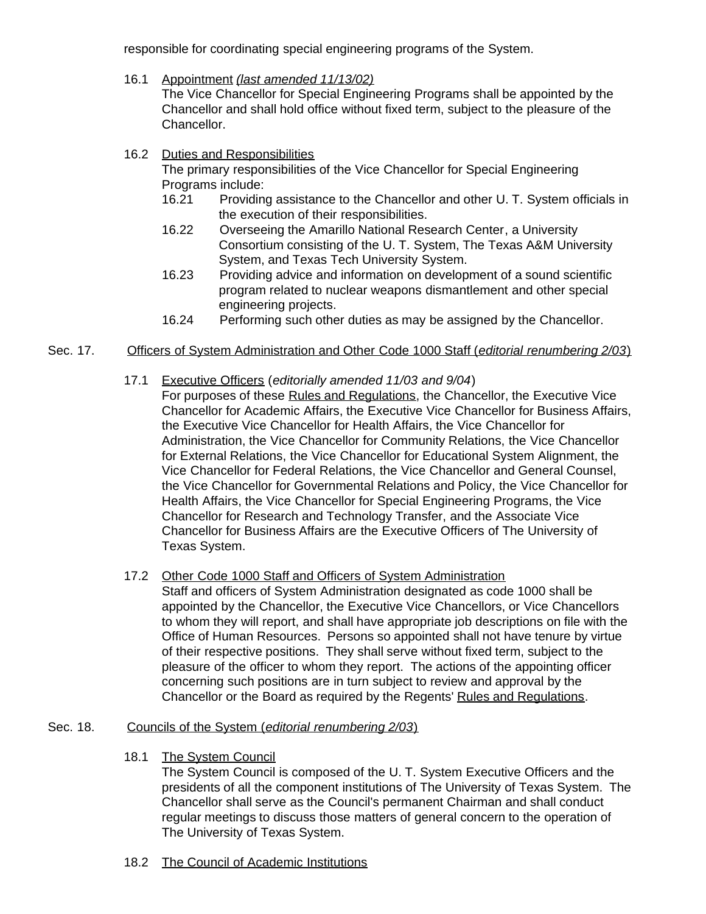responsible for coordinating special engineering programs of the System.

16.1 Appointment *(last amended 11/13/02)*
The Vice Chancellor for Special Engineering Programs shall be appointed by the Chancellor and shall hold office without fixed term, subject to the pleasure of the Chancellor.

16.2 Duties and Responsibilities
The primary responsibilities of the Vice Chancellor for Special Engineering Programs include:

- 16.21 Providing assistance to the Chancellor and other U. T. System officials in the execution of their responsibilities.
- 16.22 Overseeing the Amarillo National Research Center, a University Consortium consisting of the U. T. System, The Texas A&M University System, and Texas Tech University System.
- 16.23 Providing advice and information on development of a sound scientific program related to nuclear weapons dismantlement and other special engineering projects.
- 16.24 Performing such other duties as may be assigned by the Chancellor.

## Sec. 17. Officers of System Administration and Other Code 1000 Staff (*editorial renumbering 2/03*)

17.1 Executive Officers (*editorially amended 11/03 and 9/04*)
For purposes of these Rules and Regulations, the Chancellor, the Executive Vice Chancellor for Academic Affairs, the Executive Vice Chancellor for Business Affairs, the Executive Vice Chancellor for Health Affairs, the Vice Chancellor for Administration, the Vice Chancellor for Community Relations, the Vice Chancellor for External Relations, the Vice Chancellor for Educational System Alignment, the Vice Chancellor for Federal Relations, the Vice Chancellor and General Counsel, the Vice Chancellor for Governmental Relations and Policy, the Vice Chancellor for Health Affairs, the Vice Chancellor for Special Engineering Programs, the Vice Chancellor for Research and Technology Transfer, and the Associate Vice Chancellor for Business Affairs are the Executive Officers of The University of Texas System.

17.2 Other Code 1000 Staff and Officers of System Administration
Staff and officers of System Administration designated as code 1000 shall be appointed by the Chancellor, the Executive Vice Chancellors, or Vice Chancellors to whom they will report, and shall have appropriate job descriptions on file with the Office of Human Resources. Persons so appointed shall not have tenure by virtue of their respective positions. They shall serve without fixed term, subject to the pleasure of the officer to whom they report. The actions of the appointing officer concerning such positions are in turn subject to review and approval by the Chancellor or the Board as required by the Regents' Rules and Regulations.

## Sec. 18. Councils of the System (*editorial renumbering 2/03*)

18.1 The System Council
The System Council is composed of the U. T. System Executive Officers and the presidents of all the component institutions of The University of Texas System. The Chancellor shall serve as the Council's permanent Chairman and shall conduct regular meetings to discuss those matters of general concern to the operation of The University of Texas System.

18.2 The Council of Academic Institutions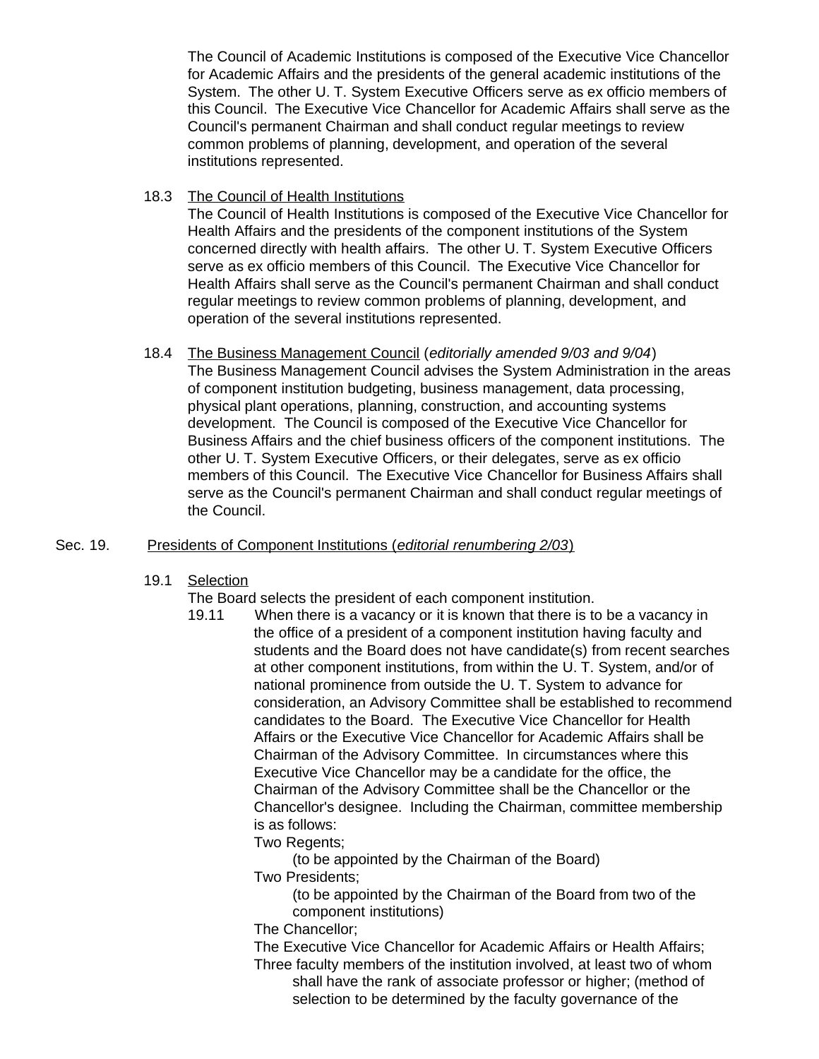The Council of Academic Institutions is composed of the Executive Vice Chancellor for Academic Affairs and the presidents of the general academic institutions of the System. The other U. T. System Executive Officers serve as ex officio members of this Council. The Executive Vice Chancellor for Academic Affairs shall serve as the Council's permanent Chairman and shall conduct regular meetings to review common problems of planning, development, and operation of the several institutions represented.

18.3 The Council of Health Institutions

The Council of Health Institutions is composed of the Executive Vice Chancellor for Health Affairs and the presidents of the component institutions of the System concerned directly with health affairs. The other U. T. System Executive Officers serve as ex officio members of this Council. The Executive Vice Chancellor for Health Affairs shall serve as the Council's permanent Chairman and shall conduct regular meetings to review common problems of planning, development, and operation of the several institutions represented.

18.4 The Business Management Council (*editorially amended 9/03 and 9/04*)

The Business Management Council advises the System Administration in the areas of component institution budgeting, business management, data processing, physical plant operations, planning, construction, and accounting systems development. The Council is composed of the Executive Vice Chancellor for Business Affairs and the chief business officers of the component institutions. The other U. T. System Executive Officers, or their delegates, serve as ex officio members of this Council. The Executive Vice Chancellor for Business Affairs shall serve as the Council's permanent Chairman and shall conduct regular meetings of the Council.

## Sec. 19. Presidents of Component Institutions (*editorial renumbering 2/03*)

19.1 Selection

The Board selects the president of each component institution.

19.11 When there is a vacancy or it is known that there is to be a vacancy in the office of a president of a component institution having faculty and students and the Board does not have candidate(s) from recent searches at other component institutions, from within the U. T. System, and/or of national prominence from outside the U. T. System to advance for consideration, an Advisory Committee shall be established to recommend candidates to the Board. The Executive Vice Chancellor for Health Affairs or the Executive Vice Chancellor for Academic Affairs shall be Chairman of the Advisory Committee. In circumstances where this Executive Vice Chancellor may be a candidate for the office, the Chairman of the Advisory Committee shall be the Chancellor or the Chancellor's designee. Including the Chairman, committee membership is as follows:

Two Regents;
(to be appointed by the Chairman of the Board)

Two Presidents;
(to be appointed by the Chairman of the Board from two of the component institutions)

The Chancellor;

The Executive Vice Chancellor for Academic Affairs or Health Affairs;

Three faculty members of the institution involved, at least two of whom shall have the rank of associate professor or higher; (method of selection to be determined by the faculty governance of the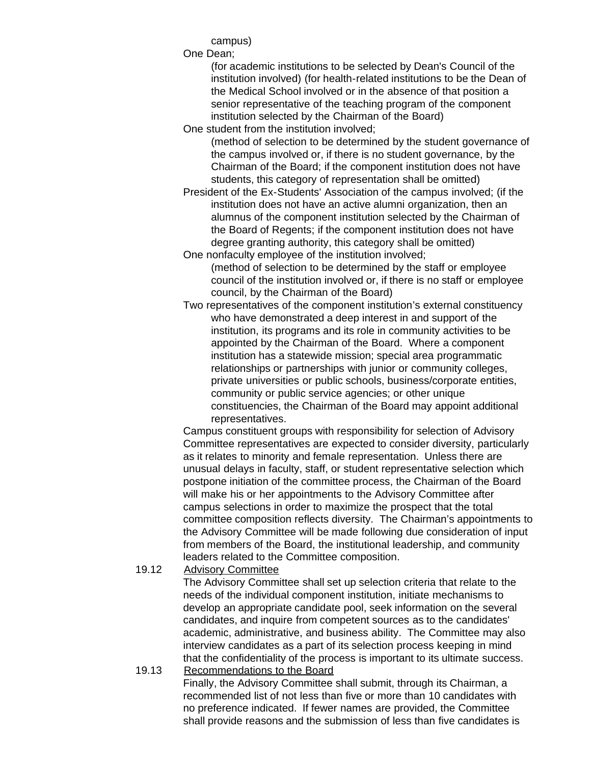campus)

One Dean;

(for academic institutions to be selected by Dean's Council of the institution involved) (for health-related institutions to be the Dean of the Medical School involved or in the absence of that position a senior representative of the teaching program of the component institution selected by the Chairman of the Board)

One student from the institution involved;

(method of selection to be determined by the student governance of the campus involved or, if there is no student governance, by the Chairman of the Board; if the component institution does not have students, this category of representation shall be omitted)

President of the Ex-Students' Association of the campus involved; (if the institution does not have an active alumni organization, then an alumnus of the component institution selected by the Chairman of the Board of Regents; if the component institution does not have degree granting authority, this category shall be omitted)

One nonfaculty employee of the institution involved;

(method of selection to be determined by the staff or employee council of the institution involved or, if there is no staff or employee council, by the Chairman of the Board)

Two representatives of the component institution's external constituency who have demonstrated a deep interest in and support of the institution, its programs and its role in community activities to be appointed by the Chairman of the Board. Where a component institution has a statewide mission; special area programmatic relationships or partnerships with junior or community colleges, private universities or public schools, business/corporate entities, community or public service agencies; or other unique constituencies, the Chairman of the Board may appoint additional representatives.

Campus constituent groups with responsibility for selection of Advisory Committee representatives are expected to consider diversity, particularly as it relates to minority and female representation. Unless there are unusual delays in faculty, staff, or student representative selection which postpone initiation of the committee process, the Chairman of the Board will make his or her appointments to the Advisory Committee after campus selections in order to maximize the prospect that the total committee composition reflects diversity. The Chairman's appointments to the Advisory Committee will be made following due consideration of input from members of the Board, the institutional leadership, and community leaders related to the Committee composition.

19.12 Advisory Committee

The Advisory Committee shall set up selection criteria that relate to the needs of the individual component institution, initiate mechanisms to develop an appropriate candidate pool, seek information on the several candidates, and inquire from competent sources as to the candidates' academic, administrative, and business ability. The Committee may also interview candidates as a part of its selection process keeping in mind that the confidentiality of the process is important to its ultimate success.

19.13 Recommendations to the Board

Finally, the Advisory Committee shall submit, through its Chairman, a recommended list of not less than five or more than 10 candidates with no preference indicated. If fewer names are provided, the Committee shall provide reasons and the submission of less than five candidates is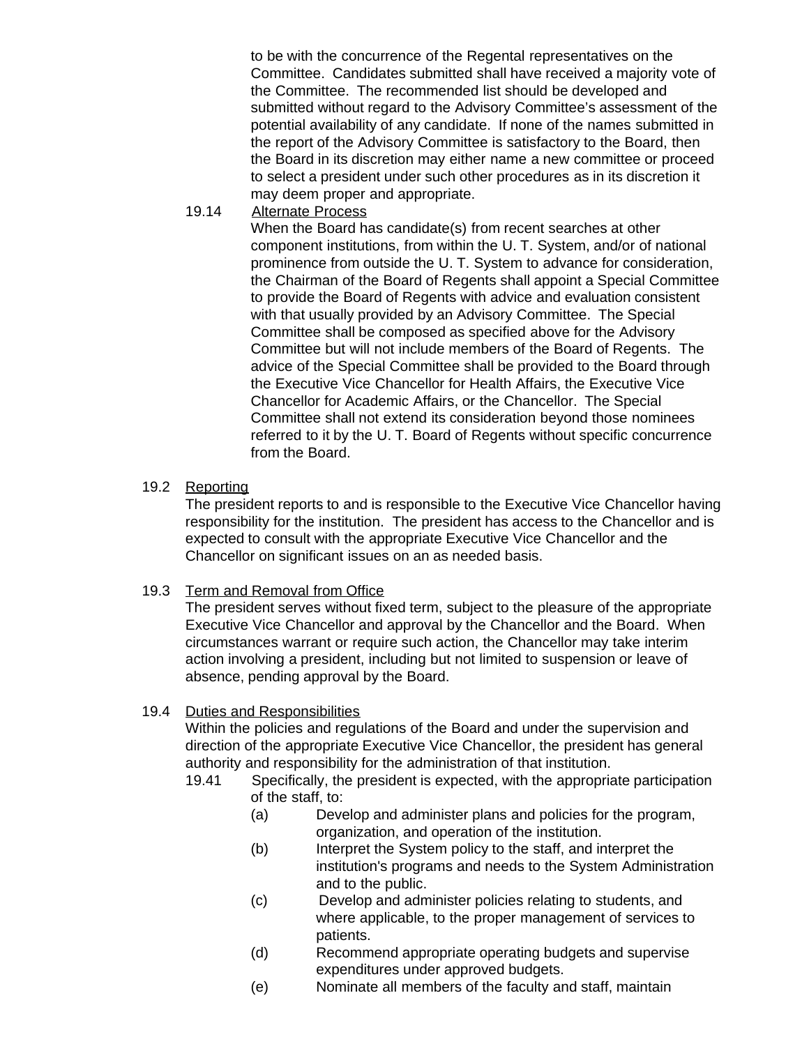to be with the concurrence of the Regental representatives on the Committee. Candidates submitted shall have received a majority vote of the Committee. The recommended list should be developed and submitted without regard to the Advisory Committee's assessment of the potential availability of any candidate. If none of the names submitted in the report of the Advisory Committee is satisfactory to the Board, then the Board in its discretion may either name a new committee or proceed to select a president under such other procedures as in its discretion it may deem proper and appropriate.

19.14 Alternate Process

When the Board has candidate(s) from recent searches at other component institutions, from within the U. T. System, and/or of national prominence from outside the U. T. System to advance for consideration, the Chairman of the Board of Regents shall appoint a Special Committee to provide the Board of Regents with advice and evaluation consistent with that usually provided by an Advisory Committee. The Special Committee shall be composed as specified above for the Advisory Committee but will not include members of the Board of Regents. The advice of the Special Committee shall be provided to the Board through the Executive Vice Chancellor for Health Affairs, the Executive Vice Chancellor for Academic Affairs, or the Chancellor. The Special Committee shall not extend its consideration beyond those nominees referred to it by the U. T. Board of Regents without specific concurrence from the Board.

19.2 Reporting

The president reports to and is responsible to the Executive Vice Chancellor having responsibility for the institution. The president has access to the Chancellor and is expected to consult with the appropriate Executive Vice Chancellor and the Chancellor on significant issues on an as needed basis.

19.3 Term and Removal from Office

The president serves without fixed term, subject to the pleasure of the appropriate Executive Vice Chancellor and approval by the Chancellor and the Board. When circumstances warrant or require such action, the Chancellor may take interim action involving a president, including but not limited to suspension or leave of absence, pending approval by the Board.

19.4 Duties and Responsibilities

Within the policies and regulations of the Board and under the supervision and direction of the appropriate Executive Vice Chancellor, the president has general authority and responsibility for the administration of that institution.

19.41 Specifically, the president is expected, with the appropriate participation of the staff, to:

(a) Develop and administer plans and policies for the program, organization, and operation of the institution.

(b) Interpret the System policy to the staff, and interpret the institution's programs and needs to the System Administration and to the public.

(c) Develop and administer policies relating to students, and where applicable, to the proper management of services to patients.

(d) Recommend appropriate operating budgets and supervise expenditures under approved budgets.

(e) Nominate all members of the faculty and staff, maintain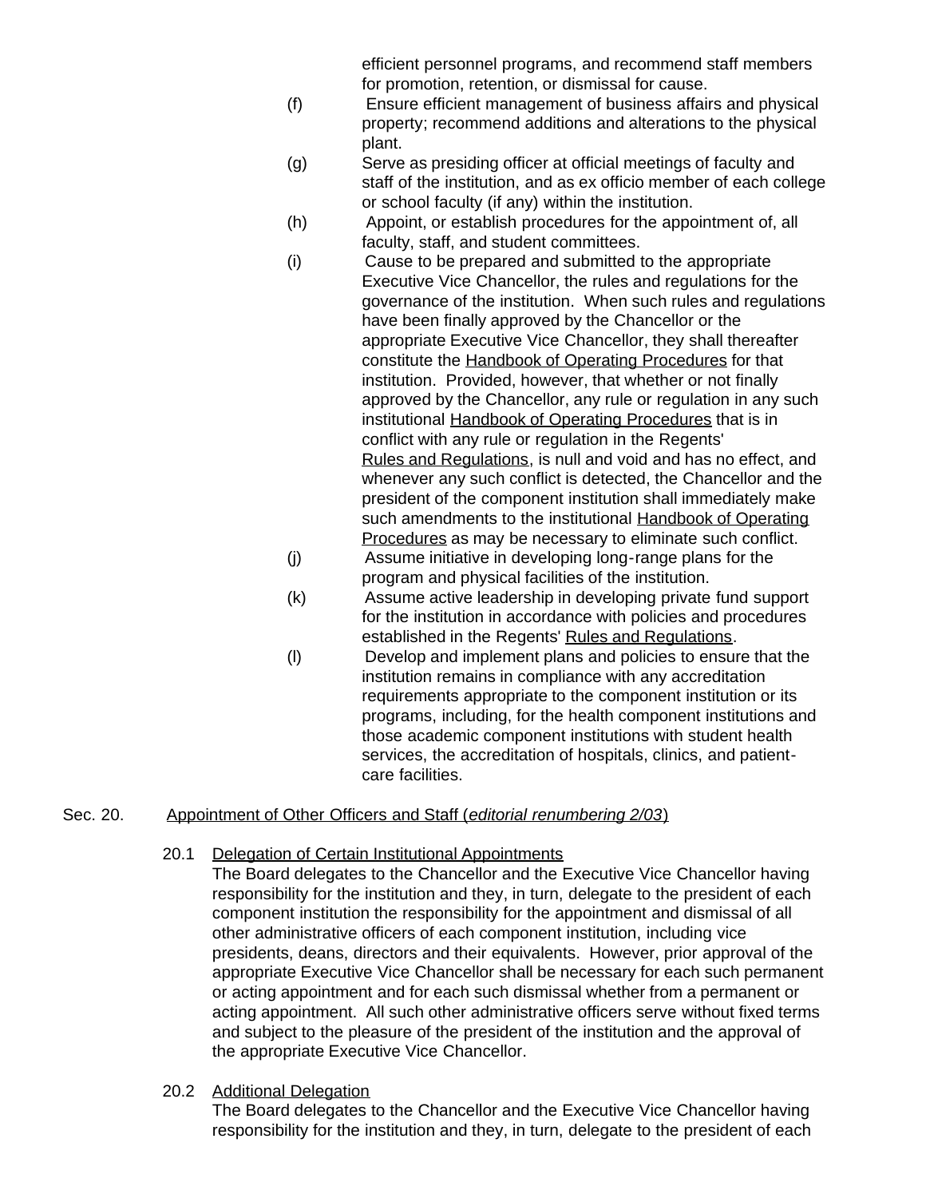efficient personnel programs, and recommend staff members for promotion, retention, or dismissal for cause.

(f) Ensure efficient management of business affairs and physical property; recommend additions and alterations to the physical plant.

(g) Serve as presiding officer at official meetings of faculty and staff of the institution, and as ex officio member of each college or school faculty (if any) within the institution.

(h) Appoint, or establish procedures for the appointment of, all faculty, staff, and student committees.

(i) Cause to be prepared and submitted to the appropriate Executive Vice Chancellor, the rules and regulations for the governance of the institution. When such rules and regulations have been finally approved by the Chancellor or the appropriate Executive Vice Chancellor, they shall thereafter constitute the <u>Handbook of Operating Procedures</u> for that institution. Provided, however, that whether or not finally approved by the Chancellor, any rule or regulation in any such institutional <u>Handbook of Operating Procedures</u> that is in conflict with any rule or regulation in the Regents' <u>Rules and Regulations</u>, is null and void and has no effect, and whenever any such conflict is detected, the Chancellor and the president of the component institution shall immediately make such amendments to the institutional <u>Handbook of Operating Procedures</u> as may be necessary to eliminate such conflict.

(j) Assume initiative in developing long-range plans for the program and physical facilities of the institution.

(k) Assume active leadership in developing private fund support for the institution in accordance with policies and procedures established in the Regents' <u>Rules and Regulations</u>.

(l) Develop and implement plans and policies to ensure that the institution remains in compliance with any accreditation requirements appropriate to the component institution or its programs, including, for the health component institutions and those academic component institutions with student health services, the accreditation of hospitals, clinics, and patient-care facilities.

## Sec. 20. <u>Appointment of Other Officers and Staff (*editorial renumbering 2/03*)</u>

### 20.1 <u>Delegation of Certain Institutional Appointments</u>

The Board delegates to the Chancellor and the Executive Vice Chancellor having responsibility for the institution and they, in turn, delegate to the president of each component institution the responsibility for the appointment and dismissal of all other administrative officers of each component institution, including vice presidents, deans, directors and their equivalents. However, prior approval of the appropriate Executive Vice Chancellor shall be necessary for each such permanent or acting appointment and for each such dismissal whether from a permanent or acting appointment. All such other administrative officers serve without fixed terms and subject to the pleasure of the president of the institution and the approval of the appropriate Executive Vice Chancellor.

### 20.2 <u>Additional Delegation</u>

The Board delegates to the Chancellor and the Executive Vice Chancellor having responsibility for the institution and they, in turn, delegate to the president of each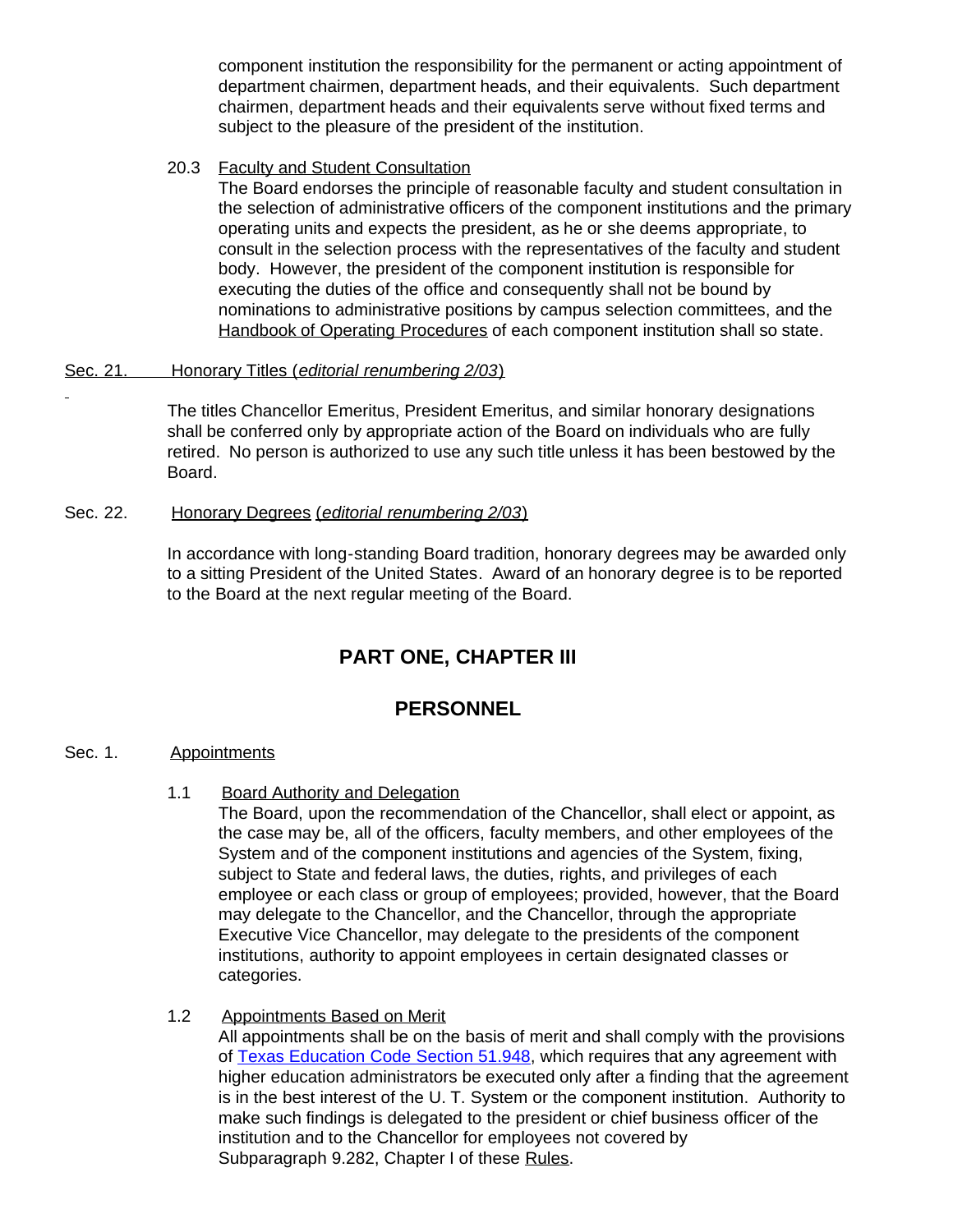component institution the responsibility for the permanent or acting appointment of department chairmen, department heads, and their equivalents. Such department chairmen, department heads and their equivalents serve without fixed terms and subject to the pleasure of the president of the institution.

20.3 Faculty and Student Consultation
The Board endorses the principle of reasonable faculty and student consultation in the selection of administrative officers of the component institutions and the primary operating units and expects the president, as he or she deems appropriate, to consult in the selection process with the representatives of the faculty and student body. However, the president of the component institution is responsible for executing the duties of the office and consequently shall not be bound by nominations to administrative positions by campus selection committees, and the Handbook of Operating Procedures of each component institution shall so state.

Sec. 21. Honorary Titles (*editorial renumbering 2/03*)

The titles Chancellor Emeritus, President Emeritus, and similar honorary designations shall be conferred only by appropriate action of the Board on individuals who are fully retired. No person is authorized to use any such title unless it has been bestowed by the Board.

Sec. 22. Honorary Degrees (*editorial renumbering 2/03*)

In accordance with long-standing Board tradition, honorary degrees may be awarded only to a sitting President of the United States. Award of an honorary degree is to be reported to the Board at the next regular meeting of the Board.

## PART ONE, CHAPTER III

## PERSONNEL

Sec. 1. Appointments

1.1 Board Authority and Delegation
The Board, upon the recommendation of the Chancellor, shall elect or appoint, as the case may be, all of the officers, faculty members, and other employees of the System and of the component institutions and agencies of the System, fixing, subject to State and federal laws, the duties, rights, and privileges of each employee or each class or group of employees; provided, however, that the Board may delegate to the Chancellor, and the Chancellor, through the appropriate Executive Vice Chancellor, may delegate to the presidents of the component institutions, authority to appoint employees in certain designated classes or categories.

1.2 Appointments Based on Merit
All appointments shall be on the basis of merit and shall comply with the provisions of Texas Education Code Section 51.948, which requires that any agreement with higher education administrators be executed only after a finding that the agreement is in the best interest of the U. T. System or the component institution. Authority to make such findings is delegated to the president or chief business officer of the institution and to the Chancellor for employees not covered by Subparagraph 9.282, Chapter I of these Rules.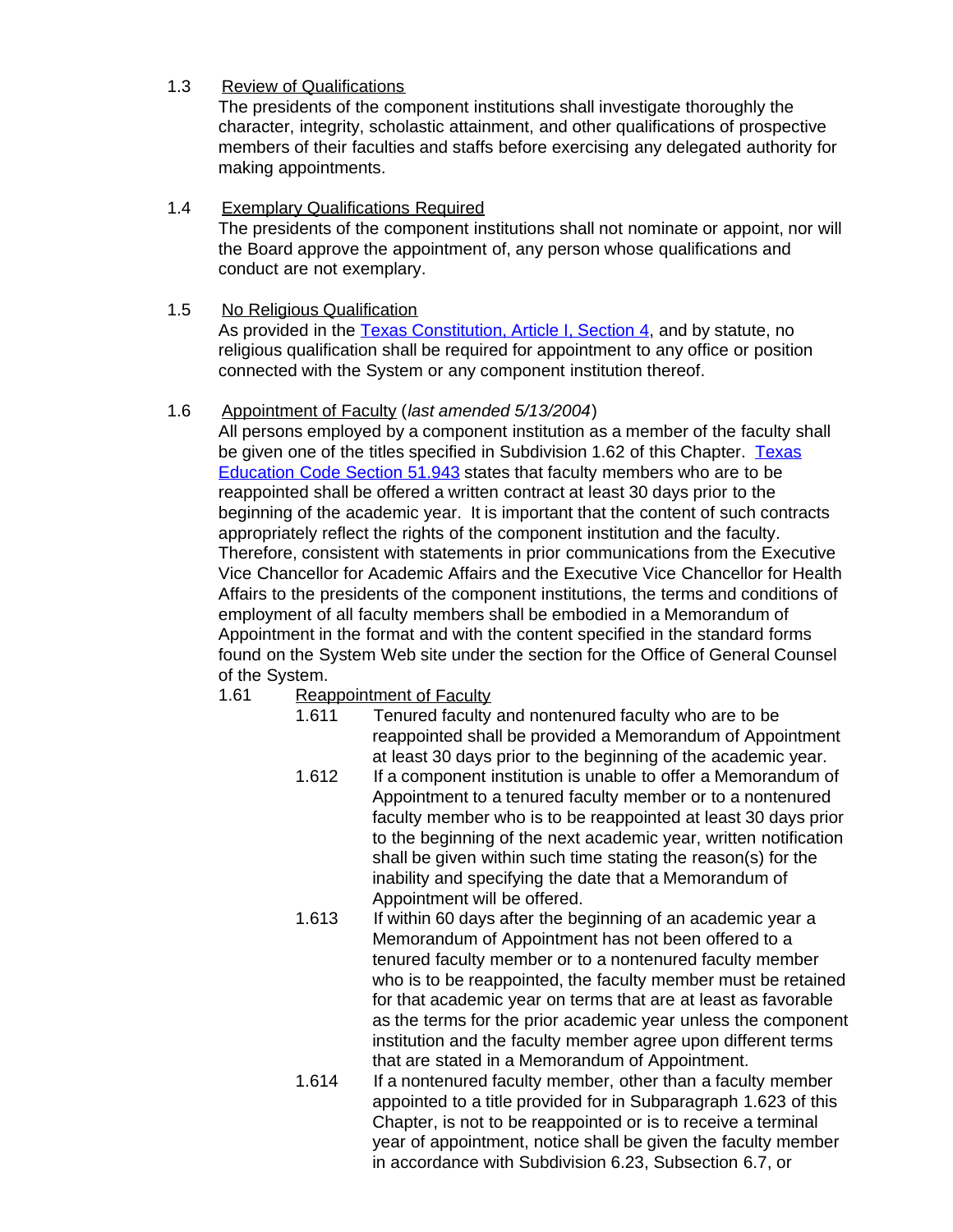1.3 Review of Qualifications

The presidents of the component institutions shall investigate thoroughly the character, integrity, scholastic attainment, and other qualifications of prospective members of their faculties and staffs before exercising any delegated authority for making appointments.

1.4 Exemplary Qualifications Required

The presidents of the component institutions shall not nominate or appoint, nor will the Board approve the appointment of, any person whose qualifications and conduct are not exemplary.

1.5 No Religious Qualification

As provided in the Texas Constitution, Article I, Section 4, and by statute, no religious qualification shall be required for appointment to any office or position connected with the System or any component institution thereof.

1.6 Appointment of Faculty (*last amended 5/13/2004*)

All persons employed by a component institution as a member of the faculty shall be given one of the titles specified in Subdivision 1.62 of this Chapter. Texas Education Code Section 51.943 states that faculty members who are to be reappointed shall be offered a written contract at least 30 days prior to the beginning of the academic year. It is important that the content of such contracts appropriately reflect the rights of the component institution and the faculty. Therefore, consistent with statements in prior communications from the Executive Vice Chancellor for Academic Affairs and the Executive Vice Chancellor for Health Affairs to the presidents of the component institutions, the terms and conditions of employment of all faculty members shall be embodied in a Memorandum of Appointment in the format and with the content specified in the standard forms found on the System Web site under the section for the Office of General Counsel of the System.

1.61 Reappointment of Faculty

1.611 Tenured faculty and nontenured faculty who are to be reappointed shall be provided a Memorandum of Appointment at least 30 days prior to the beginning of the academic year.

1.612 If a component institution is unable to offer a Memorandum of Appointment to a tenured faculty member or to a nontenured faculty member who is to be reappointed at least 30 days prior to the beginning of the next academic year, written notification shall be given within such time stating the reason(s) for the inability and specifying the date that a Memorandum of Appointment will be offered.

1.613 If within 60 days after the beginning of an academic year a Memorandum of Appointment has not been offered to a tenured faculty member or to a nontenured faculty member who is to be reappointed, the faculty member must be retained for that academic year on terms that are at least as favorable as the terms for the prior academic year unless the component institution and the faculty member agree upon different terms that are stated in a Memorandum of Appointment.

1.614 If a nontenured faculty member, other than a faculty member appointed to a title provided for in Subparagraph 1.623 of this Chapter, is not to be reappointed or is to receive a terminal year of appointment, notice shall be given the faculty member in accordance with Subdivision 6.23, Subsection 6.7, or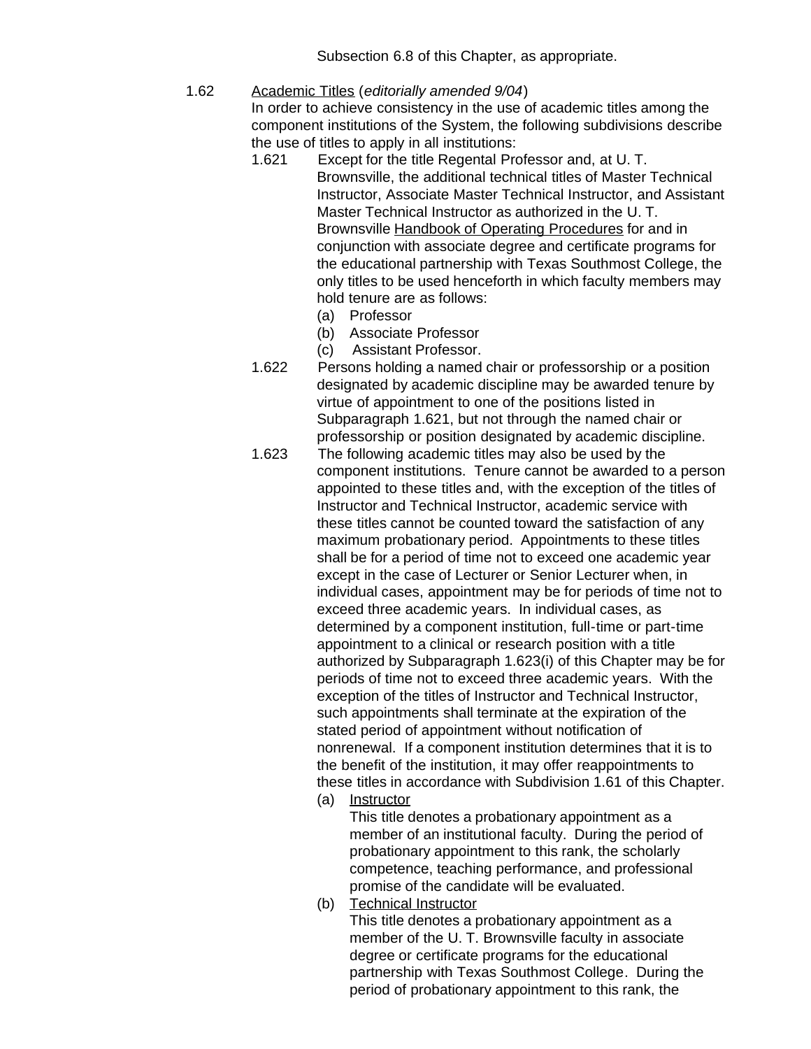Subsection 6.8 of this Chapter, as appropriate.

1.62 Academic Titles (*editorially amended 9/04*)

In order to achieve consistency in the use of academic titles among the component institutions of the System, the following subdivisions describe the use of titles to apply in all institutions:

1.621 Except for the title Regental Professor and, at U. T. Brownsville, the additional technical titles of Master Technical Instructor, Associate Master Technical Instructor, and Assistant Master Technical Instructor as authorized in the U. T. Brownsville Handbook of Operating Procedures for and in conjunction with associate degree and certificate programs for the educational partnership with Texas Southmost College, the only titles to be used henceforth in which faculty members may hold tenure are as follows:

(a) Professor
(b) Associate Professor
(c) Assistant Professor.

1.622 Persons holding a named chair or professorship or a position designated by academic discipline may be awarded tenure by virtue of appointment to one of the positions listed in Subparagraph 1.621, but not through the named chair or professorship or position designated by academic discipline.

1.623 The following academic titles may also be used by the component institutions. Tenure cannot be awarded to a person appointed to these titles and, with the exception of the titles of Instructor and Technical Instructor, academic service with these titles cannot be counted toward the satisfaction of any maximum probationary period. Appointments to these titles shall be for a period of time not to exceed one academic year except in the case of Lecturer or Senior Lecturer when, in individual cases, appointment may be for periods of time not to exceed three academic years. In individual cases, as determined by a component institution, full-time or part-time appointment to a clinical or research position with a title authorized by Subparagraph 1.623(i) of this Chapter may be for periods of time not to exceed three academic years. With the exception of the titles of Instructor and Technical Instructor, such appointments shall terminate at the expiration of the stated period of appointment without notification of nonrenewal. If a component institution determines that it is to the benefit of the institution, it may offer reappointments to these titles in accordance with Subdivision 1.61 of this Chapter.

(a) Instructor

This title denotes a probationary appointment as a member of an institutional faculty. During the period of probationary appointment to this rank, the scholarly competence, teaching performance, and professional promise of the candidate will be evaluated.

(b) Technical Instructor

This title denotes a probationary appointment as a member of the U. T. Brownsville faculty in associate degree or certificate programs for the educational partnership with Texas Southmost College. During the period of probationary appointment to this rank, the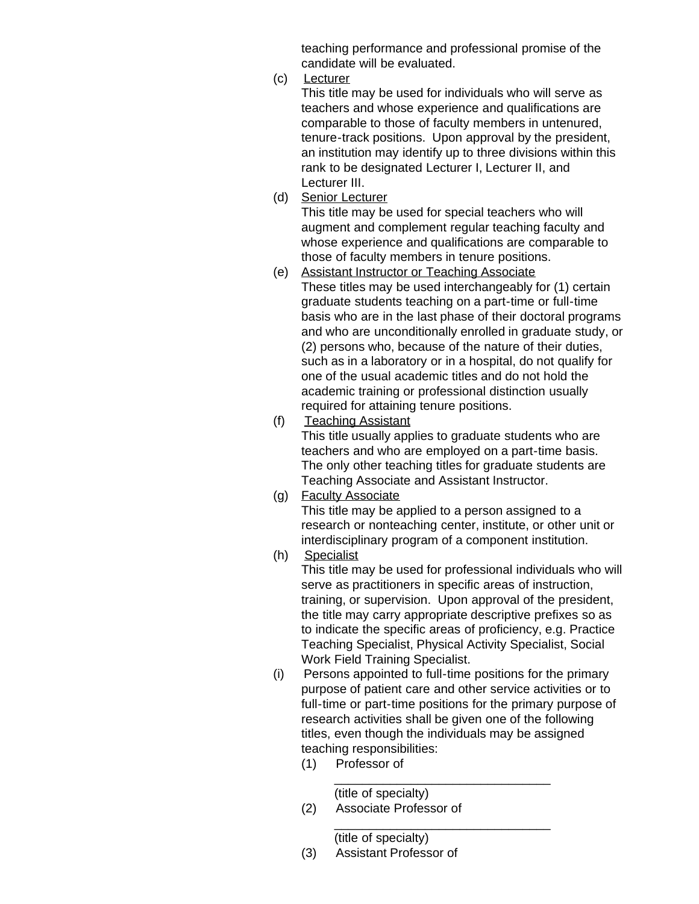teaching performance and professional promise of the candidate will be evaluated.

(c) Lecturer

This title may be used for individuals who will serve as teachers and whose experience and qualifications are comparable to those of faculty members in untenured, tenure-track positions. Upon approval by the president, an institution may identify up to three divisions within this rank to be designated Lecturer I, Lecturer II, and Lecturer III.

(d) Senior Lecturer

This title may be used for special teachers who will augment and complement regular teaching faculty and whose experience and qualifications are comparable to those of faculty members in tenure positions.

(e) Assistant Instructor or Teaching Associate

These titles may be used interchangeably for (1) certain graduate students teaching on a part-time or full-time basis who are in the last phase of their doctoral programs and who are unconditionally enrolled in graduate study, or (2) persons who, because of the nature of their duties, such as in a laboratory or in a hospital, do not qualify for one of the usual academic titles and do not hold the academic training or professional distinction usually required for attaining tenure positions.

(f) Teaching Assistant

This title usually applies to graduate students who are teachers and who are employed on a part-time basis. The only other teaching titles for graduate students are Teaching Associate and Assistant Instructor.

(g) Faculty Associate

This title may be applied to a person assigned to a research or nonteaching center, institute, or other unit or interdisciplinary program of a component institution.

(h) Specialist

This title may be used for professional individuals who will serve as practitioners in specific areas of instruction, training, or supervision. Upon approval of the president, the title may carry appropriate descriptive prefixes so as to indicate the specific areas of proficiency, e.g. Practice Teaching Specialist, Physical Activity Specialist, Social Work Field Training Specialist.

(i) Persons appointed to full-time positions for the primary purpose of patient care and other service activities or to full-time or part-time positions for the primary purpose of research activities shall be given one of the following titles, even though the individuals may be assigned teaching responsibilities:

(1) Professor of

______________________________
(title of specialty)

(2) Associate Professor of

______________________________
(title of specialty)

(3) Assistant Professor of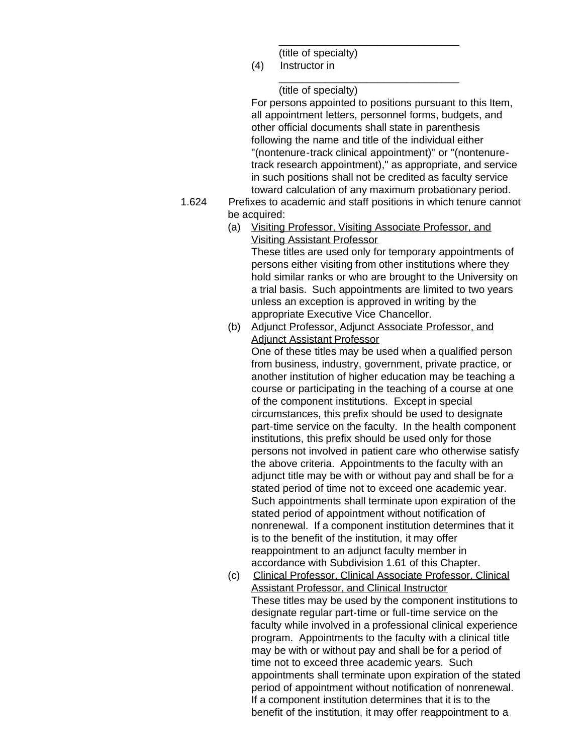\_\_\_\_\_\_\_\_\_\_\_\_\_\_\_\_\_\_\_\_\_\_\_\_\_\_\_\_\_\_\_

(title of specialty)

(4) Instructor in

\_\_\_\_\_\_\_\_\_\_\_\_\_\_\_\_\_\_\_\_\_\_\_\_\_\_\_\_\_\_\_

(title of specialty)

For persons appointed to positions pursuant to this Item, all appointment letters, personnel forms, budgets, and other official documents shall state in parenthesis following the name and title of the individual either "(nontenure-track clinical appointment)" or "(nontenure-track research appointment)," as appropriate, and service in such positions shall not be credited as faculty service toward calculation of any maximum probationary period.

1.624 Prefixes to academic and staff positions in which tenure cannot be acquired:

(a) <u>Visiting Professor, Visiting Associate Professor, and Visiting Assistant Professor</u>

These titles are used only for temporary appointments of persons either visiting from other institutions where they hold similar ranks or who are brought to the University on a trial basis. Such appointments are limited to two years unless an exception is approved in writing by the appropriate Executive Vice Chancellor.

(b) <u>Adjunct Professor, Adjunct Associate Professor, and Adjunct Assistant Professor</u>

One of these titles may be used when a qualified person from business, industry, government, private practice, or another institution of higher education may be teaching a course or participating in the teaching of a course at one of the component institutions. Except in special circumstances, this prefix should be used to designate part-time service on the faculty. In the health component institutions, this prefix should be used only for those persons not involved in patient care who otherwise satisfy the above criteria. Appointments to the faculty with an adjunct title may be with or without pay and shall be for a stated period of time not to exceed one academic year. Such appointments shall terminate upon expiration of the stated period of appointment without notification of nonrenewal. If a component institution determines that it is to the benefit of the institution, it may offer reappointment to an adjunct faculty member in accordance with Subdivision 1.61 of this Chapter.

(c) <u>Clinical Professor, Clinical Associate Professor, Clinical Assistant Professor, and Clinical Instructor</u>

These titles may be used by the component institutions to designate regular part-time or full-time service on the faculty while involved in a professional clinical experience program. Appointments to the faculty with a clinical title may be with or without pay and shall be for a period of time not to exceed three academic years. Such appointments shall terminate upon expiration of the stated period of appointment without notification of nonrenewal. If a component institution determines that it is to the benefit of the institution, it may offer reappointment to a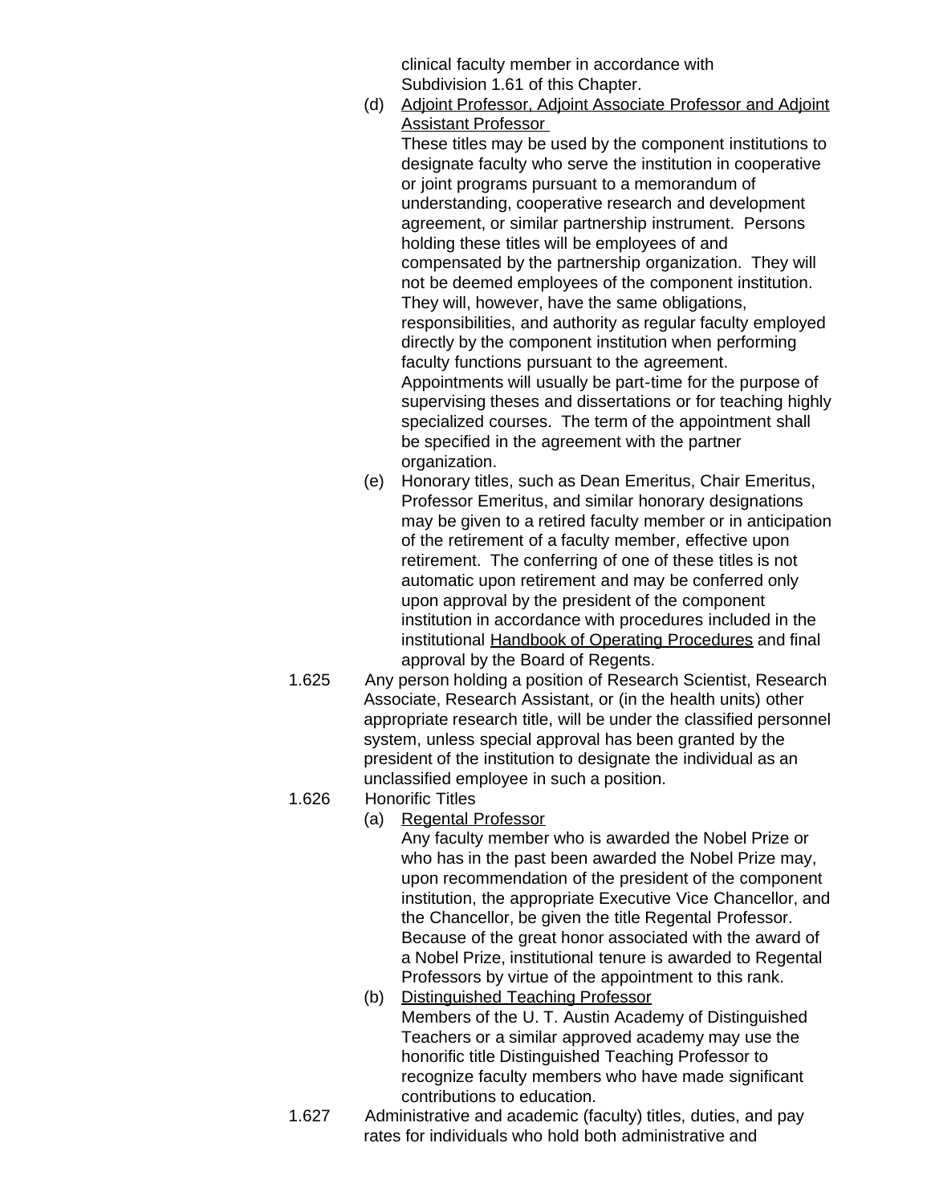clinical faculty member in accordance with Subdivision 1.61 of this Chapter.

(d) Adjoint Professor, Adjoint Associate Professor and Adjoint Assistant Professor

These titles may be used by the component institutions to designate faculty who serve the institution in cooperative or joint programs pursuant to a memorandum of understanding, cooperative research and development agreement, or similar partnership instrument. Persons holding these titles will be employees of and compensated by the partnership organization. They will not be deemed employees of the component institution. They will, however, have the same obligations, responsibilities, and authority as regular faculty employed directly by the component institution when performing faculty functions pursuant to the agreement. Appointments will usually be part-time for the purpose of supervising theses and dissertations or for teaching highly specialized courses. The term of the appointment shall be specified in the agreement with the partner organization.

(e) Honorary titles, such as Dean Emeritus, Chair Emeritus, Professor Emeritus, and similar honorary designations may be given to a retired faculty member or in anticipation of the retirement of a faculty member, effective upon retirement. The conferring of one of these titles is not automatic upon retirement and may be conferred only upon approval by the president of the component institution in accordance with procedures included in the institutional Handbook of Operating Procedures and final approval by the Board of Regents.

1.625 Any person holding a position of Research Scientist, Research Associate, Research Assistant, or (in the health units) other appropriate research title, will be under the classified personnel system, unless special approval has been granted by the president of the institution to designate the individual as an unclassified employee in such a position.

1.626 Honorific Titles

(a) Regental Professor

Any faculty member who is awarded the Nobel Prize or who has in the past been awarded the Nobel Prize may, upon recommendation of the president of the component institution, the appropriate Executive Vice Chancellor, and the Chancellor, be given the title Regental Professor. Because of the great honor associated with the award of a Nobel Prize, institutional tenure is awarded to Regental Professors by virtue of the appointment to this rank.

(b) Distinguished Teaching Professor

Members of the U. T. Austin Academy of Distinguished Teachers or a similar approved academy may use the honorific title Distinguished Teaching Professor to recognize faculty members who have made significant contributions to education.

1.627 Administrative and academic (faculty) titles, duties, and pay rates for individuals who hold both administrative and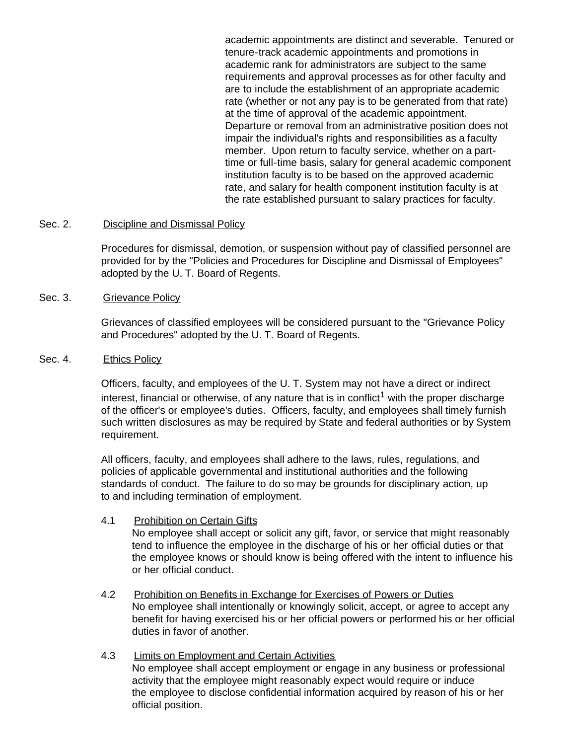academic appointments are distinct and severable. Tenured or tenure-track academic appointments and promotions in academic rank for administrators are subject to the same requirements and approval processes as for other faculty and are to include the establishment of an appropriate academic rate (whether or not any pay is to be generated from that rate) at the time of approval of the academic appointment. Departure or removal from an administrative position does not impair the individual's rights and responsibilities as a faculty member. Upon return to faculty service, whether on a part-time or full-time basis, salary for general academic component institution faculty is to be based on the approved academic rate, and salary for health component institution faculty is at the rate established pursuant to salary practices for faculty.

Sec. 2. Discipline and Dismissal Policy

Procedures for dismissal, demotion, or suspension without pay of classified personnel are provided for by the "Policies and Procedures for Discipline and Dismissal of Employees" adopted by the U. T. Board of Regents.

Sec. 3. Grievance Policy

Grievances of classified employees will be considered pursuant to the "Grievance Policy and Procedures" adopted by the U. T. Board of Regents.

Sec. 4. Ethics Policy

Officers, faculty, and employees of the U. T. System may not have a direct or indirect interest, financial or otherwise, of any nature that is in conflict[1] with the proper discharge of the officer's or employee's duties. Officers, faculty, and employees shall timely furnish such written disclosures as may be required by State and federal authorities or by System requirement.

All officers, faculty, and employees shall adhere to the laws, rules, regulations, and policies of applicable governmental and institutional authorities and the following standards of conduct. The failure to do so may be grounds for disciplinary action, up to and including termination of employment.

4.1 Prohibition on Certain Gifts

No employee shall accept or solicit any gift, favor, or service that might reasonably tend to influence the employee in the discharge of his or her official duties or that the employee knows or should know is being offered with the intent to influence his or her official conduct.

4.2 Prohibition on Benefits in Exchange for Exercises of Powers or Duties

No employee shall intentionally or knowingly solicit, accept, or agree to accept any benefit for having exercised his or her official powers or performed his or her official duties in favor of another.

4.3 Limits on Employment and Certain Activities

No employee shall accept employment or engage in any business or professional activity that the employee might reasonably expect would require or induce the employee to disclose confidential information acquired by reason of his or her official position.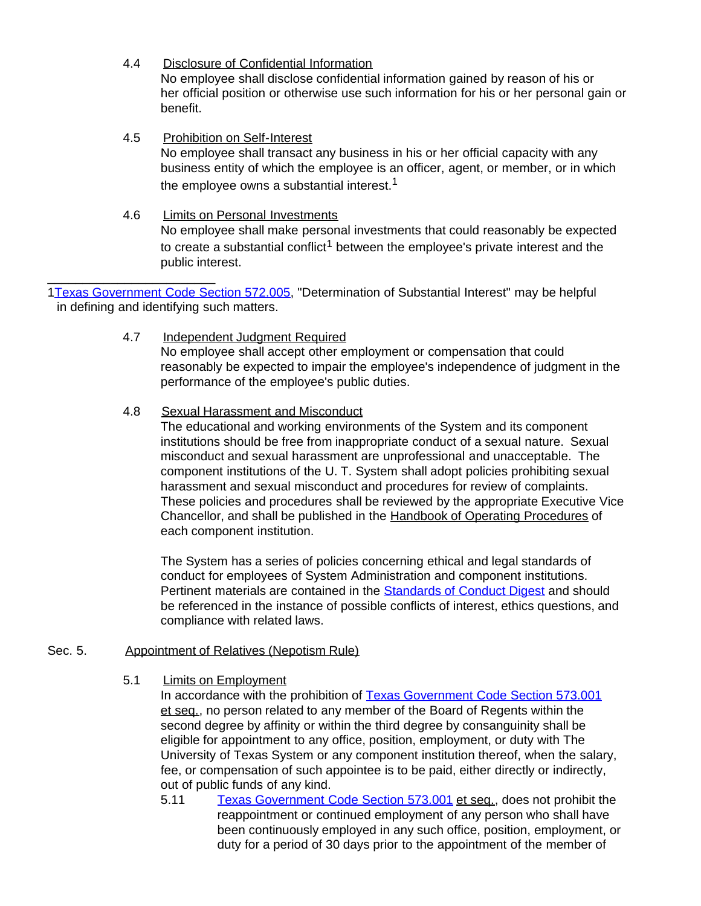4.4 Disclosure of Confidential Information

No employee shall disclose confidential information gained by reason of his or her official position or otherwise use such information for his or her personal gain or benefit.

4.5 Prohibition on Self-Interest

No employee shall transact any business in his or her official capacity with any business entity of which the employee is an officer, agent, or member, or in which the employee owns a substantial interest.[1]

4.6 Limits on Personal Investments

No employee shall make personal investments that could reasonably be expected to create a substantial conflict[1] between the employee's private interest and the public interest.

---

1 Texas Government Code Section 572.005, "Determination of Substantial Interest" may be helpful in defining and identifying such matters.

4.7 Independent Judgment Required

No employee shall accept other employment or compensation that could reasonably be expected to impair the employee's independence of judgment in the performance of the employee's public duties.

4.8 Sexual Harassment and Misconduct

The educational and working environments of the System and its component institutions should be free from inappropriate conduct of a sexual nature. Sexual misconduct and sexual harassment are unprofessional and unacceptable. The component institutions of the U. T. System shall adopt policies prohibiting sexual harassment and sexual misconduct and procedures for review of complaints. These policies and procedures shall be reviewed by the appropriate Executive Vice Chancellor, and shall be published in the Handbook of Operating Procedures of each component institution.

The System has a series of policies concerning ethical and legal standards of conduct for employees of System Administration and component institutions. Pertinent materials are contained in the Standards of Conduct Digest and should be referenced in the instance of possible conflicts of interest, ethics questions, and compliance with related laws.

Sec. 5. Appointment of Relatives (Nepotism Rule)

5.1 Limits on Employment

In accordance with the prohibition of Texas Government Code Section 573.001 et seq., no person related to any member of the Board of Regents within the second degree by affinity or within the third degree by consanguinity shall be eligible for appointment to any office, position, employment, or duty with The University of Texas System or any component institution thereof, when the salary, fee, or compensation of such appointee is to be paid, either directly or indirectly, out of public funds of any kind.

5.11 Texas Government Code Section 573.001 et seq., does not prohibit the reappointment or continued employment of any person who shall have been continuously employed in any such office, position, employment, or duty for a period of 30 days prior to the appointment of the member of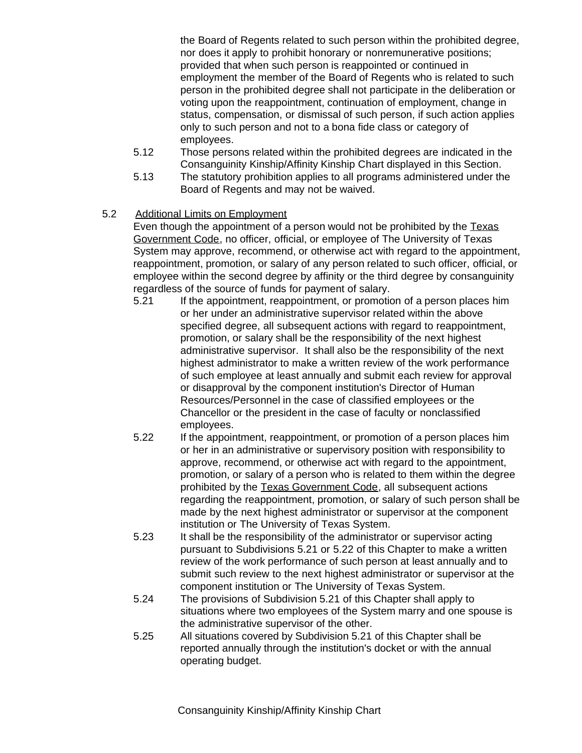the Board of Regents related to such person within the prohibited degree, nor does it apply to prohibit honorary or nonremunerative positions; provided that when such person is reappointed or continued in employment the member of the Board of Regents who is related to such person in the prohibited degree shall not participate in the deliberation or voting upon the reappointment, continuation of employment, change in status, compensation, or dismissal of such person, if such action applies only to such person and not to a bona fide class or category of employees.

5.12 Those persons related within the prohibited degrees are indicated in the Consanguinity Kinship/Affinity Kinship Chart displayed in this Section.

5.13 The statutory prohibition applies to all programs administered under the Board of Regents and may not be waived.

5.2 Additional Limits on Employment

Even though the appointment of a person would not be prohibited by the Texas Government Code, no officer, official, or employee of The University of Texas System may approve, recommend, or otherwise act with regard to the appointment, reappointment, promotion, or salary of any person related to such officer, official, or employee within the second degree by affinity or the third degree by consanguinity regardless of the source of funds for payment of salary.

5.21 If the appointment, reappointment, or promotion of a person places him or her under an administrative supervisor related within the above specified degree, all subsequent actions with regard to reappointment, promotion, or salary shall be the responsibility of the next highest administrative supervisor. It shall also be the responsibility of the next highest administrator to make a written review of the work performance of such employee at least annually and submit each review for approval or disapproval by the component institution's Director of Human Resources/Personnel in the case of classified employees or the Chancellor or the president in the case of faculty or nonclassified employees.

5.22 If the appointment, reappointment, or promotion of a person places him or her in an administrative or supervisory position with responsibility to approve, recommend, or otherwise act with regard to the appointment, promotion, or salary of a person who is related to them within the degree prohibited by the Texas Government Code, all subsequent actions regarding the reappointment, promotion, or salary of such person shall be made by the next highest administrator or supervisor at the component institution or The University of Texas System.

5.23 It shall be the responsibility of the administrator or supervisor acting pursuant to Subdivisions 5.21 or 5.22 of this Chapter to make a written review of the work performance of such person at least annually and to submit such review to the next highest administrator or supervisor at the component institution or The University of Texas System.

5.24 The provisions of Subdivision 5.21 of this Chapter shall apply to situations where two employees of the System marry and one spouse is the administrative supervisor of the other.

5.25 All situations covered by Subdivision 5.21 of this Chapter shall be reported annually through the institution's docket or with the annual operating budget.

Consanguinity Kinship/Affinity Kinship Chart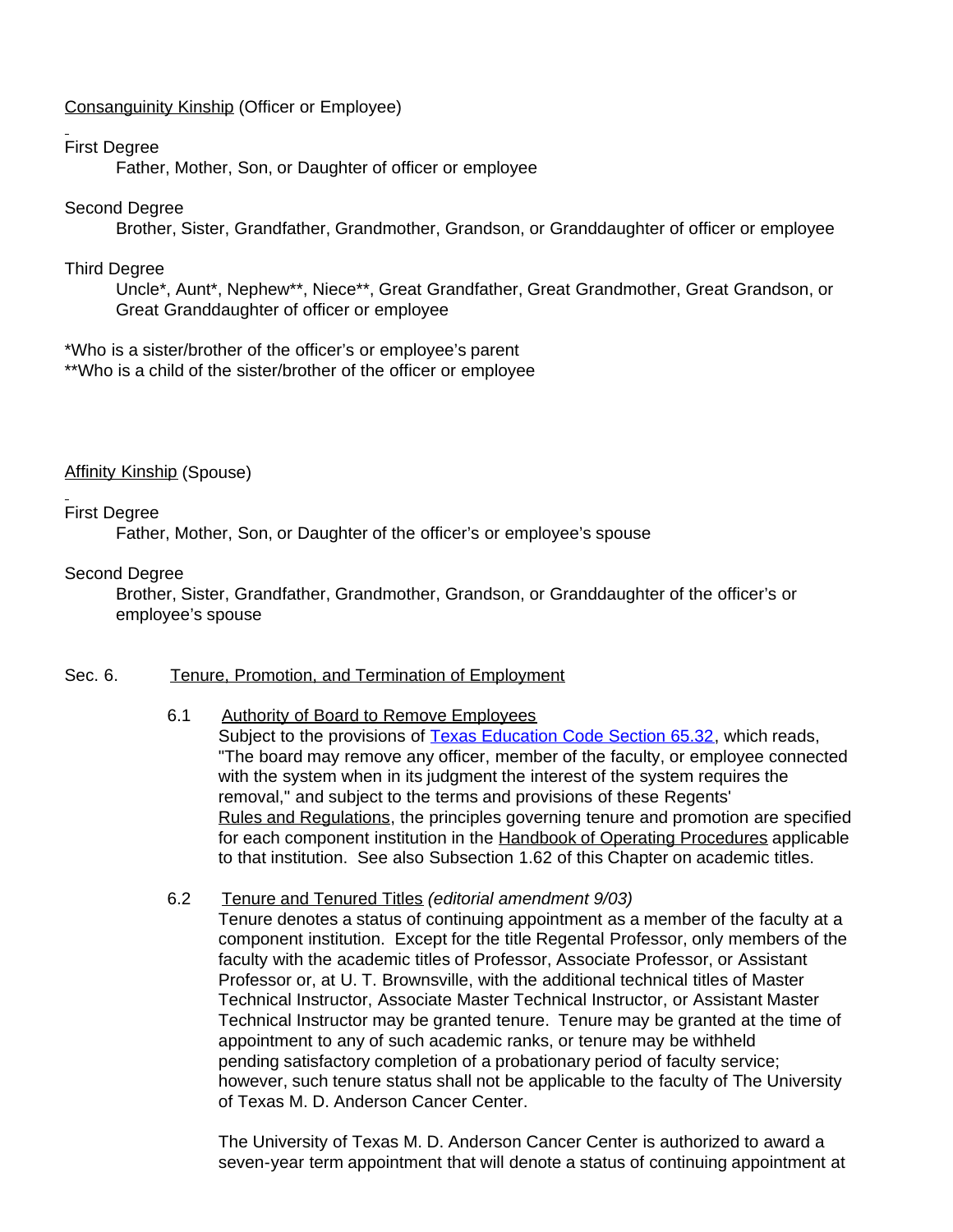Consanguinity Kinship (Officer or Employee)

First Degree

Father, Mother, Son, or Daughter of officer or employee

Second Degree

Brother, Sister, Grandfather, Grandmother, Grandson, or Granddaughter of officer or employee

Third Degree

Uncle*, Aunt*, Nephew**, Niece**, Great Grandfather, Great Grandmother, Great Grandson, or Great Granddaughter of officer or employee

*Who is a sister/brother of the officer's or employee's parent

**Who is a child of the sister/brother of the officer or employee

Affinity Kinship (Spouse)

First Degree

Father, Mother, Son, or Daughter of the officer's or employee's spouse

Second Degree

Brother, Sister, Grandfather, Grandmother, Grandson, or Granddaughter of the officer's or employee's spouse

## Sec. 6. Tenure, Promotion, and Termination of Employment

### 6.1 Authority of Board to Remove Employees

Subject to the provisions of Texas Education Code Section 65.32, which reads, "The board may remove any officer, member of the faculty, or employee connected with the system when in its judgment the interest of the system requires the removal," and subject to the terms and provisions of these Regents' Rules and Regulations, the principles governing tenure and promotion are specified for each component institution in the Handbook of Operating Procedures applicable to that institution. See also Subsection 1.62 of this Chapter on academic titles.

### 6.2 Tenure and Tenured Titles *(editorial amendment 9/03)*

Tenure denotes a status of continuing appointment as a member of the faculty at a component institution. Except for the title Regental Professor, only members of the faculty with the academic titles of Professor, Associate Professor, or Assistant Professor or, at U. T. Brownsville, with the additional technical titles of Master Technical Instructor, Associate Master Technical Instructor, or Assistant Master Technical Instructor may be granted tenure. Tenure may be granted at the time of appointment to any of such academic ranks, or tenure may be withheld pending satisfactory completion of a probationary period of faculty service; however, such tenure status shall not be applicable to the faculty of The University of Texas M. D. Anderson Cancer Center.

The University of Texas M. D. Anderson Cancer Center is authorized to award a seven-year term appointment that will denote a status of continuing appointment at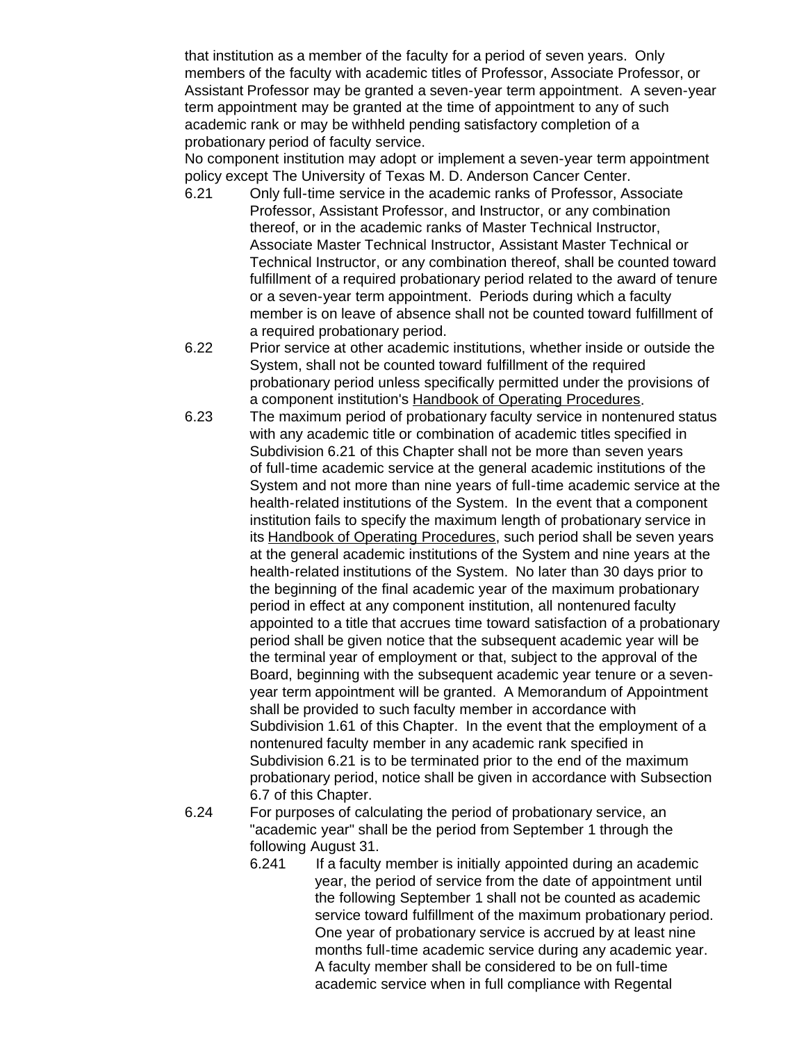that institution as a member of the faculty for a period of seven years. Only members of the faculty with academic titles of Professor, Associate Professor, or Assistant Professor may be granted a seven-year term appointment. A seven-year term appointment may be granted at the time of appointment to any of such academic rank or may be withheld pending satisfactory completion of a probationary period of faculty service.

No component institution may adopt or implement a seven-year term appointment policy except The University of Texas M. D. Anderson Cancer Center.

6.21 Only full-time service in the academic ranks of Professor, Associate Professor, Assistant Professor, and Instructor, or any combination thereof, or in the academic ranks of Master Technical Instructor, Associate Master Technical Instructor, Assistant Master Technical or Technical Instructor, or any combination thereof, shall be counted toward fulfillment of a required probationary period related to the award of tenure or a seven-year term appointment. Periods during which a faculty member is on leave of absence shall not be counted toward fulfillment of a required probationary period.

6.22 Prior service at other academic institutions, whether inside or outside the System, shall not be counted toward fulfillment of the required probationary period unless specifically permitted under the provisions of a component institution's Handbook of Operating Procedures.

6.23 The maximum period of probationary faculty service in nontenured status with any academic title or combination of academic titles specified in Subdivision 6.21 of this Chapter shall not be more than seven years of full-time academic service at the general academic institutions of the System and not more than nine years of full-time academic service at the health-related institutions of the System. In the event that a component institution fails to specify the maximum length of probationary service in its Handbook of Operating Procedures, such period shall be seven years at the general academic institutions of the System and nine years at the health-related institutions of the System. No later than 30 days prior to the beginning of the final academic year of the maximum probationary period in effect at any component institution, all nontenured faculty appointed to a title that accrues time toward satisfaction of a probationary period shall be given notice that the subsequent academic year will be the terminal year of employment or that, subject to the approval of the Board, beginning with the subsequent academic year tenure or a seven-year term appointment will be granted. A Memorandum of Appointment shall be provided to such faculty member in accordance with Subdivision 1.61 of this Chapter. In the event that the employment of a nontenured faculty member in any academic rank specified in Subdivision 6.21 is to be terminated prior to the end of the maximum probationary period, notice shall be given in accordance with Subsection 6.7 of this Chapter.

6.24 For purposes of calculating the period of probationary service, an "academic year" shall be the period from September 1 through the following August 31.

6.241 If a faculty member is initially appointed during an academic year, the period of service from the date of appointment until the following September 1 shall not be counted as academic service toward fulfillment of the maximum probationary period. One year of probationary service is accrued by at least nine months full-time academic service during any academic year. A faculty member shall be considered to be on full-time academic service when in full compliance with Regental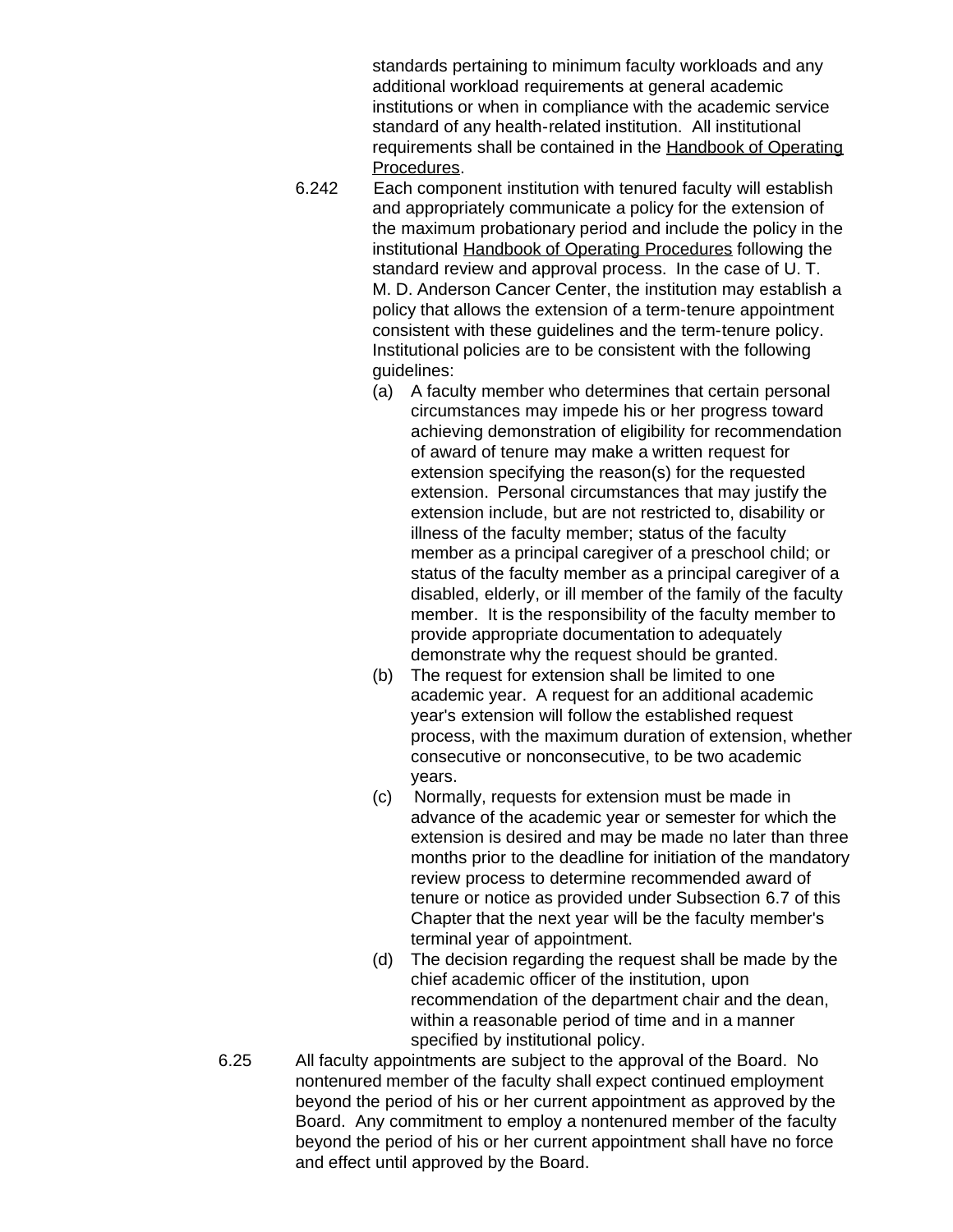standards pertaining to minimum faculty workloads and any additional workload requirements at general academic institutions or when in compliance with the academic service standard of any health-related institution. All institutional requirements shall be contained in the Handbook of Operating Procedures.

6.242 Each component institution with tenured faculty will establish and appropriately communicate a policy for the extension of the maximum probationary period and include the policy in the institutional Handbook of Operating Procedures following the standard review and approval process. In the case of U. T. M. D. Anderson Cancer Center, the institution may establish a policy that allows the extension of a term-tenure appointment consistent with these guidelines and the term-tenure policy. Institutional policies are to be consistent with the following guidelines:

(a) A faculty member who determines that certain personal circumstances may impede his or her progress toward achieving demonstration of eligibility for recommendation of award of tenure may make a written request for extension specifying the reason(s) for the requested extension. Personal circumstances that may justify the extension include, but are not restricted to, disability or illness of the faculty member; status of the faculty member as a principal caregiver of a preschool child; or status of the faculty member as a principal caregiver of a disabled, elderly, or ill member of the family of the faculty member. It is the responsibility of the faculty member to provide appropriate documentation to adequately demonstrate why the request should be granted.

(b) The request for extension shall be limited to one academic year. A request for an additional academic year's extension will follow the established request process, with the maximum duration of extension, whether consecutive or nonconsecutive, to be two academic years.

(c) Normally, requests for extension must be made in advance of the academic year or semester for which the extension is desired and may be made no later than three months prior to the deadline for initiation of the mandatory review process to determine recommended award of tenure or notice as provided under Subsection 6.7 of this Chapter that the next year will be the faculty member's terminal year of appointment.

(d) The decision regarding the request shall be made by the chief academic officer of the institution, upon recommendation of the department chair and the dean, within a reasonable period of time and in a manner specified by institutional policy.

6.25 All faculty appointments are subject to the approval of the Board. No nontenured member of the faculty shall expect continued employment beyond the period of his or her current appointment as approved by the Board. Any commitment to employ a nontenured member of the faculty beyond the period of his or her current appointment shall have no force and effect until approved by the Board.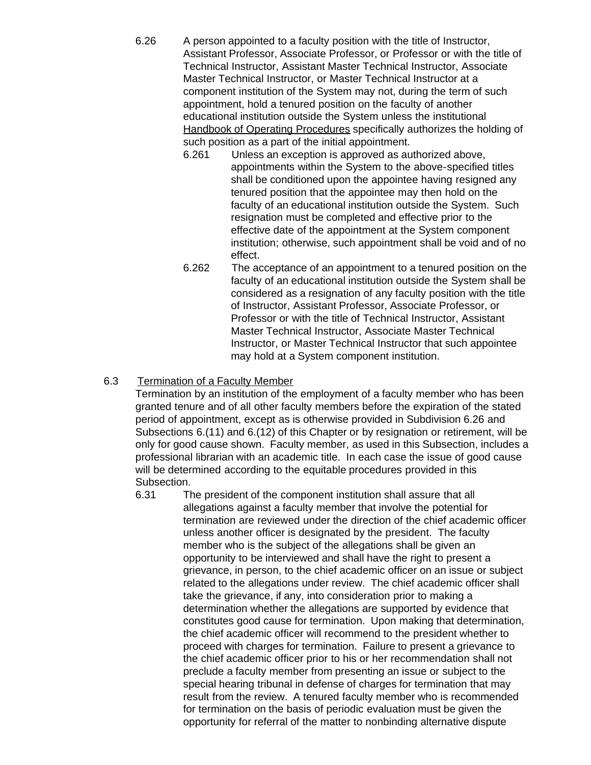6.26 A person appointed to a faculty position with the title of Instructor, Assistant Professor, Associate Professor, or Professor or with the title of Technical Instructor, Assistant Master Technical Instructor, Associate Master Technical Instructor, or Master Technical Instructor at a component institution of the System may not, during the term of such appointment, hold a tenured position on the faculty of another educational institution outside the System unless the institutional Handbook of Operating Procedures specifically authorizes the holding of such position as a part of the initial appointment.

6.261 Unless an exception is approved as authorized above, appointments within the System to the above-specified titles shall be conditioned upon the appointee having resigned any tenured position that the appointee may then hold on the faculty of an educational institution outside the System. Such resignation must be completed and effective prior to the effective date of the appointment at the System component institution; otherwise, such appointment shall be void and of no effect.

6.262 The acceptance of an appointment to a tenured position on the faculty of an educational institution outside the System shall be considered as a resignation of any faculty position with the title of Instructor, Assistant Professor, Associate Professor, or Professor or with the title of Technical Instructor, Assistant Master Technical Instructor, Associate Master Technical Instructor, or Master Technical Instructor that such appointee may hold at a System component institution.

6.3 Termination of a Faculty Member

Termination by an institution of the employment of a faculty member who has been granted tenure and of all other faculty members before the expiration of the stated period of appointment, except as is otherwise provided in Subdivision 6.26 and Subsections 6.(11) and 6.(12) of this Chapter or by resignation or retirement, will be only for good cause shown. Faculty member, as used in this Subsection, includes a professional librarian with an academic title. In each case the issue of good cause will be determined according to the equitable procedures provided in this Subsection.

6.31 The president of the component institution shall assure that all allegations against a faculty member that involve the potential for termination are reviewed under the direction of the chief academic officer unless another officer is designated by the president. The faculty member who is the subject of the allegations shall be given an opportunity to be interviewed and shall have the right to present a grievance, in person, to the chief academic officer on an issue or subject related to the allegations under review. The chief academic officer shall take the grievance, if any, into consideration prior to making a determination whether the allegations are supported by evidence that constitutes good cause for termination. Upon making that determination, the chief academic officer will recommend to the president whether to proceed with charges for termination. Failure to present a grievance to the chief academic officer prior to his or her recommendation shall not preclude a faculty member from presenting an issue or subject to the special hearing tribunal in defense of charges for termination that may result from the review. A tenured faculty member who is recommended for termination on the basis of periodic evaluation must be given the opportunity for referral of the matter to nonbinding alternative dispute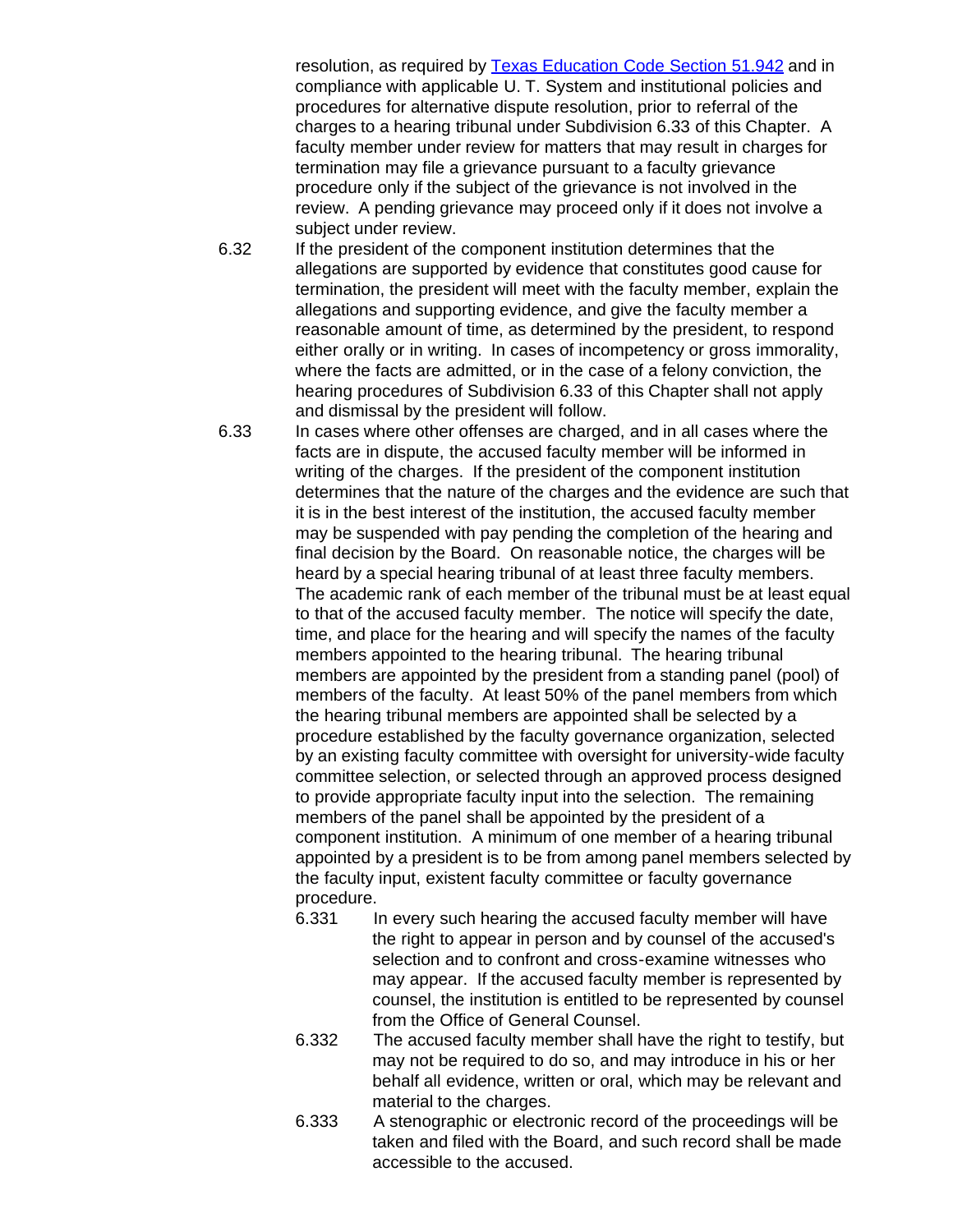resolution, as required by [Texas Education Code Section 51.942](Texas Education Code Section 51.942) and in compliance with applicable U. T. System and institutional policies and procedures for alternative dispute resolution, prior to referral of the charges to a hearing tribunal under Subdivision 6.33 of this Chapter. A faculty member under review for matters that may result in charges for termination may file a grievance pursuant to a faculty grievance procedure only if the subject of the grievance is not involved in the review. A pending grievance may proceed only if it does not involve a subject under review.

6.32 If the president of the component institution determines that the allegations are supported by evidence that constitutes good cause for termination, the president will meet with the faculty member, explain the allegations and supporting evidence, and give the faculty member a reasonable amount of time, as determined by the president, to respond either orally or in writing. In cases of incompetency or gross immorality, where the facts are admitted, or in the case of a felony conviction, the hearing procedures of Subdivision 6.33 of this Chapter shall not apply and dismissal by the president will follow.

6.33 In cases where other offenses are charged, and in all cases where the facts are in dispute, the accused faculty member will be informed in writing of the charges. If the president of the component institution determines that the nature of the charges and the evidence are such that it is in the best interest of the institution, the accused faculty member may be suspended with pay pending the completion of the hearing and final decision by the Board. On reasonable notice, the charges will be heard by a special hearing tribunal of at least three faculty members. The academic rank of each member of the tribunal must be at least equal to that of the accused faculty member. The notice will specify the date, time, and place for the hearing and will specify the names of the faculty members appointed to the hearing tribunal. The hearing tribunal members are appointed by the president from a standing panel (pool) of members of the faculty. At least 50% of the panel members from which the hearing tribunal members are appointed shall be selected by a procedure established by the faculty governance organization, selected by an existing faculty committee with oversight for university-wide faculty committee selection, or selected through an approved process designed to provide appropriate faculty input into the selection. The remaining members of the panel shall be appointed by the president of a component institution. A minimum of one member of a hearing tribunal appointed by a president is to be from among panel members selected by the faculty input, existent faculty committee or faculty governance procedure.

6.331 In every such hearing the accused faculty member will have the right to appear in person and by counsel of the accused's selection and to confront and cross-examine witnesses who may appear. If the accused faculty member is represented by counsel, the institution is entitled to be represented by counsel from the Office of General Counsel.

6.332 The accused faculty member shall have the right to testify, but may not be required to do so, and may introduce in his or her behalf all evidence, written or oral, which may be relevant and material to the charges.

6.333 A stenographic or electronic record of the proceedings will be taken and filed with the Board, and such record shall be made accessible to the accused.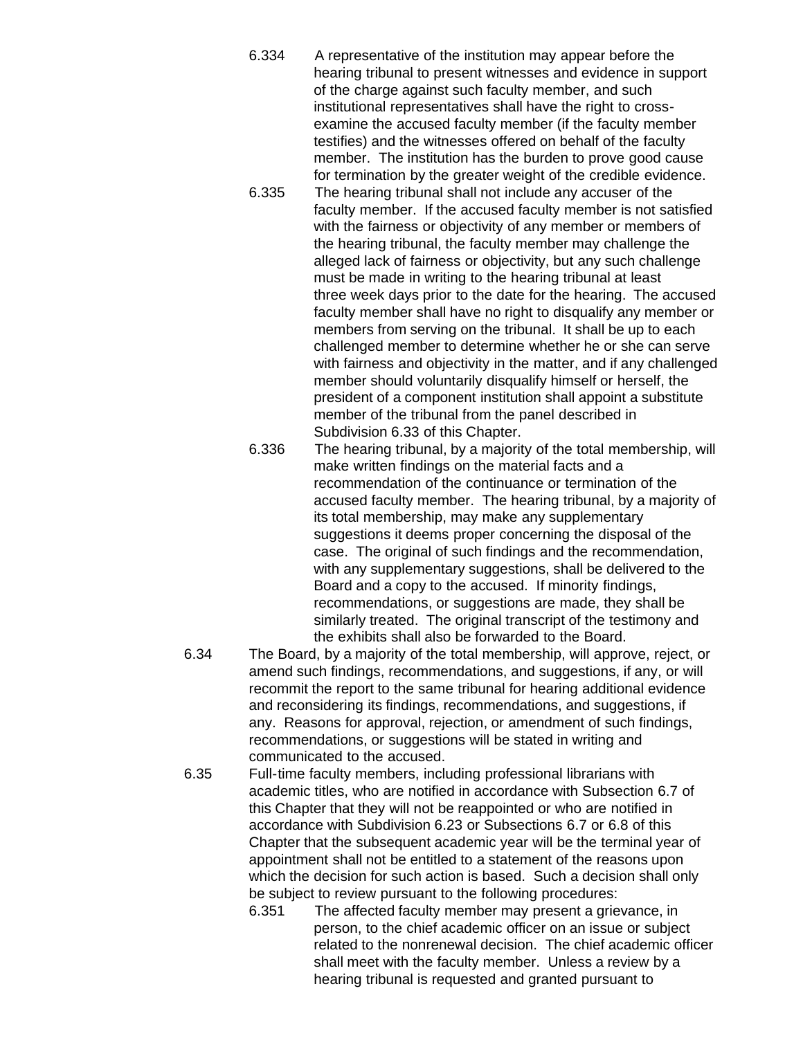6.334 A representative of the institution may appear before the hearing tribunal to present witnesses and evidence in support of the charge against such faculty member, and such institutional representatives shall have the right to cross-examine the accused faculty member (if the faculty member testifies) and the witnesses offered on behalf of the faculty member. The institution has the burden to prove good cause for termination by the greater weight of the credible evidence.

6.335 The hearing tribunal shall not include any accuser of the faculty member. If the accused faculty member is not satisfied with the fairness or objectivity of any member or members of the hearing tribunal, the faculty member may challenge the alleged lack of fairness or objectivity, but any such challenge must be made in writing to the hearing tribunal at least three week days prior to the date for the hearing. The accused faculty member shall have no right to disqualify any member or members from serving on the tribunal. It shall be up to each challenged member to determine whether he or she can serve with fairness and objectivity in the matter, and if any challenged member should voluntarily disqualify himself or herself, the president of a component institution shall appoint a substitute member of the tribunal from the panel described in Subdivision 6.33 of this Chapter.

6.336 The hearing tribunal, by a majority of the total membership, will make written findings on the material facts and a recommendation of the continuance or termination of the accused faculty member. The hearing tribunal, by a majority of its total membership, may make any supplementary suggestions it deems proper concerning the disposal of the case. The original of such findings and the recommendation, with any supplementary suggestions, shall be delivered to the Board and a copy to the accused. If minority findings, recommendations, or suggestions are made, they shall be similarly treated. The original transcript of the testimony and the exhibits shall also be forwarded to the Board.

6.34 The Board, by a majority of the total membership, will approve, reject, or amend such findings, recommendations, and suggestions, if any, or will recommit the report to the same tribunal for hearing additional evidence and reconsidering its findings, recommendations, and suggestions, if any. Reasons for approval, rejection, or amendment of such findings, recommendations, or suggestions will be stated in writing and communicated to the accused.

6.35 Full-time faculty members, including professional librarians with academic titles, who are notified in accordance with Subsection 6.7 of this Chapter that they will not be reappointed or who are notified in accordance with Subdivision 6.23 or Subsections 6.7 or 6.8 of this Chapter that the subsequent academic year will be the terminal year of appointment shall not be entitled to a statement of the reasons upon which the decision for such action is based. Such a decision shall only be subject to review pursuant to the following procedures:

6.351 The affected faculty member may present a grievance, in person, to the chief academic officer on an issue or subject related to the nonrenewal decision. The chief academic officer shall meet with the faculty member. Unless a review by a hearing tribunal is requested and granted pursuant to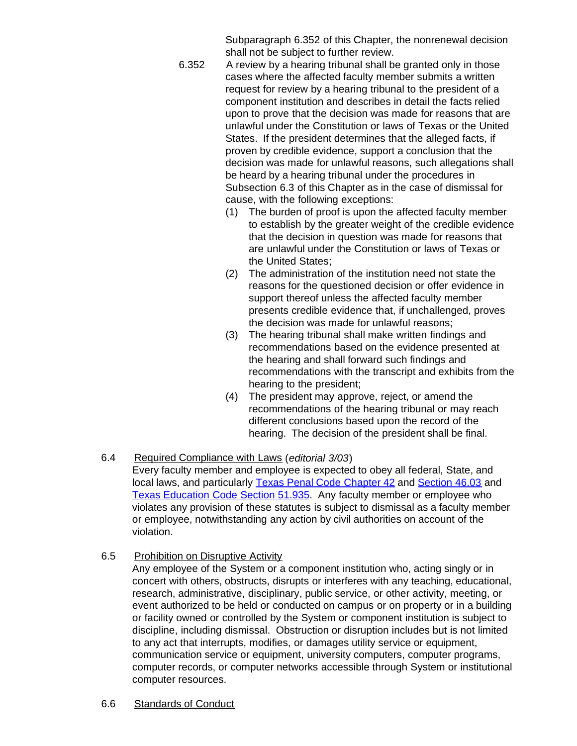Subparagraph 6.352 of this Chapter, the nonrenewal decision shall not be subject to further review.

6.352 A review by a hearing tribunal shall be granted only in those cases where the affected faculty member submits a written request for review by a hearing tribunal to the president of a component institution and describes in detail the facts relied upon to prove that the decision was made for reasons that are unlawful under the Constitution or laws of Texas or the United States. If the president determines that the alleged facts, if proven by credible evidence, support a conclusion that the decision was made for unlawful reasons, such allegations shall be heard by a hearing tribunal under the procedures in Subsection 6.3 of this Chapter as in the case of dismissal for cause, with the following exceptions:

(1) The burden of proof is upon the affected faculty member to establish by the greater weight of the credible evidence that the decision in question was made for reasons that are unlawful under the Constitution or laws of Texas or the United States;

(2) The administration of the institution need not state the reasons for the questioned decision or offer evidence in support thereof unless the affected faculty member presents credible evidence that, if unchallenged, proves the decision was made for unlawful reasons;

(3) The hearing tribunal shall make written findings and recommendations based on the evidence presented at the hearing and shall forward such findings and recommendations with the transcript and exhibits from the hearing to the president;

(4) The president may approve, reject, or amend the recommendations of the hearing tribunal or may reach different conclusions based upon the record of the hearing. The decision of the president shall be final.

6.4 Required Compliance with Laws (*editorial 3/03*)

Every faculty member and employee is expected to obey all federal, State, and local laws, and particularly Texas Penal Code Chapter 42 and Section 46.03 and Texas Education Code Section 51.935. Any faculty member or employee who violates any provision of these statutes is subject to dismissal as a faculty member or employee, notwithstanding any action by civil authorities on account of the violation.

6.5 Prohibition on Disruptive Activity

Any employee of the System or a component institution who, acting singly or in concert with others, obstructs, disrupts or interferes with any teaching, educational, research, administrative, disciplinary, public service, or other activity, meeting, or event authorized to be held or conducted on campus or on property or in a building or facility owned or controlled by the System or component institution is subject to discipline, including dismissal. Obstruction or disruption includes but is not limited to any act that interrupts, modifies, or damages utility service or equipment, communication service or equipment, university computers, computer programs, computer records, or computer networks accessible through System or institutional computer resources.

6.6 Standards of Conduct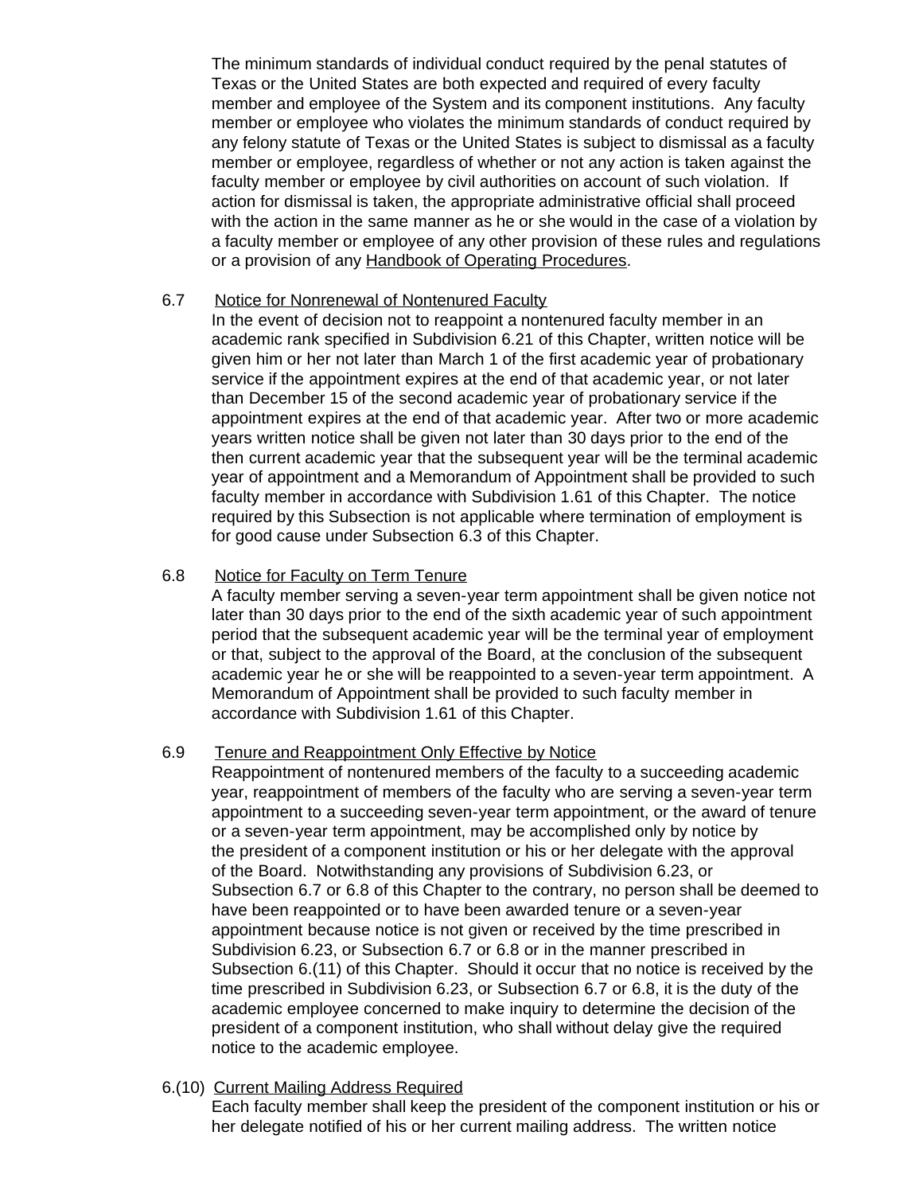The minimum standards of individual conduct required by the penal statutes of Texas or the United States are both expected and required of every faculty member and employee of the System and its component institutions. Any faculty member or employee who violates the minimum standards of conduct required by any felony statute of Texas or the United States is subject to dismissal as a faculty member or employee, regardless of whether or not any action is taken against the faculty member or employee by civil authorities on account of such violation. If action for dismissal is taken, the appropriate administrative official shall proceed with the action in the same manner as he or she would in the case of a violation by a faculty member or employee of any other provision of these rules and regulations or a provision of any Handbook of Operating Procedures.

6.7 Notice for Nonrenewal of Nontenured Faculty

In the event of decision not to reappoint a nontenured faculty member in an academic rank specified in Subdivision 6.21 of this Chapter, written notice will be given him or her not later than March 1 of the first academic year of probationary service if the appointment expires at the end of that academic year, or not later than December 15 of the second academic year of probationary service if the appointment expires at the end of that academic year. After two or more academic years written notice shall be given not later than 30 days prior to the end of the then current academic year that the subsequent year will be the terminal academic year of appointment and a Memorandum of Appointment shall be provided to such faculty member in accordance with Subdivision 1.61 of this Chapter. The notice required by this Subsection is not applicable where termination of employment is for good cause under Subsection 6.3 of this Chapter.

6.8 Notice for Faculty on Term Tenure

A faculty member serving a seven-year term appointment shall be given notice not later than 30 days prior to the end of the sixth academic year of such appointment period that the subsequent academic year will be the terminal year of employment or that, subject to the approval of the Board, at the conclusion of the subsequent academic year he or she will be reappointed to a seven-year term appointment. A Memorandum of Appointment shall be provided to such faculty member in accordance with Subdivision 1.61 of this Chapter.

6.9 Tenure and Reappointment Only Effective by Notice

Reappointment of nontenured members of the faculty to a succeeding academic year, reappointment of members of the faculty who are serving a seven-year term appointment to a succeeding seven-year term appointment, or the award of tenure or a seven-year term appointment, may be accomplished only by notice by the president of a component institution or his or her delegate with the approval of the Board. Notwithstanding any provisions of Subdivision 6.23, or Subsection 6.7 or 6.8 of this Chapter to the contrary, no person shall be deemed to have been reappointed or to have been awarded tenure or a seven-year appointment because notice is not given or received by the time prescribed in Subdivision 6.23, or Subsection 6.7 or 6.8 or in the manner prescribed in Subsection 6.(11) of this Chapter. Should it occur that no notice is received by the time prescribed in Subdivision 6.23, or Subsection 6.7 or 6.8, it is the duty of the academic employee concerned to make inquiry to determine the decision of the president of a component institution, who shall without delay give the required notice to the academic employee.

6.(10) Current Mailing Address Required

Each faculty member shall keep the president of the component institution or his or her delegate notified of his or her current mailing address. The written notice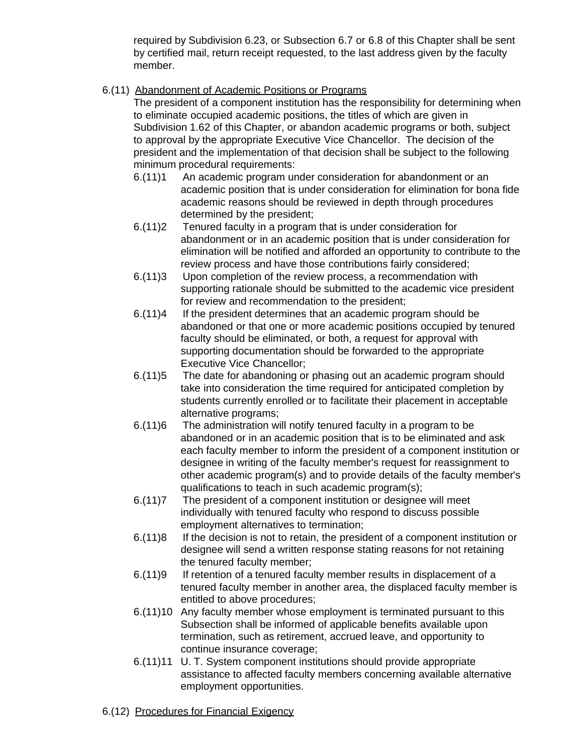required by Subdivision 6.23, or Subsection 6.7 or 6.8 of this Chapter shall be sent by certified mail, return receipt requested, to the last address given by the faculty member.

6.(11) Abandonment of Academic Positions or Programs

The president of a component institution has the responsibility for determining when to eliminate occupied academic positions, the titles of which are given in Subdivision 1.62 of this Chapter, or abandon academic programs or both, subject to approval by the appropriate Executive Vice Chancellor. The decision of the president and the implementation of that decision shall be subject to the following minimum procedural requirements:

6.(11)1 An academic program under consideration for abandonment or an academic position that is under consideration for elimination for bona fide academic reasons should be reviewed in depth through procedures determined by the president;

6.(11)2 Tenured faculty in a program that is under consideration for abandonment or in an academic position that is under consideration for elimination will be notified and afforded an opportunity to contribute to the review process and have those contributions fairly considered;

6.(11)3 Upon completion of the review process, a recommendation with supporting rationale should be submitted to the academic vice president for review and recommendation to the president;

6.(11)4 If the president determines that an academic program should be abandoned or that one or more academic positions occupied by tenured faculty should be eliminated, or both, a request for approval with supporting documentation should be forwarded to the appropriate Executive Vice Chancellor;

6.(11)5 The date for abandoning or phasing out an academic program should take into consideration the time required for anticipated completion by students currently enrolled or to facilitate their placement in acceptable alternative programs;

6.(11)6 The administration will notify tenured faculty in a program to be abandoned or in an academic position that is to be eliminated and ask each faculty member to inform the president of a component institution or designee in writing of the faculty member's request for reassignment to other academic program(s) and to provide details of the faculty member's qualifications to teach in such academic program(s);

6.(11)7 The president of a component institution or designee will meet individually with tenured faculty who respond to discuss possible employment alternatives to termination;

6.(11)8 If the decision is not to retain, the president of a component institution or designee will send a written response stating reasons for not retaining the tenured faculty member;

6.(11)9 If retention of a tenured faculty member results in displacement of a tenured faculty member in another area, the displaced faculty member is entitled to above procedures;

6.(11)10 Any faculty member whose employment is terminated pursuant to this Subsection shall be informed of applicable benefits available upon termination, such as retirement, accrued leave, and opportunity to continue insurance coverage;

6.(11)11 U. T. System component institutions should provide appropriate assistance to affected faculty members concerning available alternative employment opportunities.

6.(12) Procedures for Financial Exigency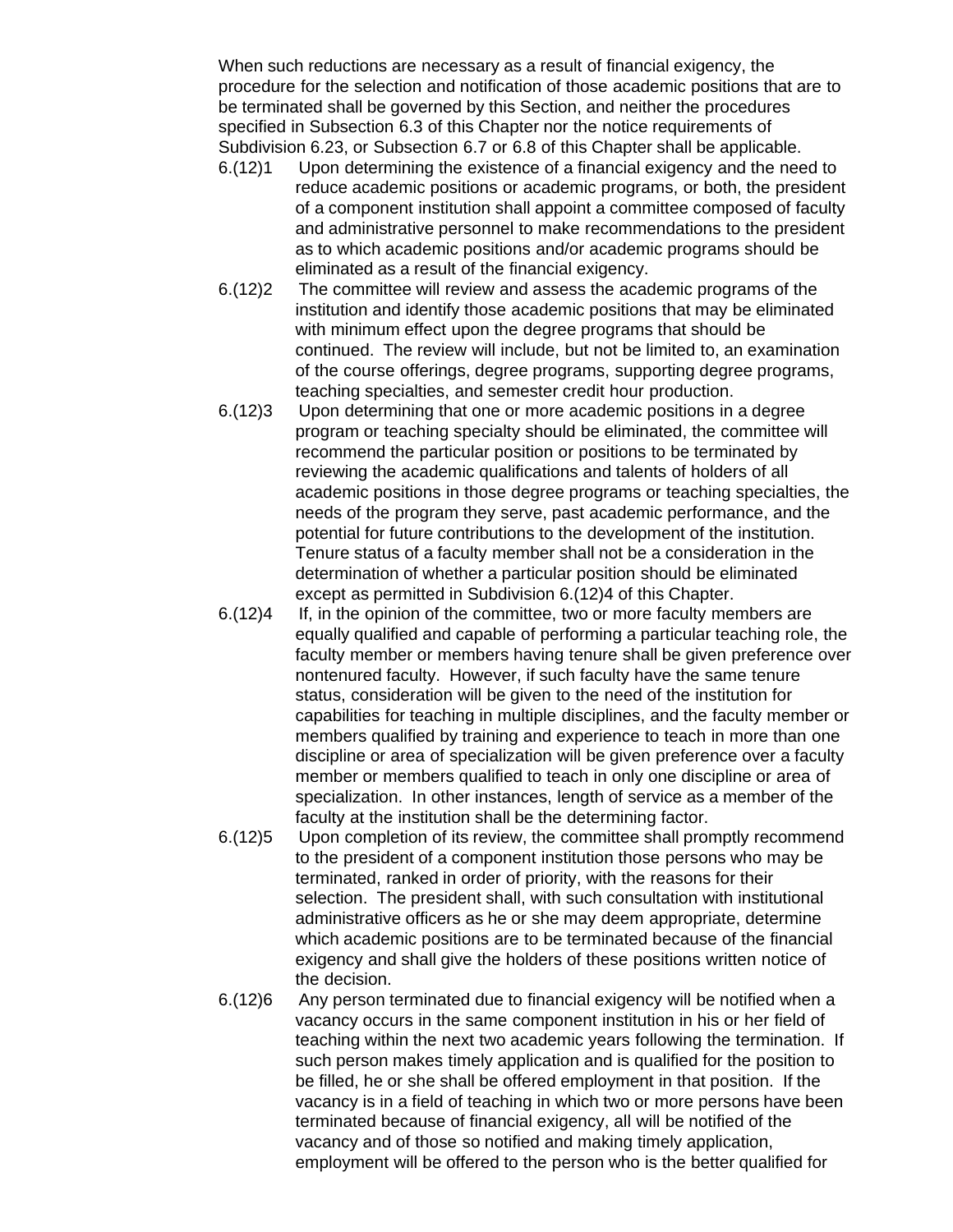When such reductions are necessary as a result of financial exigency, the procedure for the selection and notification of those academic positions that are to be terminated shall be governed by this Section, and neither the procedures specified in Subsection 6.3 of this Chapter nor the notice requirements of Subdivision 6.23, or Subsection 6.7 or 6.8 of this Chapter shall be applicable.

6.(12)1 Upon determining the existence of a financial exigency and the need to reduce academic positions or academic programs, or both, the president of a component institution shall appoint a committee composed of faculty and administrative personnel to make recommendations to the president as to which academic positions and/or academic programs should be eliminated as a result of the financial exigency.

6.(12)2 The committee will review and assess the academic programs of the institution and identify those academic positions that may be eliminated with minimum effect upon the degree programs that should be continued. The review will include, but not be limited to, an examination of the course offerings, degree programs, supporting degree programs, teaching specialties, and semester credit hour production.

6.(12)3 Upon determining that one or more academic positions in a degree program or teaching specialty should be eliminated, the committee will recommend the particular position or positions to be terminated by reviewing the academic qualifications and talents of holders of all academic positions in those degree programs or teaching specialties, the needs of the program they serve, past academic performance, and the potential for future contributions to the development of the institution. Tenure status of a faculty member shall not be a consideration in the determination of whether a particular position should be eliminated except as permitted in Subdivision 6.(12)4 of this Chapter.

6.(12)4 If, in the opinion of the committee, two or more faculty members are equally qualified and capable of performing a particular teaching role, the faculty member or members having tenure shall be given preference over nontenured faculty. However, if such faculty have the same tenure status, consideration will be given to the need of the institution for capabilities for teaching in multiple disciplines, and the faculty member or members qualified by training and experience to teach in more than one discipline or area of specialization will be given preference over a faculty member or members qualified to teach in only one discipline or area of specialization. In other instances, length of service as a member of the faculty at the institution shall be the determining factor.

6.(12)5 Upon completion of its review, the committee shall promptly recommend to the president of a component institution those persons who may be terminated, ranked in order of priority, with the reasons for their selection. The president shall, with such consultation with institutional administrative officers as he or she may deem appropriate, determine which academic positions are to be terminated because of the financial exigency and shall give the holders of these positions written notice of the decision.

6.(12)6 Any person terminated due to financial exigency will be notified when a vacancy occurs in the same component institution in his or her field of teaching within the next two academic years following the termination. If such person makes timely application and is qualified for the position to be filled, he or she shall be offered employment in that position. If the vacancy is in a field of teaching in which two or more persons have been terminated because of financial exigency, all will be notified of the vacancy and of those so notified and making timely application, employment will be offered to the person who is the better qualified for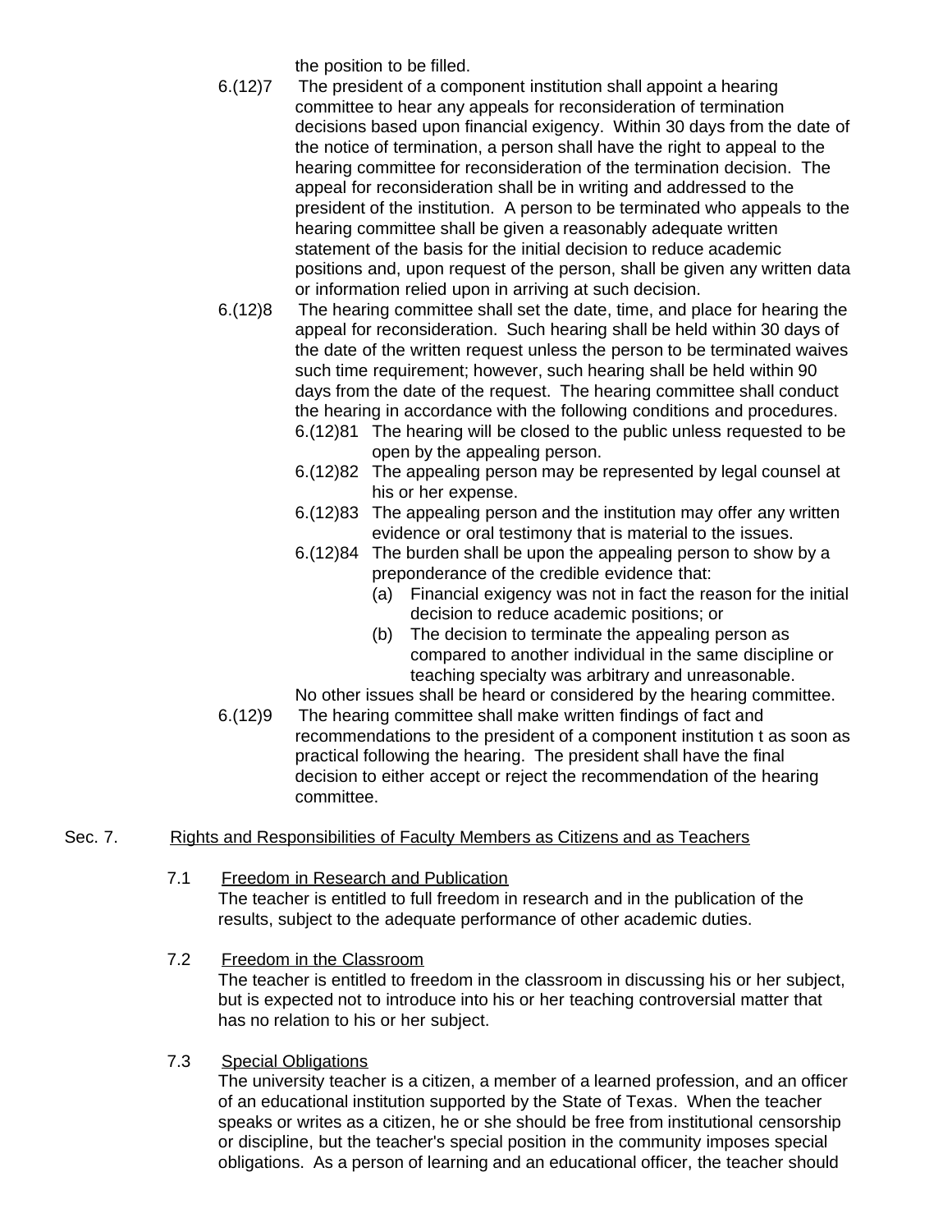the position to be filled.

6.(12)7 The president of a component institution shall appoint a hearing committee to hear any appeals for reconsideration of termination decisions based upon financial exigency. Within 30 days from the date of the notice of termination, a person shall have the right to appeal to the hearing committee for reconsideration of the termination decision. The appeal for reconsideration shall be in writing and addressed to the president of the institution. A person to be terminated who appeals to the hearing committee shall be given a reasonably adequate written statement of the basis for the initial decision to reduce academic positions and, upon request of the person, shall be given any written data or information relied upon in arriving at such decision.

6.(12)8 The hearing committee shall set the date, time, and place for hearing the appeal for reconsideration. Such hearing shall be held within 30 days of the date of the written request unless the person to be terminated waives such time requirement; however, such hearing shall be held within 90 days from the date of the request. The hearing committee shall conduct the hearing in accordance with the following conditions and procedures.

- 6.(12)81 The hearing will be closed to the public unless requested to be open by the appealing person.
- 6.(12)82 The appealing person may be represented by legal counsel at his or her expense.
- 6.(12)83 The appealing person and the institution may offer any written evidence or oral testimony that is material to the issues.
- 6.(12)84 The burden shall be upon the appealing person to show by a preponderance of the credible evidence that:
  - (a) Financial exigency was not in fact the reason for the initial decision to reduce academic positions; or
  - (b) The decision to terminate the appealing person as compared to another individual in the same discipline or teaching specialty was arbitrary and unreasonable.

No other issues shall be heard or considered by the hearing committee.

6.(12)9 The hearing committee shall make written findings of fact and recommendations to the president of a component institution t as soon as practical following the hearing. The president shall have the final decision to either accept or reject the recommendation of the hearing committee.

## Sec. 7. Rights and Responsibilities of Faculty Members as Citizens and as Teachers

### 7.1 Freedom in Research and Publication

The teacher is entitled to full freedom in research and in the publication of the results, subject to the adequate performance of other academic duties.

### 7.2 Freedom in the Classroom

The teacher is entitled to freedom in the classroom in discussing his or her subject, but is expected not to introduce into his or her teaching controversial matter that has no relation to his or her subject.

### 7.3 Special Obligations

The university teacher is a citizen, a member of a learned profession, and an officer of an educational institution supported by the State of Texas. When the teacher speaks or writes as a citizen, he or she should be free from institutional censorship or discipline, but the teacher's special position in the community imposes special obligations. As a person of learning and an educational officer, the teacher should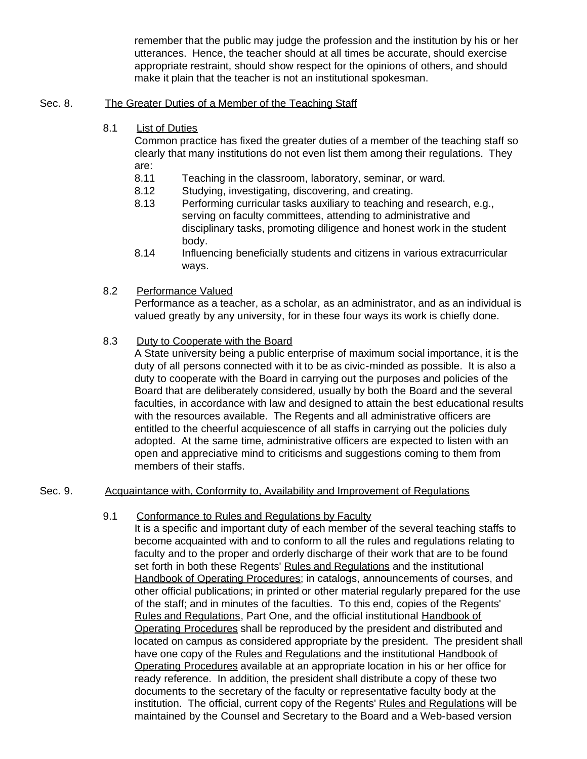remember that the public may judge the profession and the institution by his or her utterances. Hence, the teacher should at all times be accurate, should exercise appropriate restraint, should show respect for the opinions of others, and should make it plain that the teacher is not an institutional spokesman.

## Sec. 8. The Greater Duties of a Member of the Teaching Staff

### 8.1 List of Duties

Common practice has fixed the greater duties of a member of the teaching staff so clearly that many institutions do not even list them among their regulations. They are:

- 8.11 Teaching in the classroom, laboratory, seminar, or ward.
- 8.12 Studying, investigating, discovering, and creating.
- 8.13 Performing curricular tasks auxiliary to teaching and research, e.g., serving on faculty committees, attending to administrative and disciplinary tasks, promoting diligence and honest work in the student body.
- 8.14 Influencing beneficially students and citizens in various extracurricular ways.

### 8.2 Performance Valued

Performance as a teacher, as a scholar, as an administrator, and as an individual is valued greatly by any university, for in these four ways its work is chiefly done.

### 8.3 Duty to Cooperate with the Board

A State university being a public enterprise of maximum social importance, it is the duty of all persons connected with it to be as civic-minded as possible. It is also a duty to cooperate with the Board in carrying out the purposes and policies of the Board that are deliberately considered, usually by both the Board and the several faculties, in accordance with law and designed to attain the best educational results with the resources available. The Regents and all administrative officers are entitled to the cheerful acquiescence of all staffs in carrying out the policies duly adopted. At the same time, administrative officers are expected to listen with an open and appreciative mind to criticisms and suggestions coming to them from members of their staffs.

## Sec. 9. Acquaintance with, Conformity to, Availability and Improvement of Regulations

### 9.1 Conformance to Rules and Regulations by Faculty

It is a specific and important duty of each member of the several teaching staffs to become acquainted with and to conform to all the rules and regulations relating to faculty and to the proper and orderly discharge of their work that are to be found set forth in both these Regents' Rules and Regulations and the institutional Handbook of Operating Procedures; in catalogs, announcements of courses, and other official publications; in printed or other material regularly prepared for the use of the staff; and in minutes of the faculties. To this end, copies of the Regents' Rules and Regulations, Part One, and the official institutional Handbook of Operating Procedures shall be reproduced by the president and distributed and located on campus as considered appropriate by the president. The president shall have one copy of the Rules and Regulations and the institutional Handbook of Operating Procedures available at an appropriate location in his or her office for ready reference. In addition, the president shall distribute a copy of these two documents to the secretary of the faculty or representative faculty body at the institution. The official, current copy of the Regents' Rules and Regulations will be maintained by the Counsel and Secretary to the Board and a Web-based version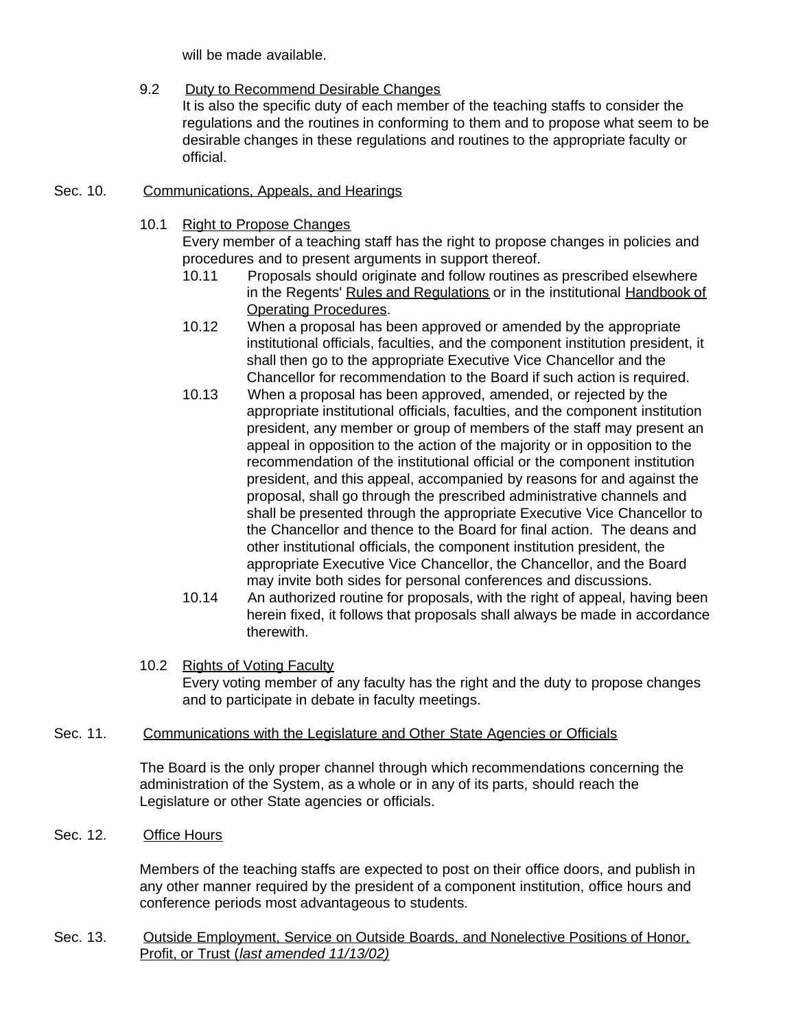will be made available.

9.2 Duty to Recommend Desirable Changes

It is also the specific duty of each member of the teaching staffs to consider the regulations and the routines in conforming to them and to propose what seem to be desirable changes in these regulations and routines to the appropriate faculty or official.

## Sec. 10. Communications, Appeals, and Hearings

10.1 Right to Propose Changes

Every member of a teaching staff has the right to propose changes in policies and procedures and to present arguments in support thereof.

10.11 Proposals should originate and follow routines as prescribed elsewhere in the Regents' Rules and Regulations or in the institutional Handbook of Operating Procedures.

10.12 When a proposal has been approved or amended by the appropriate institutional officials, faculties, and the component institution president, it shall then go to the appropriate Executive Vice Chancellor and the Chancellor for recommendation to the Board if such action is required.

10.13 When a proposal has been approved, amended, or rejected by the appropriate institutional officials, faculties, and the component institution president, any member or group of members of the staff may present an appeal in opposition to the action of the majority or in opposition to the recommendation of the institutional official or the component institution president, and this appeal, accompanied by reasons for and against the proposal, shall go through the prescribed administrative channels and shall be presented through the appropriate Executive Vice Chancellor to the Chancellor and thence to the Board for final action. The deans and other institutional officials, the component institution president, the appropriate Executive Vice Chancellor, the Chancellor, and the Board may invite both sides for personal conferences and discussions.

10.14 An authorized routine for proposals, with the right of appeal, having been herein fixed, it follows that proposals shall always be made in accordance therewith.

10.2 Rights of Voting Faculty

Every voting member of any faculty has the right and the duty to propose changes and to participate in debate in faculty meetings.

## Sec. 11. Communications with the Legislature and Other State Agencies or Officials

The Board is the only proper channel through which recommendations concerning the administration of the System, as a whole or in any of its parts, should reach the Legislature or other State agencies or officials.

## Sec. 12. Office Hours

Members of the teaching staffs are expected to post on their office doors, and publish in any other manner required by the president of a component institution, office hours and conference periods most advantageous to students.

## Sec. 13. Outside Employment, Service on Outside Boards, and Nonelective Positions of Honor, Profit, or Trust (*last amended 11/13/02)*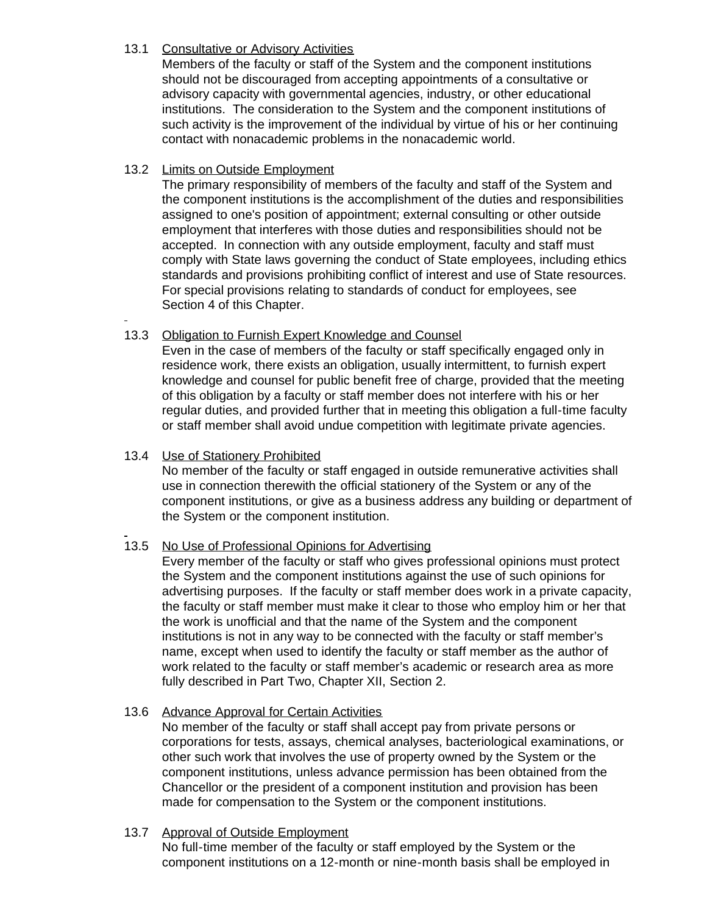13.1 Consultative or Advisory Activities

Members of the faculty or staff of the System and the component institutions should not be discouraged from accepting appointments of a consultative or advisory capacity with governmental agencies, industry, or other educational institutions. The consideration to the System and the component institutions of such activity is the improvement of the individual by virtue of his or her continuing contact with nonacademic problems in the nonacademic world.

13.2 Limits on Outside Employment

The primary responsibility of members of the faculty and staff of the System and the component institutions is the accomplishment of the duties and responsibilities assigned to one's position of appointment; external consulting or other outside employment that interferes with those duties and responsibilities should not be accepted. In connection with any outside employment, faculty and staff must comply with State laws governing the conduct of State employees, including ethics standards and provisions prohibiting conflict of interest and use of State resources. For special provisions relating to standards of conduct for employees, see Section 4 of this Chapter.

13.3 Obligation to Furnish Expert Knowledge and Counsel

Even in the case of members of the faculty or staff specifically engaged only in residence work, there exists an obligation, usually intermittent, to furnish expert knowledge and counsel for public benefit free of charge, provided that the meeting of this obligation by a faculty or staff member does not interfere with his or her regular duties, and provided further that in meeting this obligation a full-time faculty or staff member shall avoid undue competition with legitimate private agencies.

13.4 Use of Stationery Prohibited

No member of the faculty or staff engaged in outside remunerative activities shall use in connection therewith the official stationery of the System or any of the component institutions, or give as a business address any building or department of the System or the component institution.

13.5 No Use of Professional Opinions for Advertising

Every member of the faculty or staff who gives professional opinions must protect the System and the component institutions against the use of such opinions for advertising purposes. If the faculty or staff member does work in a private capacity, the faculty or staff member must make it clear to those who employ him or her that the work is unofficial and that the name of the System and the component institutions is not in any way to be connected with the faculty or staff member's name, except when used to identify the faculty or staff member as the author of work related to the faculty or staff member's academic or research area as more fully described in Part Two, Chapter XII, Section 2.

13.6 Advance Approval for Certain Activities

No member of the faculty or staff shall accept pay from private persons or corporations for tests, assays, chemical analyses, bacteriological examinations, or other such work that involves the use of property owned by the System or the component institutions, unless advance permission has been obtained from the Chancellor or the president of a component institution and provision has been made for compensation to the System or the component institutions.

13.7 Approval of Outside Employment

No full-time member of the faculty or staff employed by the System or the component institutions on a 12-month or nine-month basis shall be employed in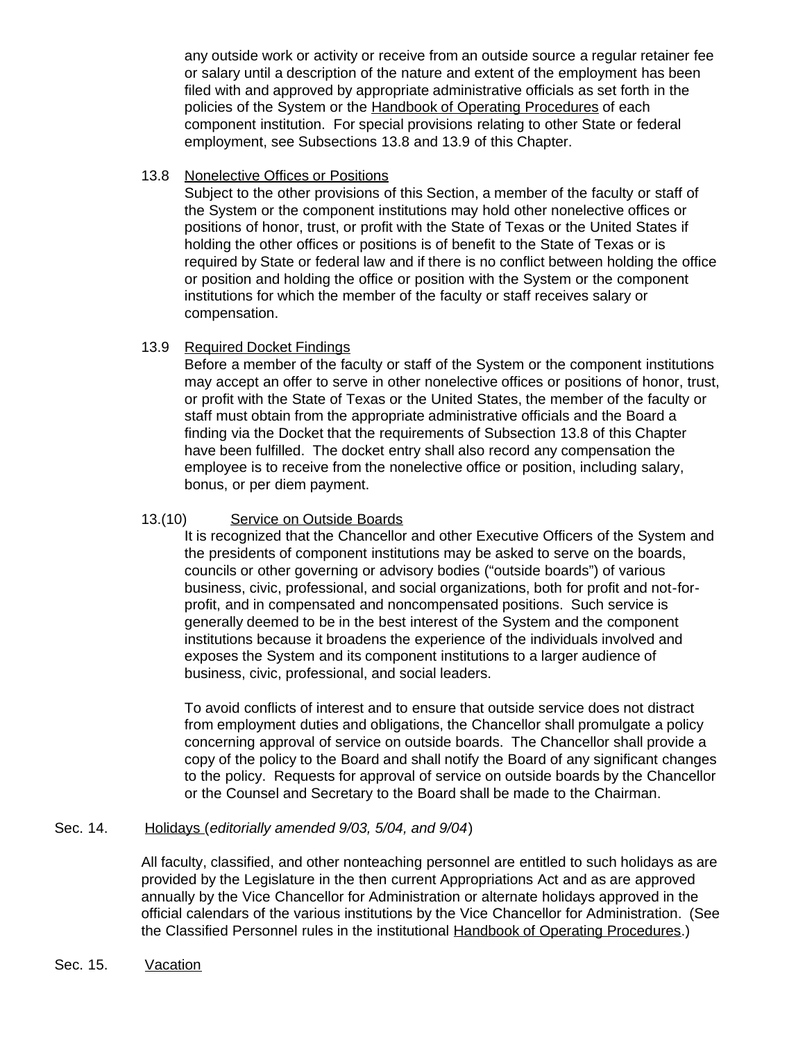any outside work or activity or receive from an outside source a regular retainer fee or salary until a description of the nature and extent of the employment has been filed with and approved by appropriate administrative officials as set forth in the policies of the System or the Handbook of Operating Procedures of each component institution. For special provisions relating to other State or federal employment, see Subsections 13.8 and 13.9 of this Chapter.

13.8 Nonelective Offices or Positions

Subject to the other provisions of this Section, a member of the faculty or staff of the System or the component institutions may hold other nonelective offices or positions of honor, trust, or profit with the State of Texas or the United States if holding the other offices or positions is of benefit to the State of Texas or is required by State or federal law and if there is no conflict between holding the office or position and holding the office or position with the System or the component institutions for which the member of the faculty or staff receives salary or compensation.

13.9 Required Docket Findings

Before a member of the faculty or staff of the System or the component institutions may accept an offer to serve in other nonelective offices or positions of honor, trust, or profit with the State of Texas or the United States, the member of the faculty or staff must obtain from the appropriate administrative officials and the Board a finding via the Docket that the requirements of Subsection 13.8 of this Chapter have been fulfilled. The docket entry shall also record any compensation the employee is to receive from the nonelective office or position, including salary, bonus, or per diem payment.

13.(10) Service on Outside Boards

It is recognized that the Chancellor and other Executive Officers of the System and the presidents of component institutions may be asked to serve on the boards, councils or other governing or advisory bodies ("outside boards") of various business, civic, professional, and social organizations, both for profit and not-for-profit, and in compensated and noncompensated positions. Such service is generally deemed to be in the best interest of the System and the component institutions because it broadens the experience of the individuals involved and exposes the System and its component institutions to a larger audience of business, civic, professional, and social leaders.

To avoid conflicts of interest and to ensure that outside service does not distract from employment duties and obligations, the Chancellor shall promulgate a policy concerning approval of service on outside boards. The Chancellor shall provide a copy of the policy to the Board and shall notify the Board of any significant changes to the policy. Requests for approval of service on outside boards by the Chancellor or the Counsel and Secretary to the Board shall be made to the Chairman.

Sec. 14. Holidays (*editorially amended 9/03, 5/04, and 9/04*)

All faculty, classified, and other nonteaching personnel are entitled to such holidays as are provided by the Legislature in the then current Appropriations Act and as are approved annually by the Vice Chancellor for Administration or alternate holidays approved in the official calendars of the various institutions by the Vice Chancellor for Administration. (See the Classified Personnel rules in the institutional Handbook of Operating Procedures.)

Sec. 15. Vacation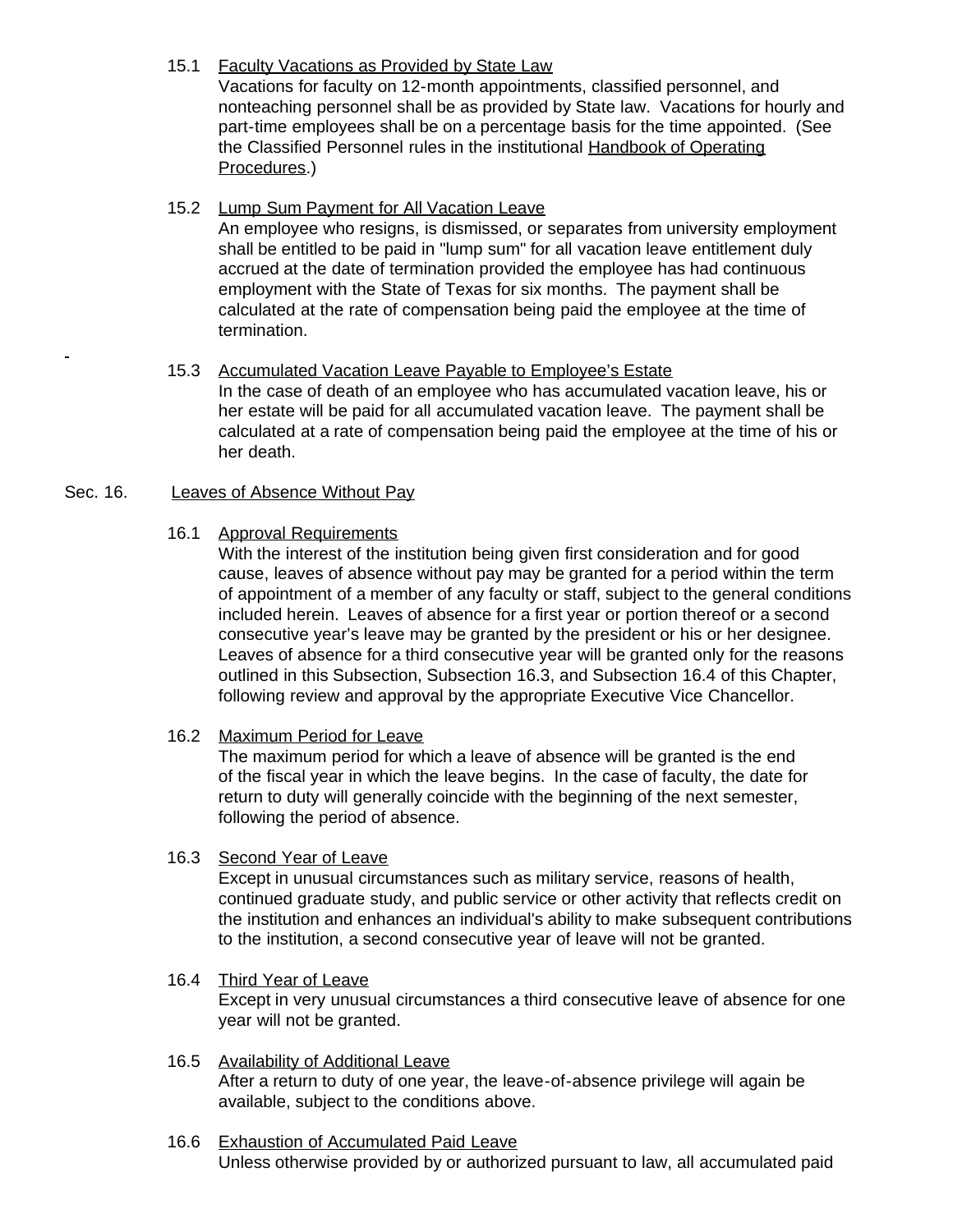15.1 Faculty Vacations as Provided by State Law

Vacations for faculty on 12-month appointments, classified personnel, and nonteaching personnel shall be as provided by State law. Vacations for hourly and part-time employees shall be on a percentage basis for the time appointed. (See the Classified Personnel rules in the institutional Handbook of Operating Procedures.)

15.2 Lump Sum Payment for All Vacation Leave

An employee who resigns, is dismissed, or separates from university employment shall be entitled to be paid in "lump sum" for all vacation leave entitlement duly accrued at the date of termination provided the employee has had continuous employment with the State of Texas for six months. The payment shall be calculated at the rate of compensation being paid the employee at the time of termination.

15.3 Accumulated Vacation Leave Payable to Employee's Estate

In the case of death of an employee who has accumulated vacation leave, his or her estate will be paid for all accumulated vacation leave. The payment shall be calculated at a rate of compensation being paid the employee at the time of his or her death.

## Sec. 16. Leaves of Absence Without Pay

16.1 Approval Requirements

With the interest of the institution being given first consideration and for good cause, leaves of absence without pay may be granted for a period within the term of appointment of a member of any faculty or staff, subject to the general conditions included herein. Leaves of absence for a first year or portion thereof or a second consecutive year's leave may be granted by the president or his or her designee. Leaves of absence for a third consecutive year will be granted only for the reasons outlined in this Subsection, Subsection 16.3, and Subsection 16.4 of this Chapter, following review and approval by the appropriate Executive Vice Chancellor.

16.2 Maximum Period for Leave

The maximum period for which a leave of absence will be granted is the end of the fiscal year in which the leave begins. In the case of faculty, the date for return to duty will generally coincide with the beginning of the next semester, following the period of absence.

16.3 Second Year of Leave

Except in unusual circumstances such as military service, reasons of health, continued graduate study, and public service or other activity that reflects credit on the institution and enhances an individual's ability to make subsequent contributions to the institution, a second consecutive year of leave will not be granted.

16.4 Third Year of Leave

Except in very unusual circumstances a third consecutive leave of absence for one year will not be granted.

16.5 Availability of Additional Leave

After a return to duty of one year, the leave-of-absence privilege will again be available, subject to the conditions above.

16.6 Exhaustion of Accumulated Paid Leave

Unless otherwise provided by or authorized pursuant to law, all accumulated paid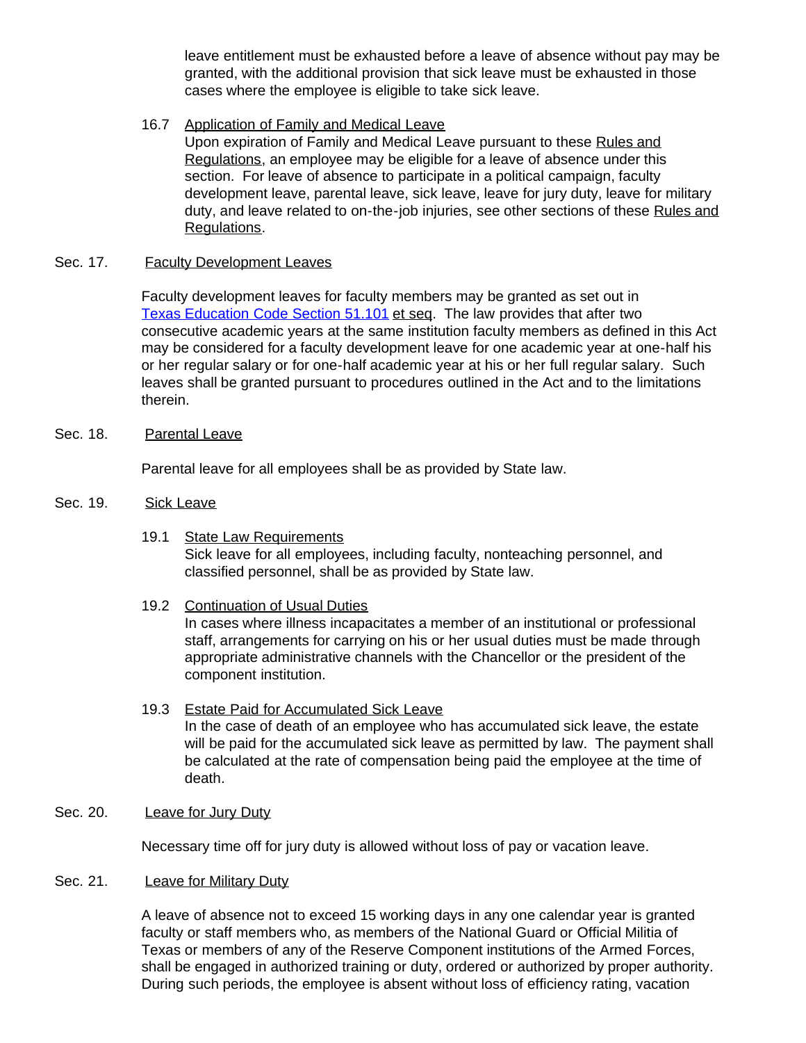leave entitlement must be exhausted before a leave of absence without pay may be granted, with the additional provision that sick leave must be exhausted in those cases where the employee is eligible to take sick leave.

16.7 Application of Family and Medical Leave
Upon expiration of Family and Medical Leave pursuant to these Rules and Regulations, an employee may be eligible for a leave of absence under this section. For leave of absence to participate in a political campaign, faculty development leave, parental leave, sick leave, leave for jury duty, leave for military duty, and leave related to on-the-job injuries, see other sections of these Rules and Regulations.

## Sec. 17. Faculty Development Leaves

Faculty development leaves for faculty members may be granted as set out in Texas Education Code Section 51.101 et seq. The law provides that after two consecutive academic years at the same institution faculty members as defined in this Act may be considered for a faculty development leave for one academic year at one-half his or her regular salary or for one-half academic year at his or her full regular salary. Such leaves shall be granted pursuant to procedures outlined in the Act and to the limitations therein.

## Sec. 18. Parental Leave

Parental leave for all employees shall be as provided by State law.

## Sec. 19. Sick Leave

19.1 State Law Requirements
Sick leave for all employees, including faculty, nonteaching personnel, and classified personnel, shall be as provided by State law.

19.2 Continuation of Usual Duties
In cases where illness incapacitates a member of an institutional or professional staff, arrangements for carrying on his or her usual duties must be made through appropriate administrative channels with the Chancellor or the president of the component institution.

19.3 Estate Paid for Accumulated Sick Leave
In the case of death of an employee who has accumulated sick leave, the estate will be paid for the accumulated sick leave as permitted by law. The payment shall be calculated at the rate of compensation being paid the employee at the time of death.

## Sec. 20. Leave for Jury Duty

Necessary time off for jury duty is allowed without loss of pay or vacation leave.

## Sec. 21. Leave for Military Duty

A leave of absence not to exceed 15 working days in any one calendar year is granted faculty or staff members who, as members of the National Guard or Official Militia of Texas or members of any of the Reserve Component institutions of the Armed Forces, shall be engaged in authorized training or duty, ordered or authorized by proper authority. During such periods, the employee is absent without loss of efficiency rating, vacation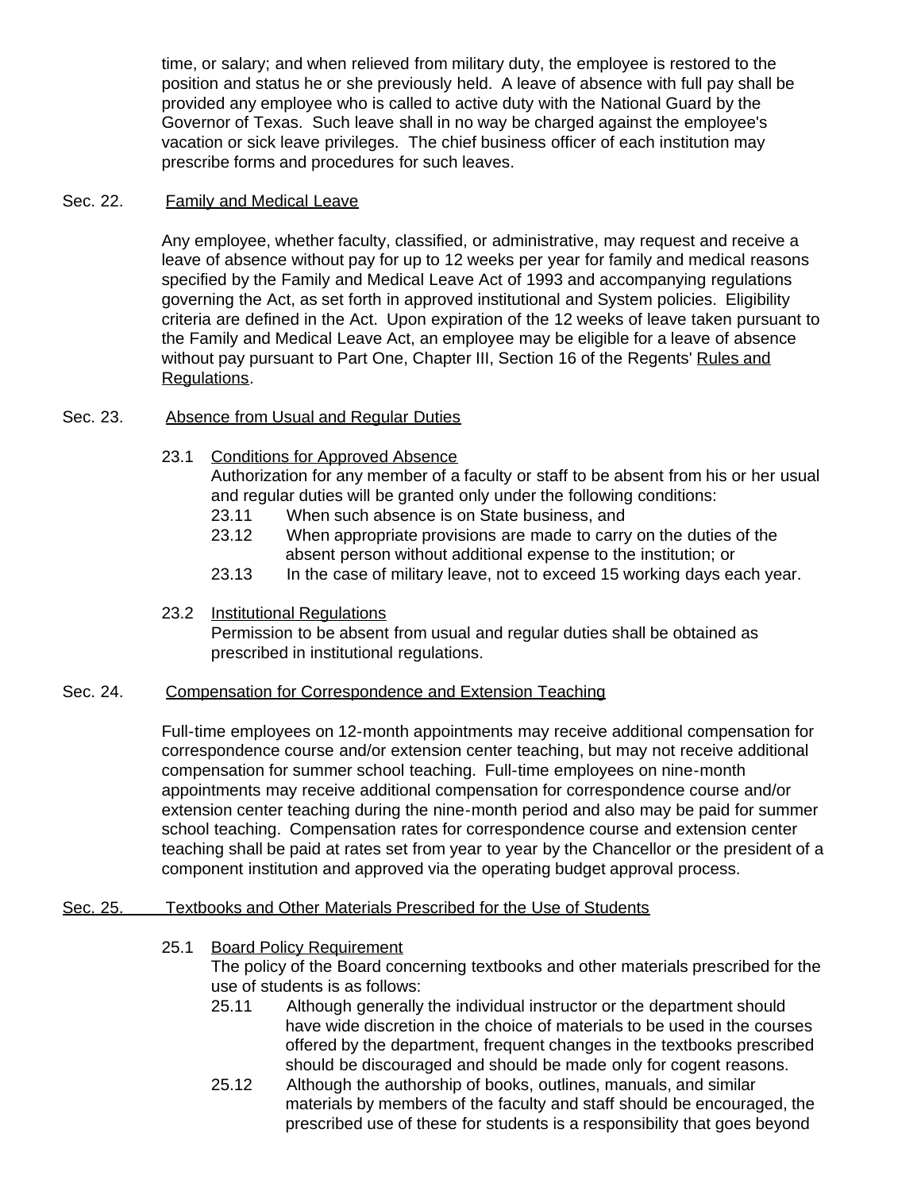time, or salary; and when relieved from military duty, the employee is restored to the position and status he or she previously held. A leave of absence with full pay shall be provided any employee who is called to active duty with the National Guard by the Governor of Texas. Such leave shall in no way be charged against the employee's vacation or sick leave privileges. The chief business officer of each institution may prescribe forms and procedures for such leaves.

Sec. 22. Family and Medical Leave

Any employee, whether faculty, classified, or administrative, may request and receive a leave of absence without pay for up to 12 weeks per year for family and medical reasons specified by the Family and Medical Leave Act of 1993 and accompanying regulations governing the Act, as set forth in approved institutional and System policies. Eligibility criteria are defined in the Act. Upon expiration of the 12 weeks of leave taken pursuant to the Family and Medical Leave Act, an employee may be eligible for a leave of absence without pay pursuant to Part One, Chapter III, Section 16 of the Regents' Rules and Regulations.

Sec. 23. Absence from Usual and Regular Duties

23.1 Conditions for Approved Absence
Authorization for any member of a faculty or staff to be absent from his or her usual and regular duties will be granted only under the following conditions:

23.11 When such absence is on State business, and

23.12 When appropriate provisions are made to carry on the duties of the absent person without additional expense to the institution; or

23.13 In the case of military leave, not to exceed 15 working days each year.

23.2 Institutional Regulations
Permission to be absent from usual and regular duties shall be obtained as prescribed in institutional regulations.

Sec. 24. Compensation for Correspondence and Extension Teaching

Full-time employees on 12-month appointments may receive additional compensation for correspondence course and/or extension center teaching, but may not receive additional compensation for summer school teaching. Full-time employees on nine-month appointments may receive additional compensation for correspondence course and/or extension center teaching during the nine-month period and also may be paid for summer school teaching. Compensation rates for correspondence course and extension center teaching shall be paid at rates set from year to year by the Chancellor or the president of a component institution and approved via the operating budget approval process.

Sec. 25. Textbooks and Other Materials Prescribed for the Use of Students

25.1 Board Policy Requirement
The policy of the Board concerning textbooks and other materials prescribed for the use of students is as follows:

25.11 Although generally the individual instructor or the department should have wide discretion in the choice of materials to be used in the courses offered by the department, frequent changes in the textbooks prescribed should be discouraged and should be made only for cogent reasons.

25.12 Although the authorship of books, outlines, manuals, and similar materials by members of the faculty and staff should be encouraged, the prescribed use of these for students is a responsibility that goes beyond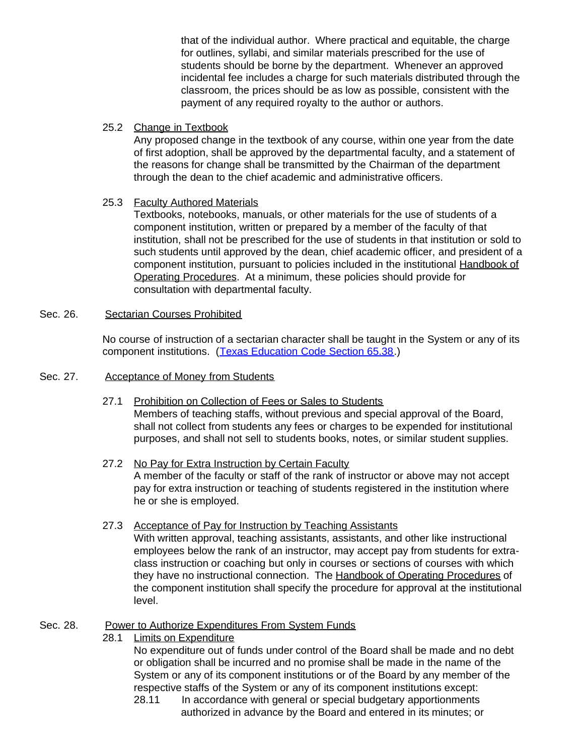that of the individual author. Where practical and equitable, the charge for outlines, syllabi, and similar materials prescribed for the use of students should be borne by the department. Whenever an approved incidental fee includes a charge for such materials distributed through the classroom, the prices should be as low as possible, consistent with the payment of any required royalty to the author or authors.

25.2 Change in Textbook

Any proposed change in the textbook of any course, within one year from the date of first adoption, shall be approved by the departmental faculty, and a statement of the reasons for change shall be transmitted by the Chairman of the department through the dean to the chief academic and administrative officers.

25.3 Faculty Authored Materials

Textbooks, notebooks, manuals, or other materials for the use of students of a component institution, written or prepared by a member of the faculty of that institution, shall not be prescribed for the use of students in that institution or sold to such students until approved by the dean, chief academic officer, and president of a component institution, pursuant to policies included in the institutional Handbook of Operating Procedures. At a minimum, these policies should provide for consultation with departmental faculty.

Sec. 26. Sectarian Courses Prohibited

No course of instruction of a sectarian character shall be taught in the System or any of its component institutions. (Texas Education Code Section 65.38.)

Sec. 27. Acceptance of Money from Students

27.1 Prohibition on Collection of Fees or Sales to Students

Members of teaching staffs, without previous and special approval of the Board, shall not collect from students any fees or charges to be expended for institutional purposes, and shall not sell to students books, notes, or similar student supplies.

27.2 No Pay for Extra Instruction by Certain Faculty

A member of the faculty or staff of the rank of instructor or above may not accept pay for extra instruction or teaching of students registered in the institution where he or she is employed.

27.3 Acceptance of Pay for Instruction by Teaching Assistants

With written approval, teaching assistants, assistants, and other like instructional employees below the rank of an instructor, may accept pay from students for extra-class instruction or coaching but only in courses or sections of courses with which they have no instructional connection. The Handbook of Operating Procedures of the component institution shall specify the procedure for approval at the institutional level.

Sec. 28. Power to Authorize Expenditures From System Funds

28.1 Limits on Expenditure

No expenditure out of funds under control of the Board shall be made and no debt or obligation shall be incurred and no promise shall be made in the name of the System or any of its component institutions or of the Board by any member of the respective staffs of the System or any of its component institutions except:

28.11 In accordance with general or special budgetary apportionments authorized in advance by the Board and entered in its minutes; or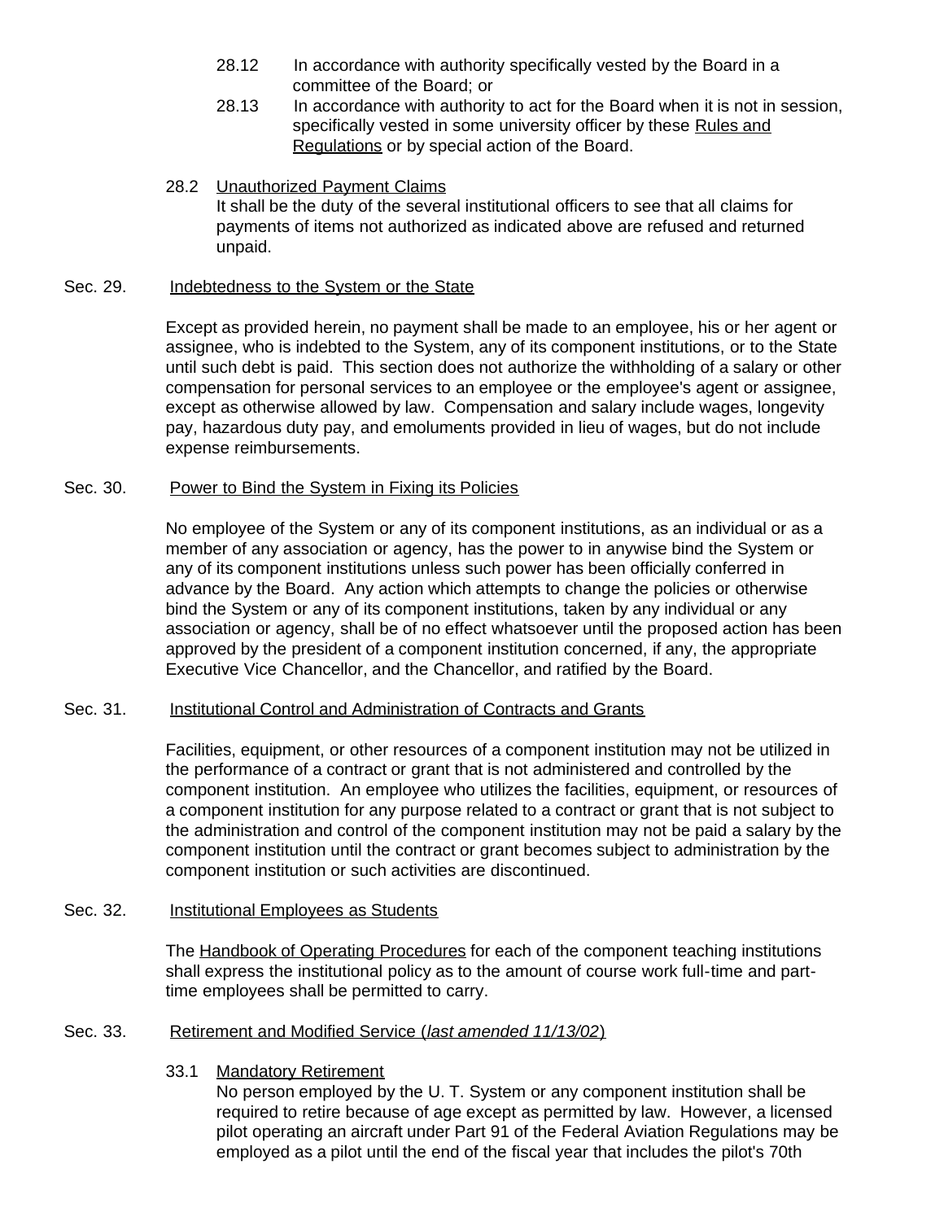28.12 In accordance with authority specifically vested by the Board in a committee of the Board; or

28.13 In accordance with authority to act for the Board when it is not in session, specifically vested in some university officer by these Rules and Regulations or by special action of the Board.

28.2 Unauthorized Payment Claims

It shall be the duty of the several institutional officers to see that all claims for payments of items not authorized as indicated above are refused and returned unpaid.

## Sec. 29. Indebtedness to the System or the State

Except as provided herein, no payment shall be made to an employee, his or her agent or assignee, who is indebted to the System, any of its component institutions, or to the State until such debt is paid. This section does not authorize the withholding of a salary or other compensation for personal services to an employee or the employee's agent or assignee, except as otherwise allowed by law. Compensation and salary include wages, longevity pay, hazardous duty pay, and emoluments provided in lieu of wages, but do not include expense reimbursements.

## Sec. 30. Power to Bind the System in Fixing its Policies

No employee of the System or any of its component institutions, as an individual or as a member of any association or agency, has the power to in anywise bind the System or any of its component institutions unless such power has been officially conferred in advance by the Board. Any action which attempts to change the policies or otherwise bind the System or any of its component institutions, taken by any individual or any association or agency, shall be of no effect whatsoever until the proposed action has been approved by the president of a component institution concerned, if any, the appropriate Executive Vice Chancellor, and the Chancellor, and ratified by the Board.

## Sec. 31. Institutional Control and Administration of Contracts and Grants

Facilities, equipment, or other resources of a component institution may not be utilized in the performance of a contract or grant that is not administered and controlled by the component institution. An employee who utilizes the facilities, equipment, or resources of a component institution for any purpose related to a contract or grant that is not subject to the administration and control of the component institution may not be paid a salary by the component institution until the contract or grant becomes subject to administration by the component institution or such activities are discontinued.

## Sec. 32. Institutional Employees as Students

The Handbook of Operating Procedures for each of the component teaching institutions shall express the institutional policy as to the amount of course work full-time and part-time employees shall be permitted to carry.

## Sec. 33. Retirement and Modified Service (*last amended 11/13/02*)

33.1 Mandatory Retirement

No person employed by the U. T. System or any component institution shall be required to retire because of age except as permitted by law. However, a licensed pilot operating an aircraft under Part 91 of the Federal Aviation Regulations may be employed as a pilot until the end of the fiscal year that includes the pilot's 70th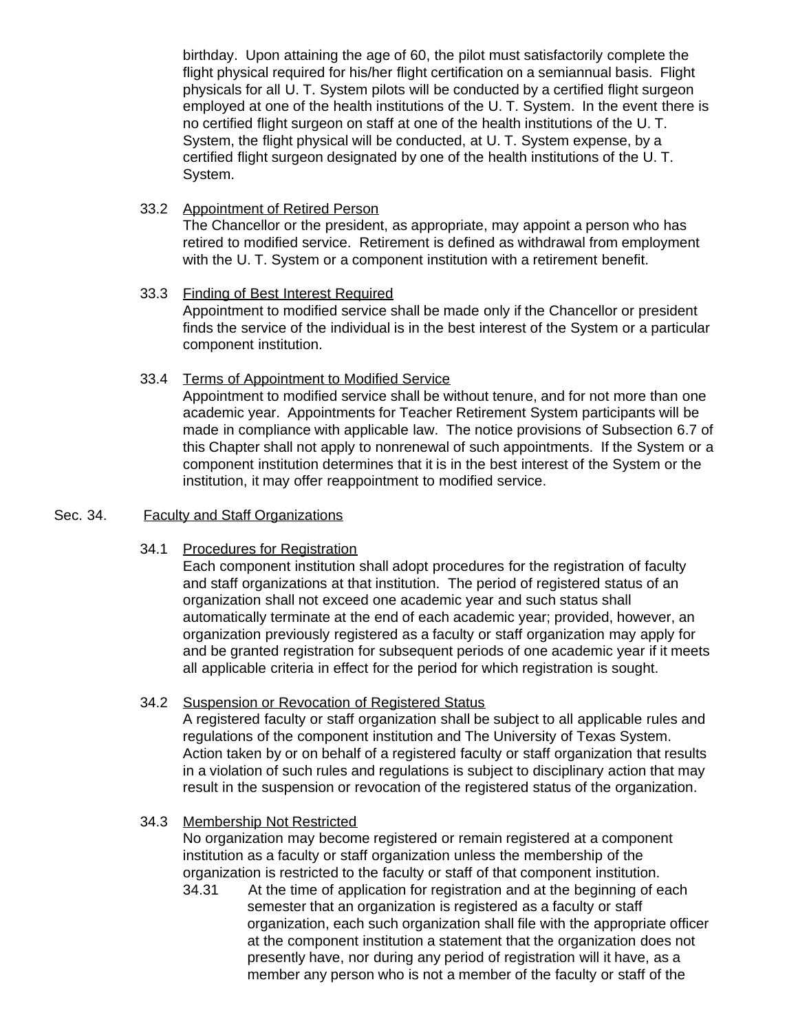birthday. Upon attaining the age of 60, the pilot must satisfactorily complete the flight physical required for his/her flight certification on a semiannual basis. Flight physicals for all U. T. System pilots will be conducted by a certified flight surgeon employed at one of the health institutions of the U. T. System. In the event there is no certified flight surgeon on staff at one of the health institutions of the U. T. System, the flight physical will be conducted, at U. T. System expense, by a certified flight surgeon designated by one of the health institutions of the U. T. System.

33.2 Appointment of Retired Person
The Chancellor or the president, as appropriate, may appoint a person who has retired to modified service. Retirement is defined as withdrawal from employment with the U. T. System or a component institution with a retirement benefit.

33.3 Finding of Best Interest Required
Appointment to modified service shall be made only if the Chancellor or president finds the service of the individual is in the best interest of the System or a particular component institution.

33.4 Terms of Appointment to Modified Service
Appointment to modified service shall be without tenure, and for not more than one academic year. Appointments for Teacher Retirement System participants will be made in compliance with applicable law. The notice provisions of Subsection 6.7 of this Chapter shall not apply to nonrenewal of such appointments. If the System or a component institution determines that it is in the best interest of the System or the institution, it may offer reappointment to modified service.

## Sec. 34. Faculty and Staff Organizations

34.1 Procedures for Registration
Each component institution shall adopt procedures for the registration of faculty and staff organizations at that institution. The period of registered status of an organization shall not exceed one academic year and such status shall automatically terminate at the end of each academic year; provided, however, an organization previously registered as a faculty or staff organization may apply for and be granted registration for subsequent periods of one academic year if it meets all applicable criteria in effect for the period for which registration is sought.

34.2 Suspension or Revocation of Registered Status
A registered faculty or staff organization shall be subject to all applicable rules and regulations of the component institution and The University of Texas System. Action taken by or on behalf of a registered faculty or staff organization that results in a violation of such rules and regulations is subject to disciplinary action that may result in the suspension or revocation of the registered status of the organization.

34.3 Membership Not Restricted
No organization may become registered or remain registered at a component institution as a faculty or staff organization unless the membership of the organization is restricted to the faculty or staff of that component institution.

34.31 At the time of application for registration and at the beginning of each semester that an organization is registered as a faculty or staff organization, each such organization shall file with the appropriate officer at the component institution a statement that the organization does not presently have, nor during any period of registration will it have, as a member any person who is not a member of the faculty or staff of the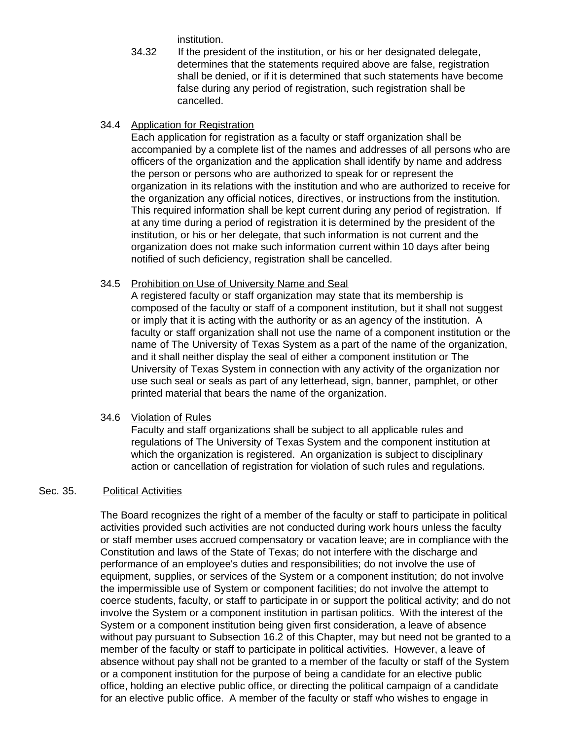institution.

34.32 If the president of the institution, or his or her designated delegate, determines that the statements required above are false, registration shall be denied, or if it is determined that such statements have become false during any period of registration, such registration shall be cancelled.

34.4 Application for Registration

Each application for registration as a faculty or staff organization shall be accompanied by a complete list of the names and addresses of all persons who are officers of the organization and the application shall identify by name and address the person or persons who are authorized to speak for or represent the organization in its relations with the institution and who are authorized to receive for the organization any official notices, directives, or instructions from the institution. This required information shall be kept current during any period of registration. If at any time during a period of registration it is determined by the president of the institution, or his or her delegate, that such information is not current and the organization does not make such information current within 10 days after being notified of such deficiency, registration shall be cancelled.

34.5 Prohibition on Use of University Name and Seal

A registered faculty or staff organization may state that its membership is composed of the faculty or staff of a component institution, but it shall not suggest or imply that it is acting with the authority or as an agency of the institution. A faculty or staff organization shall not use the name of a component institution or the name of The University of Texas System as a part of the name of the organization, and it shall neither display the seal of either a component institution or The University of Texas System in connection with any activity of the organization nor use such seal or seals as part of any letterhead, sign, banner, pamphlet, or other printed material that bears the name of the organization.

34.6 Violation of Rules

Faculty and staff organizations shall be subject to all applicable rules and regulations of The University of Texas System and the component institution at which the organization is registered. An organization is subject to disciplinary action or cancellation of registration for violation of such rules and regulations.

Sec. 35. Political Activities

The Board recognizes the right of a member of the faculty or staff to participate in political activities provided such activities are not conducted during work hours unless the faculty or staff member uses accrued compensatory or vacation leave; are in compliance with the Constitution and laws of the State of Texas; do not interfere with the discharge and performance of an employee's duties and responsibilities; do not involve the use of equipment, supplies, or services of the System or a component institution; do not involve the impermissible use of System or component facilities; do not involve the attempt to coerce students, faculty, or staff to participate in or support the political activity; and do not involve the System or a component institution in partisan politics. With the interest of the System or a component institution being given first consideration, a leave of absence without pay pursuant to Subsection 16.2 of this Chapter, may but need not be granted to a member of the faculty or staff to participate in political activities. However, a leave of absence without pay shall not be granted to a member of the faculty or staff of the System or a component institution for the purpose of being a candidate for an elective public office, holding an elective public office, or directing the political campaign of a candidate for an elective public office. A member of the faculty or staff who wishes to engage in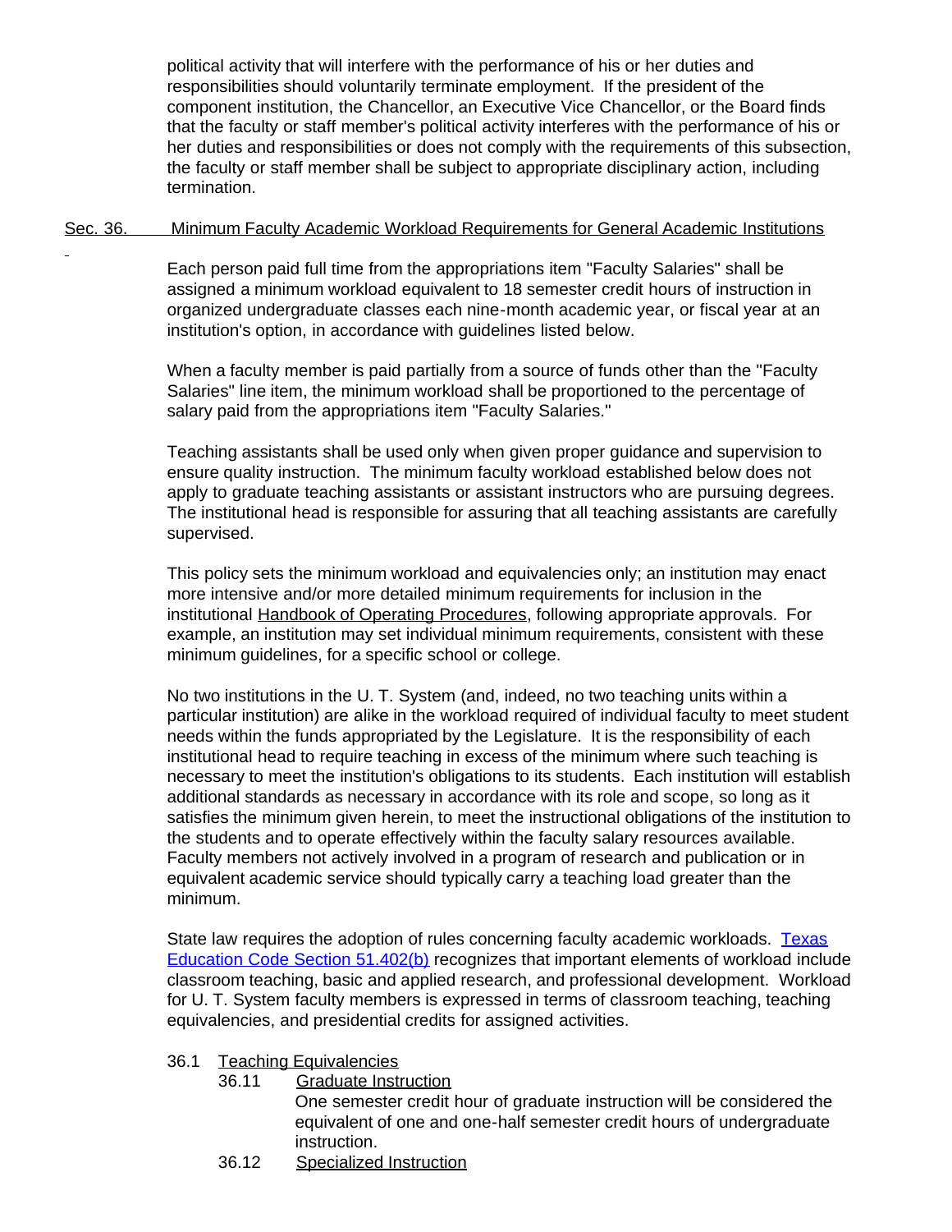political activity that will interfere with the performance of his or her duties and responsibilities should voluntarily terminate employment. If the president of the component institution, the Chancellor, an Executive Vice Chancellor, or the Board finds that the faculty or staff member's political activity interferes with the performance of his or her duties and responsibilities or does not comply with the requirements of this subsection, the faculty or staff member shall be subject to appropriate disciplinary action, including termination.

## Sec. 36. Minimum Faculty Academic Workload Requirements for General Academic Institutions

Each person paid full time from the appropriations item "Faculty Salaries" shall be assigned a minimum workload equivalent to 18 semester credit hours of instruction in organized undergraduate classes each nine-month academic year, or fiscal year at an institution's option, in accordance with guidelines listed below.

When a faculty member is paid partially from a source of funds other than the "Faculty Salaries" line item, the minimum workload shall be proportioned to the percentage of salary paid from the appropriations item "Faculty Salaries."

Teaching assistants shall be used only when given proper guidance and supervision to ensure quality instruction. The minimum faculty workload established below does not apply to graduate teaching assistants or assistant instructors who are pursuing degrees. The institutional head is responsible for assuring that all teaching assistants are carefully supervised.

This policy sets the minimum workload and equivalencies only; an institution may enact more intensive and/or more detailed minimum requirements for inclusion in the institutional Handbook of Operating Procedures, following appropriate approvals. For example, an institution may set individual minimum requirements, consistent with these minimum guidelines, for a specific school or college.

No two institutions in the U. T. System (and, indeed, no two teaching units within a particular institution) are alike in the workload required of individual faculty to meet student needs within the funds appropriated by the Legislature. It is the responsibility of each institutional head to require teaching in excess of the minimum where such teaching is necessary to meet the institution's obligations to its students. Each institution will establish additional standards as necessary in accordance with its role and scope, so long as it satisfies the minimum given herein, to meet the instructional obligations of the institution to the students and to operate effectively within the faculty salary resources available. Faculty members not actively involved in a program of research and publication or in equivalent academic service should typically carry a teaching load greater than the minimum.

State law requires the adoption of rules concerning faculty academic workloads. Texas Education Code Section 51.402(b) recognizes that important elements of workload include classroom teaching, basic and applied research, and professional development. Workload for U. T. System faculty members is expressed in terms of classroom teaching, teaching equivalencies, and presidential credits for assigned activities.

36.1 Teaching Equivalencies

36.11 Graduate Instruction

One semester credit hour of graduate instruction will be considered the equivalent of one and one-half semester credit hours of undergraduate instruction.

36.12 Specialized Instruction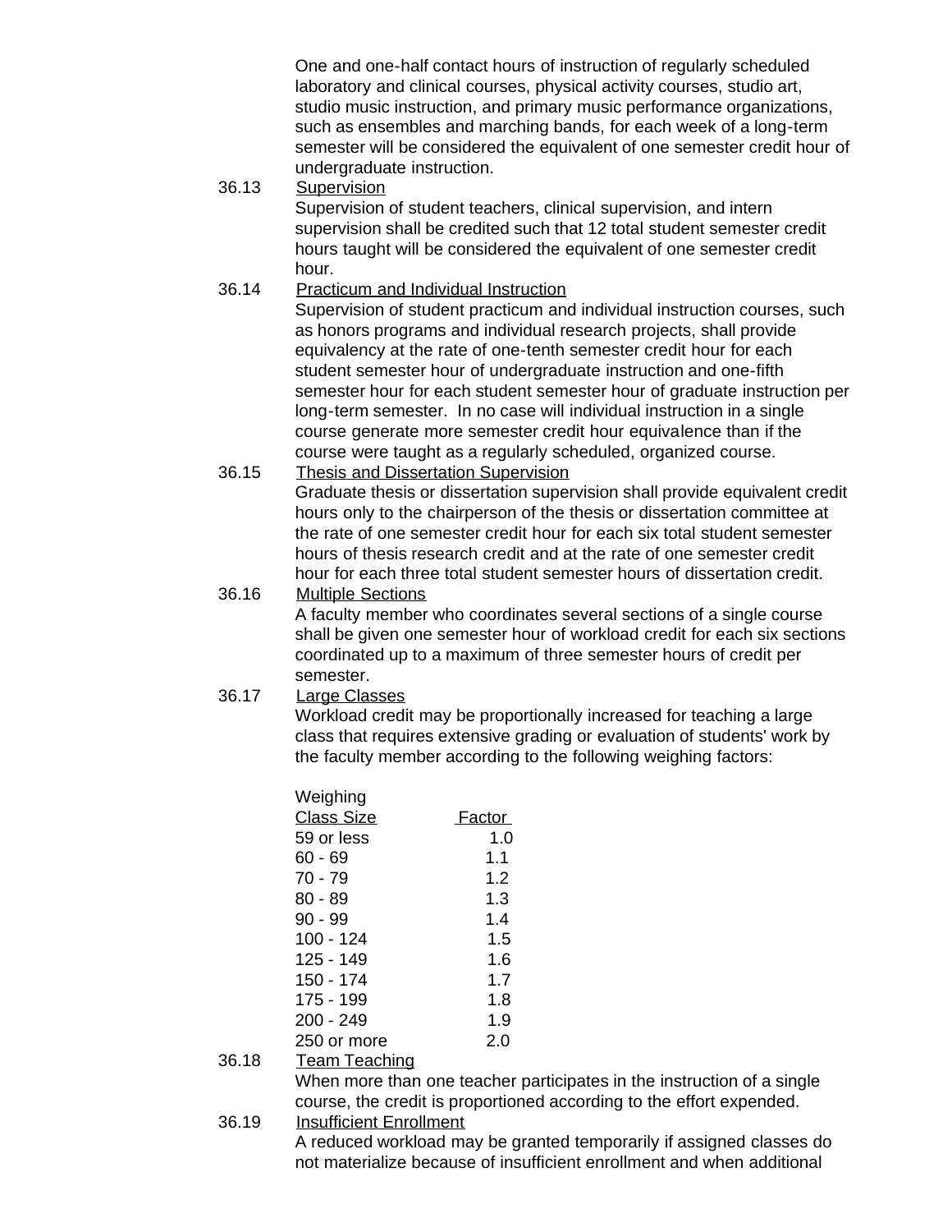One and one-half contact hours of instruction of regularly scheduled laboratory and clinical courses, physical activity courses, studio art, studio music instruction, and primary music performance organizations, such as ensembles and marching bands, for each week of a long-term semester will be considered the equivalent of one semester credit hour of undergraduate instruction.

36.13 Supervision

Supervision of student teachers, clinical supervision, and intern supervision shall be credited such that 12 total student semester credit hours taught will be considered the equivalent of one semester credit hour.

36.14 Practicum and Individual Instruction

Supervision of student practicum and individual instruction courses, such as honors programs and individual research projects, shall provide equivalency at the rate of one-tenth semester credit hour for each student semester hour of undergraduate instruction and one-fifth semester hour for each student semester hour of graduate instruction per long-term semester. In no case will individual instruction in a single course generate more semester credit hour equivalence than if the course were taught as a regularly scheduled, organized course.

36.15 Thesis and Dissertation Supervision

Graduate thesis or dissertation supervision shall provide equivalent credit hours only to the chairperson of the thesis or dissertation committee at the rate of one semester credit hour for each six total student semester hours of thesis research credit and at the rate of one semester credit hour for each three total student semester hours of dissertation credit.

36.16 Multiple Sections

A faculty member who coordinates several sections of a single course shall be given one semester hour of workload credit for each six sections coordinated up to a maximum of three semester hours of credit per semester.

36.17 Large Classes

Workload credit may be proportionally increased for teaching a large class that requires extensive grading or evaluation of students' work by the faculty member according to the following weighing factors:

| Class Size | Weighing Factor |
|---|---|
| 59 or less | 1.0 |
| 60 - 69 | 1.1 |
| 70 - 79 | 1.2 |
| 80 - 89 | 1.3 |
| 90 - 99 | 1.4 |
| 100 - 124 | 1.5 |
| 125 - 149 | 1.6 |
| 150 - 174 | 1.7 |
| 175 - 199 | 1.8 |
| 200 - 249 | 1.9 |
| 250 or more | 2.0 |

36.18 Team Teaching

When more than one teacher participates in the instruction of a single course, the credit is proportioned according to the effort expended.

36.19 Insufficient Enrollment

A reduced workload may be granted temporarily if assigned classes do not materialize because of insufficient enrollment and when additional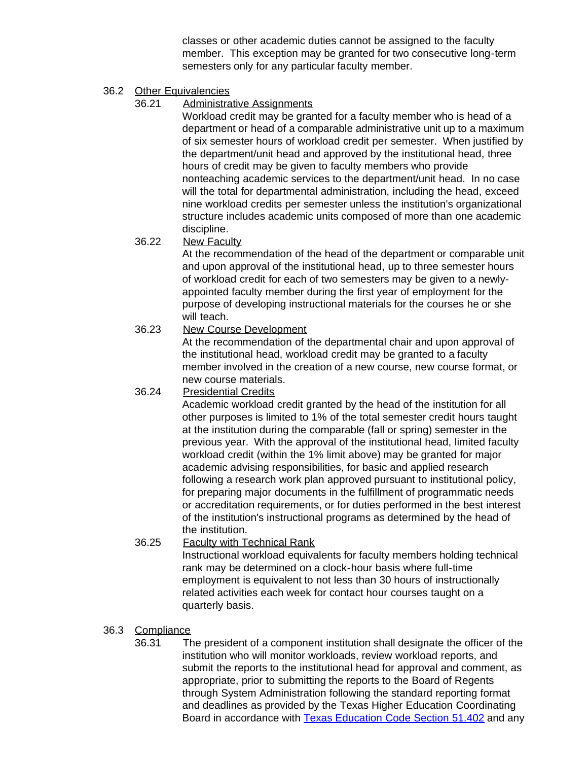classes or other academic duties cannot be assigned to the faculty member. This exception may be granted for two consecutive long-term semesters only for any particular faculty member.

36.2 Other Equivalencies

36.21 Administrative Assignments

Workload credit may be granted for a faculty member who is head of a department or head of a comparable administrative unit up to a maximum of six semester hours of workload credit per semester. When justified by the department/unit head and approved by the institutional head, three hours of credit may be given to faculty members who provide nonteaching academic services to the department/unit head. In no case will the total for departmental administration, including the head, exceed nine workload credits per semester unless the institution's organizational structure includes academic units composed of more than one academic discipline.

36.22 New Faculty

At the recommendation of the head of the department or comparable unit and upon approval of the institutional head, up to three semester hours of workload credit for each of two semesters may be given to a newly-appointed faculty member during the first year of employment for the purpose of developing instructional materials for the courses he or she will teach.

36.23 New Course Development

At the recommendation of the departmental chair and upon approval of the institutional head, workload credit may be granted to a faculty member involved in the creation of a new course, new course format, or new course materials.

36.24 Presidential Credits

Academic workload credit granted by the head of the institution for all other purposes is limited to 1% of the total semester credit hours taught at the institution during the comparable (fall or spring) semester in the previous year. With the approval of the institutional head, limited faculty workload credit (within the 1% limit above) may be granted for major academic advising responsibilities, for basic and applied research following a research work plan approved pursuant to institutional policy, for preparing major documents in the fulfillment of programmatic needs or accreditation requirements, or for duties performed in the best interest of the institution's instructional programs as determined by the head of the institution.

36.25 Faculty with Technical Rank

Instructional workload equivalents for faculty members holding technical rank may be determined on a clock-hour basis where full-time employment is equivalent to not less than 30 hours of instructionally related activities each week for contact hour courses taught on a quarterly basis.

36.3 Compliance

36.31 The president of a component institution shall designate the officer of the institution who will monitor workloads, review workload reports, and submit the reports to the institutional head for approval and comment, as appropriate, prior to submitting the reports to the Board of Regents through System Administration following the standard reporting format and deadlines as provided by the Texas Higher Education Coordinating Board in accordance with Texas Education Code Section 51.402 and any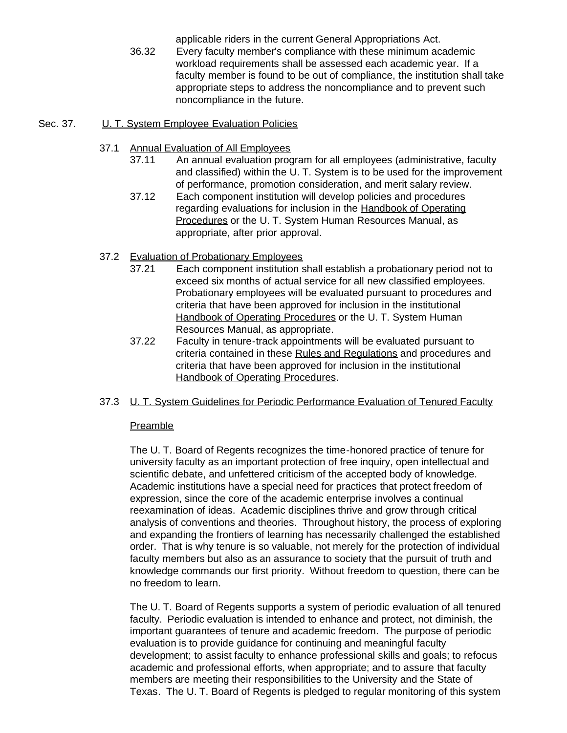applicable riders in the current General Appropriations Act.

36.32 Every faculty member's compliance with these minimum academic workload requirements shall be assessed each academic year. If a faculty member is found to be out of compliance, the institution shall take appropriate steps to address the noncompliance and to prevent such noncompliance in the future.

## Sec. 37. U. T. System Employee Evaluation Policies

### 37.1 Annual Evaluation of All Employees

37.11 An annual evaluation program for all employees (administrative, faculty and classified) within the U. T. System is to be used for the improvement of performance, promotion consideration, and merit salary review.

37.12 Each component institution will develop policies and procedures regarding evaluations for inclusion in the Handbook of Operating Procedures or the U. T. System Human Resources Manual, as appropriate, after prior approval.

### 37.2 Evaluation of Probationary Employees

37.21 Each component institution shall establish a probationary period not to exceed six months of actual service for all new classified employees. Probationary employees will be evaluated pursuant to procedures and criteria that have been approved for inclusion in the institutional Handbook of Operating Procedures or the U. T. System Human Resources Manual, as appropriate.

37.22 Faculty in tenure-track appointments will be evaluated pursuant to criteria contained in these Rules and Regulations and procedures and criteria that have been approved for inclusion in the institutional Handbook of Operating Procedures.

### 37.3 U. T. System Guidelines for Periodic Performance Evaluation of Tenured Faculty

#### Preamble

The U. T. Board of Regents recognizes the time-honored practice of tenure for university faculty as an important protection of free inquiry, open intellectual and scientific debate, and unfettered criticism of the accepted body of knowledge. Academic institutions have a special need for practices that protect freedom of expression, since the core of the academic enterprise involves a continual reexamination of ideas. Academic disciplines thrive and grow through critical analysis of conventions and theories. Throughout history, the process of exploring and expanding the frontiers of learning has necessarily challenged the established order. That is why tenure is so valuable, not merely for the protection of individual faculty members but also as an assurance to society that the pursuit of truth and knowledge commands our first priority. Without freedom to question, there can be no freedom to learn.

The U. T. Board of Regents supports a system of periodic evaluation of all tenured faculty. Periodic evaluation is intended to enhance and protect, not diminish, the important guarantees of tenure and academic freedom. The purpose of periodic evaluation is to provide guidance for continuing and meaningful faculty development; to assist faculty to enhance professional skills and goals; to refocus academic and professional efforts, when appropriate; and to assure that faculty members are meeting their responsibilities to the University and the State of Texas. The U. T. Board of Regents is pledged to regular monitoring of this system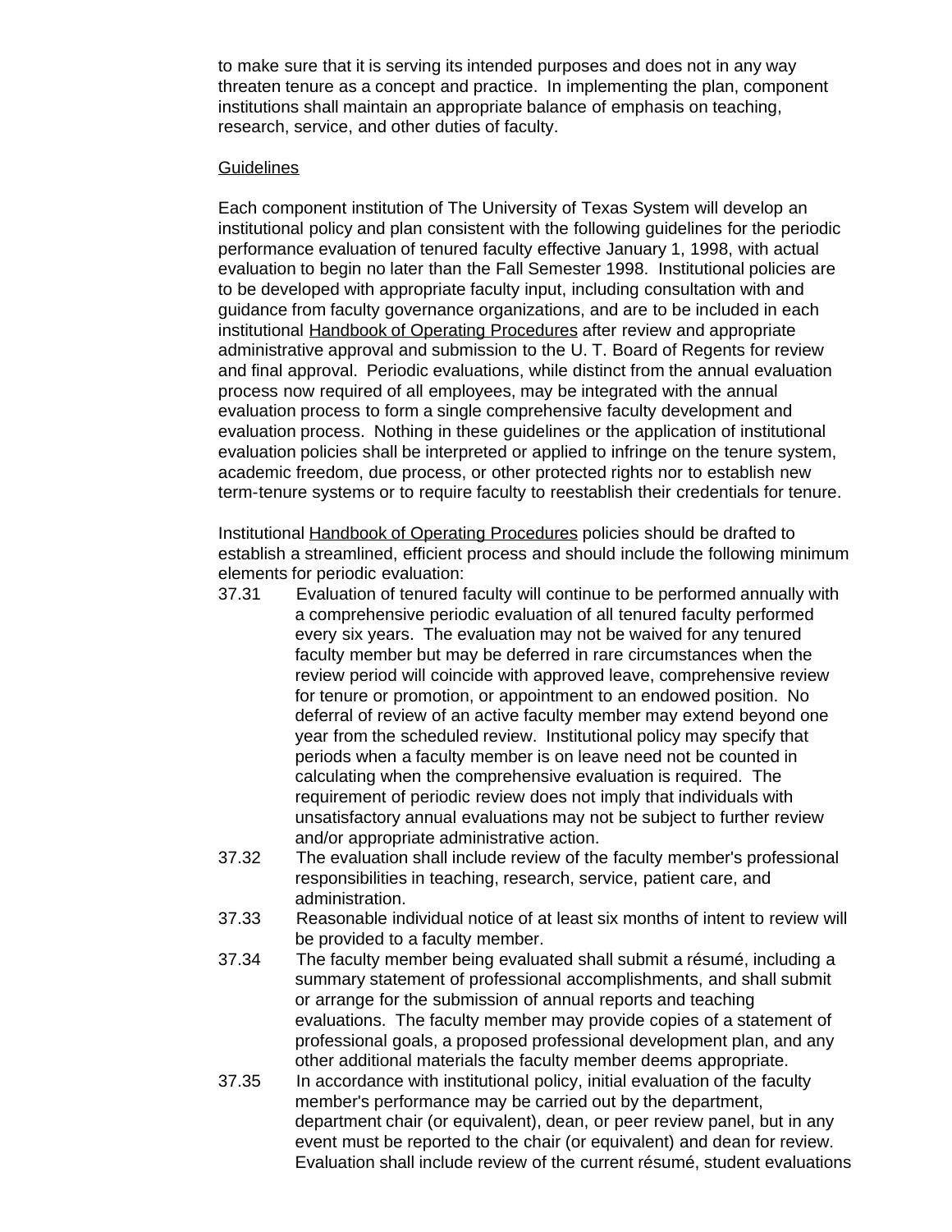to make sure that it is serving its intended purposes and does not in any way threaten tenure as a concept and practice. In implementing the plan, component institutions shall maintain an appropriate balance of emphasis on teaching, research, service, and other duties of faculty.

Guidelines

Each component institution of The University of Texas System will develop an institutional policy and plan consistent with the following guidelines for the periodic performance evaluation of tenured faculty effective January 1, 1998, with actual evaluation to begin no later than the Fall Semester 1998. Institutional policies are to be developed with appropriate faculty input, including consultation with and guidance from faculty governance organizations, and are to be included in each institutional Handbook of Operating Procedures after review and appropriate administrative approval and submission to the U. T. Board of Regents for review and final approval. Periodic evaluations, while distinct from the annual evaluation process now required of all employees, may be integrated with the annual evaluation process to form a single comprehensive faculty development and evaluation process. Nothing in these guidelines or the application of institutional evaluation policies shall be interpreted or applied to infringe on the tenure system, academic freedom, due process, or other protected rights nor to establish new term-tenure systems or to require faculty to reestablish their credentials for tenure.

Institutional Handbook of Operating Procedures policies should be drafted to establish a streamlined, efficient process and should include the following minimum elements for periodic evaluation:

37.31 Evaluation of tenured faculty will continue to be performed annually with a comprehensive periodic evaluation of all tenured faculty performed every six years. The evaluation may not be waived for any tenured faculty member but may be deferred in rare circumstances when the review period will coincide with approved leave, comprehensive review for tenure or promotion, or appointment to an endowed position. No deferral of review of an active faculty member may extend beyond one year from the scheduled review. Institutional policy may specify that periods when a faculty member is on leave need not be counted in calculating when the comprehensive evaluation is required. The requirement of periodic review does not imply that individuals with unsatisfactory annual evaluations may not be subject to further review and/or appropriate administrative action.

37.32 The evaluation shall include review of the faculty member's professional responsibilities in teaching, research, service, patient care, and administration.

37.33 Reasonable individual notice of at least six months of intent to review will be provided to a faculty member.

37.34 The faculty member being evaluated shall submit a résumé, including a summary statement of professional accomplishments, and shall submit or arrange for the submission of annual reports and teaching evaluations. The faculty member may provide copies of a statement of professional goals, a proposed professional development plan, and any other additional materials the faculty member deems appropriate.

37.35 In accordance with institutional policy, initial evaluation of the faculty member's performance may be carried out by the department, department chair (or equivalent), dean, or peer review panel, but in any event must be reported to the chair (or equivalent) and dean for review. Evaluation shall include review of the current résumé, student evaluations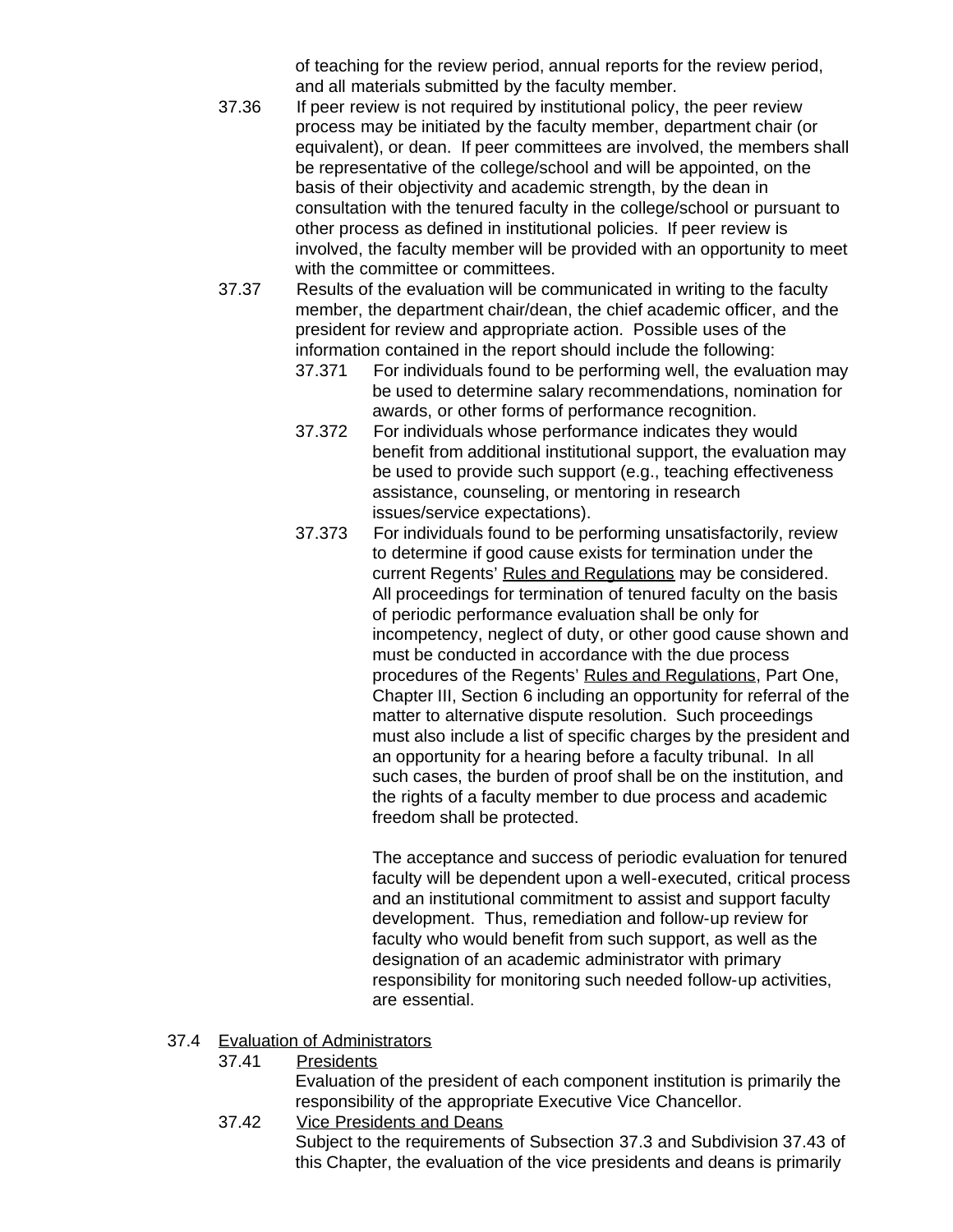of teaching for the review period, annual reports for the review period, and all materials submitted by the faculty member.

37.36 If peer review is not required by institutional policy, the peer review process may be initiated by the faculty member, department chair (or equivalent), or dean. If peer committees are involved, the members shall be representative of the college/school and will be appointed, on the basis of their objectivity and academic strength, by the dean in consultation with the tenured faculty in the college/school or pursuant to other process as defined in institutional policies. If peer review is involved, the faculty member will be provided with an opportunity to meet with the committee or committees.

37.37 Results of the evaluation will be communicated in writing to the faculty member, the department chair/dean, the chief academic officer, and the president for review and appropriate action. Possible uses of the information contained in the report should include the following:

37.371 For individuals found to be performing well, the evaluation may be used to determine salary recommendations, nomination for awards, or other forms of performance recognition.

37.372 For individuals whose performance indicates they would benefit from additional institutional support, the evaluation may be used to provide such support (e.g., teaching effectiveness assistance, counseling, or mentoring in research issues/service expectations).

37.373 For individuals found to be performing unsatisfactorily, review to determine if good cause exists for termination under the current Regents' Rules and Regulations may be considered. All proceedings for termination of tenured faculty on the basis of periodic performance evaluation shall be only for incompetency, neglect of duty, or other good cause shown and must be conducted in accordance with the due process procedures of the Regents' Rules and Regulations, Part One, Chapter III, Section 6 including an opportunity for referral of the matter to alternative dispute resolution. Such proceedings must also include a list of specific charges by the president and an opportunity for a hearing before a faculty tribunal. In all such cases, the burden of proof shall be on the institution, and the rights of a faculty member to due process and academic freedom shall be protected.

The acceptance and success of periodic evaluation for tenured faculty will be dependent upon a well-executed, critical process and an institutional commitment to assist and support faculty development. Thus, remediation and follow-up review for faculty who would benefit from such support, as well as the designation of an academic administrator with primary responsibility for monitoring such needed follow-up activities, are essential.

37.4 Evaluation of Administrators

37.41 Presidents

Evaluation of the president of each component institution is primarily the responsibility of the appropriate Executive Vice Chancellor.

37.42 Vice Presidents and Deans

Subject to the requirements of Subsection 37.3 and Subdivision 37.43 of this Chapter, the evaluation of the vice presidents and deans is primarily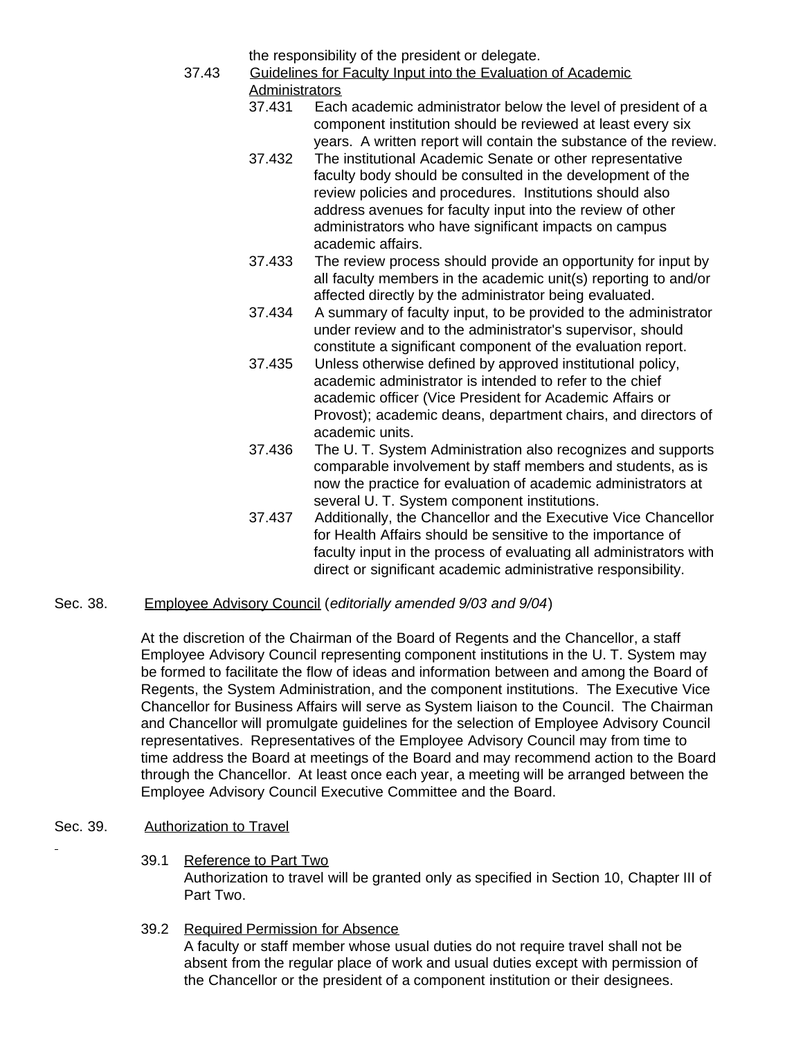the responsibility of the president or delegate.

37.43 Guidelines for Faculty Input into the Evaluation of Academic Administrators

37.431 Each academic administrator below the level of president of a component institution should be reviewed at least every six years. A written report will contain the substance of the review.

37.432 The institutional Academic Senate or other representative faculty body should be consulted in the development of the review policies and procedures. Institutions should also address avenues for faculty input into the review of other administrators who have significant impacts on campus academic affairs.

37.433 The review process should provide an opportunity for input by all faculty members in the academic unit(s) reporting to and/or affected directly by the administrator being evaluated.

37.434 A summary of faculty input, to be provided to the administrator under review and to the administrator's supervisor, should constitute a significant component of the evaluation report.

37.435 Unless otherwise defined by approved institutional policy, academic administrator is intended to refer to the chief academic officer (Vice President for Academic Affairs or Provost); academic deans, department chairs, and directors of academic units.

37.436 The U. T. System Administration also recognizes and supports comparable involvement by staff members and students, as is now the practice for evaluation of academic administrators at several U. T. System component institutions.

37.437 Additionally, the Chancellor and the Executive Vice Chancellor for Health Affairs should be sensitive to the importance of faculty input in the process of evaluating all administrators with direct or significant academic administrative responsibility.

Sec. 38. Employee Advisory Council (*editorially amended 9/03 and 9/04*)

At the discretion of the Chairman of the Board of Regents and the Chancellor, a staff Employee Advisory Council representing component institutions in the U. T. System may be formed to facilitate the flow of ideas and information between and among the Board of Regents, the System Administration, and the component institutions. The Executive Vice Chancellor for Business Affairs will serve as System liaison to the Council. The Chairman and Chancellor will promulgate guidelines for the selection of Employee Advisory Council representatives. Representatives of the Employee Advisory Council may from time to time address the Board at meetings of the Board and may recommend action to the Board through the Chancellor. At least once each year, a meeting will be arranged between the Employee Advisory Council Executive Committee and the Board.

Sec. 39. Authorization to Travel

39.1 Reference to Part Two
Authorization to travel will be granted only as specified in Section 10, Chapter III of Part Two.

39.2 Required Permission for Absence
A faculty or staff member whose usual duties do not require travel shall not be absent from the regular place of work and usual duties except with permission of the Chancellor or the president of a component institution or their designees.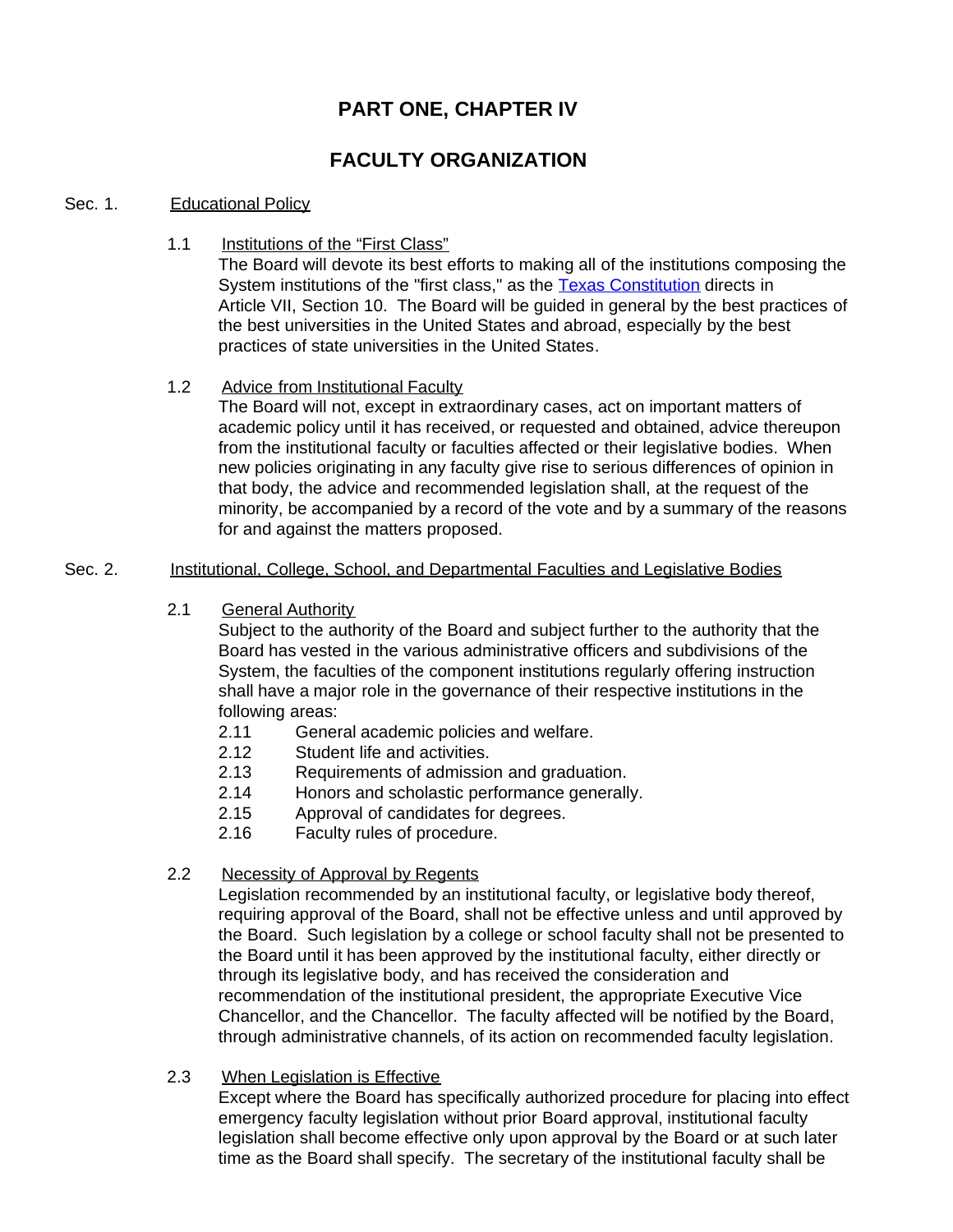# PART ONE, CHAPTER IV

# FACULTY ORGANIZATION

## Sec. 1. Educational Policy

### 1.1 Institutions of the "First Class"

The Board will devote its best efforts to making all of the institutions composing the System institutions of the "first class," as the Texas Constitution directs in Article VII, Section 10. The Board will be guided in general by the best practices of the best universities in the United States and abroad, especially by the best practices of state universities in the United States.

### 1.2 Advice from Institutional Faculty

The Board will not, except in extraordinary cases, act on important matters of academic policy until it has received, or requested and obtained, advice thereupon from the institutional faculty or faculties affected or their legislative bodies. When new policies originating in any faculty give rise to serious differences of opinion in that body, the advice and recommended legislation shall, at the request of the minority, be accompanied by a record of the vote and by a summary of the reasons for and against the matters proposed.

## Sec. 2. Institutional, College, School, and Departmental Faculties and Legislative Bodies

### 2.1 General Authority

Subject to the authority of the Board and subject further to the authority that the Board has vested in the various administrative officers and subdivisions of the System, the faculties of the component institutions regularly offering instruction shall have a major role in the governance of their respective institutions in the following areas:

- 2.11 General academic policies and welfare.
- 2.12 Student life and activities.
- 2.13 Requirements of admission and graduation.
- 2.14 Honors and scholastic performance generally.
- 2.15 Approval of candidates for degrees.
- 2.16 Faculty rules of procedure.

### 2.2 Necessity of Approval by Regents

Legislation recommended by an institutional faculty, or legislative body thereof, requiring approval of the Board, shall not be effective unless and until approved by the Board. Such legislation by a college or school faculty shall not be presented to the Board until it has been approved by the institutional faculty, either directly or through its legislative body, and has received the consideration and recommendation of the institutional president, the appropriate Executive Vice Chancellor, and the Chancellor. The faculty affected will be notified by the Board, through administrative channels, of its action on recommended faculty legislation.

### 2.3 When Legislation is Effective

Except where the Board has specifically authorized procedure for placing into effect emergency faculty legislation without prior Board approval, institutional faculty legislation shall become effective only upon approval by the Board or at such later time as the Board shall specify. The secretary of the institutional faculty shall be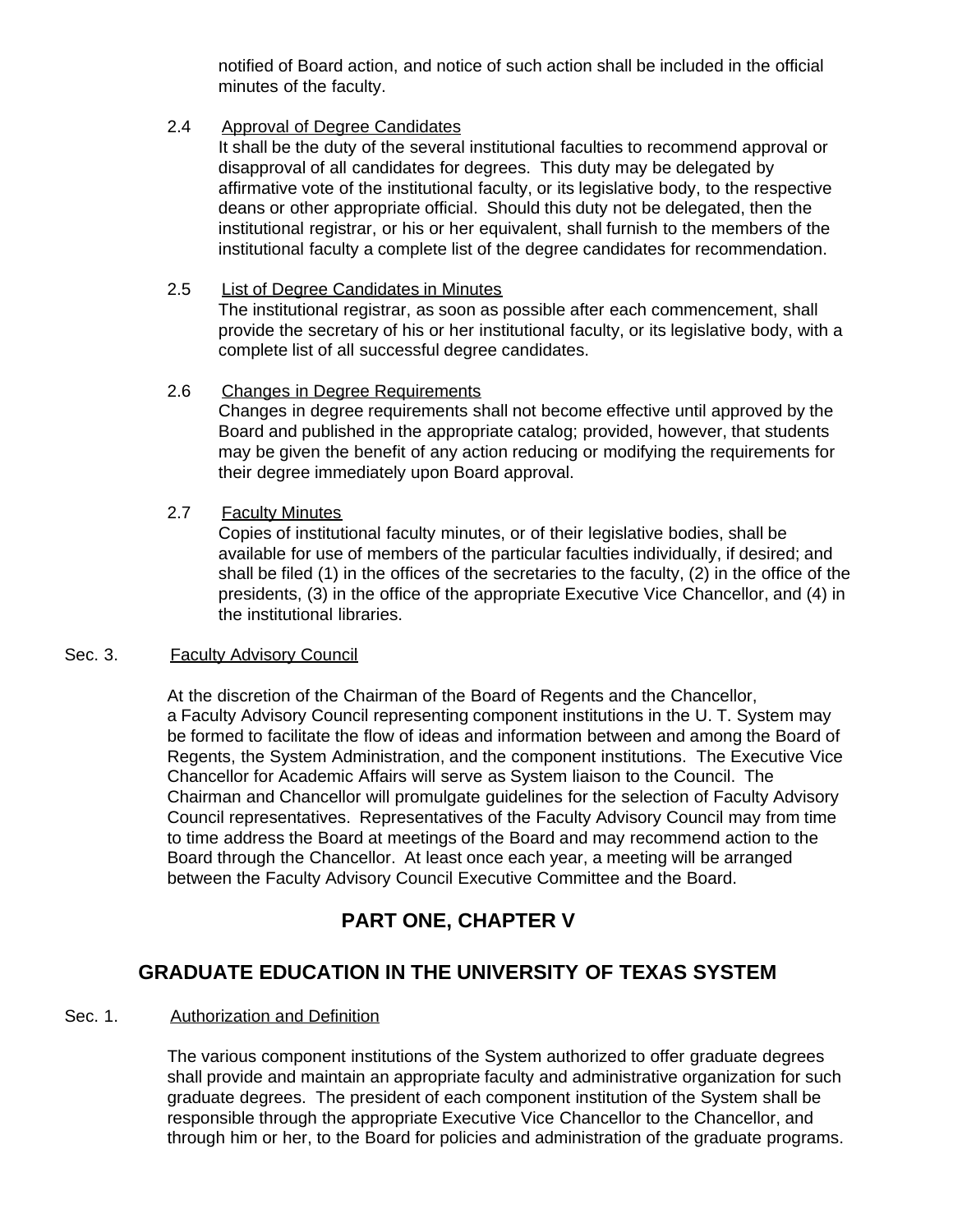notified of Board action, and notice of such action shall be included in the official minutes of the faculty.

2.4 Approval of Degree Candidates

It shall be the duty of the several institutional faculties to recommend approval or disapproval of all candidates for degrees. This duty may be delegated by affirmative vote of the institutional faculty, or its legislative body, to the respective deans or other appropriate official. Should this duty not be delegated, then the institutional registrar, or his or her equivalent, shall furnish to the members of the institutional faculty a complete list of the degree candidates for recommendation.

2.5 List of Degree Candidates in Minutes

The institutional registrar, as soon as possible after each commencement, shall provide the secretary of his or her institutional faculty, or its legislative body, with a complete list of all successful degree candidates.

2.6 Changes in Degree Requirements

Changes in degree requirements shall not become effective until approved by the Board and published in the appropriate catalog; provided, however, that students may be given the benefit of any action reducing or modifying the requirements for their degree immediately upon Board approval.

2.7 Faculty Minutes

Copies of institutional faculty minutes, or of their legislative bodies, shall be available for use of members of the particular faculties individually, if desired; and shall be filed (1) in the offices of the secretaries to the faculty, (2) in the office of the presidents, (3) in the office of the appropriate Executive Vice Chancellor, and (4) in the institutional libraries.

Sec. 3. Faculty Advisory Council

At the discretion of the Chairman of the Board of Regents and the Chancellor, a Faculty Advisory Council representing component institutions in the U. T. System may be formed to facilitate the flow of ideas and information between and among the Board of Regents, the System Administration, and the component institutions. The Executive Vice Chancellor for Academic Affairs will serve as System liaison to the Council. The Chairman and Chancellor will promulgate guidelines for the selection of Faculty Advisory Council representatives. Representatives of the Faculty Advisory Council may from time to time address the Board at meetings of the Board and may recommend action to the Board through the Chancellor. At least once each year, a meeting will be arranged between the Faculty Advisory Council Executive Committee and the Board.

# PART ONE, CHAPTER V

## GRADUATE EDUCATION IN THE UNIVERSITY OF TEXAS SYSTEM

Sec. 1. Authorization and Definition

The various component institutions of the System authorized to offer graduate degrees shall provide and maintain an appropriate faculty and administrative organization for such graduate degrees. The president of each component institution of the System shall be responsible through the appropriate Executive Vice Chancellor to the Chancellor, and through him or her, to the Board for policies and administration of the graduate programs.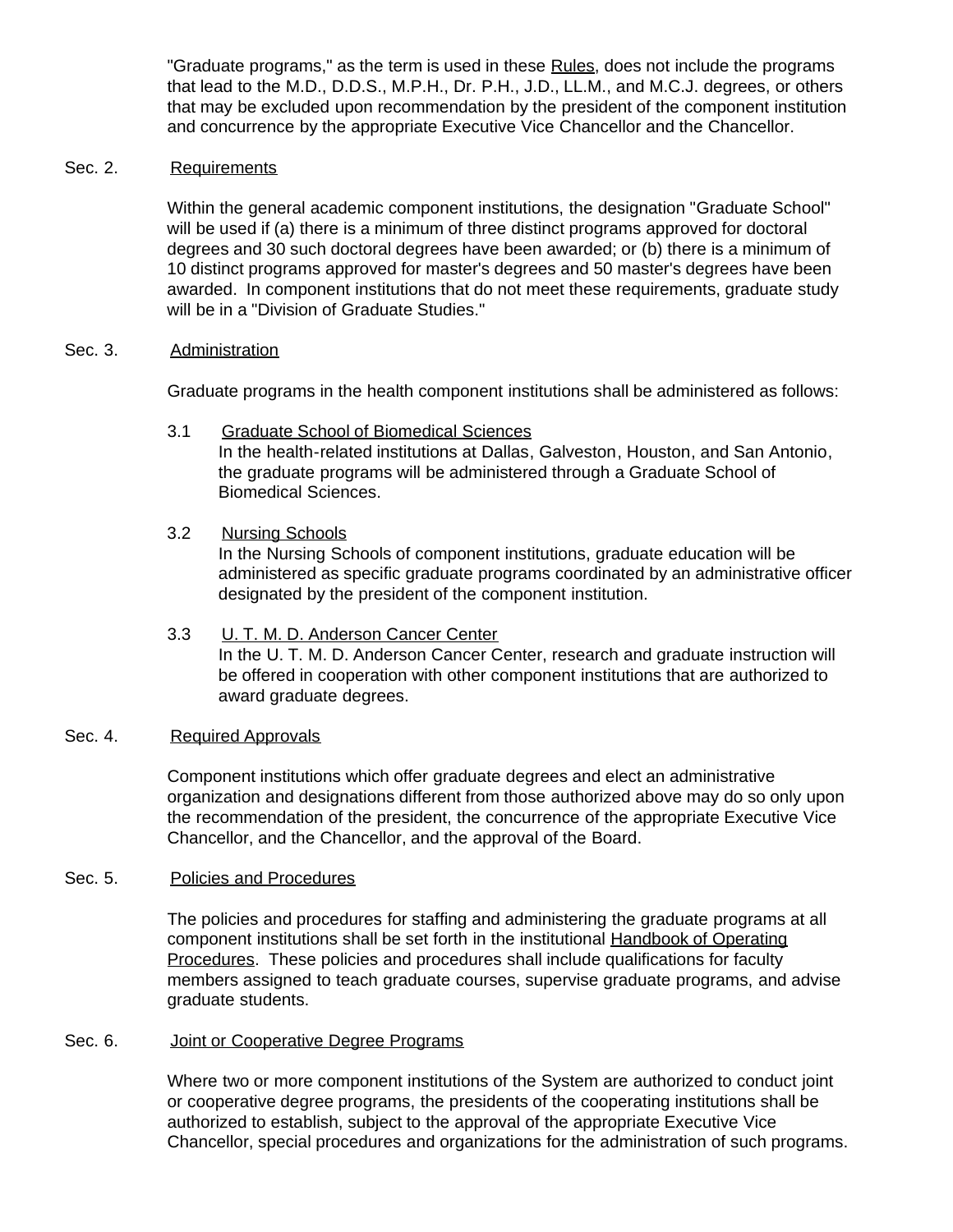"Graduate programs," as the term is used in these Rules, does not include the programs that lead to the M.D., D.D.S., M.P.H., Dr. P.H., J.D., LL.M., and M.C.J. degrees, or others that may be excluded upon recommendation by the president of the component institution and concurrence by the appropriate Executive Vice Chancellor and the Chancellor.

Sec. 2. Requirements

Within the general academic component institutions, the designation "Graduate School" will be used if (a) there is a minimum of three distinct programs approved for doctoral degrees and 30 such doctoral degrees have been awarded; or (b) there is a minimum of 10 distinct programs approved for master's degrees and 50 master's degrees have been awarded. In component institutions that do not meet these requirements, graduate study will be in a "Division of Graduate Studies."

Sec. 3. Administration

Graduate programs in the health component institutions shall be administered as follows:

3.1 Graduate School of Biomedical Sciences
In the health-related institutions at Dallas, Galveston, Houston, and San Antonio, the graduate programs will be administered through a Graduate School of Biomedical Sciences.

3.2 Nursing Schools
In the Nursing Schools of component institutions, graduate education will be administered as specific graduate programs coordinated by an administrative officer designated by the president of the component institution.

3.3 U. T. M. D. Anderson Cancer Center
In the U. T. M. D. Anderson Cancer Center, research and graduate instruction will be offered in cooperation with other component institutions that are authorized to award graduate degrees.

Sec. 4. Required Approvals

Component institutions which offer graduate degrees and elect an administrative organization and designations different from those authorized above may do so only upon the recommendation of the president, the concurrence of the appropriate Executive Vice Chancellor, and the Chancellor, and the approval of the Board.

Sec. 5. Policies and Procedures

The policies and procedures for staffing and administering the graduate programs at all component institutions shall be set forth in the institutional Handbook of Operating Procedures. These policies and procedures shall include qualifications for faculty members assigned to teach graduate courses, supervise graduate programs, and advise graduate students.

Sec. 6. Joint or Cooperative Degree Programs

Where two or more component institutions of the System are authorized to conduct joint or cooperative degree programs, the presidents of the cooperating institutions shall be authorized to establish, subject to the approval of the appropriate Executive Vice Chancellor, special procedures and organizations for the administration of such programs.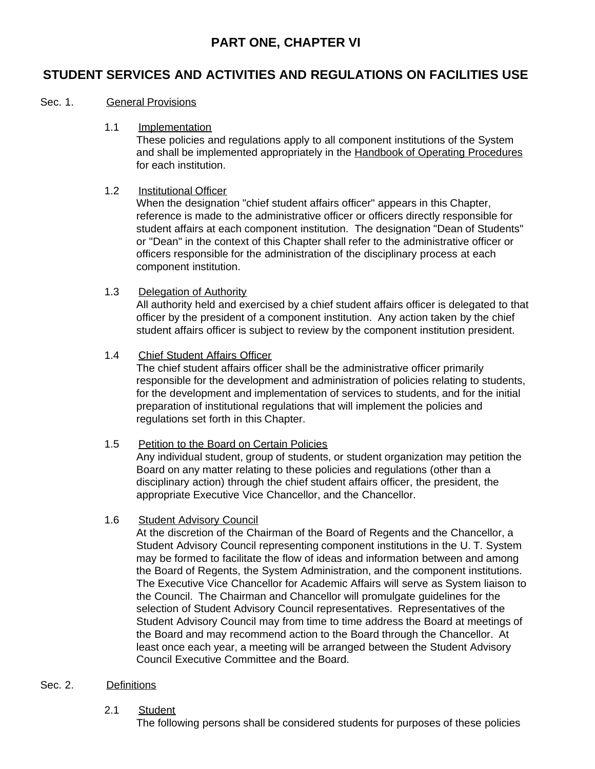# PART ONE, CHAPTER VI

## STUDENT SERVICES AND ACTIVITIES AND REGULATIONS ON FACILITIES USE

Sec. 1. General Provisions

1.1 Implementation

These policies and regulations apply to all component institutions of the System and shall be implemented appropriately in the Handbook of Operating Procedures for each institution.

1.2 Institutional Officer

When the designation "chief student affairs officer" appears in this Chapter, reference is made to the administrative officer or officers directly responsible for student affairs at each component institution. The designation "Dean of Students" or "Dean" in the context of this Chapter shall refer to the administrative officer or officers responsible for the administration of the disciplinary process at each component institution.

1.3 Delegation of Authority

All authority held and exercised by a chief student affairs officer is delegated to that officer by the president of a component institution. Any action taken by the chief student affairs officer is subject to review by the component institution president.

1.4 Chief Student Affairs Officer

The chief student affairs officer shall be the administrative officer primarily responsible for the development and administration of policies relating to students, for the development and implementation of services to students, and for the initial preparation of institutional regulations that will implement the policies and regulations set forth in this Chapter.

1.5 Petition to the Board on Certain Policies

Any individual student, group of students, or student organization may petition the Board on any matter relating to these policies and regulations (other than a disciplinary action) through the chief student affairs officer, the president, the appropriate Executive Vice Chancellor, and the Chancellor.

1.6 Student Advisory Council

At the discretion of the Chairman of the Board of Regents and the Chancellor, a Student Advisory Council representing component institutions in the U. T. System may be formed to facilitate the flow of ideas and information between and among the Board of Regents, the System Administration, and the component institutions. The Executive Vice Chancellor for Academic Affairs will serve as System liaison to the Council. The Chairman and Chancellor will promulgate guidelines for the selection of Student Advisory Council representatives. Representatives of the Student Advisory Council may from time to time address the Board at meetings of the Board and may recommend action to the Board through the Chancellor. At least once each year, a meeting will be arranged between the Student Advisory Council Executive Committee and the Board.

Sec. 2. Definitions

2.1 Student

The following persons shall be considered students for purposes of these policies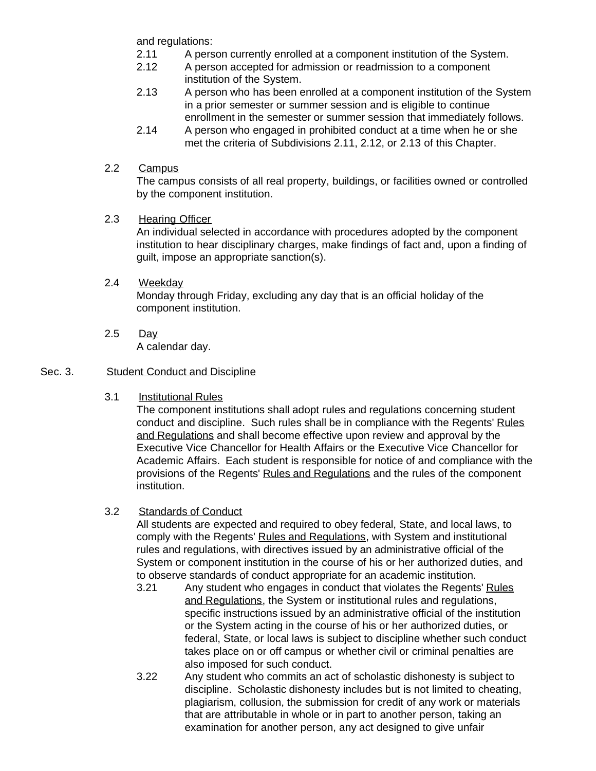and regulations:

2.11 A person currently enrolled at a component institution of the System.

2.12 A person accepted for admission or readmission to a component institution of the System.

2.13 A person who has been enrolled at a component institution of the System in a prior semester or summer session and is eligible to continue enrollment in the semester or summer session that immediately follows.

2.14 A person who engaged in prohibited conduct at a time when he or she met the criteria of Subdivisions 2.11, 2.12, or 2.13 of this Chapter.

2.2 Campus

The campus consists of all real property, buildings, or facilities owned or controlled by the component institution.

2.3 Hearing Officer

An individual selected in accordance with procedures adopted by the component institution to hear disciplinary charges, make findings of fact and, upon a finding of guilt, impose an appropriate sanction(s).

2.4 Weekday

Monday through Friday, excluding any day that is an official holiday of the component institution.

2.5 Day

A calendar day.

## Sec. 3. Student Conduct and Discipline

3.1 Institutional Rules

The component institutions shall adopt rules and regulations concerning student conduct and discipline. Such rules shall be in compliance with the Regents' Rules and Regulations and shall become effective upon review and approval by the Executive Vice Chancellor for Health Affairs or the Executive Vice Chancellor for Academic Affairs. Each student is responsible for notice of and compliance with the provisions of the Regents' Rules and Regulations and the rules of the component institution.

3.2 Standards of Conduct

All students are expected and required to obey federal, State, and local laws, to comply with the Regents' Rules and Regulations, with System and institutional rules and regulations, with directives issued by an administrative official of the System or component institution in the course of his or her authorized duties, and to observe standards of conduct appropriate for an academic institution.

3.21 Any student who engages in conduct that violates the Regents' Rules and Regulations, the System or institutional rules and regulations, specific instructions issued by an administrative official of the institution or the System acting in the course of his or her authorized duties, or federal, State, or local laws is subject to discipline whether such conduct takes place on or off campus or whether civil or criminal penalties are also imposed for such conduct.

3.22 Any student who commits an act of scholastic dishonesty is subject to discipline. Scholastic dishonesty includes but is not limited to cheating, plagiarism, collusion, the submission for credit of any work or materials that are attributable in whole or in part to another person, taking an examination for another person, any act designed to give unfair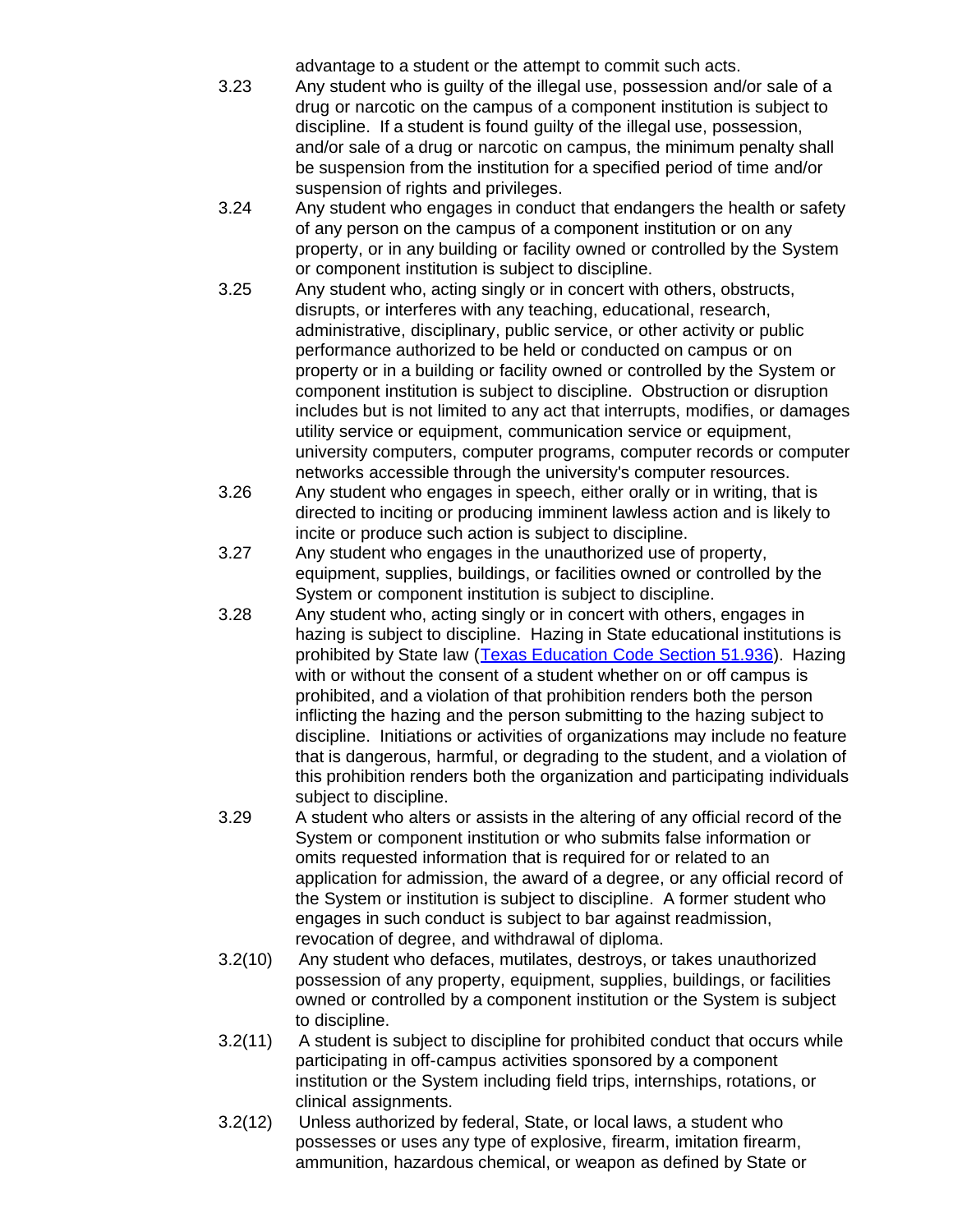advantage to a student or the attempt to commit such acts.

3.23 Any student who is guilty of the illegal use, possession and/or sale of a drug or narcotic on the campus of a component institution is subject to discipline. If a student is found guilty of the illegal use, possession, and/or sale of a drug or narcotic on campus, the minimum penalty shall be suspension from the institution for a specified period of time and/or suspension of rights and privileges.

3.24 Any student who engages in conduct that endangers the health or safety of any person on the campus of a component institution or on any property, or in any building or facility owned or controlled by the System or component institution is subject to discipline.

3.25 Any student who, acting singly or in concert with others, obstructs, disrupts, or interferes with any teaching, educational, research, administrative, disciplinary, public service, or other activity or public performance authorized to be held or conducted on campus or on property or in a building or facility owned or controlled by the System or component institution is subject to discipline. Obstruction or disruption includes but is not limited to any act that interrupts, modifies, or damages utility service or equipment, communication service or equipment, university computers, computer programs, computer records or computer networks accessible through the university's computer resources.

3.26 Any student who engages in speech, either orally or in writing, that is directed to inciting or producing imminent lawless action and is likely to incite or produce such action is subject to discipline.

3.27 Any student who engages in the unauthorized use of property, equipment, supplies, buildings, or facilities owned or controlled by the System or component institution is subject to discipline.

3.28 Any student who, acting singly or in concert with others, engages in hazing is subject to discipline. Hazing in State educational institutions is prohibited by State law ([Texas Education Code Section 51.936]). Hazing with or without the consent of a student whether on or off campus is prohibited, and a violation of that prohibition renders both the person inflicting the hazing and the person submitting to the hazing subject to discipline. Initiations or activities of organizations may include no feature that is dangerous, harmful, or degrading to the student, and a violation of this prohibition renders both the organization and participating individuals subject to discipline.

3.29 A student who alters or assists in the altering of any official record of the System or component institution or who submits false information or omits requested information that is required for or related to an application for admission, the award of a degree, or any official record of the System or institution is subject to discipline. A former student who engages in such conduct is subject to bar against readmission, revocation of degree, and withdrawal of diploma.

3.2(10) Any student who defaces, mutilates, destroys, or takes unauthorized possession of any property, equipment, supplies, buildings, or facilities owned or controlled by a component institution or the System is subject to discipline.

3.2(11) A student is subject to discipline for prohibited conduct that occurs while participating in off-campus activities sponsored by a component institution or the System including field trips, internships, rotations, or clinical assignments.

3.2(12) Unless authorized by federal, State, or local laws, a student who possesses or uses any type of explosive, firearm, imitation firearm, ammunition, hazardous chemical, or weapon as defined by State or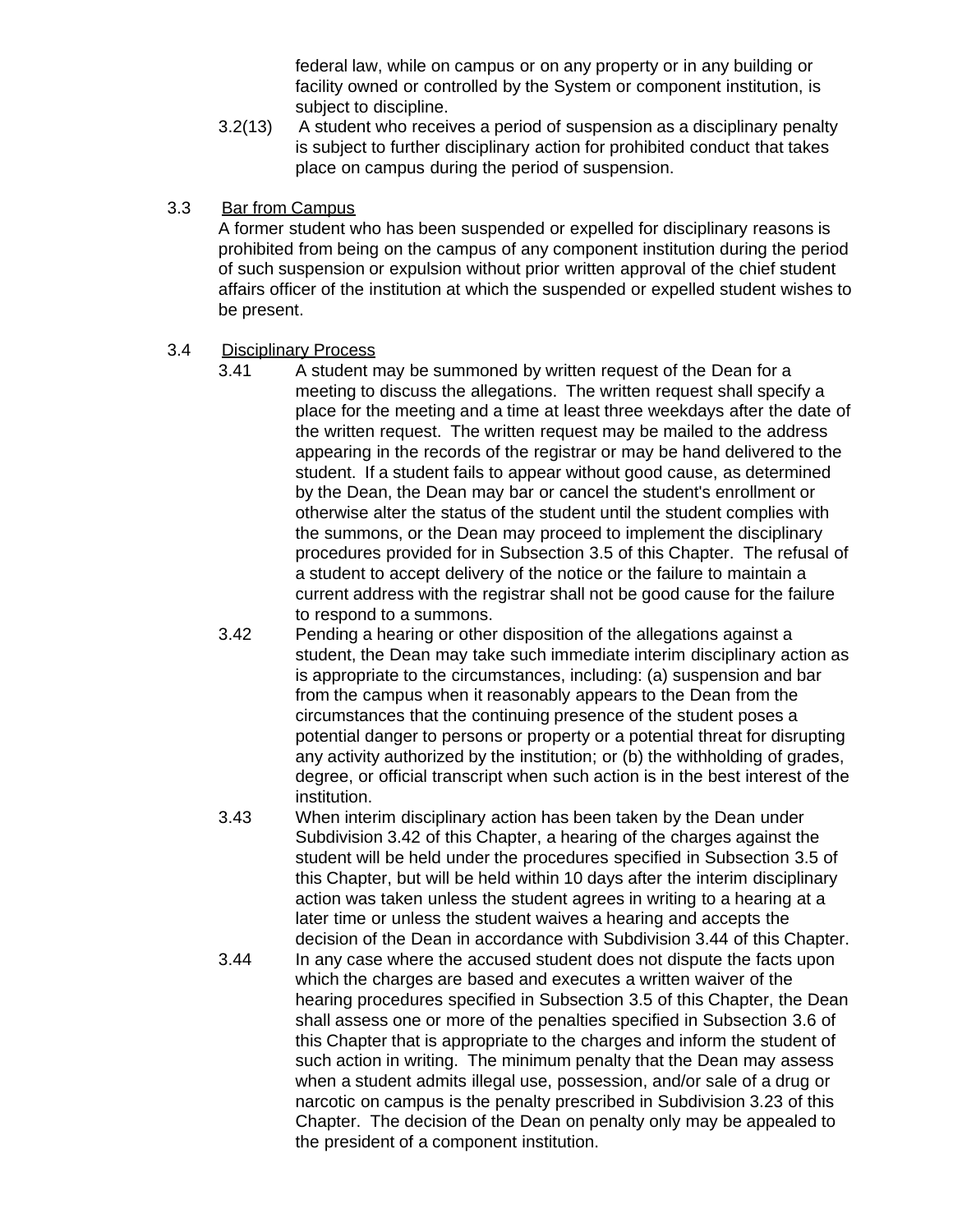federal law, while on campus or on any property or in any building or facility owned or controlled by the System or component institution, is subject to discipline.

3.2(13) A student who receives a period of suspension as a disciplinary penalty is subject to further disciplinary action for prohibited conduct that takes place on campus during the period of suspension.

3.3 Bar from Campus

A former student who has been suspended or expelled for disciplinary reasons is prohibited from being on the campus of any component institution during the period of such suspension or expulsion without prior written approval of the chief student affairs officer of the institution at which the suspended or expelled student wishes to be present.

3.4 Disciplinary Process

3.41 A student may be summoned by written request of the Dean for a meeting to discuss the allegations. The written request shall specify a place for the meeting and a time at least three weekdays after the date of the written request. The written request may be mailed to the address appearing in the records of the registrar or may be hand delivered to the student. If a student fails to appear without good cause, as determined by the Dean, the Dean may bar or cancel the student's enrollment or otherwise alter the status of the student until the student complies with the summons, or the Dean may proceed to implement the disciplinary procedures provided for in Subsection 3.5 of this Chapter. The refusal of a student to accept delivery of the notice or the failure to maintain a current address with the registrar shall not be good cause for the failure to respond to a summons.

3.42 Pending a hearing or other disposition of the allegations against a student, the Dean may take such immediate interim disciplinary action as is appropriate to the circumstances, including: (a) suspension and bar from the campus when it reasonably appears to the Dean from the circumstances that the continuing presence of the student poses a potential danger to persons or property or a potential threat for disrupting any activity authorized by the institution; or (b) the withholding of grades, degree, or official transcript when such action is in the best interest of the institution.

3.43 When interim disciplinary action has been taken by the Dean under Subdivision 3.42 of this Chapter, a hearing of the charges against the student will be held under the procedures specified in Subsection 3.5 of this Chapter, but will be held within 10 days after the interim disciplinary action was taken unless the student agrees in writing to a hearing at a later time or unless the student waives a hearing and accepts the decision of the Dean in accordance with Subdivision 3.44 of this Chapter.

3.44 In any case where the accused student does not dispute the facts upon which the charges are based and executes a written waiver of the hearing procedures specified in Subsection 3.5 of this Chapter, the Dean shall assess one or more of the penalties specified in Subsection 3.6 of this Chapter that is appropriate to the charges and inform the student of such action in writing. The minimum penalty that the Dean may assess when a student admits illegal use, possession, and/or sale of a drug or narcotic on campus is the penalty prescribed in Subdivision 3.23 of this Chapter. The decision of the Dean on penalty only may be appealed to the president of a component institution.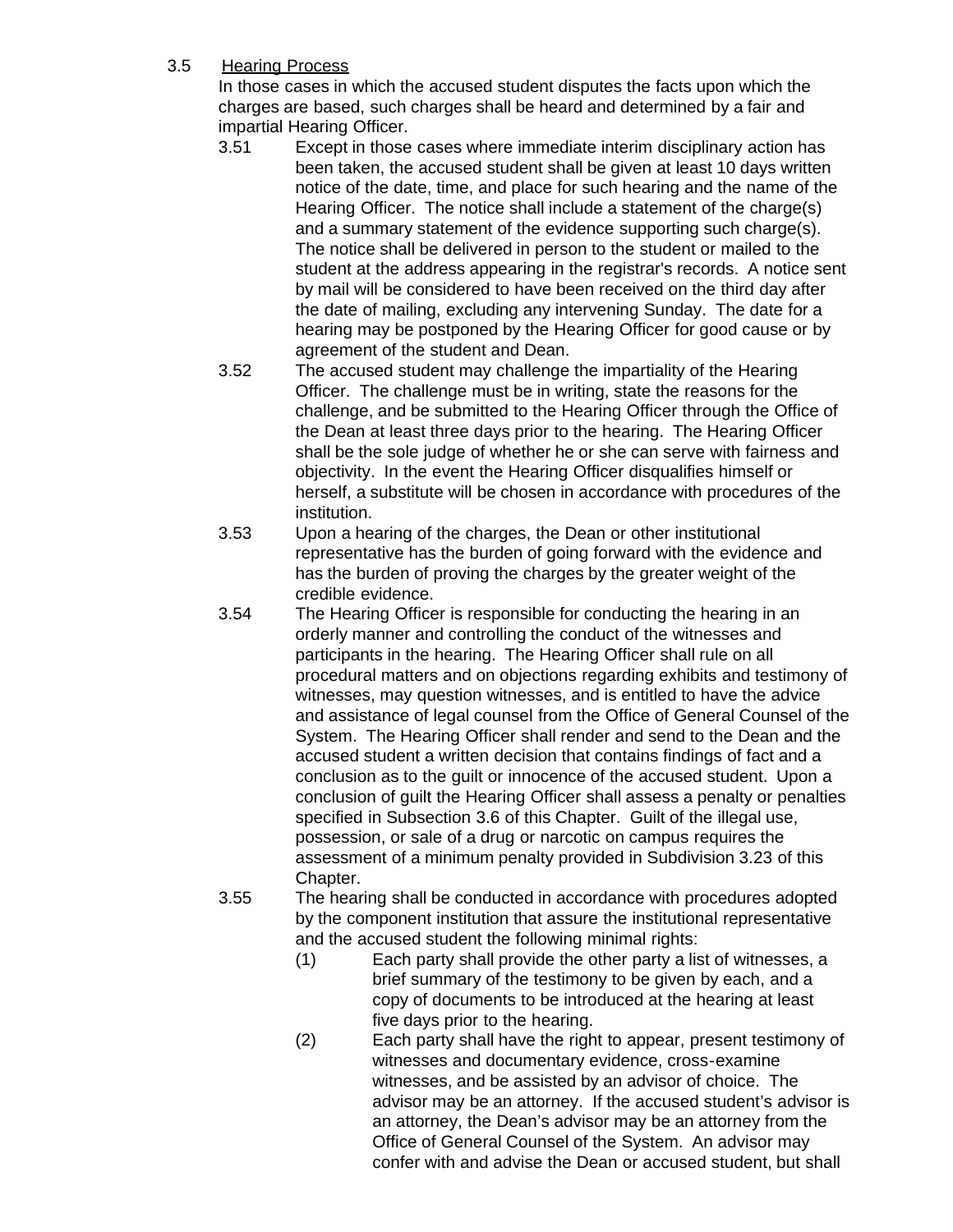3.5 <u>Hearing Process</u>

In those cases in which the accused student disputes the facts upon which the charges are based, such charges shall be heard and determined by a fair and impartial Hearing Officer.

3.51 Except in those cases where immediate interim disciplinary action has been taken, the accused student shall be given at least 10 days written notice of the date, time, and place for such hearing and the name of the Hearing Officer. The notice shall include a statement of the charge(s) and a summary statement of the evidence supporting such charge(s). The notice shall be delivered in person to the student or mailed to the student at the address appearing in the registrar's records. A notice sent by mail will be considered to have been received on the third day after the date of mailing, excluding any intervening Sunday. The date for a hearing may be postponed by the Hearing Officer for good cause or by agreement of the student and Dean.

3.52 The accused student may challenge the impartiality of the Hearing Officer. The challenge must be in writing, state the reasons for the challenge, and be submitted to the Hearing Officer through the Office of the Dean at least three days prior to the hearing. The Hearing Officer shall be the sole judge of whether he or she can serve with fairness and objectivity. In the event the Hearing Officer disqualifies himself or herself, a substitute will be chosen in accordance with procedures of the institution.

3.53 Upon a hearing of the charges, the Dean or other institutional representative has the burden of going forward with the evidence and has the burden of proving the charges by the greater weight of the credible evidence.

3.54 The Hearing Officer is responsible for conducting the hearing in an orderly manner and controlling the conduct of the witnesses and participants in the hearing. The Hearing Officer shall rule on all procedural matters and on objections regarding exhibits and testimony of witnesses, may question witnesses, and is entitled to have the advice and assistance of legal counsel from the Office of General Counsel of the System. The Hearing Officer shall render and send to the Dean and the accused student a written decision that contains findings of fact and a conclusion as to the guilt or innocence of the accused student. Upon a conclusion of guilt the Hearing Officer shall assess a penalty or penalties specified in Subsection 3.6 of this Chapter. Guilt of the illegal use, possession, or sale of a drug or narcotic on campus requires the assessment of a minimum penalty provided in Subdivision 3.23 of this Chapter.

3.55 The hearing shall be conducted in accordance with procedures adopted by the component institution that assure the institutional representative and the accused student the following minimal rights:

(1) Each party shall provide the other party a list of witnesses, a brief summary of the testimony to be given by each, and a copy of documents to be introduced at the hearing at least five days prior to the hearing.

(2) Each party shall have the right to appear, present testimony of witnesses and documentary evidence, cross-examine witnesses, and be assisted by an advisor of choice. The advisor may be an attorney. If the accused student's advisor is an attorney, the Dean's advisor may be an attorney from the Office of General Counsel of the System. An advisor may confer with and advise the Dean or accused student, but shall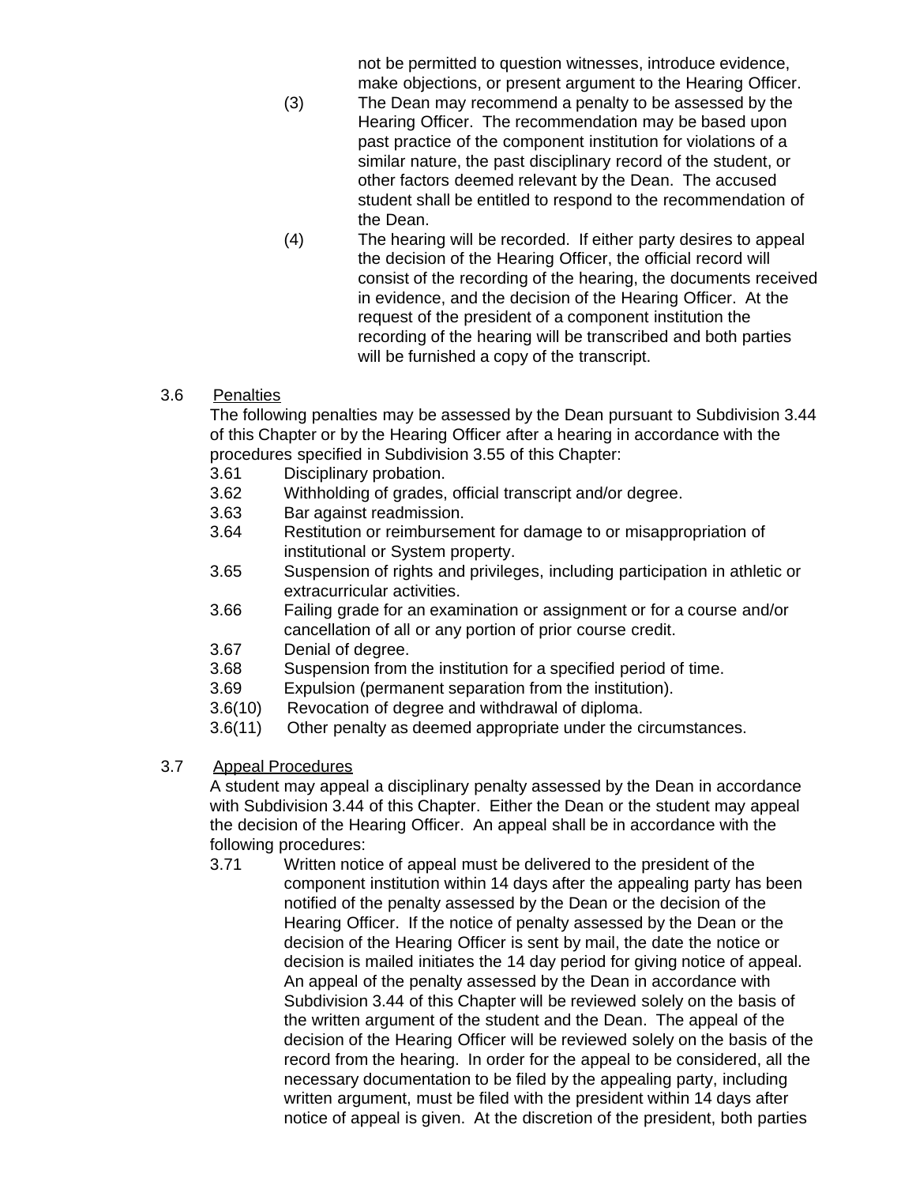not be permitted to question witnesses, introduce evidence, make objections, or present argument to the Hearing Officer.

(3) The Dean may recommend a penalty to be assessed by the Hearing Officer. The recommendation may be based upon past practice of the component institution for violations of a similar nature, the past disciplinary record of the student, or other factors deemed relevant by the Dean. The accused student shall be entitled to respond to the recommendation of the Dean.

(4) The hearing will be recorded. If either party desires to appeal the decision of the Hearing Officer, the official record will consist of the recording of the hearing, the documents received in evidence, and the decision of the Hearing Officer. At the request of the president of a component institution the recording of the hearing will be transcribed and both parties will be furnished a copy of the transcript.

3.6 <u>Penalties</u>

The following penalties may be assessed by the Dean pursuant to Subdivision 3.44 of this Chapter or by the Hearing Officer after a hearing in accordance with the procedures specified in Subdivision 3.55 of this Chapter:

3.61 Disciplinary probation.

3.62 Withholding of grades, official transcript and/or degree.

3.63 Bar against readmission.

3.64 Restitution or reimbursement for damage to or misappropriation of institutional or System property.

3.65 Suspension of rights and privileges, including participation in athletic or extracurricular activities.

3.66 Failing grade for an examination or assignment or for a course and/or cancellation of all or any portion of prior course credit.

3.67 Denial of degree.

3.68 Suspension from the institution for a specified period of time.

3.69 Expulsion (permanent separation from the institution).

3.6(10) Revocation of degree and withdrawal of diploma.

3.6(11) Other penalty as deemed appropriate under the circumstances.

3.7 <u>Appeal Procedures</u>

A student may appeal a disciplinary penalty assessed by the Dean in accordance with Subdivision 3.44 of this Chapter. Either the Dean or the student may appeal the decision of the Hearing Officer. An appeal shall be in accordance with the following procedures:

3.71 Written notice of appeal must be delivered to the president of the component institution within 14 days after the appealing party has been notified of the penalty assessed by the Dean or the decision of the Hearing Officer. If the notice of penalty assessed by the Dean or the decision of the Hearing Officer is sent by mail, the date the notice or decision is mailed initiates the 14 day period for giving notice of appeal. An appeal of the penalty assessed by the Dean in accordance with Subdivision 3.44 of this Chapter will be reviewed solely on the basis of the written argument of the student and the Dean. The appeal of the decision of the Hearing Officer will be reviewed solely on the basis of the record from the hearing. In order for the appeal to be considered, all the necessary documentation to be filed by the appealing party, including written argument, must be filed with the president within 14 days after notice of appeal is given. At the discretion of the president, both parties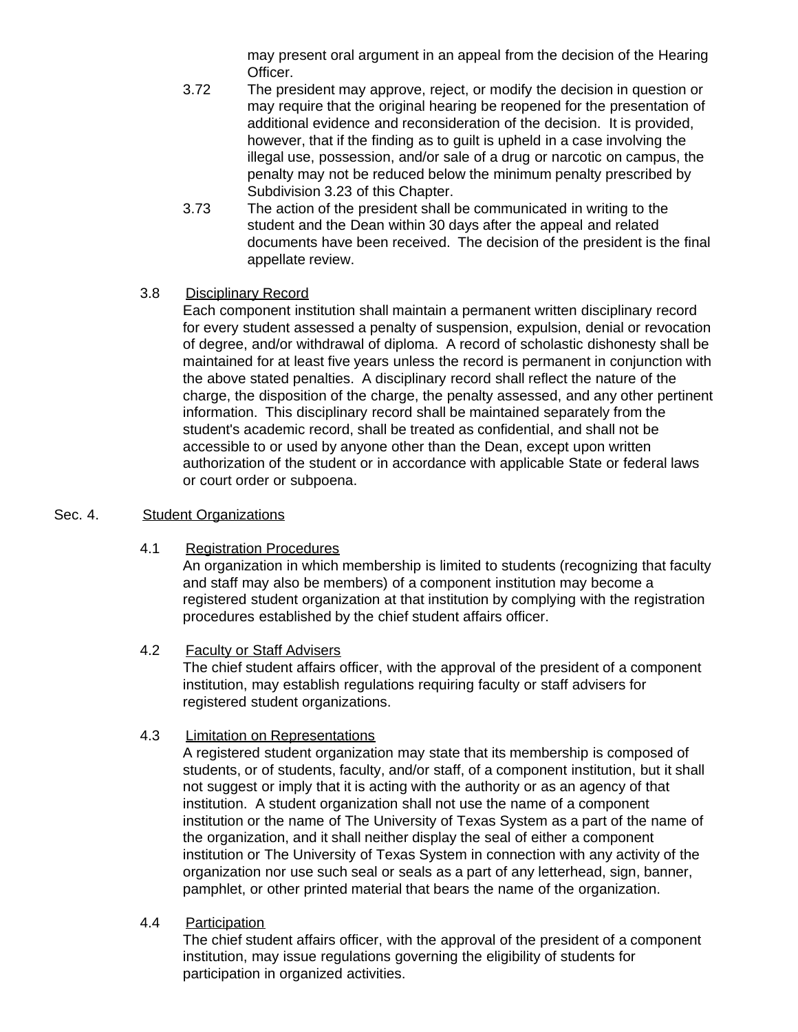may present oral argument in an appeal from the decision of the Hearing Officer.

3.72 The president may approve, reject, or modify the decision in question or may require that the original hearing be reopened for the presentation of additional evidence and reconsideration of the decision. It is provided, however, that if the finding as to guilt is upheld in a case involving the illegal use, possession, and/or sale of a drug or narcotic on campus, the penalty may not be reduced below the minimum penalty prescribed by Subdivision 3.23 of this Chapter.

3.73 The action of the president shall be communicated in writing to the student and the Dean within 30 days after the appeal and related documents have been received. The decision of the president is the final appellate review.

3.8 Disciplinary Record

Each component institution shall maintain a permanent written disciplinary record for every student assessed a penalty of suspension, expulsion, denial or revocation of degree, and/or withdrawal of diploma. A record of scholastic dishonesty shall be maintained for at least five years unless the record is permanent in conjunction with the above stated penalties. A disciplinary record shall reflect the nature of the charge, the disposition of the charge, the penalty assessed, and any other pertinent information. This disciplinary record shall be maintained separately from the student's academic record, shall be treated as confidential, and shall not be accessible to or used by anyone other than the Dean, except upon written authorization of the student or in accordance with applicable State or federal laws or court order or subpoena.

## Sec. 4. Student Organizations

4.1 Registration Procedures

An organization in which membership is limited to students (recognizing that faculty and staff may also be members) of a component institution may become a registered student organization at that institution by complying with the registration procedures established by the chief student affairs officer.

4.2 Faculty or Staff Advisers

The chief student affairs officer, with the approval of the president of a component institution, may establish regulations requiring faculty or staff advisers for registered student organizations.

4.3 Limitation on Representations

A registered student organization may state that its membership is composed of students, or of students, faculty, and/or staff, of a component institution, but it shall not suggest or imply that it is acting with the authority or as an agency of that institution. A student organization shall not use the name of a component institution or the name of The University of Texas System as a part of the name of the organization, and it shall neither display the seal of either a component institution or The University of Texas System in connection with any activity of the organization nor use such seal or seals as a part of any letterhead, sign, banner, pamphlet, or other printed material that bears the name of the organization.

4.4 Participation

The chief student affairs officer, with the approval of the president of a component institution, may issue regulations governing the eligibility of students for participation in organized activities.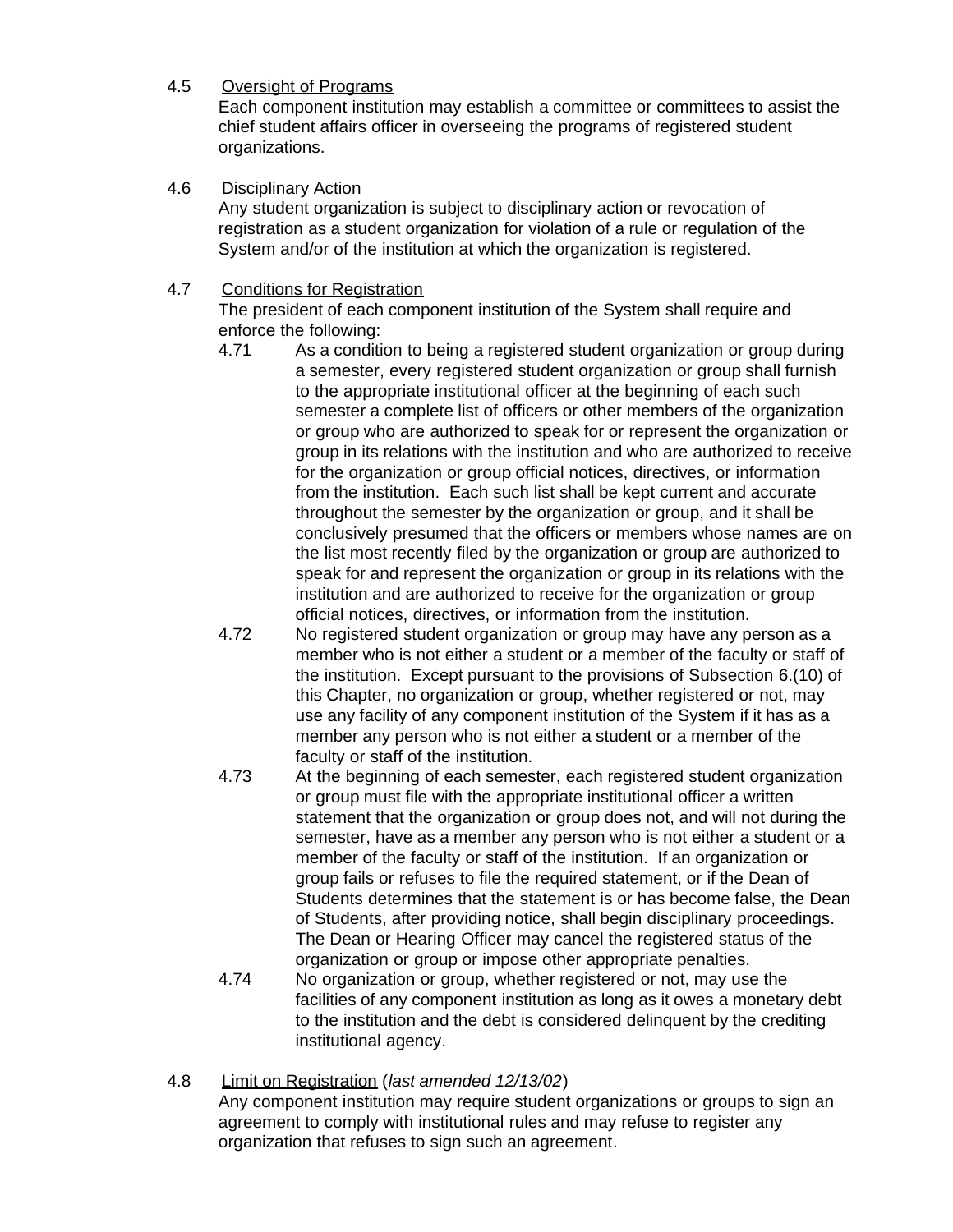4.5 <u>Oversight of Programs</u>

Each component institution may establish a committee or committees to assist the chief student affairs officer in overseeing the programs of registered student organizations.

4.6 <u>Disciplinary Action</u>

Any student organization is subject to disciplinary action or revocation of registration as a student organization for violation of a rule or regulation of the System and/or of the institution at which the organization is registered.

4.7 <u>Conditions for Registration</u>

The president of each component institution of the System shall require and enforce the following:

4.71 As a condition to being a registered student organization or group during a semester, every registered student organization or group shall furnish to the appropriate institutional officer at the beginning of each such semester a complete list of officers or other members of the organization or group who are authorized to speak for or represent the organization or group in its relations with the institution and who are authorized to receive for the organization or group official notices, directives, or information from the institution. Each such list shall be kept current and accurate throughout the semester by the organization or group, and it shall be conclusively presumed that the officers or members whose names are on the list most recently filed by the organization or group are authorized to speak for and represent the organization or group in its relations with the institution and are authorized to receive for the organization or group official notices, directives, or information from the institution.

4.72 No registered student organization or group may have any person as a member who is not either a student or a member of the faculty or staff of the institution. Except pursuant to the provisions of Subsection 6.(10) of this Chapter, no organization or group, whether registered or not, may use any facility of any component institution of the System if it has as a member any person who is not either a student or a member of the faculty or staff of the institution.

4.73 At the beginning of each semester, each registered student organization or group must file with the appropriate institutional officer a written statement that the organization or group does not, and will not during the semester, have as a member any person who is not either a student or a member of the faculty or staff of the institution. If an organization or group fails or refuses to file the required statement, or if the Dean of Students determines that the statement is or has become false, the Dean of Students, after providing notice, shall begin disciplinary proceedings. The Dean or Hearing Officer may cancel the registered status of the organization or group or impose other appropriate penalties.

4.74 No organization or group, whether registered or not, may use the facilities of any component institution as long as it owes a monetary debt to the institution and the debt is considered delinquent by the crediting institutional agency.

4.8 <u>Limit on Registration</u> (*last amended 12/13/02*)

Any component institution may require student organizations or groups to sign an agreement to comply with institutional rules and may refuse to register any organization that refuses to sign such an agreement.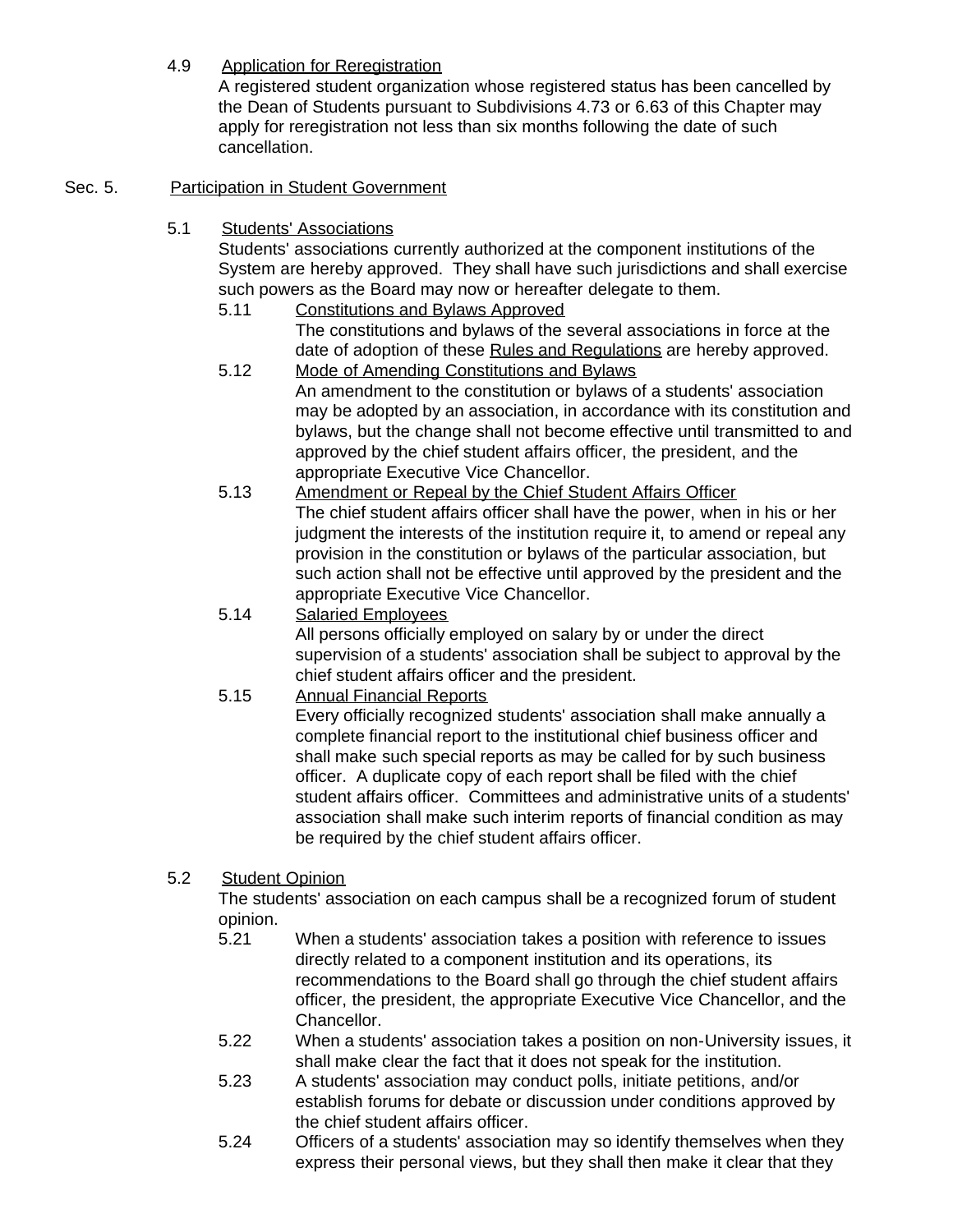4.9 Application for Reregistration

A registered student organization whose registered status has been cancelled by the Dean of Students pursuant to Subdivisions 4.73 or 6.63 of this Chapter may apply for reregistration not less than six months following the date of such cancellation.

## Sec. 5. Participation in Student Government

5.1 Students' Associations

Students' associations currently authorized at the component institutions of the System are hereby approved. They shall have such jurisdictions and shall exercise such powers as the Board may now or hereafter delegate to them.

5.11 Constitutions and Bylaws Approved

The constitutions and bylaws of the several associations in force at the date of adoption of these Rules and Regulations are hereby approved.

5.12 Mode of Amending Constitutions and Bylaws

An amendment to the constitution or bylaws of a students' association may be adopted by an association, in accordance with its constitution and bylaws, but the change shall not become effective until transmitted to and approved by the chief student affairs officer, the president, and the appropriate Executive Vice Chancellor.

5.13 Amendment or Repeal by the Chief Student Affairs Officer

The chief student affairs officer shall have the power, when in his or her judgment the interests of the institution require it, to amend or repeal any provision in the constitution or bylaws of the particular association, but such action shall not be effective until approved by the president and the appropriate Executive Vice Chancellor.

5.14 Salaried Employees

All persons officially employed on salary by or under the direct supervision of a students' association shall be subject to approval by the chief student affairs officer and the president.

5.15 Annual Financial Reports

Every officially recognized students' association shall make annually a complete financial report to the institutional chief business officer and shall make such special reports as may be called for by such business officer. A duplicate copy of each report shall be filed with the chief student affairs officer. Committees and administrative units of a students' association shall make such interim reports of financial condition as may be required by the chief student affairs officer.

5.2 Student Opinion

The students' association on each campus shall be a recognized forum of student opinion.

5.21 When a students' association takes a position with reference to issues directly related to a component institution and its operations, its recommendations to the Board shall go through the chief student affairs officer, the president, the appropriate Executive Vice Chancellor, and the Chancellor.

5.22 When a students' association takes a position on non-University issues, it shall make clear the fact that it does not speak for the institution.

5.23 A students' association may conduct polls, initiate petitions, and/or establish forums for debate or discussion under conditions approved by the chief student affairs officer.

5.24 Officers of a students' association may so identify themselves when they express their personal views, but they shall then make it clear that they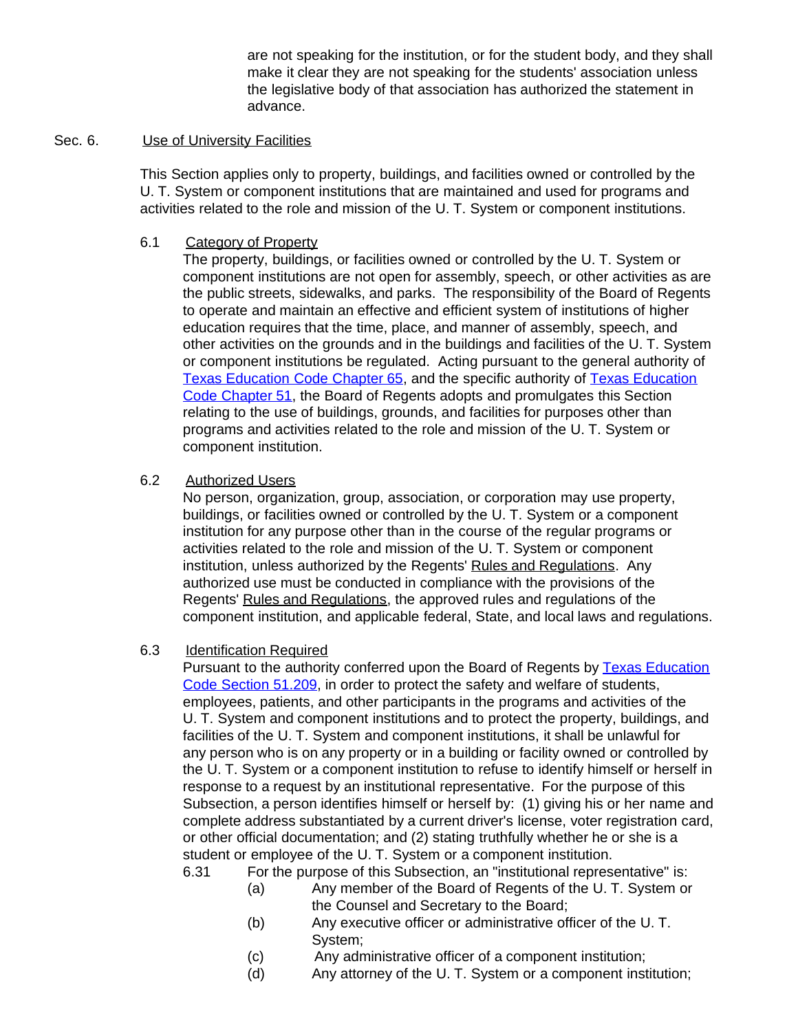are not speaking for the institution, or for the student body, and they shall make it clear they are not speaking for the students' association unless the legislative body of that association has authorized the statement in advance.

Sec. 6. Use of University Facilities

This Section applies only to property, buildings, and facilities owned or controlled by the U. T. System or component institutions that are maintained and used for programs and activities related to the role and mission of the U. T. System or component institutions.

6.1 Category of Property

The property, buildings, or facilities owned or controlled by the U. T. System or component institutions are not open for assembly, speech, or other activities as are the public streets, sidewalks, and parks. The responsibility of the Board of Regents to operate and maintain an effective and efficient system of institutions of higher education requires that the time, place, and manner of assembly, speech, and other activities on the grounds and in the buildings and facilities of the U. T. System or component institutions be regulated. Acting pursuant to the general authority of Texas Education Code Chapter 65, and the specific authority of Texas Education Code Chapter 51, the Board of Regents adopts and promulgates this Section relating to the use of buildings, grounds, and facilities for purposes other than programs and activities related to the role and mission of the U. T. System or component institution.

6.2 Authorized Users

No person, organization, group, association, or corporation may use property, buildings, or facilities owned or controlled by the U. T. System or a component institution for any purpose other than in the course of the regular programs or activities related to the role and mission of the U. T. System or component institution, unless authorized by the Regents' Rules and Regulations. Any authorized use must be conducted in compliance with the provisions of the Regents' Rules and Regulations, the approved rules and regulations of the component institution, and applicable federal, State, and local laws and regulations.

6.3 Identification Required

Pursuant to the authority conferred upon the Board of Regents by Texas Education Code Section 51.209, in order to protect the safety and welfare of students, employees, patients, and other participants in the programs and activities of the U. T. System and component institutions and to protect the property, buildings, and facilities of the U. T. System and component institutions, it shall be unlawful for any person who is on any property or in a building or facility owned or controlled by the U. T. System or a component institution to refuse to identify himself or herself in response to a request by an institutional representative. For the purpose of this Subsection, a person identifies himself or herself by: (1) giving his or her name and complete address substantiated by a current driver's license, voter registration card, or other official documentation; and (2) stating truthfully whether he or she is a student or employee of the U. T. System or a component institution.

6.31 For the purpose of this Subsection, an "institutional representative" is:

- (a) Any member of the Board of Regents of the U. T. System or the Counsel and Secretary to the Board;
- (b) Any executive officer or administrative officer of the U. T. System;
- (c) Any administrative officer of a component institution;
- (d) Any attorney of the U. T. System or a component institution;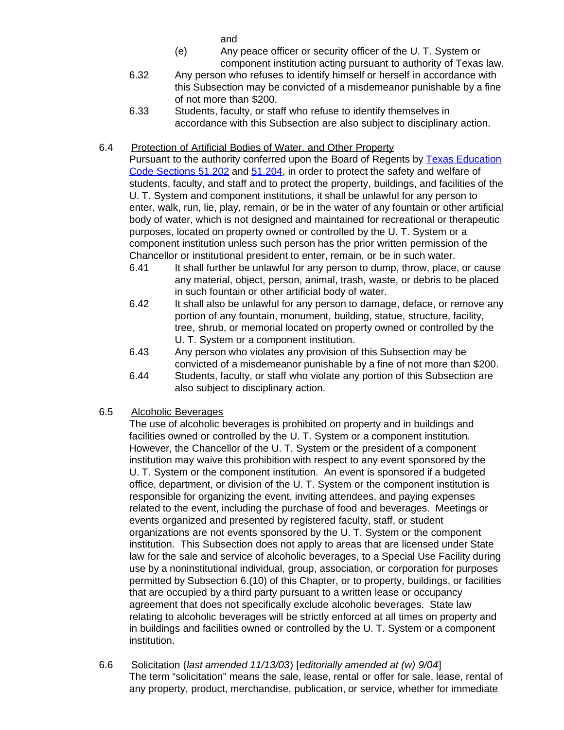and

(e) Any peace officer or security officer of the U. T. System or component institution acting pursuant to authority of Texas law.

6.32 Any person who refuses to identify himself or herself in accordance with this Subsection may be convicted of a misdemeanor punishable by a fine of not more than $200.

6.33 Students, faculty, or staff who refuse to identify themselves in accordance with this Subsection are also subject to disciplinary action.

6.4 Protection of Artificial Bodies of Water, and Other Property

Pursuant to the authority conferred upon the Board of Regents by Texas Education Code Sections 51.202 and 51.204, in order to protect the safety and welfare of students, faculty, and staff and to protect the property, buildings, and facilities of the U. T. System and component institutions, it shall be unlawful for any person to enter, walk, run, lie, play, remain, or be in the water of any fountain or other artificial body of water, which is not designed and maintained for recreational or therapeutic purposes, located on property owned or controlled by the U. T. System or a component institution unless such person has the prior written permission of the Chancellor or institutional president to enter, remain, or be in such water.

6.41 It shall further be unlawful for any person to dump, throw, place, or cause any material, object, person, animal, trash, waste, or debris to be placed in such fountain or other artificial body of water.

6.42 It shall also be unlawful for any person to damage, deface, or remove any portion of any fountain, monument, building, statue, structure, facility, tree, shrub, or memorial located on property owned or controlled by the U. T. System or a component institution.

6.43 Any person who violates any provision of this Subsection may be convicted of a misdemeanor punishable by a fine of not more than $200.

6.44 Students, faculty, or staff who violate any portion of this Subsection are also subject to disciplinary action.

6.5 Alcoholic Beverages

The use of alcoholic beverages is prohibited on property and in buildings and facilities owned or controlled by the U. T. System or a component institution. However, the Chancellor of the U. T. System or the president of a component institution may waive this prohibition with respect to any event sponsored by the U. T. System or the component institution. An event is sponsored if a budgeted office, department, or division of the U. T. System or the component institution is responsible for organizing the event, inviting attendees, and paying expenses related to the event, including the purchase of food and beverages. Meetings or events organized and presented by registered faculty, staff, or student organizations are not events sponsored by the U. T. System or the component institution. This Subsection does not apply to areas that are licensed under State law for the sale and service of alcoholic beverages, to a Special Use Facility during use by a noninstitutional individual, group, association, or corporation for purposes permitted by Subsection 6.(10) of this Chapter, or to property, buildings, or facilities that are occupied by a third party pursuant to a written lease or occupancy agreement that does not specifically exclude alcoholic beverages. State law relating to alcoholic beverages will be strictly enforced at all times on property and in buildings and facilities owned or controlled by the U. T. System or a component institution.

6.6 Solicitation (*last amended 11/13/03*) [*editorially amended at (w) 9/04*]

The term "solicitation" means the sale, lease, rental or offer for sale, lease, rental of any property, product, merchandise, publication, or service, whether for immediate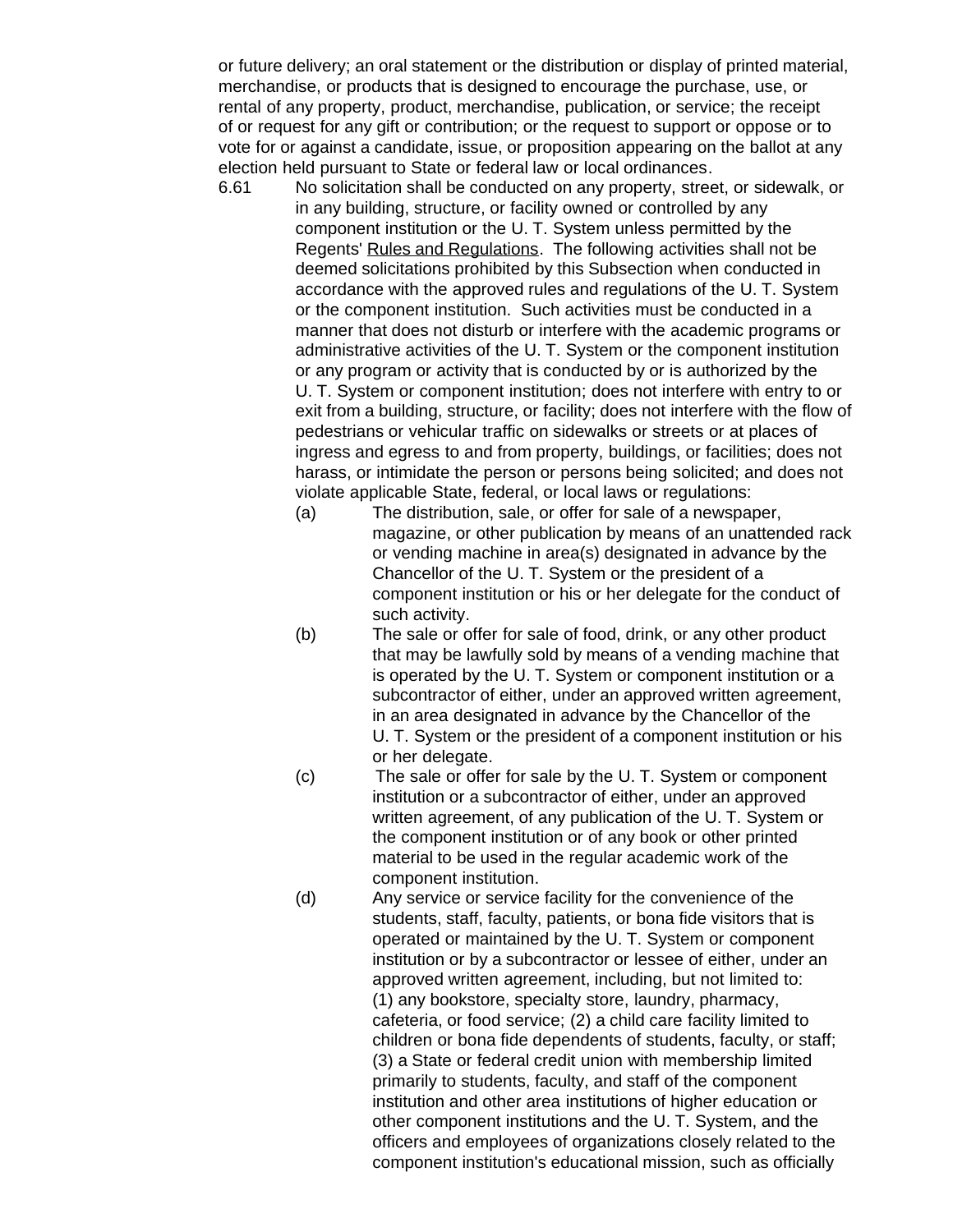or future delivery; an oral statement or the distribution or display of printed material, merchandise, or products that is designed to encourage the purchase, use, or rental of any property, product, merchandise, publication, or service; the receipt of or request for any gift or contribution; or the request to support or oppose or to vote for or against a candidate, issue, or proposition appearing on the ballot at any election held pursuant to State or federal law or local ordinances.

6.61 No solicitation shall be conducted on any property, street, or sidewalk, or in any building, structure, or facility owned or controlled by any component institution or the U. T. System unless permitted by the Regents' Rules and Regulations. The following activities shall not be deemed solicitations prohibited by this Subsection when conducted in accordance with the approved rules and regulations of the U. T. System or the component institution. Such activities must be conducted in a manner that does not disturb or interfere with the academic programs or administrative activities of the U. T. System or the component institution or any program or activity that is conducted by or is authorized by the U. T. System or component institution; does not interfere with entry to or exit from a building, structure, or facility; does not interfere with the flow of pedestrians or vehicular traffic on sidewalks or streets or at places of ingress and egress to and from property, buildings, or facilities; does not harass, or intimidate the person or persons being solicited; and does not violate applicable State, federal, or local laws or regulations:

(a) The distribution, sale, or offer for sale of a newspaper, magazine, or other publication by means of an unattended rack or vending machine in area(s) designated in advance by the Chancellor of the U. T. System or the president of a component institution or his or her delegate for the conduct of such activity.

(b) The sale or offer for sale of food, drink, or any other product that may be lawfully sold by means of a vending machine that is operated by the U. T. System or component institution or a subcontractor of either, under an approved written agreement, in an area designated in advance by the Chancellor of the U. T. System or the president of a component institution or his or her delegate.

(c) The sale or offer for sale by the U. T. System or component institution or a subcontractor of either, under an approved written agreement, of any publication of the U. T. System or the component institution or of any book or other printed material to be used in the regular academic work of the component institution.

(d) Any service or service facility for the convenience of the students, staff, faculty, patients, or bona fide visitors that is operated or maintained by the U. T. System or component institution or by a subcontractor or lessee of either, under an approved written agreement, including, but not limited to: (1) any bookstore, specialty store, laundry, pharmacy, cafeteria, or food service; (2) a child care facility limited to children or bona fide dependents of students, faculty, or staff; (3) a State or federal credit union with membership limited primarily to students, faculty, and staff of the component institution and other area institutions of higher education or other component institutions and the U. T. System, and the officers and employees of organizations closely related to the component institution's educational mission, such as officially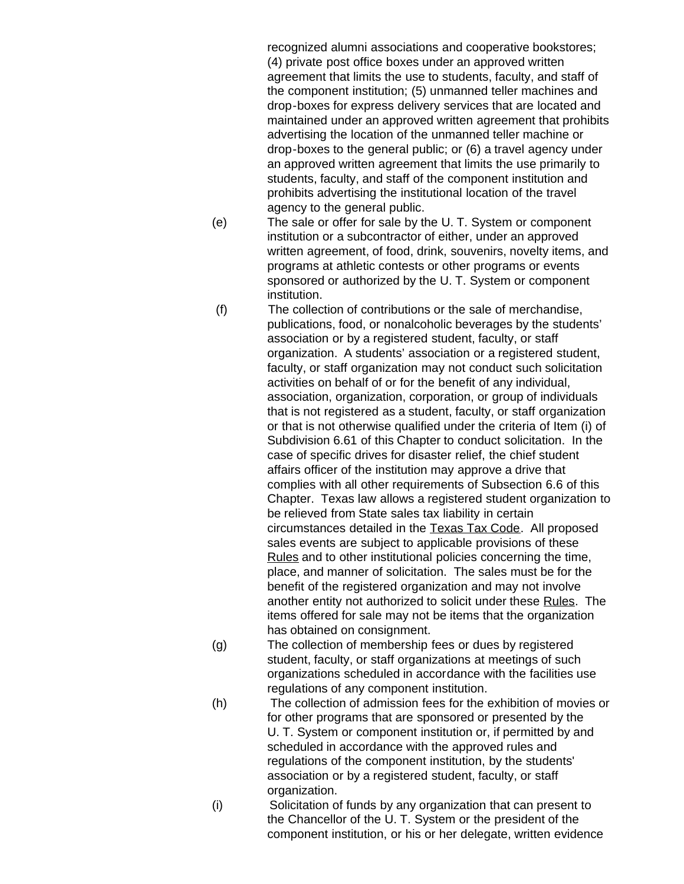recognized alumni associations and cooperative bookstores; (4) private post office boxes under an approved written agreement that limits the use to students, faculty, and staff of the component institution; (5) unmanned teller machines and drop-boxes for express delivery services that are located and maintained under an approved written agreement that prohibits advertising the location of the unmanned teller machine or drop-boxes to the general public; or (6) a travel agency under an approved written agreement that limits the use primarily to students, faculty, and staff of the component institution and prohibits advertising the institutional location of the travel agency to the general public.

(e) The sale or offer for sale by the U. T. System or component institution or a subcontractor of either, under an approved written agreement, of food, drink, souvenirs, novelty items, and programs at athletic contests or other programs or events sponsored or authorized by the U. T. System or component institution.

(f) The collection of contributions or the sale of merchandise, publications, food, or nonalcoholic beverages by the students' association or by a registered student, faculty, or staff organization. A students' association or a registered student, faculty, or staff organization may not conduct such solicitation activities on behalf of or for the benefit of any individual, association, organization, corporation, or group of individuals that is not registered as a student, faculty, or staff organization or that is not otherwise qualified under the criteria of Item (i) of Subdivision 6.61 of this Chapter to conduct solicitation. In the case of specific drives for disaster relief, the chief student affairs officer of the institution may approve a drive that complies with all other requirements of Subsection 6.6 of this Chapter. Texas law allows a registered student organization to be relieved from State sales tax liability in certain circumstances detailed in the Texas Tax Code. All proposed sales events are subject to applicable provisions of these Rules and to other institutional policies concerning the time, place, and manner of solicitation. The sales must be for the benefit of the registered organization and may not involve another entity not authorized to solicit under these Rules. The items offered for sale may not be items that the organization has obtained on consignment.

(g) The collection of membership fees or dues by registered student, faculty, or staff organizations at meetings of such organizations scheduled in accordance with the facilities use regulations of any component institution.

(h) The collection of admission fees for the exhibition of movies or for other programs that are sponsored or presented by the U. T. System or component institution or, if permitted by and scheduled in accordance with the approved rules and regulations of the component institution, by the students' association or by a registered student, faculty, or staff organization.

(i) Solicitation of funds by any organization that can present to the Chancellor of the U. T. System or the president of the component institution, or his or her delegate, written evidence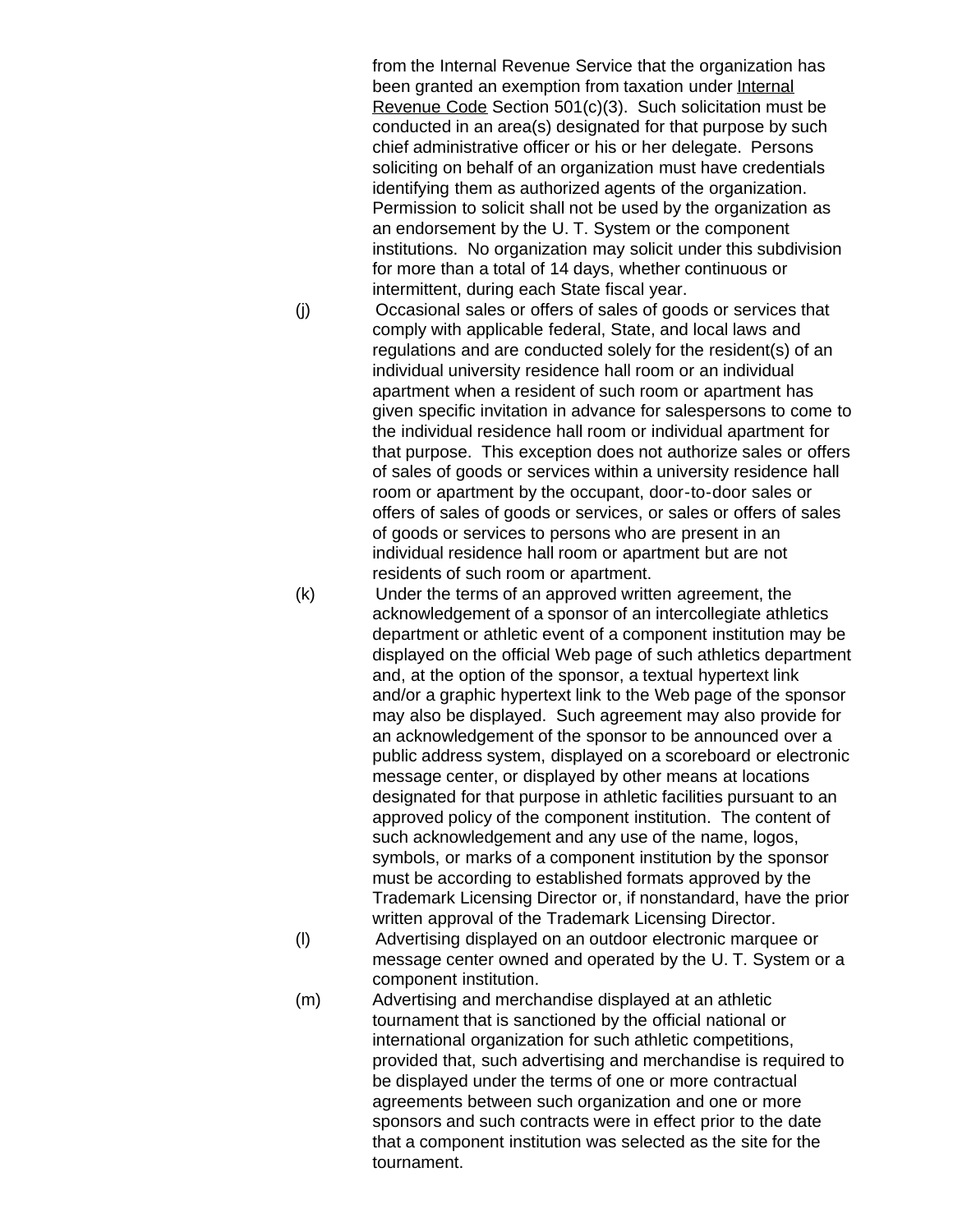from the Internal Revenue Service that the organization has been granted an exemption from taxation under Internal Revenue Code Section 501(c)(3). Such solicitation must be conducted in an area(s) designated for that purpose by such chief administrative officer or his or her delegate. Persons soliciting on behalf of an organization must have credentials identifying them as authorized agents of the organization. Permission to solicit shall not be used by the organization as an endorsement by the U. T. System or the component institutions. No organization may solicit under this subdivision for more than a total of 14 days, whether continuous or intermittent, during each State fiscal year.

(j) Occasional sales or offers of sales of goods or services that comply with applicable federal, State, and local laws and regulations and are conducted solely for the resident(s) of an individual university residence hall room or an individual apartment when a resident of such room or apartment has given specific invitation in advance for salespersons to come to the individual residence hall room or individual apartment for that purpose. This exception does not authorize sales or offers of sales of goods or services within a university residence hall room or apartment by the occupant, door-to-door sales or offers of sales of goods or services, or sales or offers of sales of goods or services to persons who are present in an individual residence hall room or apartment but are not residents of such room or apartment.

(k) Under the terms of an approved written agreement, the acknowledgement of a sponsor of an intercollegiate athletics department or athletic event of a component institution may be displayed on the official Web page of such athletics department and, at the option of the sponsor, a textual hypertext link and/or a graphic hypertext link to the Web page of the sponsor may also be displayed. Such agreement may also provide for an acknowledgement of the sponsor to be announced over a public address system, displayed on a scoreboard or electronic message center, or displayed by other means at locations designated for that purpose in athletic facilities pursuant to an approved policy of the component institution. The content of such acknowledgement and any use of the name, logos, symbols, or marks of a component institution by the sponsor must be according to established formats approved by the Trademark Licensing Director or, if nonstandard, have the prior written approval of the Trademark Licensing Director.

(l) Advertising displayed on an outdoor electronic marquee or message center owned and operated by the U. T. System or a component institution.

(m) Advertising and merchandise displayed at an athletic tournament that is sanctioned by the official national or international organization for such athletic competitions, provided that, such advertising and merchandise is required to be displayed under the terms of one or more contractual agreements between such organization and one or more sponsors and such contracts were in effect prior to the date that a component institution was selected as the site for the tournament.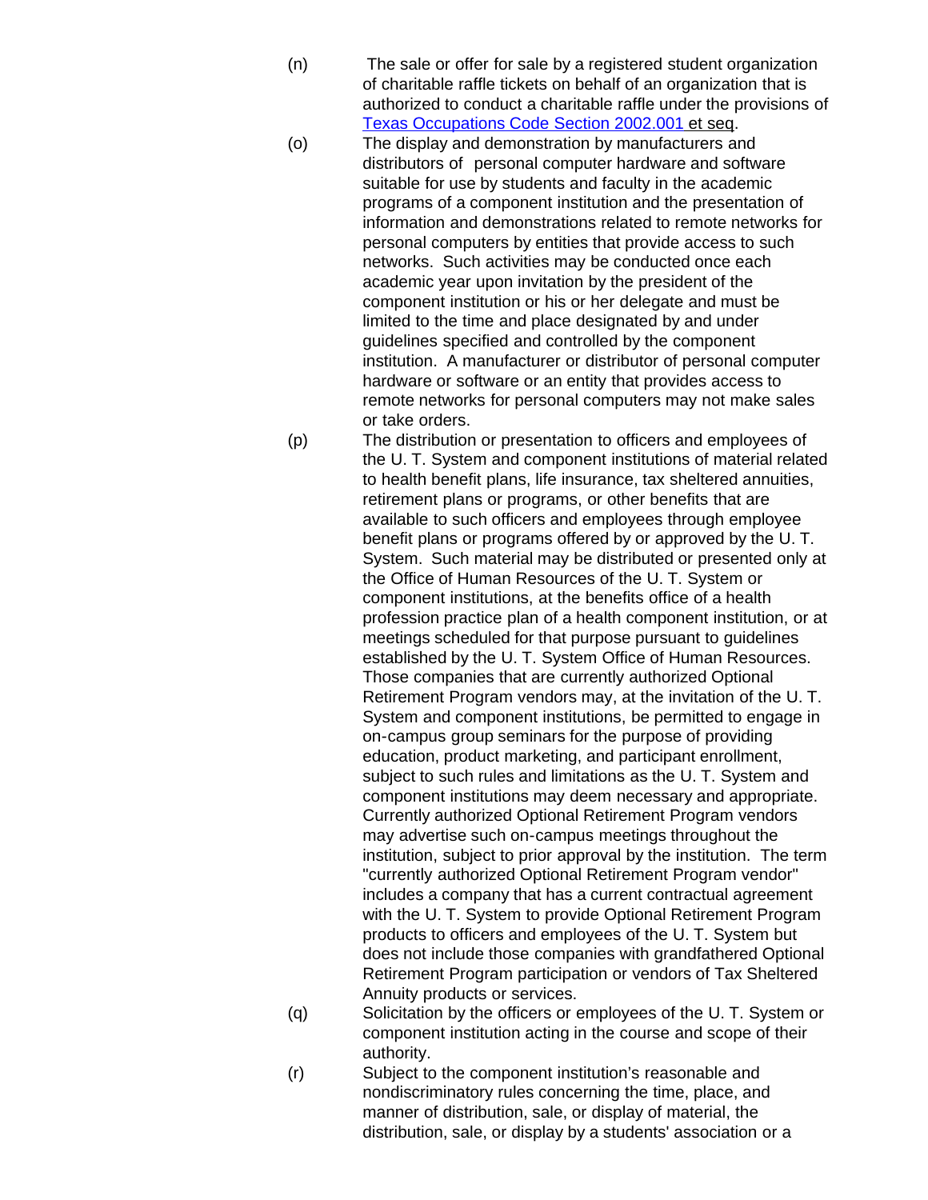(n) The sale or offer for sale by a registered student organization of charitable raffle tickets on behalf of an organization that is authorized to conduct a charitable raffle under the provisions of Texas Occupations Code Section 2002.001 et seq.

(o) The display and demonstration by manufacturers and distributors of personal computer hardware and software suitable for use by students and faculty in the academic programs of a component institution and the presentation of information and demonstrations related to remote networks for personal computers by entities that provide access to such networks. Such activities may be conducted once each academic year upon invitation by the president of the component institution or his or her delegate and must be limited to the time and place designated by and under guidelines specified and controlled by the component institution. A manufacturer or distributor of personal computer hardware or software or an entity that provides access to remote networks for personal computers may not make sales or take orders.

(p) The distribution or presentation to officers and employees of the U. T. System and component institutions of material related to health benefit plans, life insurance, tax sheltered annuities, retirement plans or programs, or other benefits that are available to such officers and employees through employee benefit plans or programs offered by or approved by the U. T. System. Such material may be distributed or presented only at the Office of Human Resources of the U. T. System or component institutions, at the benefits office of a health profession practice plan of a health component institution, or at meetings scheduled for that purpose pursuant to guidelines established by the U. T. System Office of Human Resources. Those companies that are currently authorized Optional Retirement Program vendors may, at the invitation of the U. T. System and component institutions, be permitted to engage in on-campus group seminars for the purpose of providing education, product marketing, and participant enrollment, subject to such rules and limitations as the U. T. System and component institutions may deem necessary and appropriate. Currently authorized Optional Retirement Program vendors may advertise such on-campus meetings throughout the institution, subject to prior approval by the institution. The term "currently authorized Optional Retirement Program vendor" includes a company that has a current contractual agreement with the U. T. System to provide Optional Retirement Program products to officers and employees of the U. T. System but does not include those companies with grandfathered Optional Retirement Program participation or vendors of Tax Sheltered Annuity products or services.

(q) Solicitation by the officers or employees of the U. T. System or component institution acting in the course and scope of their authority.

(r) Subject to the component institution's reasonable and nondiscriminatory rules concerning the time, place, and manner of distribution, sale, or display of material, the distribution, sale, or display by a students' association or a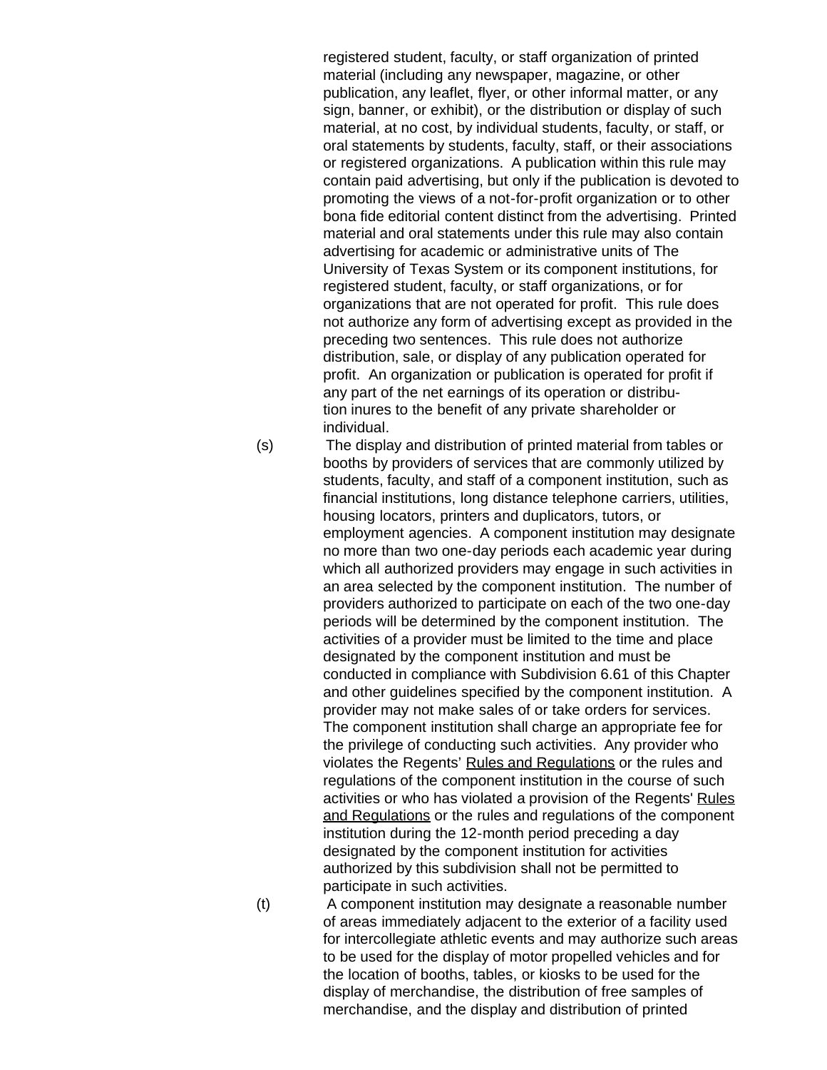registered student, faculty, or staff organization of printed material (including any newspaper, magazine, or other publication, any leaflet, flyer, or other informal matter, or any sign, banner, or exhibit), or the distribution or display of such material, at no cost, by individual students, faculty, or staff, or oral statements by students, faculty, staff, or their associations or registered organizations. A publication within this rule may contain paid advertising, but only if the publication is devoted to promoting the views of a not-for-profit organization or to other bona fide editorial content distinct from the advertising. Printed material and oral statements under this rule may also contain advertising for academic or administrative units of The University of Texas System or its component institutions, for registered student, faculty, or staff organizations, or for organizations that are not operated for profit. This rule does not authorize any form of advertising except as provided in the preceding two sentences. This rule does not authorize distribution, sale, or display of any publication operated for profit. An organization or publication is operated for profit if any part of the net earnings of its operation or distribution inures to the benefit of any private shareholder or individual.

(s) The display and distribution of printed material from tables or booths by providers of services that are commonly utilized by students, faculty, and staff of a component institution, such as financial institutions, long distance telephone carriers, utilities, housing locators, printers and duplicators, tutors, or employment agencies. A component institution may designate no more than two one-day periods each academic year during which all authorized providers may engage in such activities in an area selected by the component institution. The number of providers authorized to participate on each of the two one-day periods will be determined by the component institution. The activities of a provider must be limited to the time and place designated by the component institution and must be conducted in compliance with Subdivision 6.61 of this Chapter and other guidelines specified by the component institution. A provider may not make sales of or take orders for services. The component institution shall charge an appropriate fee for the privilege of conducting such activities. Any provider who violates the Regents' Rules and Regulations or the rules and regulations of the component institution in the course of such activities or who has violated a provision of the Regents' Rules and Regulations or the rules and regulations of the component institution during the 12-month period preceding a day designated by the component institution for activities authorized by this subdivision shall not be permitted to participate in such activities.

(t) A component institution may designate a reasonable number of areas immediately adjacent to the exterior of a facility used for intercollegiate athletic events and may authorize such areas to be used for the display of motor propelled vehicles and for the location of booths, tables, or kiosks to be used for the display of merchandise, the distribution of free samples of merchandise, and the display and distribution of printed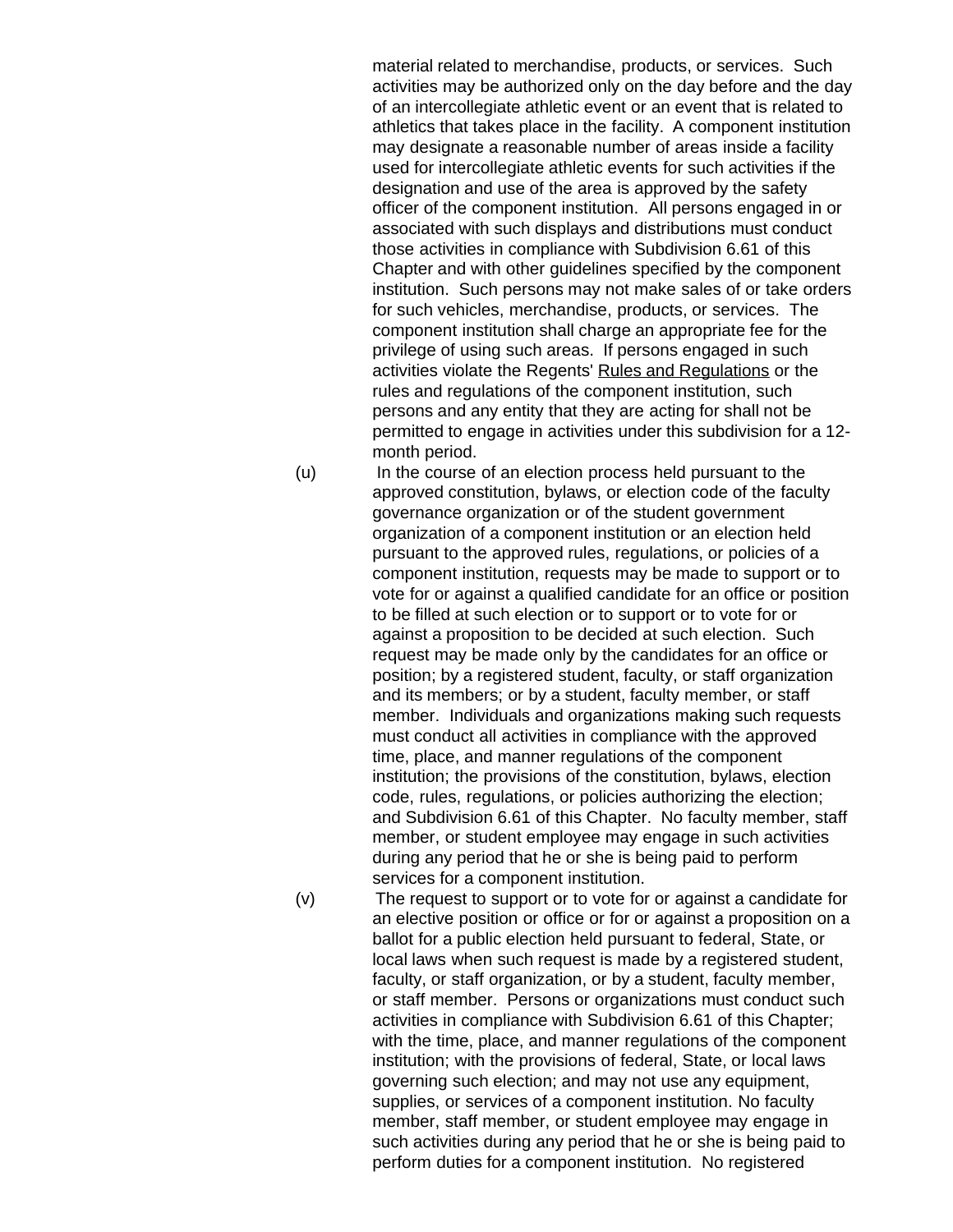material related to merchandise, products, or services. Such activities may be authorized only on the day before and the day of an intercollegiate athletic event or an event that is related to athletics that takes place in the facility. A component institution may designate a reasonable number of areas inside a facility used for intercollegiate athletic events for such activities if the designation and use of the area is approved by the safety officer of the component institution. All persons engaged in or associated with such displays and distributions must conduct those activities in compliance with Subdivision 6.61 of this Chapter and with other guidelines specified by the component institution. Such persons may not make sales of or take orders for such vehicles, merchandise, products, or services. The component institution shall charge an appropriate fee for the privilege of using such areas. If persons engaged in such activities violate the Regents' Rules and Regulations or the rules and regulations of the component institution, such persons and any entity that they are acting for shall not be permitted to engage in activities under this subdivision for a 12-month period.

(u) In the course of an election process held pursuant to the approved constitution, bylaws, or election code of the faculty governance organization or of the student government organization of a component institution or an election held pursuant to the approved rules, regulations, or policies of a component institution, requests may be made to support or to vote for or against a qualified candidate for an office or position to be filled at such election or to support or to vote for or against a proposition to be decided at such election. Such request may be made only by the candidates for an office or position; by a registered student, faculty, or staff organization and its members; or by a student, faculty member, or staff member. Individuals and organizations making such requests must conduct all activities in compliance with the approved time, place, and manner regulations of the component institution; the provisions of the constitution, bylaws, election code, rules, regulations, or policies authorizing the election; and Subdivision 6.61 of this Chapter. No faculty member, staff member, or student employee may engage in such activities during any period that he or she is being paid to perform services for a component institution.

(v) The request to support or to vote for or against a candidate for an elective position or office or for or against a proposition on a ballot for a public election held pursuant to federal, State, or local laws when such request is made by a registered student, faculty, or staff organization, or by a student, faculty member, or staff member. Persons or organizations must conduct such activities in compliance with Subdivision 6.61 of this Chapter; with the time, place, and manner regulations of the component institution; with the provisions of federal, State, or local laws governing such election; and may not use any equipment, supplies, or services of a component institution. No faculty member, staff member, or student employee may engage in such activities during any period that he or she is being paid to perform duties for a component institution. No registered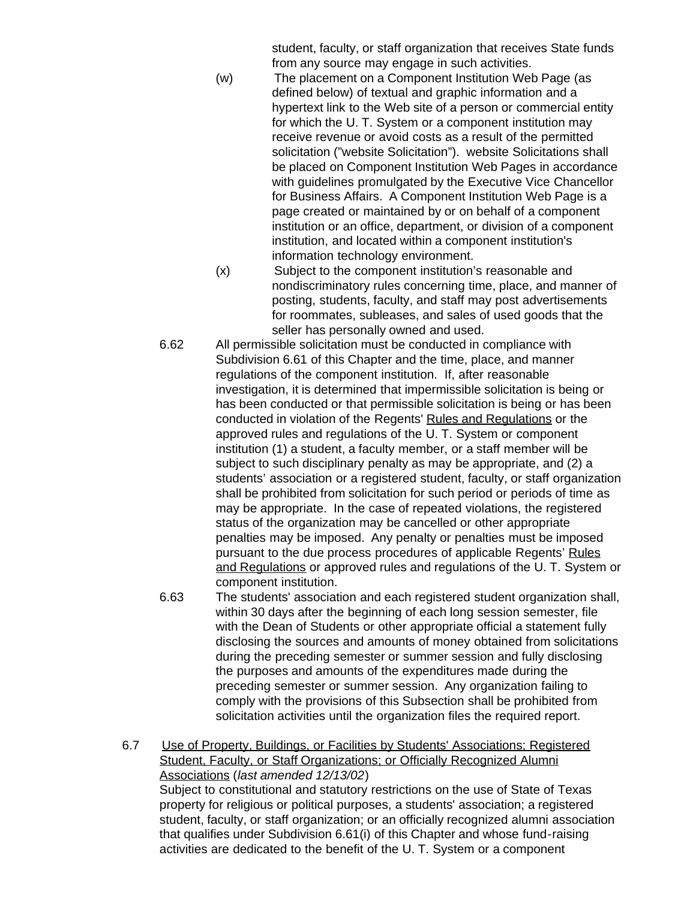student, faculty, or staff organization that receives State funds from any source may engage in such activities.

(w) The placement on a Component Institution Web Page (as defined below) of textual and graphic information and a hypertext link to the Web site of a person or commercial entity for which the U. T. System or a component institution may receive revenue or avoid costs as a result of the permitted solicitation (”website Solicitation”). website Solicitations shall be placed on Component Institution Web Pages in accordance with guidelines promulgated by the Executive Vice Chancellor for Business Affairs. A Component Institution Web Page is a page created or maintained by or on behalf of a component institution or an office, department, or division of a component institution, and located within a component institution's information technology environment.

(x) Subject to the component institution’s reasonable and nondiscriminatory rules concerning time, place, and manner of posting, students, faculty, and staff may post advertisements for roommates, subleases, and sales of used goods that the seller has personally owned and used.

6.62 All permissible solicitation must be conducted in compliance with Subdivision 6.61 of this Chapter and the time, place, and manner regulations of the component institution. If, after reasonable investigation, it is determined that impermissible solicitation is being or has been conducted or that permissible solicitation is being or has been conducted in violation of the Regents' Rules and Regulations or the approved rules and regulations of the U. T. System or component institution (1) a student, a faculty member, or a staff member will be subject to such disciplinary penalty as may be appropriate, and (2) a students’ association or a registered student, faculty, or staff organization shall be prohibited from solicitation for such period or periods of time as may be appropriate. In the case of repeated violations, the registered status of the organization may be cancelled or other appropriate penalties may be imposed. Any penalty or penalties must be imposed pursuant to the due process procedures of applicable Regents’ Rules and Regulations or approved rules and regulations of the U. T. System or component institution.

6.63 The students' association and each registered student organization shall, within 30 days after the beginning of each long session semester, file with the Dean of Students or other appropriate official a statement fully disclosing the sources and amounts of money obtained from solicitations during the preceding semester or summer session and fully disclosing the purposes and amounts of the expenditures made during the preceding semester or summer session. Any organization failing to comply with the provisions of this Subsection shall be prohibited from solicitation activities until the organization files the required report.

6.7 Use of Property, Buildings, or Facilities by Students' Associations; Registered Student, Faculty, or Staff Organizations; or Officially Recognized Alumni Associations (*last amended 12/13/02*)

Subject to constitutional and statutory restrictions on the use of State of Texas property for religious or political purposes, a students' association; a registered student, faculty, or staff organization; or an officially recognized alumni association that qualifies under Subdivision 6.61(i) of this Chapter and whose fund-raising activities are dedicated to the benefit of the U. T. System or a component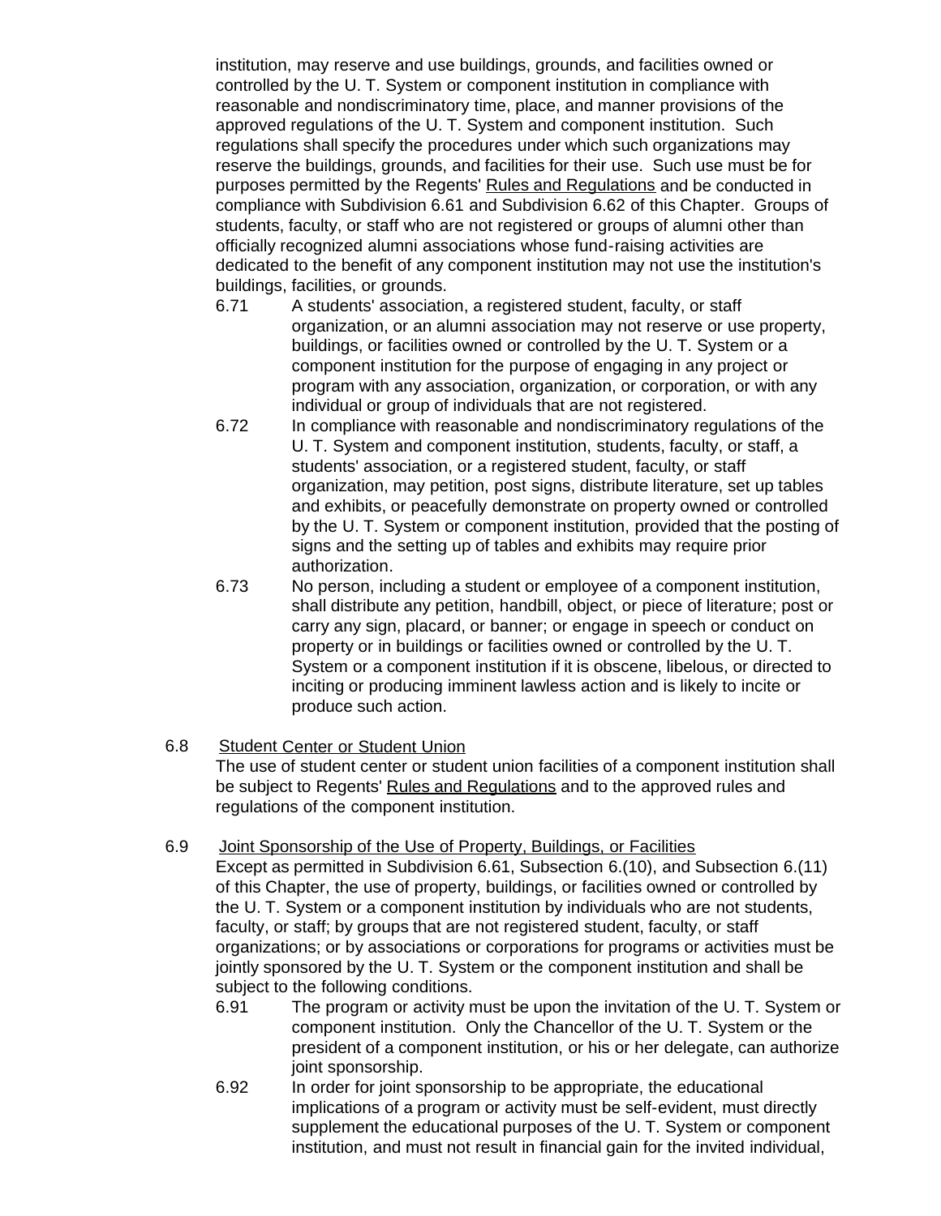institution, may reserve and use buildings, grounds, and facilities owned or controlled by the U. T. System or component institution in compliance with reasonable and nondiscriminatory time, place, and manner provisions of the approved regulations of the U. T. System and component institution. Such regulations shall specify the procedures under which such organizations may reserve the buildings, grounds, and facilities for their use. Such use must be for purposes permitted by the Regents' Rules and Regulations and be conducted in compliance with Subdivision 6.61 and Subdivision 6.62 of this Chapter. Groups of students, faculty, or staff who are not registered or groups of alumni other than officially recognized alumni associations whose fund-raising activities are dedicated to the benefit of any component institution may not use the institution's buildings, facilities, or grounds.

6.71 A students' association, a registered student, faculty, or staff organization, or an alumni association may not reserve or use property, buildings, or facilities owned or controlled by the U. T. System or a component institution for the purpose of engaging in any project or program with any association, organization, or corporation, or with any individual or group of individuals that are not registered.

6.72 In compliance with reasonable and nondiscriminatory regulations of the U. T. System and component institution, students, faculty, or staff, a students' association, or a registered student, faculty, or staff organization, may petition, post signs, distribute literature, set up tables and exhibits, or peacefully demonstrate on property owned or controlled by the U. T. System or component institution, provided that the posting of signs and the setting up of tables and exhibits may require prior authorization.

6.73 No person, including a student or employee of a component institution, shall distribute any petition, handbill, object, or piece of literature; post or carry any sign, placard, or banner; or engage in speech or conduct on property or in buildings or facilities owned or controlled by the U. T. System or a component institution if it is obscene, libelous, or directed to inciting or producing imminent lawless action and is likely to incite or produce such action.

6.8 Student Center or Student Union

The use of student center or student union facilities of a component institution shall be subject to Regents' Rules and Regulations and to the approved rules and regulations of the component institution.

6.9 Joint Sponsorship of the Use of Property, Buildings, or Facilities

Except as permitted in Subdivision 6.61, Subsection 6.(10), and Subsection 6.(11) of this Chapter, the use of property, buildings, or facilities owned or controlled by the U. T. System or a component institution by individuals who are not students, faculty, or staff; by groups that are not registered student, faculty, or staff organizations; or by associations or corporations for programs or activities must be jointly sponsored by the U. T. System or the component institution and shall be subject to the following conditions.

6.91 The program or activity must be upon the invitation of the U. T. System or component institution. Only the Chancellor of the U. T. System or the president of a component institution, or his or her delegate, can authorize joint sponsorship.

6.92 In order for joint sponsorship to be appropriate, the educational implications of a program or activity must be self-evident, must directly supplement the educational purposes of the U. T. System or component institution, and must not result in financial gain for the invited individual,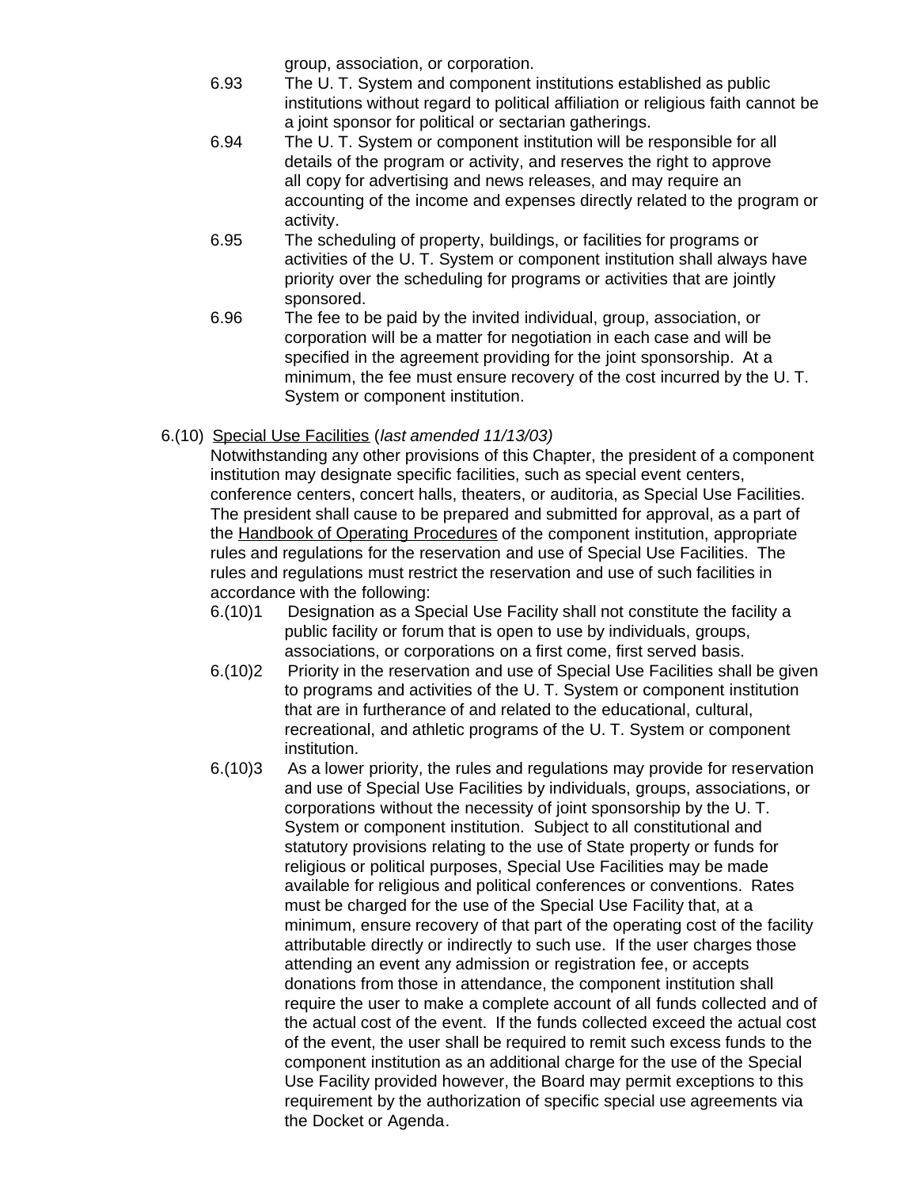group, association, or corporation.

6.93 The U. T. System and component institutions established as public institutions without regard to political affiliation or religious faith cannot be a joint sponsor for political or sectarian gatherings.

6.94 The U. T. System or component institution will be responsible for all details of the program or activity, and reserves the right to approve all copy for advertising and news releases, and may require an accounting of the income and expenses directly related to the program or activity.

6.95 The scheduling of property, buildings, or facilities for programs or activities of the U. T. System or component institution shall always have priority over the scheduling for programs or activities that are jointly sponsored.

6.96 The fee to be paid by the invited individual, group, association, or corporation will be a matter for negotiation in each case and will be specified in the agreement providing for the joint sponsorship. At a minimum, the fee must ensure recovery of the cost incurred by the U. T. System or component institution.

6.(10) Special Use Facilities (*last amended 11/13/03)*

Notwithstanding any other provisions of this Chapter, the president of a component institution may designate specific facilities, such as special event centers, conference centers, concert halls, theaters, or auditoria, as Special Use Facilities. The president shall cause to be prepared and submitted for approval, as a part of the Handbook of Operating Procedures of the component institution, appropriate rules and regulations for the reservation and use of Special Use Facilities. The rules and regulations must restrict the reservation and use of such facilities in accordance with the following:

6.(10)1 Designation as a Special Use Facility shall not constitute the facility a public facility or forum that is open to use by individuals, groups, associations, or corporations on a first come, first served basis.

6.(10)2 Priority in the reservation and use of Special Use Facilities shall be given to programs and activities of the U. T. System or component institution that are in furtherance of and related to the educational, cultural, recreational, and athletic programs of the U. T. System or component institution.

6.(10)3 As a lower priority, the rules and regulations may provide for reservation and use of Special Use Facilities by individuals, groups, associations, or corporations without the necessity of joint sponsorship by the U. T. System or component institution. Subject to all constitutional and statutory provisions relating to the use of State property or funds for religious or political purposes, Special Use Facilities may be made available for religious and political conferences or conventions. Rates must be charged for the use of the Special Use Facility that, at a minimum, ensure recovery of that part of the operating cost of the facility attributable directly or indirectly to such use. If the user charges those attending an event any admission or registration fee, or accepts donations from those in attendance, the component institution shall require the user to make a complete account of all funds collected and of the actual cost of the event. If the funds collected exceed the actual cost of the event, the user shall be required to remit such excess funds to the component institution as an additional charge for the use of the Special Use Facility provided however, the Board may permit exceptions to this requirement by the authorization of specific special use agreements via the Docket or Agenda.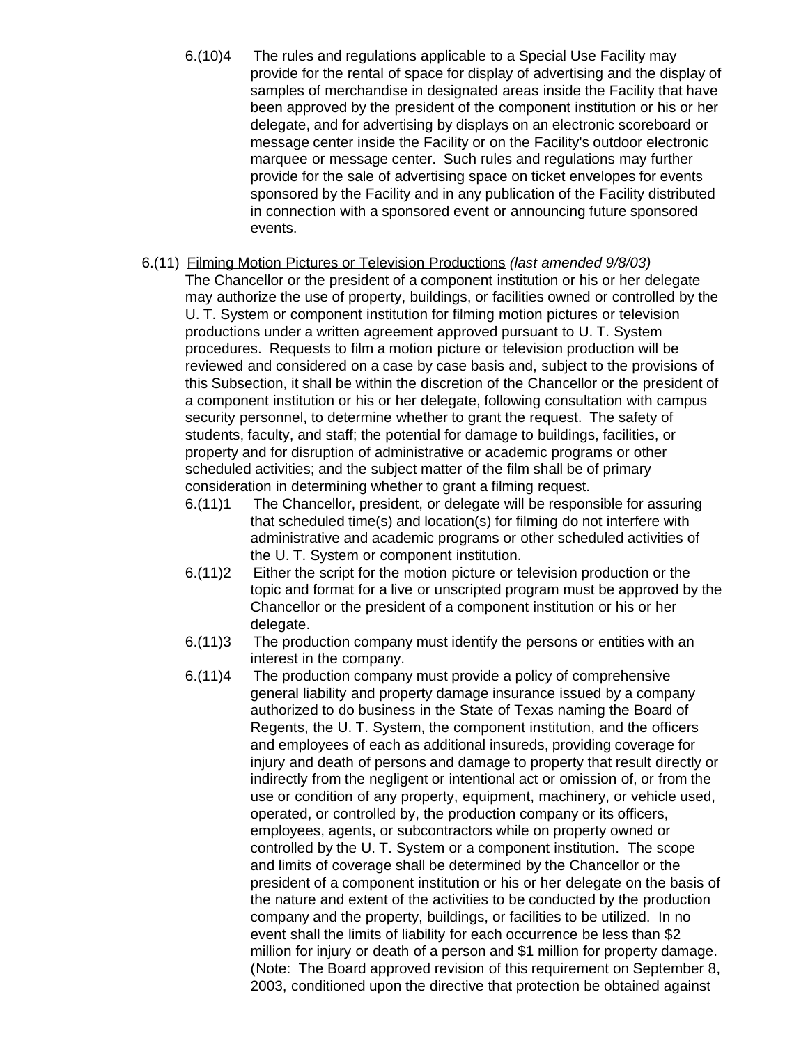6.(10)4 The rules and regulations applicable to a Special Use Facility may provide for the rental of space for display of advertising and the display of samples of merchandise in designated areas inside the Facility that have been approved by the president of the component institution or his or her delegate, and for advertising by displays on an electronic scoreboard or message center inside the Facility or on the Facility's outdoor electronic marquee or message center. Such rules and regulations may further provide for the sale of advertising space on ticket envelopes for events sponsored by the Facility and in any publication of the Facility distributed in connection with a sponsored event or announcing future sponsored events.

6.(11) Filming Motion Pictures or Television Productions *(last amended 9/8/03)*
The Chancellor or the president of a component institution or his or her delegate may authorize the use of property, buildings, or facilities owned or controlled by the U. T. System or component institution for filming motion pictures or television productions under a written agreement approved pursuant to U. T. System procedures. Requests to film a motion picture or television production will be reviewed and considered on a case by case basis and, subject to the provisions of this Subsection, it shall be within the discretion of the Chancellor or the president of a component institution or his or her delegate, following consultation with campus security personnel, to determine whether to grant the request. The safety of students, faculty, and staff; the potential for damage to buildings, facilities, or property and for disruption of administrative or academic programs or other scheduled activities; and the subject matter of the film shall be of primary consideration in determining whether to grant a filming request.

6.(11)1 The Chancellor, president, or delegate will be responsible for assuring that scheduled time(s) and location(s) for filming do not interfere with administrative and academic programs or other scheduled activities of the U. T. System or component institution.

6.(11)2 Either the script for the motion picture or television production or the topic and format for a live or unscripted program must be approved by the Chancellor or the president of a component institution or his or her delegate.

6.(11)3 The production company must identify the persons or entities with an interest in the company.

6.(11)4 The production company must provide a policy of comprehensive general liability and property damage insurance issued by a company authorized to do business in the State of Texas naming the Board of Regents, the U. T. System, the component institution, and the officers and employees of each as additional insureds, providing coverage for injury and death of persons and damage to property that result directly or indirectly from the negligent or intentional act or omission of, or from the use or condition of any property, equipment, machinery, or vehicle used, operated, or controlled by, the production company or its officers, employees, agents, or subcontractors while on property owned or controlled by the U. T. System or a component institution. The scope and limits of coverage shall be determined by the Chancellor or the president of a component institution or his or her delegate on the basis of the nature and extent of the activities to be conducted by the production company and the property, buildings, or facilities to be utilized. In no event shall the limits of liability for each occurrence be less than $2 million for injury or death of a person and $1 million for property damage. (Note: The Board approved revision of this requirement on September 8, 2003, conditioned upon the directive that protection be obtained against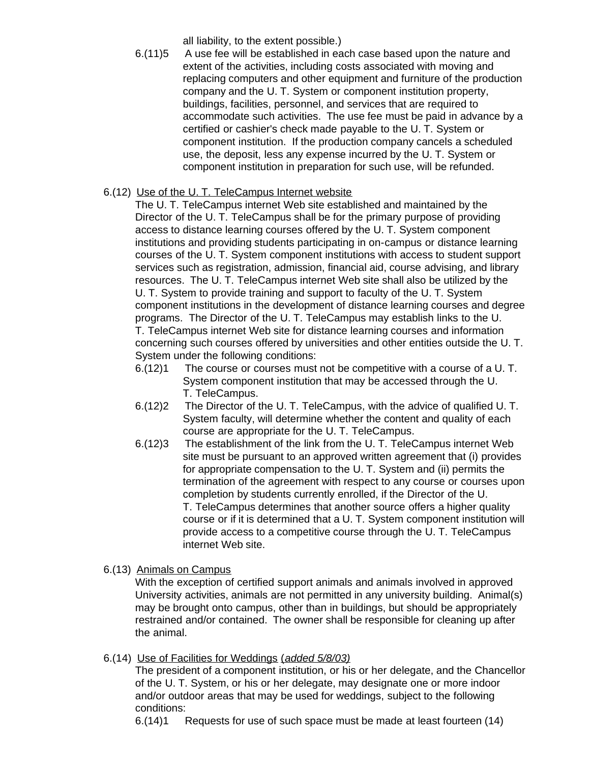all liability, to the extent possible.)

6.(11)5 A use fee will be established in each case based upon the nature and extent of the activities, including costs associated with moving and replacing computers and other equipment and furniture of the production company and the U. T. System or component institution property, buildings, facilities, personnel, and services that are required to accommodate such activities. The use fee must be paid in advance by a certified or cashier's check made payable to the U. T. System or component institution. If the production company cancels a scheduled use, the deposit, less any expense incurred by the U. T. System or component institution in preparation for such use, will be refunded.

6.(12) <u>Use of the U. T. TeleCampus Internet website</u>

The U. T. TeleCampus internet Web site established and maintained by the Director of the U. T. TeleCampus shall be for the primary purpose of providing access to distance learning courses offered by the U. T. System component institutions and providing students participating in on-campus or distance learning courses of the U. T. System component institutions with access to student support services such as registration, admission, financial aid, course advising, and library resources. The U. T. TeleCampus internet Web site shall also be utilized by the U. T. System to provide training and support to faculty of the U. T. System component institutions in the development of distance learning courses and degree programs. The Director of the U. T. TeleCampus may establish links to the U. T. TeleCampus internet Web site for distance learning courses and information concerning such courses offered by universities and other entities outside the U. T. System under the following conditions:

6.(12)1 The course or courses must not be competitive with a course of a U. T. System component institution that may be accessed through the U. T. TeleCampus.

6.(12)2 The Director of the U. T. TeleCampus, with the advice of qualified U. T. System faculty, will determine whether the content and quality of each course are appropriate for the U. T. TeleCampus.

6.(12)3 The establishment of the link from the U. T. TeleCampus internet Web site must be pursuant to an approved written agreement that (i) provides for appropriate compensation to the U. T. System and (ii) permits the termination of the agreement with respect to any course or courses upon completion by students currently enrolled, if the Director of the U. T. TeleCampus determines that another source offers a higher quality course or if it is determined that a U. T. System component institution will provide access to a competitive course through the U. T. TeleCampus internet Web site.

6.(13) <u>Animals on Campus</u>

With the exception of certified support animals and animals involved in approved University activities, animals are not permitted in any university building. Animal(s) may be brought onto campus, other than in buildings, but should be appropriately restrained and/or contained. The owner shall be responsible for cleaning up after the animal.

6.(14) <u>Use of Facilities for Weddings</u> (*added 5/8/03)*

The president of a component institution, or his or her delegate, and the Chancellor of the U. T. System, or his or her delegate, may designate one or more indoor and/or outdoor areas that may be used for weddings, subject to the following conditions:

6.(14)1 Requests for use of such space must be made at least fourteen (14)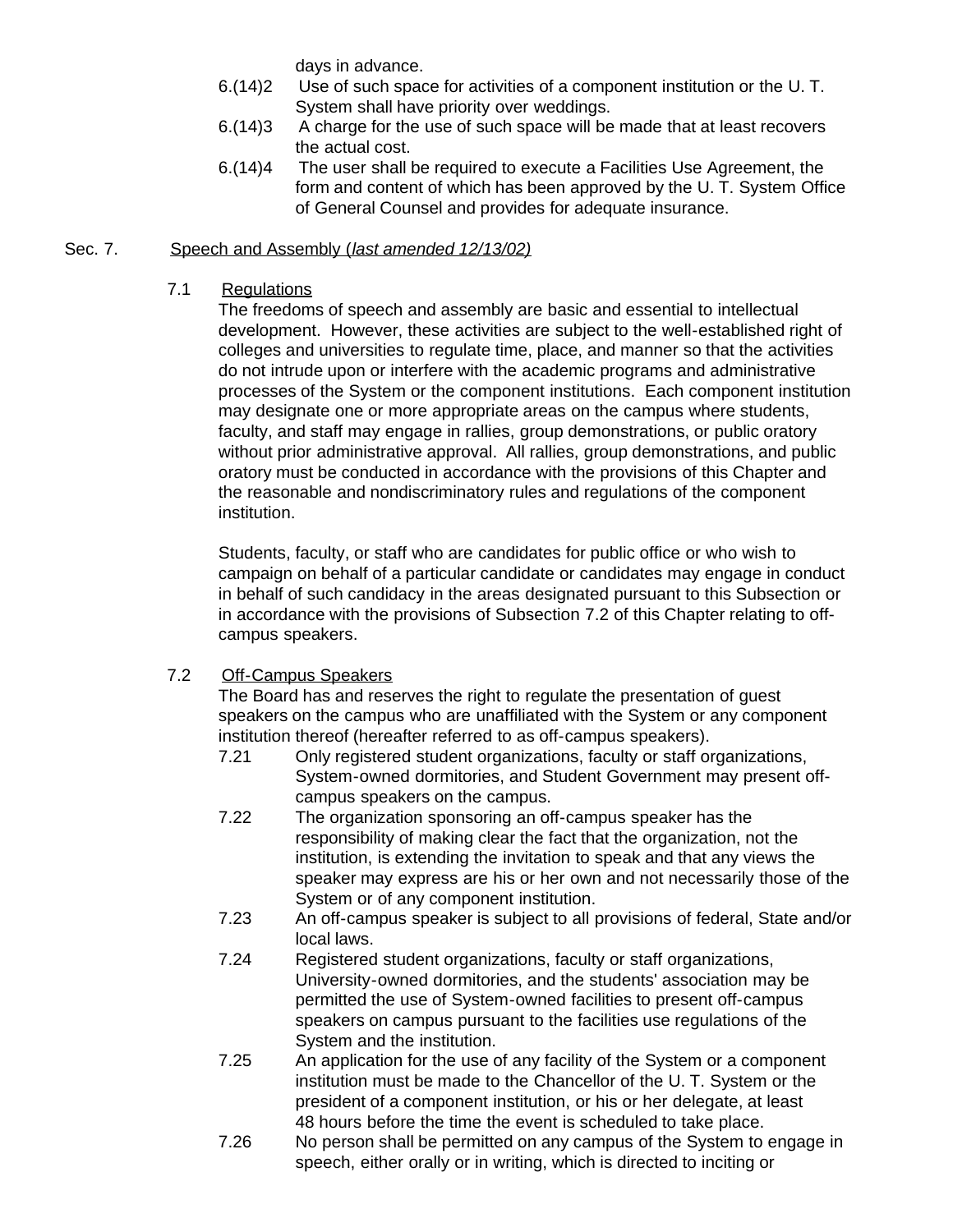days in advance.

6.(14)2 Use of such space for activities of a component institution or the U. T. System shall have priority over weddings.

6.(14)3 A charge for the use of such space will be made that at least recovers the actual cost.

6.(14)4 The user shall be required to execute a Facilities Use Agreement, the form and content of which has been approved by the U. T. System Office of General Counsel and provides for adequate insurance.

## Sec. 7. Speech and Assembly (*last amended 12/13/02)*

### 7.1 Regulations

The freedoms of speech and assembly are basic and essential to intellectual development. However, these activities are subject to the well-established right of colleges and universities to regulate time, place, and manner so that the activities do not intrude upon or interfere with the academic programs and administrative processes of the System or the component institutions. Each component institution may designate one or more appropriate areas on the campus where students, faculty, and staff may engage in rallies, group demonstrations, or public oratory without prior administrative approval. All rallies, group demonstrations, and public oratory must be conducted in accordance with the provisions of this Chapter and the reasonable and nondiscriminatory rules and regulations of the component institution.

Students, faculty, or staff who are candidates for public office or who wish to campaign on behalf of a particular candidate or candidates may engage in conduct in behalf of such candidacy in the areas designated pursuant to this Subsection or in accordance with the provisions of Subsection 7.2 of this Chapter relating to off-campus speakers.

### 7.2 Off-Campus Speakers

The Board has and reserves the right to regulate the presentation of guest speakers on the campus who are unaffiliated with the System or any component institution thereof (hereafter referred to as off-campus speakers).

7.21 Only registered student organizations, faculty or staff organizations, System-owned dormitories, and Student Government may present off-campus speakers on the campus.

7.22 The organization sponsoring an off-campus speaker has the responsibility of making clear the fact that the organization, not the institution, is extending the invitation to speak and that any views the speaker may express are his or her own and not necessarily those of the System or of any component institution.

7.23 An off-campus speaker is subject to all provisions of federal, State and/or local laws.

7.24 Registered student organizations, faculty or staff organizations, University-owned dormitories, and the students' association may be permitted the use of System-owned facilities to present off-campus speakers on campus pursuant to the facilities use regulations of the System and the institution.

7.25 An application for the use of any facility of the System or a component institution must be made to the Chancellor of the U. T. System or the president of a component institution, or his or her delegate, at least 48 hours before the time the event is scheduled to take place.

7.26 No person shall be permitted on any campus of the System to engage in speech, either orally or in writing, which is directed to inciting or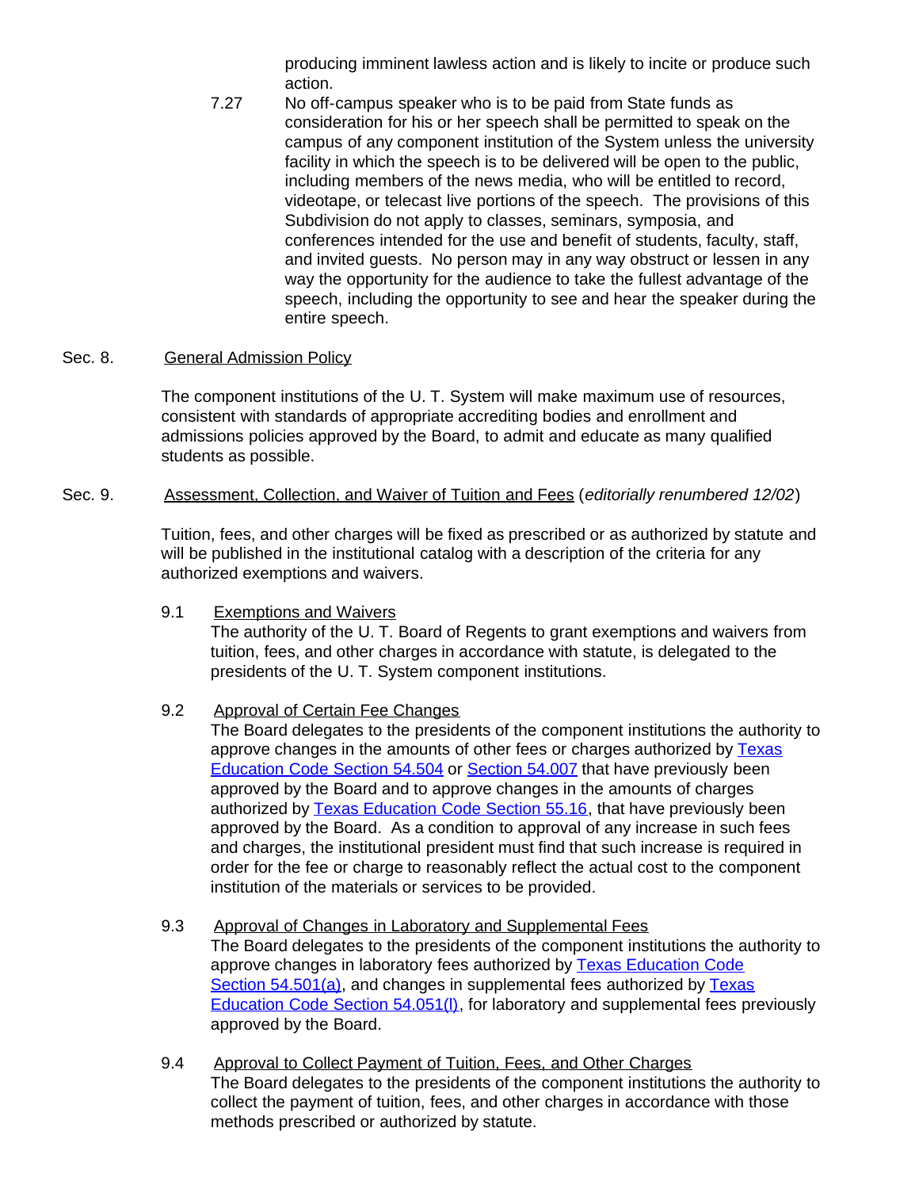producing imminent lawless action and is likely to incite or produce such action.

7.27 No off-campus speaker who is to be paid from State funds as consideration for his or her speech shall be permitted to speak on the campus of any component institution of the System unless the university facility in which the speech is to be delivered will be open to the public, including members of the news media, who will be entitled to record, videotape, or telecast live portions of the speech. The provisions of this Subdivision do not apply to classes, seminars, symposia, and conferences intended for the use and benefit of students, faculty, staff, and invited guests. No person may in any way obstruct or lessen in any way the opportunity for the audience to take the fullest advantage of the speech, including the opportunity to see and hear the speaker during the entire speech.

## Sec. 8. General Admission Policy

The component institutions of the U. T. System will make maximum use of resources, consistent with standards of appropriate accrediting bodies and enrollment and admissions policies approved by the Board, to admit and educate as many qualified students as possible.

## Sec. 9. Assessment, Collection, and Waiver of Tuition and Fees (*editorially renumbered 12/02*)

Tuition, fees, and other charges will be fixed as prescribed or as authorized by statute and will be published in the institutional catalog with a description of the criteria for any authorized exemptions and waivers.

9.1 Exemptions and Waivers
The authority of the U. T. Board of Regents to grant exemptions and waivers from tuition, fees, and other charges in accordance with statute, is delegated to the presidents of the U. T. System component institutions.

9.2 Approval of Certain Fee Changes
The Board delegates to the presidents of the component institutions the authority to approve changes in the amounts of other fees or charges authorized by Texas Education Code Section 54.504 or Section 54.007 that have previously been approved by the Board and to approve changes in the amounts of charges authorized by Texas Education Code Section 55.16, that have previously been approved by the Board. As a condition to approval of any increase in such fees and charges, the institutional president must find that such increase is required in order for the fee or charge to reasonably reflect the actual cost to the component institution of the materials or services to be provided.

9.3 Approval of Changes in Laboratory and Supplemental Fees
The Board delegates to the presidents of the component institutions the authority to approve changes in laboratory fees authorized by Texas Education Code Section 54.501(a), and changes in supplemental fees authorized by Texas Education Code Section 54.051(l), for laboratory and supplemental fees previously approved by the Board.

9.4 Approval to Collect Payment of Tuition, Fees, and Other Charges
The Board delegates to the presidents of the component institutions the authority to collect the payment of tuition, fees, and other charges in accordance with those methods prescribed or authorized by statute.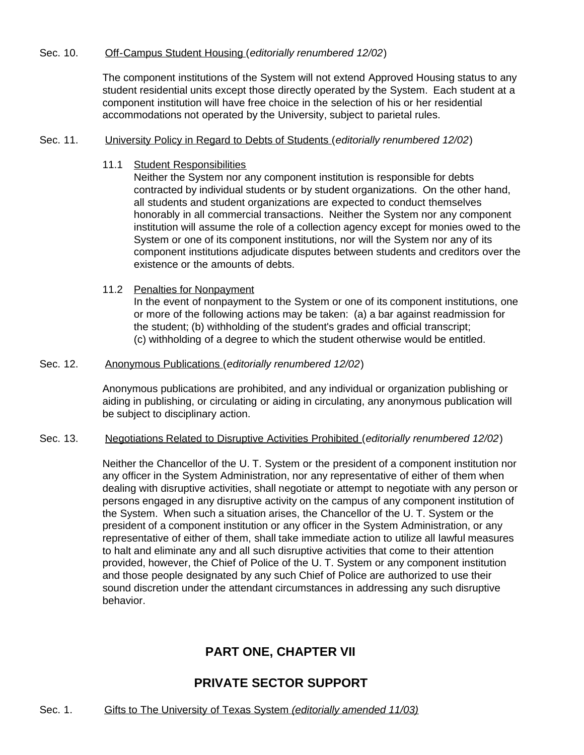Sec. 10. Off-Campus Student Housing (*editorially renumbered 12/02*)

The component institutions of the System will not extend Approved Housing status to any student residential units except those directly operated by the System. Each student at a component institution will have free choice in the selection of his or her residential accommodations not operated by the University, subject to parietal rules.

Sec. 11. University Policy in Regard to Debts of Students (*editorially renumbered 12/02*)

11.1 Student Responsibilities
Neither the System nor any component institution is responsible for debts contracted by individual students or by student organizations. On the other hand, all students and student organizations are expected to conduct themselves honorably in all commercial transactions. Neither the System nor any component institution will assume the role of a collection agency except for monies owed to the System or one of its component institutions, nor will the System nor any of its component institutions adjudicate disputes between students and creditors over the existence or the amounts of debts.

11.2 Penalties for Nonpayment
In the event of nonpayment to the System or one of its component institutions, one or more of the following actions may be taken: (a) a bar against readmission for the student; (b) withholding of the student's grades and official transcript; (c) withholding of a degree to which the student otherwise would be entitled.

Sec. 12. Anonymous Publications (*editorially renumbered 12/02*)

Anonymous publications are prohibited, and any individual or organization publishing or aiding in publishing, or circulating or aiding in circulating, any anonymous publication will be subject to disciplinary action.

Sec. 13. Negotiations Related to Disruptive Activities Prohibited (*editorially renumbered 12/02*)

Neither the Chancellor of the U. T. System or the president of a component institution nor any officer in the System Administration, nor any representative of either of them when dealing with disruptive activities, shall negotiate or attempt to negotiate with any person or persons engaged in any disruptive activity on the campus of any component institution of the System. When such a situation arises, the Chancellor of the U. T. System or the president of a component institution or any officer in the System Administration, or any representative of either of them, shall take immediate action to utilize all lawful measures to halt and eliminate any and all such disruptive activities that come to their attention provided, however, the Chief of Police of the U. T. System or any component institution and those people designated by any such Chief of Police are authorized to use their sound discretion under the attendant circumstances in addressing any such disruptive behavior.

## PART ONE, CHAPTER VII

## PRIVATE SECTOR SUPPORT

Sec. 1. Gifts to The University of Texas System *(editorially amended 11/03)*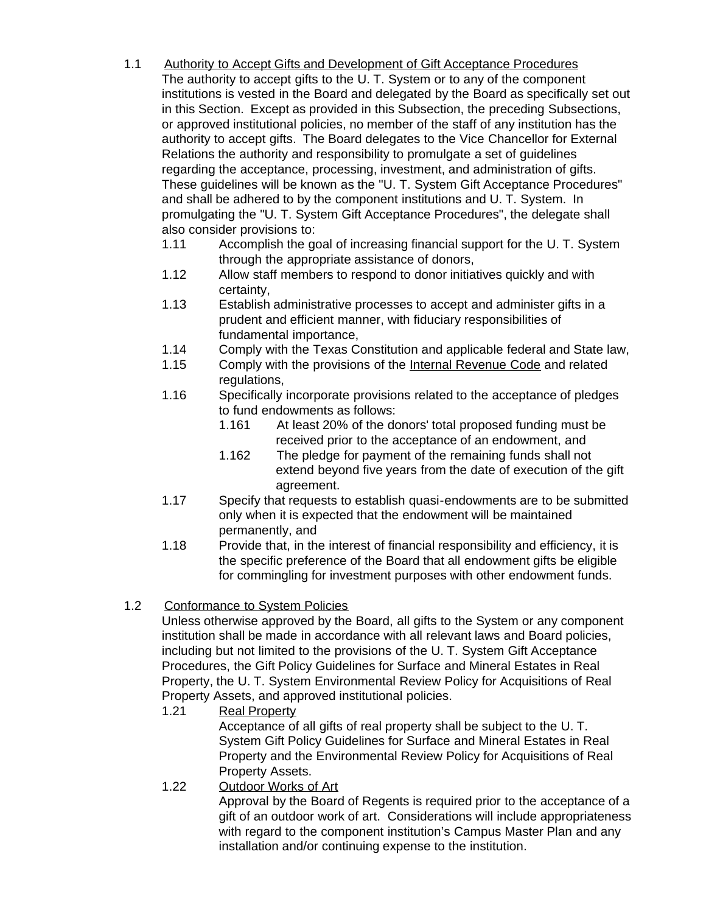1.1 Authority to Accept Gifts and Development of Gift Acceptance Procedures

The authority to accept gifts to the U. T. System or to any of the component institutions is vested in the Board and delegated by the Board as specifically set out in this Section. Except as provided in this Subsection, the preceding Subsections, or approved institutional policies, no member of the staff of any institution has the authority to accept gifts. The Board delegates to the Vice Chancellor for External Relations the authority and responsibility to promulgate a set of guidelines regarding the acceptance, processing, investment, and administration of gifts. These guidelines will be known as the "U. T. System Gift Acceptance Procedures" and shall be adhered to by the component institutions and U. T. System. In promulgating the "U. T. System Gift Acceptance Procedures", the delegate shall also consider provisions to:

- 1.11 Accomplish the goal of increasing financial support for the U. T. System through the appropriate assistance of donors,
- 1.12 Allow staff members to respond to donor initiatives quickly and with certainty,
- 1.13 Establish administrative processes to accept and administer gifts in a prudent and efficient manner, with fiduciary responsibilities of fundamental importance,
- 1.14 Comply with the Texas Constitution and applicable federal and State law,
- 1.15 Comply with the provisions of the Internal Revenue Code and related regulations,
- 1.16 Specifically incorporate provisions related to the acceptance of pledges to fund endowments as follows:
  - 1.161 At least 20% of the donors' total proposed funding must be received prior to the acceptance of an endowment, and
  - 1.162 The pledge for payment of the remaining funds shall not extend beyond five years from the date of execution of the gift agreement.
- 1.17 Specify that requests to establish quasi-endowments are to be submitted only when it is expected that the endowment will be maintained permanently, and
- 1.18 Provide that, in the interest of financial responsibility and efficiency, it is the specific preference of the Board that all endowment gifts be eligible for commingling for investment purposes with other endowment funds.

1.2 Conformance to System Policies

Unless otherwise approved by the Board, all gifts to the System or any component institution shall be made in accordance with all relevant laws and Board policies, including but not limited to the provisions of the U. T. System Gift Acceptance Procedures, the Gift Policy Guidelines for Surface and Mineral Estates in Real Property, the U. T. System Environmental Review Policy for Acquisitions of Real Property Assets, and approved institutional policies.

- 1.21 Real Property

  Acceptance of all gifts of real property shall be subject to the U. T. System Gift Policy Guidelines for Surface and Mineral Estates in Real Property and the Environmental Review Policy for Acquisitions of Real Property Assets.

- 1.22 Outdoor Works of Art

  Approval by the Board of Regents is required prior to the acceptance of a gift of an outdoor work of art. Considerations will include appropriateness with regard to the component institution's Campus Master Plan and any installation and/or continuing expense to the institution.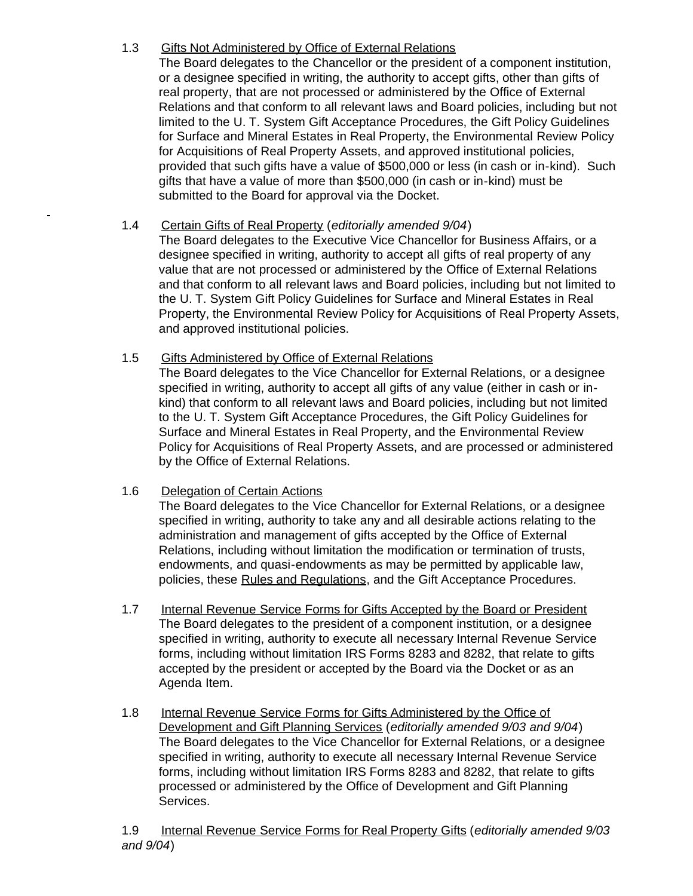1.3 Gifts Not Administered by Office of External Relations

The Board delegates to the Chancellor or the president of a component institution, or a designee specified in writing, the authority to accept gifts, other than gifts of real property, that are not processed or administered by the Office of External Relations and that conform to all relevant laws and Board policies, including but not limited to the U. T. System Gift Acceptance Procedures, the Gift Policy Guidelines for Surface and Mineral Estates in Real Property, the Environmental Review Policy for Acquisitions of Real Property Assets, and approved institutional policies, provided that such gifts have a value of $500,000 or less (in cash or in-kind). Such gifts that have a value of more than $500,000 (in cash or in-kind) must be submitted to the Board for approval via the Docket.

1.4 Certain Gifts of Real Property (*editorially amended 9/04*)

The Board delegates to the Executive Vice Chancellor for Business Affairs, or a designee specified in writing, authority to accept all gifts of real property of any value that are not processed or administered by the Office of External Relations and that conform to all relevant laws and Board policies, including but not limited to the U. T. System Gift Policy Guidelines for Surface and Mineral Estates in Real Property, the Environmental Review Policy for Acquisitions of Real Property Assets, and approved institutional policies.

1.5 Gifts Administered by Office of External Relations

The Board delegates to the Vice Chancellor for External Relations, or a designee specified in writing, authority to accept all gifts of any value (either in cash or in-kind) that conform to all relevant laws and Board policies, including but not limited to the U. T. System Gift Acceptance Procedures, the Gift Policy Guidelines for Surface and Mineral Estates in Real Property, and the Environmental Review Policy for Acquisitions of Real Property Assets, and are processed or administered by the Office of External Relations.

1.6 Delegation of Certain Actions

The Board delegates to the Vice Chancellor for External Relations, or a designee specified in writing, authority to take any and all desirable actions relating to the administration and management of gifts accepted by the Office of External Relations, including without limitation the modification or termination of trusts, endowments, and quasi-endowments as may be permitted by applicable law, policies, these Rules and Regulations, and the Gift Acceptance Procedures.

1.7 Internal Revenue Service Forms for Gifts Accepted by the Board or President

The Board delegates to the president of a component institution, or a designee specified in writing, authority to execute all necessary Internal Revenue Service forms, including without limitation IRS Forms 8283 and 8282, that relate to gifts accepted by the president or accepted by the Board via the Docket or as an Agenda Item.

1.8 Internal Revenue Service Forms for Gifts Administered by the Office of Development and Gift Planning Services (*editorially amended 9/03 and 9/04*)

The Board delegates to the Vice Chancellor for External Relations, or a designee specified in writing, authority to execute all necessary Internal Revenue Service forms, including without limitation IRS Forms 8283 and 8282, that relate to gifts processed or administered by the Office of Development and Gift Planning Services.

1.9 Internal Revenue Service Forms for Real Property Gifts (*editorially amended 9/03 and 9/04*)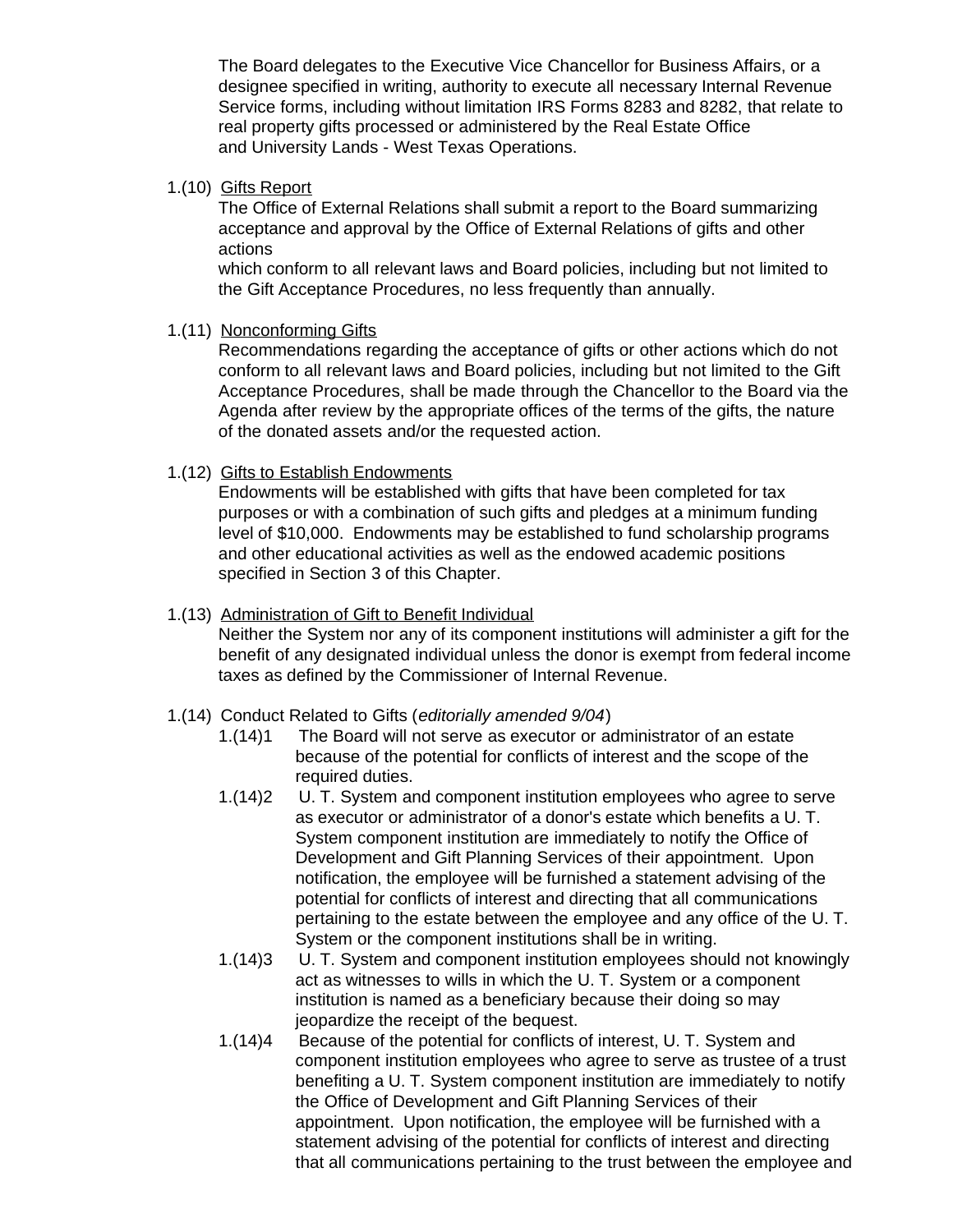The Board delegates to the Executive Vice Chancellor for Business Affairs, or a designee specified in writing, authority to execute all necessary Internal Revenue Service forms, including without limitation IRS Forms 8283 and 8282, that relate to real property gifts processed or administered by the Real Estate Office and University Lands - West Texas Operations.

1.(10) Gifts Report

The Office of External Relations shall submit a report to the Board summarizing acceptance and approval by the Office of External Relations of gifts and other actions which conform to all relevant laws and Board policies, including but not limited to the Gift Acceptance Procedures, no less frequently than annually.

1.(11) Nonconforming Gifts

Recommendations regarding the acceptance of gifts or other actions which do not conform to all relevant laws and Board policies, including but not limited to the Gift Acceptance Procedures, shall be made through the Chancellor to the Board via the Agenda after review by the appropriate offices of the terms of the gifts, the nature of the donated assets and/or the requested action.

1.(12) Gifts to Establish Endowments

Endowments will be established with gifts that have been completed for tax purposes or with a combination of such gifts and pledges at a minimum funding level of $10,000. Endowments may be established to fund scholarship programs and other educational activities as well as the endowed academic positions specified in Section 3 of this Chapter.

1.(13) Administration of Gift to Benefit Individual

Neither the System nor any of its component institutions will administer a gift for the benefit of any designated individual unless the donor is exempt from federal income taxes as defined by the Commissioner of Internal Revenue.

1.(14) Conduct Related to Gifts (*editorially amended 9/04*)

1.(14)1 The Board will not serve as executor or administrator of an estate because of the potential for conflicts of interest and the scope of the required duties.

1.(14)2 U. T. System and component institution employees who agree to serve as executor or administrator of a donor's estate which benefits a U. T. System component institution are immediately to notify the Office of Development and Gift Planning Services of their appointment. Upon notification, the employee will be furnished a statement advising of the potential for conflicts of interest and directing that all communications pertaining to the estate between the employee and any office of the U. T. System or the component institutions shall be in writing.

1.(14)3 U. T. System and component institution employees should not knowingly act as witnesses to wills in which the U. T. System or a component institution is named as a beneficiary because their doing so may jeopardize the receipt of the bequest.

1.(14)4 Because of the potential for conflicts of interest, U. T. System and component institution employees who agree to serve as trustee of a trust benefiting a U. T. System component institution are immediately to notify the Office of Development and Gift Planning Services of their appointment. Upon notification, the employee will be furnished with a statement advising of the potential for conflicts of interest and directing that all communications pertaining to the trust between the employee and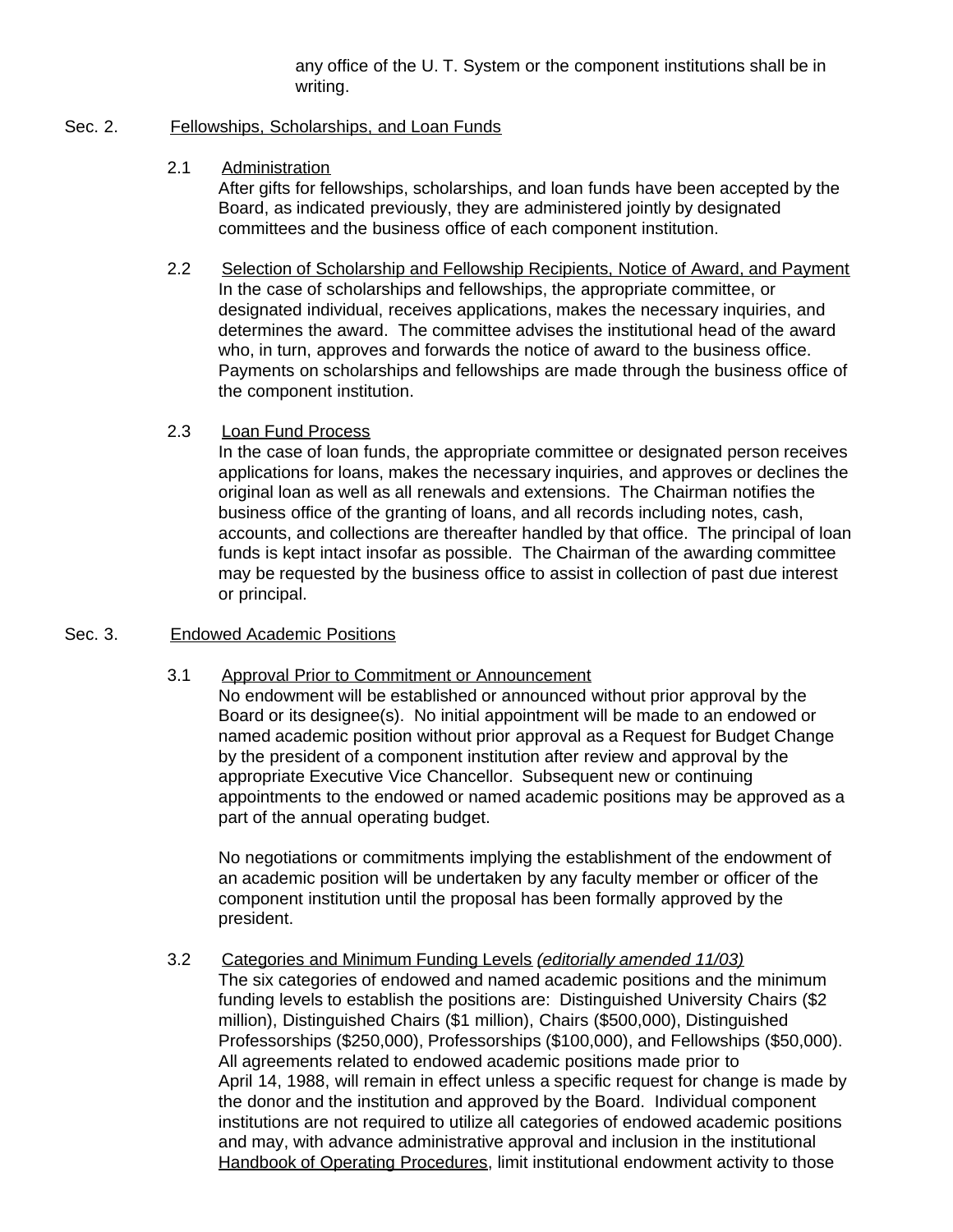any office of the U. T. System or the component institutions shall be in writing.

## Sec. 2. Fellowships, Scholarships, and Loan Funds

### 2.1 Administration

After gifts for fellowships, scholarships, and loan funds have been accepted by the Board, as indicated previously, they are administered jointly by designated committees and the business office of each component institution.

### 2.2 Selection of Scholarship and Fellowship Recipients, Notice of Award, and Payment

In the case of scholarships and fellowships, the appropriate committee, or designated individual, receives applications, makes the necessary inquiries, and determines the award. The committee advises the institutional head of the award who, in turn, approves and forwards the notice of award to the business office. Payments on scholarships and fellowships are made through the business office of the component institution.

### 2.3 Loan Fund Process

In the case of loan funds, the appropriate committee or designated person receives applications for loans, makes the necessary inquiries, and approves or declines the original loan as well as all renewals and extensions. The Chairman notifies the business office of the granting of loans, and all records including notes, cash, accounts, and collections are thereafter handled by that office. The principal of loan funds is kept intact insofar as possible. The Chairman of the awarding committee may be requested by the business office to assist in collection of past due interest or principal.

## Sec. 3. Endowed Academic Positions

### 3.1 Approval Prior to Commitment or Announcement

No endowment will be established or announced without prior approval by the Board or its designee(s). No initial appointment will be made to an endowed or named academic position without prior approval as a Request for Budget Change by the president of a component institution after review and approval by the appropriate Executive Vice Chancellor. Subsequent new or continuing appointments to the endowed or named academic positions may be approved as a part of the annual operating budget.

No negotiations or commitments implying the establishment of the endowment of an academic position will be undertaken by any faculty member or officer of the component institution until the proposal has been formally approved by the president.

### 3.2 Categories and Minimum Funding Levels *(editorially amended 11/03)*

The six categories of endowed and named academic positions and the minimum funding levels to establish the positions are: Distinguished University Chairs ($2 million), Distinguished Chairs ($1 million), Chairs ($500,000), Distinguished Professorships ($250,000), Professorships ($100,000), and Fellowships ($50,000). All agreements related to endowed academic positions made prior to April 14, 1988, will remain in effect unless a specific request for change is made by the donor and the institution and approved by the Board. Individual component institutions are not required to utilize all categories of endowed academic positions and may, with advance administrative approval and inclusion in the institutional Handbook of Operating Procedures, limit institutional endowment activity to those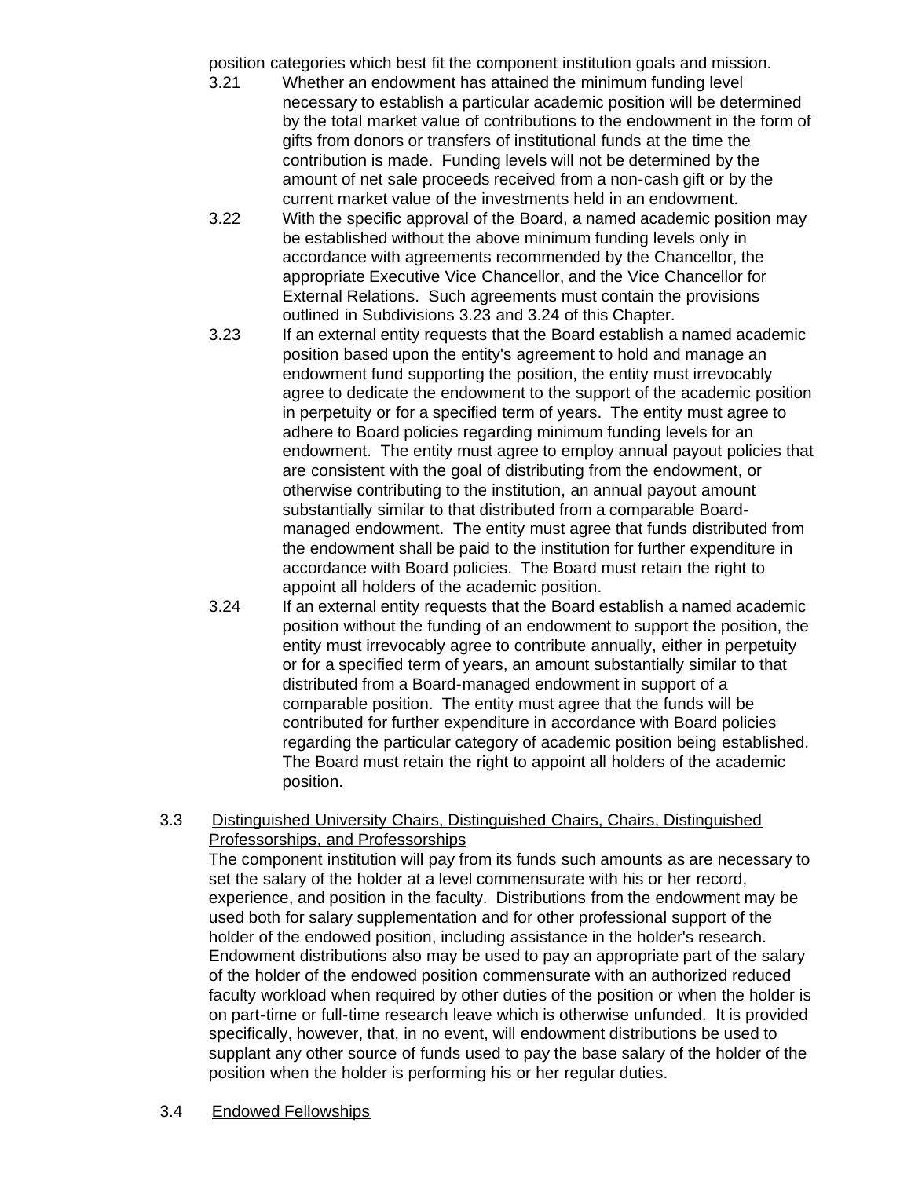position categories which best fit the component institution goals and mission.

3.21 Whether an endowment has attained the minimum funding level necessary to establish a particular academic position will be determined by the total market value of contributions to the endowment in the form of gifts from donors or transfers of institutional funds at the time the contribution is made. Funding levels will not be determined by the amount of net sale proceeds received from a non-cash gift or by the current market value of the investments held in an endowment.

3.22 With the specific approval of the Board, a named academic position may be established without the above minimum funding levels only in accordance with agreements recommended by the Chancellor, the appropriate Executive Vice Chancellor, and the Vice Chancellor for External Relations. Such agreements must contain the provisions outlined in Subdivisions 3.23 and 3.24 of this Chapter.

3.23 If an external entity requests that the Board establish a named academic position based upon the entity's agreement to hold and manage an endowment fund supporting the position, the entity must irrevocably agree to dedicate the endowment to the support of the academic position in perpetuity or for a specified term of years. The entity must agree to adhere to Board policies regarding minimum funding levels for an endowment. The entity must agree to employ annual payout policies that are consistent with the goal of distributing from the endowment, or otherwise contributing to the institution, an annual payout amount substantially similar to that distributed from a comparable Board-managed endowment. The entity must agree that funds distributed from the endowment shall be paid to the institution for further expenditure in accordance with Board policies. The Board must retain the right to appoint all holders of the academic position.

3.24 If an external entity requests that the Board establish a named academic position without the funding of an endowment to support the position, the entity must irrevocably agree to contribute annually, either in perpetuity or for a specified term of years, an amount substantially similar to that distributed from a Board-managed endowment in support of a comparable position. The entity must agree that the funds will be contributed for further expenditure in accordance with Board policies regarding the particular category of academic position being established. The Board must retain the right to appoint all holders of the academic position.

3.3 Distinguished University Chairs, Distinguished Chairs, Chairs, Distinguished Professorships, and Professorships

The component institution will pay from its funds such amounts as are necessary to set the salary of the holder at a level commensurate with his or her record, experience, and position in the faculty. Distributions from the endowment may be used both for salary supplementation and for other professional support of the holder of the endowed position, including assistance in the holder's research. Endowment distributions also may be used to pay an appropriate part of the salary of the holder of the endowed position commensurate with an authorized reduced faculty workload when required by other duties of the position or when the holder is on part-time or full-time research leave which is otherwise unfunded. It is provided specifically, however, that, in no event, will endowment distributions be used to supplant any other source of funds used to pay the base salary of the holder of the position when the holder is performing his or her regular duties.

3.4 Endowed Fellowships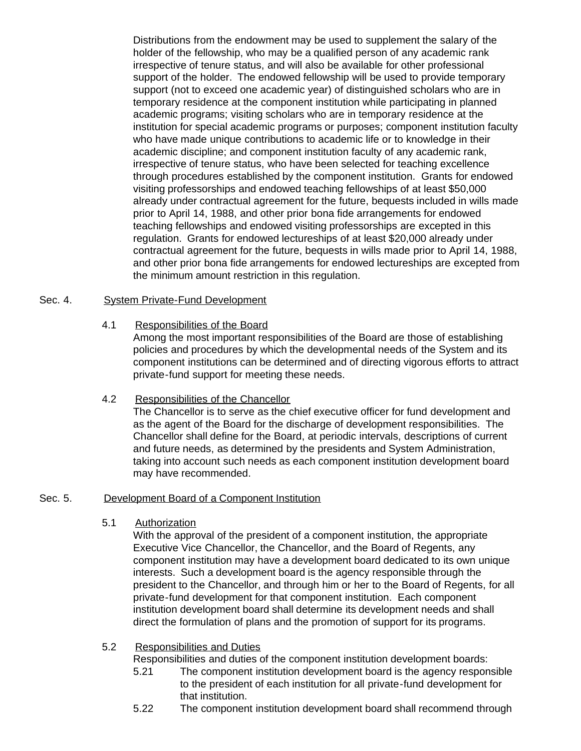Distributions from the endowment may be used to supplement the salary of the holder of the fellowship, who may be a qualified person of any academic rank irrespective of tenure status, and will also be available for other professional support of the holder. The endowed fellowship will be used to provide temporary support (not to exceed one academic year) of distinguished scholars who are in temporary residence at the component institution while participating in planned academic programs; visiting scholars who are in temporary residence at the institution for special academic programs or purposes; component institution faculty who have made unique contributions to academic life or to knowledge in their academic discipline; and component institution faculty of any academic rank, irrespective of tenure status, who have been selected for teaching excellence through procedures established by the component institution. Grants for endowed visiting professorships and endowed teaching fellowships of at least $50,000 already under contractual agreement for the future, bequests included in wills made prior to April 14, 1988, and other prior bona fide arrangements for endowed teaching fellowships and endowed visiting professorships are excepted in this regulation. Grants for endowed lectureships of at least $20,000 already under contractual agreement for the future, bequests in wills made prior to April 14, 1988, and other prior bona fide arrangements for endowed lectureships are excepted from the minimum amount restriction in this regulation.

## Sec. 4. System Private-Fund Development

### 4.1 Responsibilities of the Board

Among the most important responsibilities of the Board are those of establishing policies and procedures by which the developmental needs of the System and its component institutions can be determined and of directing vigorous efforts to attract private-fund support for meeting these needs.

### 4.2 Responsibilities of the Chancellor

The Chancellor is to serve as the chief executive officer for fund development and as the agent of the Board for the discharge of development responsibilities. The Chancellor shall define for the Board, at periodic intervals, descriptions of current and future needs, as determined by the presidents and System Administration, taking into account such needs as each component institution development board may have recommended.

## Sec. 5. Development Board of a Component Institution

### 5.1 Authorization

With the approval of the president of a component institution, the appropriate Executive Vice Chancellor, the Chancellor, and the Board of Regents, any component institution may have a development board dedicated to its own unique interests. Such a development board is the agency responsible through the president to the Chancellor, and through him or her to the Board of Regents, for all private-fund development for that component institution. Each component institution development board shall determine its development needs and shall direct the formulation of plans and the promotion of support for its programs.

### 5.2 Responsibilities and Duties

Responsibilities and duties of the component institution development boards:

5.21 The component institution development board is the agency responsible to the president of each institution for all private-fund development for that institution.

5.22 The component institution development board shall recommend through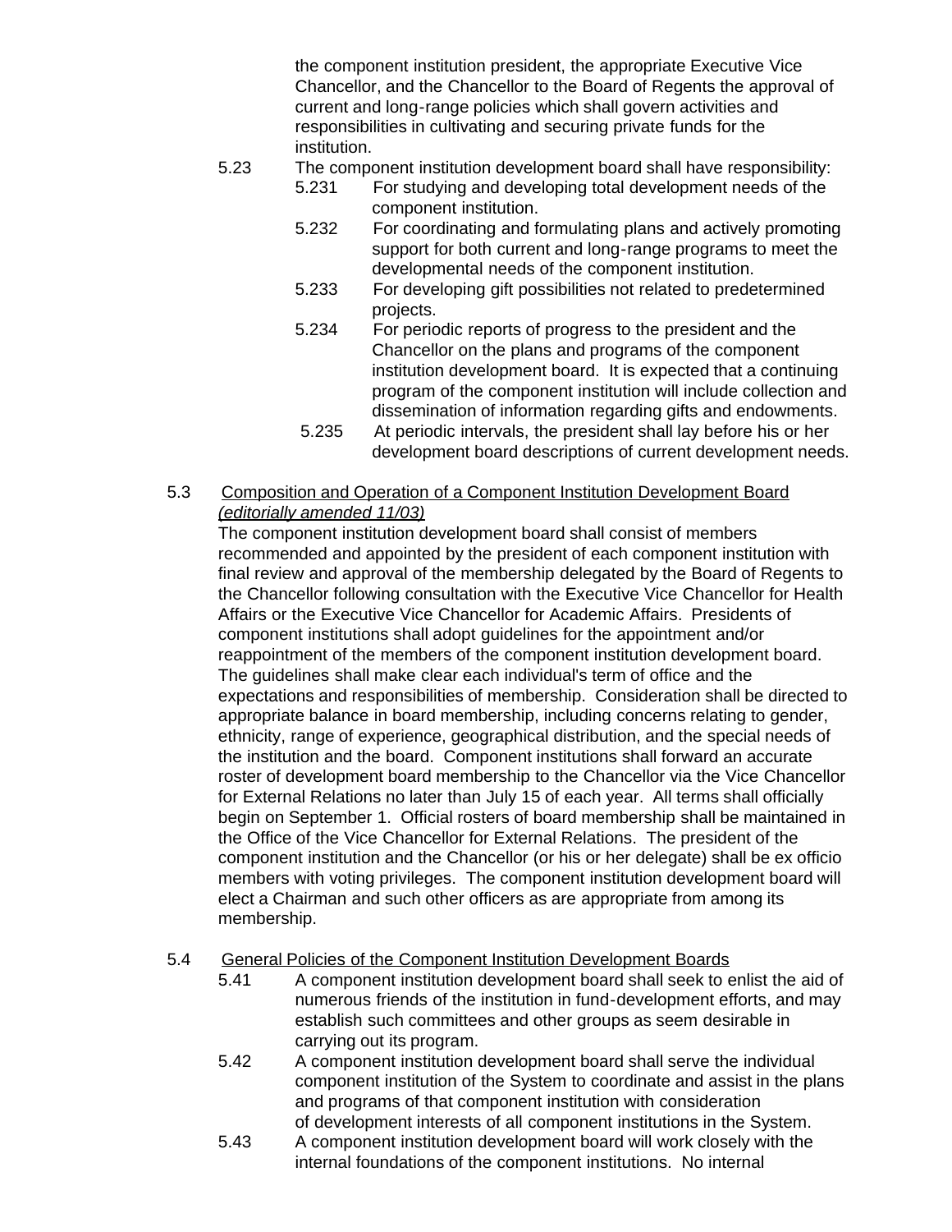the component institution president, the appropriate Executive Vice Chancellor, and the Chancellor to the Board of Regents the approval of current and long-range policies which shall govern activities and responsibilities in cultivating and securing private funds for the institution.

5.23 The component institution development board shall have responsibility:

- 5.231 For studying and developing total development needs of the component institution.
- 5.232 For coordinating and formulating plans and actively promoting support for both current and long-range programs to meet the developmental needs of the component institution.
- 5.233 For developing gift possibilities not related to predetermined projects.
- 5.234 For periodic reports of progress to the president and the Chancellor on the plans and programs of the component institution development board. It is expected that a continuing program of the component institution will include collection and dissemination of information regarding gifts and endowments.
- 5.235 At periodic intervals, the president shall lay before his or her development board descriptions of current development needs.

5.3 Composition and Operation of a Component Institution Development Board *(editorially amended 11/03)*

The component institution development board shall consist of members recommended and appointed by the president of each component institution with final review and approval of the membership delegated by the Board of Regents to the Chancellor following consultation with the Executive Vice Chancellor for Health Affairs or the Executive Vice Chancellor for Academic Affairs. Presidents of component institutions shall adopt guidelines for the appointment and/or reappointment of the members of the component institution development board. The guidelines shall make clear each individual's term of office and the expectations and responsibilities of membership. Consideration shall be directed to appropriate balance in board membership, including concerns relating to gender, ethnicity, range of experience, geographical distribution, and the special needs of the institution and the board. Component institutions shall forward an accurate roster of development board membership to the Chancellor via the Vice Chancellor for External Relations no later than July 15 of each year. All terms shall officially begin on September 1. Official rosters of board membership shall be maintained in the Office of the Vice Chancellor for External Relations. The president of the component institution and the Chancellor (or his or her delegate) shall be ex officio members with voting privileges. The component institution development board will elect a Chairman and such other officers as are appropriate from among its membership.

5.4 General Policies of the Component Institution Development Boards

- 5.41 A component institution development board shall seek to enlist the aid of numerous friends of the institution in fund-development efforts, and may establish such committees and other groups as seem desirable in carrying out its program.
- 5.42 A component institution development board shall serve the individual component institution of the System to coordinate and assist in the plans and programs of that component institution with consideration of development interests of all component institutions in the System.
- 5.43 A component institution development board will work closely with the internal foundations of the component institutions. No internal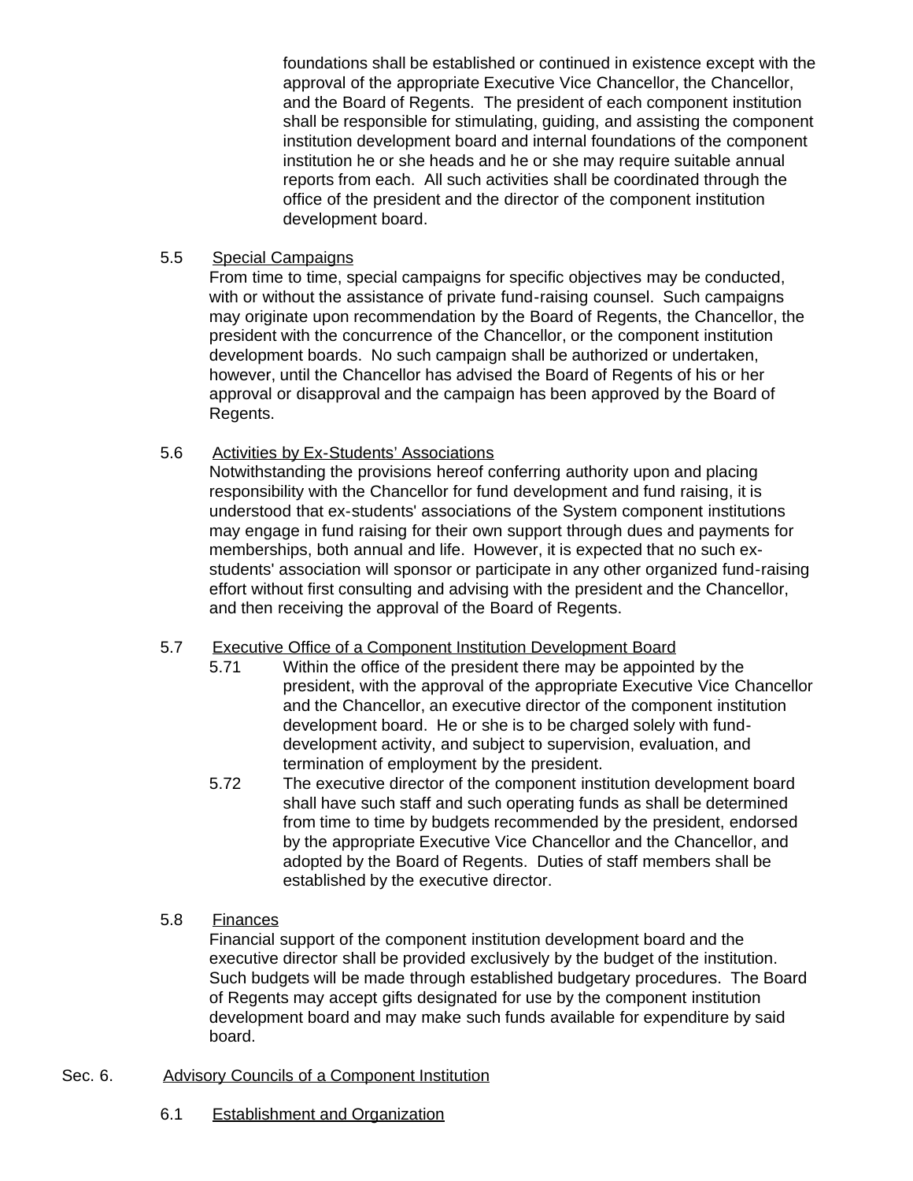foundations shall be established or continued in existence except with the approval of the appropriate Executive Vice Chancellor, the Chancellor, and the Board of Regents. The president of each component institution shall be responsible for stimulating, guiding, and assisting the component institution development board and internal foundations of the component institution he or she heads and he or she may require suitable annual reports from each. All such activities shall be coordinated through the office of the president and the director of the component institution development board.

5.5 Special Campaigns

From time to time, special campaigns for specific objectives may be conducted, with or without the assistance of private fund-raising counsel. Such campaigns may originate upon recommendation by the Board of Regents, the Chancellor, the president with the concurrence of the Chancellor, or the component institution development boards. No such campaign shall be authorized or undertaken, however, until the Chancellor has advised the Board of Regents of his or her approval or disapproval and the campaign has been approved by the Board of Regents.

5.6 Activities by Ex-Students' Associations

Notwithstanding the provisions hereof conferring authority upon and placing responsibility with the Chancellor for fund development and fund raising, it is understood that ex-students' associations of the System component institutions may engage in fund raising for their own support through dues and payments for memberships, both annual and life. However, it is expected that no such ex-students' association will sponsor or participate in any other organized fund-raising effort without first consulting and advising with the president and the Chancellor, and then receiving the approval of the Board of Regents.

5.7 Executive Office of a Component Institution Development Board

5.71 Within the office of the president there may be appointed by the president, with the approval of the appropriate Executive Vice Chancellor and the Chancellor, an executive director of the component institution development board. He or she is to be charged solely with fund-development activity, and subject to supervision, evaluation, and termination of employment by the president.

5.72 The executive director of the component institution development board shall have such staff and such operating funds as shall be determined from time to time by budgets recommended by the president, endorsed by the appropriate Executive Vice Chancellor and the Chancellor, and adopted by the Board of Regents. Duties of staff members shall be established by the executive director.

5.8 Finances

Financial support of the component institution development board and the executive director shall be provided exclusively by the budget of the institution. Such budgets will be made through established budgetary procedures. The Board of Regents may accept gifts designated for use by the component institution development board and may make such funds available for expenditure by said board.

Sec. 6. Advisory Councils of a Component Institution

6.1 Establishment and Organization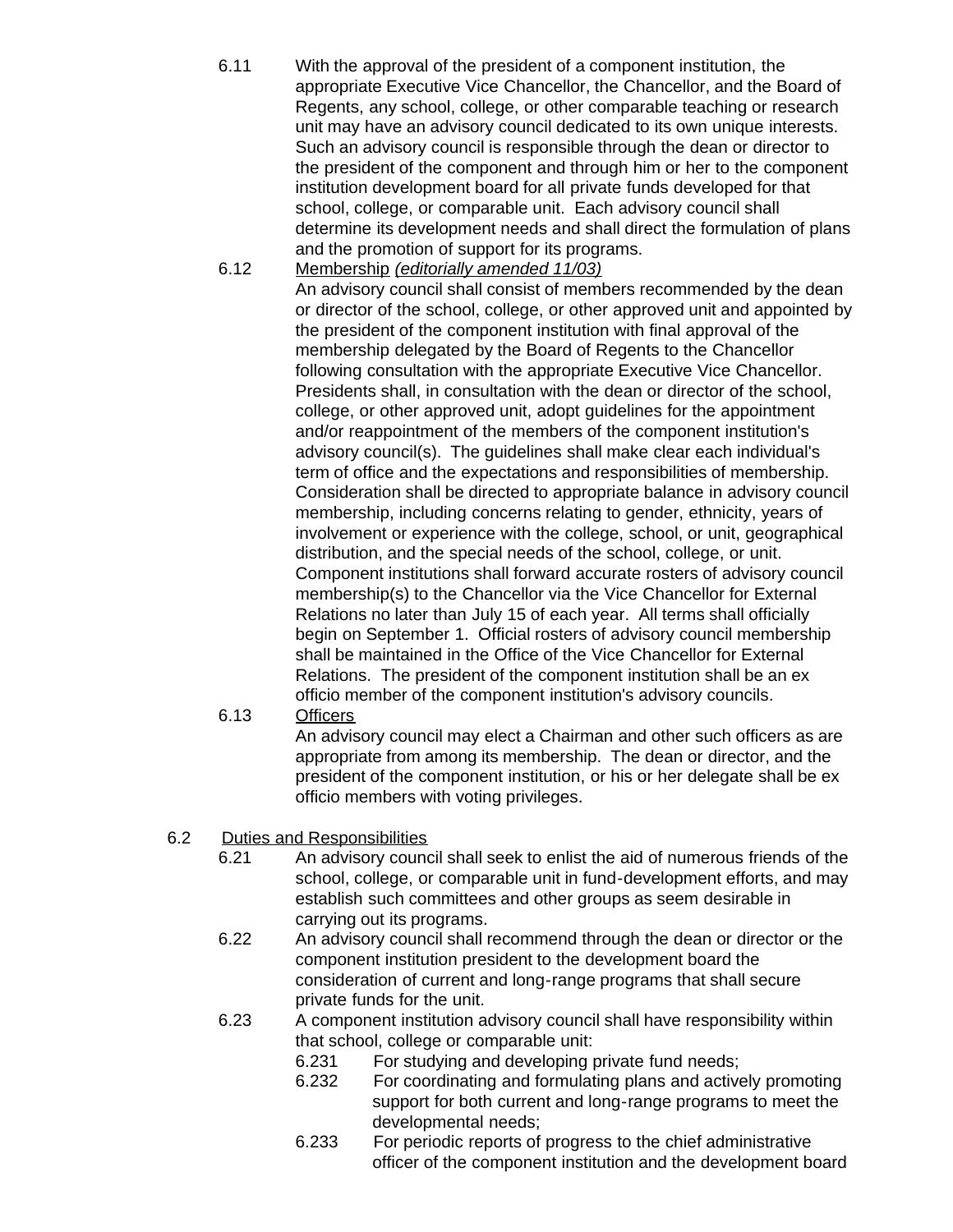6.11 With the approval of the president of a component institution, the appropriate Executive Vice Chancellor, the Chancellor, and the Board of Regents, any school, college, or other comparable teaching or research unit may have an advisory council dedicated to its own unique interests. Such an advisory council is responsible through the dean or director to the president of the component and through him or her to the component institution development board for all private funds developed for that school, college, or comparable unit. Each advisory council shall determine its development needs and shall direct the formulation of plans and the promotion of support for its programs.

6.12 Membership *(editorially amended 11/03)*

An advisory council shall consist of members recommended by the dean or director of the school, college, or other approved unit and appointed by the president of the component institution with final approval of the membership delegated by the Board of Regents to the Chancellor following consultation with the appropriate Executive Vice Chancellor. Presidents shall, in consultation with the dean or director of the school, college, or other approved unit, adopt guidelines for the appointment and/or reappointment of the members of the component institution's advisory council(s). The guidelines shall make clear each individual's term of office and the expectations and responsibilities of membership. Consideration shall be directed to appropriate balance in advisory council membership, including concerns relating to gender, ethnicity, years of involvement or experience with the college, school, or unit, geographical distribution, and the special needs of the school, college, or unit. Component institutions shall forward accurate rosters of advisory council membership(s) to the Chancellor via the Vice Chancellor for External Relations no later than July 15 of each year. All terms shall officially begin on September 1. Official rosters of advisory council membership shall be maintained in the Office of the Vice Chancellor for External Relations. The president of the component institution shall be an ex officio member of the component institution's advisory councils.

6.13 Officers

An advisory council may elect a Chairman and other such officers as are appropriate from among its membership. The dean or director, and the president of the component institution, or his or her delegate shall be ex officio members with voting privileges.

6.2 Duties and Responsibilities

6.21 An advisory council shall seek to enlist the aid of numerous friends of the school, college, or comparable unit in fund-development efforts, and may establish such committees and other groups as seem desirable in carrying out its programs.

6.22 An advisory council shall recommend through the dean or director or the component institution president to the development board the consideration of current and long-range programs that shall secure private funds for the unit.

6.23 A component institution advisory council shall have responsibility within that school, college or comparable unit:

6.231 For studying and developing private fund needs;

6.232 For coordinating and formulating plans and actively promoting support for both current and long-range programs to meet the developmental needs;

6.233 For periodic reports of progress to the chief administrative officer of the component institution and the development board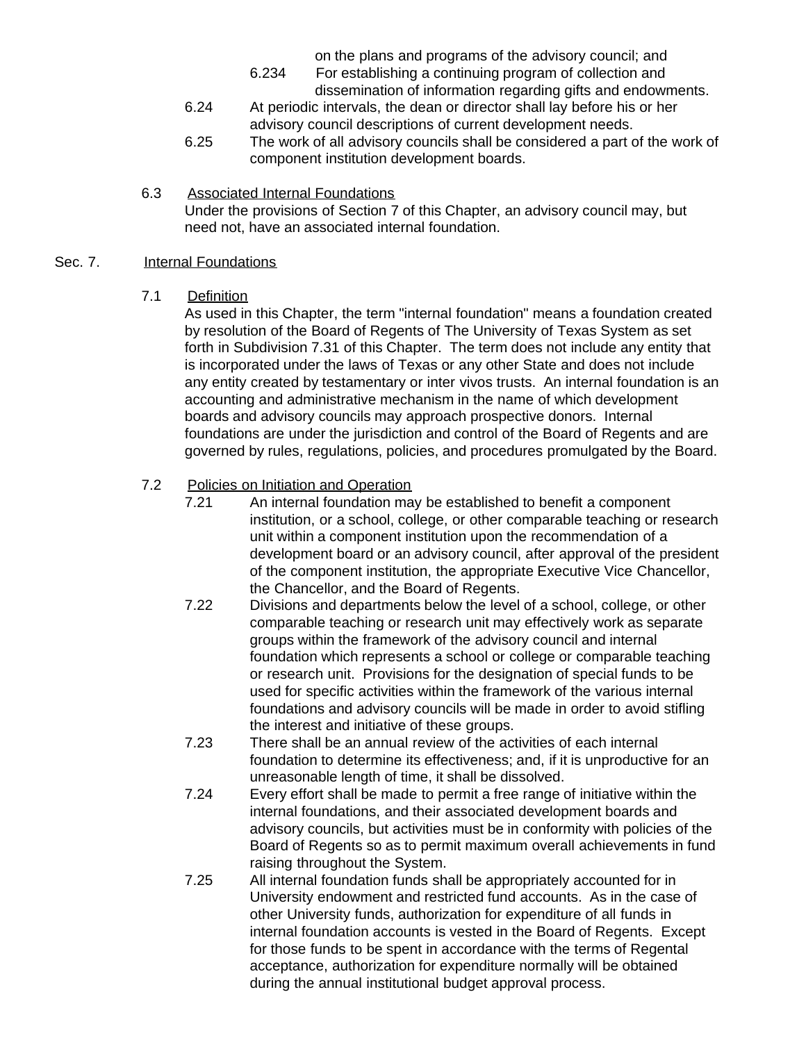on the plans and programs of the advisory council; and

6.234 For establishing a continuing program of collection and dissemination of information regarding gifts and endowments.

6.24 At periodic intervals, the dean or director shall lay before his or her advisory council descriptions of current development needs.

6.25 The work of all advisory councils shall be considered a part of the work of component institution development boards.

6.3 Associated Internal Foundations

Under the provisions of Section 7 of this Chapter, an advisory council may, but need not, have an associated internal foundation.

## Sec. 7. Internal Foundations

### 7.1 Definition

As used in this Chapter, the term "internal foundation" means a foundation created by resolution of the Board of Regents of The University of Texas System as set forth in Subdivision 7.31 of this Chapter. The term does not include any entity that is incorporated under the laws of Texas or any other State and does not include any entity created by testamentary or inter vivos trusts. An internal foundation is an accounting and administrative mechanism in the name of which development boards and advisory councils may approach prospective donors. Internal foundations are under the jurisdiction and control of the Board of Regents and are governed by rules, regulations, policies, and procedures promulgated by the Board.

### 7.2 Policies on Initiation and Operation

7.21 An internal foundation may be established to benefit a component institution, or a school, college, or other comparable teaching or research unit within a component institution upon the recommendation of a development board or an advisory council, after approval of the president of the component institution, the appropriate Executive Vice Chancellor, the Chancellor, and the Board of Regents.

7.22 Divisions and departments below the level of a school, college, or other comparable teaching or research unit may effectively work as separate groups within the framework of the advisory council and internal foundation which represents a school or college or comparable teaching or research unit. Provisions for the designation of special funds to be used for specific activities within the framework of the various internal foundations and advisory councils will be made in order to avoid stifling the interest and initiative of these groups.

7.23 There shall be an annual review of the activities of each internal foundation to determine its effectiveness; and, if it is unproductive for an unreasonable length of time, it shall be dissolved.

7.24 Every effort shall be made to permit a free range of initiative within the internal foundations, and their associated development boards and advisory councils, but activities must be in conformity with policies of the Board of Regents so as to permit maximum overall achievements in fund raising throughout the System.

7.25 All internal foundation funds shall be appropriately accounted for in University endowment and restricted fund accounts. As in the case of other University funds, authorization for expenditure of all funds in internal foundation accounts is vested in the Board of Regents. Except for those funds to be spent in accordance with the terms of Regental acceptance, authorization for expenditure normally will be obtained during the annual institutional budget approval process.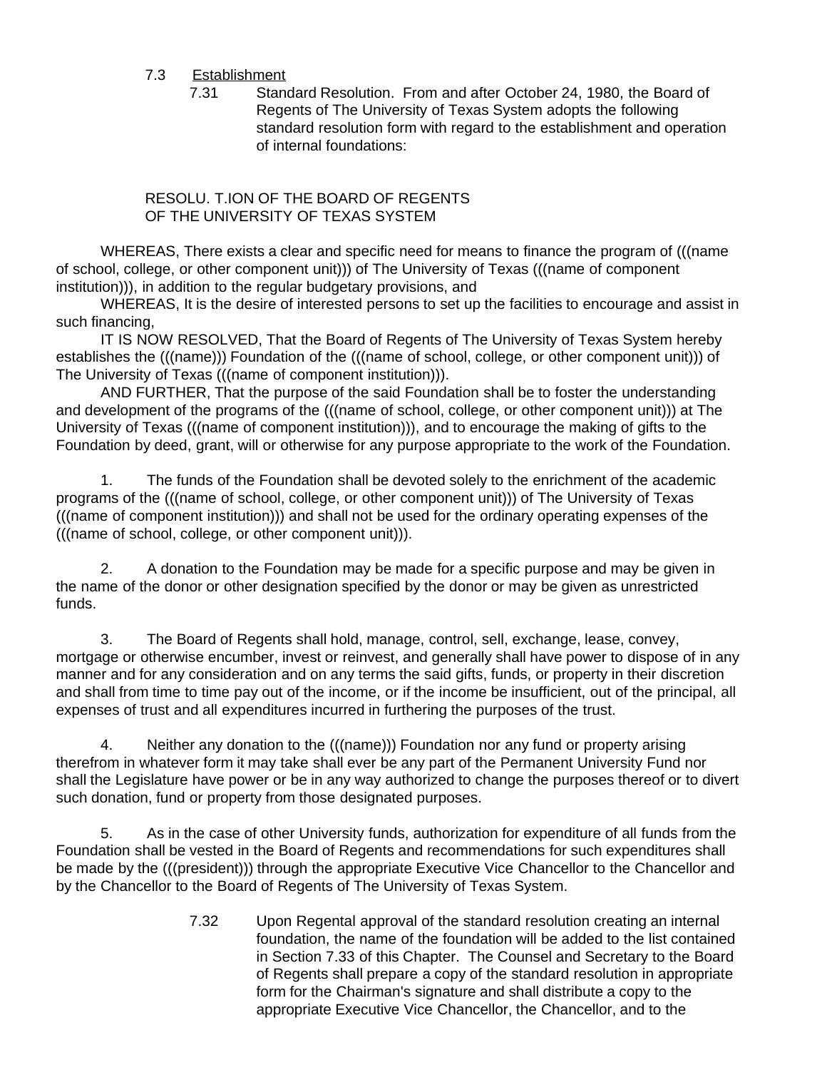7.3 Establishment

7.31 Standard Resolution. From and after October 24, 1980, the Board of Regents of The University of Texas System adopts the following standard resolution form with regard to the establishment and operation of internal foundations:

RESOLU. T.ION OF THE BOARD OF REGENTS
OF THE UNIVERSITY OF TEXAS SYSTEM

WHEREAS, There exists a clear and specific need for means to finance the program of (((name of school, college, or other component unit))) of The University of Texas (((name of component institution))), in addition to the regular budgetary provisions, and

WHEREAS, It is the desire of interested persons to set up the facilities to encourage and assist in such financing,

IT IS NOW RESOLVED, That the Board of Regents of The University of Texas System hereby establishes the (((name))) Foundation of the (((name of school, college, or other component unit))) of The University of Texas (((name of component institution))).

AND FURTHER, That the purpose of the said Foundation shall be to foster the understanding and development of the programs of the (((name of school, college, or other component unit))) at The University of Texas (((name of component institution))), and to encourage the making of gifts to the Foundation by deed, grant, will or otherwise for any purpose appropriate to the work of the Foundation.

1. The funds of the Foundation shall be devoted solely to the enrichment of the academic programs of the (((name of school, college, or other component unit))) of The University of Texas (((name of component institution))) and shall not be used for the ordinary operating expenses of the (((name of school, college, or other component unit))).

2. A donation to the Foundation may be made for a specific purpose and may be given in the name of the donor or other designation specified by the donor or may be given as unrestricted funds.

3. The Board of Regents shall hold, manage, control, sell, exchange, lease, convey, mortgage or otherwise encumber, invest or reinvest, and generally shall have power to dispose of in any manner and for any consideration and on any terms the said gifts, funds, or property in their discretion and shall from time to time pay out of the income, or if the income be insufficient, out of the principal, all expenses of trust and all expenditures incurred in furthering the purposes of the trust.

4. Neither any donation to the (((name))) Foundation nor any fund or property arising therefrom in whatever form it may take shall ever be any part of the Permanent University Fund nor shall the Legislature have power or be in any way authorized to change the purposes thereof or to divert such donation, fund or property from those designated purposes.

5. As in the case of other University funds, authorization for expenditure of all funds from the Foundation shall be vested in the Board of Regents and recommendations for such expenditures shall be made by the (((president))) through the appropriate Executive Vice Chancellor to the Chancellor and by the Chancellor to the Board of Regents of The University of Texas System.

7.32 Upon Regental approval of the standard resolution creating an internal foundation, the name of the foundation will be added to the list contained in Section 7.33 of this Chapter. The Counsel and Secretary to the Board of Regents shall prepare a copy of the standard resolution in appropriate form for the Chairman's signature and shall distribute a copy to the appropriate Executive Vice Chancellor, the Chancellor, and to the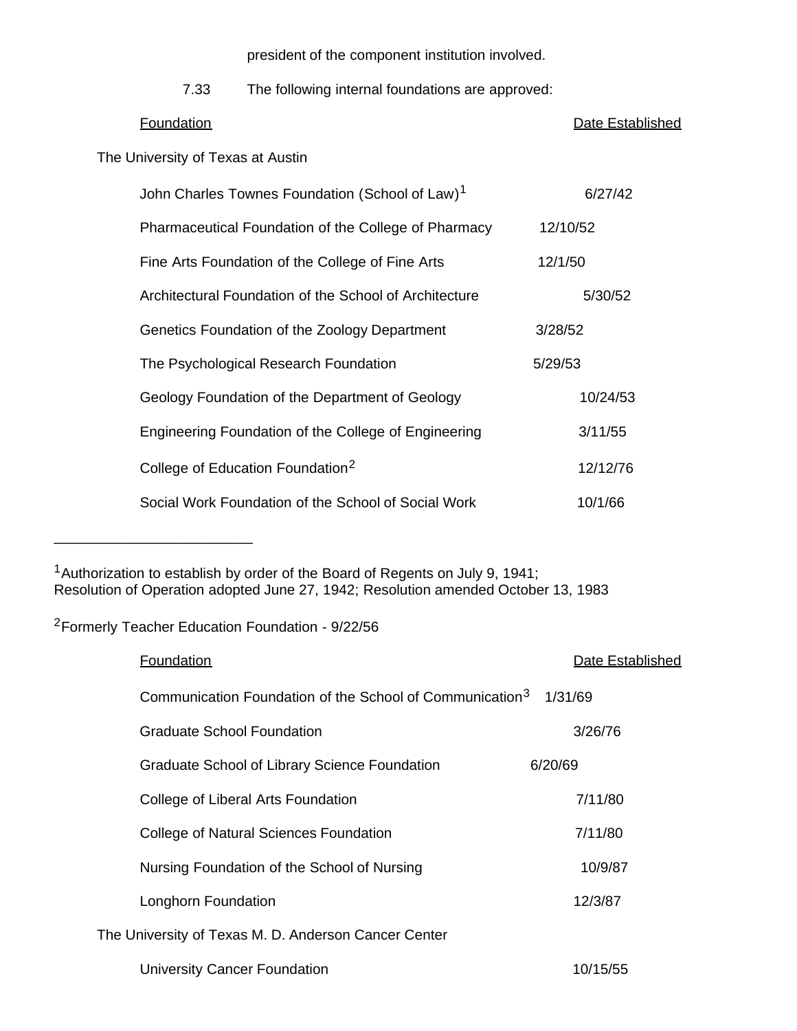president of the component institution involved.

7.33 The following internal foundations are approved:

| Foundation | Date Established |
| --- | --- |
| **The University of Texas at Austin** | |
| John Charles Townes Foundation (School of Law)[1] | 6/27/42 |
| Pharmaceutical Foundation of the College of Pharmacy | 12/10/52 |
| Fine Arts Foundation of the College of Fine Arts | 12/1/50 |
| Architectural Foundation of the School of Architecture | 5/30/52 |
| Genetics Foundation of the Zoology Department | 3/28/52 |
| The Psychological Research Foundation | 5/29/53 |
| Geology Foundation of the Department of Geology | 10/24/53 |
| Engineering Foundation of the College of Engineering | 3/11/55 |
| College of Education Foundation[2] | 12/12/76 |
| Social Work Foundation of the School of Social Work | 10/1/66 |

---

[1]Authorization to establish by order of the Board of Regents on July 9, 1941; Resolution of Operation adopted June 27, 1942; Resolution amended October 13, 1983

[2]Formerly Teacher Education Foundation - 9/22/56

| Foundation | Date Established |
| --- | --- |
| Communication Foundation of the School of Communication[3] | 1/31/69 |
| Graduate School Foundation | 3/26/76 |
| Graduate School of Library Science Foundation | 6/20/69 |
| College of Liberal Arts Foundation | 7/11/80 |
| College of Natural Sciences Foundation | 7/11/80 |
| Nursing Foundation of the School of Nursing | 10/9/87 |
| Longhorn Foundation | 12/3/87 |
| **The University of Texas M. D. Anderson Cancer Center** | |
| University Cancer Foundation | 10/15/55 |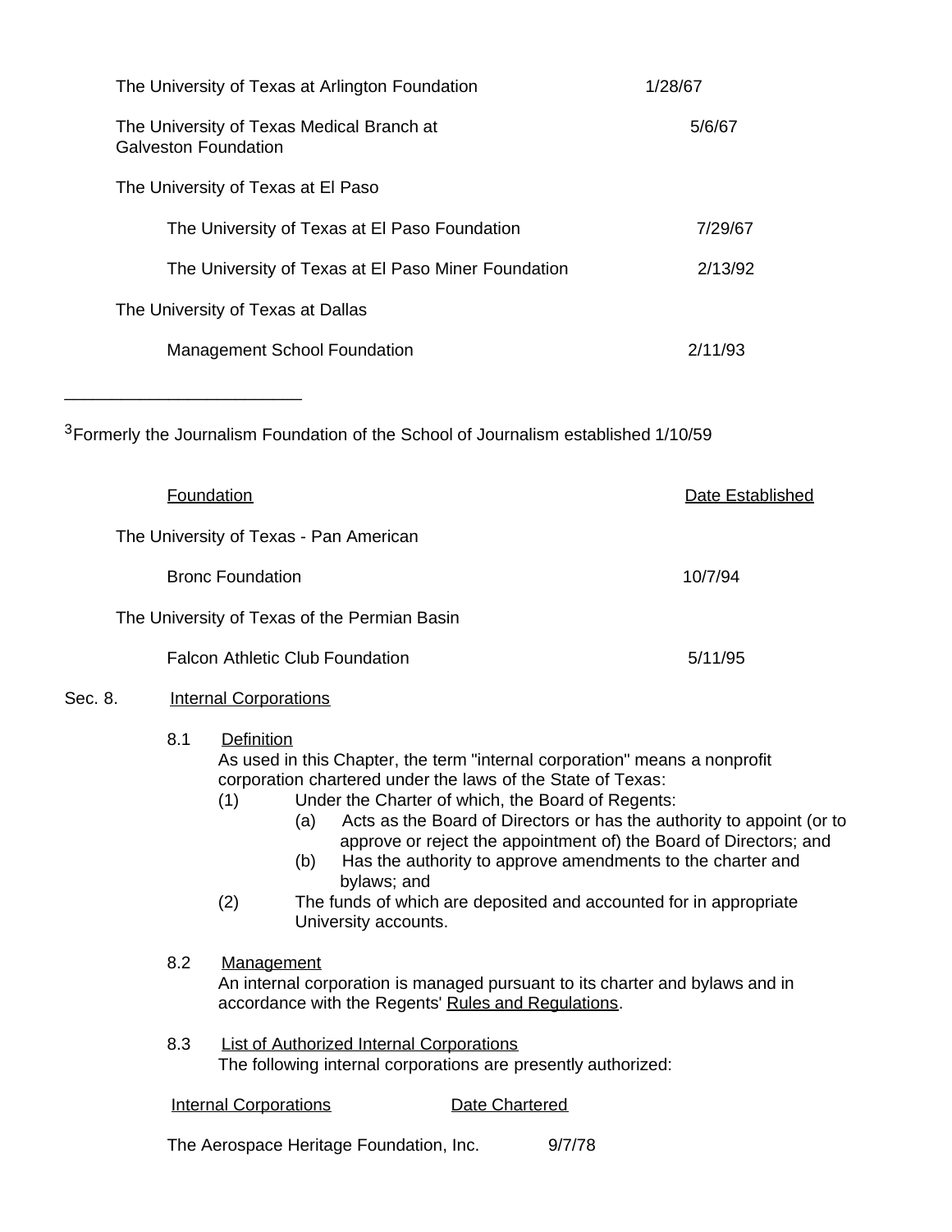| | |
|---|---|
| The University of Texas at Arlington Foundation | 1/28/67 |
| The University of Texas Medical Branch at Galveston Foundation | 5/6/67 |
| The University of Texas at El Paso | |
| The University of Texas at El Paso Foundation | 7/29/67 |
| The University of Texas at El Paso Miner Foundation | 2/13/92 |
| The University of Texas at Dallas | |
| Management School Foundation | 2/11/93 |

---

[3]Formerly the Journalism Foundation of the School of Journalism established 1/10/59

| Foundation | Date Established |
|---|---|
| The University of Texas - Pan American | |
| Bronc Foundation | 10/7/94 |
| The University of Texas of the Permian Basin | |
| Falcon Athletic Club Foundation | 5/11/95 |

Sec. 8. Internal Corporations

8.1 Definition

As used in this Chapter, the term "internal corporation" means a nonprofit corporation chartered under the laws of the State of Texas:

(1) Under the Charter of which, the Board of Regents:

(a) Acts as the Board of Directors or has the authority to appoint (or to approve or reject the appointment of) the Board of Directors; and

(b) Has the authority to approve amendments to the charter and bylaws; and

(2) The funds of which are deposited and accounted for in appropriate University accounts.

8.2 Management

An internal corporation is managed pursuant to its charter and bylaws and in accordance with the Regents' Rules and Regulations.

8.3 List of Authorized Internal Corporations

The following internal corporations are presently authorized:

| Internal Corporations | Date Chartered |
|---|---|
| The Aerospace Heritage Foundation, Inc. | 9/7/78 |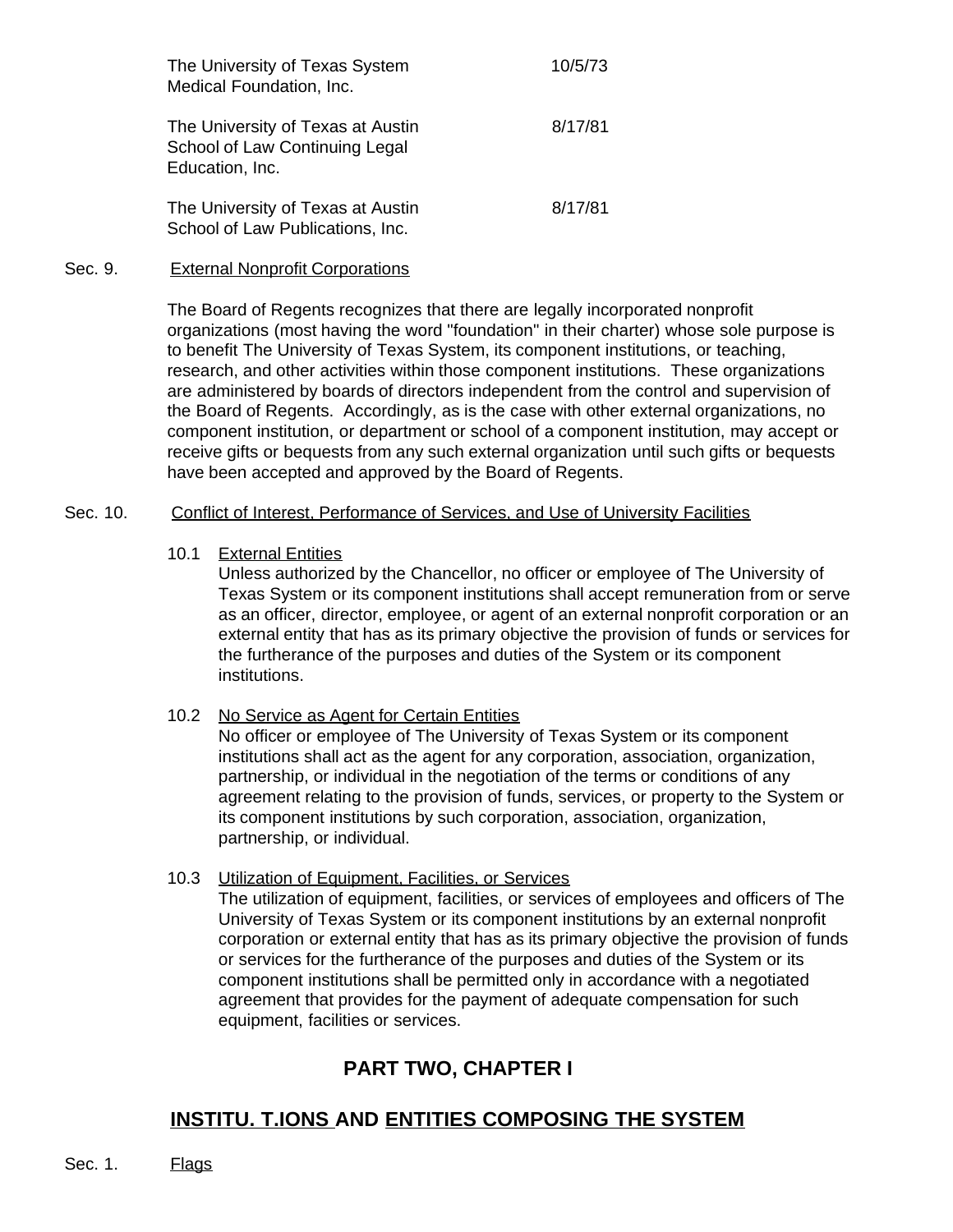| | |
|---|---|
| The University of Texas System Medical Foundation, Inc. | 10/5/73 |
| The University of Texas at Austin School of Law Continuing Legal Education, Inc. | 8/17/81 |
| The University of Texas at Austin School of Law Publications, Inc. | 8/17/81 |

Sec. 9. External Nonprofit Corporations

The Board of Regents recognizes that there are legally incorporated nonprofit organizations (most having the word "foundation" in their charter) whose sole purpose is to benefit The University of Texas System, its component institutions, or teaching, research, and other activities within those component institutions. These organizations are administered by boards of directors independent from the control and supervision of the Board of Regents. Accordingly, as is the case with other external organizations, no component institution, or department or school of a component institution, may accept or receive gifts or bequests from any such external organization until such gifts or bequests have been accepted and approved by the Board of Regents.

Sec. 10. Conflict of Interest, Performance of Services, and Use of University Facilities

10.1 External Entities
Unless authorized by the Chancellor, no officer or employee of The University of Texas System or its component institutions shall accept remuneration from or serve as an officer, director, employee, or agent of an external nonprofit corporation or an external entity that has as its primary objective the provision of funds or services for the furtherance of the purposes and duties of the System or its component institutions.

10.2 No Service as Agent for Certain Entities
No officer or employee of The University of Texas System or its component institutions shall act as the agent for any corporation, association, organization, partnership, or individual in the negotiation of the terms or conditions of any agreement relating to the provision of funds, services, or property to the System or its component institutions by such corporation, association, organization, partnership, or individual.

10.3 Utilization of Equipment, Facilities, or Services
The utilization of equipment, facilities, or services of employees and officers of The University of Texas System or its component institutions by an external nonprofit corporation or external entity that has as its primary objective the provision of funds or services for the furtherance of the purposes and duties of the System or its component institutions shall be permitted only in accordance with a negotiated agreement that provides for the payment of adequate compensation for such equipment, facilities or services.

## PART TWO, CHAPTER I

## INSTITU. T.IONS AND ENTITIES COMPOSING THE SYSTEM

Sec. 1. Flags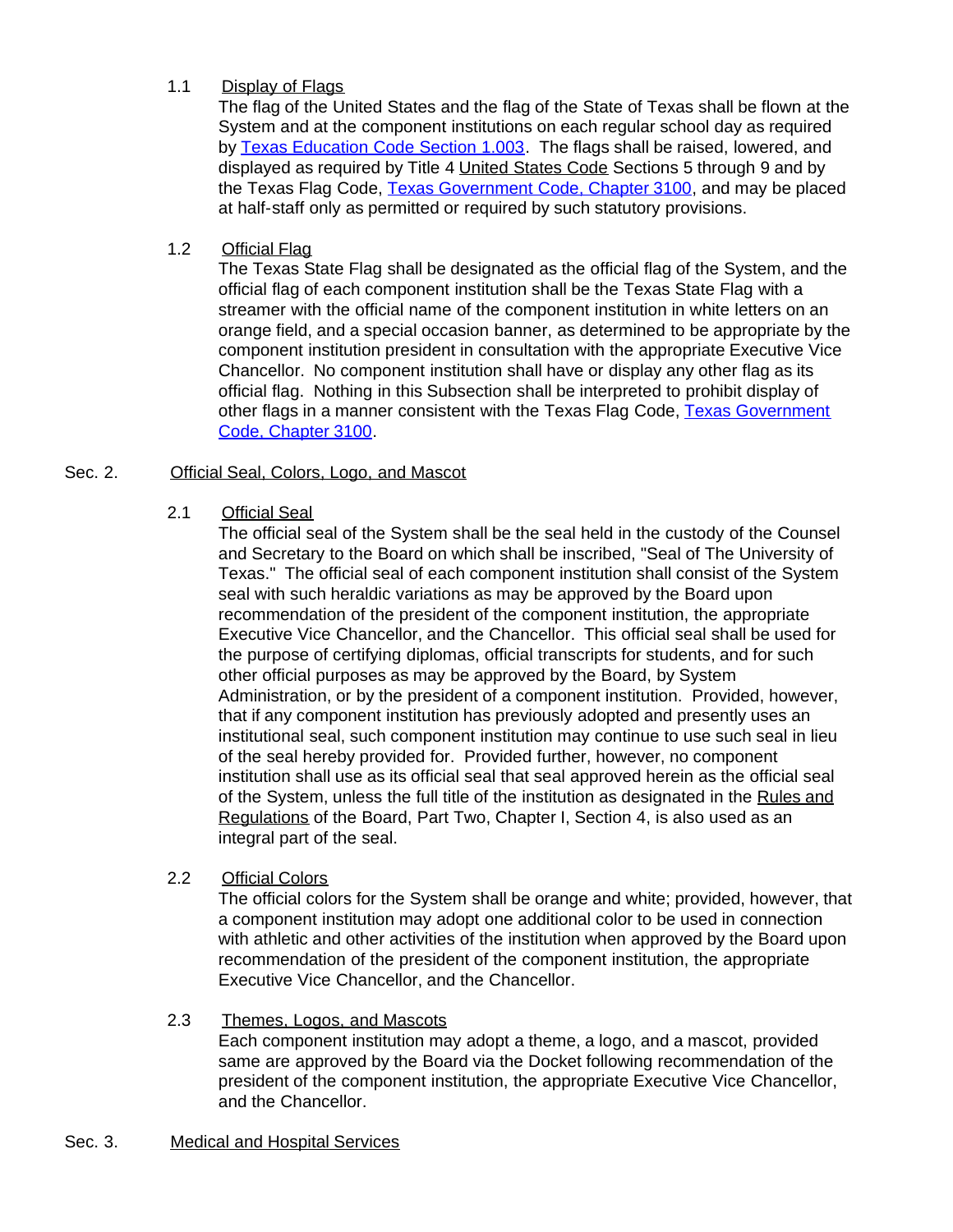1.1 Display of Flags

The flag of the United States and the flag of the State of Texas shall be flown at the System and at the component institutions on each regular school day as required by Texas Education Code Section 1.003. The flags shall be raised, lowered, and displayed as required by Title 4 United States Code Sections 5 through 9 and by the Texas Flag Code, Texas Government Code, Chapter 3100, and may be placed at half-staff only as permitted or required by such statutory provisions.

1.2 Official Flag

The Texas State Flag shall be designated as the official flag of the System, and the official flag of each component institution shall be the Texas State Flag with a streamer with the official name of the component institution in white letters on an orange field, and a special occasion banner, as determined to be appropriate by the component institution president in consultation with the appropriate Executive Vice Chancellor. No component institution shall have or display any other flag as its official flag. Nothing in this Subsection shall be interpreted to prohibit display of other flags in a manner consistent with the Texas Flag Code, Texas Government Code, Chapter 3100.

## Sec. 2. Official Seal, Colors, Logo, and Mascot

2.1 Official Seal

The official seal of the System shall be the seal held in the custody of the Counsel and Secretary to the Board on which shall be inscribed, "Seal of The University of Texas." The official seal of each component institution shall consist of the System seal with such heraldic variations as may be approved by the Board upon recommendation of the president of the component institution, the appropriate Executive Vice Chancellor, and the Chancellor. This official seal shall be used for the purpose of certifying diplomas, official transcripts for students, and for such other official purposes as may be approved by the Board, by System Administration, or by the president of a component institution. Provided, however, that if any component institution has previously adopted and presently uses an institutional seal, such component institution may continue to use such seal in lieu of the seal hereby provided for. Provided further, however, no component institution shall use as its official seal that seal approved herein as the official seal of the System, unless the full title of the institution as designated in the Rules and Regulations of the Board, Part Two, Chapter I, Section 4, is also used as an integral part of the seal.

2.2 Official Colors

The official colors for the System shall be orange and white; provided, however, that a component institution may adopt one additional color to be used in connection with athletic and other activities of the institution when approved by the Board upon recommendation of the president of the component institution, the appropriate Executive Vice Chancellor, and the Chancellor.

2.3 Themes, Logos, and Mascots

Each component institution may adopt a theme, a logo, and a mascot, provided same are approved by the Board via the Docket following recommendation of the president of the component institution, the appropriate Executive Vice Chancellor, and the Chancellor.

## Sec. 3. Medical and Hospital Services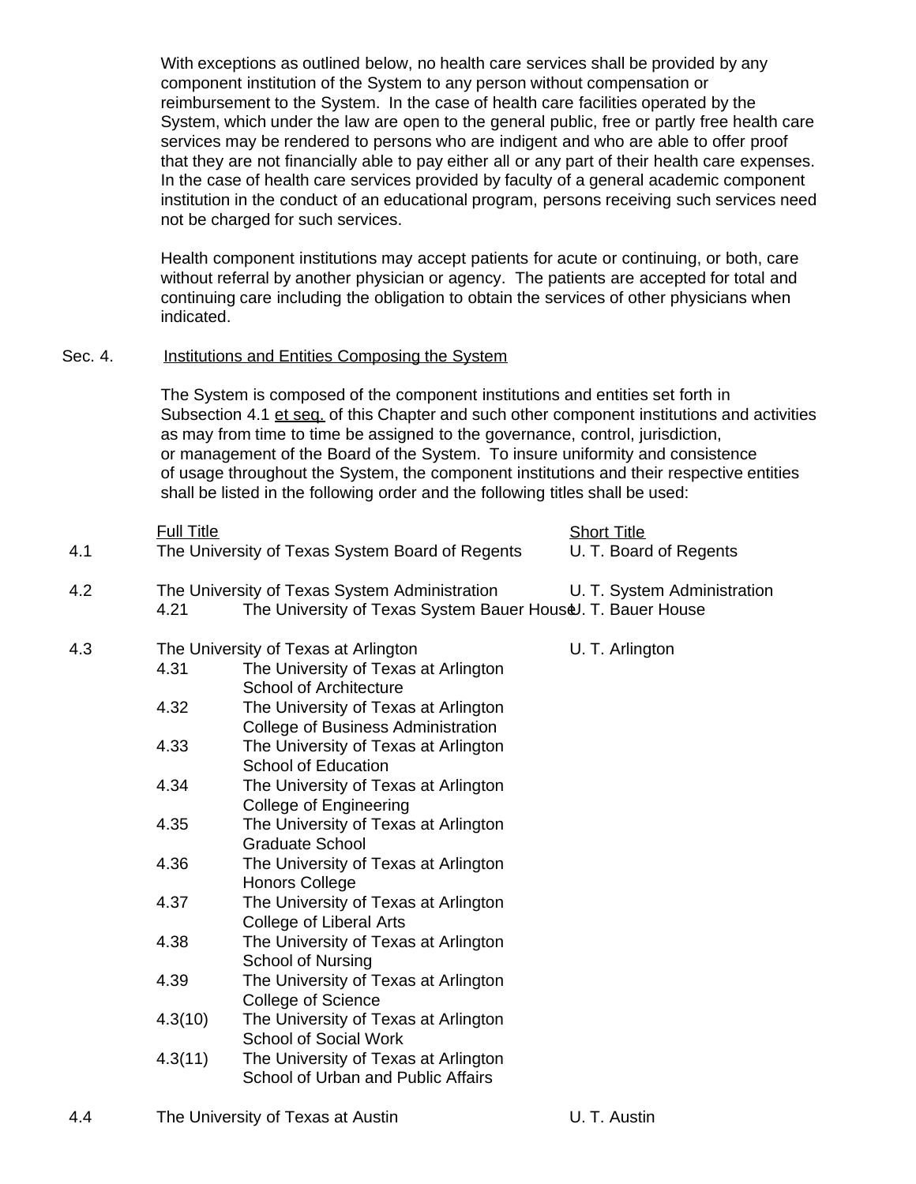With exceptions as outlined below, no health care services shall be provided by any component institution of the System to any person without compensation or reimbursement to the System. In the case of health care facilities operated by the System, which under the law are open to the general public, free or partly free health care services may be rendered to persons who are indigent and who are able to offer proof that they are not financially able to pay either all or any part of their health care expenses. In the case of health care services provided by faculty of a general academic component institution in the conduct of an educational program, persons receiving such services need not be charged for such services.

Health component institutions may accept patients for acute or continuing, or both, care without referral by another physician or agency. The patients are accepted for total and continuing care including the obligation to obtain the services of other physicians when indicated.

Sec. 4. Institutions and Entities Composing the System

The System is composed of the component institutions and entities set forth in Subsection 4.1 et seq. of this Chapter and such other component institutions and activities as may from time to time be assigned to the governance, control, jurisdiction, or management of the Board of the System. To insure uniformity and consistence of usage throughout the System, the component institutions and their respective entities shall be listed in the following order and the following titles shall be used:

| | | Full Title | Short Title |
|---|---|---|---|
| 4.1 | | The University of Texas System Board of Regents | U. T. Board of Regents |
| 4.2 | | The University of Texas System Administration | U. T. System Administration |
| | 4.21 | The University of Texas System Bauer House | U. T. Bauer House |
| 4.3 | | The University of Texas at Arlington | U. T. Arlington |
| | 4.31 | The University of Texas at Arlington School of Architecture | |
| | 4.32 | The University of Texas at Arlington College of Business Administration | |
| | 4.33 | The University of Texas at Arlington School of Education | |
| | 4.34 | The University of Texas at Arlington College of Engineering | |
| | 4.35 | The University of Texas at Arlington Graduate School | |
| | 4.36 | The University of Texas at Arlington Honors College | |
| | 4.37 | The University of Texas at Arlington College of Liberal Arts | |
| | 4.38 | The University of Texas at Arlington School of Nursing | |
| | 4.39 | The University of Texas at Arlington College of Science | |
| | 4.3(10) | The University of Texas at Arlington School of Social Work | |
| | 4.3(11) | The University of Texas at Arlington School of Urban and Public Affairs | |
| 4.4 | | The University of Texas at Austin | U. T. Austin |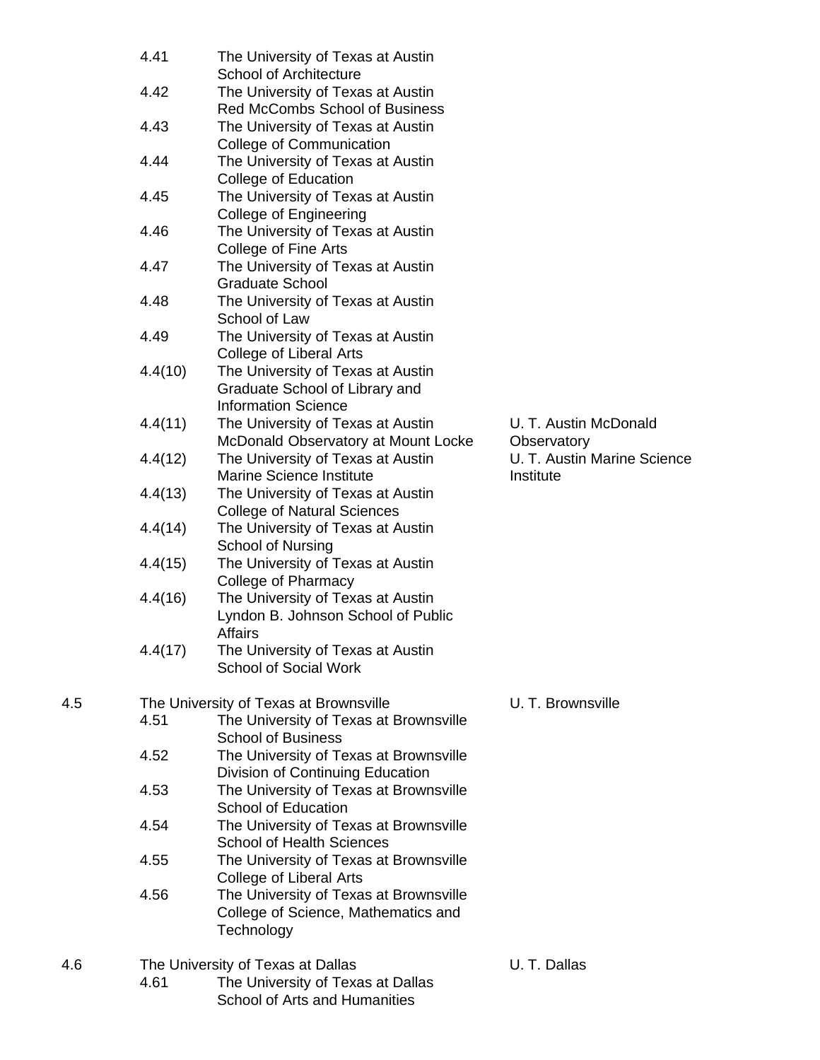| | | | |
|---|---|---|---|
| | 4.41 | The University of Texas at Austin School of Architecture | |
| | 4.42 | The University of Texas at Austin Red McCombs School of Business | |
| | 4.43 | The University of Texas at Austin College of Communication | |
| | 4.44 | The University of Texas at Austin College of Education | |
| | 4.45 | The University of Texas at Austin College of Engineering | |
| | 4.46 | The University of Texas at Austin College of Fine Arts | |
| | 4.47 | The University of Texas at Austin Graduate School | |
| | 4.48 | The University of Texas at Austin School of Law | |
| | 4.49 | The University of Texas at Austin College of Liberal Arts | |
| | 4.4(10) | The University of Texas at Austin Graduate School of Library and Information Science | |
| | 4.4(11) | The University of Texas at Austin McDonald Observatory at Mount Locke | U. T. Austin McDonald Observatory |
| | 4.4(12) | The University of Texas at Austin Marine Science Institute | U. T. Austin Marine Science Institute |
| | 4.4(13) | The University of Texas at Austin College of Natural Sciences | |
| | 4.4(14) | The University of Texas at Austin School of Nursing | |
| | 4.4(15) | The University of Texas at Austin College of Pharmacy | |
| | 4.4(16) | The University of Texas at Austin Lyndon B. Johnson School of Public Affairs | |
| | 4.4(17) | The University of Texas at Austin School of Social Work | |
| 4.5 | The University of Texas at Brownsville | | U. T. Brownsville |
| | 4.51 | The University of Texas at Brownsville School of Business | |
| | 4.52 | The University of Texas at Brownsville Division of Continuing Education | |
| | 4.53 | The University of Texas at Brownsville School of Education | |
| | 4.54 | The University of Texas at Brownsville School of Health Sciences | |
| | 4.55 | The University of Texas at Brownsville College of Liberal Arts | |
| | 4.56 | The University of Texas at Brownsville College of Science, Mathematics and Technology | |
| 4.6 | The University of Texas at Dallas | | U. T. Dallas |
| | 4.61 | The University of Texas at Dallas School of Arts and Humanities | |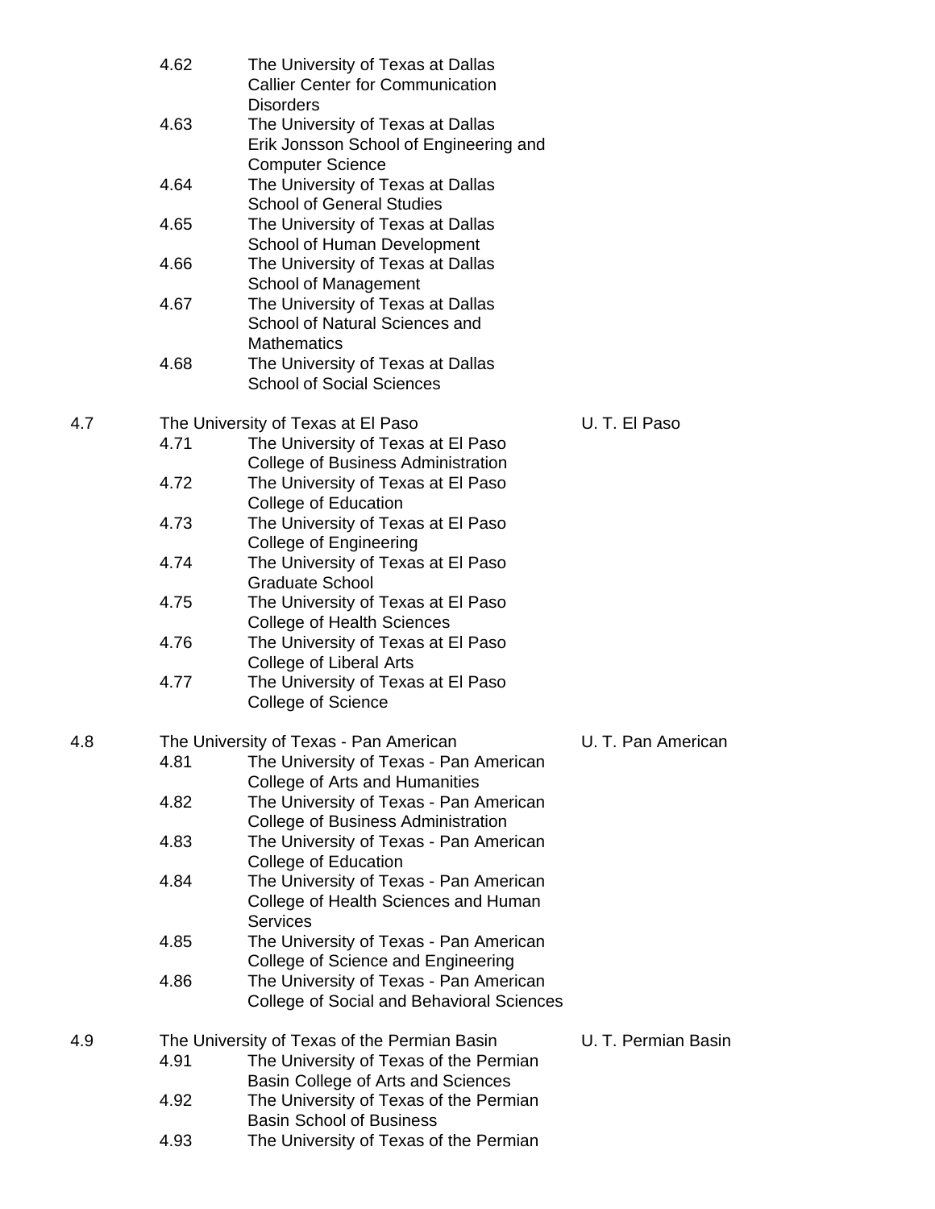| | | | |
|---|---|---|---|
| | 4.62 | The University of Texas at Dallas Callier Center for Communication Disorders | |
| | 4.63 | The University of Texas at Dallas Erik Jonsson School of Engineering and Computer Science | |
| | 4.64 | The University of Texas at Dallas School of General Studies | |
| | 4.65 | The University of Texas at Dallas School of Human Development | |
| | 4.66 | The University of Texas at Dallas School of Management | |
| | 4.67 | The University of Texas at Dallas School of Natural Sciences and Mathematics | |
| | 4.68 | The University of Texas at Dallas School of Social Sciences | |
| 4.7 | The University of Texas at El Paso | | U. T. El Paso |
| | 4.71 | The University of Texas at El Paso College of Business Administration | |
| | 4.72 | The University of Texas at El Paso College of Education | |
| | 4.73 | The University of Texas at El Paso College of Engineering | |
| | 4.74 | The University of Texas at El Paso Graduate School | |
| | 4.75 | The University of Texas at El Paso College of Health Sciences | |
| | 4.76 | The University of Texas at El Paso College of Liberal Arts | |
| | 4.77 | The University of Texas at El Paso College of Science | |
| 4.8 | The University of Texas - Pan American | | U. T. Pan American |
| | 4.81 | The University of Texas - Pan American College of Arts and Humanities | |
| | 4.82 | The University of Texas - Pan American College of Business Administration | |
| | 4.83 | The University of Texas - Pan American College of Education | |
| | 4.84 | The University of Texas - Pan American College of Health Sciences and Human Services | |
| | 4.85 | The University of Texas - Pan American College of Science and Engineering | |
| | 4.86 | The University of Texas - Pan American College of Social and Behavioral Sciences | |
| 4.9 | The University of Texas of the Permian Basin | | U. T. Permian Basin |
| | 4.91 | The University of Texas of the Permian Basin College of Arts and Sciences | |
| | 4.92 | The University of Texas of the Permian Basin School of Business | |
| | 4.93 | The University of Texas of the Permian | |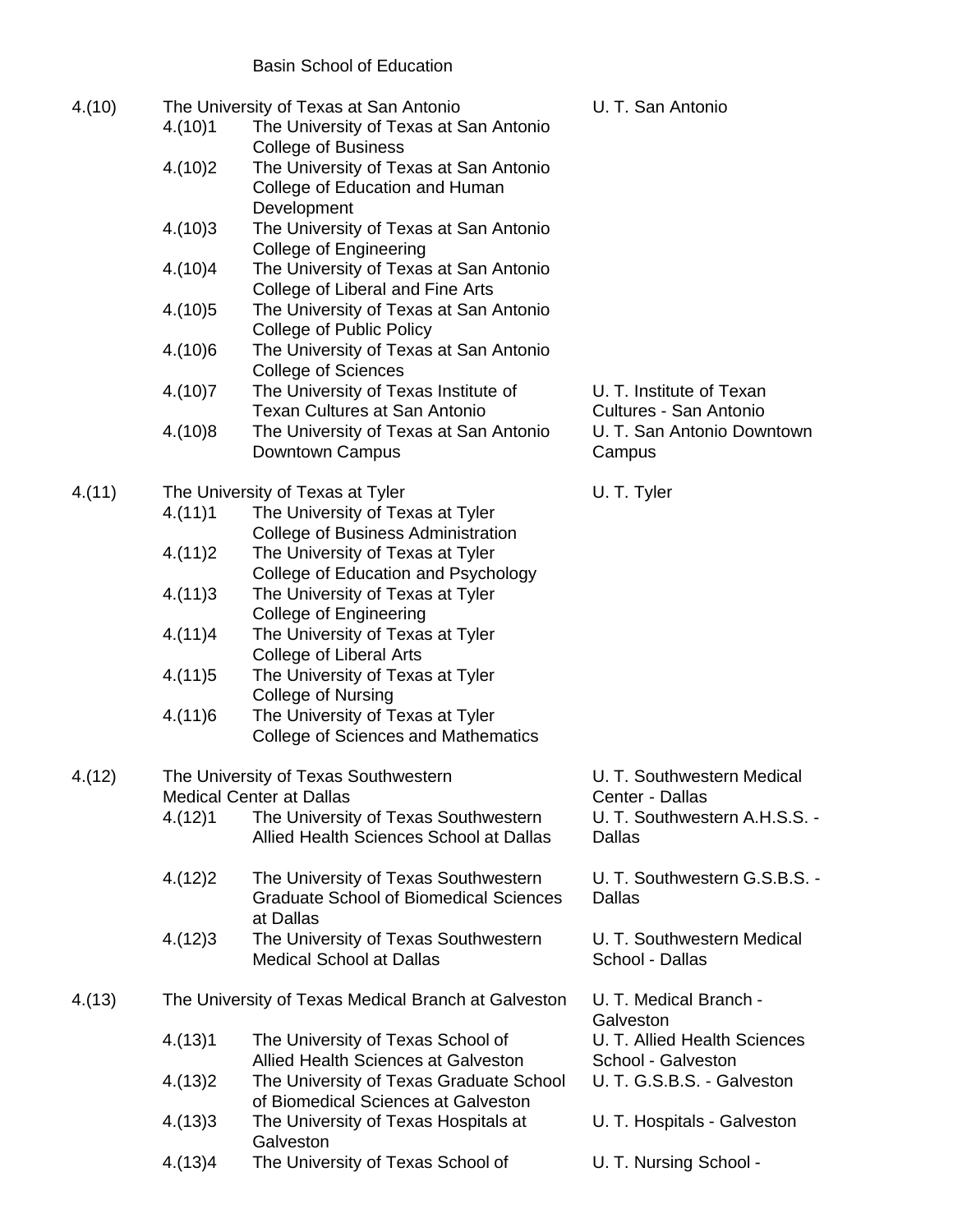| | | | |
|---|---|---|---|
| | | Basin School of Education | |
| 4.(10) | The University of Texas at San Antonio | | U. T. San Antonio |
| | 4.(10)1 | The University of Texas at San Antonio College of Business | |
| | 4.(10)2 | The University of Texas at San Antonio College of Education and Human Development | |
| | 4.(10)3 | The University of Texas at San Antonio College of Engineering | |
| | 4.(10)4 | The University of Texas at San Antonio College of Liberal and Fine Arts | |
| | 4.(10)5 | The University of Texas at San Antonio College of Public Policy | |
| | 4.(10)6 | The University of Texas at San Antonio College of Sciences | |
| | 4.(10)7 | The University of Texas Institute of Texan Cultures at San Antonio | U. T. Institute of Texan Cultures - San Antonio |
| | 4.(10)8 | The University of Texas at San Antonio Downtown Campus | U. T. San Antonio Downtown Campus |
| 4.(11) | The University of Texas at Tyler | | U. T. Tyler |
| | 4.(11)1 | The University of Texas at Tyler College of Business Administration | |
| | 4.(11)2 | The University of Texas at Tyler College of Education and Psychology | |
| | 4.(11)3 | The University of Texas at Tyler College of Engineering | |
| | 4.(11)4 | The University of Texas at Tyler College of Liberal Arts | |
| | 4.(11)5 | The University of Texas at Tyler College of Nursing | |
| | 4.(11)6 | The University of Texas at Tyler College of Sciences and Mathematics | |
| 4.(12) | The University of Texas Southwestern Medical Center at Dallas | | U. T. Southwestern Medical Center - Dallas |
| | 4.(12)1 | The University of Texas Southwestern Allied Health Sciences School at Dallas | U. T. Southwestern A.H.S.S. - Dallas |
| | 4.(12)2 | The University of Texas Southwestern Graduate School of Biomedical Sciences at Dallas | U. T. Southwestern G.S.B.S. - Dallas |
| | 4.(12)3 | The University of Texas Southwestern Medical School at Dallas | U. T. Southwestern Medical School - Dallas |
| 4.(13) | The University of Texas Medical Branch at Galveston | | U. T. Medical Branch - Galveston |
| | 4.(13)1 | The University of Texas School of Allied Health Sciences at Galveston | U. T. Allied Health Sciences School - Galveston |
| | 4.(13)2 | The University of Texas Graduate School of Biomedical Sciences at Galveston | U. T. G.S.B.S. - Galveston |
| | 4.(13)3 | The University of Texas Hospitals at Galveston | U. T. Hospitals - Galveston |
| | 4.(13)4 | The University of Texas School of | U. T. Nursing School - |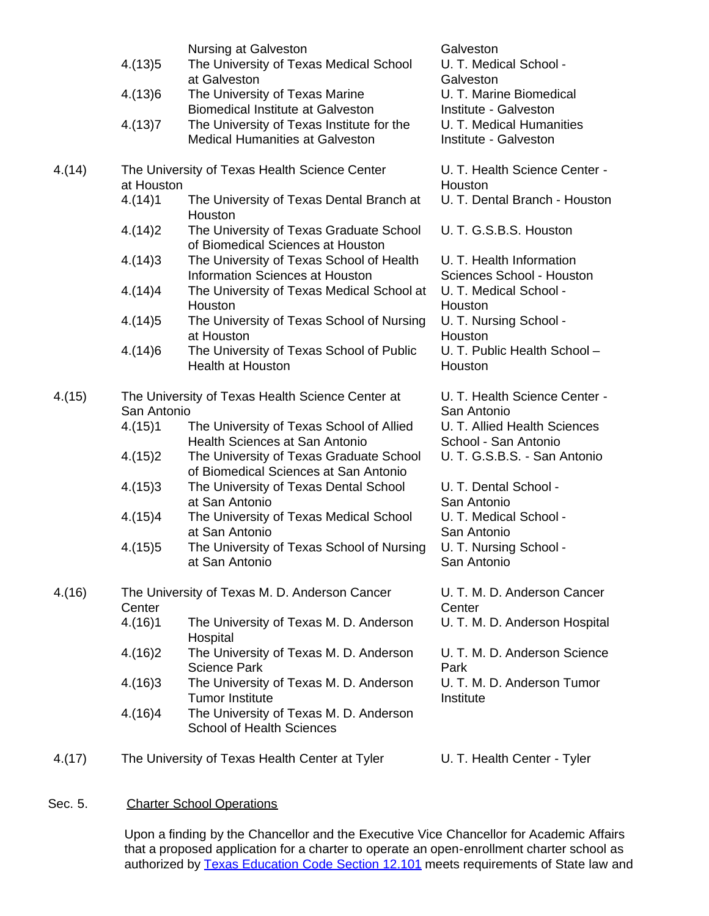| | | | |
|---|---|---|---|
| | | Nursing at Galveston | Galveston |
| | 4.(13)5 | The University of Texas Medical School at Galveston | U. T. Medical School - Galveston |
| | 4.(13)6 | The University of Texas Marine Biomedical Institute at Galveston | U. T. Marine Biomedical Institute - Galveston |
| | 4.(13)7 | The University of Texas Institute for the Medical Humanities at Galveston | U. T. Medical Humanities Institute - Galveston |
| 4.(14) | The University of Texas Health Science Center at Houston | | U. T. Health Science Center - Houston |
| | 4.(14)1 | The University of Texas Dental Branch at Houston | U. T. Dental Branch - Houston |
| | 4.(14)2 | The University of Texas Graduate School of Biomedical Sciences at Houston | U. T. G.S.B.S. Houston |
| | 4.(14)3 | The University of Texas School of Health Information Sciences at Houston | U. T. Health Information Sciences School - Houston |
| | 4.(14)4 | The University of Texas Medical School at Houston | U. T. Medical School - Houston |
| | 4.(14)5 | The University of Texas School of Nursing at Houston | U. T. Nursing School - Houston |
| | 4.(14)6 | The University of Texas School of Public Health at Houston | U. T. Public Health School – Houston |
| 4.(15) | The University of Texas Health Science Center at San Antonio | | U. T. Health Science Center - San Antonio |
| | 4.(15)1 | The University of Texas School of Allied Health Sciences at San Antonio | U. T. Allied Health Sciences School - San Antonio |
| | 4.(15)2 | The University of Texas Graduate School of Biomedical Sciences at San Antonio | U. T. G.S.B.S. - San Antonio |
| | 4.(15)3 | The University of Texas Dental School at San Antonio | U. T. Dental School - San Antonio |
| | 4.(15)4 | The University of Texas Medical School at San Antonio | U. T. Medical School - San Antonio |
| | 4.(15)5 | The University of Texas School of Nursing at San Antonio | U. T. Nursing School - San Antonio |
| 4.(16) | The University of Texas M. D. Anderson Cancer Center | | U. T. M. D. Anderson Cancer Center |
| | 4.(16)1 | The University of Texas M. D. Anderson Hospital | U. T. M. D. Anderson Hospital |
| | 4.(16)2 | The University of Texas M. D. Anderson Science Park | U. T. M. D. Anderson Science Park |
| | 4.(16)3 | The University of Texas M. D. Anderson Tumor Institute | U. T. M. D. Anderson Tumor Institute |
| | 4.(16)4 | The University of Texas M. D. Anderson School of Health Sciences | |
| 4.(17) | The University of Texas Health Center at Tyler | | U. T. Health Center - Tyler |

Sec. 5. Charter School Operations

Upon a finding by the Chancellor and the Executive Vice Chancellor for Academic Affairs that a proposed application for a charter to operate an open-enrollment charter school as authorized by Texas Education Code Section 12.101 meets requirements of State law and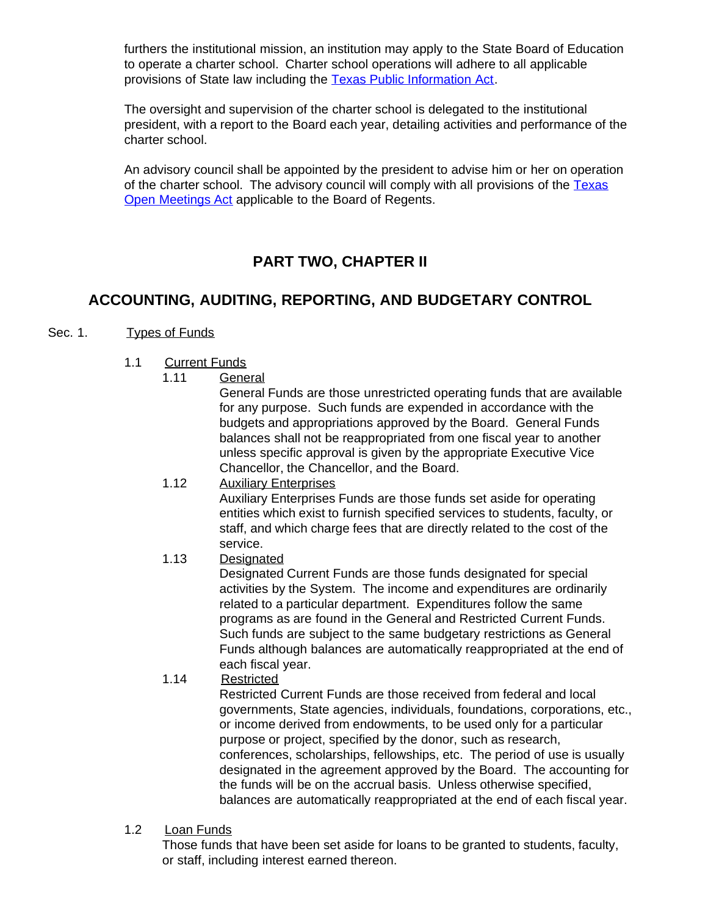furthers the institutional mission, an institution may apply to the State Board of Education to operate a charter school. Charter school operations will adhere to all applicable provisions of State law including the Texas Public Information Act.

The oversight and supervision of the charter school is delegated to the institutional president, with a report to the Board each year, detailing activities and performance of the charter school.

An advisory council shall be appointed by the president to advise him or her on operation of the charter school. The advisory council will comply with all provisions of the Texas Open Meetings Act applicable to the Board of Regents.

## PART TWO, CHAPTER II

## ACCOUNTING, AUDITING, REPORTING, AND BUDGETARY CONTROL

Sec. 1. Types of Funds

1.1 Current Funds

1.11 General

General Funds are those unrestricted operating funds that are available for any purpose. Such funds are expended in accordance with the budgets and appropriations approved by the Board. General Funds balances shall not be reappropriated from one fiscal year to another unless specific approval is given by the appropriate Executive Vice Chancellor, the Chancellor, and the Board.

1.12 Auxiliary Enterprises

Auxiliary Enterprises Funds are those funds set aside for operating entities which exist to furnish specified services to students, faculty, or staff, and which charge fees that are directly related to the cost of the service.

1.13 Designated

Designated Current Funds are those funds designated for special activities by the System. The income and expenditures are ordinarily related to a particular department. Expenditures follow the same programs as are found in the General and Restricted Current Funds. Such funds are subject to the same budgetary restrictions as General Funds although balances are automatically reappropriated at the end of each fiscal year.

1.14 Restricted

Restricted Current Funds are those received from federal and local governments, State agencies, individuals, foundations, corporations, etc., or income derived from endowments, to be used only for a particular purpose or project, specified by the donor, such as research, conferences, scholarships, fellowships, etc. The period of use is usually designated in the agreement approved by the Board. The accounting for the funds will be on the accrual basis. Unless otherwise specified, balances are automatically reappropriated at the end of each fiscal year.

1.2 Loan Funds

Those funds that have been set aside for loans to be granted to students, faculty, or staff, including interest earned thereon.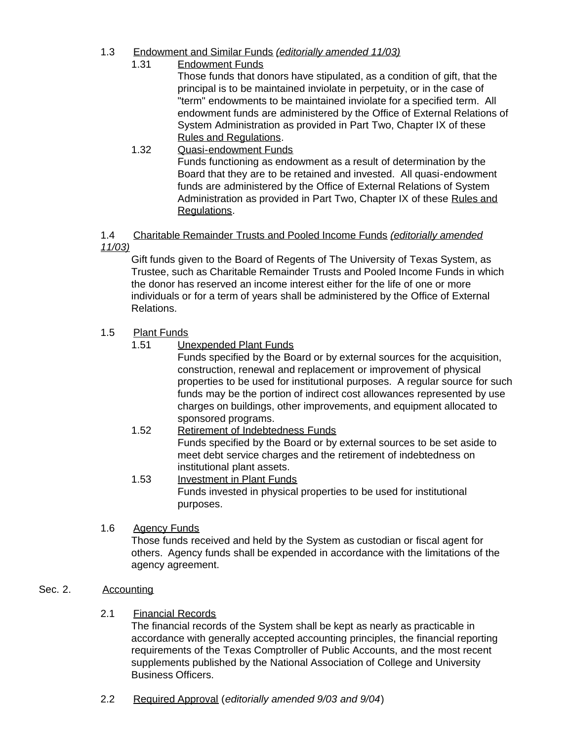1.3 Endowment and Similar Funds *(editorially amended 11/03)*

1.31 Endowment Funds

Those funds that donors have stipulated, as a condition of gift, that the principal is to be maintained inviolate in perpetuity, or in the case of "term" endowments to be maintained inviolate for a specified term. All endowment funds are administered by the Office of External Relations of System Administration as provided in Part Two, Chapter IX of these Rules and Regulations.

1.32 Quasi-endowment Funds

Funds functioning as endowment as a result of determination by the Board that they are to be retained and invested. All quasi-endowment funds are administered by the Office of External Relations of System Administration as provided in Part Two, Chapter IX of these Rules and Regulations.

1.4 Charitable Remainder Trusts and Pooled Income Funds *(editorially amended 11/03)*

Gift funds given to the Board of Regents of The University of Texas System, as Trustee, such as Charitable Remainder Trusts and Pooled Income Funds in which the donor has reserved an income interest either for the life of one or more individuals or for a term of years shall be administered by the Office of External Relations.

1.5 Plant Funds

1.51 Unexpended Plant Funds

Funds specified by the Board or by external sources for the acquisition, construction, renewal and replacement or improvement of physical properties to be used for institutional purposes. A regular source for such funds may be the portion of indirect cost allowances represented by use charges on buildings, other improvements, and equipment allocated to sponsored programs.

1.52 Retirement of Indebtedness Funds

Funds specified by the Board or by external sources to be set aside to meet debt service charges and the retirement of indebtedness on institutional plant assets.

1.53 Investment in Plant Funds

Funds invested in physical properties to be used for institutional purposes.

1.6 Agency Funds

Those funds received and held by the System as custodian or fiscal agent for others. Agency funds shall be expended in accordance with the limitations of the agency agreement.

Sec. 2. Accounting

2.1 Financial Records

The financial records of the System shall be kept as nearly as practicable in accordance with generally accepted accounting principles, the financial reporting requirements of the Texas Comptroller of Public Accounts, and the most recent supplements published by the National Association of College and University Business Officers.

2.2 Required Approval (*editorially amended 9/03 and 9/04*)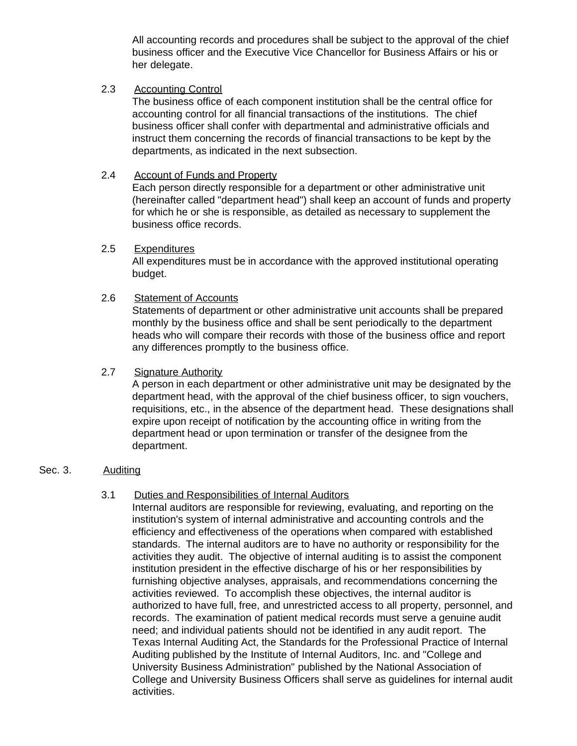All accounting records and procedures shall be subject to the approval of the chief business officer and the Executive Vice Chancellor for Business Affairs or his or her delegate.

2.3 Accounting Control

The business office of each component institution shall be the central office for accounting control for all financial transactions of the institutions. The chief business officer shall confer with departmental and administrative officials and instruct them concerning the records of financial transactions to be kept by the departments, as indicated in the next subsection.

2.4 Account of Funds and Property

Each person directly responsible for a department or other administrative unit (hereinafter called "department head") shall keep an account of funds and property for which he or she is responsible, as detailed as necessary to supplement the business office records.

2.5 Expenditures

All expenditures must be in accordance with the approved institutional operating budget.

2.6 Statement of Accounts

Statements of department or other administrative unit accounts shall be prepared monthly by the business office and shall be sent periodically to the department heads who will compare their records with those of the business office and report any differences promptly to the business office.

2.7 Signature Authority

A person in each department or other administrative unit may be designated by the department head, with the approval of the chief business officer, to sign vouchers, requisitions, etc., in the absence of the department head. These designations shall expire upon receipt of notification by the accounting office in writing from the department head or upon termination or transfer of the designee from the department.

## Sec. 3. Auditing

3.1 Duties and Responsibilities of Internal Auditors

Internal auditors are responsible for reviewing, evaluating, and reporting on the institution's system of internal administrative and accounting controls and the efficiency and effectiveness of the operations when compared with established standards. The internal auditors are to have no authority or responsibility for the activities they audit. The objective of internal auditing is to assist the component institution president in the effective discharge of his or her responsibilities by furnishing objective analyses, appraisals, and recommendations concerning the activities reviewed. To accomplish these objectives, the internal auditor is authorized to have full, free, and unrestricted access to all property, personnel, and records. The examination of patient medical records must serve a genuine audit need; and individual patients should not be identified in any audit report. The Texas Internal Auditing Act, the Standards for the Professional Practice of Internal Auditing published by the Institute of Internal Auditors, Inc. and "College and University Business Administration" published by the National Association of College and University Business Officers shall serve as guidelines for internal audit activities.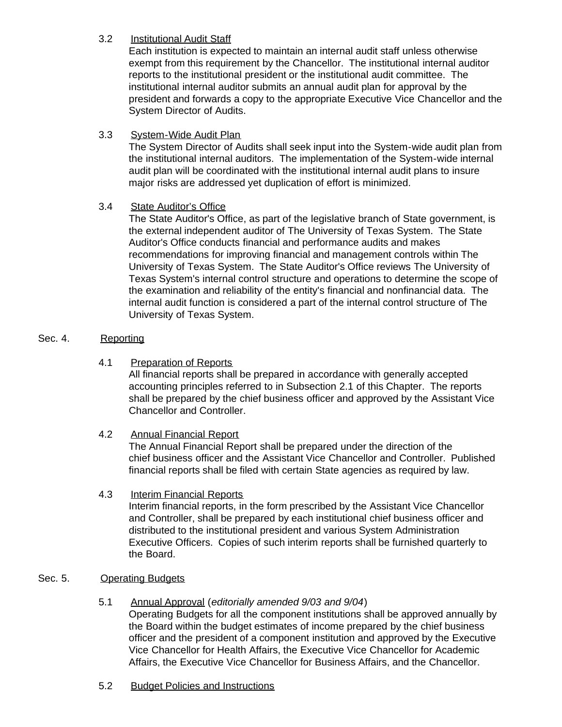3.2 Institutional Audit Staff

Each institution is expected to maintain an internal audit staff unless otherwise exempt from this requirement by the Chancellor. The institutional internal auditor reports to the institutional president or the institutional audit committee. The institutional internal auditor submits an annual audit plan for approval by the president and forwards a copy to the appropriate Executive Vice Chancellor and the System Director of Audits.

3.3 System-Wide Audit Plan

The System Director of Audits shall seek input into the System-wide audit plan from the institutional internal auditors. The implementation of the System-wide internal audit plan will be coordinated with the institutional internal audit plans to insure major risks are addressed yet duplication of effort is minimized.

3.4 State Auditor's Office

The State Auditor's Office, as part of the legislative branch of State government, is the external independent auditor of The University of Texas System. The State Auditor's Office conducts financial and performance audits and makes recommendations for improving financial and management controls within The University of Texas System. The State Auditor's Office reviews The University of Texas System's internal control structure and operations to determine the scope of the examination and reliability of the entity's financial and nonfinancial data. The internal audit function is considered a part of the internal control structure of The University of Texas System.

## Sec. 4. Reporting

4.1 Preparation of Reports

All financial reports shall be prepared in accordance with generally accepted accounting principles referred to in Subsection 2.1 of this Chapter. The reports shall be prepared by the chief business officer and approved by the Assistant Vice Chancellor and Controller.

4.2 Annual Financial Report

The Annual Financial Report shall be prepared under the direction of the chief business officer and the Assistant Vice Chancellor and Controller. Published financial reports shall be filed with certain State agencies as required by law.

4.3 Interim Financial Reports

Interim financial reports, in the form prescribed by the Assistant Vice Chancellor and Controller, shall be prepared by each institutional chief business officer and distributed to the institutional president and various System Administration Executive Officers. Copies of such interim reports shall be furnished quarterly to the Board.

## Sec. 5. Operating Budgets

5.1 Annual Approval (*editorially amended 9/03 and 9/04*)

Operating Budgets for all the component institutions shall be approved annually by the Board within the budget estimates of income prepared by the chief business officer and the president of a component institution and approved by the Executive Vice Chancellor for Health Affairs, the Executive Vice Chancellor for Academic Affairs, the Executive Vice Chancellor for Business Affairs, and the Chancellor.

5.2 Budget Policies and Instructions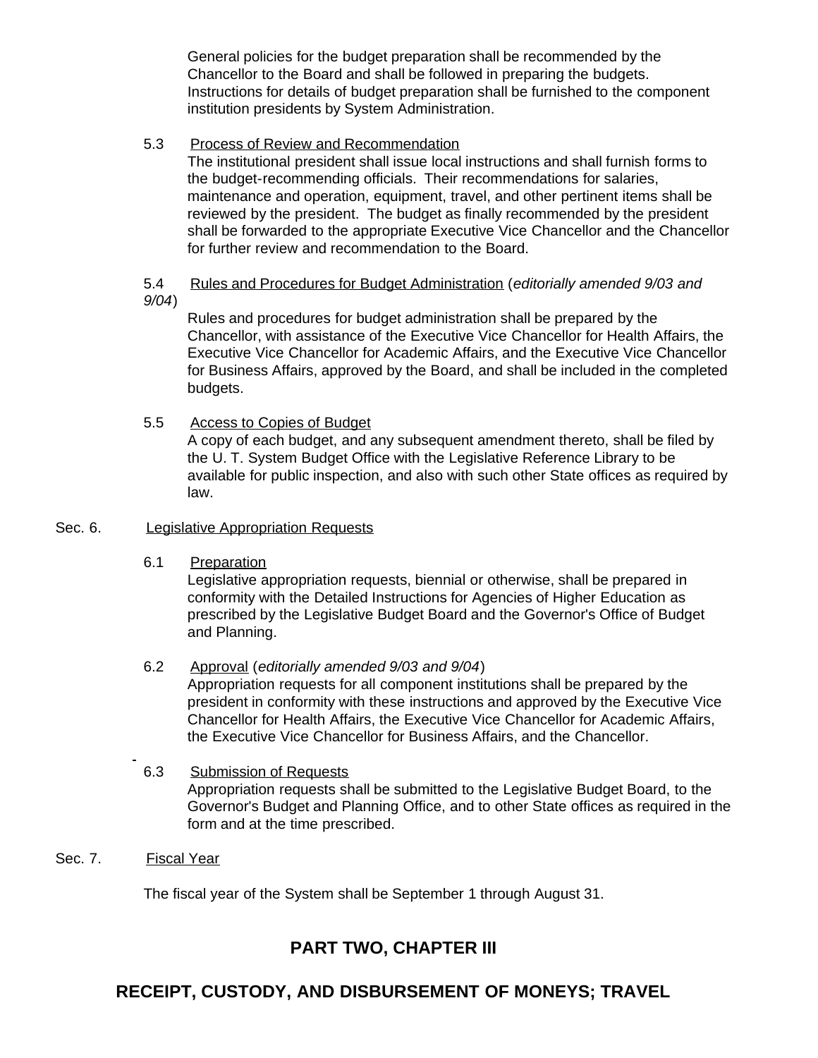General policies for the budget preparation shall be recommended by the Chancellor to the Board and shall be followed in preparing the budgets. Instructions for details of budget preparation shall be furnished to the component institution presidents by System Administration.

5.3 Process of Review and Recommendation

The institutional president shall issue local instructions and shall furnish forms to the budget-recommending officials. Their recommendations for salaries, maintenance and operation, equipment, travel, and other pertinent items shall be reviewed by the president. The budget as finally recommended by the president shall be forwarded to the appropriate Executive Vice Chancellor and the Chancellor for further review and recommendation to the Board.

5.4 Rules and Procedures for Budget Administration (*editorially amended 9/03 and 9/04*)

Rules and procedures for budget administration shall be prepared by the Chancellor, with assistance of the Executive Vice Chancellor for Health Affairs, the Executive Vice Chancellor for Academic Affairs, and the Executive Vice Chancellor for Business Affairs, approved by the Board, and shall be included in the completed budgets.

5.5 Access to Copies of Budget

A copy of each budget, and any subsequent amendment thereto, shall be filed by the U. T. System Budget Office with the Legislative Reference Library to be available for public inspection, and also with such other State offices as required by law.

Sec. 6. Legislative Appropriation Requests

6.1 Preparation

Legislative appropriation requests, biennial or otherwise, shall be prepared in conformity with the Detailed Instructions for Agencies of Higher Education as prescribed by the Legislative Budget Board and the Governor's Office of Budget and Planning.

6.2 Approval (*editorially amended 9/03 and 9/04*)

Appropriation requests for all component institutions shall be prepared by the president in conformity with these instructions and approved by the Executive Vice Chancellor for Health Affairs, the Executive Vice Chancellor for Academic Affairs, the Executive Vice Chancellor for Business Affairs, and the Chancellor.

6.3 Submission of Requests

Appropriation requests shall be submitted to the Legislative Budget Board, to the Governor's Budget and Planning Office, and to other State offices as required in the form and at the time prescribed.

Sec. 7. Fiscal Year

The fiscal year of the System shall be September 1 through August 31.

## PART TWO, CHAPTER III

## RECEIPT, CUSTODY, AND DISBURSEMENT OF MONEYS; TRAVEL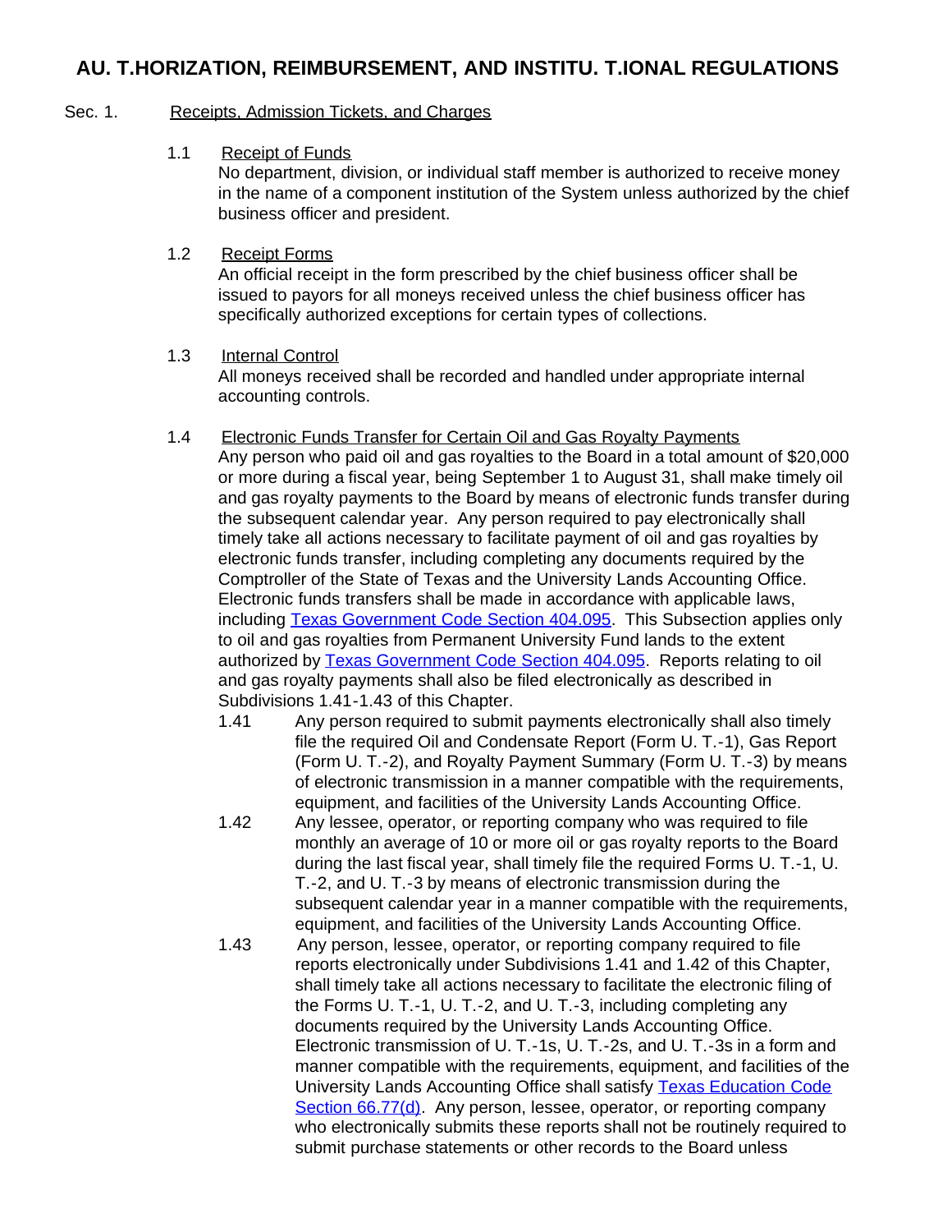# AU. T.HORIZATION, REIMBURSEMENT, AND INSTITU. T.IONAL REGULATIONS

Sec. 1. Receipts, Admission Tickets, and Charges

1.1 Receipt of Funds

No department, division, or individual staff member is authorized to receive money in the name of a component institution of the System unless authorized by the chief business officer and president.

1.2 Receipt Forms

An official receipt in the form prescribed by the chief business officer shall be issued to payors for all moneys received unless the chief business officer has specifically authorized exceptions for certain types of collections.

1.3 Internal Control

All moneys received shall be recorded and handled under appropriate internal accounting controls.

1.4 Electronic Funds Transfer for Certain Oil and Gas Royalty Payments

Any person who paid oil and gas royalties to the Board in a total amount of $20,000 or more during a fiscal year, being September 1 to August 31, shall make timely oil and gas royalty payments to the Board by means of electronic funds transfer during the subsequent calendar year. Any person required to pay electronically shall timely take all actions necessary to facilitate payment of oil and gas royalties by electronic funds transfer, including completing any documents required by the Comptroller of the State of Texas and the University Lands Accounting Office. Electronic funds transfers shall be made in accordance with applicable laws, including Texas Government Code Section 404.095. This Subsection applies only to oil and gas royalties from Permanent University Fund lands to the extent authorized by Texas Government Code Section 404.095. Reports relating to oil and gas royalty payments shall also be filed electronically as described in Subdivisions 1.41-1.43 of this Chapter.

1.41 Any person required to submit payments electronically shall also timely file the required Oil and Condensate Report (Form U. T.-1), Gas Report (Form U. T.-2), and Royalty Payment Summary (Form U. T.-3) by means of electronic transmission in a manner compatible with the requirements, equipment, and facilities of the University Lands Accounting Office.

1.42 Any lessee, operator, or reporting company who was required to file monthly an average of 10 or more oil or gas royalty reports to the Board during the last fiscal year, shall timely file the required Forms U. T.-1, U. T.-2, and U. T.-3 by means of electronic transmission during the subsequent calendar year in a manner compatible with the requirements, equipment, and facilities of the University Lands Accounting Office.

1.43 Any person, lessee, operator, or reporting company required to file reports electronically under Subdivisions 1.41 and 1.42 of this Chapter, shall timely take all actions necessary to facilitate the electronic filing of the Forms U. T.-1, U. T.-2, and U. T.-3, including completing any documents required by the University Lands Accounting Office. Electronic transmission of U. T.-1s, U. T.-2s, and U. T.-3s in a form and manner compatible with the requirements, equipment, and facilities of the University Lands Accounting Office shall satisfy Texas Education Code Section 66.77(d). Any person, lessee, operator, or reporting company who electronically submits these reports shall not be routinely required to submit purchase statements or other records to the Board unless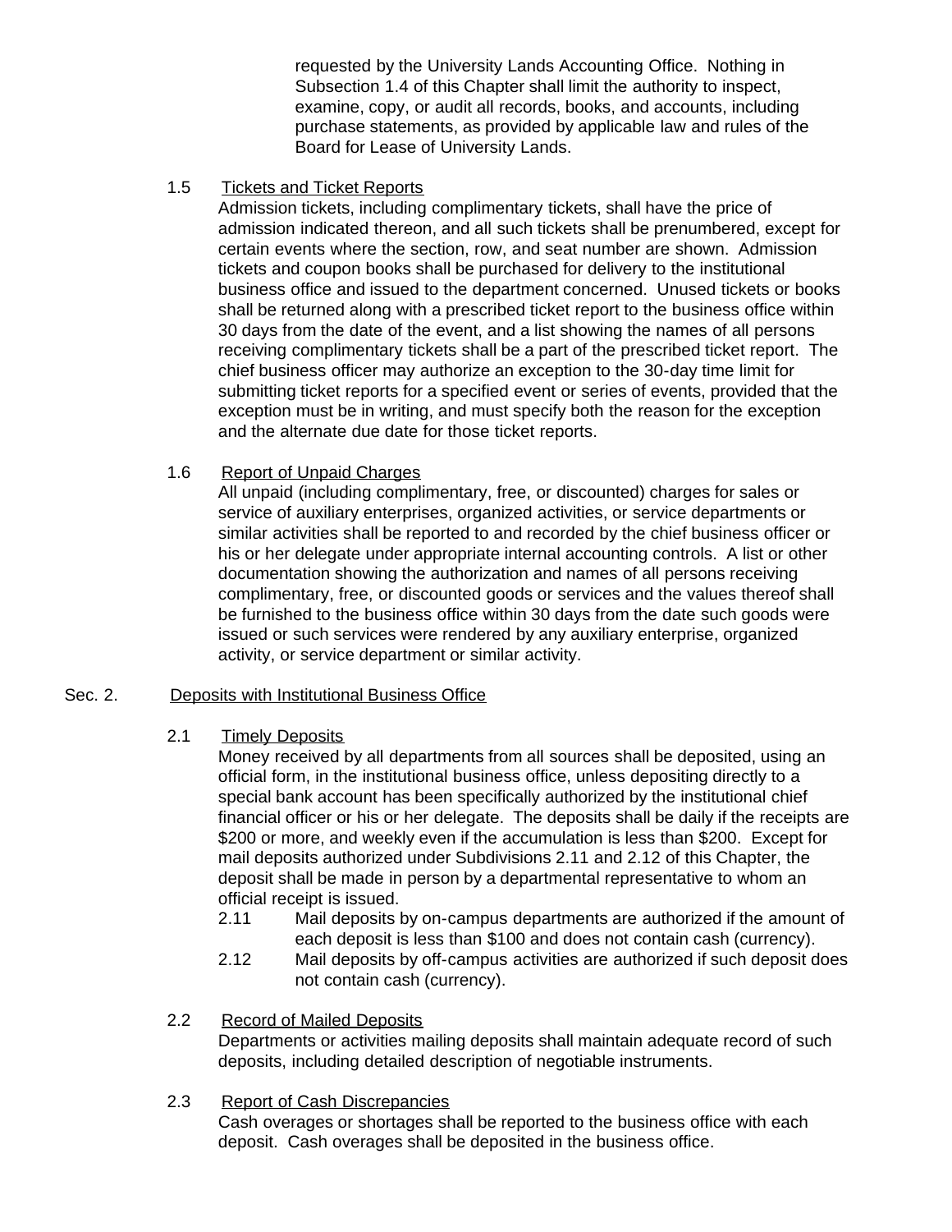requested by the University Lands Accounting Office. Nothing in Subsection 1.4 of this Chapter shall limit the authority to inspect, examine, copy, or audit all records, books, and accounts, including purchase statements, as provided by applicable law and rules of the Board for Lease of University Lands.

1.5 Tickets and Ticket Reports

Admission tickets, including complimentary tickets, shall have the price of admission indicated thereon, and all such tickets shall be prenumbered, except for certain events where the section, row, and seat number are shown. Admission tickets and coupon books shall be purchased for delivery to the institutional business office and issued to the department concerned. Unused tickets or books shall be returned along with a prescribed ticket report to the business office within 30 days from the date of the event, and a list showing the names of all persons receiving complimentary tickets shall be a part of the prescribed ticket report. The chief business officer may authorize an exception to the 30-day time limit for submitting ticket reports for a specified event or series of events, provided that the exception must be in writing, and must specify both the reason for the exception and the alternate due date for those ticket reports.

1.6 Report of Unpaid Charges

All unpaid (including complimentary, free, or discounted) charges for sales or service of auxiliary enterprises, organized activities, or service departments or similar activities shall be reported to and recorded by the chief business officer or his or her delegate under appropriate internal accounting controls. A list or other documentation showing the authorization and names of all persons receiving complimentary, free, or discounted goods or services and the values thereof shall be furnished to the business office within 30 days from the date such goods were issued or such services were rendered by any auxiliary enterprise, organized activity, or service department or similar activity.

## Sec. 2. Deposits with Institutional Business Office

2.1 Timely Deposits

Money received by all departments from all sources shall be deposited, using an official form, in the institutional business office, unless depositing directly to a special bank account has been specifically authorized by the institutional chief financial officer or his or her delegate. The deposits shall be daily if the receipts are $200 or more, and weekly even if the accumulation is less than $200. Except for mail deposits authorized under Subdivisions 2.11 and 2.12 of this Chapter, the deposit shall be made in person by a departmental representative to whom an official receipt is issued.

2.11 Mail deposits by on-campus departments are authorized if the amount of each deposit is less than $100 and does not contain cash (currency).

2.12 Mail deposits by off-campus activities are authorized if such deposit does not contain cash (currency).

2.2 Record of Mailed Deposits

Departments or activities mailing deposits shall maintain adequate record of such deposits, including detailed description of negotiable instruments.

2.3 Report of Cash Discrepancies

Cash overages or shortages shall be reported to the business office with each deposit. Cash overages shall be deposited in the business office.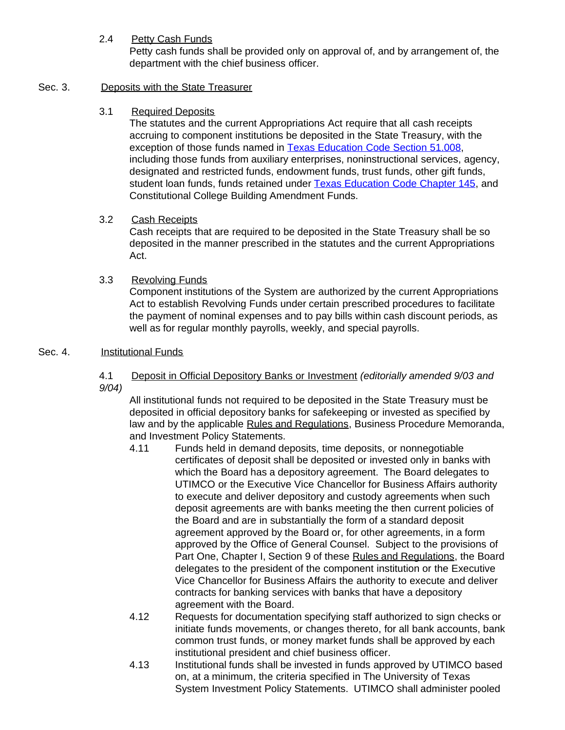2.4 Petty Cash Funds

Petty cash funds shall be provided only on approval of, and by arrangement of, the department with the chief business officer.

Sec. 3. Deposits with the State Treasurer

3.1 Required Deposits

The statutes and the current Appropriations Act require that all cash receipts accruing to component institutions be deposited in the State Treasury, with the exception of those funds named in Texas Education Code Section 51.008, including those funds from auxiliary enterprises, noninstructional services, agency, designated and restricted funds, endowment funds, trust funds, other gift funds, student loan funds, funds retained under Texas Education Code Chapter 145, and Constitutional College Building Amendment Funds.

3.2 Cash Receipts

Cash receipts that are required to be deposited in the State Treasury shall be so deposited in the manner prescribed in the statutes and the current Appropriations Act.

3.3 Revolving Funds

Component institutions of the System are authorized by the current Appropriations Act to establish Revolving Funds under certain prescribed procedures to facilitate the payment of nominal expenses and to pay bills within cash discount periods, as well as for regular monthly payrolls, weekly, and special payrolls.

Sec. 4. Institutional Funds

4.1 Deposit in Official Depository Banks or Investment *(editorially amended 9/03 and 9/04)*

All institutional funds not required to be deposited in the State Treasury must be deposited in official depository banks for safekeeping or invested as specified by law and by the applicable Rules and Regulations, Business Procedure Memoranda, and Investment Policy Statements.

4.11 Funds held in demand deposits, time deposits, or nonnegotiable certificates of deposit shall be deposited or invested only in banks with which the Board has a depository agreement. The Board delegates to UTIMCO or the Executive Vice Chancellor for Business Affairs authority to execute and deliver depository and custody agreements when such deposit agreements are with banks meeting the then current policies of the Board and are in substantially the form of a standard deposit agreement approved by the Board or, for other agreements, in a form approved by the Office of General Counsel. Subject to the provisions of Part One, Chapter I, Section 9 of these Rules and Regulations, the Board delegates to the president of the component institution or the Executive Vice Chancellor for Business Affairs the authority to execute and deliver contracts for banking services with banks that have a depository agreement with the Board.

4.12 Requests for documentation specifying staff authorized to sign checks or initiate funds movements, or changes thereto, for all bank accounts, bank common trust funds, or money market funds shall be approved by each institutional president and chief business officer.

4.13 Institutional funds shall be invested in funds approved by UTIMCO based on, at a minimum, the criteria specified in The University of Texas System Investment Policy Statements. UTIMCO shall administer pooled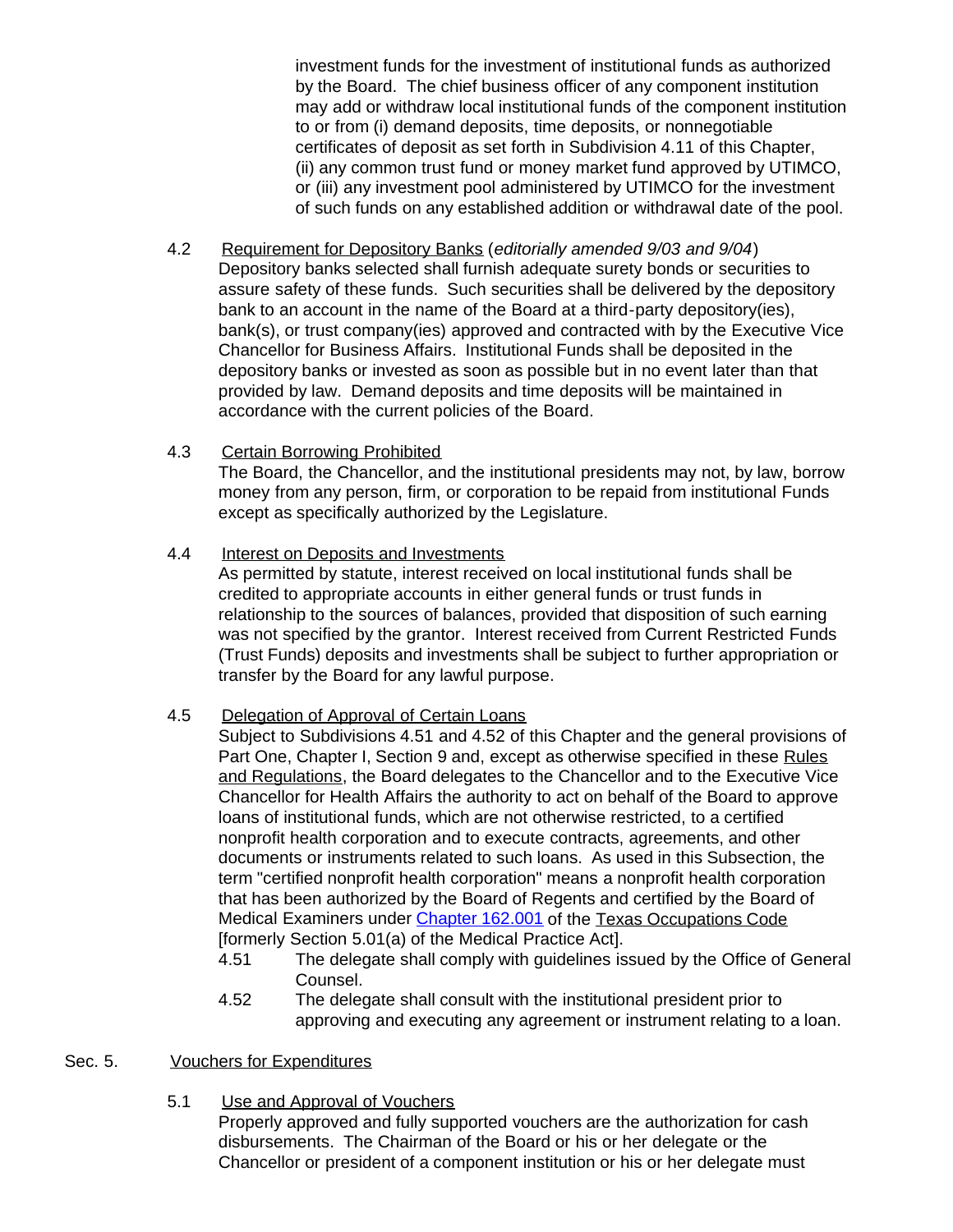investment funds for the investment of institutional funds as authorized by the Board. The chief business officer of any component institution may add or withdraw local institutional funds of the component institution to or from (i) demand deposits, time deposits, or nonnegotiable certificates of deposit as set forth in Subdivision 4.11 of this Chapter, (ii) any common trust fund or money market fund approved by UTIMCO, or (iii) any investment pool administered by UTIMCO for the investment of such funds on any established addition or withdrawal date of the pool.

4.2 Requirement for Depository Banks (*editorially amended 9/03 and 9/04*)
Depository banks selected shall furnish adequate surety bonds or securities to assure safety of these funds. Such securities shall be delivered by the depository bank to an account in the name of the Board at a third-party depository(ies), bank(s), or trust company(ies) approved and contracted with by the Executive Vice Chancellor for Business Affairs. Institutional Funds shall be deposited in the depository banks or invested as soon as possible but in no event later than that provided by law. Demand deposits and time deposits will be maintained in accordance with the current policies of the Board.

4.3 Certain Borrowing Prohibited
The Board, the Chancellor, and the institutional presidents may not, by law, borrow money from any person, firm, or corporation to be repaid from institutional Funds except as specifically authorized by the Legislature.

4.4 Interest on Deposits and Investments
As permitted by statute, interest received on local institutional funds shall be credited to appropriate accounts in either general funds or trust funds in relationship to the sources of balances, provided that disposition of such earning was not specified by the grantor. Interest received from Current Restricted Funds (Trust Funds) deposits and investments shall be subject to further appropriation or transfer by the Board for any lawful purpose.

4.5 Delegation of Approval of Certain Loans
Subject to Subdivisions 4.51 and 4.52 of this Chapter and the general provisions of Part One, Chapter I, Section 9 and, except as otherwise specified in these Rules and Regulations, the Board delegates to the Chancellor and to the Executive Vice Chancellor for Health Affairs the authority to act on behalf of the Board to approve loans of institutional funds, which are not otherwise restricted, to a certified nonprofit health corporation and to execute contracts, agreements, and other documents or instruments related to such loans. As used in this Subsection, the term "certified nonprofit health corporation" means a nonprofit health corporation that has been authorized by the Board of Regents and certified by the Board of Medical Examiners under Chapter 162.001 of the Texas Occupations Code [formerly Section 5.01(a) of the Medical Practice Act].

4.51 The delegate shall comply with guidelines issued by the Office of General Counsel.

4.52 The delegate shall consult with the institutional president prior to approving and executing any agreement or instrument relating to a loan.

## Sec. 5. Vouchers for Expenditures

5.1 Use and Approval of Vouchers
Properly approved and fully supported vouchers are the authorization for cash disbursements. The Chairman of the Board or his or her delegate or the Chancellor or president of a component institution or his or her delegate must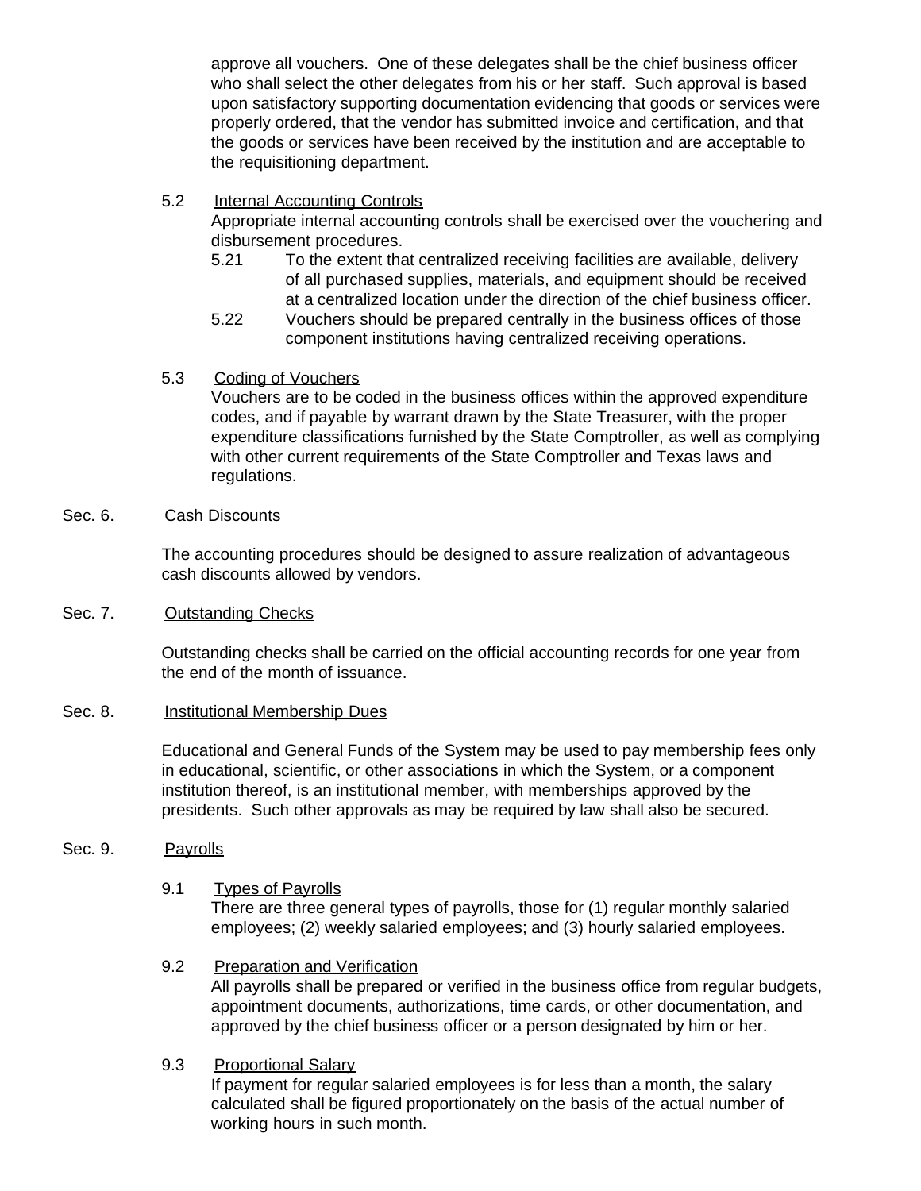approve all vouchers. One of these delegates shall be the chief business officer who shall select the other delegates from his or her staff. Such approval is based upon satisfactory supporting documentation evidencing that goods or services were properly ordered, that the vendor has submitted invoice and certification, and that the goods or services have been received by the institution and are acceptable to the requisitioning department.

5.2 Internal Accounting Controls

Appropriate internal accounting controls shall be exercised over the vouchering and disbursement procedures.

5.21 To the extent that centralized receiving facilities are available, delivery of all purchased supplies, materials, and equipment should be received at a centralized location under the direction of the chief business officer.

5.22 Vouchers should be prepared centrally in the business offices of those component institutions having centralized receiving operations.

5.3 Coding of Vouchers

Vouchers are to be coded in the business offices within the approved expenditure codes, and if payable by warrant drawn by the State Treasurer, with the proper expenditure classifications furnished by the State Comptroller, as well as complying with other current requirements of the State Comptroller and Texas laws and regulations.

## Sec. 6. Cash Discounts

The accounting procedures should be designed to assure realization of advantageous cash discounts allowed by vendors.

## Sec. 7. Outstanding Checks

Outstanding checks shall be carried on the official accounting records for one year from the end of the month of issuance.

## Sec. 8. Institutional Membership Dues

Educational and General Funds of the System may be used to pay membership fees only in educational, scientific, or other associations in which the System, or a component institution thereof, is an institutional member, with memberships approved by the presidents. Such other approvals as may be required by law shall also be secured.

## Sec. 9. Payrolls

9.1 Types of Payrolls

There are three general types of payrolls, those for (1) regular monthly salaried employees; (2) weekly salaried employees; and (3) hourly salaried employees.

9.2 Preparation and Verification

All payrolls shall be prepared or verified in the business office from regular budgets, appointment documents, authorizations, time cards, or other documentation, and approved by the chief business officer or a person designated by him or her.

9.3 Proportional Salary

If payment for regular salaried employees is for less than a month, the salary calculated shall be figured proportionately on the basis of the actual number of working hours in such month.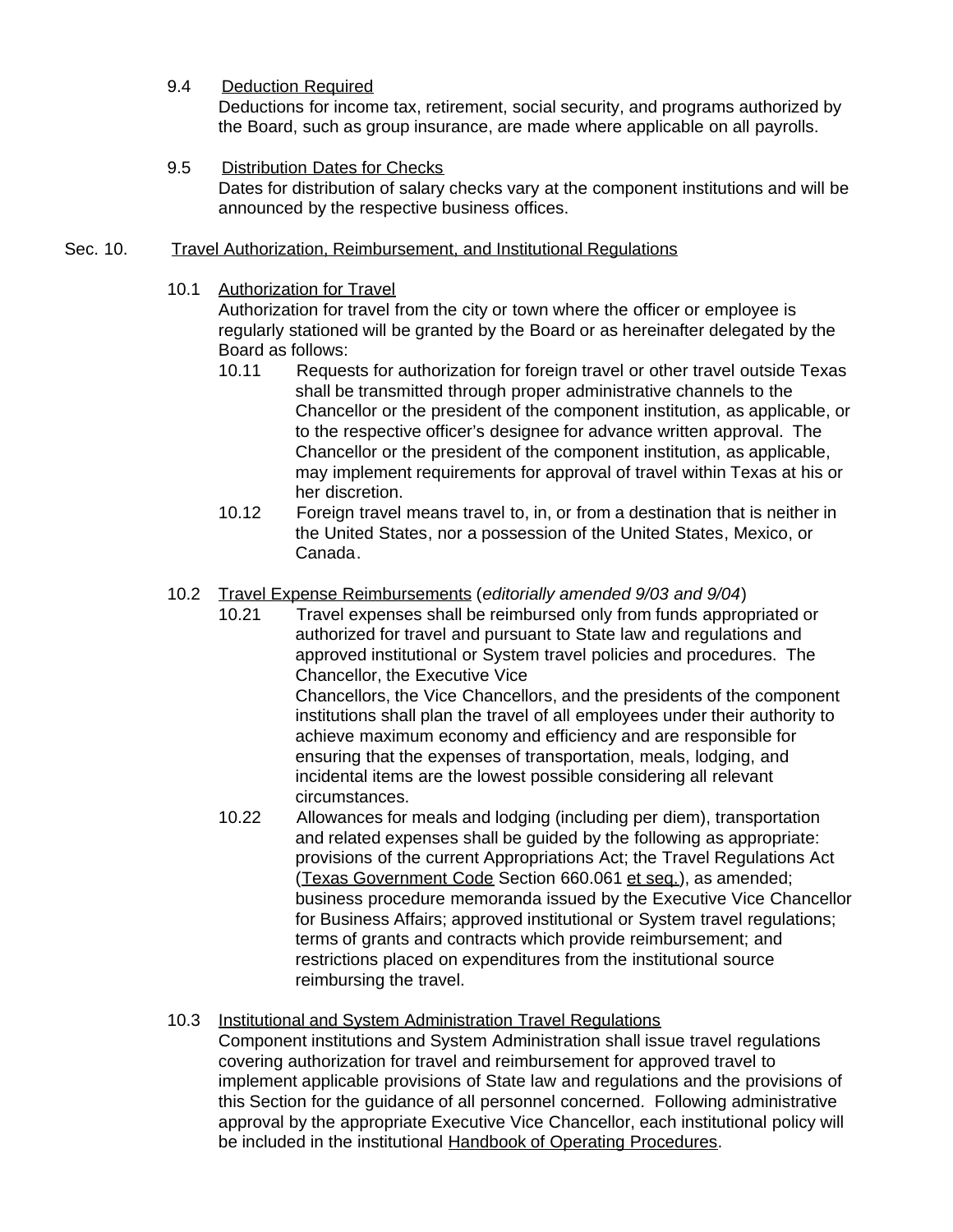9.4 Deduction Required

Deductions for income tax, retirement, social security, and programs authorized by the Board, such as group insurance, are made where applicable on all payrolls.

9.5 Distribution Dates for Checks

Dates for distribution of salary checks vary at the component institutions and will be announced by the respective business offices.

Sec. 10. Travel Authorization, Reimbursement, and Institutional Regulations

10.1 Authorization for Travel

Authorization for travel from the city or town where the officer or employee is regularly stationed will be granted by the Board or as hereinafter delegated by the Board as follows:

10.11 Requests for authorization for foreign travel or other travel outside Texas shall be transmitted through proper administrative channels to the Chancellor or the president of the component institution, as applicable, or to the respective officer's designee for advance written approval. The Chancellor or the president of the component institution, as applicable, may implement requirements for approval of travel within Texas at his or her discretion.

10.12 Foreign travel means travel to, in, or from a destination that is neither in the United States, nor a possession of the United States, Mexico, or Canada.

10.2 Travel Expense Reimbursements (*editorially amended 9/03 and 9/04*)

10.21 Travel expenses shall be reimbursed only from funds appropriated or authorized for travel and pursuant to State law and regulations and approved institutional or System travel policies and procedures. The Chancellor, the Executive Vice Chancellors, the Vice Chancellors, and the presidents of the component institutions shall plan the travel of all employees under their authority to achieve maximum economy and efficiency and are responsible for ensuring that the expenses of transportation, meals, lodging, and incidental items are the lowest possible considering all relevant circumstances.

10.22 Allowances for meals and lodging (including per diem), transportation and related expenses shall be guided by the following as appropriate: provisions of the current Appropriations Act; the Travel Regulations Act (Texas Government Code Section 660.061 et seq.), as amended; business procedure memoranda issued by the Executive Vice Chancellor for Business Affairs; approved institutional or System travel regulations; terms of grants and contracts which provide reimbursement; and restrictions placed on expenditures from the institutional source reimbursing the travel.

10.3 Institutional and System Administration Travel Regulations

Component institutions and System Administration shall issue travel regulations covering authorization for travel and reimbursement for approved travel to implement applicable provisions of State law and regulations and the provisions of this Section for the guidance of all personnel concerned. Following administrative approval by the appropriate Executive Vice Chancellor, each institutional policy will be included in the institutional Handbook of Operating Procedures.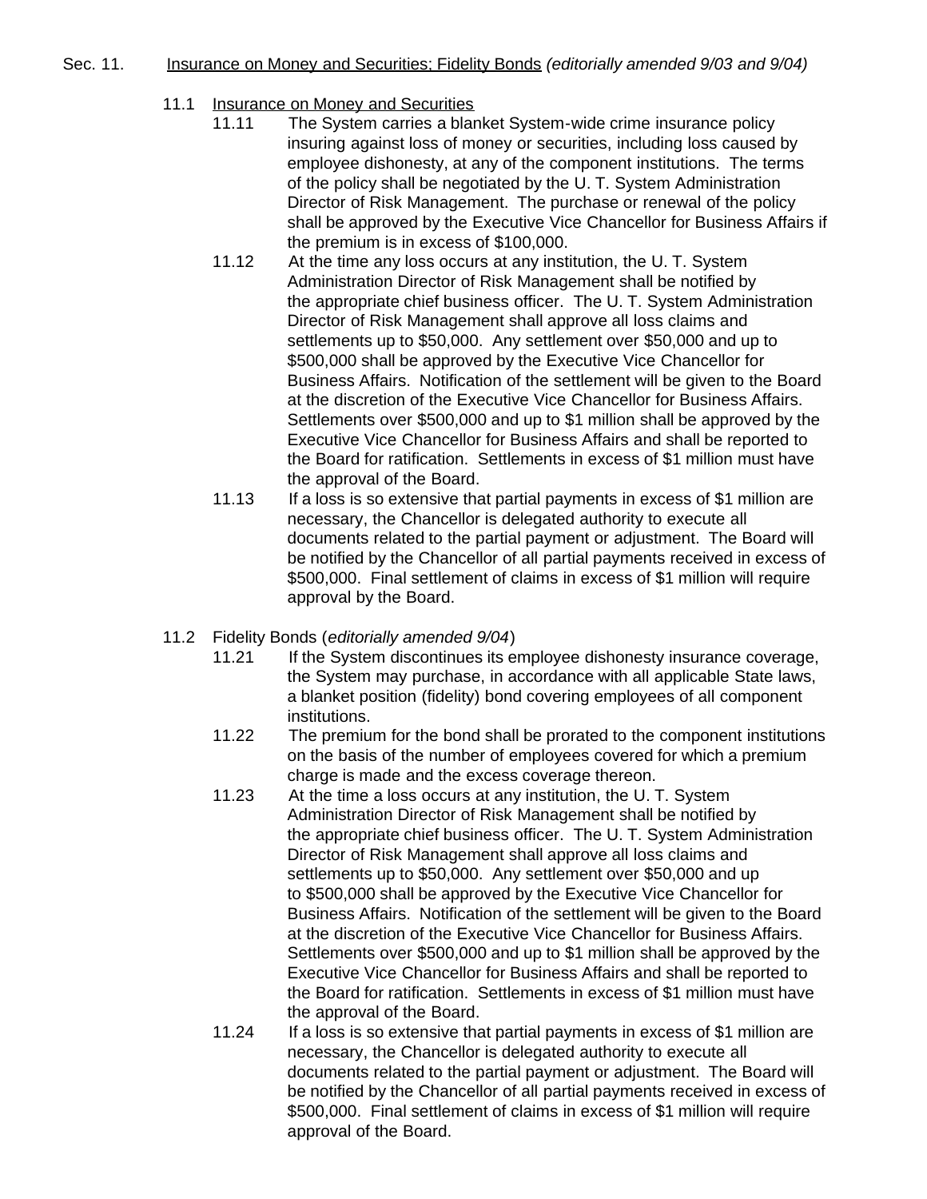Sec. 11. Insurance on Money and Securities; Fidelity Bonds *(editorially amended 9/03 and 9/04)*

11.1 Insurance on Money and Securities

11.11 The System carries a blanket System-wide crime insurance policy insuring against loss of money or securities, including loss caused by employee dishonesty, at any of the component institutions. The terms of the policy shall be negotiated by the U. T. System Administration Director of Risk Management. The purchase or renewal of the policy shall be approved by the Executive Vice Chancellor for Business Affairs if the premium is in excess of $100,000.

11.12 At the time any loss occurs at any institution, the U. T. System Administration Director of Risk Management shall be notified by the appropriate chief business officer. The U. T. System Administration Director of Risk Management shall approve all loss claims and settlements up to $50,000. Any settlement over $50,000 and up to $500,000 shall be approved by the Executive Vice Chancellor for Business Affairs. Notification of the settlement will be given to the Board at the discretion of the Executive Vice Chancellor for Business Affairs. Settlements over $500,000 and up to $1 million shall be approved by the Executive Vice Chancellor for Business Affairs and shall be reported to the Board for ratification. Settlements in excess of $1 million must have the approval of the Board.

11.13 If a loss is so extensive that partial payments in excess of $1 million are necessary, the Chancellor is delegated authority to execute all documents related to the partial payment or adjustment. The Board will be notified by the Chancellor of all partial payments received in excess of $500,000. Final settlement of claims in excess of $1 million will require approval by the Board.

11.2 Fidelity Bonds (*editorially amended 9/04*)

11.21 If the System discontinues its employee dishonesty insurance coverage, the System may purchase, in accordance with all applicable State laws, a blanket position (fidelity) bond covering employees of all component institutions.

11.22 The premium for the bond shall be prorated to the component institutions on the basis of the number of employees covered for which a premium charge is made and the excess coverage thereon.

11.23 At the time a loss occurs at any institution, the U. T. System Administration Director of Risk Management shall be notified by the appropriate chief business officer. The U. T. System Administration Director of Risk Management shall approve all loss claims and settlements up to $50,000. Any settlement over $50,000 and up to $500,000 shall be approved by the Executive Vice Chancellor for Business Affairs. Notification of the settlement will be given to the Board at the discretion of the Executive Vice Chancellor for Business Affairs. Settlements over $500,000 and up to $1 million shall be approved by the Executive Vice Chancellor for Business Affairs and shall be reported to the Board for ratification. Settlements in excess of $1 million must have the approval of the Board.

11.24 If a loss is so extensive that partial payments in excess of $1 million are necessary, the Chancellor is delegated authority to execute all documents related to the partial payment or adjustment. The Board will be notified by the Chancellor of all partial payments received in excess of $500,000. Final settlement of claims in excess of $1 million will require approval of the Board.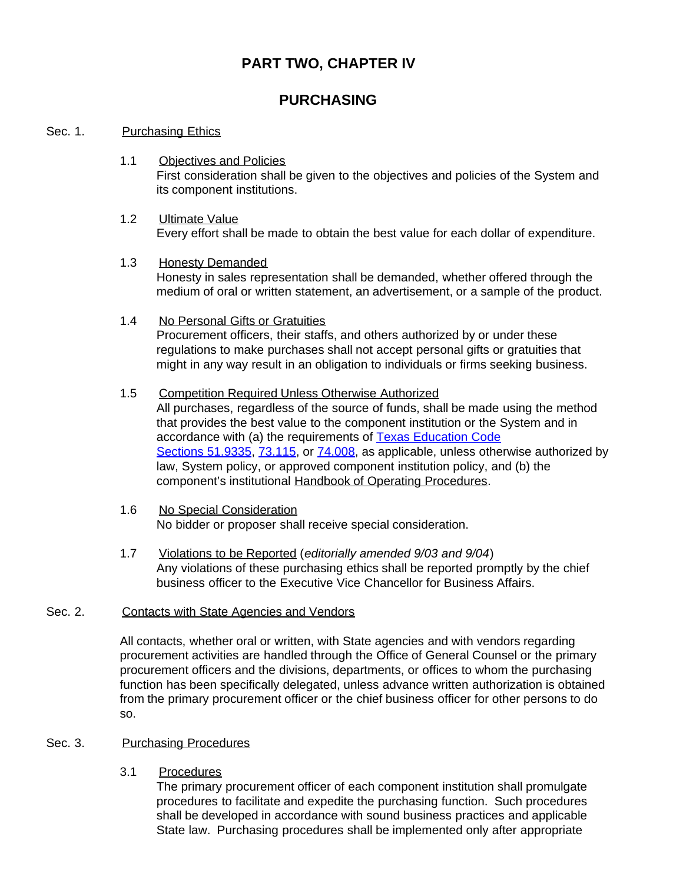# PART TWO, CHAPTER IV

# PURCHASING

## Sec. 1. Purchasing Ethics

### 1.1 Objectives and Policies

First consideration shall be given to the objectives and policies of the System and its component institutions.

### 1.2 Ultimate Value

Every effort shall be made to obtain the best value for each dollar of expenditure.

### 1.3 Honesty Demanded

Honesty in sales representation shall be demanded, whether offered through the medium of oral or written statement, an advertisement, or a sample of the product.

### 1.4 No Personal Gifts or Gratuities

Procurement officers, their staffs, and others authorized by or under these regulations to make purchases shall not accept personal gifts or gratuities that might in any way result in an obligation to individuals or firms seeking business.

### 1.5 Competition Required Unless Otherwise Authorized

All purchases, regardless of the source of funds, shall be made using the method that provides the best value to the component institution or the System and in accordance with (a) the requirements of Texas Education Code Sections 51.9335, 73.115, or 74.008, as applicable, unless otherwise authorized by law, System policy, or approved component institution policy, and (b) the component's institutional Handbook of Operating Procedures.

### 1.6 No Special Consideration

No bidder or proposer shall receive special consideration.

### 1.7 Violations to be Reported (*editorially amended 9/03 and 9/04*)

Any violations of these purchasing ethics shall be reported promptly by the chief business officer to the Executive Vice Chancellor for Business Affairs.

## Sec. 2. Contacts with State Agencies and Vendors

All contacts, whether oral or written, with State agencies and with vendors regarding procurement activities are handled through the Office of General Counsel or the primary procurement officers and the divisions, departments, or offices to whom the purchasing function has been specifically delegated, unless advance written authorization is obtained from the primary procurement officer or the chief business officer for other persons to do so.

## Sec. 3. Purchasing Procedures

### 3.1 Procedures

The primary procurement officer of each component institution shall promulgate procedures to facilitate and expedite the purchasing function. Such procedures shall be developed in accordance with sound business practices and applicable State law. Purchasing procedures shall be implemented only after appropriate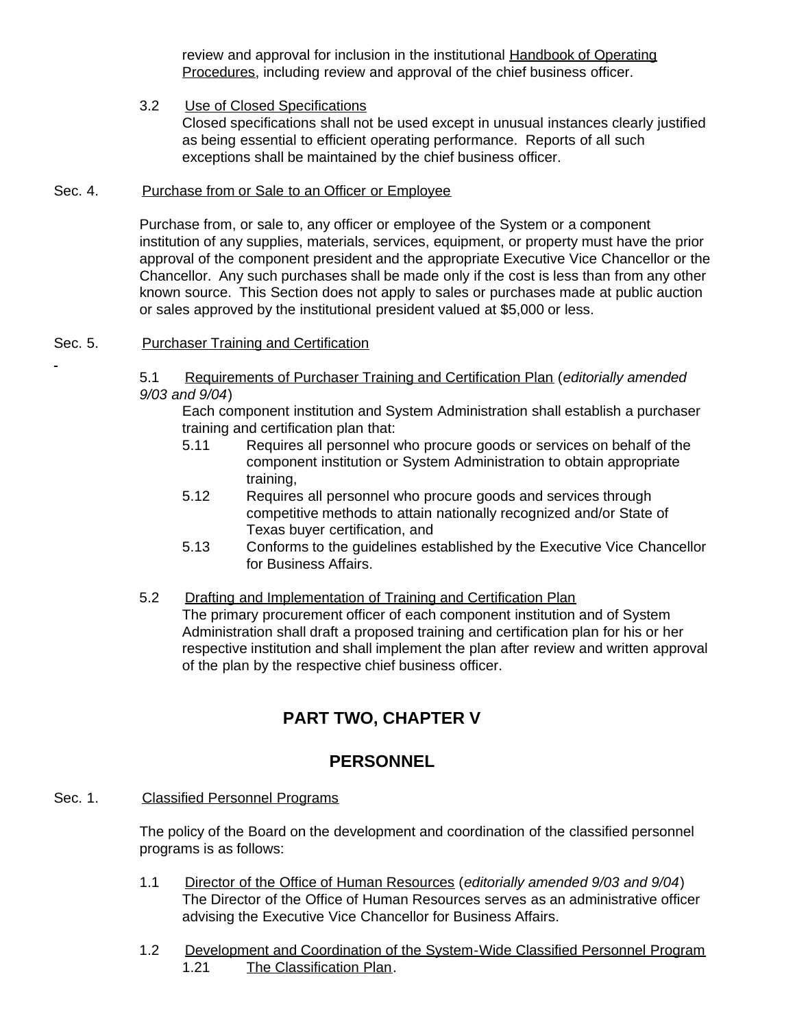review and approval for inclusion in the institutional Handbook of Operating Procedures, including review and approval of the chief business officer.

3.2 Use of Closed Specifications

Closed specifications shall not be used except in unusual instances clearly justified as being essential to efficient operating performance. Reports of all such exceptions shall be maintained by the chief business officer.

Sec. 4. Purchase from or Sale to an Officer or Employee

Purchase from, or sale to, any officer or employee of the System or a component institution of any supplies, materials, services, equipment, or property must have the prior approval of the component president and the appropriate Executive Vice Chancellor or the Chancellor. Any such purchases shall be made only if the cost is less than from any other known source. This Section does not apply to sales or purchases made at public auction or sales approved by the institutional president valued at $5,000 or less.

Sec. 5. Purchaser Training and Certification

5.1 Requirements of Purchaser Training and Certification Plan (*editorially amended 9/03 and 9/04*)

Each component institution and System Administration shall establish a purchaser training and certification plan that:

5.11 Requires all personnel who procure goods or services on behalf of the component institution or System Administration to obtain appropriate training,

5.12 Requires all personnel who procure goods and services through competitive methods to attain nationally recognized and/or State of Texas buyer certification, and

5.13 Conforms to the guidelines established by the Executive Vice Chancellor for Business Affairs.

5.2 Drafting and Implementation of Training and Certification Plan

The primary procurement officer of each component institution and of System Administration shall draft a proposed training and certification plan for his or her respective institution and shall implement the plan after review and written approval of the plan by the respective chief business officer.

## PART TWO, CHAPTER V

## PERSONNEL

Sec. 1. Classified Personnel Programs

The policy of the Board on the development and coordination of the classified personnel programs is as follows:

1.1 Director of the Office of Human Resources (*editorially amended 9/03 and 9/04*)

The Director of the Office of Human Resources serves as an administrative officer advising the Executive Vice Chancellor for Business Affairs.

1.2 Development and Coordination of the System-Wide Classified Personnel Program

1.21 The Classification Plan.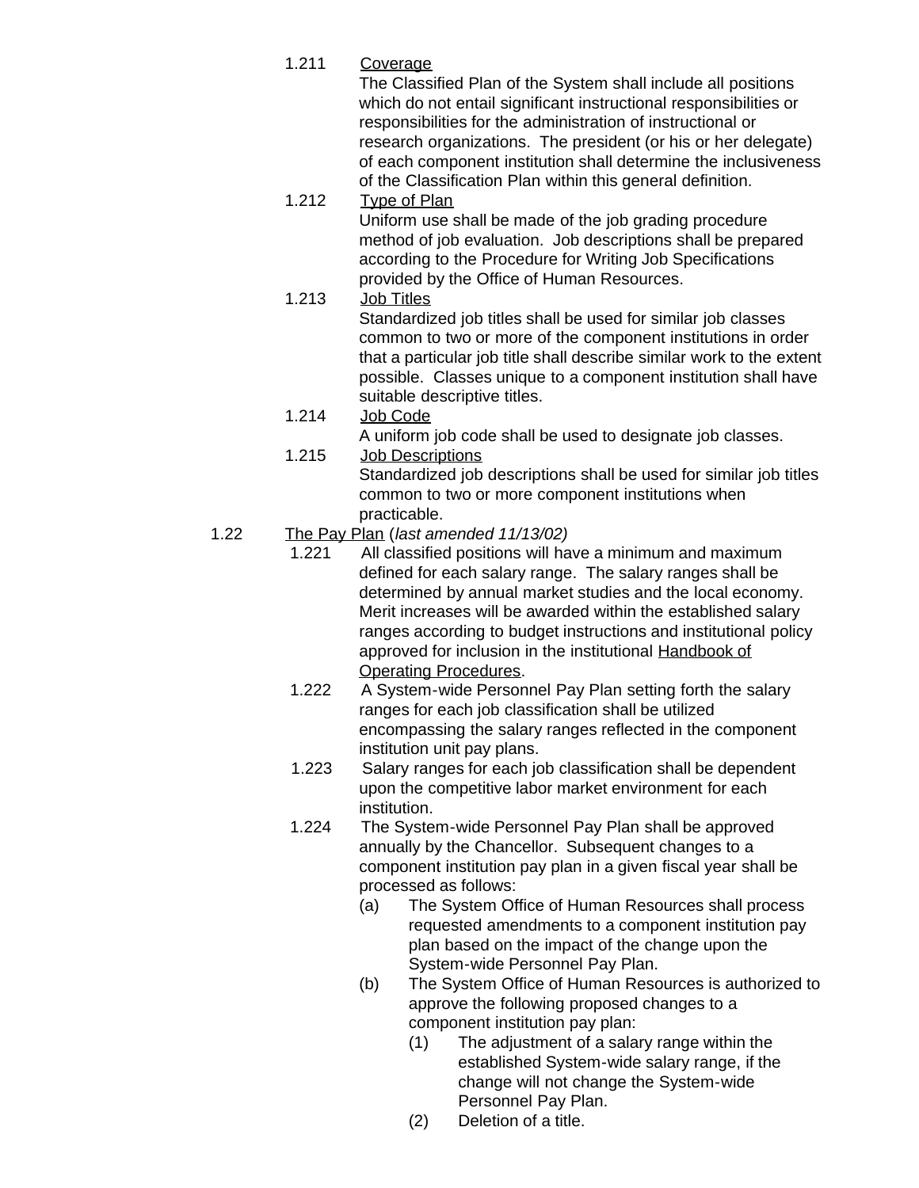1.211 <u>Coverage</u>
The Classified Plan of the System shall include all positions which do not entail significant instructional responsibilities or responsibilities for the administration of instructional or research organizations. The president (or his or her delegate) of each component institution shall determine the inclusiveness of the Classification Plan within this general definition.

1.212 <u>Type of Plan</u>
Uniform use shall be made of the job grading procedure method of job evaluation. Job descriptions shall be prepared according to the Procedure for Writing Job Specifications provided by the Office of Human Resources.

1.213 <u>Job Titles</u>
Standardized job titles shall be used for similar job classes common to two or more of the component institutions in order that a particular job title shall describe similar work to the extent possible. Classes unique to a component institution shall have suitable descriptive titles.

1.214 <u>Job Code</u>
A uniform job code shall be used to designate job classes.

1.215 <u>Job Descriptions</u>
Standardized job descriptions shall be used for similar job titles common to two or more component institutions when practicable.

1.22 <u>The Pay Plan</u> (*last amended 11/13/02)*

1.221 All classified positions will have a minimum and maximum defined for each salary range. The salary ranges shall be determined by annual market studies and the local economy. Merit increases will be awarded within the established salary ranges according to budget instructions and institutional policy approved for inclusion in the institutional <u>Handbook of Operating Procedures</u>.

1.222 A System-wide Personnel Pay Plan setting forth the salary ranges for each job classification shall be utilized encompassing the salary ranges reflected in the component institution unit pay plans.

1.223 Salary ranges for each job classification shall be dependent upon the competitive labor market environment for each institution.

1.224 The System-wide Personnel Pay Plan shall be approved annually by the Chancellor. Subsequent changes to a component institution pay plan in a given fiscal year shall be processed as follows:

(a) The System Office of Human Resources shall process requested amendments to a component institution pay plan based on the impact of the change upon the System-wide Personnel Pay Plan.

(b) The System Office of Human Resources is authorized to approve the following proposed changes to a component institution pay plan:

(1) The adjustment of a salary range within the established System-wide salary range, if the change will not change the System-wide Personnel Pay Plan.

(2) Deletion of a title.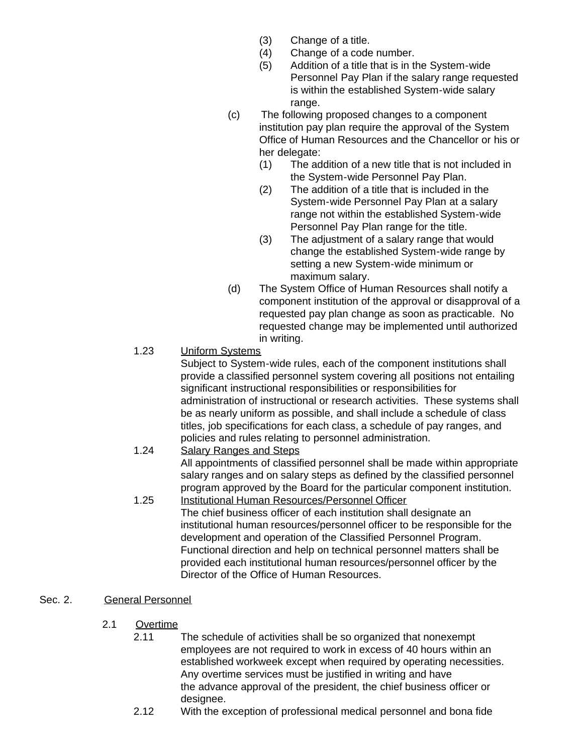(3) Change of a title.

(4) Change of a code number.

(5) Addition of a title that is in the System-wide Personnel Pay Plan if the salary range requested is within the established System-wide salary range.

(c) The following proposed changes to a component institution pay plan require the approval of the System Office of Human Resources and the Chancellor or his or her delegate:

(1) The addition of a new title that is not included in the System-wide Personnel Pay Plan.

(2) The addition of a title that is included in the System-wide Personnel Pay Plan at a salary range not within the established System-wide Personnel Pay Plan range for the title.

(3) The adjustment of a salary range that would change the established System-wide range by setting a new System-wide minimum or maximum salary.

(d) The System Office of Human Resources shall notify a component institution of the approval or disapproval of a requested pay plan change as soon as practicable. No requested change may be implemented until authorized in writing.

1.23 Uniform Systems

Subject to System-wide rules, each of the component institutions shall provide a classified personnel system covering all positions not entailing significant instructional responsibilities or responsibilities for administration of instructional or research activities. These systems shall be as nearly uniform as possible, and shall include a schedule of class titles, job specifications for each class, a schedule of pay ranges, and policies and rules relating to personnel administration.

1.24 Salary Ranges and Steps

All appointments of classified personnel shall be made within appropriate salary ranges and on salary steps as defined by the classified personnel program approved by the Board for the particular component institution.

1.25 Institutional Human Resources/Personnel Officer

The chief business officer of each institution shall designate an institutional human resources/personnel officer to be responsible for the development and operation of the Classified Personnel Program. Functional direction and help on technical personnel matters shall be provided each institutional human resources/personnel officer by the Director of the Office of Human Resources.

## Sec. 2. General Personnel

### 2.1 Overtime

2.11 The schedule of activities shall be so organized that nonexempt employees are not required to work in excess of 40 hours within an established workweek except when required by operating necessities. Any overtime services must be justified in writing and have the advance approval of the president, the chief business officer or designee.

2.12 With the exception of professional medical personnel and bona fide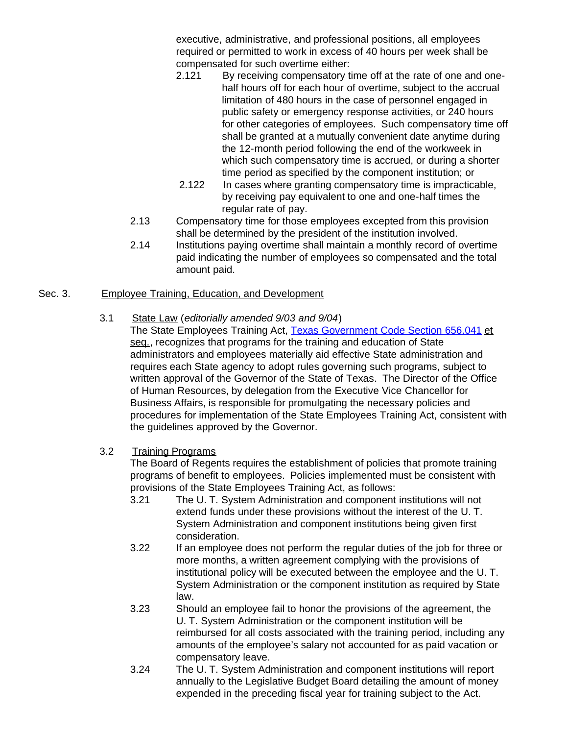executive, administrative, and professional positions, all employees required or permitted to work in excess of 40 hours per week shall be compensated for such overtime either:

2.121 By receiving compensatory time off at the rate of one and one-half hours off for each hour of overtime, subject to the accrual limitation of 480 hours in the case of personnel engaged in public safety or emergency response activities, or 240 hours for other categories of employees. Such compensatory time off shall be granted at a mutually convenient date anytime during the 12-month period following the end of the workweek in which such compensatory time is accrued, or during a shorter time period as specified by the component institution; or

2.122 In cases where granting compensatory time is impracticable, by receiving pay equivalent to one and one-half times the regular rate of pay.

2.13 Compensatory time for those employees excepted from this provision shall be determined by the president of the institution involved.

2.14 Institutions paying overtime shall maintain a monthly record of overtime paid indicating the number of employees so compensated and the total amount paid.

## Sec. 3. Employee Training, Education, and Development

### 3.1 State Law (*editorially amended 9/03 and 9/04*)

The State Employees Training Act, Texas Government Code Section 656.041 et seq., recognizes that programs for the training and education of State administrators and employees materially aid effective State administration and requires each State agency to adopt rules governing such programs, subject to written approval of the Governor of the State of Texas. The Director of the Office of Human Resources, by delegation from the Executive Vice Chancellor for Business Affairs, is responsible for promulgating the necessary policies and procedures for implementation of the State Employees Training Act, consistent with the guidelines approved by the Governor.

### 3.2 Training Programs

The Board of Regents requires the establishment of policies that promote training programs of benefit to employees. Policies implemented must be consistent with provisions of the State Employees Training Act, as follows:

3.21 The U. T. System Administration and component institutions will not extend funds under these provisions without the interest of the U. T. System Administration and component institutions being given first consideration.

3.22 If an employee does not perform the regular duties of the job for three or more months, a written agreement complying with the provisions of institutional policy will be executed between the employee and the U. T. System Administration or the component institution as required by State law.

3.23 Should an employee fail to honor the provisions of the agreement, the U. T. System Administration or the component institution will be reimbursed for all costs associated with the training period, including any amounts of the employee's salary not accounted for as paid vacation or compensatory leave.

3.24 The U. T. System Administration and component institutions will report annually to the Legislative Budget Board detailing the amount of money expended in the preceding fiscal year for training subject to the Act.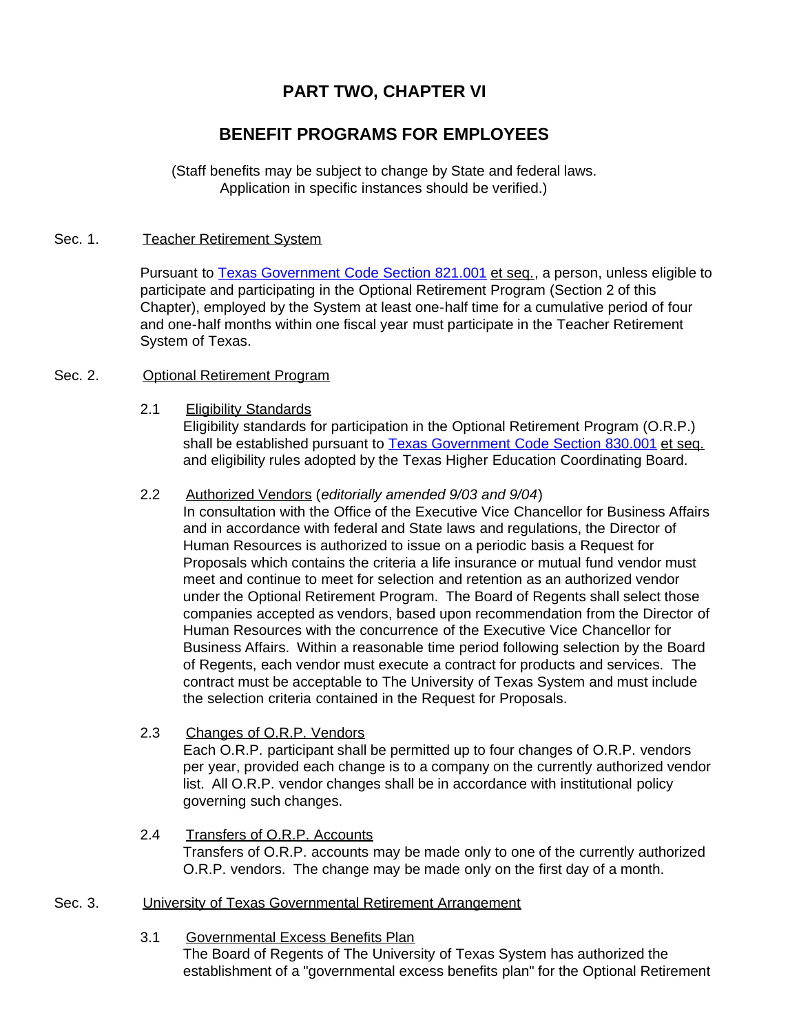# PART TWO, CHAPTER VI

# BENEFIT PROGRAMS FOR EMPLOYEES

(Staff benefits may be subject to change by State and federal laws. Application in specific instances should be verified.)

## Sec. 1. Teacher Retirement System

Pursuant to Texas Government Code Section 821.001 et seq., a person, unless eligible to participate and participating in the Optional Retirement Program (Section 2 of this Chapter), employed by the System at least one-half time for a cumulative period of four and one-half months within one fiscal year must participate in the Teacher Retirement System of Texas.

## Sec. 2. Optional Retirement Program

### 2.1 Eligibility Standards

Eligibility standards for participation in the Optional Retirement Program (O.R.P.) shall be established pursuant to Texas Government Code Section 830.001 et seq. and eligibility rules adopted by the Texas Higher Education Coordinating Board.

### 2.2 Authorized Vendors (*editorially amended 9/03 and 9/04*)

In consultation with the Office of the Executive Vice Chancellor for Business Affairs and in accordance with federal and State laws and regulations, the Director of Human Resources is authorized to issue on a periodic basis a Request for Proposals which contains the criteria a life insurance or mutual fund vendor must meet and continue to meet for selection and retention as an authorized vendor under the Optional Retirement Program. The Board of Regents shall select those companies accepted as vendors, based upon recommendation from the Director of Human Resources with the concurrence of the Executive Vice Chancellor for Business Affairs. Within a reasonable time period following selection by the Board of Regents, each vendor must execute a contract for products and services. The contract must be acceptable to The University of Texas System and must include the selection criteria contained in the Request for Proposals.

### 2.3 Changes of O.R.P. Vendors

Each O.R.P. participant shall be permitted up to four changes of O.R.P. vendors per year, provided each change is to a company on the currently authorized vendor list. All O.R.P. vendor changes shall be in accordance with institutional policy governing such changes.

### 2.4 Transfers of O.R.P. Accounts

Transfers of O.R.P. accounts may be made only to one of the currently authorized O.R.P. vendors. The change may be made only on the first day of a month.

## Sec. 3. University of Texas Governmental Retirement Arrangement

### 3.1 Governmental Excess Benefits Plan

The Board of Regents of The University of Texas System has authorized the establishment of a "governmental excess benefits plan" for the Optional Retirement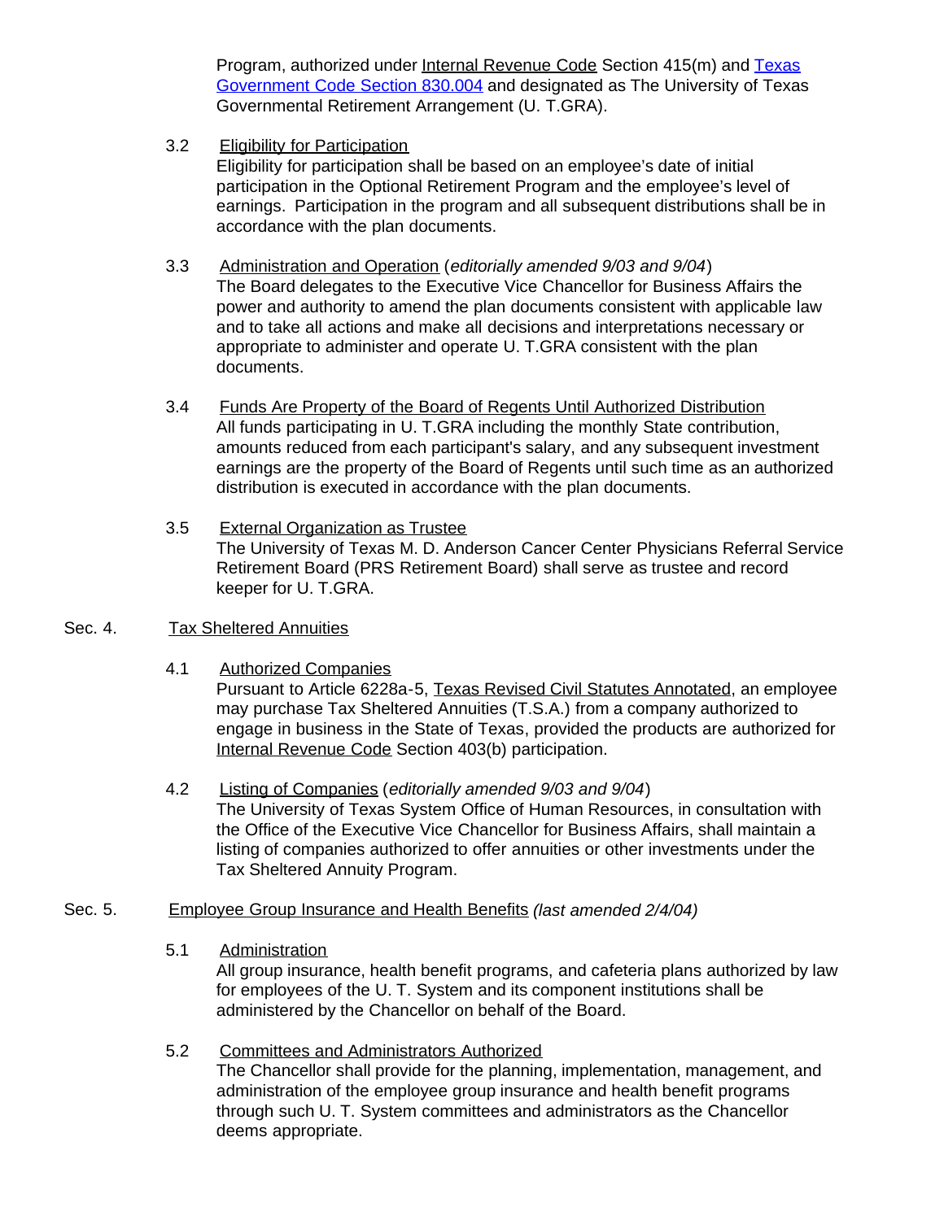Program, authorized under Internal Revenue Code Section 415(m) and Texas Government Code Section 830.004 and designated as The University of Texas Governmental Retirement Arrangement (U. T.GRA).

3.2 Eligibility for Participation

Eligibility for participation shall be based on an employee's date of initial participation in the Optional Retirement Program and the employee's level of earnings. Participation in the program and all subsequent distributions shall be in accordance with the plan documents.

3.3 Administration and Operation (*editorially amended 9/03 and 9/04*)

The Board delegates to the Executive Vice Chancellor for Business Affairs the power and authority to amend the plan documents consistent with applicable law and to take all actions and make all decisions and interpretations necessary or appropriate to administer and operate U. T.GRA consistent with the plan documents.

3.4 Funds Are Property of the Board of Regents Until Authorized Distribution

All funds participating in U. T.GRA including the monthly State contribution, amounts reduced from each participant's salary, and any subsequent investment earnings are the property of the Board of Regents until such time as an authorized distribution is executed in accordance with the plan documents.

3.5 External Organization as Trustee

The University of Texas M. D. Anderson Cancer Center Physicians Referral Service Retirement Board (PRS Retirement Board) shall serve as trustee and record keeper for U. T.GRA.

## Sec. 4. Tax Sheltered Annuities

4.1 Authorized Companies

Pursuant to Article 6228a-5, Texas Revised Civil Statutes Annotated, an employee may purchase Tax Sheltered Annuities (T.S.A.) from a company authorized to engage in business in the State of Texas, provided the products are authorized for Internal Revenue Code Section 403(b) participation.

4.2 Listing of Companies (*editorially amended 9/03 and 9/04*)

The University of Texas System Office of Human Resources, in consultation with the Office of the Executive Vice Chancellor for Business Affairs, shall maintain a listing of companies authorized to offer annuities or other investments under the Tax Sheltered Annuity Program.

## Sec. 5. Employee Group Insurance and Health Benefits *(last amended 2/4/04)*

5.1 Administration

All group insurance, health benefit programs, and cafeteria plans authorized by law for employees of the U. T. System and its component institutions shall be administered by the Chancellor on behalf of the Board.

5.2 Committees and Administrators Authorized

The Chancellor shall provide for the planning, implementation, management, and administration of the employee group insurance and health benefit programs through such U. T. System committees and administrators as the Chancellor deems appropriate.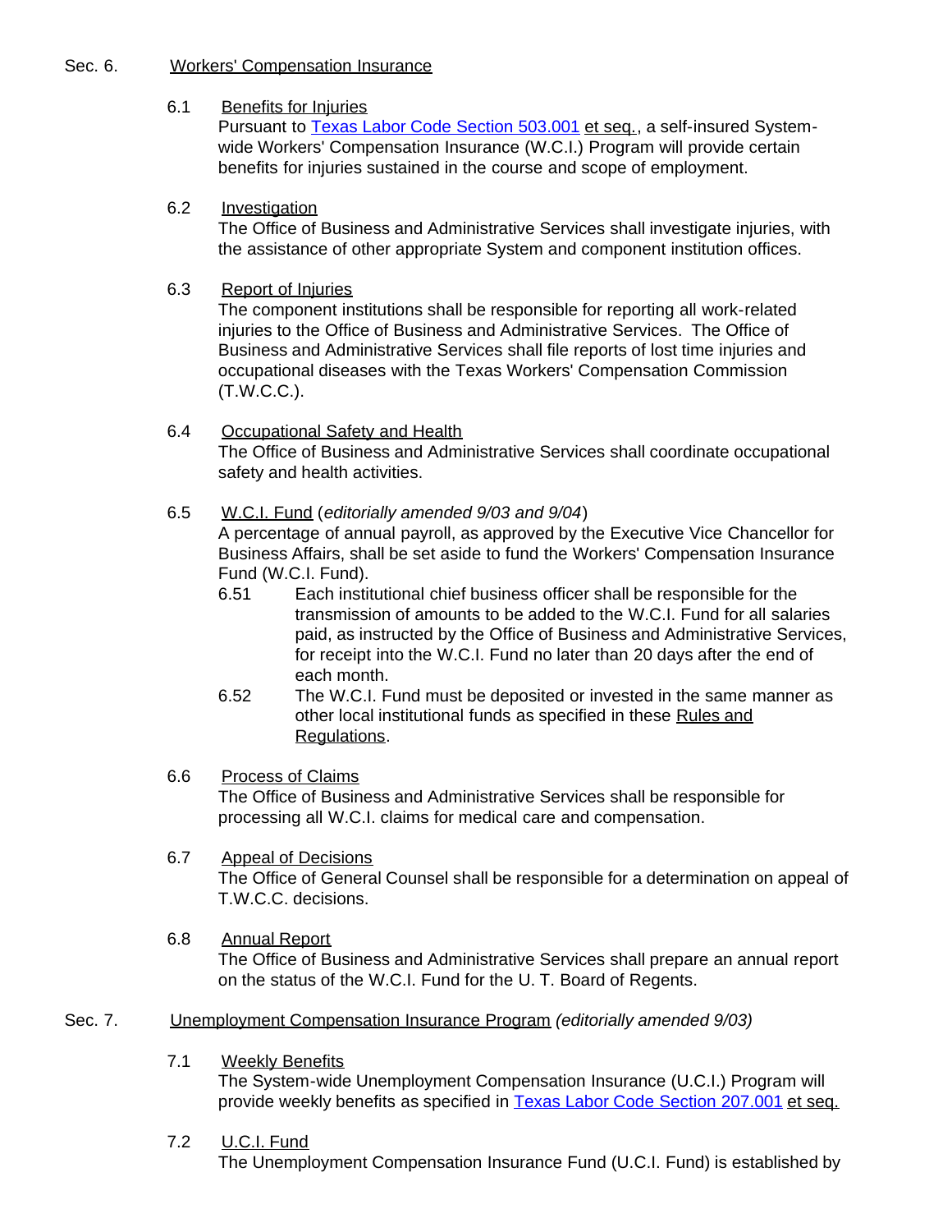Sec. 6. Workers' Compensation Insurance

6.1 Benefits for Injuries
Pursuant to Texas Labor Code Section 503.001 et seq., a self-insured System-wide Workers' Compensation Insurance (W.C.I.) Program will provide certain benefits for injuries sustained in the course and scope of employment.

6.2 Investigation
The Office of Business and Administrative Services shall investigate injuries, with the assistance of other appropriate System and component institution offices.

6.3 Report of Injuries
The component institutions shall be responsible for reporting all work-related injuries to the Office of Business and Administrative Services. The Office of Business and Administrative Services shall file reports of lost time injuries and occupational diseases with the Texas Workers' Compensation Commission (T.W.C.C.).

6.4 Occupational Safety and Health
The Office of Business and Administrative Services shall coordinate occupational safety and health activities.

6.5 W.C.I. Fund (*editorially amended 9/03 and 9/04*)
A percentage of annual payroll, as approved by the Executive Vice Chancellor for Business Affairs, shall be set aside to fund the Workers' Compensation Insurance Fund (W.C.I. Fund).

6.51 Each institutional chief business officer shall be responsible for the transmission of amounts to be added to the W.C.I. Fund for all salaries paid, as instructed by the Office of Business and Administrative Services, for receipt into the W.C.I. Fund no later than 20 days after the end of each month.

6.52 The W.C.I. Fund must be deposited or invested in the same manner as other local institutional funds as specified in these Rules and Regulations.

6.6 Process of Claims
The Office of Business and Administrative Services shall be responsible for processing all W.C.I. claims for medical care and compensation.

6.7 Appeal of Decisions
The Office of General Counsel shall be responsible for a determination on appeal of T.W.C.C. decisions.

6.8 Annual Report
The Office of Business and Administrative Services shall prepare an annual report on the status of the W.C.I. Fund for the U. T. Board of Regents.

Sec. 7. Unemployment Compensation Insurance Program *(editorially amended 9/03)*

7.1 Weekly Benefits
The System-wide Unemployment Compensation Insurance (U.C.I.) Program will provide weekly benefits as specified in Texas Labor Code Section 207.001 et seq.

7.2 U.C.I. Fund
The Unemployment Compensation Insurance Fund (U.C.I. Fund) is established by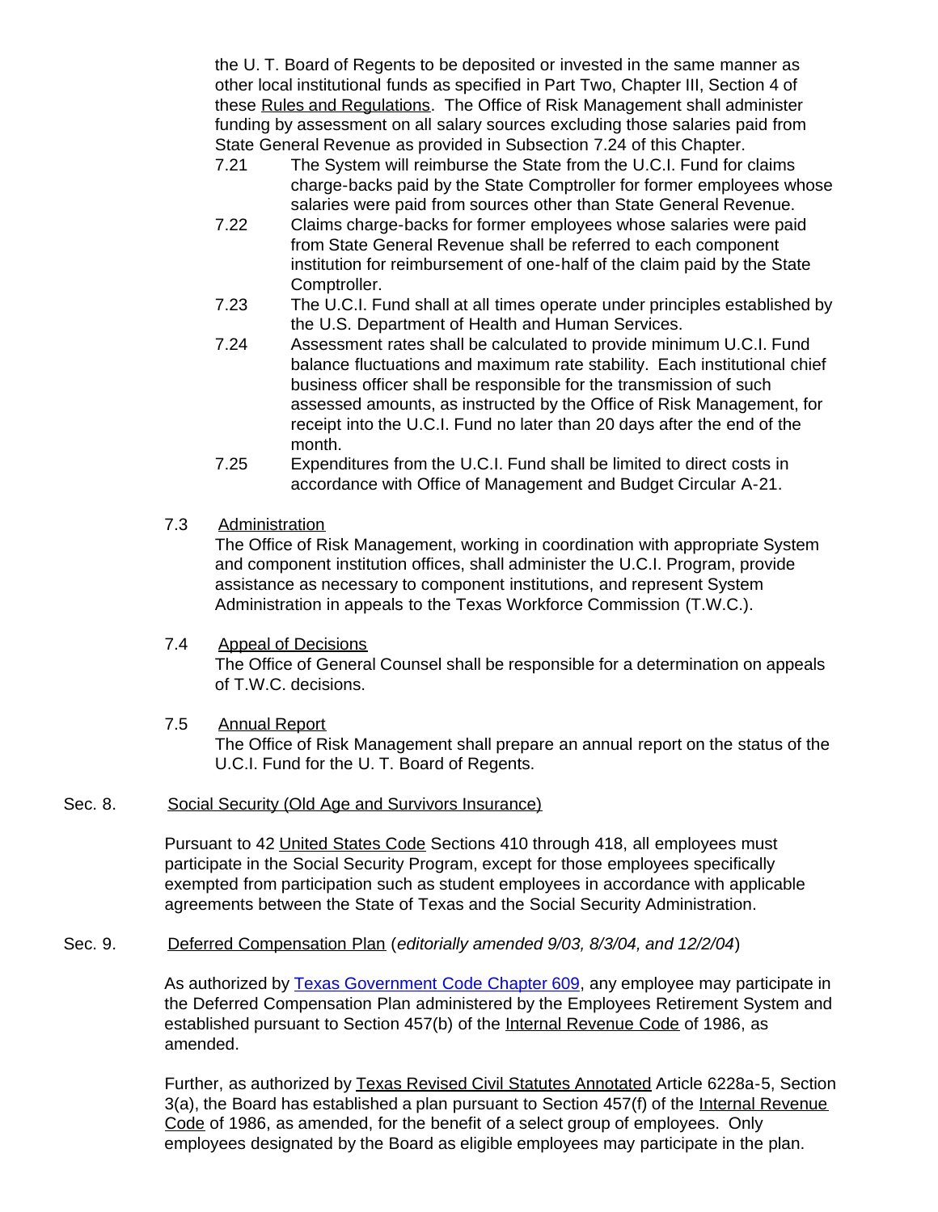the U. T. Board of Regents to be deposited or invested in the same manner as other local institutional funds as specified in Part Two, Chapter III, Section 4 of these Rules and Regulations. The Office of Risk Management shall administer funding by assessment on all salary sources excluding those salaries paid from State General Revenue as provided in Subsection 7.24 of this Chapter.

7.21 The System will reimburse the State from the U.C.I. Fund for claims charge-backs paid by the State Comptroller for former employees whose salaries were paid from sources other than State General Revenue.

7.22 Claims charge-backs for former employees whose salaries were paid from State General Revenue shall be referred to each component institution for reimbursement of one-half of the claim paid by the State Comptroller.

7.23 The U.C.I. Fund shall at all times operate under principles established by the U.S. Department of Health and Human Services.

7.24 Assessment rates shall be calculated to provide minimum U.C.I. Fund balance fluctuations and maximum rate stability. Each institutional chief business officer shall be responsible for the transmission of such assessed amounts, as instructed by the Office of Risk Management, for receipt into the U.C.I. Fund no later than 20 days after the end of the month.

7.25 Expenditures from the U.C.I. Fund shall be limited to direct costs in accordance with Office of Management and Budget Circular A-21.

7.3 Administration

The Office of Risk Management, working in coordination with appropriate System and component institution offices, shall administer the U.C.I. Program, provide assistance as necessary to component institutions, and represent System Administration in appeals to the Texas Workforce Commission (T.W.C.).

7.4 Appeal of Decisions

The Office of General Counsel shall be responsible for a determination on appeals of T.W.C. decisions.

7.5 Annual Report

The Office of Risk Management shall prepare an annual report on the status of the U.C.I. Fund for the U. T. Board of Regents.

## Sec. 8. Social Security (Old Age and Survivors Insurance)

Pursuant to 42 United States Code Sections 410 through 418, all employees must participate in the Social Security Program, except for those employees specifically exempted from participation such as student employees in accordance with applicable agreements between the State of Texas and the Social Security Administration.

## Sec. 9. Deferred Compensation Plan (*editorially amended 9/03, 8/3/04, and 12/2/04*)

As authorized by Texas Government Code Chapter 609, any employee may participate in the Deferred Compensation Plan administered by the Employees Retirement System and established pursuant to Section 457(b) of the Internal Revenue Code of 1986, as amended.

Further, as authorized by Texas Revised Civil Statutes Annotated Article 6228a-5, Section 3(a), the Board has established a plan pursuant to Section 457(f) of the Internal Revenue Code of 1986, as amended, for the benefit of a select group of employees. Only employees designated by the Board as eligible employees may participate in the plan.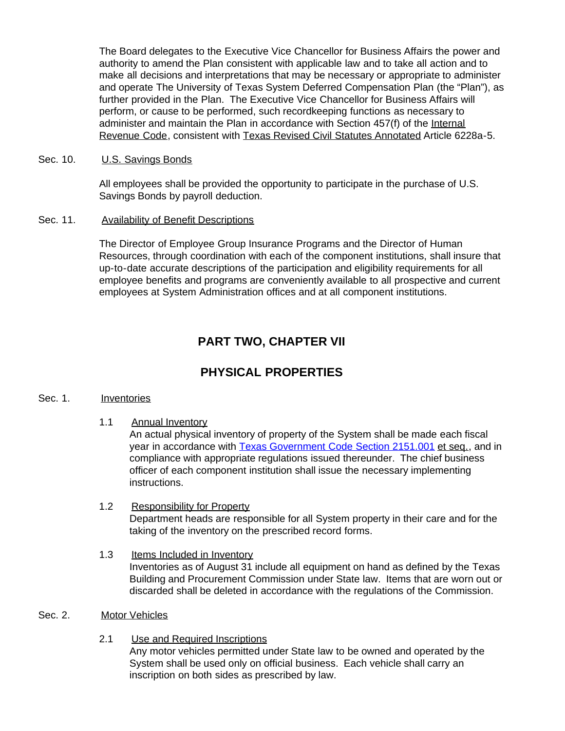The Board delegates to the Executive Vice Chancellor for Business Affairs the power and authority to amend the Plan consistent with applicable law and to take all action and to make all decisions and interpretations that may be necessary or appropriate to administer and operate The University of Texas System Deferred Compensation Plan (the "Plan"), as further provided in the Plan. The Executive Vice Chancellor for Business Affairs will perform, or cause to be performed, such recordkeeping functions as necessary to administer and maintain the Plan in accordance with Section 457(f) of the Internal Revenue Code, consistent with Texas Revised Civil Statutes Annotated Article 6228a-5.

Sec. 10. U.S. Savings Bonds

All employees shall be provided the opportunity to participate in the purchase of U.S. Savings Bonds by payroll deduction.

Sec. 11. Availability of Benefit Descriptions

The Director of Employee Group Insurance Programs and the Director of Human Resources, through coordination with each of the component institutions, shall insure that up-to-date accurate descriptions of the participation and eligibility requirements for all employee benefits and programs are conveniently available to all prospective and current employees at System Administration offices and at all component institutions.

## PART TWO, CHAPTER VII

## PHYSICAL PROPERTIES

Sec. 1. Inventories

1.1 Annual Inventory
An actual physical inventory of property of the System shall be made each fiscal year in accordance with Texas Government Code Section 2151.001 et seq., and in compliance with appropriate regulations issued thereunder. The chief business officer of each component institution shall issue the necessary implementing instructions.

1.2 Responsibility for Property
Department heads are responsible for all System property in their care and for the taking of the inventory on the prescribed record forms.

1.3 Items Included in Inventory
Inventories as of August 31 include all equipment on hand as defined by the Texas Building and Procurement Commission under State law. Items that are worn out or discarded shall be deleted in accordance with the regulations of the Commission.

Sec. 2. Motor Vehicles

2.1 Use and Required Inscriptions
Any motor vehicles permitted under State law to be owned and operated by the System shall be used only on official business. Each vehicle shall carry an inscription on both sides as prescribed by law.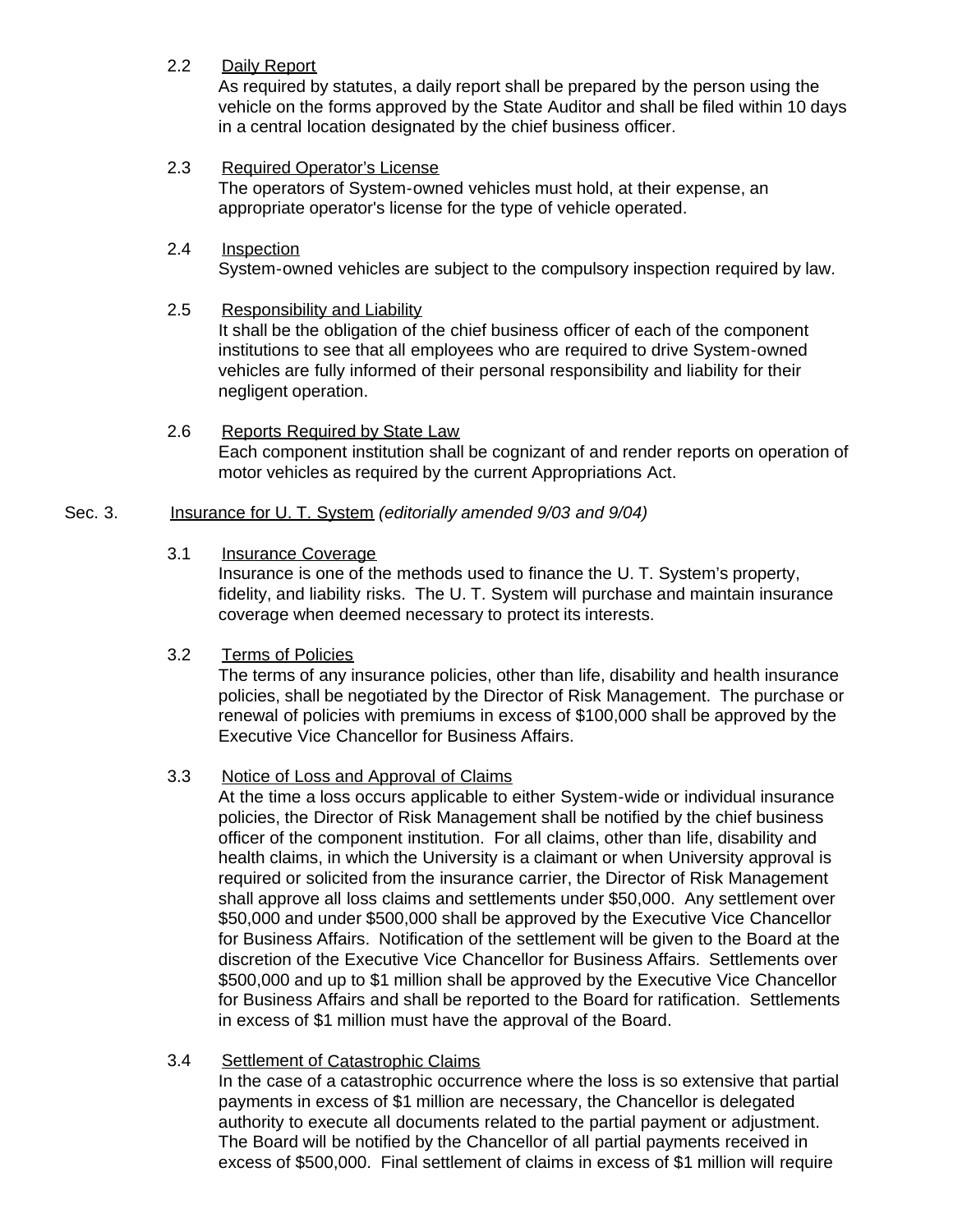2.2 Daily Report

As required by statutes, a daily report shall be prepared by the person using the vehicle on the forms approved by the State Auditor and shall be filed within 10 days in a central location designated by the chief business officer.

2.3 Required Operator's License

The operators of System-owned vehicles must hold, at their expense, an appropriate operator's license for the type of vehicle operated.

2.4 Inspection

System-owned vehicles are subject to the compulsory inspection required by law.

2.5 Responsibility and Liability

It shall be the obligation of the chief business officer of each of the component institutions to see that all employees who are required to drive System-owned vehicles are fully informed of their personal responsibility and liability for their negligent operation.

2.6 Reports Required by State Law

Each component institution shall be cognizant of and render reports on operation of motor vehicles as required by the current Appropriations Act.

## Sec. 3. Insurance for U. T. System *(editorially amended 9/03 and 9/04)*

3.1 Insurance Coverage

Insurance is one of the methods used to finance the U. T. System's property, fidelity, and liability risks. The U. T. System will purchase and maintain insurance coverage when deemed necessary to protect its interests.

3.2 Terms of Policies

The terms of any insurance policies, other than life, disability and health insurance policies, shall be negotiated by the Director of Risk Management. The purchase or renewal of policies with premiums in excess of $100,000 shall be approved by the Executive Vice Chancellor for Business Affairs.

3.3 Notice of Loss and Approval of Claims

At the time a loss occurs applicable to either System-wide or individual insurance policies, the Director of Risk Management shall be notified by the chief business officer of the component institution. For all claims, other than life, disability and health claims, in which the University is a claimant or when University approval is required or solicited from the insurance carrier, the Director of Risk Management shall approve all loss claims and settlements under $50,000. Any settlement over $50,000 and under $500,000 shall be approved by the Executive Vice Chancellor for Business Affairs. Notification of the settlement will be given to the Board at the discretion of the Executive Vice Chancellor for Business Affairs. Settlements over $500,000 and up to $1 million shall be approved by the Executive Vice Chancellor for Business Affairs and shall be reported to the Board for ratification. Settlements in excess of $1 million must have the approval of the Board.

3.4 Settlement of Catastrophic Claims

In the case of a catastrophic occurrence where the loss is so extensive that partial payments in excess of $1 million are necessary, the Chancellor is delegated authority to execute all documents related to the partial payment or adjustment. The Board will be notified by the Chancellor of all partial payments received in excess of $500,000. Final settlement of claims in excess of $1 million will require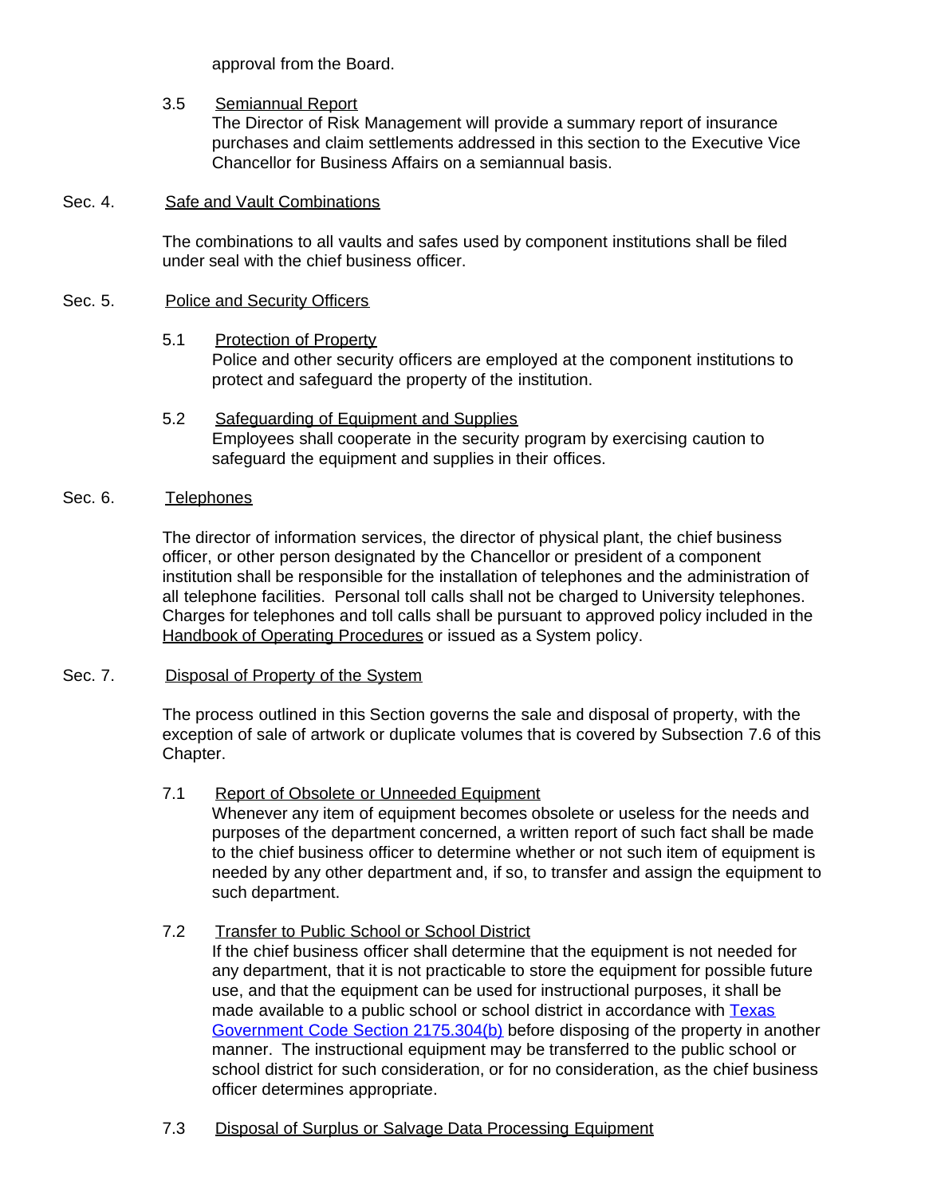approval from the Board.

3.5 Semiannual Report
The Director of Risk Management will provide a summary report of insurance purchases and claim settlements addressed in this section to the Executive Vice Chancellor for Business Affairs on a semiannual basis.

## Sec. 4. Safe and Vault Combinations

The combinations to all vaults and safes used by component institutions shall be filed under seal with the chief business officer.

## Sec. 5. Police and Security Officers

5.1 Protection of Property
Police and other security officers are employed at the component institutions to protect and safeguard the property of the institution.

5.2 Safeguarding of Equipment and Supplies
Employees shall cooperate in the security program by exercising caution to safeguard the equipment and supplies in their offices.

## Sec. 6. Telephones

The director of information services, the director of physical plant, the chief business officer, or other person designated by the Chancellor or president of a component institution shall be responsible for the installation of telephones and the administration of all telephone facilities. Personal toll calls shall not be charged to University telephones. Charges for telephones and toll calls shall be pursuant to approved policy included in the Handbook of Operating Procedures or issued as a System policy.

## Sec. 7. Disposal of Property of the System

The process outlined in this Section governs the sale and disposal of property, with the exception of sale of artwork or duplicate volumes that is covered by Subsection 7.6 of this Chapter.

7.1 Report of Obsolete or Unneeded Equipment
Whenever any item of equipment becomes obsolete or useless for the needs and purposes of the department concerned, a written report of such fact shall be made to the chief business officer to determine whether or not such item of equipment is needed by any other department and, if so, to transfer and assign the equipment to such department.

7.2 Transfer to Public School or School District
If the chief business officer shall determine that the equipment is not needed for any department, that it is not practicable to store the equipment for possible future use, and that the equipment can be used for instructional purposes, it shall be made available to a public school or school district in accordance with Texas Government Code Section 2175.304(b) before disposing of the property in another manner. The instructional equipment may be transferred to the public school or school district for such consideration, or for no consideration, as the chief business officer determines appropriate.

7.3 Disposal of Surplus or Salvage Data Processing Equipment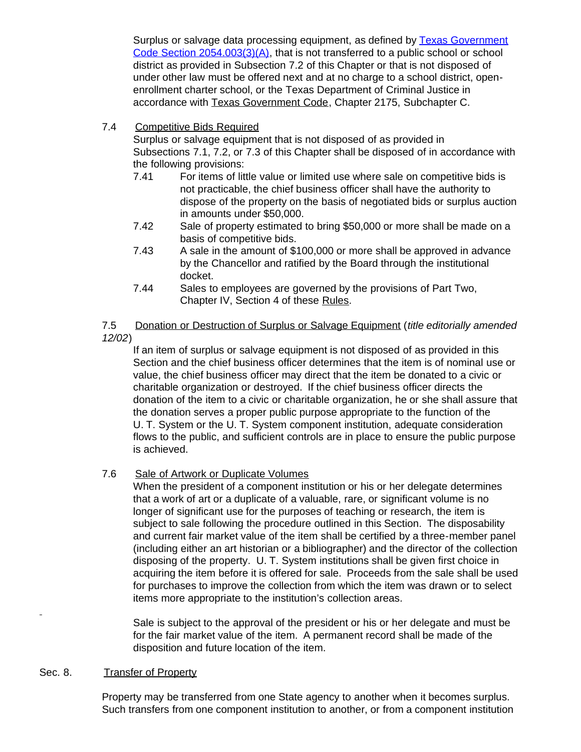Surplus or salvage data processing equipment, as defined by Texas Government Code Section 2054.003(3)(A), that is not transferred to a public school or school district as provided in Subsection 7.2 of this Chapter or that is not disposed of under other law must be offered next and at no charge to a school district, open-enrollment charter school, or the Texas Department of Criminal Justice in accordance with Texas Government Code, Chapter 2175, Subchapter C.

7.4 Competitive Bids Required

Surplus or salvage equipment that is not disposed of as provided in Subsections 7.1, 7.2, or 7.3 of this Chapter shall be disposed of in accordance with the following provisions:

7.41 For items of little value or limited use where sale on competitive bids is not practicable, the chief business officer shall have the authority to dispose of the property on the basis of negotiated bids or surplus auction in amounts under $50,000.

7.42 Sale of property estimated to bring $50,000 or more shall be made on a basis of competitive bids.

7.43 A sale in the amount of $100,000 or more shall be approved in advance by the Chancellor and ratified by the Board through the institutional docket.

7.44 Sales to employees are governed by the provisions of Part Two, Chapter IV, Section 4 of these Rules.

7.5 Donation or Destruction of Surplus or Salvage Equipment (*title editorially amended 12/02*)

If an item of surplus or salvage equipment is not disposed of as provided in this Section and the chief business officer determines that the item is of nominal use or value, the chief business officer may direct that the item be donated to a civic or charitable organization or destroyed. If the chief business officer directs the donation of the item to a civic or charitable organization, he or she shall assure that the donation serves a proper public purpose appropriate to the function of the U. T. System or the U. T. System component institution, adequate consideration flows to the public, and sufficient controls are in place to ensure the public purpose is achieved.

7.6 Sale of Artwork or Duplicate Volumes

When the president of a component institution or his or her delegate determines that a work of art or a duplicate of a valuable, rare, or significant volume is no longer of significant use for the purposes of teaching or research, the item is subject to sale following the procedure outlined in this Section. The disposability and current fair market value of the item shall be certified by a three-member panel (including either an art historian or a bibliographer) and the director of the collection disposing of the property. U. T. System institutions shall be given first choice in acquiring the item before it is offered for sale. Proceeds from the sale shall be used for purchases to improve the collection from which the item was drawn or to select items more appropriate to the institution's collection areas.

Sale is subject to the approval of the president or his or her delegate and must be for the fair market value of the item. A permanent record shall be made of the disposition and future location of the item.

Sec. 8. Transfer of Property

Property may be transferred from one State agency to another when it becomes surplus. Such transfers from one component institution to another, or from a component institution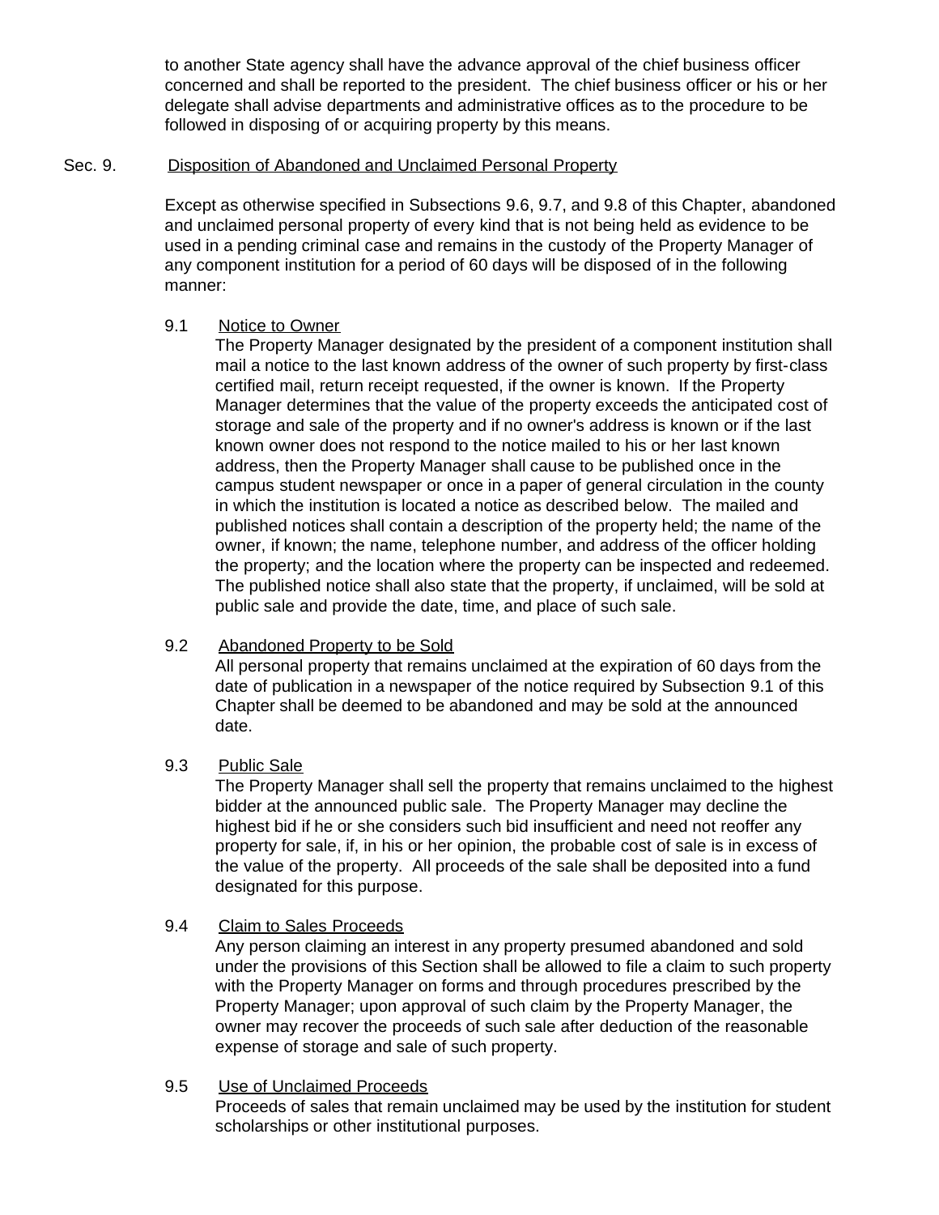to another State agency shall have the advance approval of the chief business officer concerned and shall be reported to the president. The chief business officer or his or her delegate shall advise departments and administrative offices as to the procedure to be followed in disposing of or acquiring property by this means.

## Sec. 9. Disposition of Abandoned and Unclaimed Personal Property

Except as otherwise specified in Subsections 9.6, 9.7, and 9.8 of this Chapter, abandoned and unclaimed personal property of every kind that is not being held as evidence to be used in a pending criminal case and remains in the custody of the Property Manager of any component institution for a period of 60 days will be disposed of in the following manner:

### 9.1 Notice to Owner

The Property Manager designated by the president of a component institution shall mail a notice to the last known address of the owner of such property by first-class certified mail, return receipt requested, if the owner is known. If the Property Manager determines that the value of the property exceeds the anticipated cost of storage and sale of the property and if no owner's address is known or if the last known owner does not respond to the notice mailed to his or her last known address, then the Property Manager shall cause to be published once in the campus student newspaper or once in a paper of general circulation in the county in which the institution is located a notice as described below. The mailed and published notices shall contain a description of the property held; the name of the owner, if known; the name, telephone number, and address of the officer holding the property; and the location where the property can be inspected and redeemed. The published notice shall also state that the property, if unclaimed, will be sold at public sale and provide the date, time, and place of such sale.

### 9.2 Abandoned Property to be Sold

All personal property that remains unclaimed at the expiration of 60 days from the date of publication in a newspaper of the notice required by Subsection 9.1 of this Chapter shall be deemed to be abandoned and may be sold at the announced date.

### 9.3 Public Sale

The Property Manager shall sell the property that remains unclaimed to the highest bidder at the announced public sale. The Property Manager may decline the highest bid if he or she considers such bid insufficient and need not reoffer any property for sale, if, in his or her opinion, the probable cost of sale is in excess of the value of the property. All proceeds of the sale shall be deposited into a fund designated for this purpose.

### 9.4 Claim to Sales Proceeds

Any person claiming an interest in any property presumed abandoned and sold under the provisions of this Section shall be allowed to file a claim to such property with the Property Manager on forms and through procedures prescribed by the Property Manager; upon approval of such claim by the Property Manager, the owner may recover the proceeds of such sale after deduction of the reasonable expense of storage and sale of such property.

### 9.5 Use of Unclaimed Proceeds

Proceeds of sales that remain unclaimed may be used by the institution for student scholarships or other institutional purposes.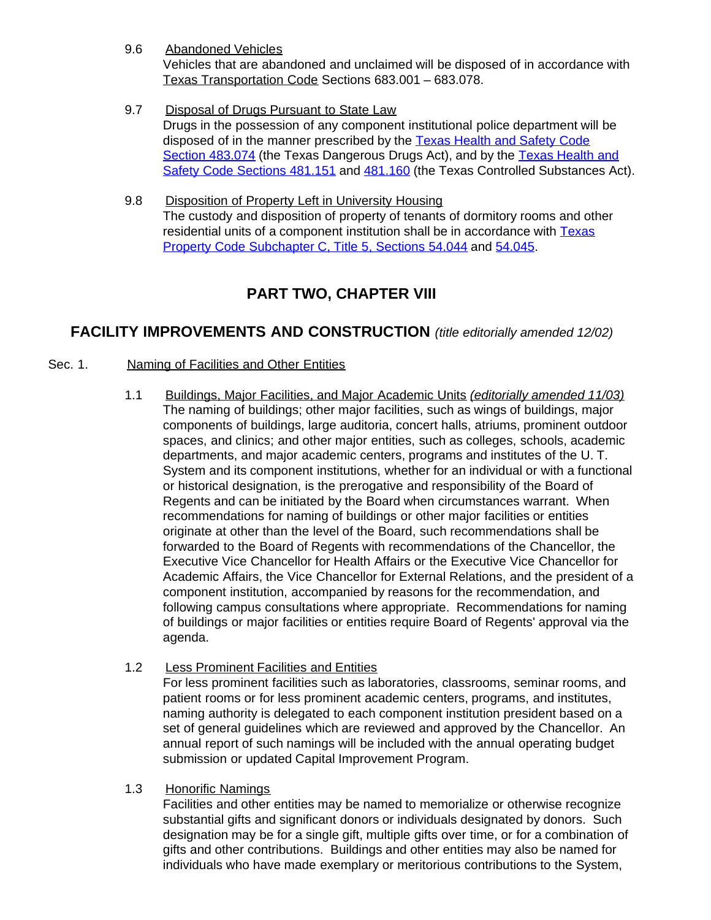9.6 Abandoned Vehicles
Vehicles that are abandoned and unclaimed will be disposed of in accordance with Texas Transportation Code Sections 683.001 – 683.078.

9.7 Disposal of Drugs Pursuant to State Law
Drugs in the possession of any component institutional police department will be disposed of in the manner prescribed by the Texas Health and Safety Code Section 483.074 (the Texas Dangerous Drugs Act), and by the Texas Health and Safety Code Sections 481.151 and 481.160 (the Texas Controlled Substances Act).

9.8 Disposition of Property Left in University Housing
The custody and disposition of property of tenants of dormitory rooms and other residential units of a component institution shall be in accordance with Texas Property Code Subchapter C, Title 5, Sections 54.044 and 54.045.

## PART TWO, CHAPTER VIII

## FACILITY IMPROVEMENTS AND CONSTRUCTION *(title editorially amended 12/02)*

Sec. 1. Naming of Facilities and Other Entities

1.1 Buildings, Major Facilities, and Major Academic Units *(editorially amended 11/03)*
The naming of buildings; other major facilities, such as wings of buildings, major components of buildings, large auditoria, concert halls, atriums, prominent outdoor spaces, and clinics; and other major entities, such as colleges, schools, academic departments, and major academic centers, programs and institutes of the U. T. System and its component institutions, whether for an individual or with a functional or historical designation, is the prerogative and responsibility of the Board of Regents and can be initiated by the Board when circumstances warrant. When recommendations for naming of buildings or other major facilities or entities originate at other than the level of the Board, such recommendations shall be forwarded to the Board of Regents with recommendations of the Chancellor, the Executive Vice Chancellor for Health Affairs or the Executive Vice Chancellor for Academic Affairs, the Vice Chancellor for External Relations, and the president of a component institution, accompanied by reasons for the recommendation, and following campus consultations where appropriate. Recommendations for naming of buildings or major facilities or entities require Board of Regents' approval via the agenda.

1.2 Less Prominent Facilities and Entities
For less prominent facilities such as laboratories, classrooms, seminar rooms, and patient rooms or for less prominent academic centers, programs, and institutes, naming authority is delegated to each component institution president based on a set of general guidelines which are reviewed and approved by the Chancellor. An annual report of such namings will be included with the annual operating budget submission or updated Capital Improvement Program.

1.3 Honorific Namings
Facilities and other entities may be named to memorialize or otherwise recognize substantial gifts and significant donors or individuals designated by donors. Such designation may be for a single gift, multiple gifts over time, or for a combination of gifts and other contributions. Buildings and other entities may also be named for individuals who have made exemplary or meritorious contributions to the System,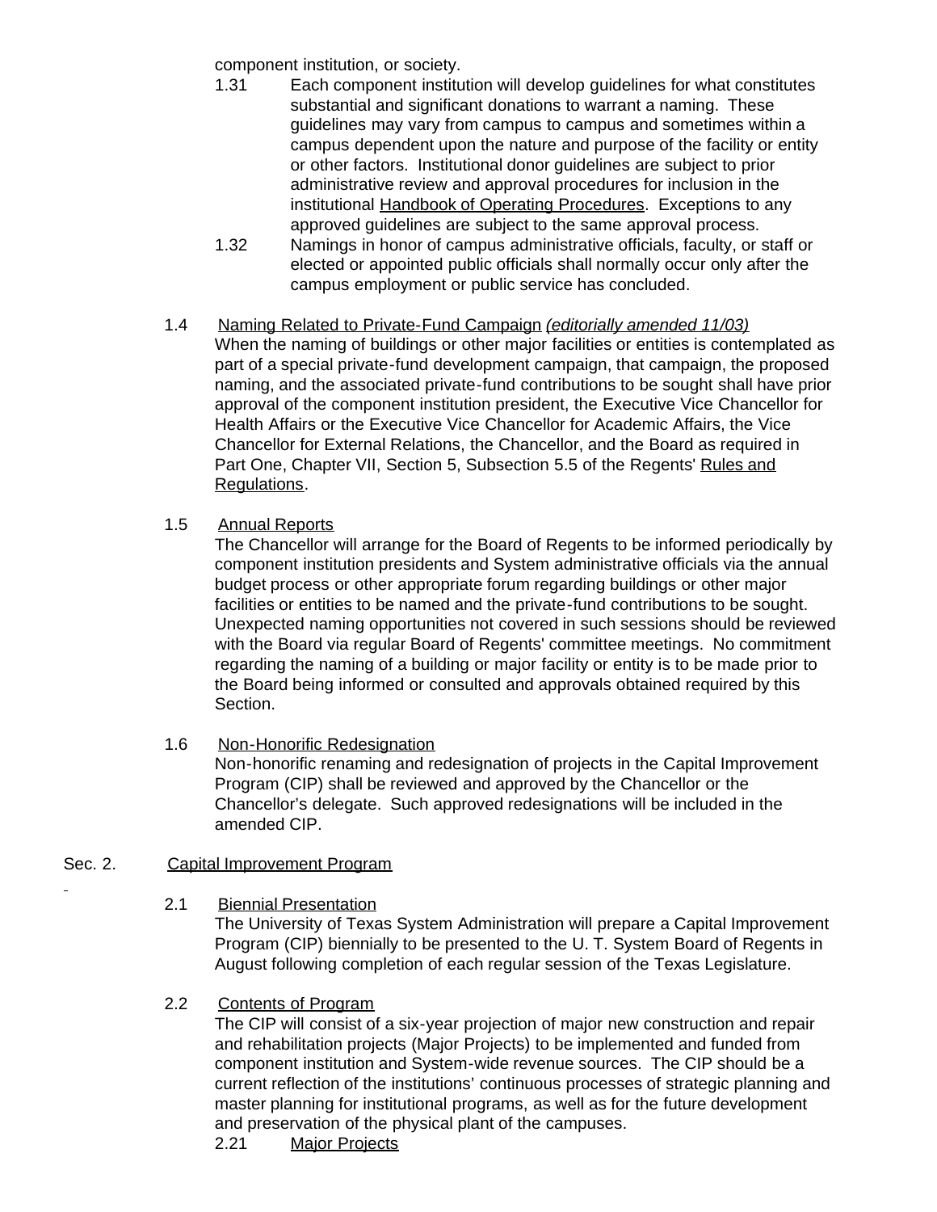component institution, or society.

1.31 Each component institution will develop guidelines for what constitutes substantial and significant donations to warrant a naming. These guidelines may vary from campus to campus and sometimes within a campus dependent upon the nature and purpose of the facility or entity or other factors. Institutional donor guidelines are subject to prior administrative review and approval procedures for inclusion in the institutional Handbook of Operating Procedures. Exceptions to any approved guidelines are subject to the same approval process.

1.32 Namings in honor of campus administrative officials, faculty, or staff or elected or appointed public officials shall normally occur only after the campus employment or public service has concluded.

1.4 Naming Related to Private-Fund Campaign *(editorially amended 11/03)*

When the naming of buildings or other major facilities or entities is contemplated as part of a special private-fund development campaign, that campaign, the proposed naming, and the associated private-fund contributions to be sought shall have prior approval of the component institution president, the Executive Vice Chancellor for Health Affairs or the Executive Vice Chancellor for Academic Affairs, the Vice Chancellor for External Relations, the Chancellor, and the Board as required in Part One, Chapter VII, Section 5, Subsection 5.5 of the Regents' Rules and Regulations.

1.5 Annual Reports

The Chancellor will arrange for the Board of Regents to be informed periodically by component institution presidents and System administrative officials via the annual budget process or other appropriate forum regarding buildings or other major facilities or entities to be named and the private-fund contributions to be sought. Unexpected naming opportunities not covered in such sessions should be reviewed with the Board via regular Board of Regents' committee meetings. No commitment regarding the naming of a building or major facility or entity is to be made prior to the Board being informed or consulted and approvals obtained required by this Section.

1.6 Non-Honorific Redesignation

Non-honorific renaming and redesignation of projects in the Capital Improvement Program (CIP) shall be reviewed and approved by the Chancellor or the Chancellor's delegate. Such approved redesignations will be included in the amended CIP.

Sec. 2. Capital Improvement Program

2.1 Biennial Presentation

The University of Texas System Administration will prepare a Capital Improvement Program (CIP) biennially to be presented to the U. T. System Board of Regents in August following completion of each regular session of the Texas Legislature.

2.2 Contents of Program

The CIP will consist of a six-year projection of major new construction and repair and rehabilitation projects (Major Projects) to be implemented and funded from component institution and System-wide revenue sources. The CIP should be a current reflection of the institutions' continuous processes of strategic planning and master planning for institutional programs, as well as for the future development and preservation of the physical plant of the campuses.

2.21 Major Projects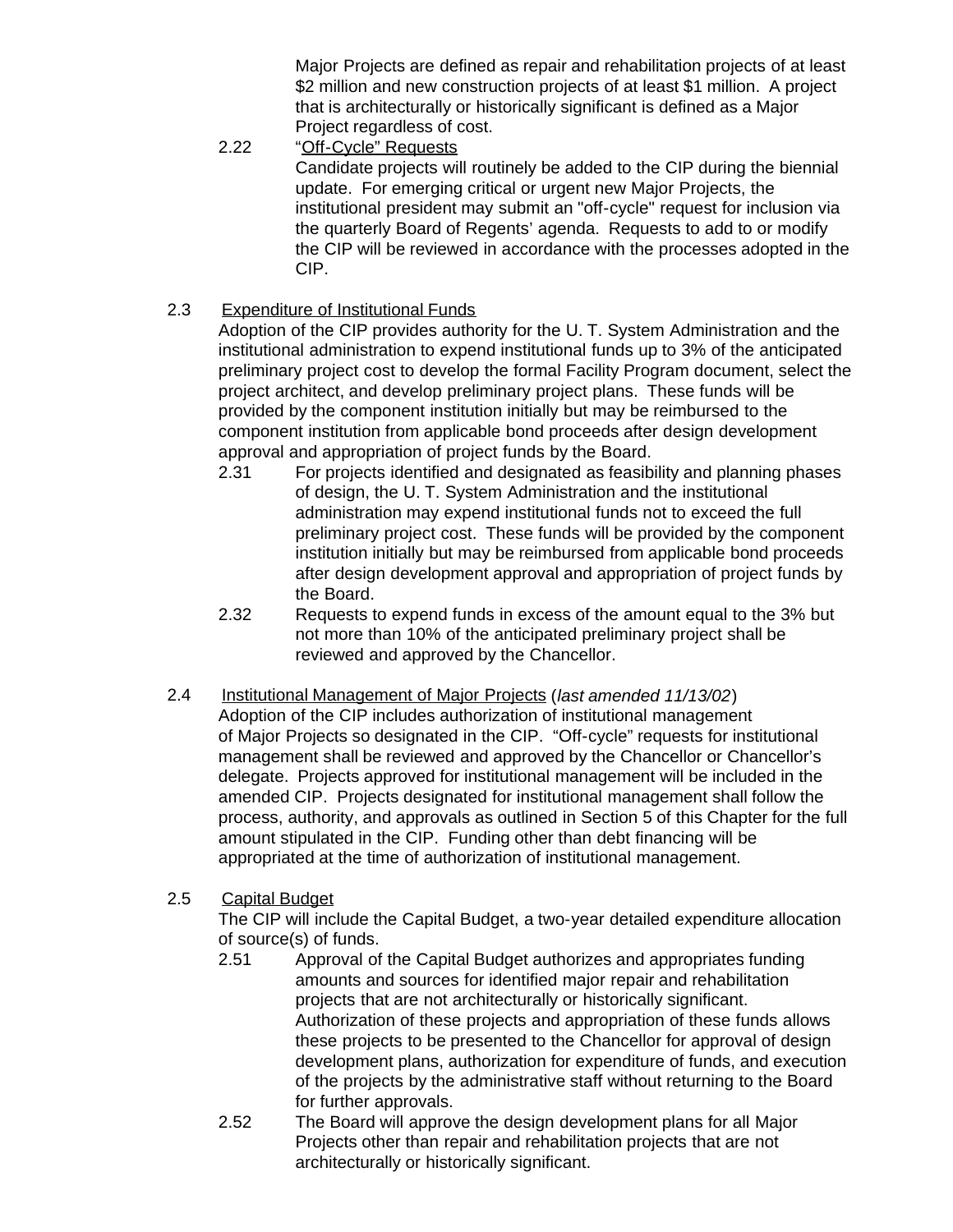Major Projects are defined as repair and rehabilitation projects of at least $2 million and new construction projects of at least $1 million. A project that is architecturally or historically significant is defined as a Major Project regardless of cost.

2.22 “Off-Cycle” Requests

Candidate projects will routinely be added to the CIP during the biennial update. For emerging critical or urgent new Major Projects, the institutional president may submit an "off-cycle" request for inclusion via the quarterly Board of Regents’ agenda. Requests to add to or modify the CIP will be reviewed in accordance with the processes adopted in the CIP.

2.3 Expenditure of Institutional Funds

Adoption of the CIP provides authority for the U. T. System Administration and the institutional administration to expend institutional funds up to 3% of the anticipated preliminary project cost to develop the formal Facility Program document, select the project architect, and develop preliminary project plans. These funds will be provided by the component institution initially but may be reimbursed to the component institution from applicable bond proceeds after design development approval and appropriation of project funds by the Board.

2.31 For projects identified and designated as feasibility and planning phases of design, the U. T. System Administration and the institutional administration may expend institutional funds not to exceed the full preliminary project cost. These funds will be provided by the component institution initially but may be reimbursed from applicable bond proceeds after design development approval and appropriation of project funds by the Board.

2.32 Requests to expend funds in excess of the amount equal to the 3% but not more than 10% of the anticipated preliminary project shall be reviewed and approved by the Chancellor.

2.4 Institutional Management of Major Projects (*last amended 11/13/02*)

Adoption of the CIP includes authorization of institutional management of Major Projects so designated in the CIP. “Off-cycle” requests for institutional management shall be reviewed and approved by the Chancellor or Chancellor’s delegate. Projects approved for institutional management will be included in the amended CIP. Projects designated for institutional management shall follow the process, authority, and approvals as outlined in Section 5 of this Chapter for the full amount stipulated in the CIP. Funding other than debt financing will be appropriated at the time of authorization of institutional management.

2.5 Capital Budget

The CIP will include the Capital Budget, a two-year detailed expenditure allocation of source(s) of funds.

2.51 Approval of the Capital Budget authorizes and appropriates funding amounts and sources for identified major repair and rehabilitation projects that are not architecturally or historically significant. Authorization of these projects and appropriation of these funds allows these projects to be presented to the Chancellor for approval of design development plans, authorization for expenditure of funds, and execution of the projects by the administrative staff without returning to the Board for further approvals.

2.52 The Board will approve the design development plans for all Major Projects other than repair and rehabilitation projects that are not architecturally or historically significant.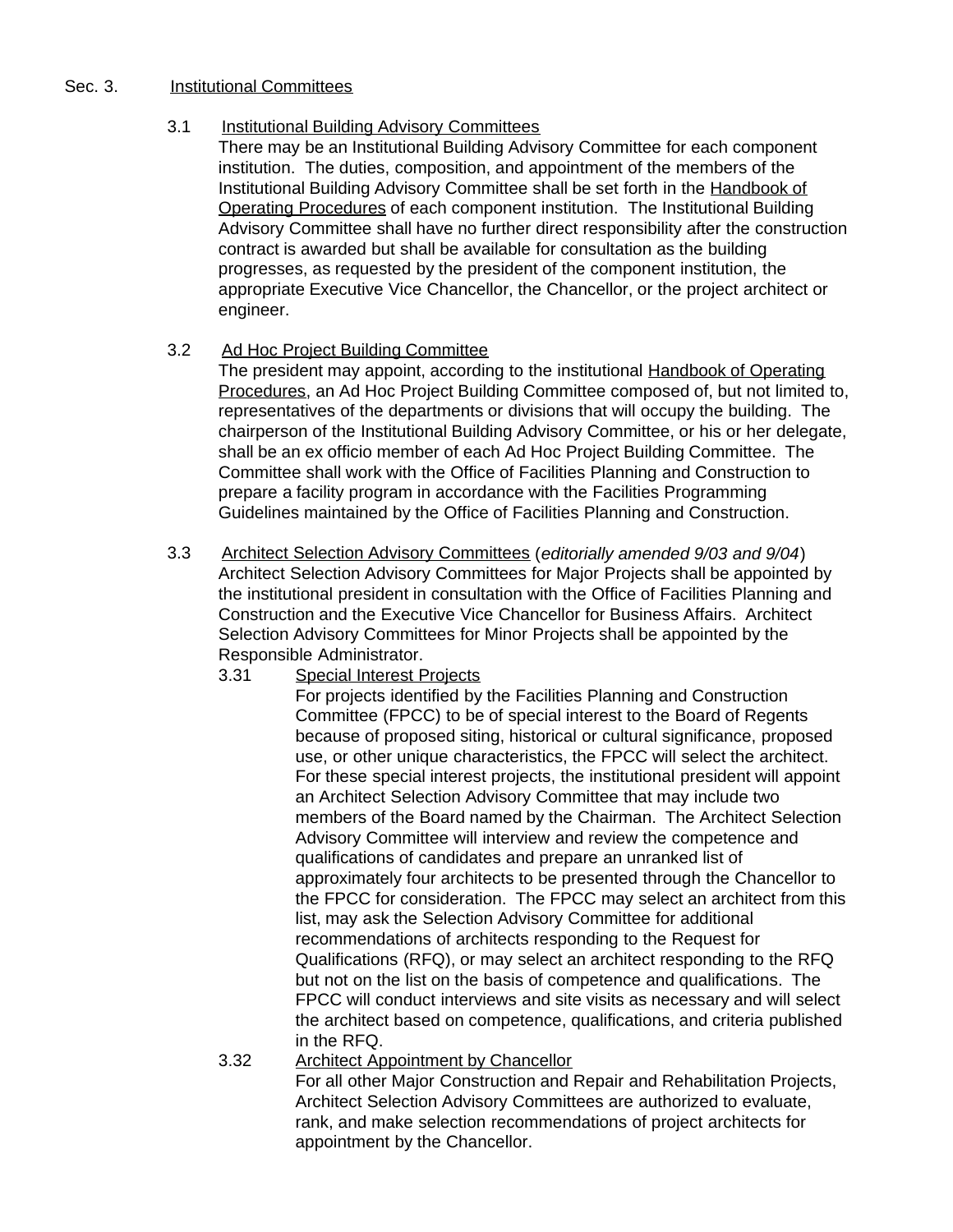Sec. 3. Institutional Committees

3.1 Institutional Building Advisory Committees

There may be an Institutional Building Advisory Committee for each component institution. The duties, composition, and appointment of the members of the Institutional Building Advisory Committee shall be set forth in the Handbook of Operating Procedures of each component institution. The Institutional Building Advisory Committee shall have no further direct responsibility after the construction contract is awarded but shall be available for consultation as the building progresses, as requested by the president of the component institution, the appropriate Executive Vice Chancellor, the Chancellor, or the project architect or engineer.

3.2 Ad Hoc Project Building Committee

The president may appoint, according to the institutional Handbook of Operating Procedures, an Ad Hoc Project Building Committee composed of, but not limited to, representatives of the departments or divisions that will occupy the building. The chairperson of the Institutional Building Advisory Committee, or his or her delegate, shall be an ex officio member of each Ad Hoc Project Building Committee. The Committee shall work with the Office of Facilities Planning and Construction to prepare a facility program in accordance with the Facilities Programming Guidelines maintained by the Office of Facilities Planning and Construction.

3.3 Architect Selection Advisory Committees (*editorially amended 9/03 and 9/04*)

Architect Selection Advisory Committees for Major Projects shall be appointed by the institutional president in consultation with the Office of Facilities Planning and Construction and the Executive Vice Chancellor for Business Affairs. Architect Selection Advisory Committees for Minor Projects shall be appointed by the Responsible Administrator.

3.31 Special Interest Projects

For projects identified by the Facilities Planning and Construction Committee (FPCC) to be of special interest to the Board of Regents because of proposed siting, historical or cultural significance, proposed use, or other unique characteristics, the FPCC will select the architect. For these special interest projects, the institutional president will appoint an Architect Selection Advisory Committee that may include two members of the Board named by the Chairman. The Architect Selection Advisory Committee will interview and review the competence and qualifications of candidates and prepare an unranked list of approximately four architects to be presented through the Chancellor to the FPCC for consideration. The FPCC may select an architect from this list, may ask the Selection Advisory Committee for additional recommendations of architects responding to the Request for Qualifications (RFQ), or may select an architect responding to the RFQ but not on the list on the basis of competence and qualifications. The FPCC will conduct interviews and site visits as necessary and will select the architect based on competence, qualifications, and criteria published in the RFQ.

3.32 Architect Appointment by Chancellor

For all other Major Construction and Repair and Rehabilitation Projects, Architect Selection Advisory Committees are authorized to evaluate, rank, and make selection recommendations of project architects for appointment by the Chancellor.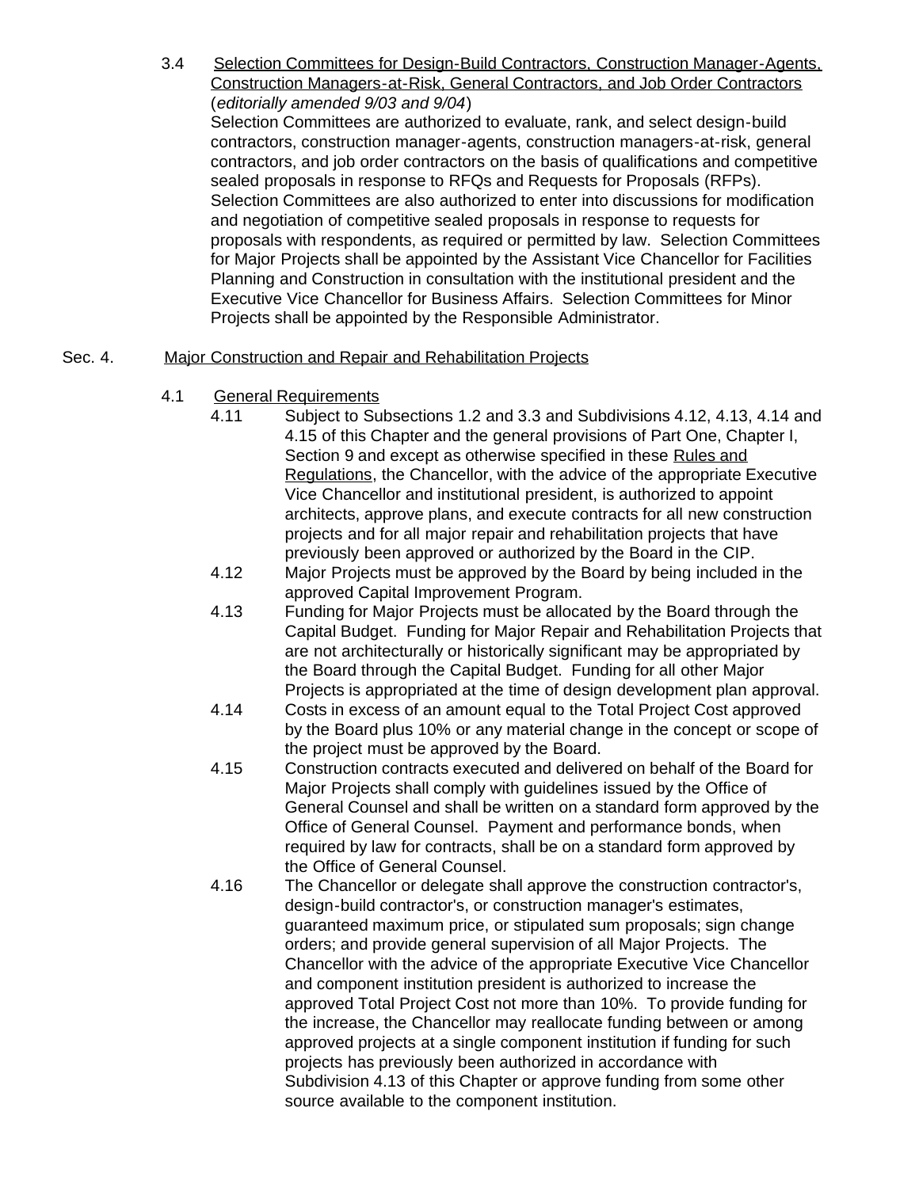3.4 Selection Committees for Design-Build Contractors, Construction Manager-Agents, Construction Managers-at-Risk, General Contractors, and Job Order Contractors (*editorially amended 9/03 and 9/04*)

Selection Committees are authorized to evaluate, rank, and select design-build contractors, construction manager-agents, construction managers-at-risk, general contractors, and job order contractors on the basis of qualifications and competitive sealed proposals in response to RFQs and Requests for Proposals (RFPs). Selection Committees are also authorized to enter into discussions for modification and negotiation of competitive sealed proposals in response to requests for proposals with respondents, as required or permitted by law. Selection Committees for Major Projects shall be appointed by the Assistant Vice Chancellor for Facilities Planning and Construction in consultation with the institutional president and the Executive Vice Chancellor for Business Affairs. Selection Committees for Minor Projects shall be appointed by the Responsible Administrator.

## Sec. 4. Major Construction and Repair and Rehabilitation Projects

4.1 General Requirements

4.11 Subject to Subsections 1.2 and 3.3 and Subdivisions 4.12, 4.13, 4.14 and 4.15 of this Chapter and the general provisions of Part One, Chapter I, Section 9 and except as otherwise specified in these Rules and Regulations, the Chancellor, with the advice of the appropriate Executive Vice Chancellor and institutional president, is authorized to appoint architects, approve plans, and execute contracts for all new construction projects and for all major repair and rehabilitation projects that have previously been approved or authorized by the Board in the CIP.

4.12 Major Projects must be approved by the Board by being included in the approved Capital Improvement Program.

4.13 Funding for Major Projects must be allocated by the Board through the Capital Budget. Funding for Major Repair and Rehabilitation Projects that are not architecturally or historically significant may be appropriated by the Board through the Capital Budget. Funding for all other Major Projects is appropriated at the time of design development plan approval.

4.14 Costs in excess of an amount equal to the Total Project Cost approved by the Board plus 10% or any material change in the concept or scope of the project must be approved by the Board.

4.15 Construction contracts executed and delivered on behalf of the Board for Major Projects shall comply with guidelines issued by the Office of General Counsel and shall be written on a standard form approved by the Office of General Counsel. Payment and performance bonds, when required by law for contracts, shall be on a standard form approved by the Office of General Counsel.

4.16 The Chancellor or delegate shall approve the construction contractor's, design-build contractor's, or construction manager's estimates, guaranteed maximum price, or stipulated sum proposals; sign change orders; and provide general supervision of all Major Projects. The Chancellor with the advice of the appropriate Executive Vice Chancellor and component institution president is authorized to increase the approved Total Project Cost not more than 10%. To provide funding for the increase, the Chancellor may reallocate funding between or among approved projects at a single component institution if funding for such projects has previously been authorized in accordance with Subdivision 4.13 of this Chapter or approve funding from some other source available to the component institution.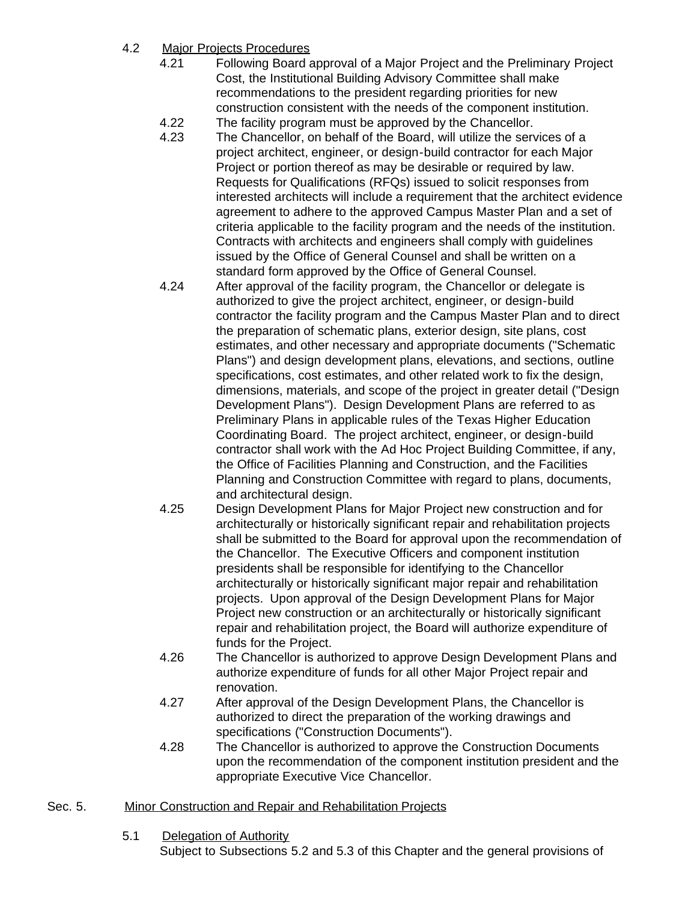4.2 Major Projects Procedures

4.21 Following Board approval of a Major Project and the Preliminary Project Cost, the Institutional Building Advisory Committee shall make recommendations to the president regarding priorities for new construction consistent with the needs of the component institution.

4.22 The facility program must be approved by the Chancellor.

4.23 The Chancellor, on behalf of the Board, will utilize the services of a project architect, engineer, or design-build contractor for each Major Project or portion thereof as may be desirable or required by law. Requests for Qualifications (RFQs) issued to solicit responses from interested architects will include a requirement that the architect evidence agreement to adhere to the approved Campus Master Plan and a set of criteria applicable to the facility program and the needs of the institution. Contracts with architects and engineers shall comply with guidelines issued by the Office of General Counsel and shall be written on a standard form approved by the Office of General Counsel.

4.24 After approval of the facility program, the Chancellor or delegate is authorized to give the project architect, engineer, or design-build contractor the facility program and the Campus Master Plan and to direct the preparation of schematic plans, exterior design, site plans, cost estimates, and other necessary and appropriate documents ("Schematic Plans") and design development plans, elevations, and sections, outline specifications, cost estimates, and other related work to fix the design, dimensions, materials, and scope of the project in greater detail ("Design Development Plans"). Design Development Plans are referred to as Preliminary Plans in applicable rules of the Texas Higher Education Coordinating Board. The project architect, engineer, or design-build contractor shall work with the Ad Hoc Project Building Committee, if any, the Office of Facilities Planning and Construction, and the Facilities Planning and Construction Committee with regard to plans, documents, and architectural design.

4.25 Design Development Plans for Major Project new construction and for architecturally or historically significant repair and rehabilitation projects shall be submitted to the Board for approval upon the recommendation of the Chancellor. The Executive Officers and component institution presidents shall be responsible for identifying to the Chancellor architecturally or historically significant major repair and rehabilitation projects. Upon approval of the Design Development Plans for Major Project new construction or an architecturally or historically significant repair and rehabilitation project, the Board will authorize expenditure of funds for the Project.

4.26 The Chancellor is authorized to approve Design Development Plans and authorize expenditure of funds for all other Major Project repair and renovation.

4.27 After approval of the Design Development Plans, the Chancellor is authorized to direct the preparation of the working drawings and specifications ("Construction Documents").

4.28 The Chancellor is authorized to approve the Construction Documents upon the recommendation of the component institution president and the appropriate Executive Vice Chancellor.

## Sec. 5. Minor Construction and Repair and Rehabilitation Projects

5.1 Delegation of Authority

Subject to Subsections 5.2 and 5.3 of this Chapter and the general provisions of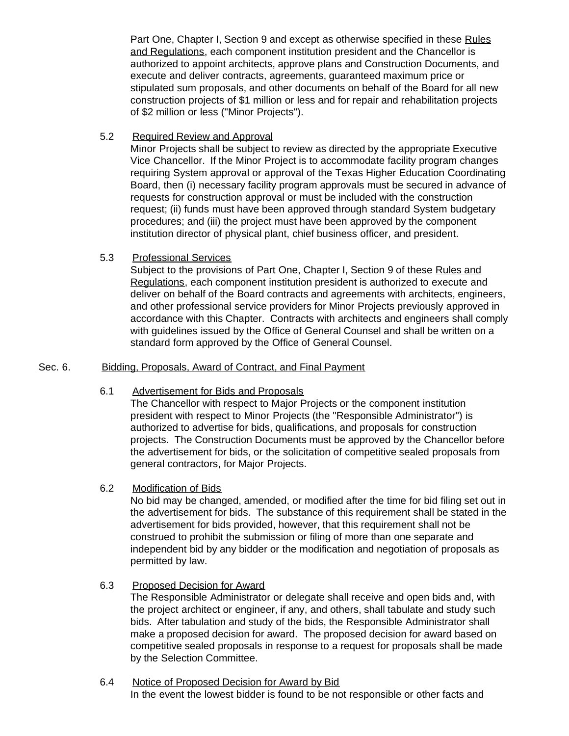Part One, Chapter I, Section 9 and except as otherwise specified in these Rules and Regulations, each component institution president and the Chancellor is authorized to appoint architects, approve plans and Construction Documents, and execute and deliver contracts, agreements, guaranteed maximum price or stipulated sum proposals, and other documents on behalf of the Board for all new construction projects of $1 million or less and for repair and rehabilitation projects of $2 million or less ("Minor Projects").

5.2 Required Review and Approval

Minor Projects shall be subject to review as directed by the appropriate Executive Vice Chancellor. If the Minor Project is to accommodate facility program changes requiring System approval or approval of the Texas Higher Education Coordinating Board, then (i) necessary facility program approvals must be secured in advance of requests for construction approval or must be included with the construction request; (ii) funds must have been approved through standard System budgetary procedures; and (iii) the project must have been approved by the component institution director of physical plant, chief business officer, and president.

5.3 Professional Services

Subject to the provisions of Part One, Chapter I, Section 9 of these Rules and Regulations, each component institution president is authorized to execute and deliver on behalf of the Board contracts and agreements with architects, engineers, and other professional service providers for Minor Projects previously approved in accordance with this Chapter. Contracts with architects and engineers shall comply with guidelines issued by the Office of General Counsel and shall be written on a standard form approved by the Office of General Counsel.

Sec. 6. Bidding, Proposals, Award of Contract, and Final Payment

6.1 Advertisement for Bids and Proposals

The Chancellor with respect to Major Projects or the component institution president with respect to Minor Projects (the "Responsible Administrator") is authorized to advertise for bids, qualifications, and proposals for construction projects. The Construction Documents must be approved by the Chancellor before the advertisement for bids, or the solicitation of competitive sealed proposals from general contractors, for Major Projects.

6.2 Modification of Bids

No bid may be changed, amended, or modified after the time for bid filing set out in the advertisement for bids. The substance of this requirement shall be stated in the advertisement for bids provided, however, that this requirement shall not be construed to prohibit the submission or filing of more than one separate and independent bid by any bidder or the modification and negotiation of proposals as permitted by law.

6.3 Proposed Decision for Award

The Responsible Administrator or delegate shall receive and open bids and, with the project architect or engineer, if any, and others, shall tabulate and study such bids. After tabulation and study of the bids, the Responsible Administrator shall make a proposed decision for award. The proposed decision for award based on competitive sealed proposals in response to a request for proposals shall be made by the Selection Committee.

6.4 Notice of Proposed Decision for Award by Bid

In the event the lowest bidder is found to be not responsible or other facts and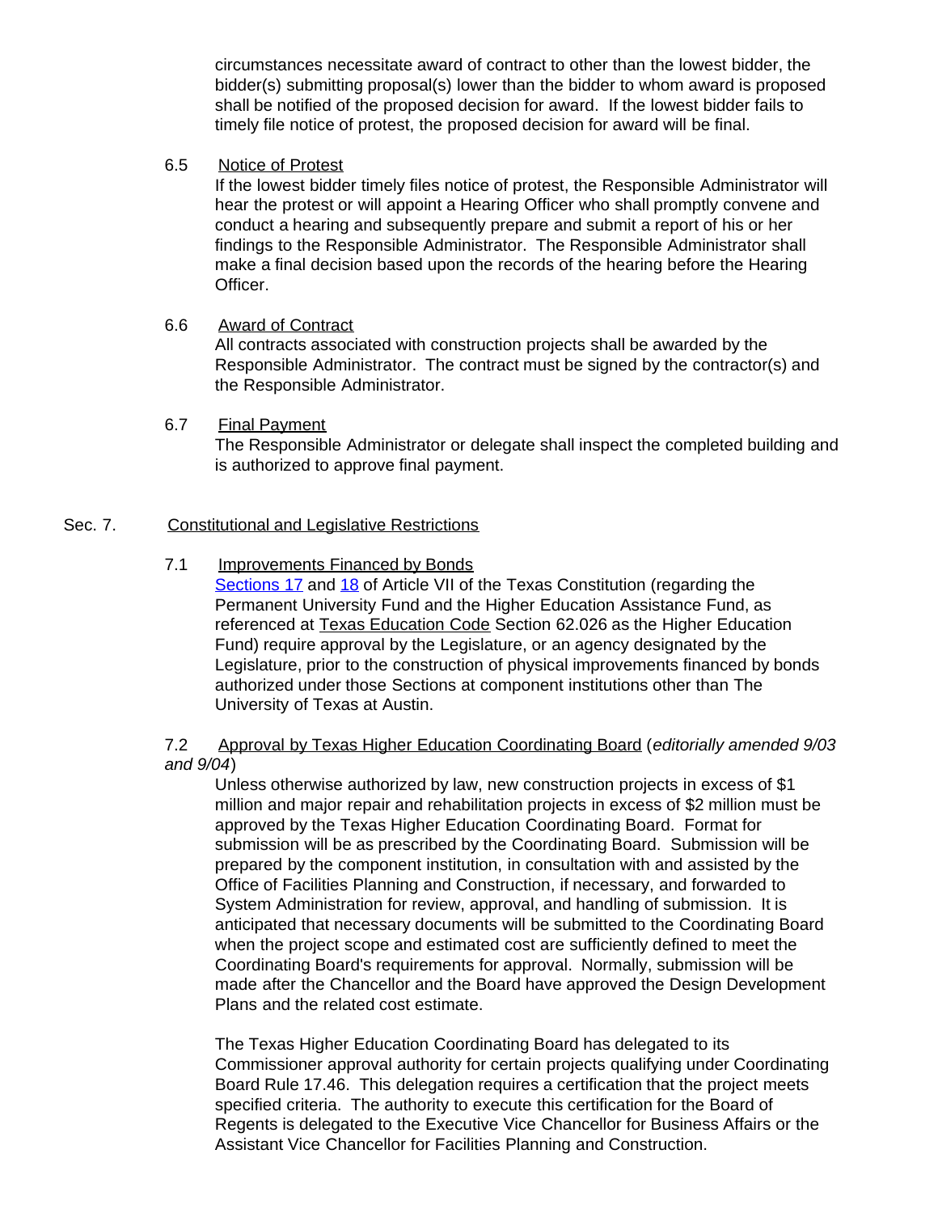circumstances necessitate award of contract to other than the lowest bidder, the bidder(s) submitting proposal(s) lower than the bidder to whom award is proposed shall be notified of the proposed decision for award. If the lowest bidder fails to timely file notice of protest, the proposed decision for award will be final.

6.5 Notice of Protest

If the lowest bidder timely files notice of protest, the Responsible Administrator will hear the protest or will appoint a Hearing Officer who shall promptly convene and conduct a hearing and subsequently prepare and submit a report of his or her findings to the Responsible Administrator. The Responsible Administrator shall make a final decision based upon the records of the hearing before the Hearing Officer.

6.6 Award of Contract

All contracts associated with construction projects shall be awarded by the Responsible Administrator. The contract must be signed by the contractor(s) and the Responsible Administrator.

6.7 Final Payment

The Responsible Administrator or delegate shall inspect the completed building and is authorized to approve final payment.

## Sec. 7. Constitutional and Legislative Restrictions

7.1 Improvements Financed by Bonds

Sections 17 and 18 of Article VII of the Texas Constitution (regarding the Permanent University Fund and the Higher Education Assistance Fund, as referenced at Texas Education Code Section 62.026 as the Higher Education Fund) require approval by the Legislature, or an agency designated by the Legislature, prior to the construction of physical improvements financed by bonds authorized under those Sections at component institutions other than The University of Texas at Austin.

7.2 Approval by Texas Higher Education Coordinating Board (*editorially amended 9/03 and 9/04*)

Unless otherwise authorized by law, new construction projects in excess of $1 million and major repair and rehabilitation projects in excess of $2 million must be approved by the Texas Higher Education Coordinating Board. Format for submission will be as prescribed by the Coordinating Board. Submission will be prepared by the component institution, in consultation with and assisted by the Office of Facilities Planning and Construction, if necessary, and forwarded to System Administration for review, approval, and handling of submission. It is anticipated that necessary documents will be submitted to the Coordinating Board when the project scope and estimated cost are sufficiently defined to meet the Coordinating Board's requirements for approval. Normally, submission will be made after the Chancellor and the Board have approved the Design Development Plans and the related cost estimate.

The Texas Higher Education Coordinating Board has delegated to its Commissioner approval authority for certain projects qualifying under Coordinating Board Rule 17.46. This delegation requires a certification that the project meets specified criteria. The authority to execute this certification for the Board of Regents is delegated to the Executive Vice Chancellor for Business Affairs or the Assistant Vice Chancellor for Facilities Planning and Construction.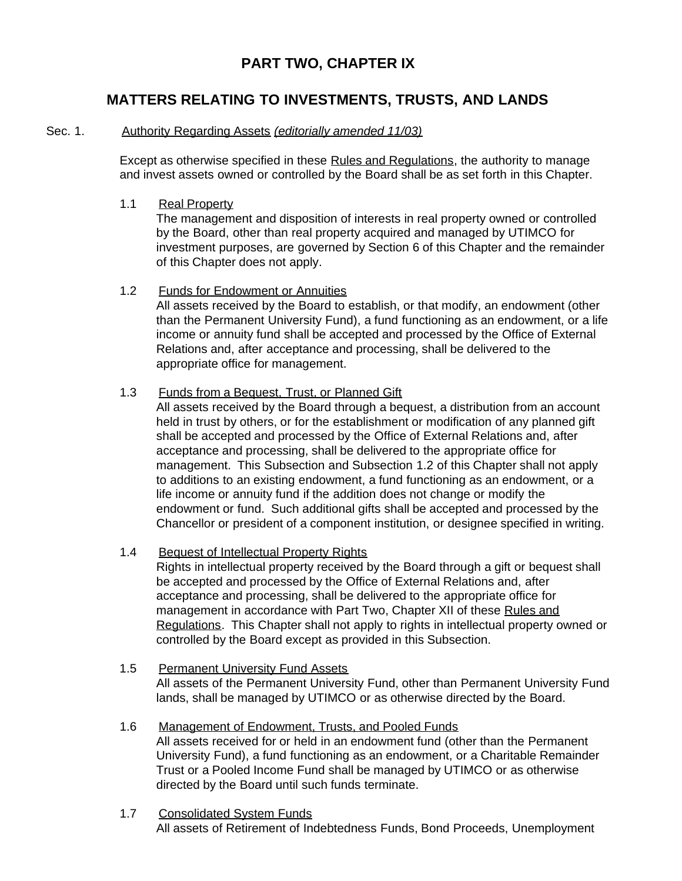# PART TWO, CHAPTER IX

## MATTERS RELATING TO INVESTMENTS, TRUSTS, AND LANDS

Sec. 1. Authority Regarding Assets *(editorially amended 11/03)*

Except as otherwise specified in these Rules and Regulations, the authority to manage and invest assets owned or controlled by the Board shall be as set forth in this Chapter.

1.1 Real Property
The management and disposition of interests in real property owned or controlled by the Board, other than real property acquired and managed by UTIMCO for investment purposes, are governed by Section 6 of this Chapter and the remainder of this Chapter does not apply.

1.2 Funds for Endowment or Annuities
All assets received by the Board to establish, or that modify, an endowment (other than the Permanent University Fund), a fund functioning as an endowment, or a life income or annuity fund shall be accepted and processed by the Office of External Relations and, after acceptance and processing, shall be delivered to the appropriate office for management.

1.3 Funds from a Bequest, Trust, or Planned Gift
All assets received by the Board through a bequest, a distribution from an account held in trust by others, or for the establishment or modification of any planned gift shall be accepted and processed by the Office of External Relations and, after acceptance and processing, shall be delivered to the appropriate office for management. This Subsection and Subsection 1.2 of this Chapter shall not apply to additions to an existing endowment, a fund functioning as an endowment, or a life income or annuity fund if the addition does not change or modify the endowment or fund. Such additional gifts shall be accepted and processed by the Chancellor or president of a component institution, or designee specified in writing.

1.4 Bequest of Intellectual Property Rights
Rights in intellectual property received by the Board through a gift or bequest shall be accepted and processed by the Office of External Relations and, after acceptance and processing, shall be delivered to the appropriate office for management in accordance with Part Two, Chapter XII of these Rules and Regulations. This Chapter shall not apply to rights in intellectual property owned or controlled by the Board except as provided in this Subsection.

1.5 Permanent University Fund Assets
All assets of the Permanent University Fund, other than Permanent University Fund lands, shall be managed by UTIMCO or as otherwise directed by the Board.

1.6 Management of Endowment, Trusts, and Pooled Funds
All assets received for or held in an endowment fund (other than the Permanent University Fund), a fund functioning as an endowment, or a Charitable Remainder Trust or a Pooled Income Fund shall be managed by UTIMCO or as otherwise directed by the Board until such funds terminate.

1.7 Consolidated System Funds
All assets of Retirement of Indebtedness Funds, Bond Proceeds, Unemployment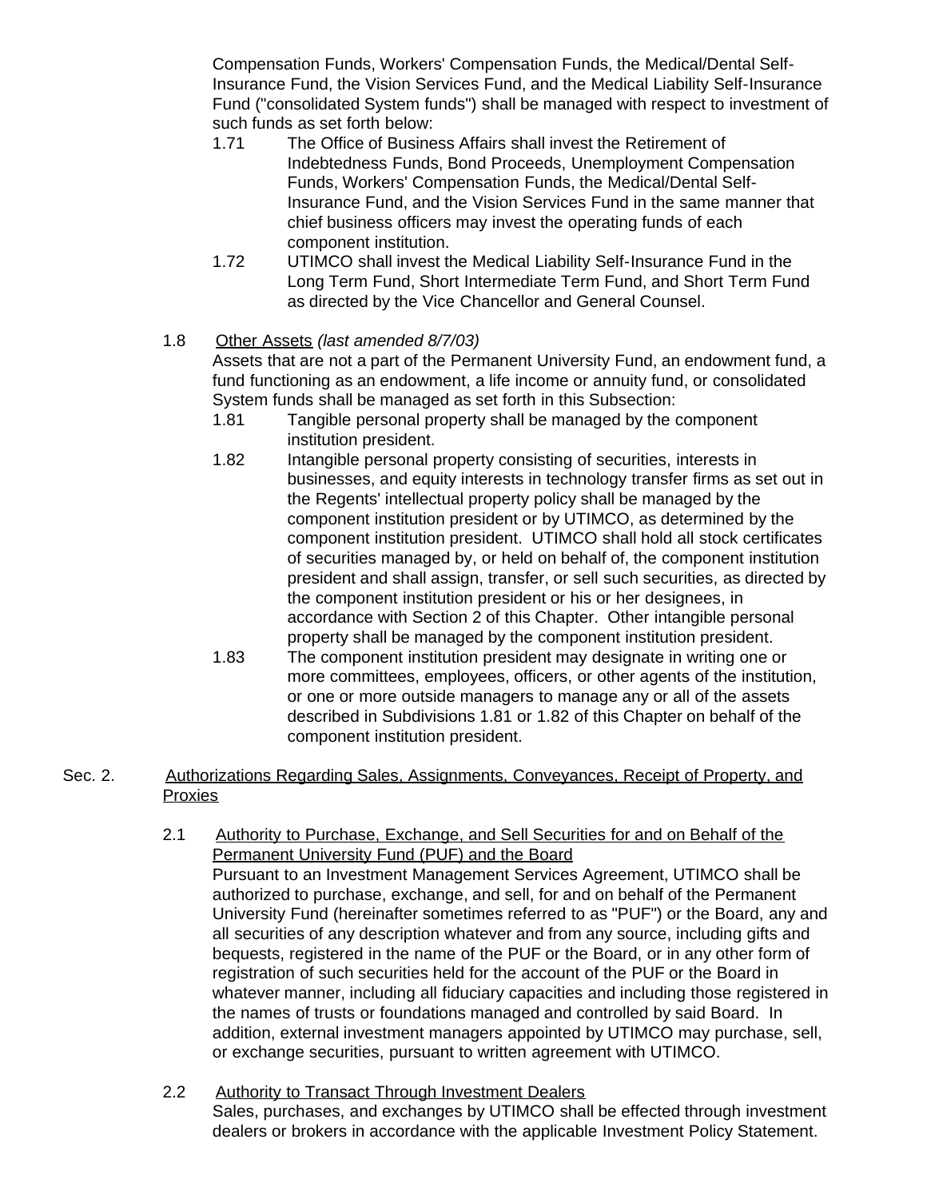Compensation Funds, Workers' Compensation Funds, the Medical/Dental Self-Insurance Fund, the Vision Services Fund, and the Medical Liability Self-Insurance Fund ("consolidated System funds") shall be managed with respect to investment of such funds as set forth below:

1.71 The Office of Business Affairs shall invest the Retirement of Indebtedness Funds, Bond Proceeds, Unemployment Compensation Funds, Workers' Compensation Funds, the Medical/Dental Self-Insurance Fund, and the Vision Services Fund in the same manner that chief business officers may invest the operating funds of each component institution.

1.72 UTIMCO shall invest the Medical Liability Self-Insurance Fund in the Long Term Fund, Short Intermediate Term Fund, and Short Term Fund as directed by the Vice Chancellor and General Counsel.

1.8 Other Assets *(last amended 8/7/03)*

Assets that are not a part of the Permanent University Fund, an endowment fund, a fund functioning as an endowment, a life income or annuity fund, or consolidated System funds shall be managed as set forth in this Subsection:

1.81 Tangible personal property shall be managed by the component institution president.

1.82 Intangible personal property consisting of securities, interests in businesses, and equity interests in technology transfer firms as set out in the Regents' intellectual property policy shall be managed by the component institution president or by UTIMCO, as determined by the component institution president. UTIMCO shall hold all stock certificates of securities managed by, or held on behalf of, the component institution president and shall assign, transfer, or sell such securities, as directed by the component institution president or his or her designees, in accordance with Section 2 of this Chapter. Other intangible personal property shall be managed by the component institution president.

1.83 The component institution president may designate in writing one or more committees, employees, officers, or other agents of the institution, or one or more outside managers to manage any or all of the assets described in Subdivisions 1.81 or 1.82 of this Chapter on behalf of the component institution president.

## Sec. 2. Authorizations Regarding Sales, Assignments, Conveyances, Receipt of Property, and Proxies

2.1 Authority to Purchase, Exchange, and Sell Securities for and on Behalf of the Permanent University Fund (PUF) and the Board

Pursuant to an Investment Management Services Agreement, UTIMCO shall be authorized to purchase, exchange, and sell, for and on behalf of the Permanent University Fund (hereinafter sometimes referred to as "PUF") or the Board, any and all securities of any description whatever and from any source, including gifts and bequests, registered in the name of the PUF or the Board, or in any other form of registration of such securities held for the account of the PUF or the Board in whatever manner, including all fiduciary capacities and including those registered in the names of trusts or foundations managed and controlled by said Board. In addition, external investment managers appointed by UTIMCO may purchase, sell, or exchange securities, pursuant to written agreement with UTIMCO.

2.2 Authority to Transact Through Investment Dealers

Sales, purchases, and exchanges by UTIMCO shall be effected through investment dealers or brokers in accordance with the applicable Investment Policy Statement.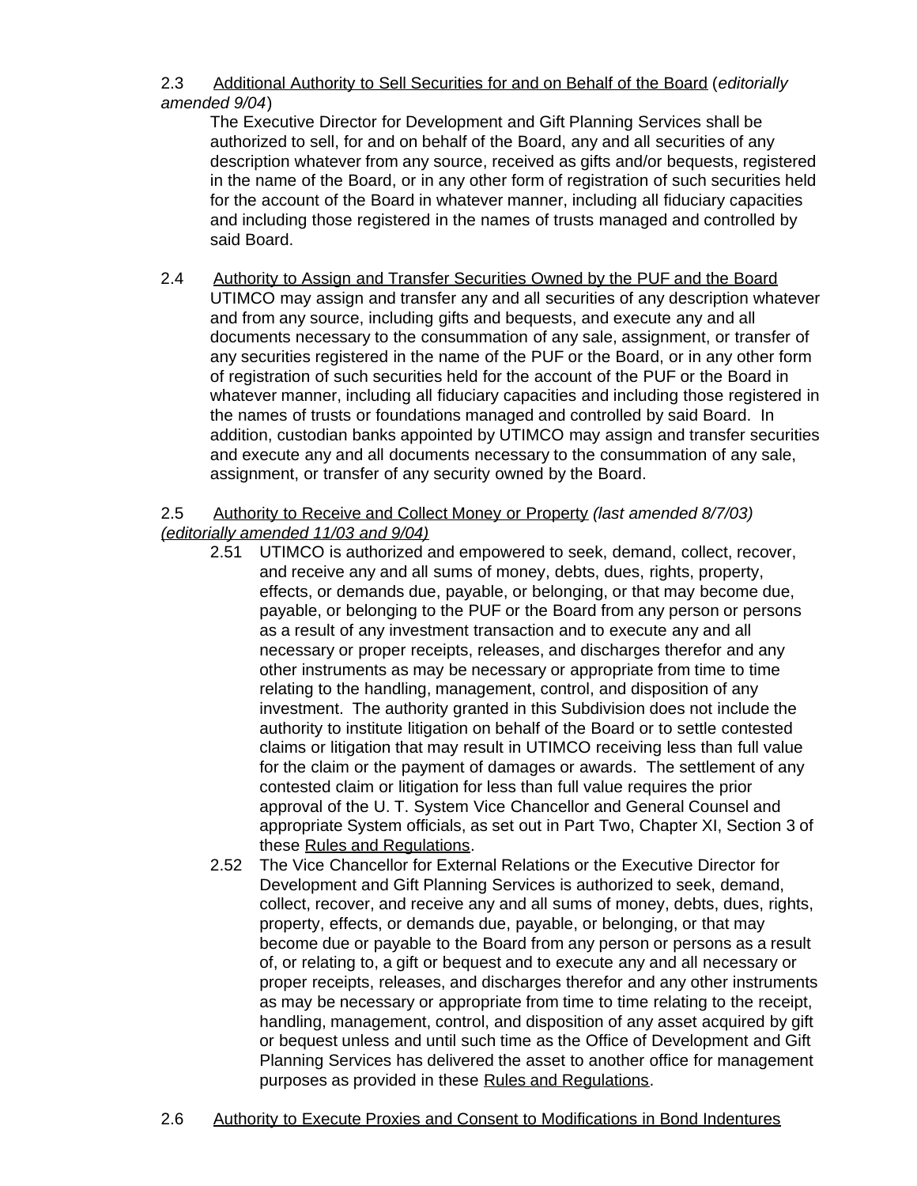2.3 Additional Authority to Sell Securities for and on Behalf of the Board (*editorially amended 9/04*)

The Executive Director for Development and Gift Planning Services shall be authorized to sell, for and on behalf of the Board, any and all securities of any description whatever from any source, received as gifts and/or bequests, registered in the name of the Board, or in any other form of registration of such securities held for the account of the Board in whatever manner, including all fiduciary capacities and including those registered in the names of trusts managed and controlled by said Board.

2.4 Authority to Assign and Transfer Securities Owned by the PUF and the Board

UTIMCO may assign and transfer any and all securities of any description whatever and from any source, including gifts and bequests, and execute any and all documents necessary to the consummation of any sale, assignment, or transfer of any securities registered in the name of the PUF or the Board, or in any other form of registration of such securities held for the account of the PUF or the Board in whatever manner, including all fiduciary capacities and including those registered in the names of trusts or foundations managed and controlled by said Board. In addition, custodian banks appointed by UTIMCO may assign and transfer securities and execute any and all documents necessary to the consummation of any sale, assignment, or transfer of any security owned by the Board.

2.5 Authority to Receive and Collect Money or Property *(last amended 8/7/03) (editorially amended 11/03 and 9/04)*

2.51 UTIMCO is authorized and empowered to seek, demand, collect, recover, and receive any and all sums of money, debts, dues, rights, property, effects, or demands due, payable, or belonging, or that may become due, payable, or belonging to the PUF or the Board from any person or persons as a result of any investment transaction and to execute any and all necessary or proper receipts, releases, and discharges therefor and any other instruments as may be necessary or appropriate from time to time relating to the handling, management, control, and disposition of any investment. The authority granted in this Subdivision does not include the authority to institute litigation on behalf of the Board or to settle contested claims or litigation that may result in UTIMCO receiving less than full value for the claim or the payment of damages or awards. The settlement of any contested claim or litigation for less than full value requires the prior approval of the U. T. System Vice Chancellor and General Counsel and appropriate System officials, as set out in Part Two, Chapter XI, Section 3 of these Rules and Regulations.

2.52 The Vice Chancellor for External Relations or the Executive Director for Development and Gift Planning Services is authorized to seek, demand, collect, recover, and receive any and all sums of money, debts, dues, rights, property, effects, or demands due, payable, or belonging, or that may become due or payable to the Board from any person or persons as a result of, or relating to, a gift or bequest and to execute any and all necessary or proper receipts, releases, and discharges therefor and any other instruments as may be necessary or appropriate from time to time relating to the receipt, handling, management, control, and disposition of any asset acquired by gift or bequest unless and until such time as the Office of Development and Gift Planning Services has delivered the asset to another office for management purposes as provided in these Rules and Regulations.

2.6 Authority to Execute Proxies and Consent to Modifications in Bond Indentures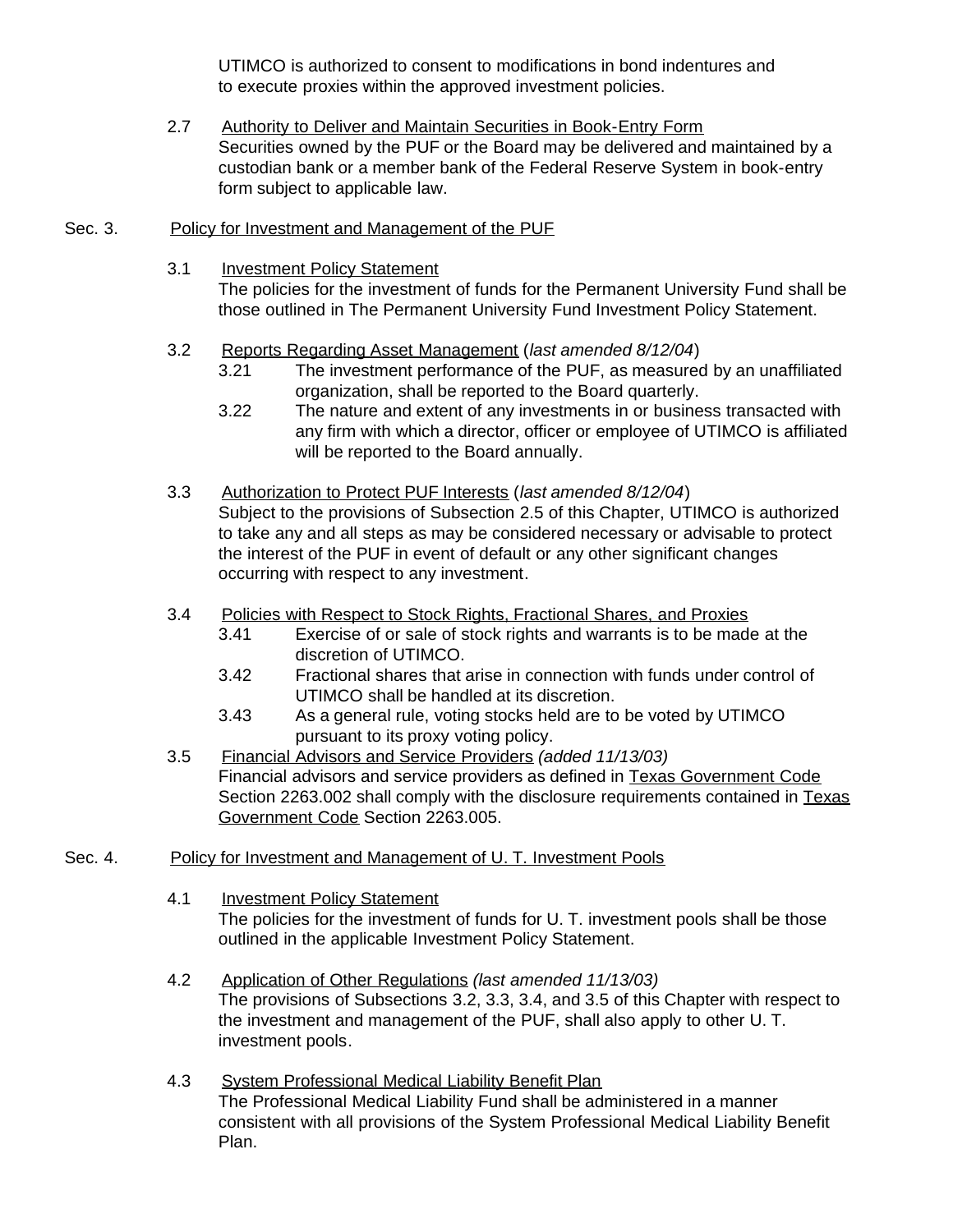UTIMCO is authorized to consent to modifications in bond indentures and to execute proxies within the approved investment policies.

2.7 Authority to Deliver and Maintain Securities in Book-Entry Form
Securities owned by the PUF or the Board may be delivered and maintained by a custodian bank or a member bank of the Federal Reserve System in book-entry form subject to applicable law.

## Sec. 3. Policy for Investment and Management of the PUF

3.1 Investment Policy Statement
The policies for the investment of funds for the Permanent University Fund shall be those outlined in The Permanent University Fund Investment Policy Statement.

3.2 Reports Regarding Asset Management (*last amended 8/12/04*)

3.21 The investment performance of the PUF, as measured by an unaffiliated organization, shall be reported to the Board quarterly.

3.22 The nature and extent of any investments in or business transacted with any firm with which a director, officer or employee of UTIMCO is affiliated will be reported to the Board annually.

3.3 Authorization to Protect PUF Interests (*last amended 8/12/04*)
Subject to the provisions of Subsection 2.5 of this Chapter, UTIMCO is authorized to take any and all steps as may be considered necessary or advisable to protect the interest of the PUF in event of default or any other significant changes occurring with respect to any investment.

3.4 Policies with Respect to Stock Rights, Fractional Shares, and Proxies

3.41 Exercise of or sale of stock rights and warrants is to be made at the discretion of UTIMCO.

3.42 Fractional shares that arise in connection with funds under control of UTIMCO shall be handled at its discretion.

3.43 As a general rule, voting stocks held are to be voted by UTIMCO pursuant to its proxy voting policy.

3.5 Financial Advisors and Service Providers *(added 11/13/03)*
Financial advisors and service providers as defined in Texas Government Code Section 2263.002 shall comply with the disclosure requirements contained in Texas Government Code Section 2263.005.

## Sec. 4. Policy for Investment and Management of U. T. Investment Pools

4.1 Investment Policy Statement
The policies for the investment of funds for U. T. investment pools shall be those outlined in the applicable Investment Policy Statement.

4.2 Application of Other Regulations *(last amended 11/13/03)*
The provisions of Subsections 3.2, 3.3, 3.4, and 3.5 of this Chapter with respect to the investment and management of the PUF, shall also apply to other U. T. investment pools.

4.3 System Professional Medical Liability Benefit Plan
The Professional Medical Liability Fund shall be administered in a manner consistent with all provisions of the System Professional Medical Liability Benefit Plan.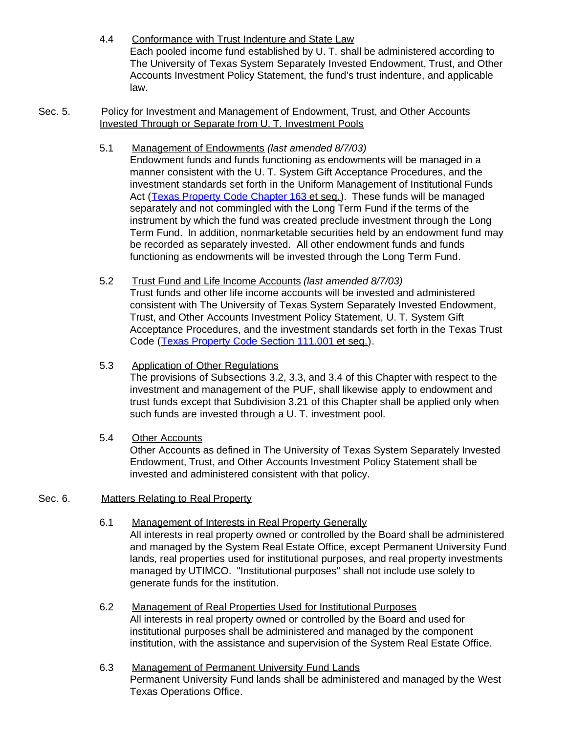4.4 Conformance with Trust Indenture and State Law

Each pooled income fund established by U. T. shall be administered according to The University of Texas System Separately Invested Endowment, Trust, and Other Accounts Investment Policy Statement, the fund's trust indenture, and applicable law.

## Sec. 5. Policy for Investment and Management of Endowment, Trust, and Other Accounts Invested Through or Separate from U. T. Investment Pools

5.1 Management of Endowments *(last amended 8/7/03)*

Endowment funds and funds functioning as endowments will be managed in a manner consistent with the U. T. System Gift Acceptance Procedures, and the investment standards set forth in the Uniform Management of Institutional Funds Act (Texas Property Code Chapter 163 et seq.). These funds will be managed separately and not commingled with the Long Term Fund if the terms of the instrument by which the fund was created preclude investment through the Long Term Fund. In addition, nonmarketable securities held by an endowment fund may be recorded as separately invested. All other endowment funds and funds functioning as endowments will be invested through the Long Term Fund.

5.2 Trust Fund and Life Income Accounts *(last amended 8/7/03)*

Trust funds and other life income accounts will be invested and administered consistent with The University of Texas System Separately Invested Endowment, Trust, and Other Accounts Investment Policy Statement, U. T. System Gift Acceptance Procedures, and the investment standards set forth in the Texas Trust Code (Texas Property Code Section 111.001 et seq.).

5.3 Application of Other Regulations

The provisions of Subsections 3.2, 3.3, and 3.4 of this Chapter with respect to the investment and management of the PUF, shall likewise apply to endowment and trust funds except that Subdivision 3.21 of this Chapter shall be applied only when such funds are invested through a U. T. investment pool.

5.4 Other Accounts

Other Accounts as defined in The University of Texas System Separately Invested Endowment, Trust, and Other Accounts Investment Policy Statement shall be invested and administered consistent with that policy.

## Sec. 6. Matters Relating to Real Property

6.1 Management of Interests in Real Property Generally

All interests in real property owned or controlled by the Board shall be administered and managed by the System Real Estate Office, except Permanent University Fund lands, real properties used for institutional purposes, and real property investments managed by UTIMCO. "Institutional purposes" shall not include use solely to generate funds for the institution.

6.2 Management of Real Properties Used for Institutional Purposes

All interests in real property owned or controlled by the Board and used for institutional purposes shall be administered and managed by the component institution, with the assistance and supervision of the System Real Estate Office.

6.3 Management of Permanent University Fund Lands

Permanent University Fund lands shall be administered and managed by the West Texas Operations Office.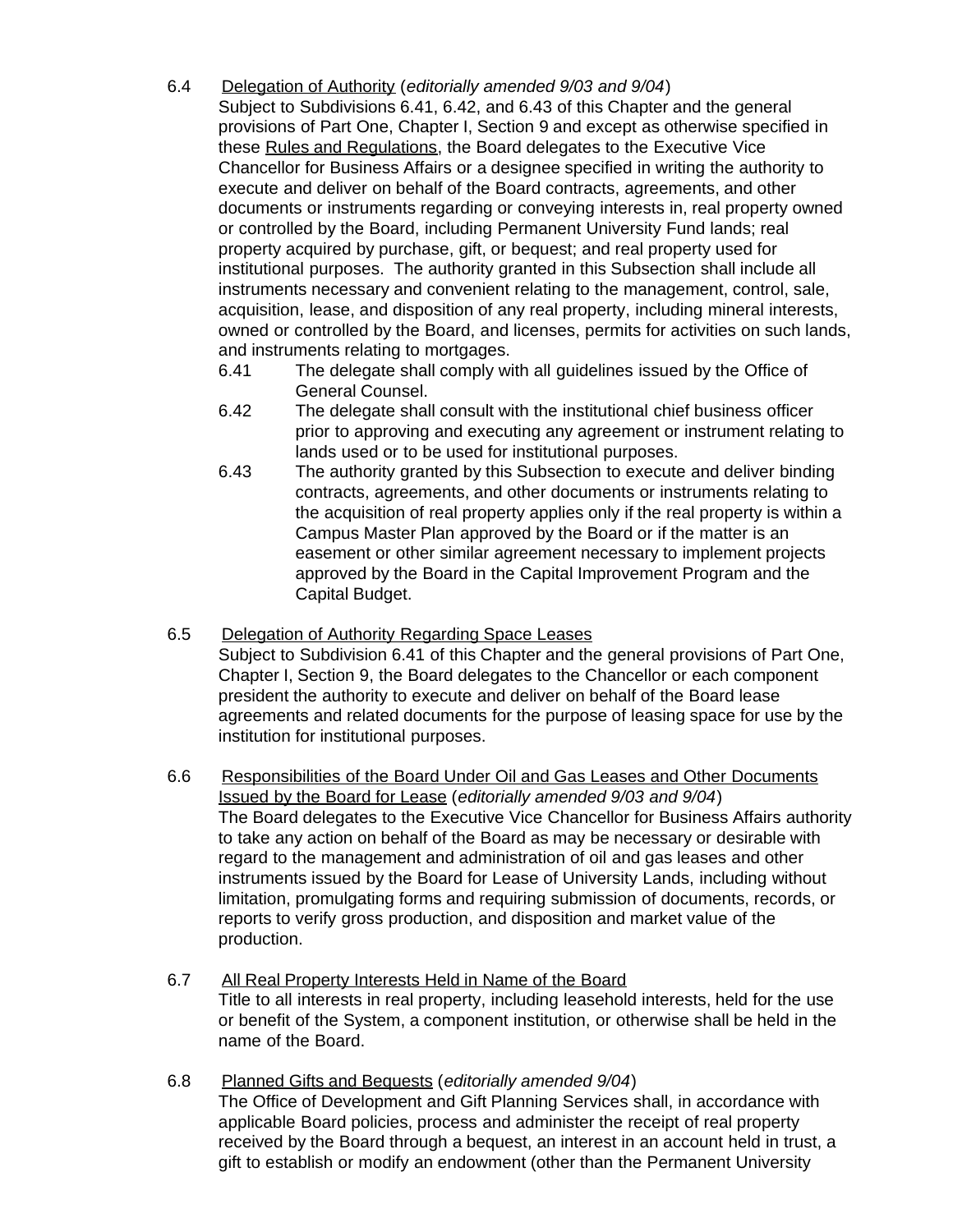6.4 Delegation of Authority (*editorially amended 9/03 and 9/04*)

Subject to Subdivisions 6.41, 6.42, and 6.43 of this Chapter and the general provisions of Part One, Chapter I, Section 9 and except as otherwise specified in these Rules and Regulations, the Board delegates to the Executive Vice Chancellor for Business Affairs or a designee specified in writing the authority to execute and deliver on behalf of the Board contracts, agreements, and other documents or instruments regarding or conveying interests in, real property owned or controlled by the Board, including Permanent University Fund lands; real property acquired by purchase, gift, or bequest; and real property used for institutional purposes. The authority granted in this Subsection shall include all instruments necessary and convenient relating to the management, control, sale, acquisition, lease, and disposition of any real property, including mineral interests, owned or controlled by the Board, and licenses, permits for activities on such lands, and instruments relating to mortgages.

6.41 The delegate shall comply with all guidelines issued by the Office of General Counsel.

6.42 The delegate shall consult with the institutional chief business officer prior to approving and executing any agreement or instrument relating to lands used or to be used for institutional purposes.

6.43 The authority granted by this Subsection to execute and deliver binding contracts, agreements, and other documents or instruments relating to the acquisition of real property applies only if the real property is within a Campus Master Plan approved by the Board or if the matter is an easement or other similar agreement necessary to implement projects approved by the Board in the Capital Improvement Program and the Capital Budget.

6.5 Delegation of Authority Regarding Space Leases

Subject to Subdivision 6.41 of this Chapter and the general provisions of Part One, Chapter I, Section 9, the Board delegates to the Chancellor or each component president the authority to execute and deliver on behalf of the Board lease agreements and related documents for the purpose of leasing space for use by the institution for institutional purposes.

6.6 Responsibilities of the Board Under Oil and Gas Leases and Other Documents Issued by the Board for Lease (*editorially amended 9/03 and 9/04*)

The Board delegates to the Executive Vice Chancellor for Business Affairs authority to take any action on behalf of the Board as may be necessary or desirable with regard to the management and administration of oil and gas leases and other instruments issued by the Board for Lease of University Lands, including without limitation, promulgating forms and requiring submission of documents, records, or reports to verify gross production, and disposition and market value of the production.

6.7 All Real Property Interests Held in Name of the Board

Title to all interests in real property, including leasehold interests, held for the use or benefit of the System, a component institution, or otherwise shall be held in the name of the Board.

6.8 Planned Gifts and Bequests (*editorially amended 9/04*)

The Office of Development and Gift Planning Services shall, in accordance with applicable Board policies, process and administer the receipt of real property received by the Board through a bequest, an interest in an account held in trust, a gift to establish or modify an endowment (other than the Permanent University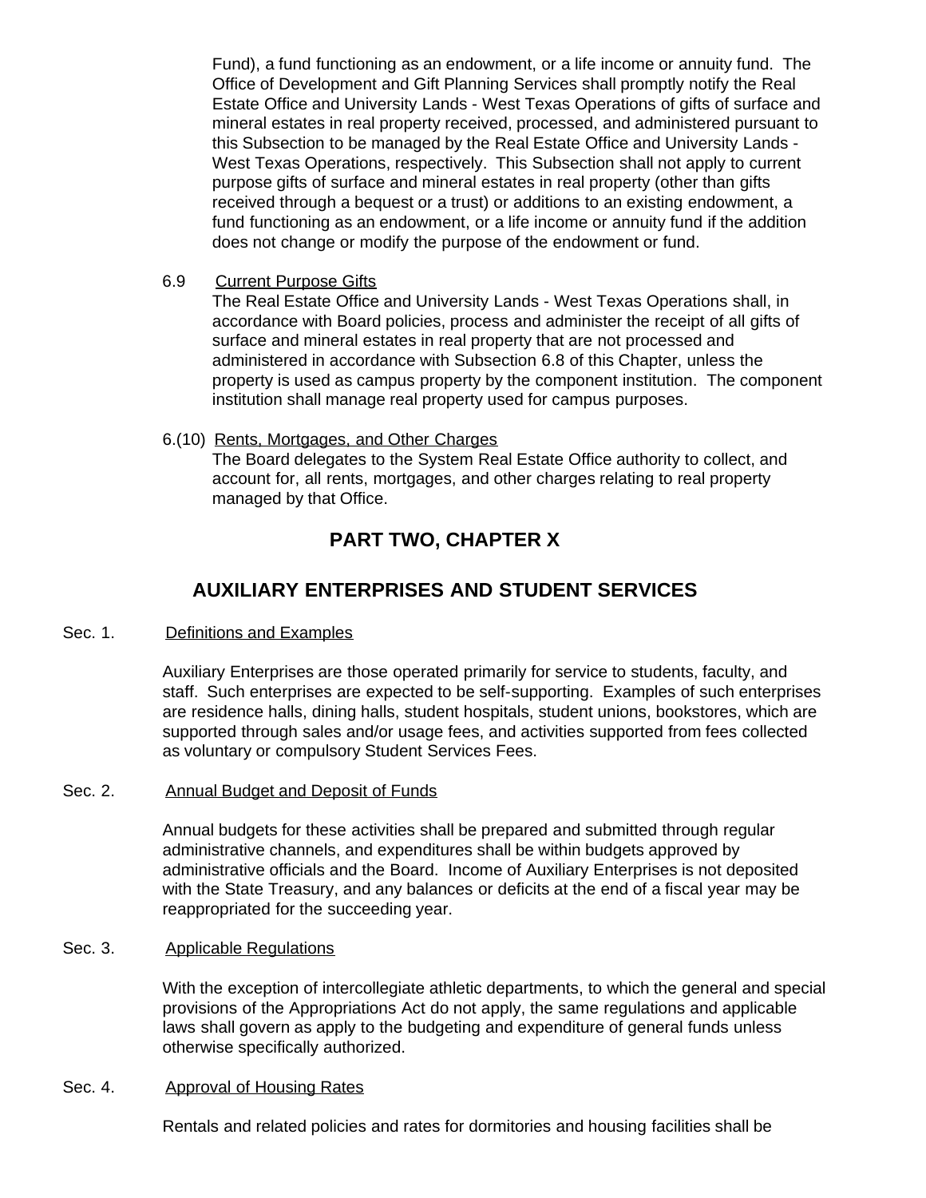Fund), a fund functioning as an endowment, or a life income or annuity fund. The Office of Development and Gift Planning Services shall promptly notify the Real Estate Office and University Lands - West Texas Operations of gifts of surface and mineral estates in real property received, processed, and administered pursuant to this Subsection to be managed by the Real Estate Office and University Lands - West Texas Operations, respectively. This Subsection shall not apply to current purpose gifts of surface and mineral estates in real property (other than gifts received through a bequest or a trust) or additions to an existing endowment, a fund functioning as an endowment, or a life income or annuity fund if the addition does not change or modify the purpose of the endowment or fund.

6.9 Current Purpose Gifts

The Real Estate Office and University Lands - West Texas Operations shall, in accordance with Board policies, process and administer the receipt of all gifts of surface and mineral estates in real property that are not processed and administered in accordance with Subsection 6.8 of this Chapter, unless the property is used as campus property by the component institution. The component institution shall manage real property used for campus purposes.

6.(10) Rents, Mortgages, and Other Charges

The Board delegates to the System Real Estate Office authority to collect, and account for, all rents, mortgages, and other charges relating to real property managed by that Office.

# PART TWO, CHAPTER X

# AUXILIARY ENTERPRISES AND STUDENT SERVICES

Sec. 1. Definitions and Examples

Auxiliary Enterprises are those operated primarily for service to students, faculty, and staff. Such enterprises are expected to be self-supporting. Examples of such enterprises are residence halls, dining halls, student hospitals, student unions, bookstores, which are supported through sales and/or usage fees, and activities supported from fees collected as voluntary or compulsory Student Services Fees.

Sec. 2. Annual Budget and Deposit of Funds

Annual budgets for these activities shall be prepared and submitted through regular administrative channels, and expenditures shall be within budgets approved by administrative officials and the Board. Income of Auxiliary Enterprises is not deposited with the State Treasury, and any balances or deficits at the end of a fiscal year may be reappropriated for the succeeding year.

Sec. 3. Applicable Regulations

With the exception of intercollegiate athletic departments, to which the general and special provisions of the Appropriations Act do not apply, the same regulations and applicable laws shall govern as apply to the budgeting and expenditure of general funds unless otherwise specifically authorized.

Sec. 4. Approval of Housing Rates

Rentals and related policies and rates for dormitories and housing facilities shall be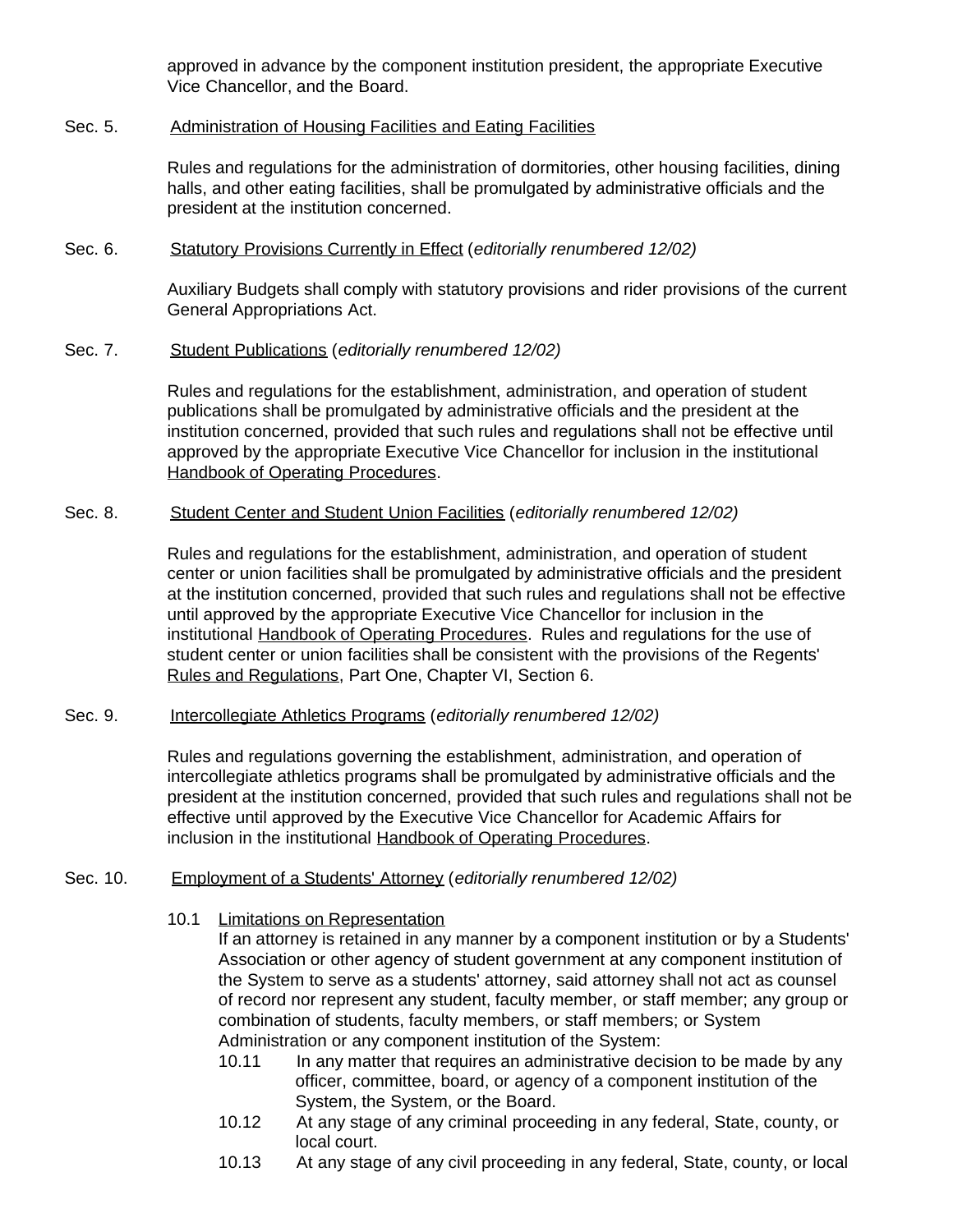approved in advance by the component institution president, the appropriate Executive Vice Chancellor, and the Board.

Sec. 5. Administration of Housing Facilities and Eating Facilities

Rules and regulations for the administration of dormitories, other housing facilities, dining halls, and other eating facilities, shall be promulgated by administrative officials and the president at the institution concerned.

Sec. 6. Statutory Provisions Currently in Effect (*editorially renumbered 12/02)*

Auxiliary Budgets shall comply with statutory provisions and rider provisions of the current General Appropriations Act.

Sec. 7. Student Publications (*editorially renumbered 12/02)*

Rules and regulations for the establishment, administration, and operation of student publications shall be promulgated by administrative officials and the president at the institution concerned, provided that such rules and regulations shall not be effective until approved by the appropriate Executive Vice Chancellor for inclusion in the institutional Handbook of Operating Procedures.

Sec. 8. Student Center and Student Union Facilities (*editorially renumbered 12/02)*

Rules and regulations for the establishment, administration, and operation of student center or union facilities shall be promulgated by administrative officials and the president at the institution concerned, provided that such rules and regulations shall not be effective until approved by the appropriate Executive Vice Chancellor for inclusion in the institutional Handbook of Operating Procedures. Rules and regulations for the use of student center or union facilities shall be consistent with the provisions of the Regents' Rules and Regulations, Part One, Chapter VI, Section 6.

Sec. 9. Intercollegiate Athletics Programs (*editorially renumbered 12/02)*

Rules and regulations governing the establishment, administration, and operation of intercollegiate athletics programs shall be promulgated by administrative officials and the president at the institution concerned, provided that such rules and regulations shall not be effective until approved by the Executive Vice Chancellor for Academic Affairs for inclusion in the institutional Handbook of Operating Procedures.

Sec. 10. Employment of a Students' Attorney (*editorially renumbered 12/02)*

10.1 Limitations on Representation
If an attorney is retained in any manner by a component institution or by a Students' Association or other agency of student government at any component institution of the System to serve as a students' attorney, said attorney shall not act as counsel of record nor represent any student, faculty member, or staff member; any group or combination of students, faculty members, or staff members; or System Administration or any component institution of the System:

10.11 In any matter that requires an administrative decision to be made by any officer, committee, board, or agency of a component institution of the System, the System, or the Board.

10.12 At any stage of any criminal proceeding in any federal, State, county, or local court.

10.13 At any stage of any civil proceeding in any federal, State, county, or local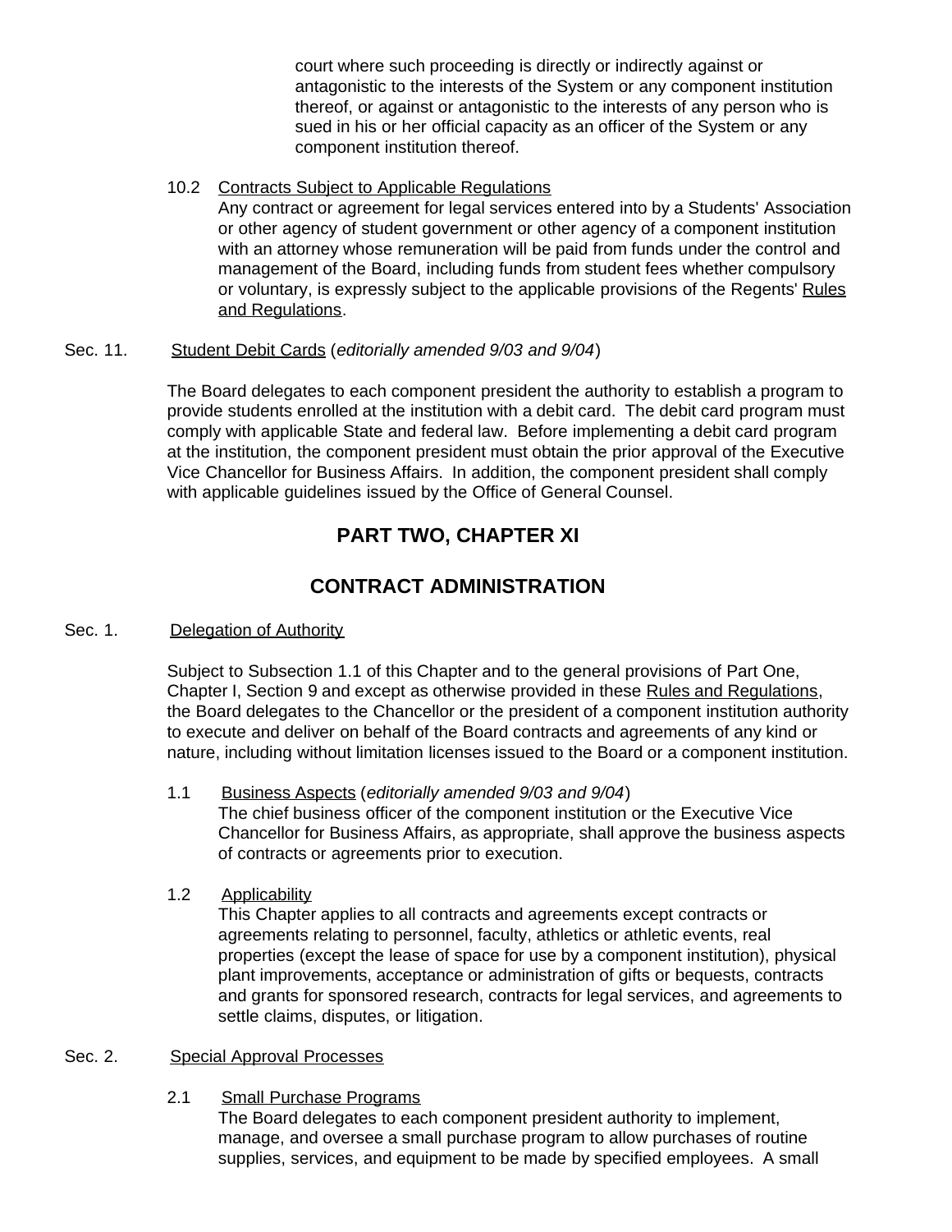court where such proceeding is directly or indirectly against or antagonistic to the interests of the System or any component institution thereof, or against or antagonistic to the interests of any person who is sued in his or her official capacity as an officer of the System or any component institution thereof.

10.2 Contracts Subject to Applicable Regulations
Any contract or agreement for legal services entered into by a Students' Association or other agency of student government or other agency of a component institution with an attorney whose remuneration will be paid from funds under the control and management of the Board, including funds from student fees whether compulsory or voluntary, is expressly subject to the applicable provisions of the Regents' Rules and Regulations.

Sec. 11. Student Debit Cards (*editorially amended 9/03 and 9/04*)

The Board delegates to each component president the authority to establish a program to provide students enrolled at the institution with a debit card. The debit card program must comply with applicable State and federal law. Before implementing a debit card program at the institution, the component president must obtain the prior approval of the Executive Vice Chancellor for Business Affairs. In addition, the component president shall comply with applicable guidelines issued by the Office of General Counsel.

## PART TWO, CHAPTER XI

## CONTRACT ADMINISTRATION

Sec. 1. Delegation of Authority

Subject to Subsection 1.1 of this Chapter and to the general provisions of Part One, Chapter I, Section 9 and except as otherwise provided in these Rules and Regulations, the Board delegates to the Chancellor or the president of a component institution authority to execute and deliver on behalf of the Board contracts and agreements of any kind or nature, including without limitation licenses issued to the Board or a component institution.

1.1 Business Aspects (*editorially amended 9/03 and 9/04*)
The chief business officer of the component institution or the Executive Vice Chancellor for Business Affairs, as appropriate, shall approve the business aspects of contracts or agreements prior to execution.

1.2 Applicability
This Chapter applies to all contracts and agreements except contracts or agreements relating to personnel, faculty, athletics or athletic events, real properties (except the lease of space for use by a component institution), physical plant improvements, acceptance or administration of gifts or bequests, contracts and grants for sponsored research, contracts for legal services, and agreements to settle claims, disputes, or litigation.

Sec. 2. Special Approval Processes

2.1 Small Purchase Programs
The Board delegates to each component president authority to implement, manage, and oversee a small purchase program to allow purchases of routine supplies, services, and equipment to be made by specified employees. A small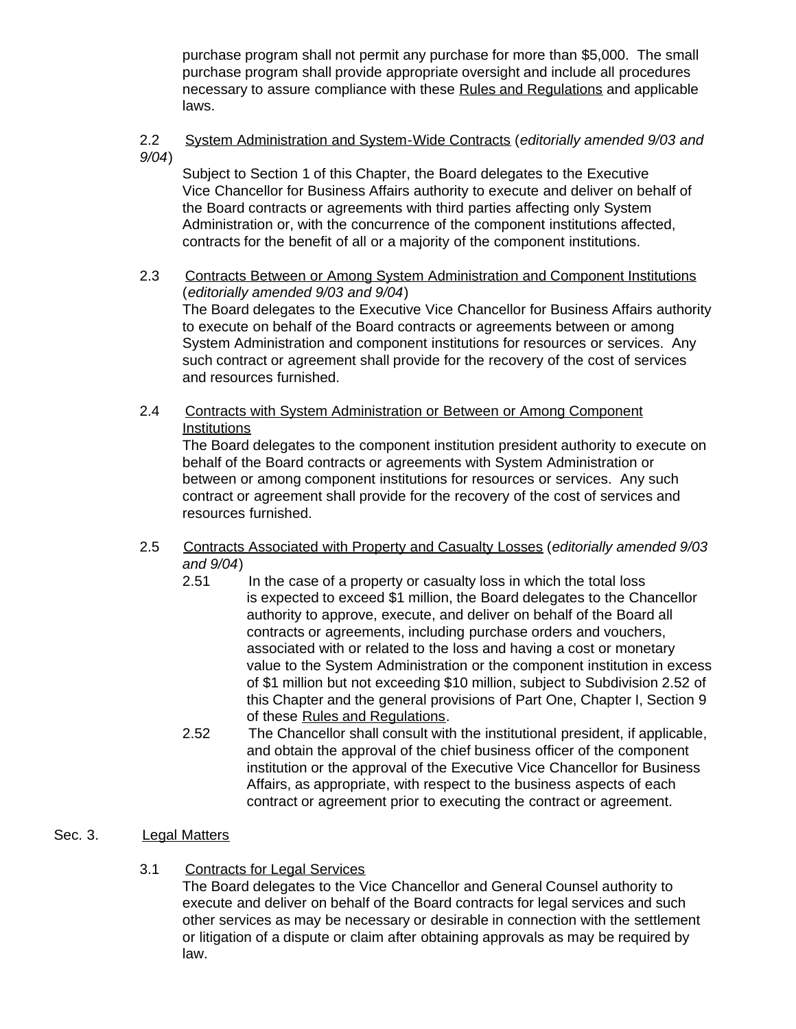purchase program shall not permit any purchase for more than $5,000. The small purchase program shall provide appropriate oversight and include all procedures necessary to assure compliance with these Rules and Regulations and applicable laws.

2.2 System Administration and System-Wide Contracts (*editorially amended 9/03 and 9/04*)

Subject to Section 1 of this Chapter, the Board delegates to the Executive Vice Chancellor for Business Affairs authority to execute and deliver on behalf of the Board contracts or agreements with third parties affecting only System Administration or, with the concurrence of the component institutions affected, contracts for the benefit of all or a majority of the component institutions.

2.3 Contracts Between or Among System Administration and Component Institutions (*editorially amended 9/03 and 9/04*)

The Board delegates to the Executive Vice Chancellor for Business Affairs authority to execute on behalf of the Board contracts or agreements between or among System Administration and component institutions for resources or services. Any such contract or agreement shall provide for the recovery of the cost of services and resources furnished.

2.4 Contracts with System Administration or Between or Among Component Institutions

The Board delegates to the component institution president authority to execute on behalf of the Board contracts or agreements with System Administration or between or among component institutions for resources or services. Any such contract or agreement shall provide for the recovery of the cost of services and resources furnished.

2.5 Contracts Associated with Property and Casualty Losses (*editorially amended 9/03 and 9/04*)

2.51 In the case of a property or casualty loss in which the total loss is expected to exceed $1 million, the Board delegates to the Chancellor authority to approve, execute, and deliver on behalf of the Board all contracts or agreements, including purchase orders and vouchers, associated with or related to the loss and having a cost or monetary value to the System Administration or the component institution in excess of $1 million but not exceeding $10 million, subject to Subdivision 2.52 of this Chapter and the general provisions of Part One, Chapter I, Section 9 of these Rules and Regulations.

2.52 The Chancellor shall consult with the institutional president, if applicable, and obtain the approval of the chief business officer of the component institution or the approval of the Executive Vice Chancellor for Business Affairs, as appropriate, with respect to the business aspects of each contract or agreement prior to executing the contract or agreement.

Sec. 3. Legal Matters

3.1 Contracts for Legal Services

The Board delegates to the Vice Chancellor and General Counsel authority to execute and deliver on behalf of the Board contracts for legal services and such other services as may be necessary or desirable in connection with the settlement or litigation of a dispute or claim after obtaining approvals as may be required by law.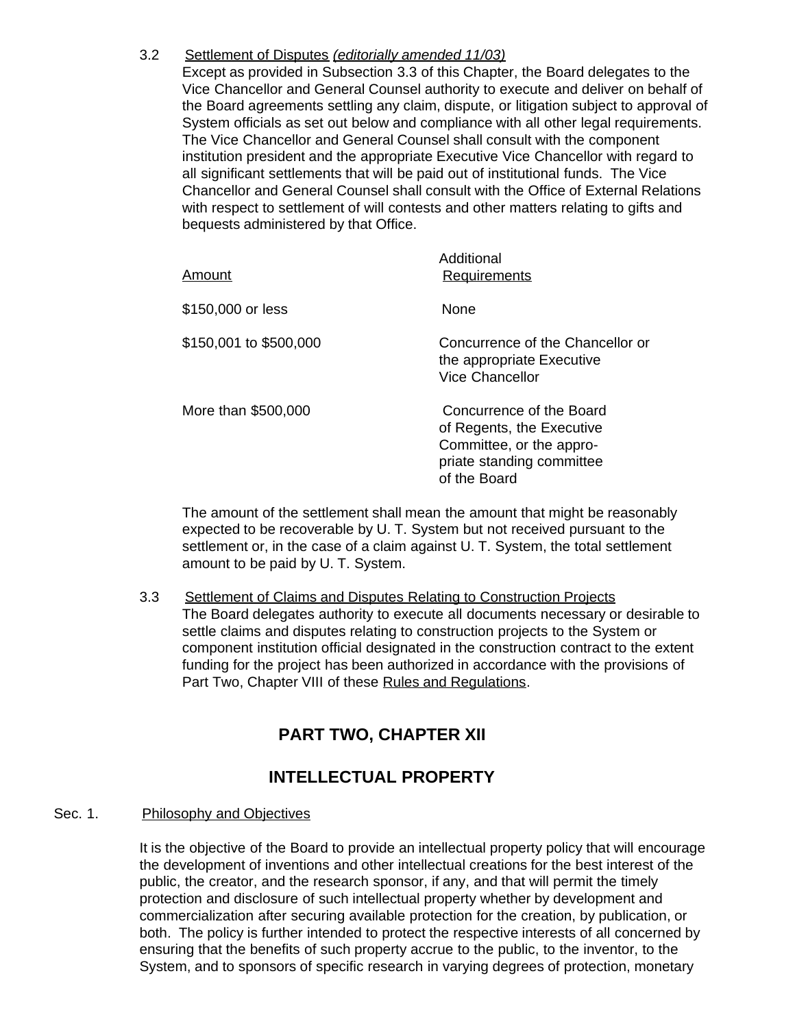3.2 Settlement of Disputes *(editorially amended 11/03)*

Except as provided in Subsection 3.3 of this Chapter, the Board delegates to the Vice Chancellor and General Counsel authority to execute and deliver on behalf of the Board agreements settling any claim, dispute, or litigation subject to approval of System officials as set out below and compliance with all other legal requirements. The Vice Chancellor and General Counsel shall consult with the component institution president and the appropriate Executive Vice Chancellor with regard to all significant settlements that will be paid out of institutional funds. The Vice Chancellor and General Counsel shall consult with the Office of External Relations with respect to settlement of will contests and other matters relating to gifts and bequests administered by that Office.

| Amount | Additional Requirements |
|---|---|
| $150,000 or less | None |
| $150,001 to $500,000 | Concurrence of the Chancellor or the appropriate Executive Vice Chancellor |
| More than $500,000 | Concurrence of the Board of Regents, the Executive Committee, or the appropriate standing committee of the Board |

The amount of the settlement shall mean the amount that might be reasonably expected to be recoverable by U. T. System but not received pursuant to the settlement or, in the case of a claim against U. T. System, the total settlement amount to be paid by U. T. System.

3.3 Settlement of Claims and Disputes Relating to Construction Projects

The Board delegates authority to execute all documents necessary or desirable to settle claims and disputes relating to construction projects to the System or component institution official designated in the construction contract to the extent funding for the project has been authorized in accordance with the provisions of Part Two, Chapter VIII of these Rules and Regulations.

## PART TWO, CHAPTER XII

## INTELLECTUAL PROPERTY

Sec. 1. Philosophy and Objectives

It is the objective of the Board to provide an intellectual property policy that will encourage the development of inventions and other intellectual creations for the best interest of the public, the creator, and the research sponsor, if any, and that will permit the timely protection and disclosure of such intellectual property whether by development and commercialization after securing available protection for the creation, by publication, or both. The policy is further intended to protect the respective interests of all concerned by ensuring that the benefits of such property accrue to the public, to the inventor, to the System, and to sponsors of specific research in varying degrees of protection, monetary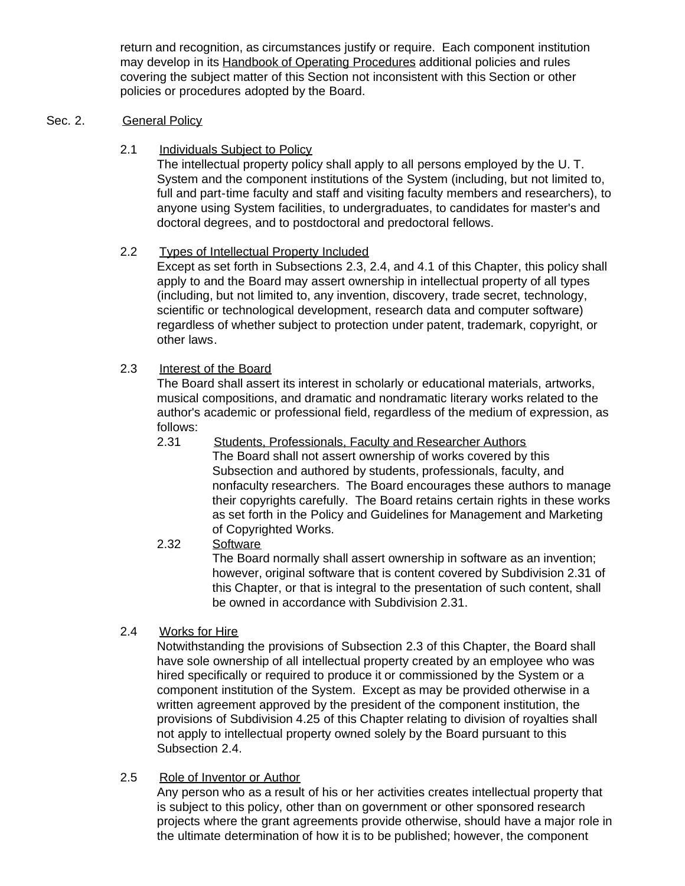return and recognition, as circumstances justify or require. Each component institution may develop in its Handbook of Operating Procedures additional policies and rules covering the subject matter of this Section not inconsistent with this Section or other policies or procedures adopted by the Board.

## Sec. 2. General Policy

### 2.1 Individuals Subject to Policy

The intellectual property policy shall apply to all persons employed by the U. T. System and the component institutions of the System (including, but not limited to, full and part-time faculty and staff and visiting faculty members and researchers), to anyone using System facilities, to undergraduates, to candidates for master's and doctoral degrees, and to postdoctoral and predoctoral fellows.

### 2.2 Types of Intellectual Property Included

Except as set forth in Subsections 2.3, 2.4, and 4.1 of this Chapter, this policy shall apply to and the Board may assert ownership in intellectual property of all types (including, but not limited to, any invention, discovery, trade secret, technology, scientific or technological development, research data and computer software) regardless of whether subject to protection under patent, trademark, copyright, or other laws.

### 2.3 Interest of the Board

The Board shall assert its interest in scholarly or educational materials, artworks, musical compositions, and dramatic and nondramatic literary works related to the author's academic or professional field, regardless of the medium of expression, as follows:

#### 2.31 Students, Professionals, Faculty and Researcher Authors

The Board shall not assert ownership of works covered by this Subsection and authored by students, professionals, faculty, and nonfaculty researchers. The Board encourages these authors to manage their copyrights carefully. The Board retains certain rights in these works as set forth in the Policy and Guidelines for Management and Marketing of Copyrighted Works.

#### 2.32 Software

The Board normally shall assert ownership in software as an invention; however, original software that is content covered by Subdivision 2.31 of this Chapter, or that is integral to the presentation of such content, shall be owned in accordance with Subdivision 2.31.

### 2.4 Works for Hire

Notwithstanding the provisions of Subsection 2.3 of this Chapter, the Board shall have sole ownership of all intellectual property created by an employee who was hired specifically or required to produce it or commissioned by the System or a component institution of the System. Except as may be provided otherwise in a written agreement approved by the president of the component institution, the provisions of Subdivision 4.25 of this Chapter relating to division of royalties shall not apply to intellectual property owned solely by the Board pursuant to this Subsection 2.4.

### 2.5 Role of Inventor or Author

Any person who as a result of his or her activities creates intellectual property that is subject to this policy, other than on government or other sponsored research projects where the grant agreements provide otherwise, should have a major role in the ultimate determination of how it is to be published; however, the component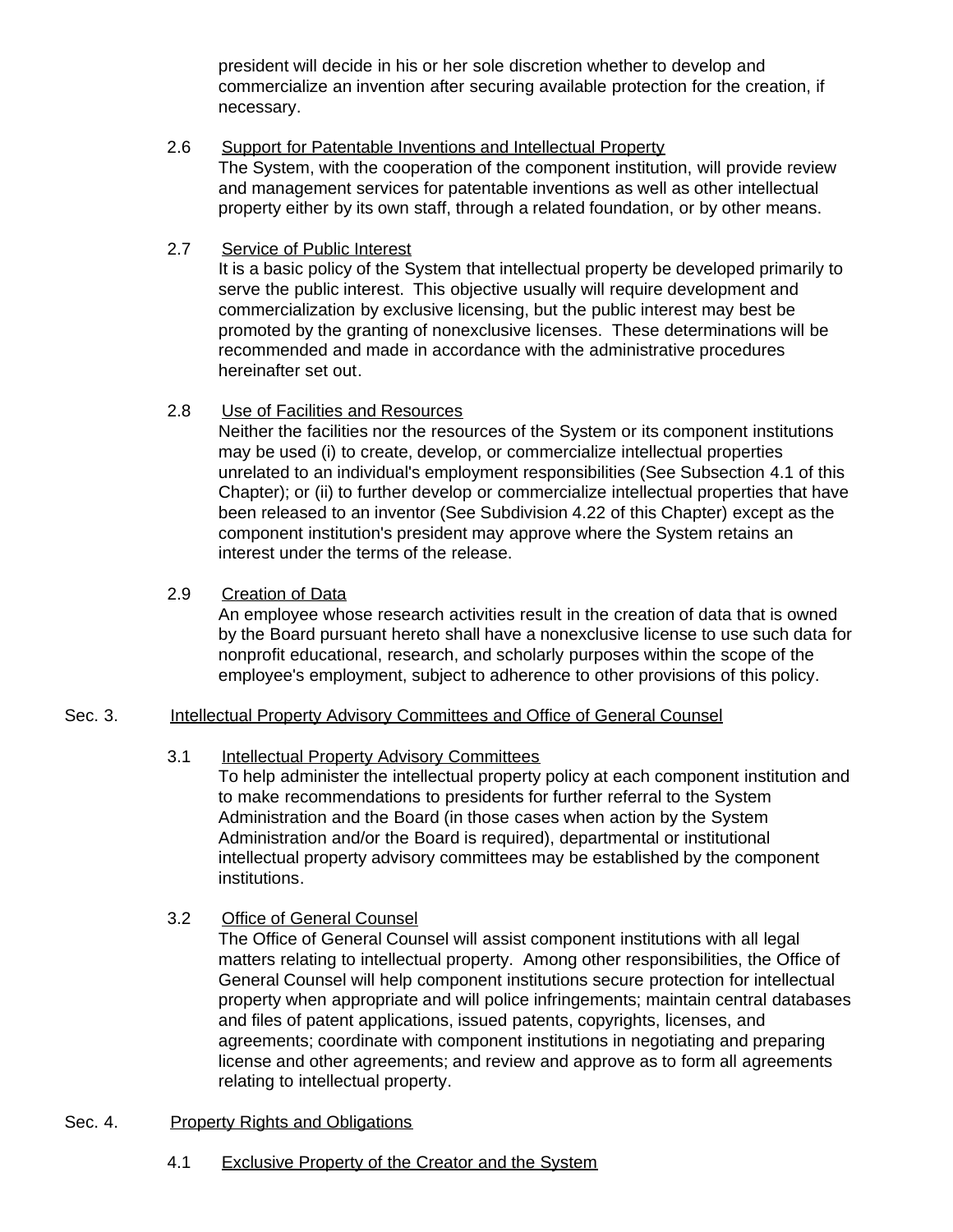president will decide in his or her sole discretion whether to develop and commercialize an invention after securing available protection for the creation, if necessary.

2.6 Support for Patentable Inventions and Intellectual Property
The System, with the cooperation of the component institution, will provide review and management services for patentable inventions as well as other intellectual property either by its own staff, through a related foundation, or by other means.

2.7 Service of Public Interest
It is a basic policy of the System that intellectual property be developed primarily to serve the public interest. This objective usually will require development and commercialization by exclusive licensing, but the public interest may best be promoted by the granting of nonexclusive licenses. These determinations will be recommended and made in accordance with the administrative procedures hereinafter set out.

2.8 Use of Facilities and Resources
Neither the facilities nor the resources of the System or its component institutions may be used (i) to create, develop, or commercialize intellectual properties unrelated to an individual's employment responsibilities (See Subsection 4.1 of this Chapter); or (ii) to further develop or commercialize intellectual properties that have been released to an inventor (See Subdivision 4.22 of this Chapter) except as the component institution's president may approve where the System retains an interest under the terms of the release.

2.9 Creation of Data
An employee whose research activities result in the creation of data that is owned by the Board pursuant hereto shall have a nonexclusive license to use such data for nonprofit educational, research, and scholarly purposes within the scope of the employee's employment, subject to adherence to other provisions of this policy.

## Sec. 3. Intellectual Property Advisory Committees and Office of General Counsel

3.1 Intellectual Property Advisory Committees
To help administer the intellectual property policy at each component institution and to make recommendations to presidents for further referral to the System Administration and the Board (in those cases when action by the System Administration and/or the Board is required), departmental or institutional intellectual property advisory committees may be established by the component institutions.

3.2 Office of General Counsel
The Office of General Counsel will assist component institutions with all legal matters relating to intellectual property. Among other responsibilities, the Office of General Counsel will help component institutions secure protection for intellectual property when appropriate and will police infringements; maintain central databases and files of patent applications, issued patents, copyrights, licenses, and agreements; coordinate with component institutions in negotiating and preparing license and other agreements; and review and approve as to form all agreements relating to intellectual property.

## Sec. 4. Property Rights and Obligations

4.1 Exclusive Property of the Creator and the System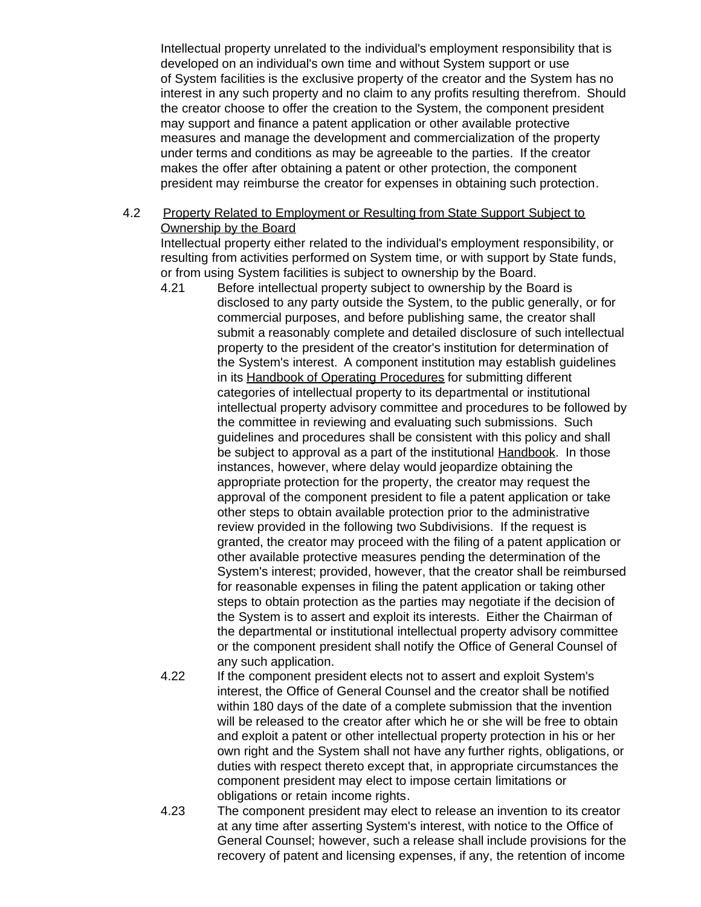Intellectual property unrelated to the individual's employment responsibility that is developed on an individual's own time and without System support or use of System facilities is the exclusive property of the creator and the System has no interest in any such property and no claim to any profits resulting therefrom. Should the creator choose to offer the creation to the System, the component president may support and finance a patent application or other available protective measures and manage the development and commercialization of the property under terms and conditions as may be agreeable to the parties. If the creator makes the offer after obtaining a patent or other protection, the component president may reimburse the creator for expenses in obtaining such protection.

4.2 Property Related to Employment or Resulting from State Support Subject to Ownership by the Board

Intellectual property either related to the individual's employment responsibility, or resulting from activities performed on System time, or with support by State funds, or from using System facilities is subject to ownership by the Board.

4.21 Before intellectual property subject to ownership by the Board is disclosed to any party outside the System, to the public generally, or for commercial purposes, and before publishing same, the creator shall submit a reasonably complete and detailed disclosure of such intellectual property to the president of the creator's institution for determination of the System's interest. A component institution may establish guidelines in its Handbook of Operating Procedures for submitting different categories of intellectual property to its departmental or institutional intellectual property advisory committee and procedures to be followed by the committee in reviewing and evaluating such submissions. Such guidelines and procedures shall be consistent with this policy and shall be subject to approval as a part of the institutional Handbook. In those instances, however, where delay would jeopardize obtaining the appropriate protection for the property, the creator may request the approval of the component president to file a patent application or take other steps to obtain available protection prior to the administrative review provided in the following two Subdivisions. If the request is granted, the creator may proceed with the filing of a patent application or other available protective measures pending the determination of the System's interest; provided, however, that the creator shall be reimbursed for reasonable expenses in filing the patent application or taking other steps to obtain protection as the parties may negotiate if the decision of the System is to assert and exploit its interests. Either the Chairman of the departmental or institutional intellectual property advisory committee or the component president shall notify the Office of General Counsel of any such application.

4.22 If the component president elects not to assert and exploit System's interest, the Office of General Counsel and the creator shall be notified within 180 days of the date of a complete submission that the invention will be released to the creator after which he or she will be free to obtain and exploit a patent or other intellectual property protection in his or her own right and the System shall not have any further rights, obligations, or duties with respect thereto except that, in appropriate circumstances the component president may elect to impose certain limitations or obligations or retain income rights.

4.23 The component president may elect to release an invention to its creator at any time after asserting System's interest, with notice to the Office of General Counsel; however, such a release shall include provisions for the recovery of patent and licensing expenses, if any, the retention of income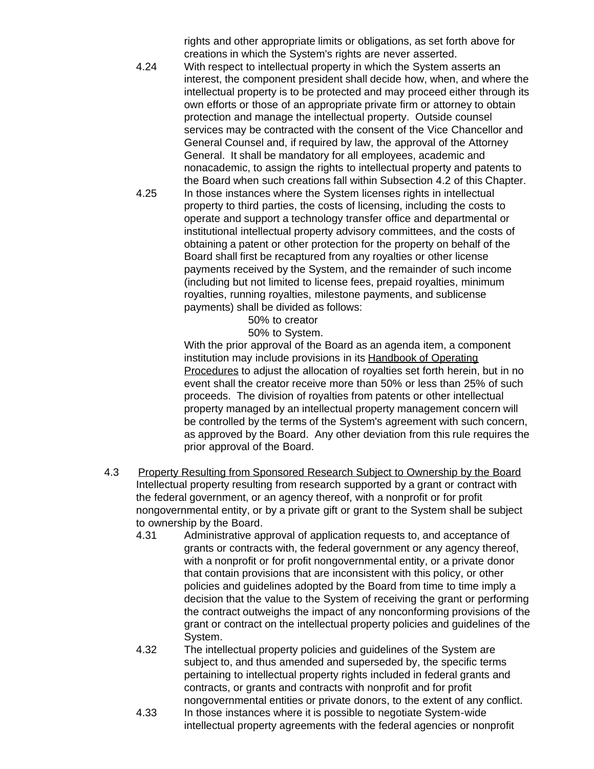rights and other appropriate limits or obligations, as set forth above for creations in which the System's rights are never asserted.

4.24 With respect to intellectual property in which the System asserts an interest, the component president shall decide how, when, and where the intellectual property is to be protected and may proceed either through its own efforts or those of an appropriate private firm or attorney to obtain protection and manage the intellectual property. Outside counsel services may be contracted with the consent of the Vice Chancellor and General Counsel and, if required by law, the approval of the Attorney General. It shall be mandatory for all employees, academic and nonacademic, to assign the rights to intellectual property and patents to the Board when such creations fall within Subsection 4.2 of this Chapter.

4.25 In those instances where the System licenses rights in intellectual property to third parties, the costs of licensing, including the costs to operate and support a technology transfer office and departmental or institutional intellectual property advisory committees, and the costs of obtaining a patent or other protection for the property on behalf of the Board shall first be recaptured from any royalties or other license payments received by the System, and the remainder of such income (including but not limited to license fees, prepaid royalties, minimum royalties, running royalties, milestone payments, and sublicense payments) shall be divided as follows:

50% to creator
50% to System.

With the prior approval of the Board as an agenda item, a component institution may include provisions in its Handbook of Operating Procedures to adjust the allocation of royalties set forth herein, but in no event shall the creator receive more than 50% or less than 25% of such proceeds. The division of royalties from patents or other intellectual property managed by an intellectual property management concern will be controlled by the terms of the System's agreement with such concern, as approved by the Board. Any other deviation from this rule requires the prior approval of the Board.

4.3 Property Resulting from Sponsored Research Subject to Ownership by the Board

Intellectual property resulting from research supported by a grant or contract with the federal government, or an agency thereof, with a nonprofit or for profit nongovernmental entity, or by a private gift or grant to the System shall be subject to ownership by the Board.

4.31 Administrative approval of application requests to, and acceptance of grants or contracts with, the federal government or any agency thereof, with a nonprofit or for profit nongovernmental entity, or a private donor that contain provisions that are inconsistent with this policy, or other policies and guidelines adopted by the Board from time to time imply a decision that the value to the System of receiving the grant or performing the contract outweighs the impact of any nonconforming provisions of the grant or contract on the intellectual property policies and guidelines of the System.

4.32 The intellectual property policies and guidelines of the System are subject to, and thus amended and superseded by, the specific terms pertaining to intellectual property rights included in federal grants and contracts, or grants and contracts with nonprofit and for profit nongovernmental entities or private donors, to the extent of any conflict.

4.33 In those instances where it is possible to negotiate System-wide intellectual property agreements with the federal agencies or nonprofit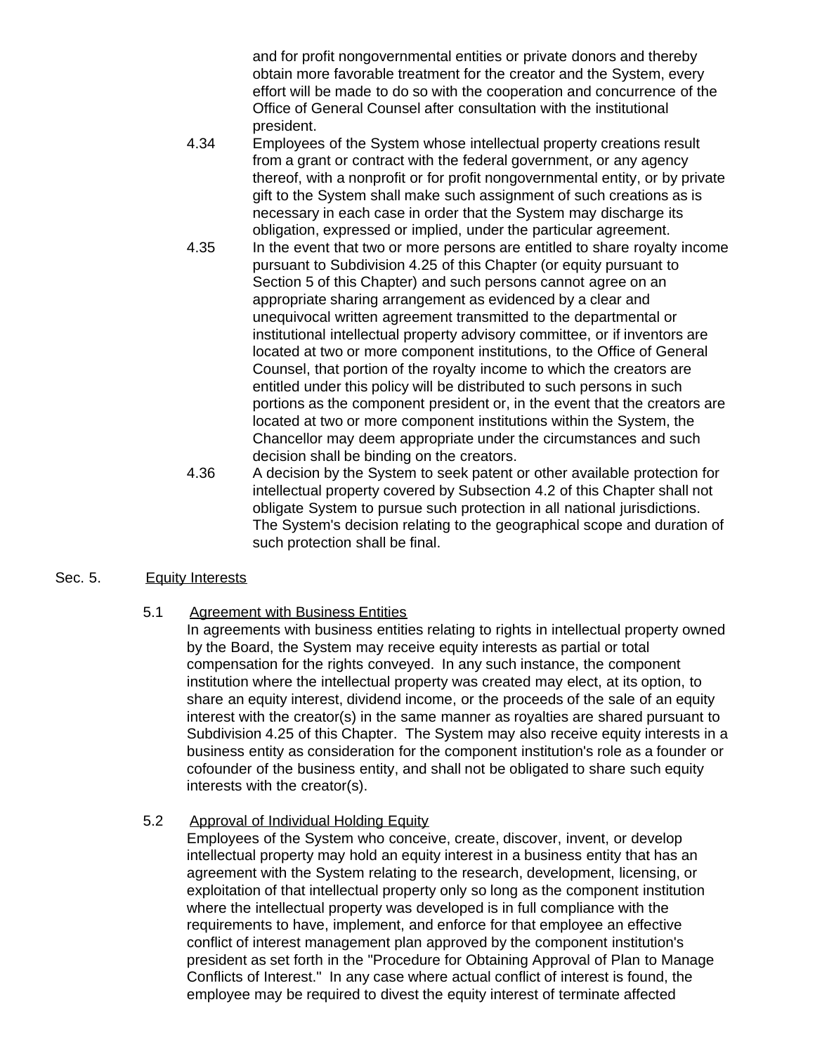and for profit nongovernmental entities or private donors and thereby obtain more favorable treatment for the creator and the System, every effort will be made to do so with the cooperation and concurrence of the Office of General Counsel after consultation with the institutional president.

4.34 Employees of the System whose intellectual property creations result from a grant or contract with the federal government, or any agency thereof, with a nonprofit or for profit nongovernmental entity, or by private gift to the System shall make such assignment of such creations as is necessary in each case in order that the System may discharge its obligation, expressed or implied, under the particular agreement.

4.35 In the event that two or more persons are entitled to share royalty income pursuant to Subdivision 4.25 of this Chapter (or equity pursuant to Section 5 of this Chapter) and such persons cannot agree on an appropriate sharing arrangement as evidenced by a clear and unequivocal written agreement transmitted to the departmental or institutional intellectual property advisory committee, or if inventors are located at two or more component institutions, to the Office of General Counsel, that portion of the royalty income to which the creators are entitled under this policy will be distributed to such persons in such portions as the component president or, in the event that the creators are located at two or more component institutions within the System, the Chancellor may deem appropriate under the circumstances and such decision shall be binding on the creators.

4.36 A decision by the System to seek patent or other available protection for intellectual property covered by Subsection 4.2 of this Chapter shall not obligate System to pursue such protection in all national jurisdictions. The System's decision relating to the geographical scope and duration of such protection shall be final.

## Sec. 5. Equity Interests

### 5.1 Agreement with Business Entities

In agreements with business entities relating to rights in intellectual property owned by the Board, the System may receive equity interests as partial or total compensation for the rights conveyed. In any such instance, the component institution where the intellectual property was created may elect, at its option, to share an equity interest, dividend income, or the proceeds of the sale of an equity interest with the creator(s) in the same manner as royalties are shared pursuant to Subdivision 4.25 of this Chapter. The System may also receive equity interests in a business entity as consideration for the component institution's role as a founder or cofounder of the business entity, and shall not be obligated to share such equity interests with the creator(s).

### 5.2 Approval of Individual Holding Equity

Employees of the System who conceive, create, discover, invent, or develop intellectual property may hold an equity interest in a business entity that has an agreement with the System relating to the research, development, licensing, or exploitation of that intellectual property only so long as the component institution where the intellectual property was developed is in full compliance with the requirements to have, implement, and enforce for that employee an effective conflict of interest management plan approved by the component institution's president as set forth in the "Procedure for Obtaining Approval of Plan to Manage Conflicts of Interest." In any case where actual conflict of interest is found, the employee may be required to divest the equity interest of terminate affected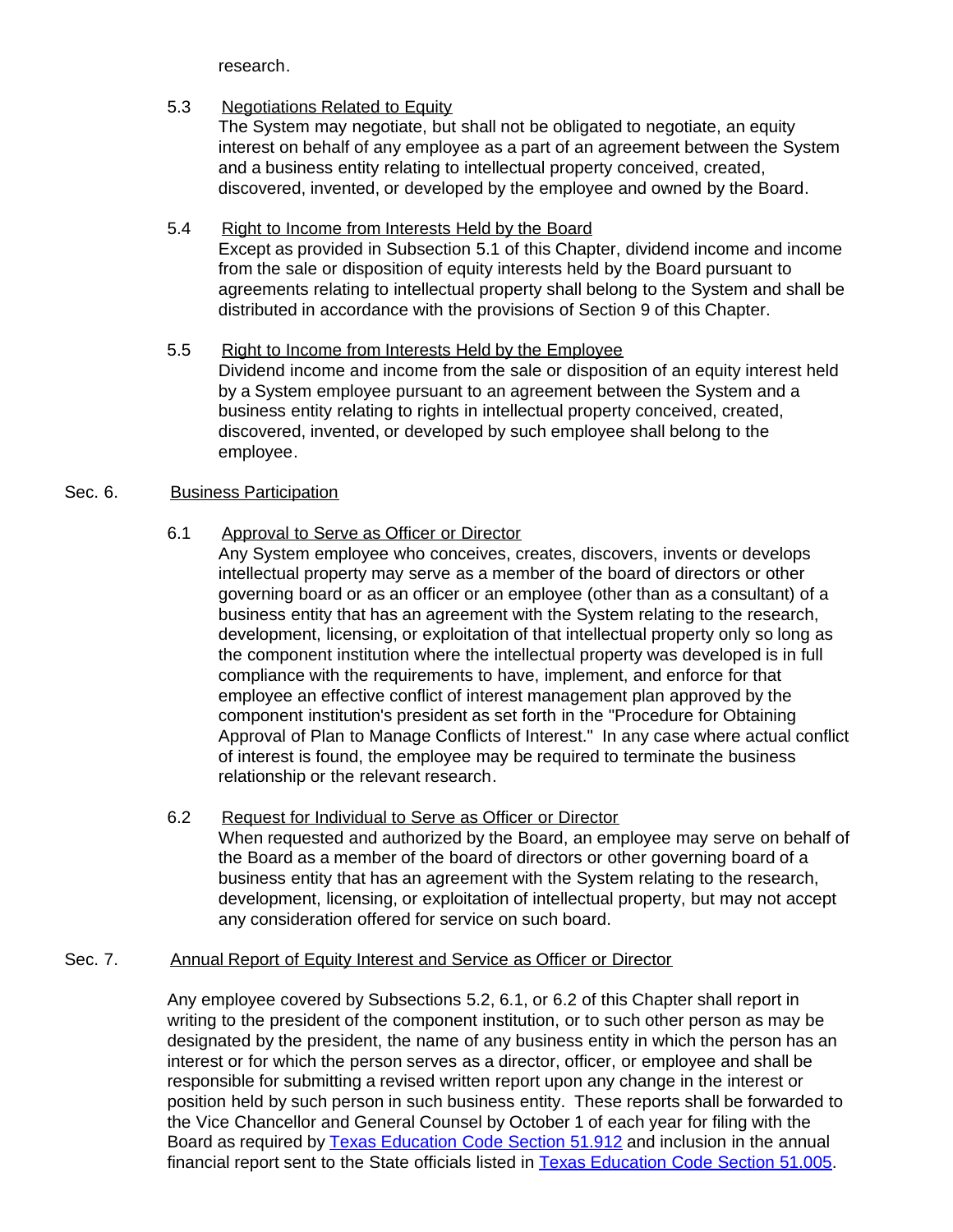research.

5.3 Negotiations Related to Equity

The System may negotiate, but shall not be obligated to negotiate, an equity interest on behalf of any employee as a part of an agreement between the System and a business entity relating to intellectual property conceived, created, discovered, invented, or developed by the employee and owned by the Board.

5.4 Right to Income from Interests Held by the Board

Except as provided in Subsection 5.1 of this Chapter, dividend income and income from the sale or disposition of equity interests held by the Board pursuant to agreements relating to intellectual property shall belong to the System and shall be distributed in accordance with the provisions of Section 9 of this Chapter.

5.5 Right to Income from Interests Held by the Employee

Dividend income and income from the sale or disposition of an equity interest held by a System employee pursuant to an agreement between the System and a business entity relating to rights in intellectual property conceived, created, discovered, invented, or developed by such employee shall belong to the employee.

## Sec. 6. Business Participation

6.1 Approval to Serve as Officer or Director

Any System employee who conceives, creates, discovers, invents or develops intellectual property may serve as a member of the board of directors or other governing board or as an officer or an employee (other than as a consultant) of a business entity that has an agreement with the System relating to the research, development, licensing, or exploitation of that intellectual property only so long as the component institution where the intellectual property was developed is in full compliance with the requirements to have, implement, and enforce for that employee an effective conflict of interest management plan approved by the component institution's president as set forth in the "Procedure for Obtaining Approval of Plan to Manage Conflicts of Interest." In any case where actual conflict of interest is found, the employee may be required to terminate the business relationship or the relevant research.

6.2 Request for Individual to Serve as Officer or Director

When requested and authorized by the Board, an employee may serve on behalf of the Board as a member of the board of directors or other governing board of a business entity that has an agreement with the System relating to the research, development, licensing, or exploitation of intellectual property, but may not accept any consideration offered for service on such board.

## Sec. 7. Annual Report of Equity Interest and Service as Officer or Director

Any employee covered by Subsections 5.2, 6.1, or 6.2 of this Chapter shall report in writing to the president of the component institution, or to such other person as may be designated by the president, the name of any business entity in which the person has an interest or for which the person serves as a director, officer, or employee and shall be responsible for submitting a revised written report upon any change in the interest or position held by such person in such business entity. These reports shall be forwarded to the Vice Chancellor and General Counsel by October 1 of each year for filing with the Board as required by Texas Education Code Section 51.912 and inclusion in the annual financial report sent to the State officials listed in Texas Education Code Section 51.005.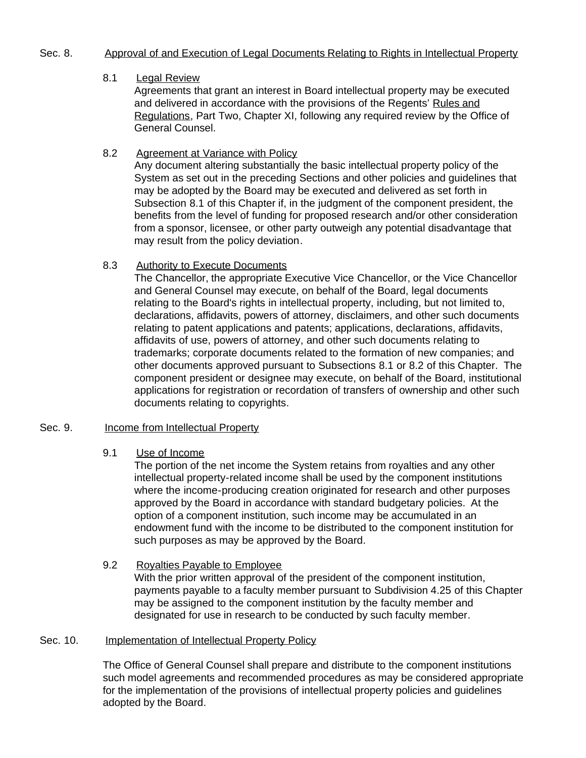## Sec. 8. Approval of and Execution of Legal Documents Relating to Rights in Intellectual Property

### 8.1 Legal Review

Agreements that grant an interest in Board intellectual property may be executed and delivered in accordance with the provisions of the Regents' Rules and Regulations, Part Two, Chapter XI, following any required review by the Office of General Counsel.

### 8.2 Agreement at Variance with Policy

Any document altering substantially the basic intellectual property policy of the System as set out in the preceding Sections and other policies and guidelines that may be adopted by the Board may be executed and delivered as set forth in Subsection 8.1 of this Chapter if, in the judgment of the component president, the benefits from the level of funding for proposed research and/or other consideration from a sponsor, licensee, or other party outweigh any potential disadvantage that may result from the policy deviation.

### 8.3 Authority to Execute Documents

The Chancellor, the appropriate Executive Vice Chancellor, or the Vice Chancellor and General Counsel may execute, on behalf of the Board, legal documents relating to the Board's rights in intellectual property, including, but not limited to, declarations, affidavits, powers of attorney, disclaimers, and other such documents relating to patent applications and patents; applications, declarations, affidavits, affidavits of use, powers of attorney, and other such documents relating to trademarks; corporate documents related to the formation of new companies; and other documents approved pursuant to Subsections 8.1 or 8.2 of this Chapter. The component president or designee may execute, on behalf of the Board, institutional applications for registration or recordation of transfers of ownership and other such documents relating to copyrights.

## Sec. 9. Income from Intellectual Property

### 9.1 Use of Income

The portion of the net income the System retains from royalties and any other intellectual property-related income shall be used by the component institutions where the income-producing creation originated for research and other purposes approved by the Board in accordance with standard budgetary policies. At the option of a component institution, such income may be accumulated in an endowment fund with the income to be distributed to the component institution for such purposes as may be approved by the Board.

### 9.2 Royalties Payable to Employee

With the prior written approval of the president of the component institution, payments payable to a faculty member pursuant to Subdivision 4.25 of this Chapter may be assigned to the component institution by the faculty member and designated for use in research to be conducted by such faculty member.

## Sec. 10. Implementation of Intellectual Property Policy

The Office of General Counsel shall prepare and distribute to the component institutions such model agreements and recommended procedures as may be considered appropriate for the implementation of the provisions of intellectual property policies and guidelines adopted by the Board.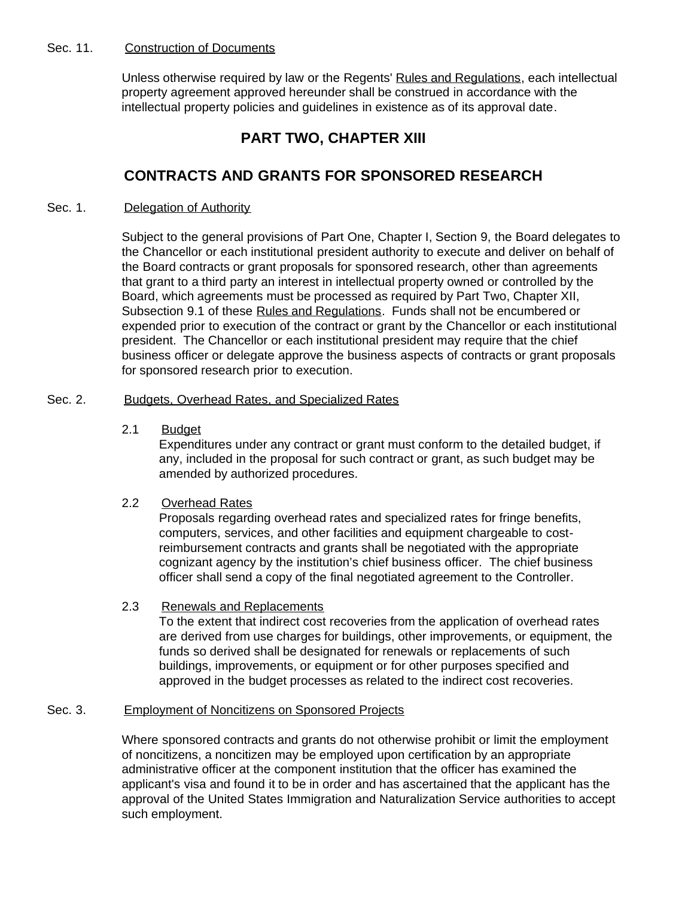Sec. 11. Construction of Documents

Unless otherwise required by law or the Regents' Rules and Regulations, each intellectual property agreement approved hereunder shall be construed in accordance with the intellectual property policies and guidelines in existence as of its approval date.

## PART TWO, CHAPTER XIII

## CONTRACTS AND GRANTS FOR SPONSORED RESEARCH

Sec. 1. Delegation of Authority

Subject to the general provisions of Part One, Chapter I, Section 9, the Board delegates to the Chancellor or each institutional president authority to execute and deliver on behalf of the Board contracts or grant proposals for sponsored research, other than agreements that grant to a third party an interest in intellectual property owned or controlled by the Board, which agreements must be processed as required by Part Two, Chapter XII, Subsection 9.1 of these Rules and Regulations. Funds shall not be encumbered or expended prior to execution of the contract or grant by the Chancellor or each institutional president. The Chancellor or each institutional president may require that the chief business officer or delegate approve the business aspects of contracts or grant proposals for sponsored research prior to execution.

Sec. 2. Budgets, Overhead Rates, and Specialized Rates

2.1 Budget

Expenditures under any contract or grant must conform to the detailed budget, if any, included in the proposal for such contract or grant, as such budget may be amended by authorized procedures.

2.2 Overhead Rates

Proposals regarding overhead rates and specialized rates for fringe benefits, computers, services, and other facilities and equipment chargeable to cost-reimbursement contracts and grants shall be negotiated with the appropriate cognizant agency by the institution's chief business officer. The chief business officer shall send a copy of the final negotiated agreement to the Controller.

2.3 Renewals and Replacements

To the extent that indirect cost recoveries from the application of overhead rates are derived from use charges for buildings, other improvements, or equipment, the funds so derived shall be designated for renewals or replacements of such buildings, improvements, or equipment or for other purposes specified and approved in the budget processes as related to the indirect cost recoveries.

Sec. 3. Employment of Noncitizens on Sponsored Projects

Where sponsored contracts and grants do not otherwise prohibit or limit the employment of noncitizens, a noncitizen may be employed upon certification by an appropriate administrative officer at the component institution that the officer has examined the applicant's visa and found it to be in order and has ascertained that the applicant has the approval of the United States Immigration and Naturalization Service authorities to accept such employment.